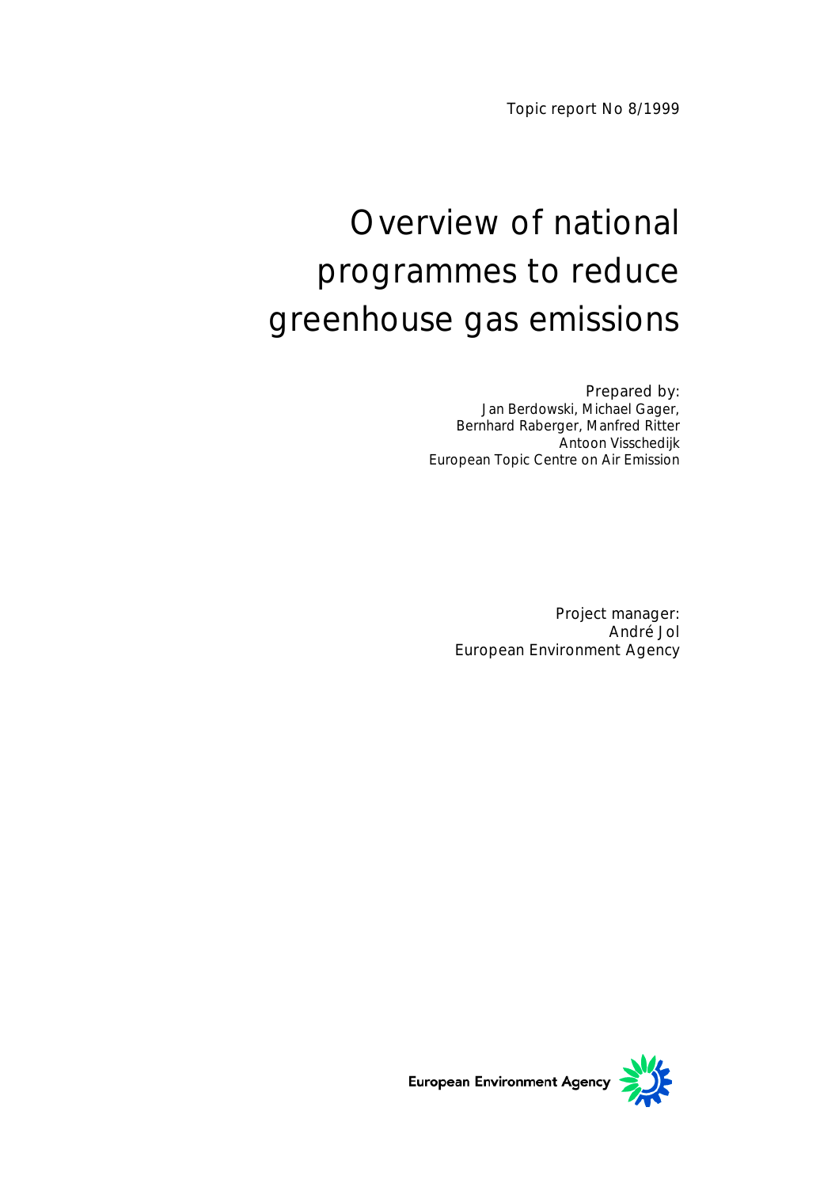Topic report No 8/1999

# Overview of national programmes to reduce greenhouse gas emissions

Prepared by:
Jan Berdowski, Michael Gager,
Bernhard Raberger, Manfred Ritter
Antoon Visschedijk
European Topic Centre on Air Emission

Project manager:
André Jol
European Environment Agency

European Environment Agency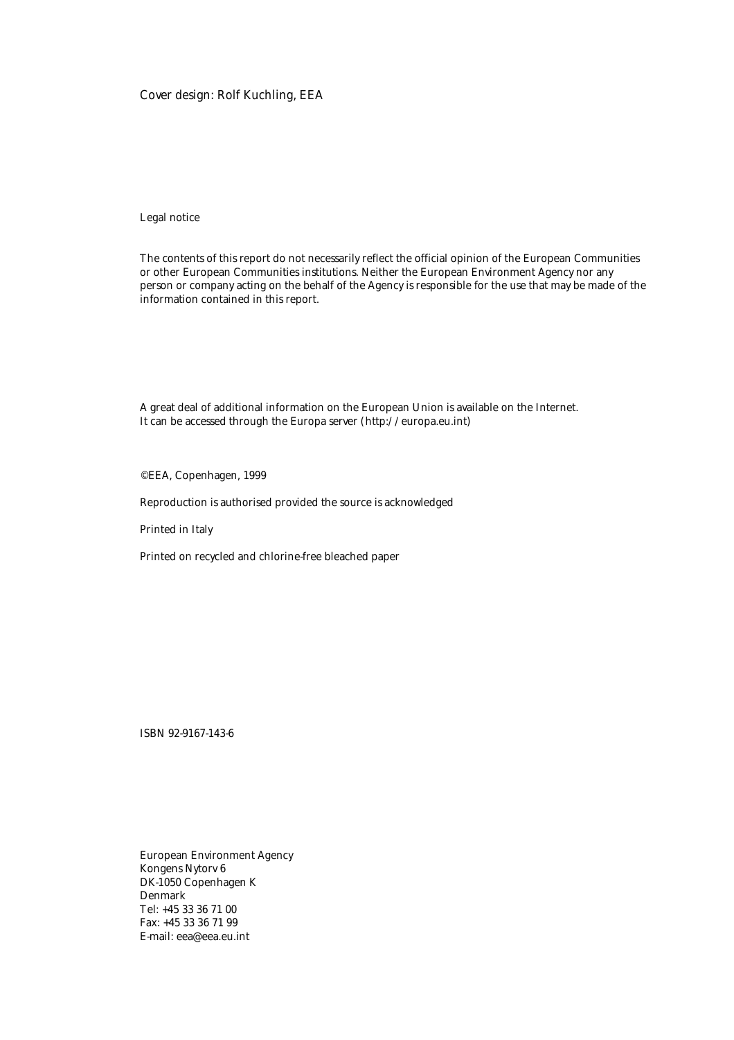Cover design: Rolf Kuchling, EEA

Legal notice

The contents of this report do not necessarily reflect the official opinion of the European Communities or other European Communities institutions. Neither the European Environment Agency nor any person or company acting on the behalf of the Agency is responsible for the use that may be made of the information contained in this report.

A great deal of additional information on the European Union is available on the Internet.
It can be accessed through the Europa server (http://europa.eu.int)

©EEA, Copenhagen, 1999

Reproduction is authorised provided the source is acknowledged

Printed in Italy

Printed on recycled and chlorine-free bleached paper

ISBN 92-9167-143-6

European Environment Agency
Kongens Nytorv 6
DK-1050 Copenhagen K
Denmark
Tel: +45 33 36 71 00
Fax: +45 33 36 71 99
E-mail: eea@eea.eu.int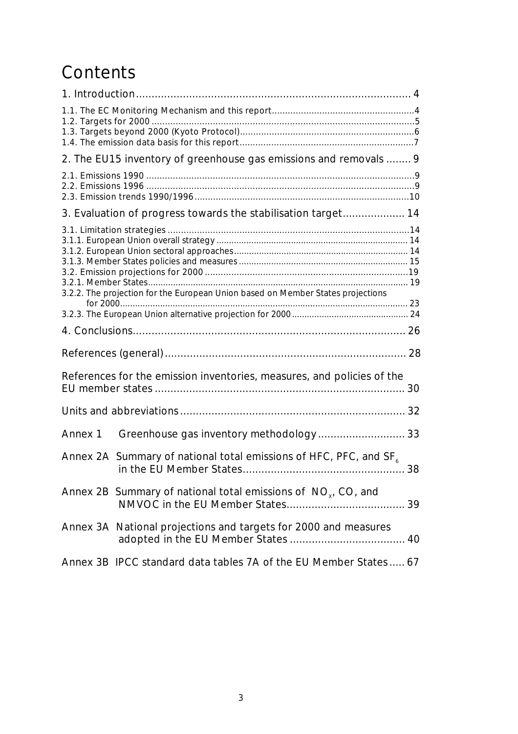# Contents

1. Introduction........................................................................................ 4

1.1. The EC Monitoring Mechanism and this report......................................................4
1.2. Targets for 2000 ....................................................................................................5
1.3. Targets beyond 2000 (Kyoto Protocol)..................................................................6
1.4. The emission data basis for this report..................................................................7

2. The EU15 inventory of greenhouse gas emissions and removals ........ 9

2.1. Emissions 1990 ......................................................................................................9
2.2. Emissions 1996 ......................................................................................................9
2.3. Emission trends 1990/1996..................................................................................10

3. Evaluation of progress towards the stabilisation target.................... 14

3.1. Limitation strategies ............................................................................................14
3.1.1. European Union overall strategy ........................................................................... 14
3.1.2. European Union sectoral approaches..................................................................... 14
3.1.3. Member States policies and measures ................................................................... 15
3.2. Emission projections for 2000 ..............................................................................19
3.2.1. Member States...................................................................................................... 19
3.2.2. The projection for the European Union based on Member States projections for 2000.................................................................................................................. 23
3.2.3. The European Union alternative projection for 2000 .............................................. 24

4. Conclusions....................................................................................... 26

References (general)............................................................................ 28

References for the emission inventories, measures, and policies of the EU member states ................................................................................ 30

Units and abbreviations........................................................................ 32

Annex 1 Greenhouse gas inventory methodology ............................ 33

Annex 2A Summary of national total emissions of HFC, PFC, and $SF_6$ in the EU Member States.................................................... 38

Annex 2B Summary of national total emissions of $NO_x$, CO, and NMVOC in the EU Member States...................................... 39

Annex 3A National projections and targets for 2000 and measures adopted in the EU Member States ..................................... 40

Annex 3B IPCC standard data tables 7A of the EU Member States..... 67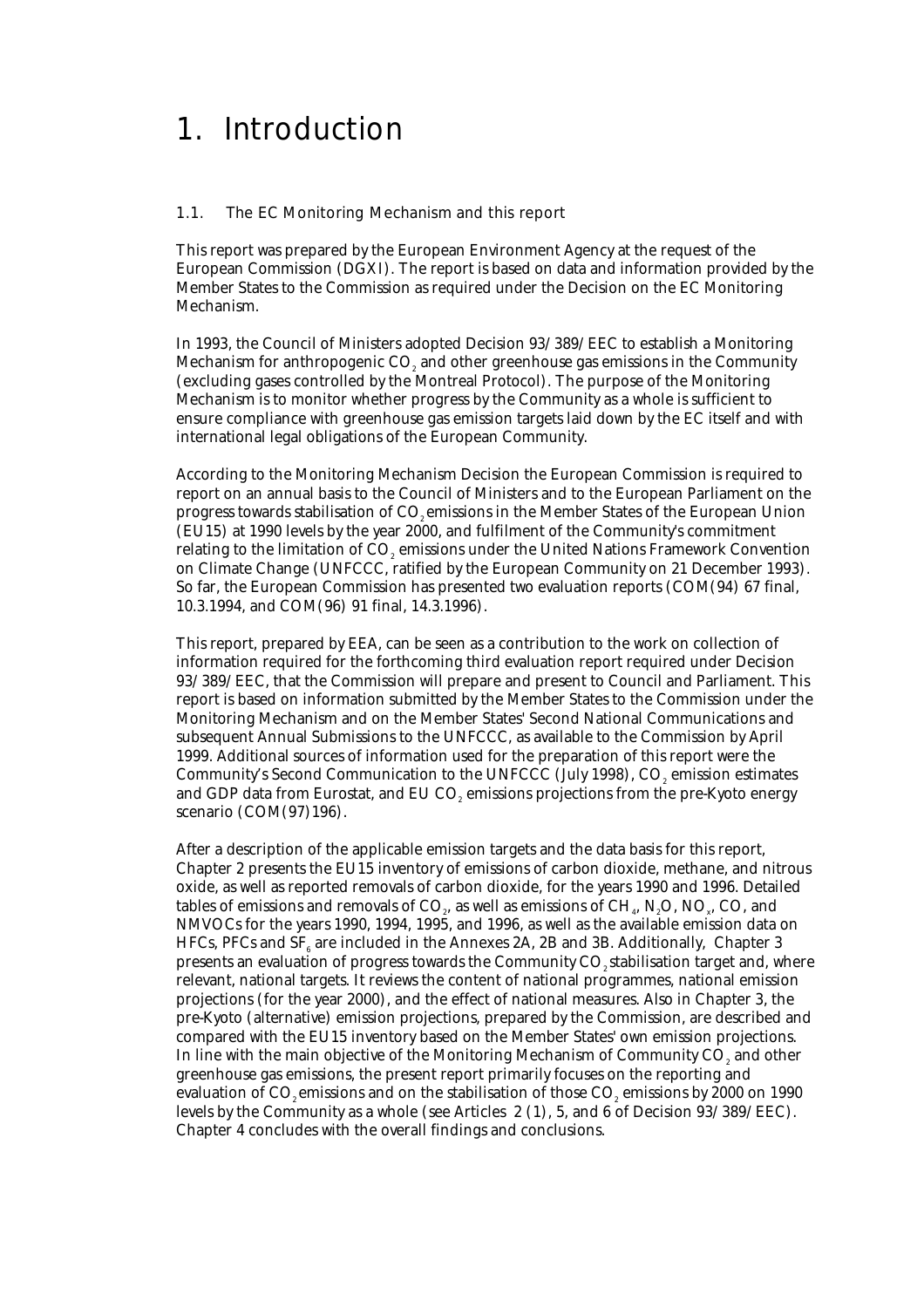# 1. Introduction

## 1.1. The EC Monitoring Mechanism and this report

This report was prepared by the European Environment Agency at the request of the European Commission (DGXI). The report is based on data and information provided by the Member States to the Commission as required under the Decision on the EC Monitoring Mechanism.

In 1993, the Council of Ministers adopted Decision 93/389/EEC to establish a Monitoring Mechanism for anthropogenic $CO_2$ and other greenhouse gas emissions in the Community (excluding gases controlled by the Montreal Protocol). The purpose of the Monitoring Mechanism is to monitor whether progress by the Community as a whole is sufficient to ensure compliance with greenhouse gas emission targets laid down by the EC itself and with international legal obligations of the European Community.

According to the Monitoring Mechanism Decision the European Commission is required to report on an annual basis to the Council of Ministers and to the European Parliament on the progress towards stabilisation of $CO_2$ emissions in the Member States of the European Union (EU15) at 1990 levels by the year 2000, and fulfilment of the Community's commitment relating to the limitation of $CO_2$ emissions under the United Nations Framework Convention on Climate Change (UNFCCC, ratified by the European Community on 21 December 1993). So far, the European Commission has presented two evaluation reports (COM(94) 67 final, 10.3.1994, and COM(96) 91 final, 14.3.1996).

This report, prepared by EEA, can be seen as a contribution to the work on collection of information required for the forthcoming third evaluation report required under Decision 93/389/EEC, that the Commission will prepare and present to Council and Parliament. This report is based on information submitted by the Member States to the Commission under the Monitoring Mechanism and on the Member States' Second National Communications and subsequent Annual Submissions to the UNFCCC, as available to the Commission by April 1999. Additional sources of information used for the preparation of this report were the Community's Second Communication to the UNFCCC (July 1998), $CO_2$ emission estimates and GDP data from Eurostat, and EU $CO_2$ emissions projections from the pre-Kyoto energy scenario (COM(97)196).

After a description of the applicable emission targets and the data basis for this report, Chapter 2 presents the EU15 inventory of emissions of carbon dioxide, methane, and nitrous oxide, as well as reported removals of carbon dioxide, for the years 1990 and 1996. Detailed tables of emissions and removals of $CO_2$, as well as emissions of $CH_4$, $N_2O$, $NO_x$, CO, and NMVOCs for the years 1990, 1994, 1995, and 1996, as well as the available emission data on HFCs, PFCs and $SF_6$ are included in the Annexes 2A, 2B and 3B. Additionally, Chapter 3 presents an evaluation of progress towards the Community $CO_2$ stabilisation target and, where relevant, national targets. It reviews the content of national programmes, national emission projections (for the year 2000), and the effect of national measures. Also in Chapter 3, the pre-Kyoto (alternative) emission projections, prepared by the Commission, are described and compared with the EU15 inventory based on the Member States' own emission projections. In line with the main objective of the Monitoring Mechanism of Community $CO_2$ and other greenhouse gas emissions, the present report primarily focuses on the reporting and evaluation of $CO_2$ emissions and on the stabilisation of those $CO_2$ emissions by 2000 on 1990 levels by the Community as a whole (see Articles 2 (1), 5, and 6 of Decision 93/389/EEC). Chapter 4 concludes with the overall findings and conclusions.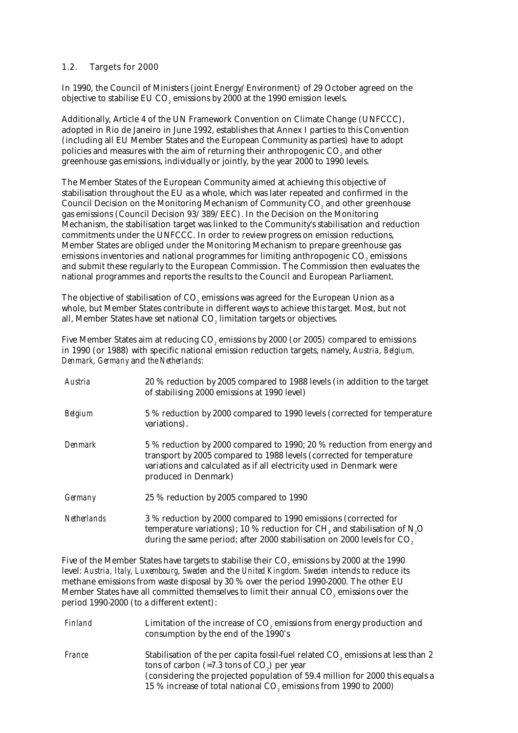### 1.2. Targets for 2000

In 1990, the Council of Ministers (joint Energy/Environment) of 29 October agreed on the objective to stabilise EU $CO_2$ emissions by 2000 at the 1990 emission levels.

Additionally, Article 4 of the UN Framework Convention on Climate Change (UNFCCC), adopted in Rio de Janeiro in June 1992, establishes that Annex I parties to this Convention (including all EU Member States and the European Community as parties) have to adopt policies and measures with the aim of returning their anthropogenic $CO_2$ and other greenhouse gas emissions, individually or jointly, by the year 2000 to 1990 levels.

The Member States of the European Community aimed at achieving this objective of stabilisation throughout the EU as a whole, which was later repeated and confirmed in the Council Decision on the Monitoring Mechanism of Community $CO_2$ and other greenhouse gas emissions (Council Decision 93/389/EEC). In the Decision on the Monitoring Mechanism, the stabilisation target was linked to the Community's stabilisation and reduction commitments under the UNFCCC. In order to review progress on emission reductions, Member States are obliged under the Monitoring Mechanism to prepare greenhouse gas emissions inventories and national programmes for limiting anthropogenic $CO_2$ emissions and submit these regularly to the European Commission. The Commission then evaluates the national programmes and reports the results to the Council and European Parliament.

The objective of stabilisation of $CO_2$ emissions was agreed for the European Union as a whole, but Member States contribute in different ways to achieve this target. Most, but not all, Member States have set national $CO_2$ limitation targets or objectives.

Five Member States aim at reducing $CO_2$ emissions by 2000 (or 2005) compared to emissions in 1990 (or 1988) with specific national emission reduction targets, namely, *Austria, Belgium, Denmark, Germany* and *the Netherlands*:

| | |
|---|---|
| *Austria* | 20 % reduction by 2005 compared to 1988 levels (in addition to the target of stabilising 2000 emissions at 1990 level) |
| *Belgium* | 5 % reduction by 2000 compared to 1990 levels (corrected for temperature variations). |
| *Denmark* | 5 % reduction by 2000 compared to 1990; 20 % reduction from energy and transport by 2005 compared to 1988 levels (corrected for temperature variations and calculated as if all electricity used in Denmark were produced in Denmark) |
| *Germany* | 25 % reduction by 2005 compared to 1990 |
| *Netherlands* | 3 % reduction by 2000 compared to 1990 emissions (corrected for temperature variations); 10 % reduction for $CH_4$ and stabilisation of $N_2O$ during the same period; after 2000 stabilisation on 2000 levels for $CO_2$ |

Five of the Member States have targets to stabilise their $CO_2$ emissions by 2000 at the 1990 level: *Austria, Italy, Luxembourg, Sweden* and the *United Kingdom*. *Sweden* intends to reduce its methane emissions from waste disposal by 30 % over the period 1990-2000. The other EU Member States have all committed themselves to limit their annual $CO_2$ emissions over the period 1990-2000 (to a different extent):

| | |
|---|---|
| *Finland* | Limitation of the increase of $CO_2$ emissions from energy production and consumption by the end of the 1990's |
| *France* | Stabilisation of the per capita fossil-fuel related $CO_2$ emissions at less than 2 tons of carbon (=7.3 tons of $CO_2$) per year (considering the projected population of 59.4 million for 2000 this equals a 15 % increase of total national $CO_2$ emissions from 1990 to 2000) |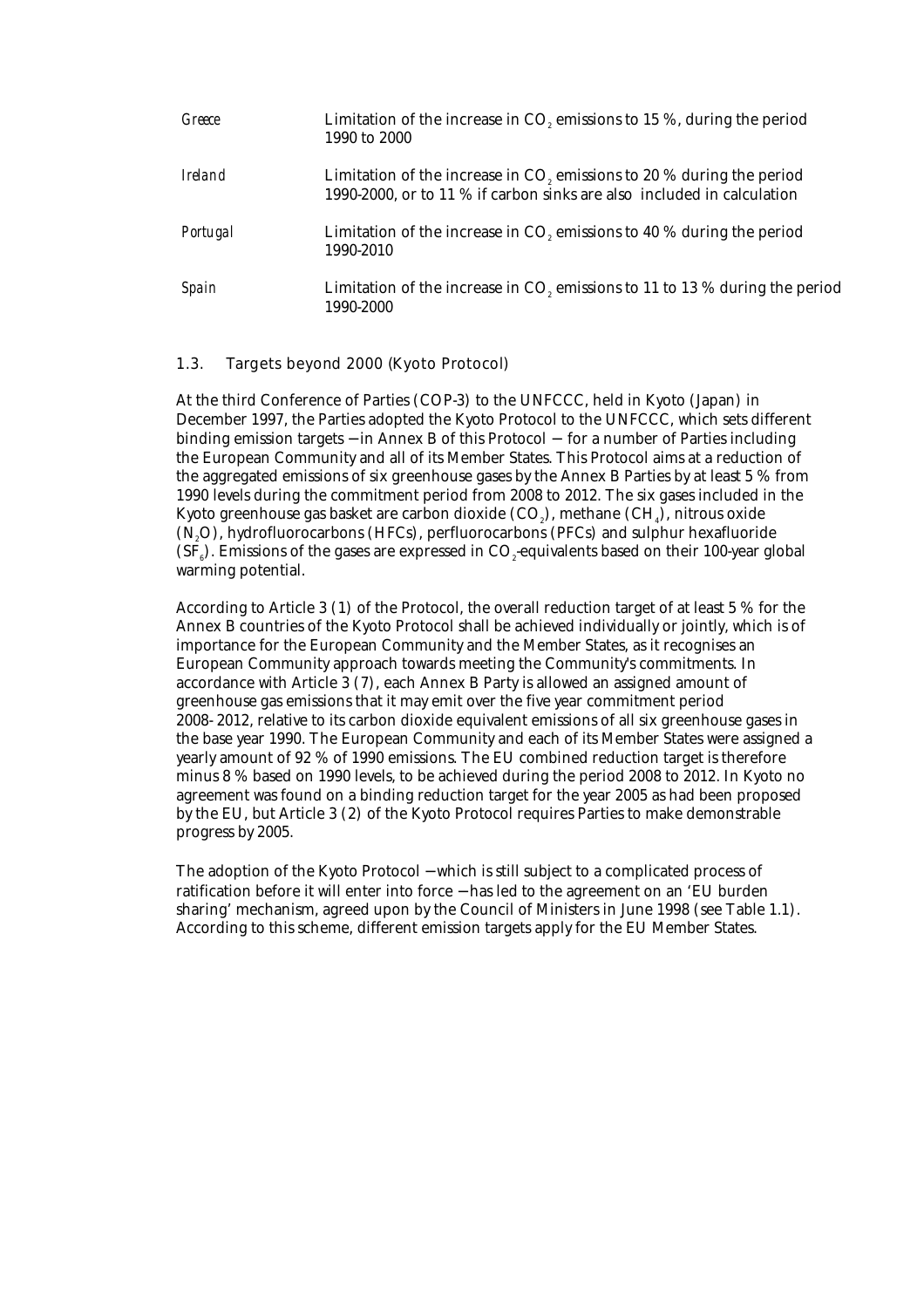| | |
|---|---|
| *Greece* | Limitation of the increase in $CO_2$ emissions to 15 %, during the period 1990 to 2000 |
| *Ireland* | Limitation of the increase in $CO_2$ emissions to 20 % during the period 1990-2000, or to 11 % if carbon sinks are also included in calculation |
| *Portugal* | Limitation of the increase in $CO_2$ emissions to 40 % during the period 1990-2010 |
| *Spain* | Limitation of the increase in $CO_2$ emissions to 11 to 13 % during the period 1990-2000 |

### 1.3. Targets beyond 2000 (Kyoto Protocol)

At the third Conference of Parties (COP-3) to the UNFCCC, held in Kyoto (Japan) in December 1997, the Parties adopted the Kyoto Protocol to the UNFCCC, which sets different binding emission targets − in Annex B of this Protocol − for a number of Parties including the European Community and all of its Member States. This Protocol aims at a reduction of the aggregated emissions of six greenhouse gases by the Annex B Parties by at least 5 % from 1990 levels during the commitment period from 2008 to 2012. The six gases included in the Kyoto greenhouse gas basket are carbon dioxide ($CO_2$), methane ($CH_4$), nitrous oxide ($N_2O$), hydrofluorocarbons (HFCs), perfluorocarbons (PFCs) and sulphur hexafluoride ($SF_6$). Emissions of the gases are expressed in $CO_2$-equivalents based on their 100-year global warming potential.

According to Article 3 (1) of the Protocol, the overall reduction target of at least 5 % for the Annex B countries of the Kyoto Protocol shall be achieved individually or jointly, which is of importance for the European Community and the Member States, as it recognises an European Community approach towards meeting the Community's commitments. In accordance with Article 3 (7), each Annex B Party is allowed an assigned amount of greenhouse gas emissions that it may emit over the five year commitment period 2008- 2012, relative to its carbon dioxide equivalent emissions of all six greenhouse gases in the base year 1990. The European Community and each of its Member States were assigned a yearly amount of 92 % of 1990 emissions. The EU combined reduction target is therefore minus 8 % based on 1990 levels, to be achieved during the period 2008 to 2012. In Kyoto no agreement was found on a binding reduction target for the year 2005 as had been proposed by the EU, but Article 3 (2) of the Kyoto Protocol requires Parties to make demonstrable progress by 2005.

The adoption of the Kyoto Protocol − which is still subject to a complicated process of ratification before it will enter into force − has led to the agreement on an 'EU burden sharing' mechanism, agreed upon by the Council of Ministers in June 1998 (see Table 1.1). According to this scheme, different emission targets apply for the EU Member States.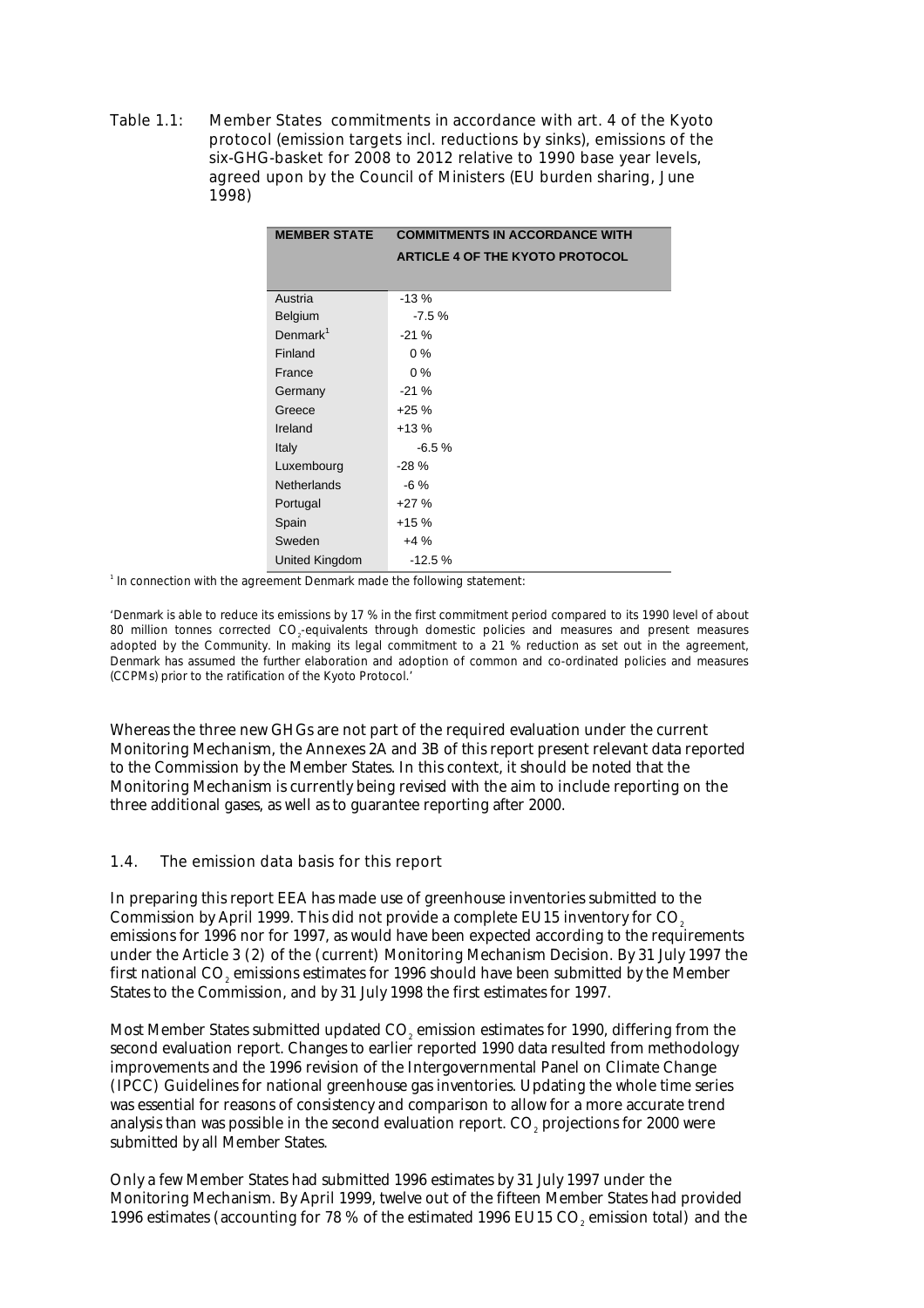Table 1.1: Member States commitments in accordance with art. 4 of the Kyoto protocol (emission targets incl. reductions by sinks), emissions of the six-GHG-basket for 2008 to 2012 relative to 1990 base year levels, agreed upon by the Council of Ministers (EU burden sharing, June 1998)

| MEMBER STATE | COMMITMENTS IN ACCORDANCE WITH ARTICLE 4 OF THE KYOTO PROTOCOL |
|---|---|
| Austria | -13 % |
| Belgium | -7.5 % |
| Denmark[1] | -21 % |
| Finland | 0 % |
| France | 0 % |
| Germany | -21 % |
| Greece | +25 % |
| Ireland | +13 % |
| Italy | -6.5 % |
| Luxembourg | -28 % |
| Netherlands | -6 % |
| Portugal | +27 % |
| Spain | +15 % |
| Sweden | +4 % |
| United Kingdom | -12.5 % |

[1] In connection with the agreement Denmark made the following statement:

'Denmark is able to reduce its emissions by 17 % in the first commitment period compared to its 1990 level of about 80 million tonnes corrected $CO_2$-equivalents through domestic policies and measures and present measures adopted by the Community. In making its legal commitment to a 21 % reduction as set out in the agreement, Denmark has assumed the further elaboration and adoption of common and co-ordinated policies and measures (CCPMs) prior to the ratification of the Kyoto Protocol.'

Whereas the three new GHGs are not part of the required evaluation under the current Monitoring Mechanism, the Annexes 2A and 3B of this report present relevant data reported to the Commission by the Member States. In this context, it should be noted that the Monitoring Mechanism is currently being revised with the aim to include reporting on the three additional gases, as well as to guarantee reporting after 2000.

## 1.4. The emission data basis for this report

In preparing this report EEA has made use of greenhouse inventories submitted to the Commission by April 1999. This did not provide a complete EU15 inventory for $CO_2$ emissions for 1996 nor for 1997, as would have been expected according to the requirements under the Article 3 (2) of the (current) Monitoring Mechanism Decision. By 31 July 1997 the first national $CO_2$ emissions estimates for 1996 should have been submitted by the Member States to the Commission, and by 31 July 1998 the first estimates for 1997.

Most Member States submitted updated $CO_2$ emission estimates for 1990, differing from the second evaluation report. Changes to earlier reported 1990 data resulted from methodology improvements and the 1996 revision of the Intergovernmental Panel on Climate Change (IPCC) Guidelines for national greenhouse gas inventories. Updating the whole time series was essential for reasons of consistency and comparison to allow for a more accurate trend analysis than was possible in the second evaluation report. $CO_2$ projections for 2000 were submitted by all Member States.

Only a few Member States had submitted 1996 estimates by 31 July 1997 under the Monitoring Mechanism. By April 1999, twelve out of the fifteen Member States had provided 1996 estimates (accounting for 78 % of the estimated 1996 EU15 $CO_2$ emission total) and the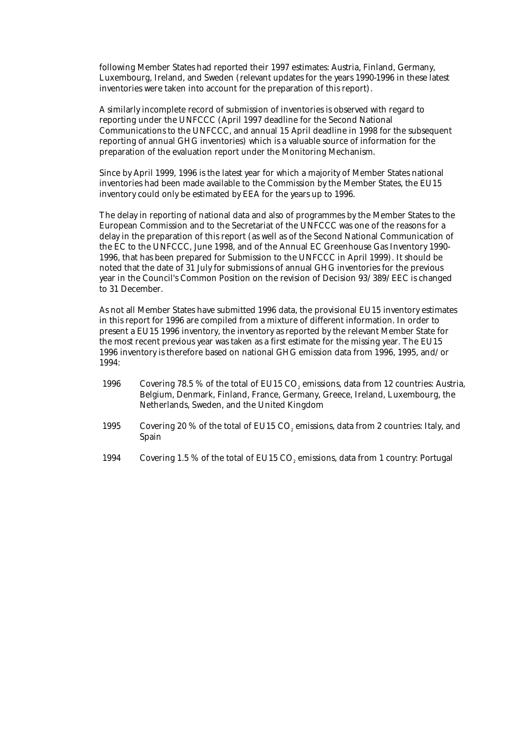following Member States had reported their 1997 estimates: Austria, Finland, Germany, Luxembourg, Ireland, and Sweden (relevant updates for the years 1990-1996 in these latest inventories were taken into account for the preparation of this report).

A similarly incomplete record of submission of inventories is observed with regard to reporting under the UNFCCC (April 1997 deadline for the Second National Communications to the UNFCCC, and annual 15 April deadline in 1998 for the subsequent reporting of annual GHG inventories) which is a valuable source of information for the preparation of the evaluation report under the Monitoring Mechanism.

Since by April 1999, 1996 is the latest year for which a majority of Member States national inventories had been made available to the Commission by the Member States, the EU15 inventory could only be estimated by EEA for the years up to 1996.

The delay in reporting of national data and also of programmes by the Member States to the European Commission and to the Secretariat of the UNFCCC was one of the reasons for a delay in the preparation of this report (as well as of the Second National Communication of the EC to the UNFCCC, June 1998, and of the Annual EC Greenhouse Gas Inventory 1990-1996, that has been prepared for Submission to the UNFCCC in April 1999). It should be noted that the date of 31 July for submissions of annual GHG inventories for the previous year in the Council's Common Position on the revision of Decision 93/389/EEC is changed to 31 December.

As not all Member States have submitted 1996 data, the provisional EU15 inventory estimates in this report for 1996 are compiled from a mixture of different information. In order to present a EU15 1996 inventory, the inventory as reported by the relevant Member State for the most recent previous year was taken as a first estimate for the missing year. The EU15 1996 inventory is therefore based on national GHG emission data from 1996, 1995, and/or 1994:

- 1996 Covering 78.5 % of the total of EU15 $CO_2$ emissions, data from 12 countries: Austria, Belgium, Denmark, Finland, France, Germany, Greece, Ireland, Luxembourg, the Netherlands, Sweden, and the United Kingdom
- 1995 Covering 20 % of the total of EU15 $CO_2$ emissions, data from 2 countries: Italy, and Spain
- 1994 Covering 1.5 % of the total of EU15 $CO_2$ emissions, data from 1 country: Portugal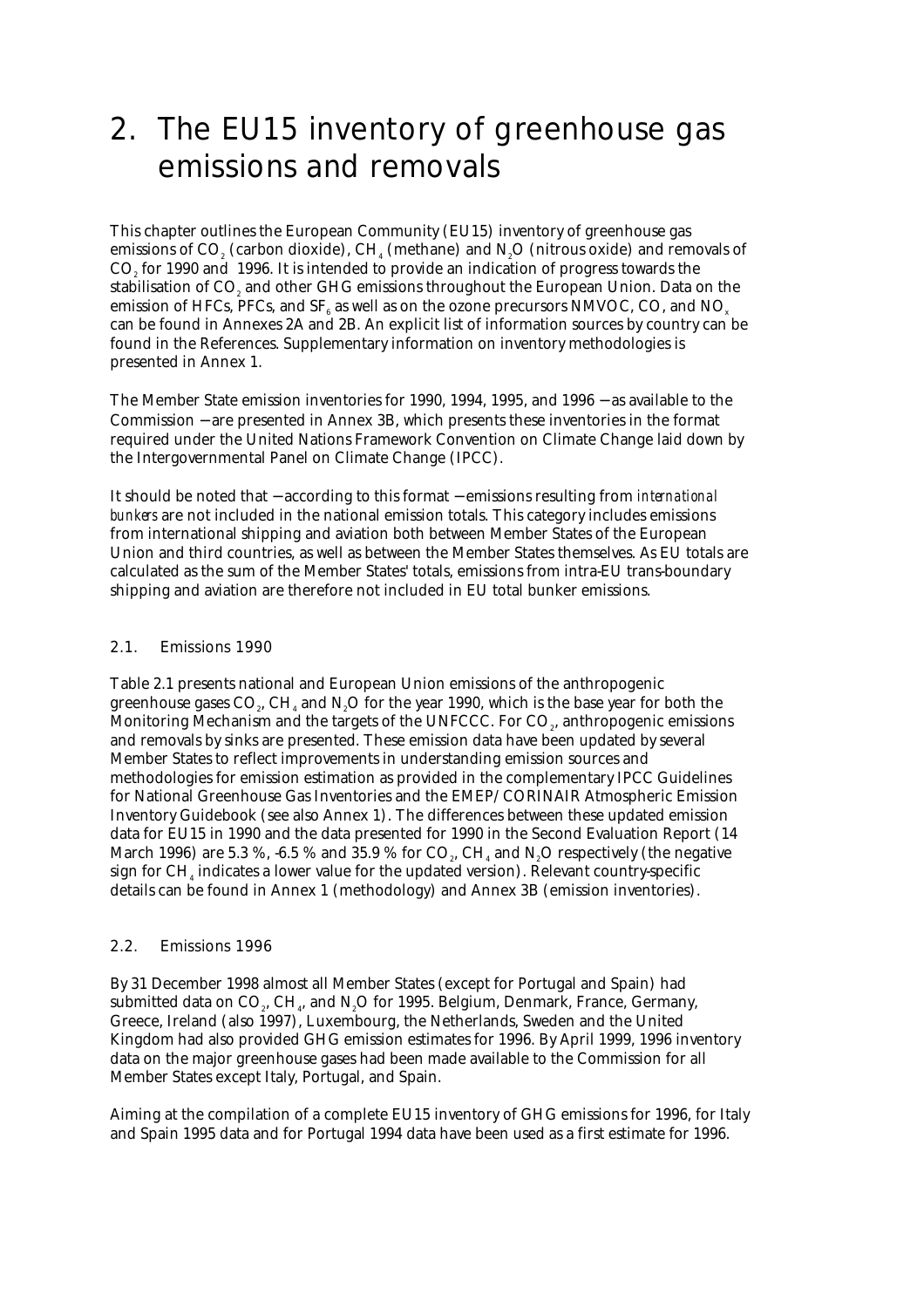# 2. The EU15 inventory of greenhouse gas emissions and removals

This chapter outlines the European Community (EU15) inventory of greenhouse gas emissions of $CO_2$ (carbon dioxide), $CH_4$ (methane) and $N_2O$ (nitrous oxide) and removals of $CO_2$ for 1990 and 1996. It is intended to provide an indication of progress towards the stabilisation of $CO_2$ and other GHG emissions throughout the European Union. Data on the emission of HFCs, PFCs, and $SF_6$ as well as on the ozone precursors NMVOC, CO, and $NO_x$ can be found in Annexes 2A and 2B. An explicit list of information sources by country can be found in the References. Supplementary information on inventory methodologies is presented in Annex 1.

The Member State emission inventories for 1990, 1994, 1995, and 1996 − as available to the Commission − are presented in Annex 3B, which presents these inventories in the format required under the United Nations Framework Convention on Climate Change laid down by the Intergovernmental Panel on Climate Change (IPCC).

It should be noted that − according to this format − emissions resulting from *international bunkers* are not included in the national emission totals. This category includes emissions from international shipping and aviation both between Member States of the European Union and third countries, as well as between the Member States themselves. As EU totals are calculated as the sum of the Member States' totals, emissions from intra-EU trans-boundary shipping and aviation are therefore not included in EU total bunker emissions.

## 2.1. Emissions 1990

Table 2.1 presents national and European Union emissions of the anthropogenic greenhouse gases $CO_2$, $CH_4$ and $N_2O$ for the year 1990, which is the base year for both the Monitoring Mechanism and the targets of the UNFCCC. For $CO_2$, anthropogenic emissions and removals by sinks are presented. These emission data have been updated by several Member States to reflect improvements in understanding emission sources and methodologies for emission estimation as provided in the complementary IPCC Guidelines for National Greenhouse Gas Inventories and the EMEP/CORINAIR Atmospheric Emission Inventory Guidebook (see also Annex 1). The differences between these updated emission data for EU15 in 1990 and the data presented for 1990 in the Second Evaluation Report (14 March 1996) are 5.3 %, -6.5 % and 35.9 % for $CO_2$, $CH_4$ and $N_2O$ respectively (the negative sign for $CH_4$ indicates a lower value for the updated version). Relevant country-specific details can be found in Annex 1 (methodology) and Annex 3B (emission inventories).

## 2.2. Emissions 1996

By 31 December 1998 almost all Member States (except for Portugal and Spain) had submitted data on $CO_2$, $CH_4$, and $N_2O$ for 1995. Belgium, Denmark, France, Germany, Greece, Ireland (also 1997), Luxembourg, the Netherlands, Sweden and the United Kingdom had also provided GHG emission estimates for 1996. By April 1999, 1996 inventory data on the major greenhouse gases had been made available to the Commission for all Member States except Italy, Portugal, and Spain.

Aiming at the compilation of a complete EU15 inventory of GHG emissions for 1996, for Italy and Spain 1995 data and for Portugal 1994 data have been used as a first estimate for 1996.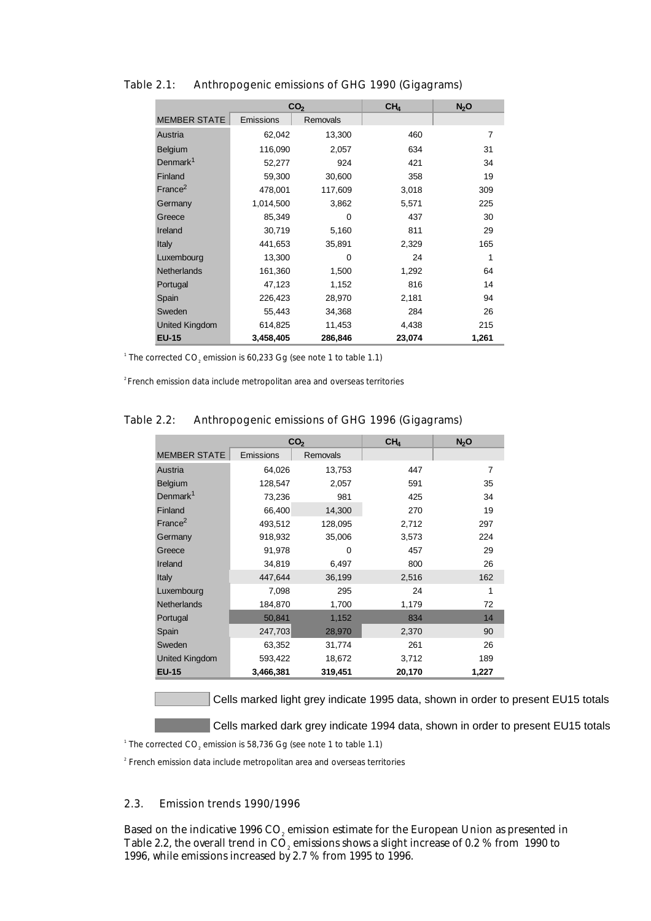Table 2.1: Anthropogenic emissions of GHG 1990 (Gigagrams)

| | $CO_2$ | | $CH_4$ | $N_2O$ |
|---|---|---|---|---|
| MEMBER STATE | Emissions | Removals | | |
| Austria | 62,042 | 13,300 | 460 | 7 |
| Belgium | 116,090 | 2,057 | 634 | 31 |
| Denmark[1] | 52,277 | 924 | 421 | 34 |
| Finland | 59,300 | 30,600 | 358 | 19 |
| France[2] | 478,001 | 117,609 | 3,018 | 309 |
| Germany | 1,014,500 | 3,862 | 5,571 | 225 |
| Greece | 85,349 | 0 | 437 | 30 |
| Ireland | 30,719 | 5,160 | 811 | 29 |
| Italy | 441,653 | 35,891 | 2,329 | 165 |
| Luxembourg | 13,300 | 0 | 24 | 1 |
| Netherlands | 161,360 | 1,500 | 1,292 | 64 |
| Portugal | 47,123 | 1,152 | 816 | 14 |
| Spain | 226,423 | 28,970 | 2,181 | 94 |
| Sweden | 55,443 | 34,368 | 284 | 26 |
| United Kingdom | 614,825 | 11,453 | 4,438 | 215 |
| **EU-15** | **3,458,405** | **286,846** | **23,074** | **1,261** |

[1] The corrected $CO_2$ emission is 60,233 Gg (see note 1 to table 1.1)

[2] French emission data include metropolitan area and overseas territories

Table 2.2: Anthropogenic emissions of GHG 1996 (Gigagrams)

| | $CO_2$ | | $CH_4$ | $N_2O$ |
|---|---|---|---|---|
| MEMBER STATE | Emissions | Removals | | |
| Austria | 64,026 | 13,753 | 447 | 7 |
| Belgium | 128,547 | 2,057 | 591 | 35 |
| Denmark[1] | 73,236 | 981 | 425 | 34 |
| Finland | 66,400 | 14,300 | 270 | 19 |
| France[2] | 493,512 | 128,095 | 2,712 | 297 |
| Germany | 918,932 | 35,006 | 3,573 | 224 |
| Greece | 91,978 | 0 | 457 | 29 |
| Ireland | 34,819 | 6,497 | 800 | 26 |
| Italy | 447,644 | 36,199 | 2,516 | 162 |
| Luxembourg | 7,098 | 295 | 24 | 1 |
| Netherlands | 184,870 | 1,700 | 1,179 | 72 |
| Portugal | 50,841 | 1,152 | 834 | 14 |
| Spain | 247,703 | 28,970 | 2,370 | 90 |
| Sweden | 63,352 | 31,774 | 261 | 26 |
| United Kingdom | 593,422 | 18,672 | 3,712 | 189 |
| **EU-15** | **3,466,381** | **319,451** | **20,170** | **1,227** |

Cells marked light grey indicate 1995 data, shown in order to present EU15 totals

Cells marked dark grey indicate 1994 data, shown in order to present EU15 totals

[1] The corrected $CO_2$ emission is 58,736 Gg (see note 1 to table 1.1)

[2] French emission data include metropolitan area and overseas territories

### 2.3. Emission trends 1990/1996

Based on the indicative 1996 $CO_2$ emission estimate for the European Union as presented in Table 2.2, the overall trend in $CO_2$ emissions shows a slight increase of 0.2 % from 1990 to 1996, while emissions increased by 2.7 % from 1995 to 1996.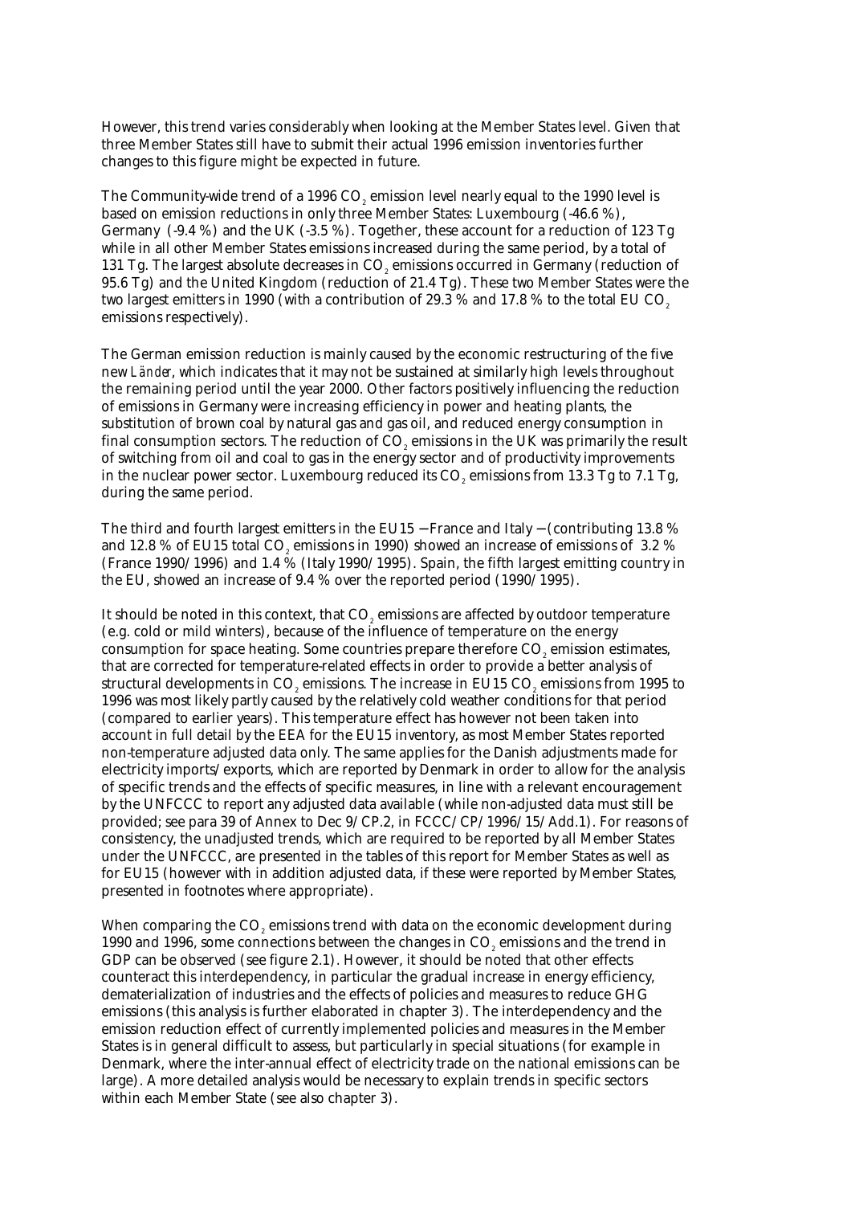However, this trend varies considerably when looking at the Member States level. Given that three Member States still have to submit their actual 1996 emission inventories further changes to this figure might be expected in future.

The Community-wide trend of a 1996 $CO_2$ emission level nearly equal to the 1990 level is based on emission reductions in only three Member States: Luxembourg (-46.6 %), Germany (-9.4 %) and the UK (-3.5 %). Together, these account for a reduction of 123 Tg while in all other Member States emissions increased during the same period, by a total of 131 Tg. The largest absolute decreases in $CO_2$ emissions occurred in Germany (reduction of 95.6 Tg) and the United Kingdom (reduction of 21.4 Tg). These two Member States were the two largest emitters in 1990 (with a contribution of 29.3 % and 17.8 % to the total EU $CO_2$ emissions respectively).

The German emission reduction is mainly caused by the economic restructuring of the five new *Länder*, which indicates that it may not be sustained at similarly high levels throughout the remaining period until the year 2000. Other factors positively influencing the reduction of emissions in Germany were increasing efficiency in power and heating plants, the substitution of brown coal by natural gas and gas oil, and reduced energy consumption in final consumption sectors. The reduction of $CO_2$ emissions in the UK was primarily the result of switching from oil and coal to gas in the energy sector and of productivity improvements in the nuclear power sector. Luxembourg reduced its $CO_2$ emissions from 13.3 Tg to 7.1 Tg, during the same period.

The third and fourth largest emitters in the EU15 − France and Italy − (contributing 13.8 % and 12.8 % of EU15 total $CO_2$ emissions in 1990) showed an increase of emissions of 3.2 % (France 1990/1996) and 1.4 % (Italy 1990/1995). Spain, the fifth largest emitting country in the EU, showed an increase of 9.4 % over the reported period (1990/1995).

It should be noted in this context, that $CO_2$ emissions are affected by outdoor temperature (e.g. cold or mild winters), because of the influence of temperature on the energy consumption for space heating. Some countries prepare therefore $CO_2$ emission estimates, that are corrected for temperature-related effects in order to provide a better analysis of structural developments in $CO_2$ emissions. The increase in EU15 $CO_2$ emissions from 1995 to 1996 was most likely partly caused by the relatively cold weather conditions for that period (compared to earlier years). This temperature effect has however not been taken into account in full detail by the EEA for the EU15 inventory, as most Member States reported non-temperature adjusted data only. The same applies for the Danish adjustments made for electricity imports/exports, which are reported by Denmark in order to allow for the analysis of specific trends and the effects of specific measures, in line with a relevant encouragement by the UNFCCC to report any adjusted data available (while non-adjusted data must still be provided; see para 39 of Annex to Dec 9/CP.2, in FCCC/CP/1996/15/Add.1). For reasons of consistency, the unadjusted trends, which are required to be reported by all Member States under the UNFCCC, are presented in the tables of this report for Member States as well as for EU15 (however with in addition adjusted data, if these were reported by Member States, presented in footnotes where appropriate).

When comparing the $CO_2$ emissions trend with data on the economic development during 1990 and 1996, some connections between the changes in $CO_2$ emissions and the trend in GDP can be observed (see figure 2.1). However, it should be noted that other effects counteract this interdependency, in particular the gradual increase in energy efficiency, dematerialization of industries and the effects of policies and measures to reduce GHG emissions (this analysis is further elaborated in chapter 3). The interdependency and the emission reduction effect of currently implemented policies and measures in the Member States is in general difficult to assess, but particularly in special situations (for example in Denmark, where the inter-annual effect of electricity trade on the national emissions can be large). A more detailed analysis would be necessary to explain trends in specific sectors within each Member State (see also chapter 3).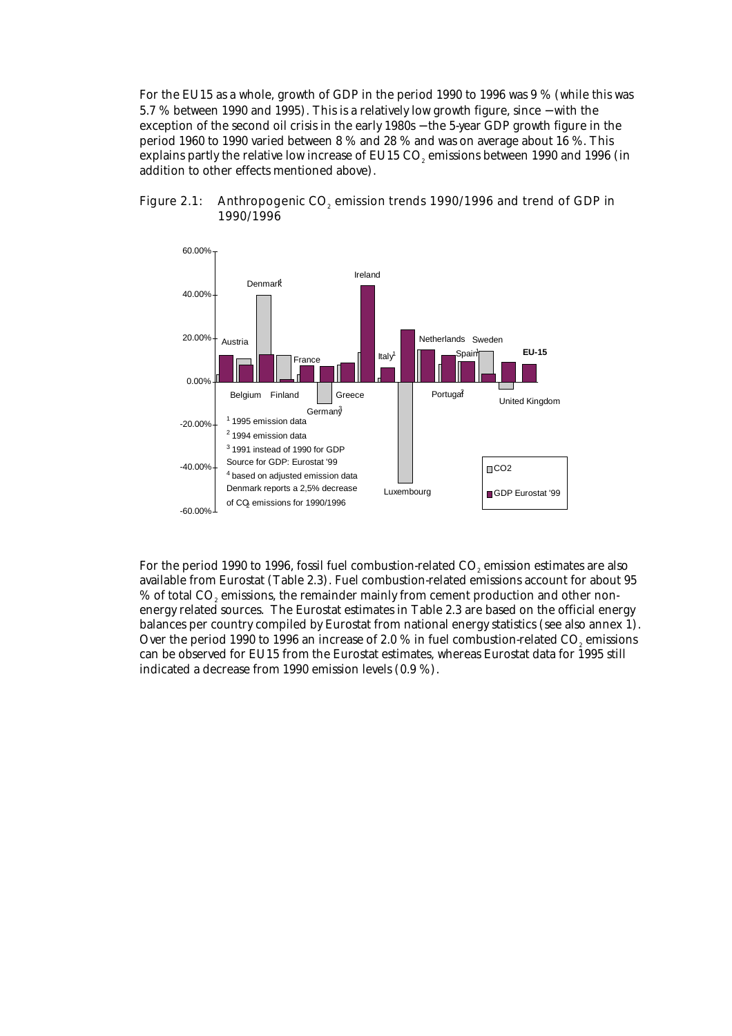For the EU15 as a whole, growth of GDP in the period 1990 to 1996 was 9 % (while this was 5.7 % between 1990 and 1995). This is a relatively low growth figure, since – with the exception of the second oil crisis in the early 1980s – the 5-year GDP growth figure in the period 1960 to 1990 varied between 8 % and 28 % and was on average about 16 %. This explains partly the relative low increase of EU15 $CO_2$ emissions between 1990 and 1996 (in addition to other effects mentioned above).

Figure 2.1: Anthropogenic $CO_2$ emission trends 1990/1996 and trend of GDP in 1990/1996

For the period 1990 to 1996, fossil fuel combustion-related $CO_2$ emission estimates are also available from Eurostat (Table 2.3). Fuel combustion-related emissions account for about 95 % of total $CO_2$ emissions, the remainder mainly from cement production and other non-energy related sources. The Eurostat estimates in Table 2.3 are based on the official energy balances per country compiled by Eurostat from national energy statistics (see also annex 1). Over the period 1990 to 1996 an increase of 2.0 % in fuel combustion-related $CO_2$ emissions can be observed for EU15 from the Eurostat estimates, whereas Eurostat data for 1995 still indicated a decrease from 1990 emission levels (0.9 %).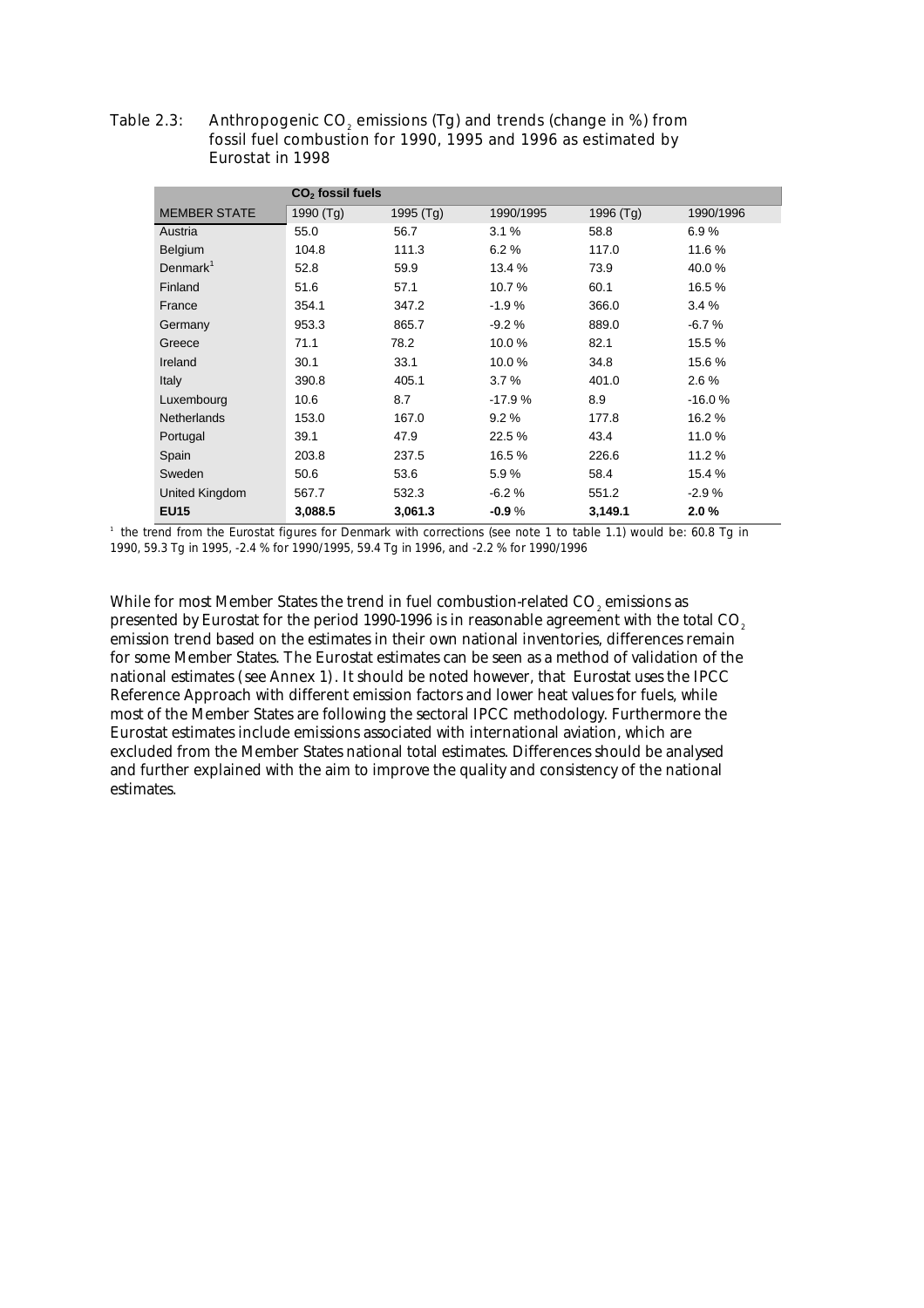Table 2.3: Anthropogenic $CO_2$ emissions (Tg) and trends (change in %) from fossil fuel combustion for 1990, 1995 and 1996 as estimated by Eurostat in 1998

| | $CO_2$ fossil fuels | | | | |
|---|---|---|---|---|---|
| MEMBER STATE | 1990 (Tg) | 1995 (Tg) | 1990/1995 | 1996 (Tg) | 1990/1996 |
| Austria | 55.0 | 56.7 | 3.1 % | 58.8 | 6.9 % |
| Belgium | 104.8 | 111.3 | 6.2 % | 117.0 | 11.6 % |
| Denmark[1] | 52.8 | 59.9 | 13.4 % | 73.9 | 40.0 % |
| Finland | 51.6 | 57.1 | 10.7 % | 60.1 | 16.5 % |
| France | 354.1 | 347.2 | -1.9 % | 366.0 | 3.4 % |
| Germany | 953.3 | 865.7 | -9.2 % | 889.0 | -6.7 % |
| Greece | 71.1 | 78.2 | 10.0 % | 82.1 | 15.5 % |
| Ireland | 30.1 | 33.1 | 10.0 % | 34.8 | 15.6 % |
| Italy | 390.8 | 405.1 | 3.7 % | 401.0 | 2.6 % |
| Luxembourg | 10.6 | 8.7 | -17.9 % | 8.9 | -16.0 % |
| Netherlands | 153.0 | 167.0 | 9.2 % | 177.8 | 16.2 % |
| Portugal | 39.1 | 47.9 | 22.5 % | 43.4 | 11.0 % |
| Spain | 203.8 | 237.5 | 16.5 % | 226.6 | 11.2 % |
| Sweden | 50.6 | 53.6 | 5.9 % | 58.4 | 15.4 % |
| United Kingdom | 567.7 | 532.3 | -6.2 % | 551.2 | -2.9 % |
| **EU15** | **3,088.5** | **3,061.3** | **-0.9** % | **3,149.1** | **2.0 %** |

[1] the trend from the Eurostat figures for Denmark with corrections (see note 1 to table 1.1) would be: 60.8 Tg in 1990, 59.3 Tg in 1995, -2.4 % for 1990/1995, 59.4 Tg in 1996, and -2.2 % for 1990/1996

While for most Member States the trend in fuel combustion-related $CO_2$ emissions as presented by Eurostat for the period 1990-1996 is in reasonable agreement with the total $CO_2$ emission trend based on the estimates in their own national inventories, differences remain for some Member States. The Eurostat estimates can be seen as a method of validation of the national estimates (see Annex 1). It should be noted however, that Eurostat uses the IPCC Reference Approach with different emission factors and lower heat values for fuels, while most of the Member States are following the sectoral IPCC methodology. Furthermore the Eurostat estimates include emissions associated with international aviation, which are excluded from the Member States national total estimates. Differences should be analysed and further explained with the aim to improve the quality and consistency of the national estimates.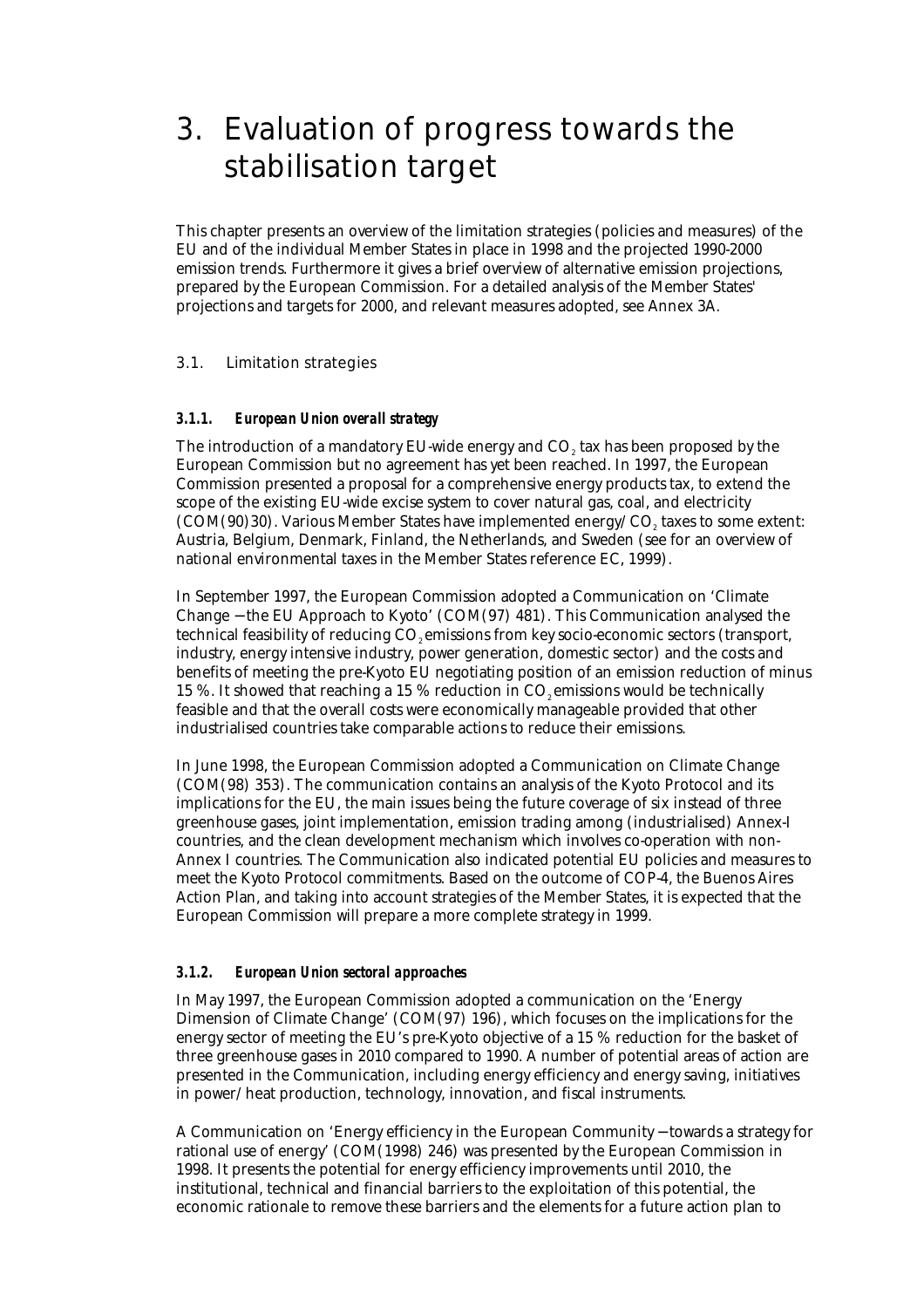# 3. Evaluation of progress towards the stabilisation target

This chapter presents an overview of the limitation strategies (policies and measures) of the EU and of the individual Member States in place in 1998 and the projected 1990-2000 emission trends. Furthermore it gives a brief overview of alternative emission projections, prepared by the European Commission. For a detailed analysis of the Member States' projections and targets for 2000, and relevant measures adopted, see Annex 3A.

## 3.1. Limitation strategies

### *3.1.1. European Union overall strategy*

The introduction of a mandatory EU-wide energy and $CO_2$ tax has been proposed by the European Commission but no agreement has yet been reached. In 1997, the European Commission presented a proposal for a comprehensive energy products tax, to extend the scope of the existing EU-wide excise system to cover natural gas, coal, and electricity (COM(90)30). Various Member States have implemented energy/$CO_2$ taxes to some extent: Austria, Belgium, Denmark, Finland, the Netherlands, and Sweden (see for an overview of national environmental taxes in the Member States reference EC, 1999).

In September 1997, the European Commission adopted a Communication on 'Climate Change − the EU Approach to Kyoto' (COM(97) 481). This Communication analysed the technical feasibility of reducing $CO_2$ emissions from key socio-economic sectors (transport, industry, energy intensive industry, power generation, domestic sector) and the costs and benefits of meeting the pre-Kyoto EU negotiating position of an emission reduction of minus 15 %. It showed that reaching a 15 % reduction in $CO_2$ emissions would be technically feasible and that the overall costs were economically manageable provided that other industrialised countries take comparable actions to reduce their emissions.

In June 1998, the European Commission adopted a Communication on Climate Change (COM(98) 353). The communication contains an analysis of the Kyoto Protocol and its implications for the EU, the main issues being the future coverage of six instead of three greenhouse gases, joint implementation, emission trading among (industrialised) Annex-I countries, and the clean development mechanism which involves co-operation with non-Annex I countries. The Communication also indicated potential EU policies and measures to meet the Kyoto Protocol commitments. Based on the outcome of COP-4, the Buenos Aires Action Plan, and taking into account strategies of the Member States, it is expected that the European Commission will prepare a more complete strategy in 1999.

### *3.1.2. European Union sectoral approaches*

In May 1997, the European Commission adopted a communication on the 'Energy Dimension of Climate Change' (COM(97) 196), which focuses on the implications for the energy sector of meeting the EU's pre-Kyoto objective of a 15 % reduction for the basket of three greenhouse gases in 2010 compared to 1990. A number of potential areas of action are presented in the Communication, including energy efficiency and energy saving, initiatives in power/heat production, technology, innovation, and fiscal instruments.

A Communication on 'Energy efficiency in the European Community − towards a strategy for rational use of energy' (COM(1998) 246) was presented by the European Commission in 1998. It presents the potential for energy efficiency improvements until 2010, the institutional, technical and financial barriers to the exploitation of this potential, the economic rationale to remove these barriers and the elements for a future action plan to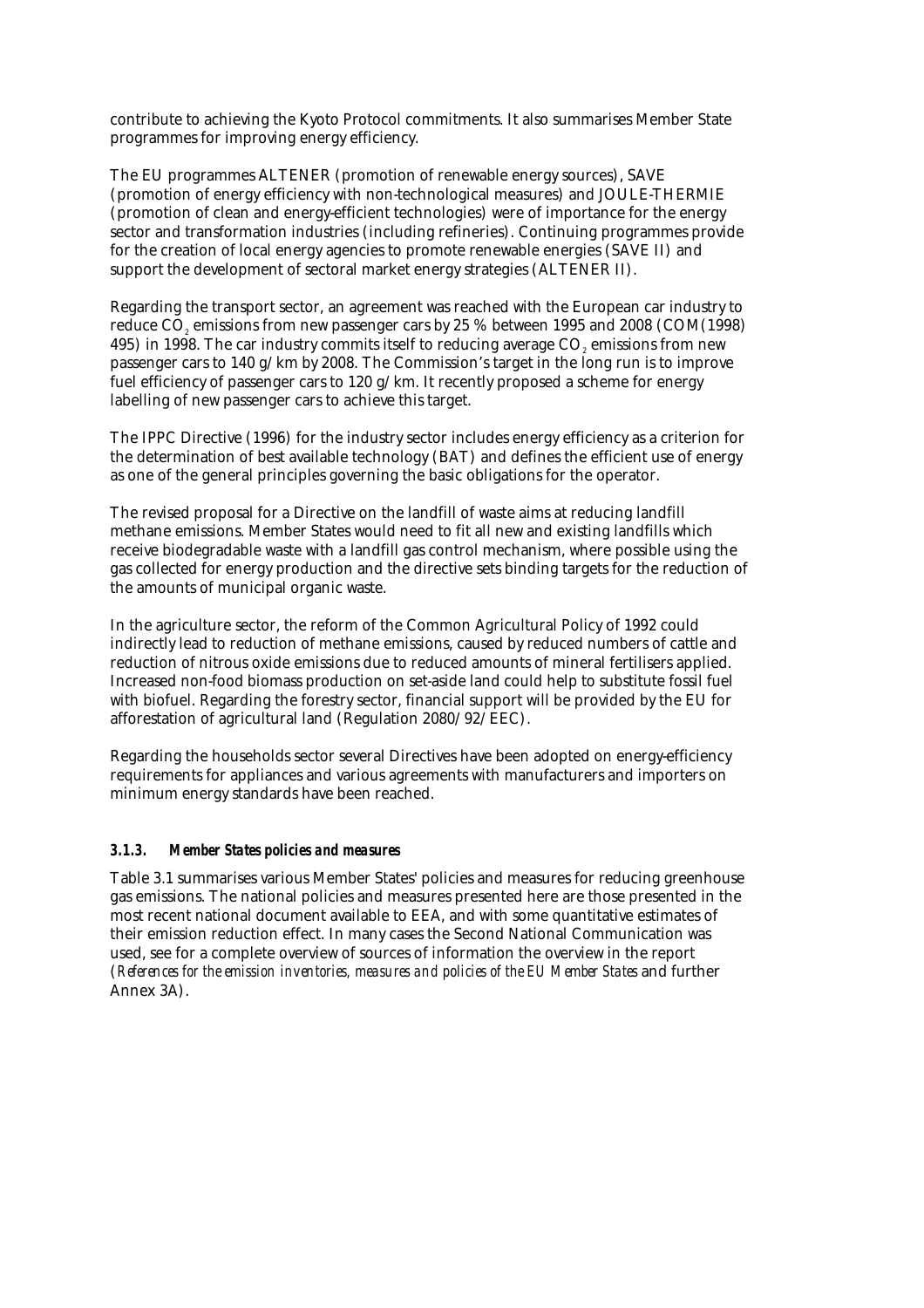contribute to achieving the Kyoto Protocol commitments. It also summarises Member State programmes for improving energy efficiency.

The EU programmes ALTENER (promotion of renewable energy sources), SAVE (promotion of energy efficiency with non-technological measures) and JOULE-THERMIE (promotion of clean and energy-efficient technologies) were of importance for the energy sector and transformation industries (including refineries). Continuing programmes provide for the creation of local energy agencies to promote renewable energies (SAVE II) and support the development of sectoral market energy strategies (ALTENER II).

Regarding the transport sector, an agreement was reached with the European car industry to reduce $CO_2$ emissions from new passenger cars by 25 % between 1995 and 2008 (COM(1998) 495) in 1998. The car industry commits itself to reducing average $CO_2$ emissions from new passenger cars to 140 g/km by 2008. The Commission's target in the long run is to improve fuel efficiency of passenger cars to 120 g/km. It recently proposed a scheme for energy labelling of new passenger cars to achieve this target.

The IPPC Directive (1996) for the industry sector includes energy efficiency as a criterion for the determination of best available technology (BAT) and defines the efficient use of energy as one of the general principles governing the basic obligations for the operator.

The revised proposal for a Directive on the landfill of waste aims at reducing landfill methane emissions. Member States would need to fit all new and existing landfills which receive biodegradable waste with a landfill gas control mechanism, where possible using the gas collected for energy production and the directive sets binding targets for the reduction of the amounts of municipal organic waste.

In the agriculture sector, the reform of the Common Agricultural Policy of 1992 could indirectly lead to reduction of methane emissions, caused by reduced numbers of cattle and reduction of nitrous oxide emissions due to reduced amounts of mineral fertilisers applied. Increased non-food biomass production on set-aside land could help to substitute fossil fuel with biofuel. Regarding the forestry sector, financial support will be provided by the EU for afforestation of agricultural land (Regulation 2080/92/EEC).

Regarding the households sector several Directives have been adopted on energy-efficiency requirements for appliances and various agreements with manufacturers and importers on minimum energy standards have been reached.

### *3.1.3. Member States policies and measures*

Table 3.1 summarises various Member States' policies and measures for reducing greenhouse gas emissions. The national policies and measures presented here are those presented in the most recent national document available to EEA, and with some quantitative estimates of their emission reduction effect. In many cases the Second National Communication was used, see for a complete overview of sources of information the overview in the report (*References for the emission inventories, measures and policies of the EU Member States* and further Annex 3A).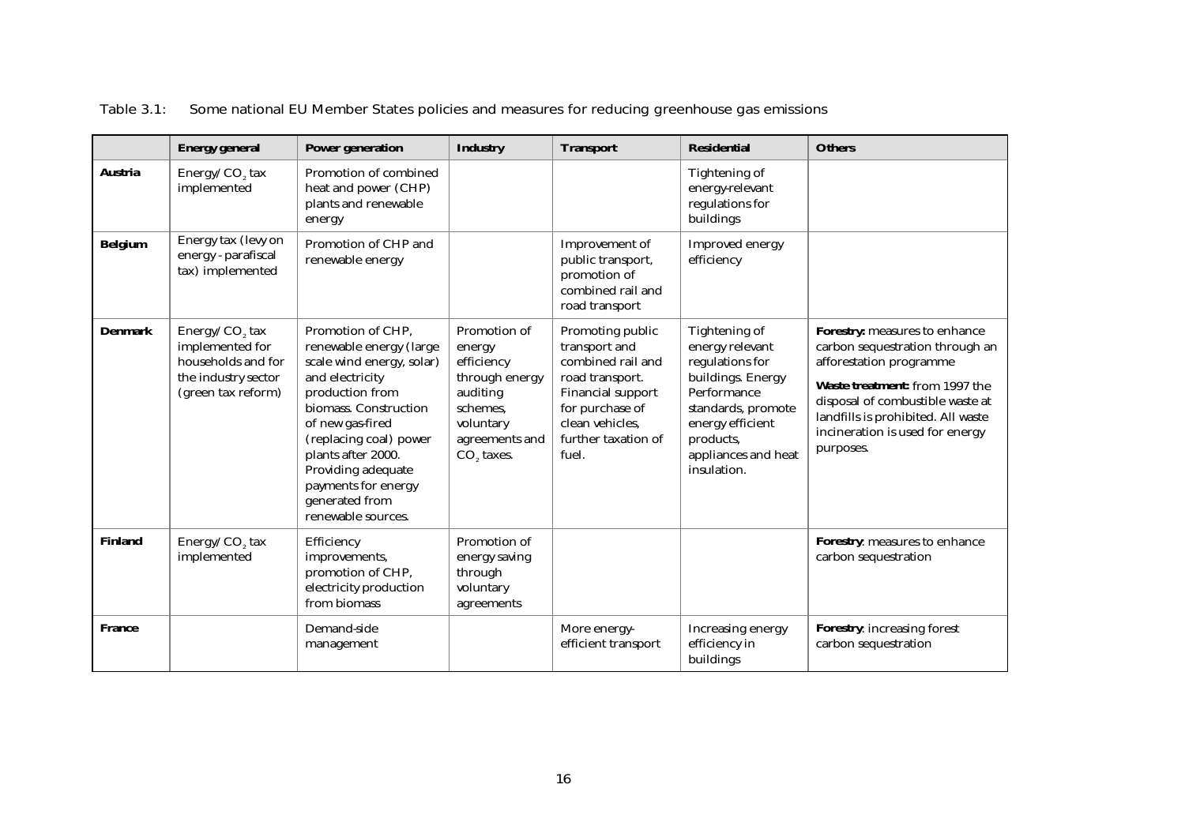Table 3.1: Some national EU Member States policies and measures for reducing greenhouse gas emissions

| | Energy general | Power generation | Industry | Transport | Residential | Others |
|---|---|---|---|---|---|---|
| **Austria** | Energy/ $CO_2$ tax implemented | Promotion of combined heat and power (CHP) plants and renewable energy | | | Tightening of energy-relevant regulations for buildings | |
| **Belgium** | Energy tax (levy on energy - parafiscal tax) implemented | Promotion of CHP and renewable energy | | Improvement of public transport, promotion of combined rail and road transport | Improved energy efficiency | |
| **Denmark** | Energy/ $CO_2$ tax implemented for households and for the industry sector (green tax reform) | Promotion of CHP, renewable energy (large scale wind energy, solar) and electricity production from biomass. Construction of new gas-fired (replacing coal) power plants after 2000. Providing adequate payments for energy generated from renewable sources. | Promotion of energy efficiency through energy auditing schemes, voluntary agreements and $CO_2$ taxes. | Promoting public transport and combined rail and road transport. Financial support for purchase of clean vehicles, further taxation of fuel. | Tightening of energy relevant regulations for buildings. Energy Performance standards, promote energy efficient products, appliances and heat insulation. | **Forestry:** measures to enhance carbon sequestration through an afforestation programme<br>**Waste treatment:** from 1997 the disposal of combustible waste at landfills is prohibited. All waste incineration is used for energy purposes. |
| **Finland** | Energy/ $CO_2$ tax implemented | Efficiency improvements, promotion of CHP, electricity production from biomass | Promotion of energy saving through voluntary agreements | | | **Forestry**: measures to enhance carbon sequestration |
| **France** | | Demand-side management | | More energy-efficient transport | Increasing energy efficiency in buildings | **Forestry**: increasing forest carbon sequestration |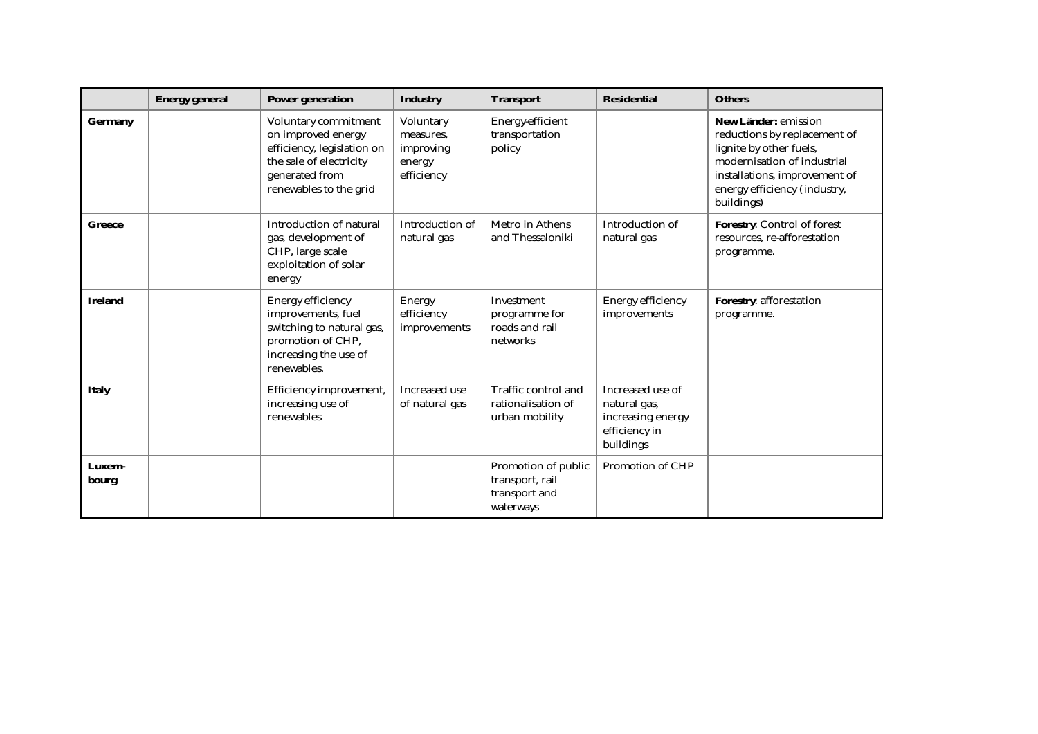| | Energy general | Power generation | Industry | Transport | Residential | Others |
|---|---|---|---|---|---|---|
| **Germany** | | Voluntary commitment on improved energy efficiency, legislation on the sale of electricity generated from renewables to the grid | Voluntary measures, improving energy efficiency | Energy-efficient transportation policy | | **New Länder:** emission reductions by replacement of lignite by other fuels, modernisation of industrial installations, improvement of energy efficiency (industry, buildings) |
| **Greece** | | Introduction of natural gas, development of CHP, large scale exploitation of solar energy | Introduction of natural gas | Metro in Athens and Thessaloniki | Introduction of natural gas | **Forestry**: Control of forest resources, re-afforestation programme. |
| **Ireland** | | Energy efficiency improvements, fuel switching to natural gas, promotion of CHP, increasing the use of renewables. | Energy efficiency improvements | Investment programme for roads and rail networks | Energy efficiency improvements | **Forestry**: afforestation programme. |
| **Italy** | | Efficiency improvement, increasing use of renewables | Increased use of natural gas | Traffic control and rationalisation of urban mobility | Increased use of natural gas, increasing energy efficiency in buildings | |
| **Luxem-bourg** | | | | Promotion of public transport, rail transport and waterways | Promotion of CHP | |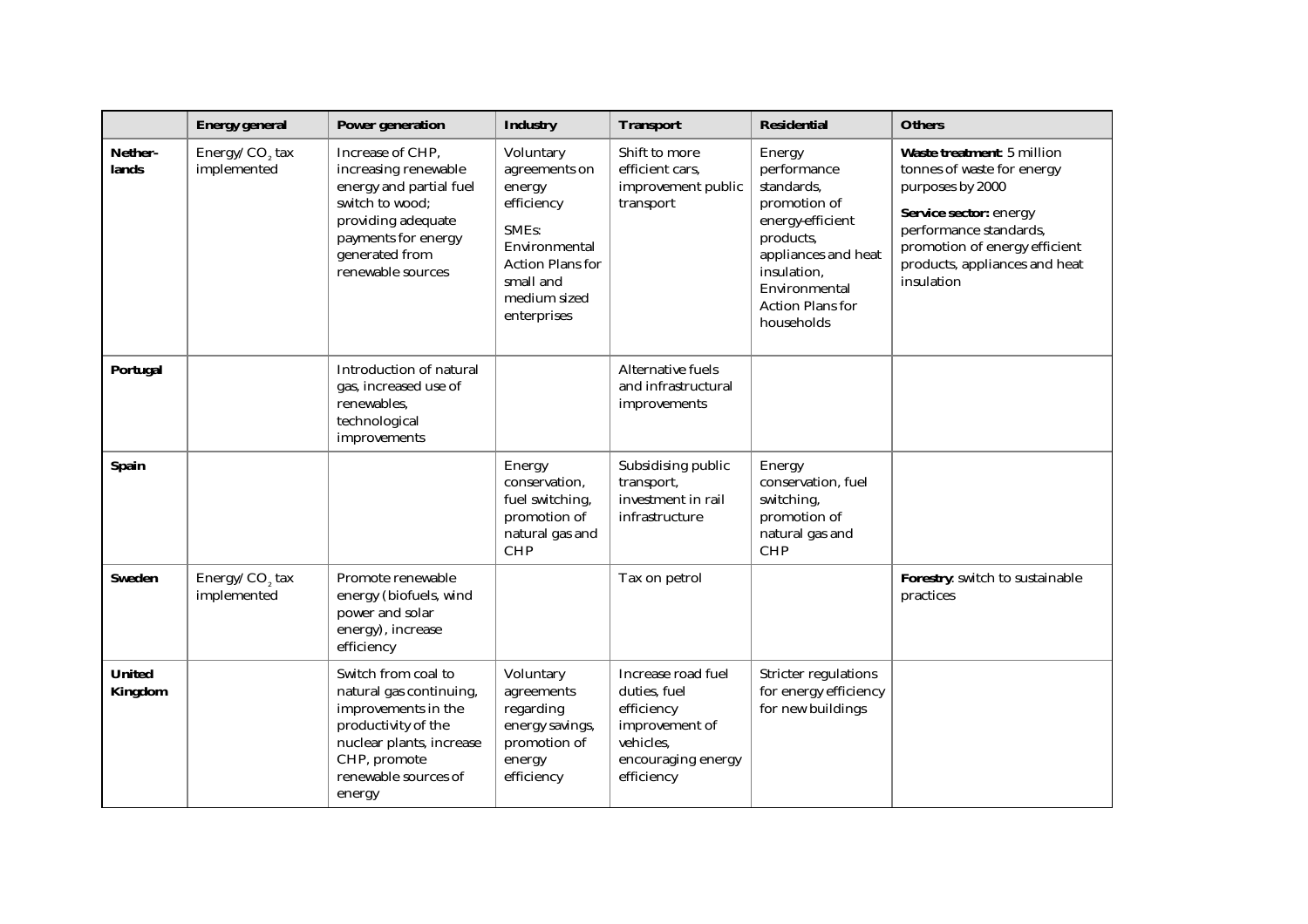| | Energy general | Power generation | Industry | Transport | Residential | Others |
|---|---|---|---|---|---|---|
| **Nether-lands** | Energy/ $CO_2$ tax implemented | Increase of CHP, increasing renewable energy and partial fuel switch to wood; providing adequate payments for energy generated from renewable sources | Voluntary agreements on energy efficiency<br><br>SMEs: Environmental Action Plans for small and medium sized enterprises | Shift to more efficient cars, improvement public transport | Energy performance standards, promotion of energy-efficient products, appliances and heat insulation, Environmental Action Plans for households | **Waste treatment**: 5 million tonnes of waste for energy purposes by 2000<br><br>**Service sector:** energy performance standards, promotion of energy efficient products, appliances and heat insulation |
| **Portugal** | | Introduction of natural gas, increased use of renewables, technological improvements | | Alternative fuels and infrastructural improvements | | |
| **Spain** | | | Energy conservation, fuel switching, promotion of natural gas and CHP | Subsidising public transport, investment in rail infrastructure | Energy conservation, fuel switching, promotion of natural gas and CHP | |
| **Sweden** | Energy/ $CO_2$ tax implemented | Promote renewable energy (biofuels, wind power and solar energy), increase efficiency | | Tax on petrol | | **Forestry**: switch to sustainable practices |
| **United Kingdom** | | Switch from coal to natural gas continuing, improvements in the productivity of the nuclear plants, increase CHP, promote renewable sources of energy | Voluntary agreements regarding energy savings, promotion of energy efficiency | Increase road fuel duties, fuel efficiency improvement of vehicles, encouraging energy efficiency | Stricter regulations for energy efficiency for new buildings | |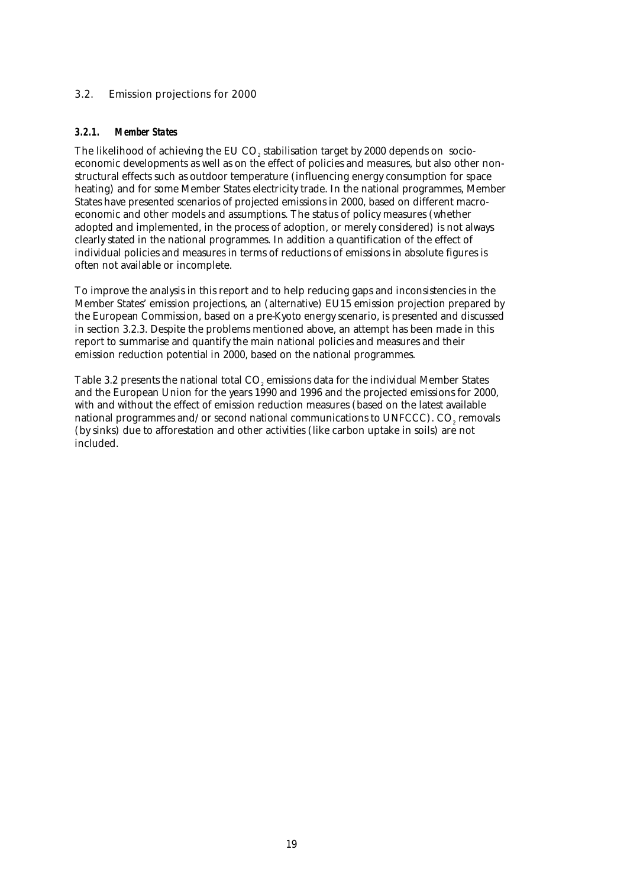## 3.2. Emission projections for 2000

### 3.2.1. Member States

The likelihood of achieving the EU $CO_2$ stabilisation target by 2000 depends on socio-economic developments as well as on the effect of policies and measures, but also other non-structural effects such as outdoor temperature (influencing energy consumption for space heating) and for some Member States electricity trade. In the national programmes, Member States have presented scenarios of projected emissions in 2000, based on different macro-economic and other models and assumptions. The status of policy measures (whether adopted and implemented, in the process of adoption, or merely considered) is not always clearly stated in the national programmes. In addition a quantification of the effect of individual policies and measures in terms of reductions of emissions in absolute figures is often not available or incomplete.

To improve the analysis in this report and to help reducing gaps and inconsistencies in the Member States' emission projections, an (alternative) EU15 emission projection prepared by the European Commission, based on a pre-Kyoto energy scenario, is presented and discussed in section 3.2.3. Despite the problems mentioned above, an attempt has been made in this report to summarise and quantify the main national policies and measures and their emission reduction potential in 2000, based on the national programmes.

Table 3.2 presents the national total $CO_2$ emissions data for the individual Member States and the European Union for the years 1990 and 1996 and the projected emissions for 2000, with and without the effect of emission reduction measures (based on the latest available national programmes and/or second national communications to UNFCCC). $CO_2$ removals (by sinks) due to afforestation and other activities (like carbon uptake in soils) are not included.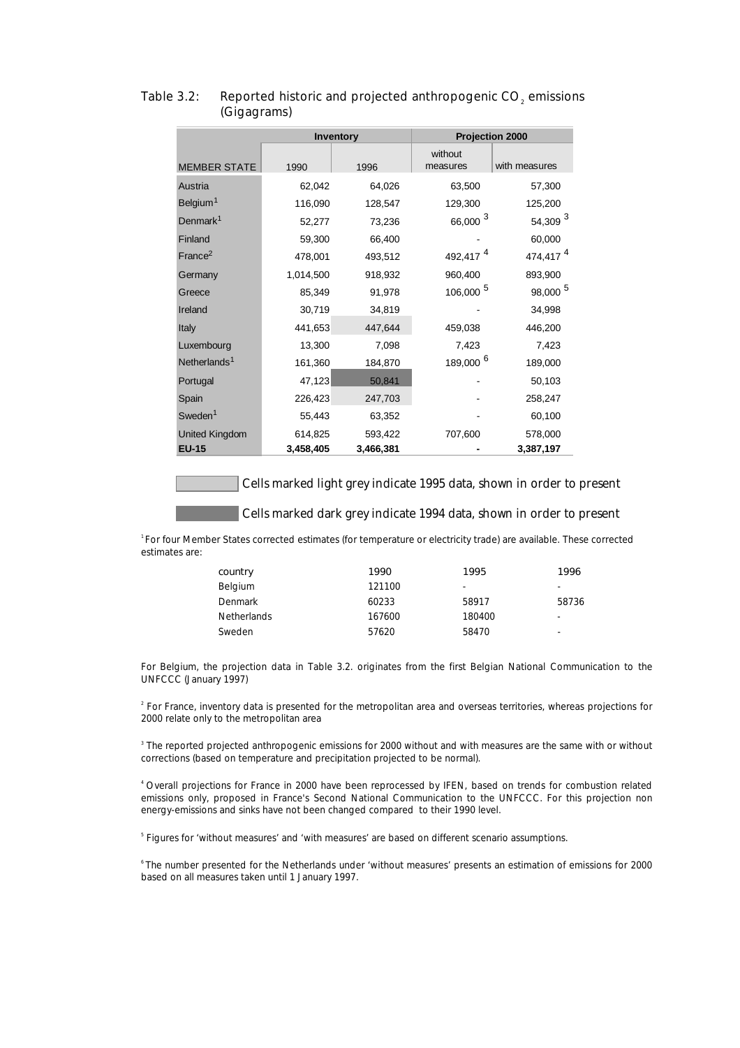Table 3.2: Reported historic and projected anthropogenic $CO_2$ emissions (Gigagrams)

| MEMBER STATE | Inventory | | Projection 2000 | |
|---|---|---|---|---|
| | 1990 | 1996 | without measures | with measures |
| Austria | 62,042 | 64,026 | 63,500 | 57,300 |
| Belgium[1] | 116,090 | 128,547 | 129,300 | 125,200 |
| Denmark[1] | 52,277 | 73,236 | 66,000 [3] | 54,309 [3] |
| Finland | 59,300 | 66,400 | - | 60,000 |
| France[2] | 478,001 | 493,512 | 492,417 [4] | 474,417 [4] |
| Germany | 1,014,500 | 918,932 | 960,400 | 893,900 |
| Greece | 85,349 | 91,978 | 106,000 [5] | 98,000 [5] |
| Ireland | 30,719 | 34,819 | - | 34,998 |
| Italy | 441,653 | 447,644 | 459,038 | 446,200 |
| Luxembourg | 13,300 | 7,098 | 7,423 | 7,423 |
| Netherlands[1] | 161,360 | 184,870 | 189,000 [6] | 189,000 |
| Portugal | 47,123 | 50,841 | - | 50,103 |
| Spain | 226,423 | 247,703 | - | 258,247 |
| Sweden[1] | 55,443 | 63,352 | - | 60,100 |
| United Kingdom | 614,825 | 593,422 | 707,600 | 578,000 |
| **EU-15** | **3,458,405** | **3,466,381** | **-** | **3,387,197** |

Cells marked light grey indicate 1995 data, shown in order to present

Cells marked dark grey indicate 1994 data, shown in order to present

[1] For four Member States corrected estimates (for temperature or electricity trade) are available. These corrected estimates are:

| country | 1990 | 1995 | 1996 |
|---|---|---|---|
| Belgium | 121100 | - | - |
| Denmark | 60233 | 58917 | 58736 |
| Netherlands | 167600 | 180400 | - |
| Sweden | 57620 | 58470 | - |

For Belgium, the projection data in Table 3.2. originates from the first Belgian National Communication to the UNFCCC (January 1997)

[2] For France, inventory data is presented for the metropolitan area and overseas territories, whereas projections for 2000 relate only to the metropolitan area

[3] The reported projected anthropogenic emissions for 2000 without and with measures are the same with or without corrections (based on temperature and precipitation projected to be normal).

[4] Overall projections for France in 2000 have been reprocessed by IFEN, based on trends for combustion related emissions only, proposed in France's Second National Communication to the UNFCCC. For this projection non energy-emissions and sinks have not been changed compared to their 1990 level.

[5] Figures for 'without measures' and 'with measures' are based on different scenario assumptions.

[6] The number presented for the Netherlands under 'without measures' presents an estimation of emissions for 2000 based on all measures taken until 1 January 1997.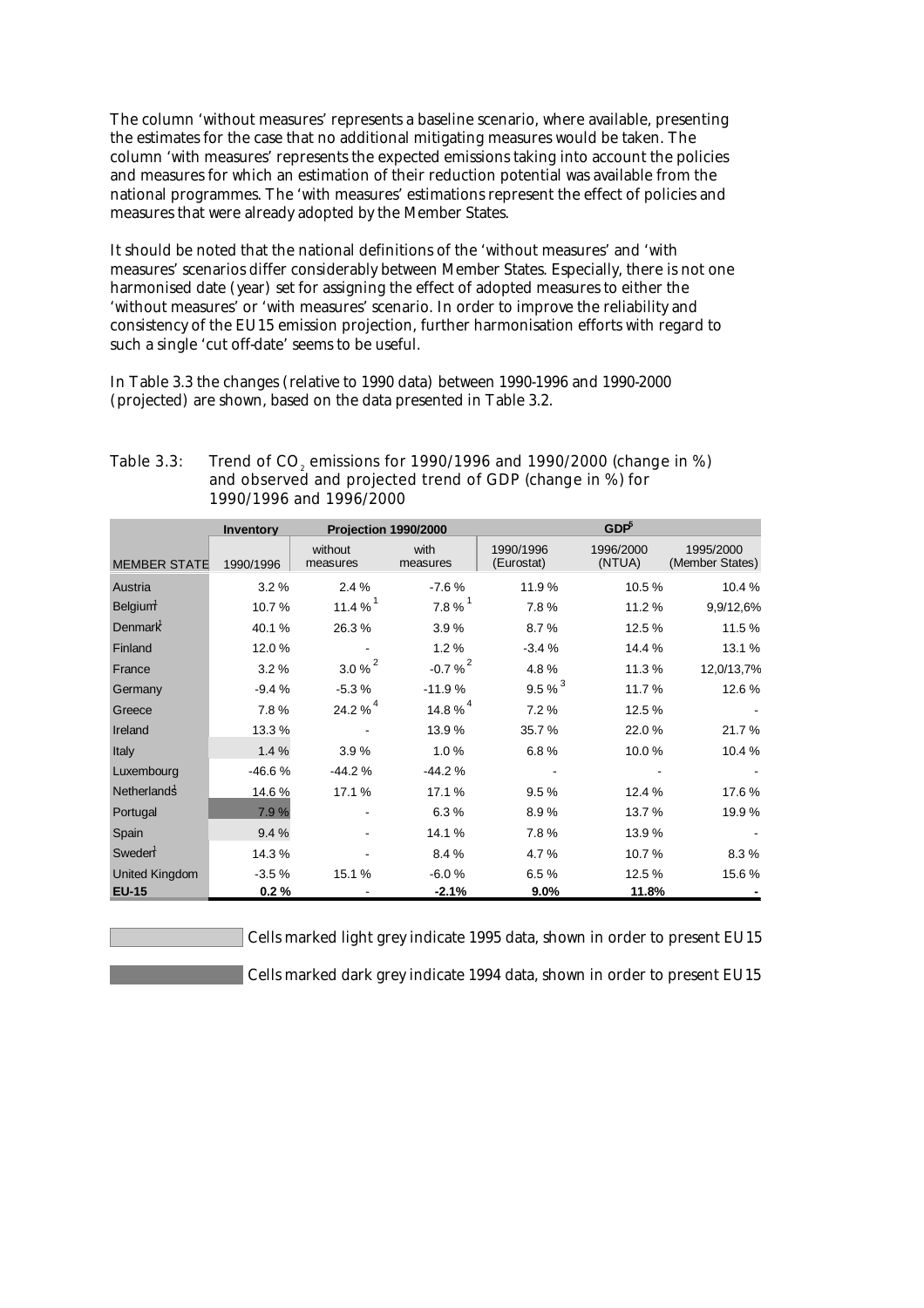The column 'without measures' represents a baseline scenario, where available, presenting the estimates for the case that no additional mitigating measures would be taken. The column 'with measures' represents the expected emissions taking into account the policies and measures for which an estimation of their reduction potential was available from the national programmes. The 'with measures' estimations represent the effect of policies and measures that were already adopted by the Member States.

It should be noted that the national definitions of the 'without measures' and 'with measures' scenarios differ considerably between Member States. Especially, there is not one harmonised date (year) set for assigning the effect of adopted measures to either the 'without measures' or 'with measures' scenario. In order to improve the reliability and consistency of the EU15 emission projection, further harmonisation efforts with regard to such a single 'cut off-date' seems to be useful.

In Table 3.3 the changes (relative to 1990 data) between 1990-1996 and 1990-2000 (projected) are shown, based on the data presented in Table 3.2.

Table 3.3: Trend of $CO_2$ emissions for 1990/1996 and 1990/2000 (change in %) and observed and projected trend of GDP (change in %) for 1990/1996 and 1996/2000

| | Inventory | Projection 1990/2000 | | GDP[5] | | |
|---|---|---|---|---|---|---|
| MEMBER STATE | 1990/1996 | without measures | with measures | 1990/1996 (Eurostat) | 1996/2000 (NTUA) | 1995/2000 (Member States) |
| Austria | 3.2 % | 2.4 % | -7.6 % | 11.9 % | 10.5 % | 10.4 % |
| Belgium[1] | 10.7 % | 11.4 %[1] | 7.8 %[1] | 7.8 % | 11.2 % | 9,9/12,6% |
| Denmark[1] | 40.1 % | 26.3 % | 3.9 % | 8.7 % | 12.5 % | 11.5 % |
| Finland | 12.0 % | - | 1.2 % | -3.4 % | 14.4 % | 13.1 % |
| France | 3.2 % | 3.0 %[2] | -0.7 %[2] | 4.8 % | 11.3 % | 12,0/13,7% |
| Germany | -9.4 % | -5.3 % | -11.9 % | 9.5 %[3] | 11.7 % | 12.6 % |
| Greece | 7.8 % | 24.2 %[4] | 14.8 %[4] | 7.2 % | 12.5 % | - |
| Ireland | 13.3 % | - | 13.9 % | 35.7 % | 22.0 % | 21.7 % |
| Italy | 1.4 % | 3.9 % | 1.0 % | 6.8 % | 10.0 % | 10.4 % |
| Luxembourg | -46.6 % | -44.2 % | -44.2 % | - | - | - |
| Netherlands[1] | 14.6 % | 17.1 % | 17.1 % | 9.5 % | 12.4 % | 17.6 % |
| Portugal | 7.9 % | - | 6.3 % | 8.9 % | 13.7 % | 19.9 % |
| Spain | 9.4 % | - | 14.1 % | 7.8 % | 13.9 % | - |
| Sweden[1] | 14.3 % | - | 8.4 % | 4.7 % | 10.7 % | 8.3 % |
| United Kingdom | -3.5 % | 15.1 % | -6.0 % | 6.5 % | 12.5 % | 15.6 % |
| **EU-15** | **0.2 %** | - | **-2.1%** | **9.0%** | **11.8%** | - |

Cells marked light grey indicate 1995 data, shown in order to present EU15

Cells marked dark grey indicate 1994 data, shown in order to present EU15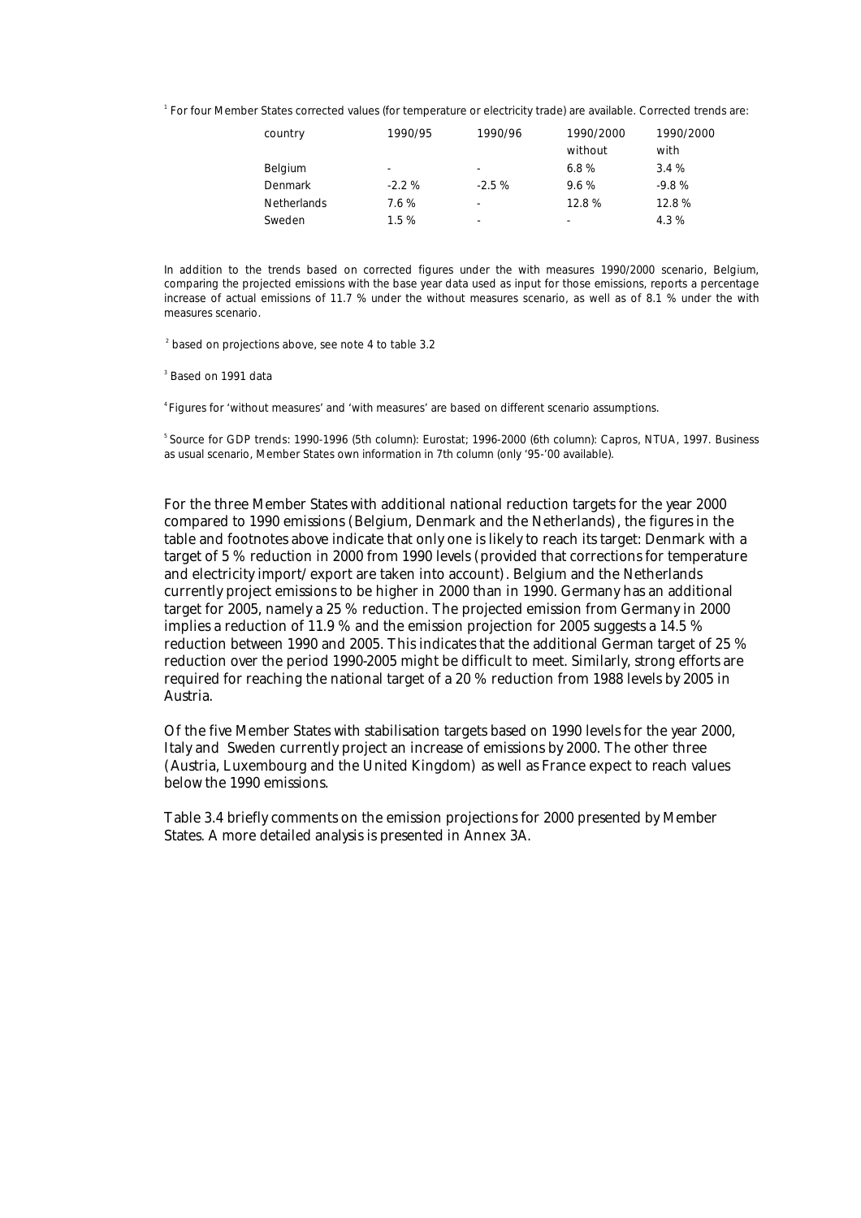[1] For four Member States corrected values (for temperature or electricity trade) are available. Corrected trends are:

| country | 1990/95 | 1990/96 | 1990/2000 without | 1990/2000 with |
|---|---|---|---|---|
| Belgium | - | - | 6.8 % | 3.4 % |
| Denmark | -2.2 % | -2.5 % | 9.6 % | -9.8 % |
| Netherlands | 7.6 % | - | 12.8 % | 12.8 % |
| Sweden | 1.5 % | - | - | 4.3 % |

In addition to the trends based on corrected figures under the with measures 1990/2000 scenario, Belgium, comparing the projected emissions with the base year data used as input for those emissions, reports a percentage increase of actual emissions of 11.7 % under the without measures scenario, as well as of 8.1 % under the with measures scenario.

[2] based on projections above, see note 4 to table 3.2

[3] Based on 1991 data

[4] Figures for 'without measures' and 'with measures' are based on different scenario assumptions.

[5] Source for GDP trends: 1990-1996 (5th column): Eurostat; 1996-2000 (6th column): Capros, NTUA, 1997. Business as usual scenario, Member States own information in 7th column (only '95-'00 available).

For the three Member States with additional national reduction targets for the year 2000 compared to 1990 emissions (Belgium, Denmark and the Netherlands), the figures in the table and footnotes above indicate that only one is likely to reach its target: Denmark with a target of 5 % reduction in 2000 from 1990 levels (provided that corrections for temperature and electricity import/ export are taken into account). Belgium and the Netherlands currently project emissions to be higher in 2000 than in 1990. Germany has an additional target for 2005, namely a 25 % reduction. The projected emission from Germany in 2000 implies a reduction of 11.9 % and the emission projection for 2005 suggests a 14.5 % reduction between 1990 and 2005. This indicates that the additional German target of 25 % reduction over the period 1990-2005 might be difficult to meet. Similarly, strong efforts are required for reaching the national target of a 20 % reduction from 1988 levels by 2005 in Austria.

Of the five Member States with stabilisation targets based on 1990 levels for the year 2000, Italy and Sweden currently project an increase of emissions by 2000. The other three (Austria, Luxembourg and the United Kingdom) as well as France expect to reach values below the 1990 emissions.

Table 3.4 briefly comments on the emission projections for 2000 presented by Member States. A more detailed analysis is presented in Annex 3A.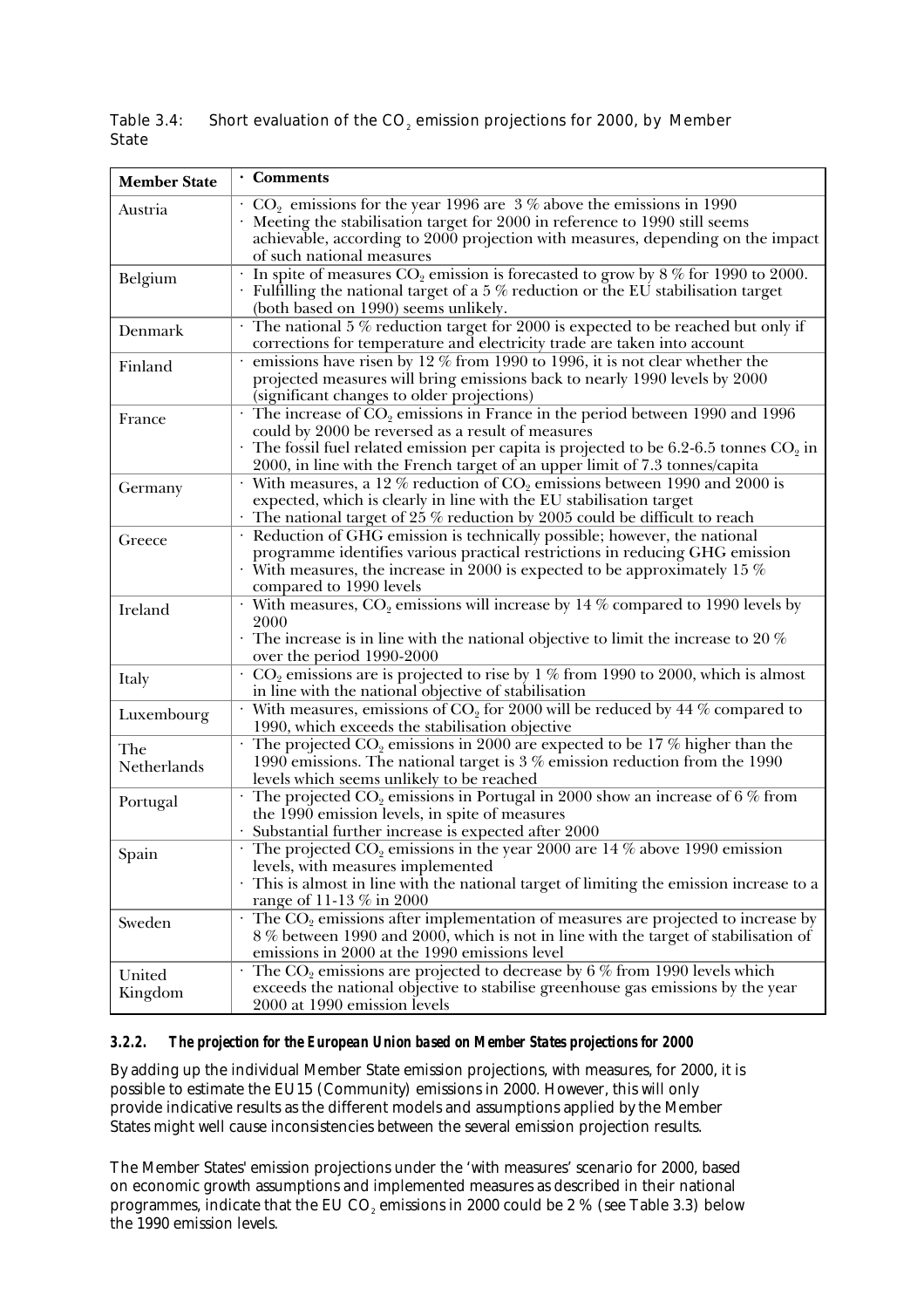Table 3.4: Short evaluation of the $CO_2$ emission projections for 2000, by Member State

| Member State | · Comments |
|---|---|
| Austria | · $CO_2$ emissions for the year 1996 are 3 % above the emissions in 1990<br>· Meeting the stabilisation target for 2000 in reference to 1990 still seems achievable, according to 2000 projection with measures, depending on the impact of such national measures |
| Belgium | · In spite of measures $CO_2$ emission is forecasted to grow by 8 % for 1990 to 2000.<br>· Fulfilling the national target of a 5 % reduction or the EU stabilisation target (both based on 1990) seems unlikely. |
| Denmark | · The national 5 % reduction target for 2000 is expected to be reached but only if corrections for temperature and electricity trade are taken into account |
| Finland | · emissions have risen by 12 % from 1990 to 1996, it is not clear whether the projected measures will bring emissions back to nearly 1990 levels by 2000 (significant changes to older projections) |
| France | · The increase of $CO_2$ emissions in France in the period between 1990 and 1996 could by 2000 be reversed as a result of measures<br>· The fossil fuel related emission per capita is projected to be 6.2-6.5 tonnes $CO_2$ in 2000, in line with the French target of an upper limit of 7.3 tonnes/capita |
| Germany | · With measures, a 12 % reduction of $CO_2$ emissions between 1990 and 2000 is expected, which is clearly in line with the EU stabilisation target<br>· The national target of 25 % reduction by 2005 could be difficult to reach |
| Greece | · Reduction of GHG emission is technically possible; however, the national programme identifies various practical restrictions in reducing GHG emission<br>· With measures, the increase in 2000 is expected to be approximately 15 % compared to 1990 levels |
| Ireland | · With measures, $CO_2$ emissions will increase by 14 % compared to 1990 levels by 2000<br>· The increase is in line with the national objective to limit the increase to 20 % over the period 1990-2000 |
| Italy | · $CO_2$ emissions are is projected to rise by 1 % from 1990 to 2000, which is almost in line with the national objective of stabilisation |
| Luxembourg | · With measures, emissions of $CO_2$ for 2000 will be reduced by 44 % compared to 1990, which exceeds the stabilisation objective |
| The Netherlands | · The projected $CO_2$ emissions in 2000 are expected to be 17 % higher than the 1990 emissions. The national target is 3 % emission reduction from the 1990 levels which seems unlikely to be reached |
| Portugal | · The projected $CO_2$ emissions in Portugal in 2000 show an increase of 6 % from the 1990 emission levels, in spite of measures<br>· Substantial further increase is expected after 2000 |
| Spain | · The projected $CO_2$ emissions in the year 2000 are 14 % above 1990 emission levels, with measures implemented<br>· This is almost in line with the national target of limiting the emission increase to a range of 11-13 % in 2000 |
| Sweden | · The $CO_2$ emissions after implementation of measures are projected to increase by 8 % between 1990 and 2000, which is not in line with the target of stabilisation of emissions in 2000 at the 1990 emissions level |
| United Kingdom | · The $CO_2$ emissions are projected to decrease by 6 % from 1990 levels which exceeds the national objective to stabilise greenhouse gas emissions by the year 2000 at 1990 emission levels |

### 3.2.2. *The projection for the European Union based on Member States projections for 2000*

By adding up the individual Member State emission projections, with measures, for 2000, it is possible to estimate the EU15 (Community) emissions in 2000. However, this will only provide indicative results as the different models and assumptions applied by the Member States might well cause inconsistencies between the several emission projection results.

The Member States' emission projections under the 'with measures' scenario for 2000, based on economic growth assumptions and implemented measures as described in their national programmes, indicate that the EU $CO_2$ emissions in 2000 could be 2 % (see Table 3.3) below the 1990 emission levels.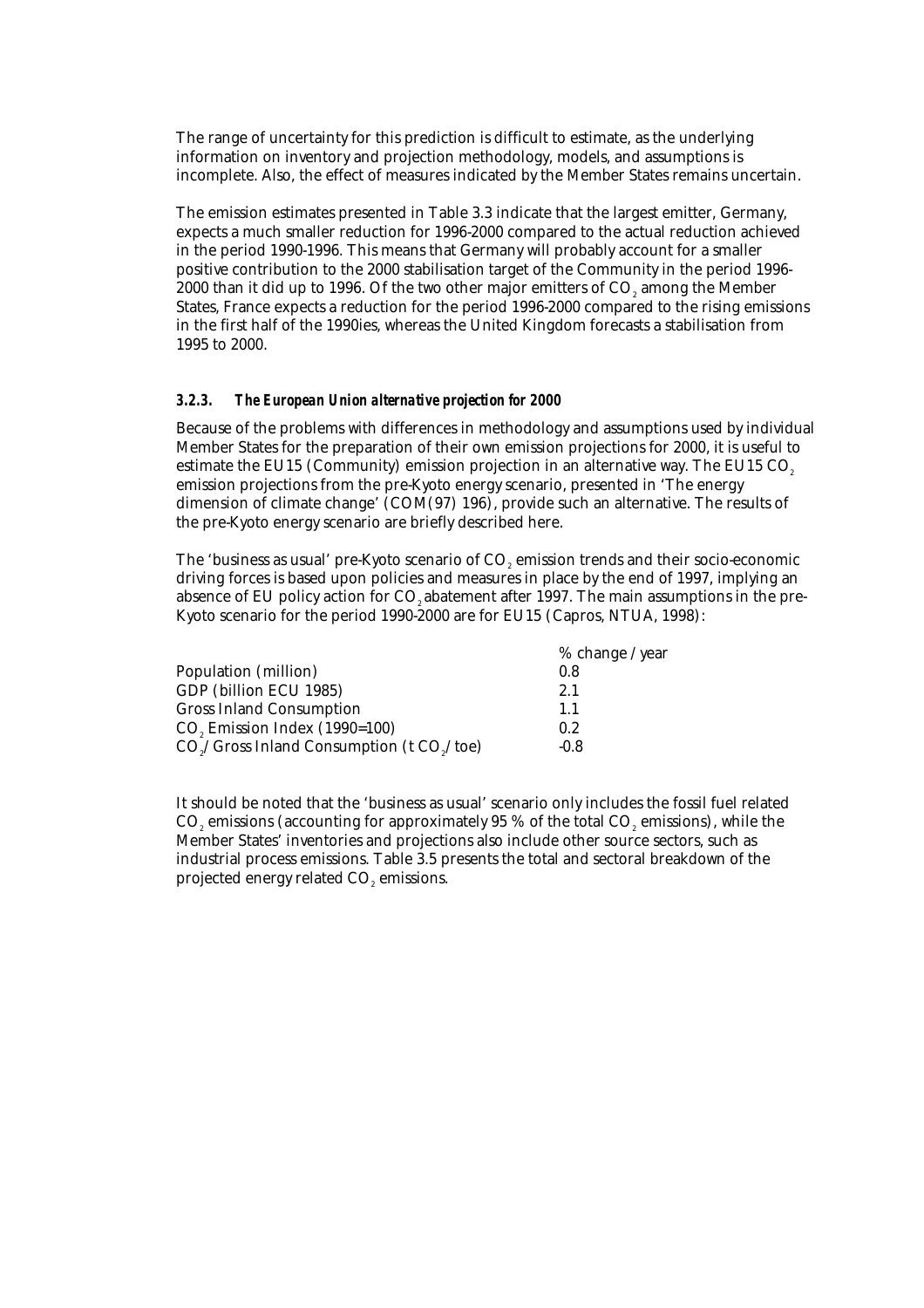The range of uncertainty for this prediction is difficult to estimate, as the underlying information on inventory and projection methodology, models, and assumptions is incomplete. Also, the effect of measures indicated by the Member States remains uncertain.

The emission estimates presented in Table 3.3 indicate that the largest emitter, Germany, expects a much smaller reduction for 1996-2000 compared to the actual reduction achieved in the period 1990-1996. This means that Germany will probably account for a smaller positive contribution to the 2000 stabilisation target of the Community in the period 1996-2000 than it did up to 1996. Of the two other major emitters of $CO_2$ among the Member States, France expects a reduction for the period 1996-2000 compared to the rising emissions in the first half of the 1990ies, whereas the United Kingdom forecasts a stabilisation from 1995 to 2000.

### *3.2.3. The European Union alternative projection for 2000*

Because of the problems with differences in methodology and assumptions used by individual Member States for the preparation of their own emission projections for 2000, it is useful to estimate the EU15 (Community) emission projection in an alternative way. The EU15 $CO_2$ emission projections from the pre-Kyoto energy scenario, presented in 'The energy dimension of climate change' (COM(97) 196), provide such an alternative. The results of the pre-Kyoto energy scenario are briefly described here.

The 'business as usual' pre-Kyoto scenario of $CO_2$ emission trends and their socio-economic driving forces is based upon policies and measures in place by the end of 1997, implying an absence of EU policy action for $CO_2$ abatement after 1997. The main assumptions in the pre-Kyoto scenario for the period 1990-2000 are for EU15 (Capros, NTUA, 1998):

| | % change / year |
|---|---|
| Population (million) | 0.8 |
| GDP (billion ECU 1985) | 2.1 |
| Gross Inland Consumption | 1.1 |
| $CO_2$ Emission Index (1990=100) | 0.2 |
| $CO_2$/ Gross Inland Consumption (t $CO_2$/ toe) | -0.8 |

It should be noted that the 'business as usual' scenario only includes the fossil fuel related $CO_2$ emissions (accounting for approximately 95 % of the total $CO_2$ emissions), while the Member States' inventories and projections also include other source sectors, such as industrial process emissions. Table 3.5 presents the total and sectoral breakdown of the projected energy related $CO_2$ emissions.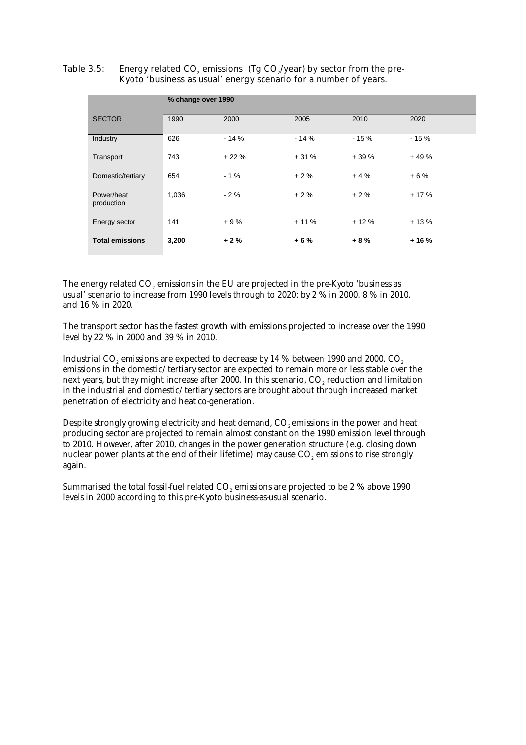Table 3.5: Energy related $CO_2$ emissions (Tg $CO_2$/year) by sector from the pre-Kyoto 'business as usual' energy scenario for a number of years.

| | % change over 1990 | | | | |
|---|---|---|---|---|---|
| SECTOR | 1990 | 2000 | 2005 | 2010 | 2020 |
| Industry | 626 | - 14 % | - 14 % | - 15 % | - 15 % |
| Transport | 743 | + 22 % | + 31 % | + 39 % | + 49 % |
| Domestic/tertiary | 654 | - 1 % | + 2 % | + 4 % | + 6 % |
| Power/heat production | 1,036 | - 2 % | + 2 % | + 2 % | + 17 % |
| Energy sector | 141 | + 9 % | + 11 % | + 12 % | + 13 % |
| **Total emissions** | **3,200** | **+ 2 %** | **+ 6 %** | **+ 8 %** | **+ 16 %** |

The energy related $CO_2$ emissions in the EU are projected in the pre-Kyoto 'business as usual' scenario to increase from 1990 levels through to 2020: by 2 % in 2000, 8 % in 2010, and 16 % in 2020.

The transport sector has the fastest growth with emissions projected to increase over the 1990 level by 22 % in 2000 and 39 % in 2010.

Industrial $CO_2$ emissions are expected to decrease by 14 % between 1990 and 2000. $CO_2$ emissions in the domestic/ tertiary sector are expected to remain more or less stable over the next years, but they might increase after 2000. In this scenario, $CO_2$ reduction and limitation in the industrial and domestic/ tertiary sectors are brought about through increased market penetration of electricity and heat co-generation.

Despite strongly growing electricity and heat demand, $CO_2$ emissions in the power and heat producing sector are projected to remain almost constant on the 1990 emission level through to 2010. However, after 2010, changes in the power generation structure (e.g. closing down nuclear power plants at the end of their lifetime) may cause $CO_2$ emissions to rise strongly again.

Summarised the total fossil-fuel related $CO_2$ emissions are projected to be 2 % above 1990 levels in 2000 according to this pre-Kyoto business-as-usual scenario.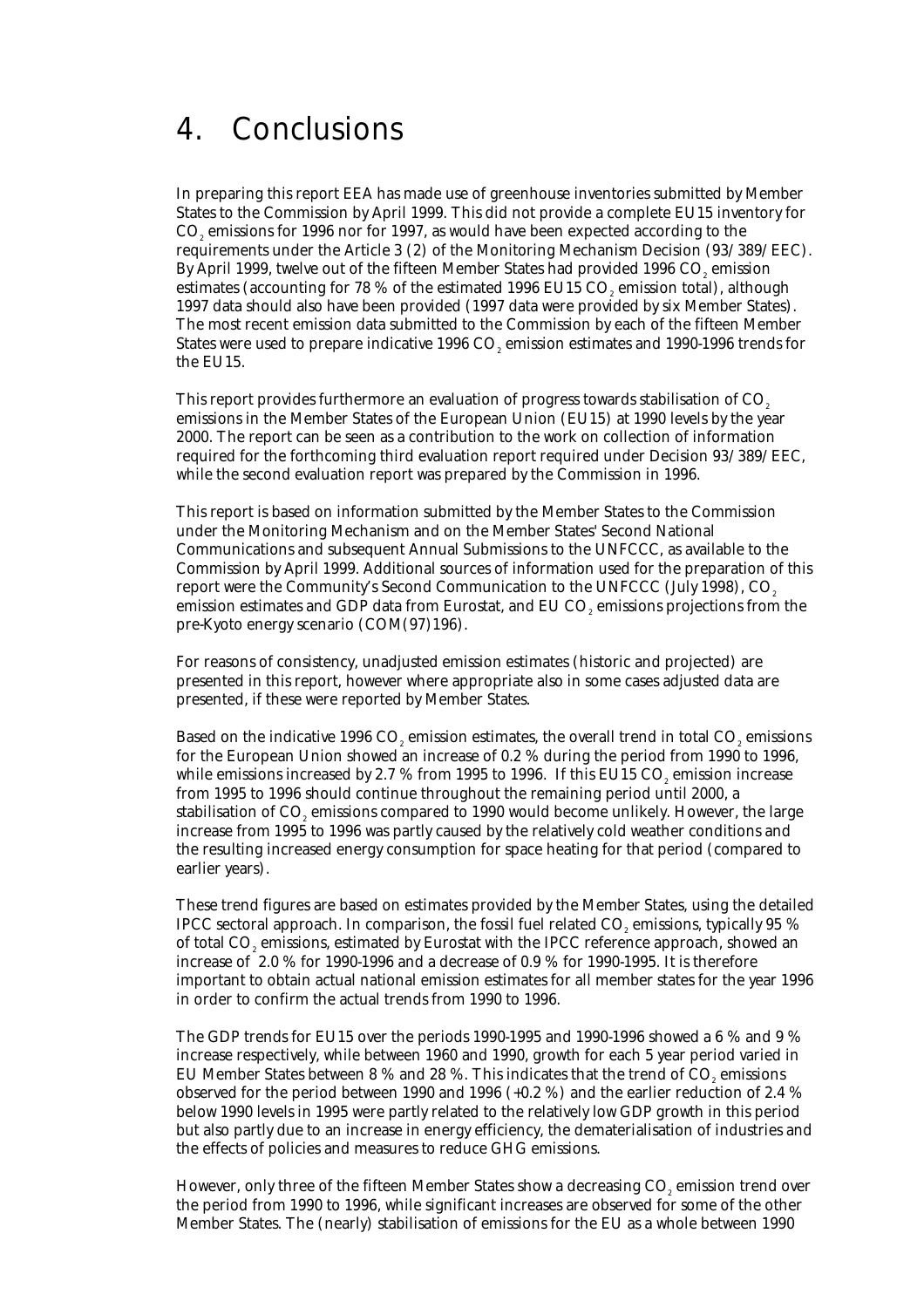# 4. Conclusions

In preparing this report EEA has made use of greenhouse inventories submitted by Member States to the Commission by April 1999. This did not provide a complete EU15 inventory for $CO_2$ emissions for 1996 nor for 1997, as would have been expected according to the requirements under the Article 3 (2) of the Monitoring Mechanism Decision (93/389/EEC). By April 1999, twelve out of the fifteen Member States had provided 1996 $CO_2$ emission estimates (accounting for 78 % of the estimated 1996 EU15 $CO_2$ emission total), although 1997 data should also have been provided (1997 data were provided by six Member States). The most recent emission data submitted to the Commission by each of the fifteen Member States were used to prepare indicative 1996 $CO_2$ emission estimates and 1990-1996 trends for the EU15.

This report provides furthermore an evaluation of progress towards stabilisation of $CO_2$ emissions in the Member States of the European Union (EU15) at 1990 levels by the year 2000. The report can be seen as a contribution to the work on collection of information required for the forthcoming third evaluation report required under Decision 93/389/EEC, while the second evaluation report was prepared by the Commission in 1996.

This report is based on information submitted by the Member States to the Commission under the Monitoring Mechanism and on the Member States' Second National Communications and subsequent Annual Submissions to the UNFCCC, as available to the Commission by April 1999. Additional sources of information used for the preparation of this report were the Community's Second Communication to the UNFCCC (July 1998), $CO_2$ emission estimates and GDP data from Eurostat, and EU $CO_2$ emissions projections from the pre-Kyoto energy scenario (COM(97)196).

For reasons of consistency, unadjusted emission estimates (historic and projected) are presented in this report, however where appropriate also in some cases adjusted data are presented, if these were reported by Member States.

Based on the indicative 1996 $CO_2$ emission estimates, the overall trend in total $CO_2$ emissions for the European Union showed an increase of 0.2 % during the period from 1990 to 1996, while emissions increased by 2.7 % from 1995 to 1996. If this EU15 $CO_2$ emission increase from 1995 to 1996 should continue throughout the remaining period until 2000, a stabilisation of $CO_2$ emissions compared to 1990 would become unlikely. However, the large increase from 1995 to 1996 was partly caused by the relatively cold weather conditions and the resulting increased energy consumption for space heating for that period (compared to earlier years).

These trend figures are based on estimates provided by the Member States, using the detailed IPCC sectoral approach. In comparison, the fossil fuel related $CO_2$ emissions, typically 95 % of total $CO_2$ emissions, estimated by Eurostat with the IPCC reference approach, showed an increase of 2.0 % for 1990-1996 and a decrease of 0.9 % for 1990-1995. It is therefore important to obtain actual national emission estimates for all member states for the year 1996 in order to confirm the actual trends from 1990 to 1996.

The GDP trends for EU15 over the periods 1990-1995 and 1990-1996 showed a 6 % and 9 % increase respectively, while between 1960 and 1990, growth for each 5 year period varied in EU Member States between 8 % and 28 %. This indicates that the trend of $CO_2$ emissions observed for the period between 1990 and 1996 (+0.2 %) and the earlier reduction of 2.4 % below 1990 levels in 1995 were partly related to the relatively low GDP growth in this period but also partly due to an increase in energy efficiency, the dematerialisation of industries and the effects of policies and measures to reduce GHG emissions.

However, only three of the fifteen Member States show a decreasing $CO_2$ emission trend over the period from 1990 to 1996, while significant increases are observed for some of the other Member States. The (nearly) stabilisation of emissions for the EU as a whole between 1990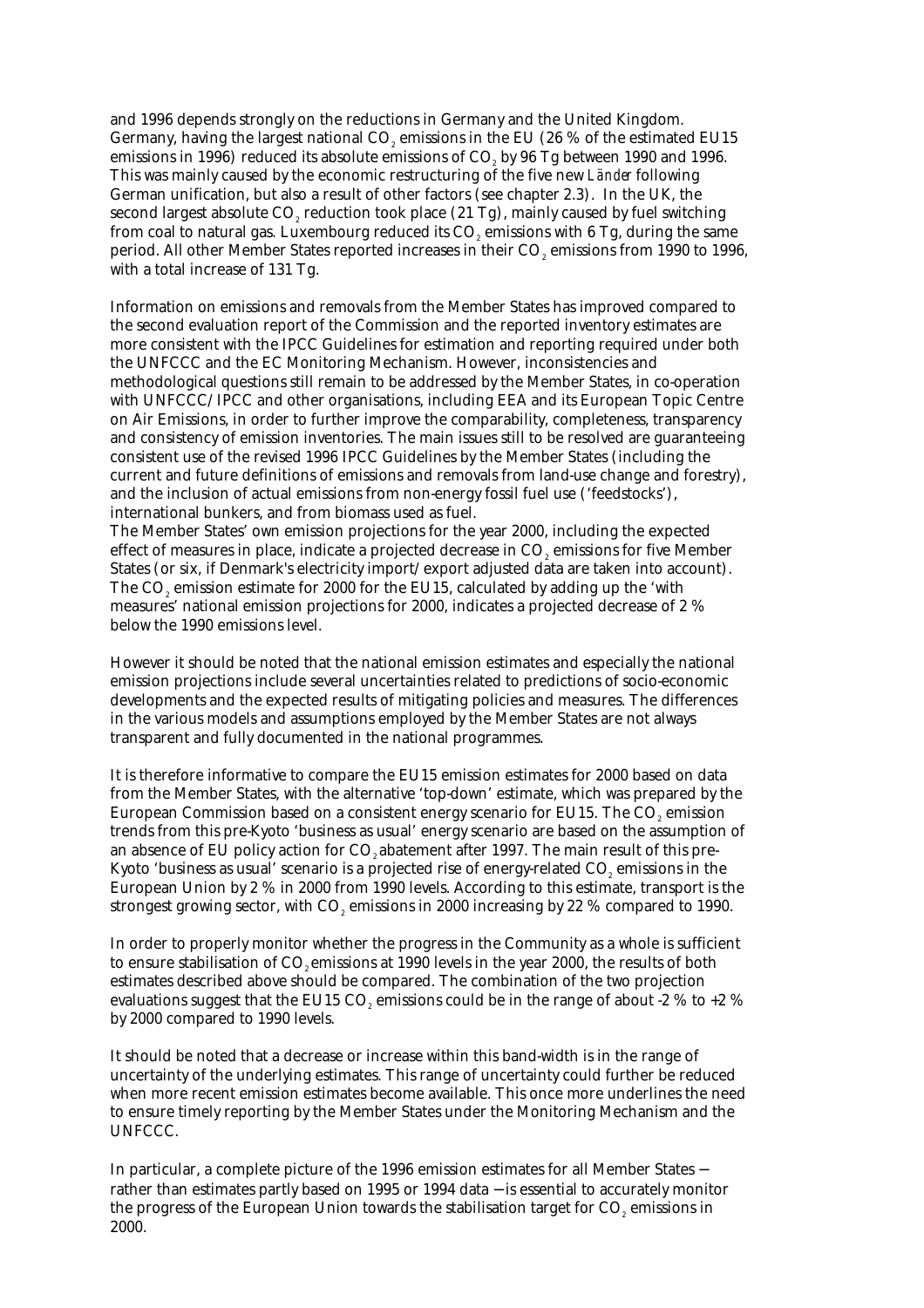and 1996 depends strongly on the reductions in Germany and the United Kingdom. Germany, having the largest national $CO_2$ emissions in the EU (26 % of the estimated EU15 emissions in 1996) reduced its absolute emissions of $CO_2$ by 96 Tg between 1990 and 1996. This was mainly caused by the economic restructuring of the five new *Länder* following German unification, but also a result of other factors (see chapter 2.3). In the UK, the second largest absolute $CO_2$ reduction took place (21 Tg), mainly caused by fuel switching from coal to natural gas. Luxembourg reduced its $CO_2$ emissions with 6 Tg, during the same period. All other Member States reported increases in their $CO_2$ emissions from 1990 to 1996, with a total increase of 131 Tg.

Information on emissions and removals from the Member States has improved compared to the second evaluation report of the Commission and the reported inventory estimates are more consistent with the IPCC Guidelines for estimation and reporting required under both the UNFCCC and the EC Monitoring Mechanism. However, inconsistencies and methodological questions still remain to be addressed by the Member States, in co-operation with UNFCCC/IPCC and other organisations, including EEA and its European Topic Centre on Air Emissions, in order to further improve the comparability, completeness, transparency and consistency of emission inventories. The main issues still to be resolved are guaranteeing consistent use of the revised 1996 IPCC Guidelines by the Member States (including the current and future definitions of emissions and removals from land-use change and forestry), and the inclusion of actual emissions from non-energy fossil fuel use ('feedstocks'), international bunkers, and from biomass used as fuel.

The Member States' own emission projections for the year 2000, including the expected effect of measures in place, indicate a projected decrease in $CO_2$ emissions for five Member States (or six, if Denmark's electricity import/export adjusted data are taken into account). The $CO_2$ emission estimate for 2000 for the EU15, calculated by adding up the 'with measures' national emission projections for 2000, indicates a projected decrease of 2 % below the 1990 emissions level.

However it should be noted that the national emission estimates and especially the national emission projections include several uncertainties related to predictions of socio-economic developments and the expected results of mitigating policies and measures. The differences in the various models and assumptions employed by the Member States are not always transparent and fully documented in the national programmes.

It is therefore informative to compare the EU15 emission estimates for 2000 based on data from the Member States, with the alternative 'top-down' estimate, which was prepared by the European Commission based on a consistent energy scenario for EU15. The $CO_2$ emission trends from this pre-Kyoto 'business as usual' energy scenario are based on the assumption of an absence of EU policy action for $CO_2$ abatement after 1997. The main result of this pre-Kyoto 'business as usual' scenario is a projected rise of energy-related $CO_2$ emissions in the European Union by 2 % in 2000 from 1990 levels. According to this estimate, transport is the strongest growing sector, with $CO_2$ emissions in 2000 increasing by 22 % compared to 1990.

In order to properly monitor whether the progress in the Community as a whole is sufficient to ensure stabilisation of $CO_2$ emissions at 1990 levels in the year 2000, the results of both estimates described above should be compared. The combination of the two projection evaluations suggest that the EU15 $CO_2$ emissions could be in the range of about -2 % to +2 % by 2000 compared to 1990 levels.

It should be noted that a decrease or increase within this band-width is in the range of uncertainty of the underlying estimates. This range of uncertainty could further be reduced when more recent emission estimates become available. This once more underlines the need to ensure timely reporting by the Member States under the Monitoring Mechanism and the UNFCCC.

In particular, a complete picture of the 1996 emission estimates for all Member States − rather than estimates partly based on 1995 or 1994 data − is essential to accurately monitor the progress of the European Union towards the stabilisation target for $CO_2$ emissions in 2000.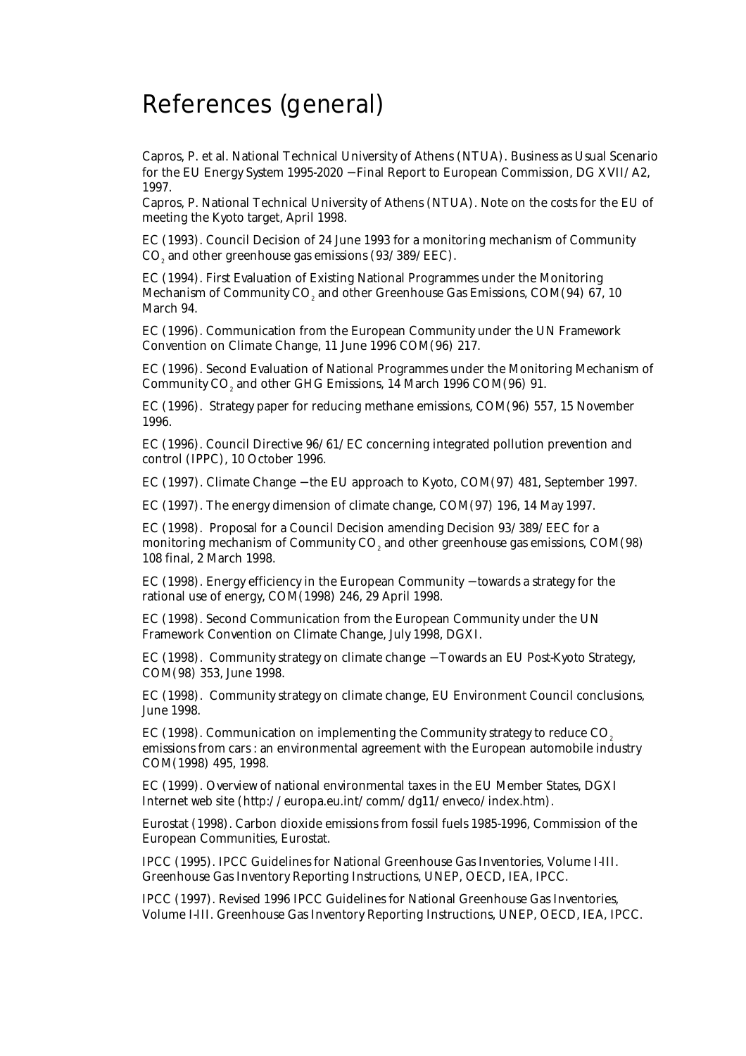# References (general)

Capros, P. et al. National Technical University of Athens (NTUA). Business as Usual Scenario for the EU Energy System 1995-2020 – Final Report to European Commission, DG XVII/A2, 1997.

Capros, P. National Technical University of Athens (NTUA). Note on the costs for the EU of meeting the Kyoto target, April 1998.

EC (1993). Council Decision of 24 June 1993 for a monitoring mechanism of Community $CO_2$ and other greenhouse gas emissions (93/389/EEC).

EC (1994). First Evaluation of Existing National Programmes under the Monitoring Mechanism of Community $CO_2$ and other Greenhouse Gas Emissions, COM(94) 67, 10 March 94.

EC (1996). Communication from the European Community under the UN Framework Convention on Climate Change, 11 June 1996 COM(96) 217.

EC (1996). Second Evaluation of National Programmes under the Monitoring Mechanism of Community $CO_2$ and other GHG Emissions, 14 March 1996 COM(96) 91.

EC (1996). Strategy paper for reducing methane emissions, COM(96) 557, 15 November 1996.

EC (1996). Council Directive 96/61/EC concerning integrated pollution prevention and control (IPPC), 10 October 1996.

EC (1997). Climate Change – the EU approach to Kyoto, COM(97) 481, September 1997.

EC (1997). The energy dimension of climate change, COM(97) 196, 14 May 1997.

EC (1998). Proposal for a Council Decision amending Decision 93/389/EEC for a monitoring mechanism of Community $CO_2$ and other greenhouse gas emissions, COM(98) 108 final, 2 March 1998.

EC (1998). Energy efficiency in the European Community – towards a strategy for the rational use of energy, COM(1998) 246, 29 April 1998.

EC (1998). Second Communication from the European Community under the UN Framework Convention on Climate Change, July 1998, DGXI.

EC (1998). Community strategy on climate change – Towards an EU Post-Kyoto Strategy, COM(98) 353, June 1998.

EC (1998). Community strategy on climate change, EU Environment Council conclusions, June 1998.

EC (1998). Communication on implementing the Community strategy to reduce $CO_2$ emissions from cars : an environmental agreement with the European automobile industry COM(1998) 495, 1998.

EC (1999). Overview of national environmental taxes in the EU Member States, DGXI Internet web site (http://europa.eu.int/comm/dg11/enveco/index.htm).

Eurostat (1998). Carbon dioxide emissions from fossil fuels 1985-1996, Commission of the European Communities, Eurostat.

IPCC (1995). IPCC Guidelines for National Greenhouse Gas Inventories, Volume I-III. Greenhouse Gas Inventory Reporting Instructions, UNEP, OECD, IEA, IPCC.

IPCC (1997). Revised 1996 IPCC Guidelines for National Greenhouse Gas Inventories, Volume I-III. Greenhouse Gas Inventory Reporting Instructions, UNEP, OECD, IEA, IPCC.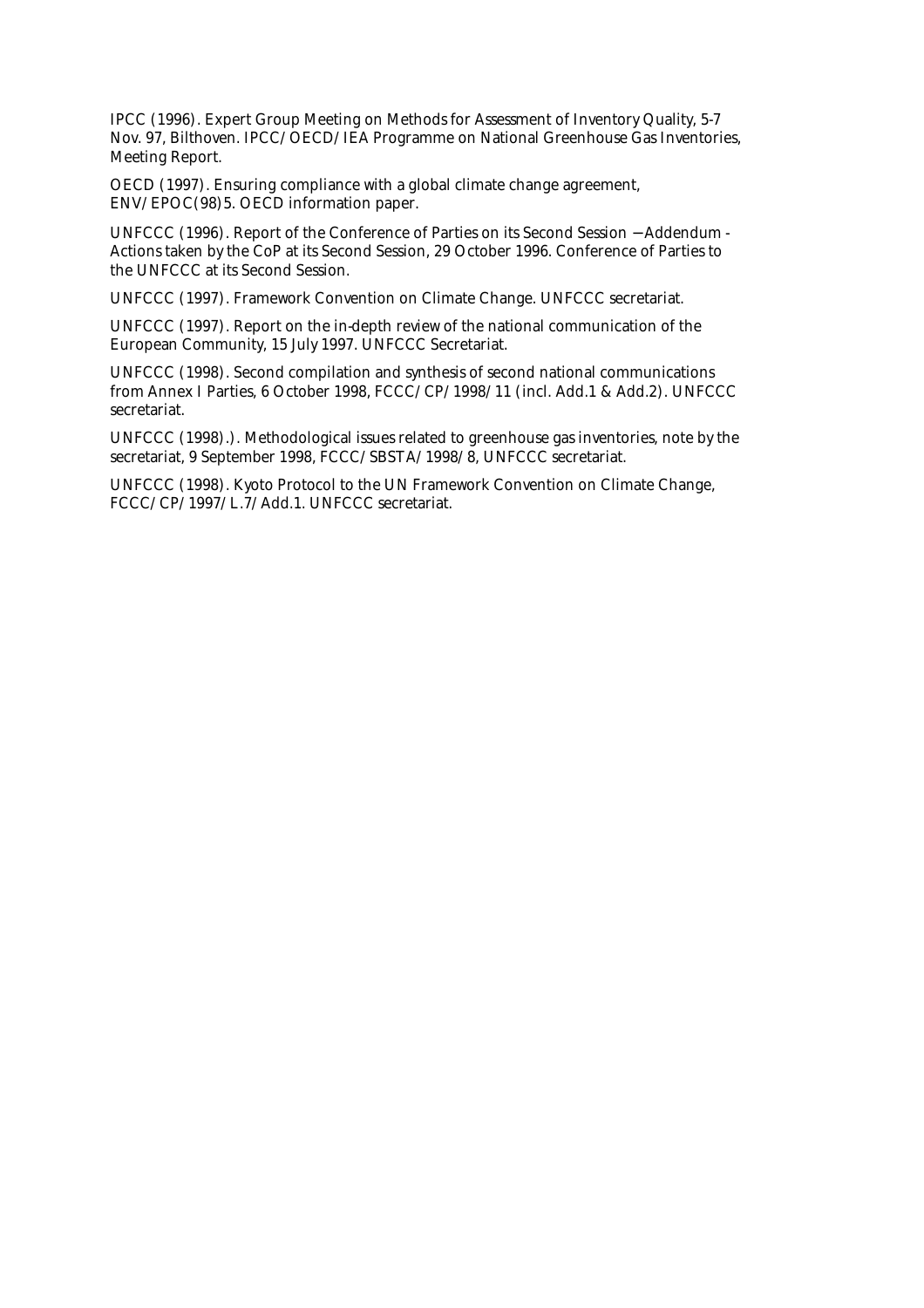IPCC (1996). Expert Group Meeting on Methods for Assessment of Inventory Quality, 5-7 Nov. 97, Bilthoven. IPCC/OECD/IEA Programme on National Greenhouse Gas Inventories, Meeting Report.

OECD (1997). Ensuring compliance with a global climate change agreement, ENV/EPOC(98)5. OECD information paper.

UNFCCC (1996). Report of the Conference of Parties on its Second Session − Addendum - Actions taken by the CoP at its Second Session, 29 October 1996. Conference of Parties to the UNFCCC at its Second Session.

UNFCCC (1997). Framework Convention on Climate Change. UNFCCC secretariat.

UNFCCC (1997). Report on the in-depth review of the national communication of the European Community, 15 July 1997. UNFCCC Secretariat.

UNFCCC (1998). Second compilation and synthesis of second national communications from Annex I Parties, 6 October 1998, FCCC/CP/1998/11 (incl. Add.1 & Add.2). UNFCCC secretariat.

UNFCCC (1998).). Methodological issues related to greenhouse gas inventories, note by the secretariat, 9 September 1998, FCCC/SBSTA/1998/8, UNFCCC secretariat.

UNFCCC (1998). Kyoto Protocol to the UN Framework Convention on Climate Change, FCCC/CP/1997/L.7/Add.1. UNFCCC secretariat.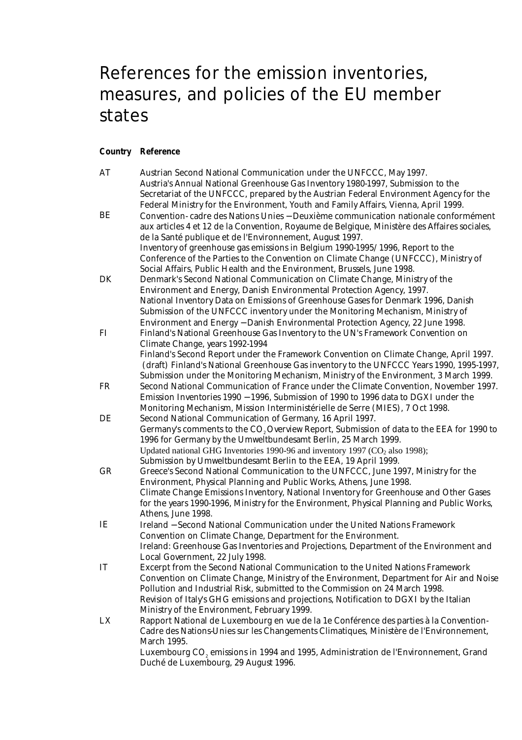# References for the emission inventories, measures, and policies of the EU member states

| Country | Reference |
|---|---|
| AT | Austrian Second National Communication under the UNFCCC, May 1997.<br>Austria's Annual National Greenhouse Gas Inventory 1980-1997, Submission to the Secretariat of the UNFCCC, prepared by the Austrian Federal Environment Agency for the Federal Ministry for the Environment, Youth and Family Affairs, Vienna, April 1999. |
| BE | Convention-cadre des Nations Unies – Deuxième communication nationale conformément aux articles 4 et 12 de la Convention, Royaume de Belgique, Ministère des Affaires sociales, de la Santé publique et de l'Environnement, August 1997.<br>Inventory of greenhouse gas emissions in Belgium 1990-1995/1996, Report to the Conference of the Parties to the Convention on Climate Change (UNFCCC), Ministry of Social Affairs, Public Health and the Environment, Brussels, June 1998. |
| DK | Denmark's Second National Communication on Climate Change, Ministry of the Environment and Energy, Danish Environmental Protection Agency, 1997.<br>National Inventory Data on Emissions of Greenhouse Gases for Denmark 1996, Danish Submission of the UNFCCC inventory under the Monitoring Mechanism, Ministry of Environment and Energy – Danish Environmental Protection Agency, 22 June 1998. |
| FI | Finland's National Greenhouse Gas Inventory to the UN's Framework Convention on Climate Change, years 1992-1994<br>Finland's Second Report under the Framework Convention on Climate Change, April 1997.<br>(draft) Finland's National Greenhouse Gas inventory to the UNFCCC Years 1990, 1995-1997, Submission under the Monitoring Mechanism, Ministry of the Environment, 3 March 1999. |
| FR | Second National Communication of France under the Climate Convention, November 1997.<br>Emission Inventories 1990 – 1996, Submission of 1990 to 1996 data to DGXI under the Monitoring Mechanism, Mission Interministérielle de Serre (MIES), 7 Oct 1998. |
| DE | Second National Communication of Germany, 16 April 1997.<br>Germany's comments to the $CO_2$ Overview Report, Submission of data to the EEA for 1990 to 1996 for Germany by the Umweltbundesamt Berlin, 25 March 1999.<br>Updated national GHG Inventories 1990-96 and inventory 1997 ($CO_2$ also 1998);<br>Submission by Umweltbundesamt Berlin to the EEA, 19 April 1999. |
| GR | Greece's Second National Communication to the UNFCCC, June 1997, Ministry for the Environment, Physical Planning and Public Works, Athens, June 1998.<br>Climate Change Emissions Inventory, National Inventory for Greenhouse and Other Gases for the years 1990-1996, Ministry for the Environment, Physical Planning and Public Works, Athens, June 1998. |
| IE | Ireland – Second National Communication under the United Nations Framework Convention on Climate Change, Department for the Environment.<br>Ireland: Greenhouse Gas Inventories and Projections, Department of the Environment and Local Government, 22 July 1998. |
| IT | Excerpt from the Second National Communication to the United Nations Framework Convention on Climate Change, Ministry of the Environment, Department for Air and Noise Pollution and Industrial Risk, submitted to the Commission on 24 March 1998.<br>Revision of Italy's GHG emissions and projections, Notification to DGXI by the Italian Ministry of the Environment, February 1999. |
| LX | Rapport National de Luxembourg en vue de la 1e Conférence des parties à la Convention-Cadre des Nations-Unies sur les Changements Climatiques, Ministère de l'Environnement, March 1995.<br>Luxembourg $CO_2$ emissions in 1994 and 1995, Administration de l'Environnement, Grand Duché de Luxembourg, 29 August 1996. |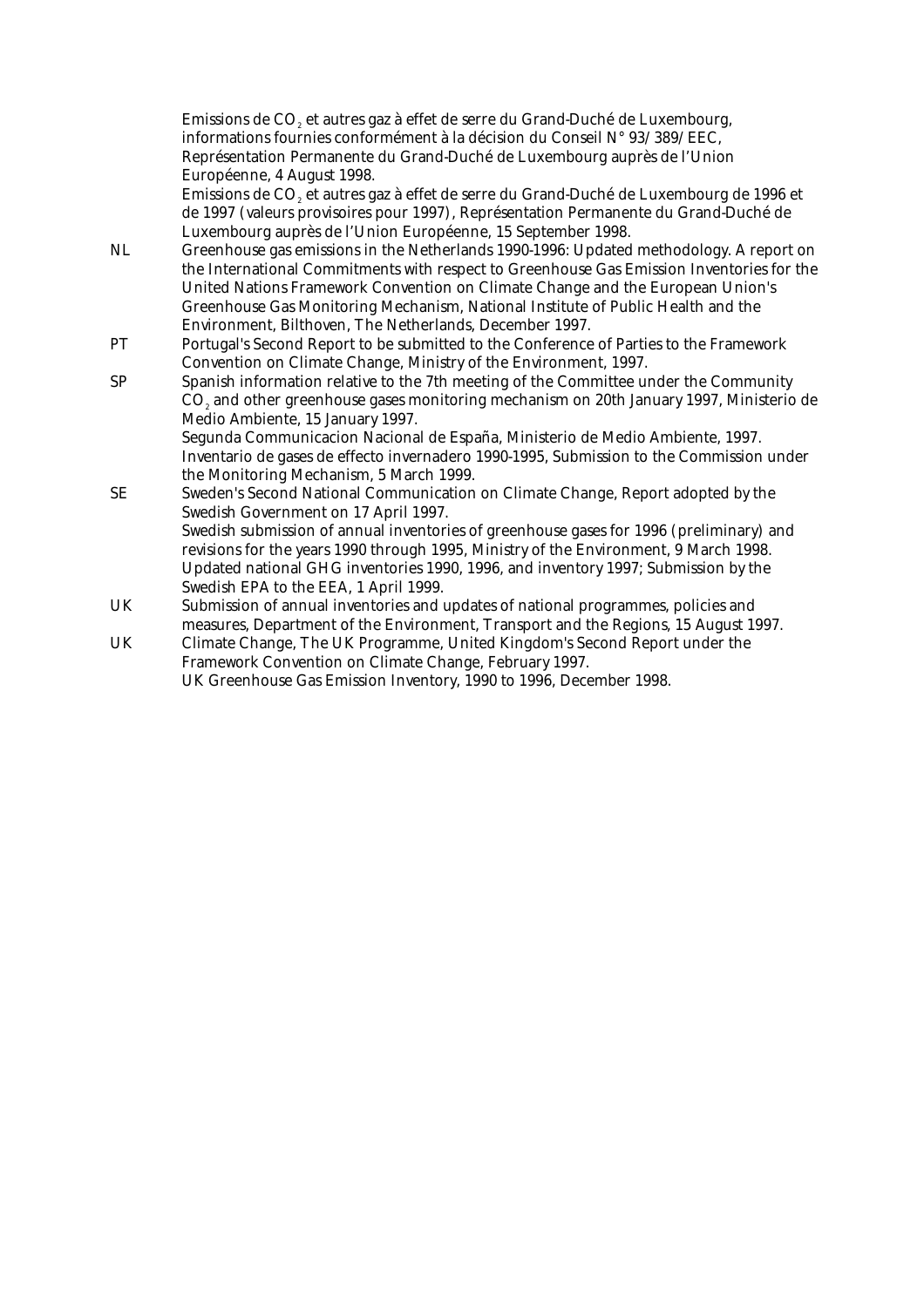Emissions de $CO_2$ et autres gaz à effet de serre du Grand-Duché de Luxembourg, informations fournies conformément à la décision du Conseil N° 93/389/EEC, Représentation Permanente du Grand-Duché de Luxembourg auprès de l'Union Européenne, 4 August 1998.
Emissions de $CO_2$ et autres gaz à effet de serre du Grand-Duché de Luxembourg de 1996 et de 1997 (valeurs provisoires pour 1997), Représentation Permanente du Grand-Duché de Luxembourg auprès de l'Union Européenne, 15 September 1998.

NL Greenhouse gas emissions in the Netherlands 1990-1996: Updated methodology. A report on the International Commitments with respect to Greenhouse Gas Emission Inventories for the United Nations Framework Convention on Climate Change and the European Union's Greenhouse Gas Monitoring Mechanism, National Institute of Public Health and the Environment, Bilthoven, The Netherlands, December 1997.

PT Portugal's Second Report to be submitted to the Conference of Parties to the Framework Convention on Climate Change, Ministry of the Environment, 1997.

SP Spanish information relative to the 7th meeting of the Committee under the Community $CO_2$ and other greenhouse gases monitoring mechanism on 20th January 1997, Ministerio de Medio Ambiente, 15 January 1997.
Segunda Communicacion Nacional de España, Ministerio de Medio Ambiente, 1997.
Inventario de gases de effecto invernadero 1990-1995, Submission to the Commission under the Monitoring Mechanism, 5 March 1999.

SE Sweden's Second National Communication on Climate Change, Report adopted by the Swedish Government on 17 April 1997.
Swedish submission of annual inventories of greenhouse gases for 1996 (preliminary) and revisions for the years 1990 through 1995, Ministry of the Environment, 9 March 1998.
Updated national GHG inventories 1990, 1996, and inventory 1997; Submission by the Swedish EPA to the EEA, 1 April 1999.

UK Submission of annual inventories and updates of national programmes, policies and measures, Department of the Environment, Transport and the Regions, 15 August 1997.

UK Climate Change, The UK Programme, United Kingdom's Second Report under the Framework Convention on Climate Change, February 1997.
UK Greenhouse Gas Emission Inventory, 1990 to 1996, December 1998.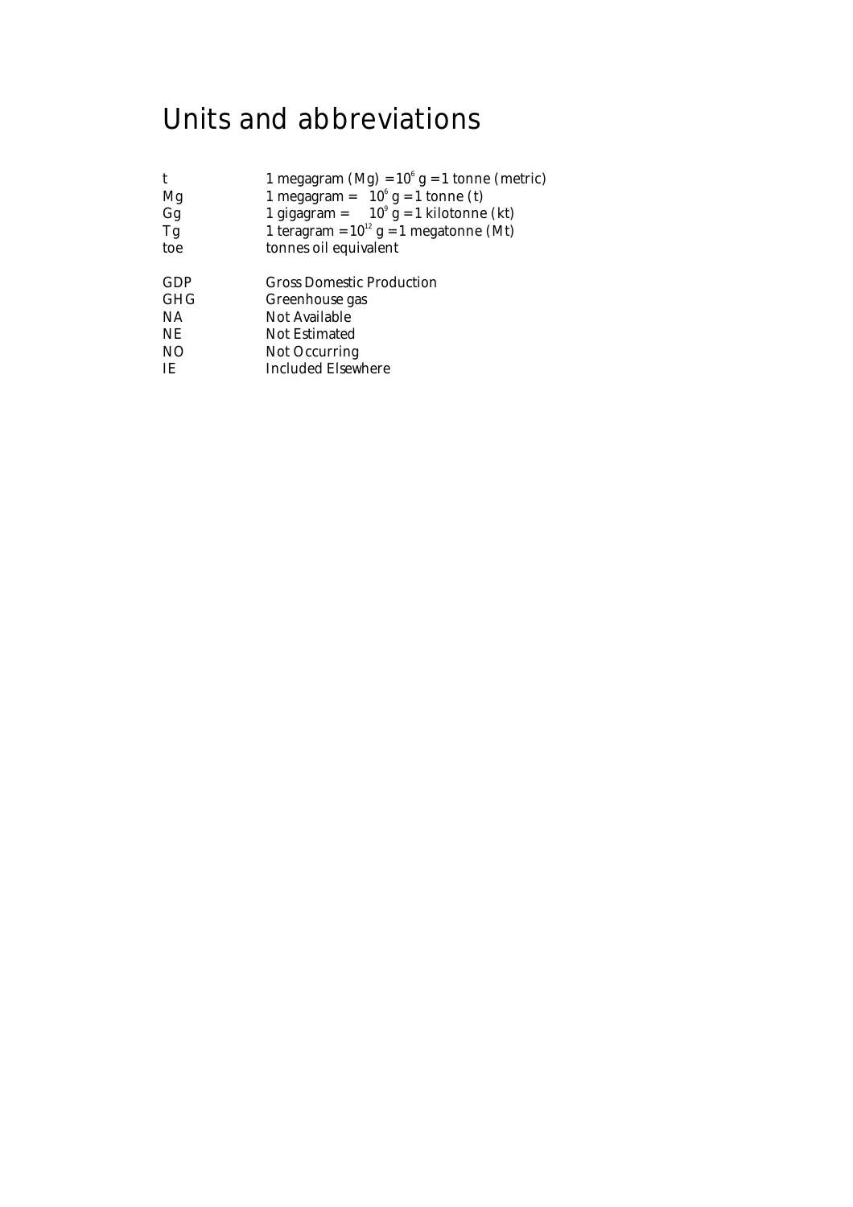# Units and abbreviations

| | |
|---|---|
| t | 1 megagram (Mg) = $10^6$ g = 1 tonne (metric) |
| Mg | 1 megagram = $10^6$ g = 1 tonne (t) |
| Gg | 1 gigagram = $10^9$ g = 1 kilotonne (kt) |
| Tg | 1 teragram = $10^{12}$ g = 1 megatonne (Mt) |
| toe | tonnes oil equivalent |
| | |
| GDP | Gross Domestic Production |
| GHG | Greenhouse gas |
| NA | Not Available |
| NE | Not Estimated |
| NO | Not Occurring |
| IE | Included Elsewhere |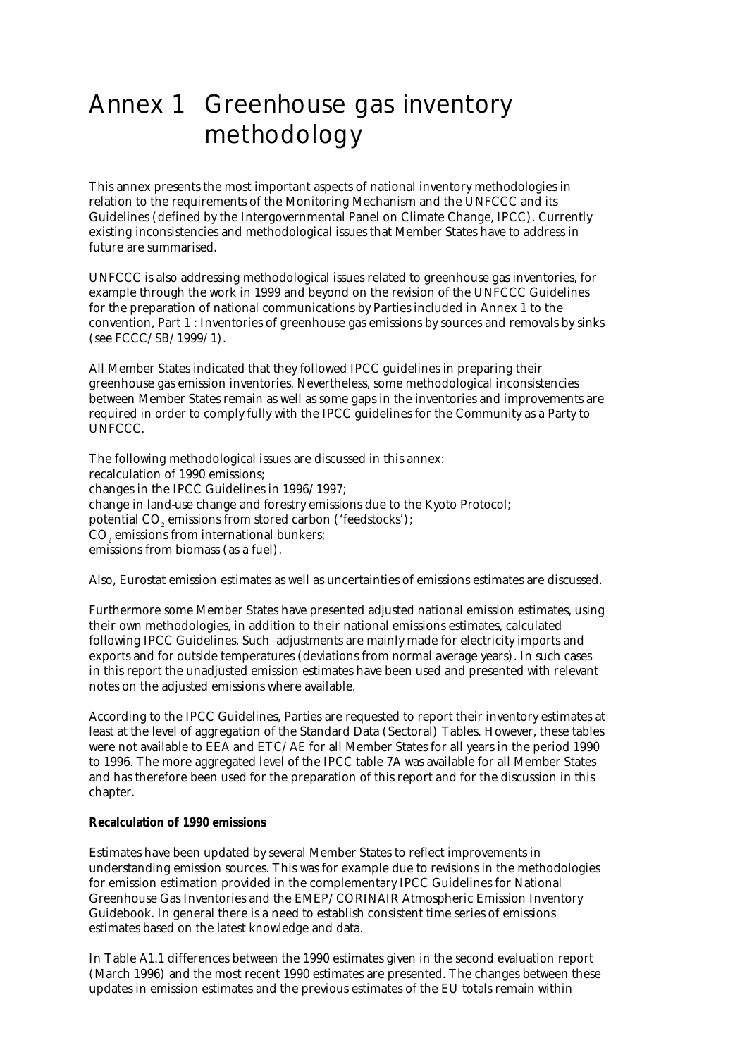# Annex 1 Greenhouse gas inventory methodology

This annex presents the most important aspects of national inventory methodologies in relation to the requirements of the Monitoring Mechanism and the UNFCCC and its Guidelines (defined by the Intergovernmental Panel on Climate Change, IPCC). Currently existing inconsistencies and methodological issues that Member States have to address in future are summarised.

UNFCCC is also addressing methodological issues related to greenhouse gas inventories, for example through the work in 1999 and beyond on the revision of the UNFCCC Guidelines for the preparation of national communications by Parties included in Annex 1 to the convention, Part 1 : Inventories of greenhouse gas emissions by sources and removals by sinks (see FCCC/SB/1999/1).

All Member States indicated that they followed IPCC guidelines in preparing their greenhouse gas emission inventories. Nevertheless, some methodological inconsistencies between Member States remain as well as some gaps in the inventories and improvements are required in order to comply fully with the IPCC guidelines for the Community as a Party to UNFCCC.

The following methodological issues are discussed in this annex:
recalculation of 1990 emissions;
changes in the IPCC Guidelines in 1996/1997;
change in land-use change and forestry emissions due to the Kyoto Protocol;
potential $CO_2$ emissions from stored carbon ('feedstocks');
$CO_2$ emissions from international bunkers;
emissions from biomass (as a fuel).

Also, Eurostat emission estimates as well as uncertainties of emissions estimates are discussed.

Furthermore some Member States have presented adjusted national emission estimates, using their own methodologies, in addition to their national emissions estimates, calculated following IPCC Guidelines. Such adjustments are mainly made for electricity imports and exports and for outside temperatures (deviations from normal average years). In such cases in this report the unadjusted emission estimates have been used and presented with relevant notes on the adjusted emissions where available.

According to the IPCC Guidelines, Parties are requested to report their inventory estimates at least at the level of aggregation of the Standard Data (Sectoral) Tables. However, these tables were not available to EEA and ETC/AE for all Member States for all years in the period 1990 to 1996. The more aggregated level of the IPCC table 7A was available for all Member States and has therefore been used for the preparation of this report and for the discussion in this chapter.

**Recalculation of 1990 emissions**

Estimates have been updated by several Member States to reflect improvements in understanding emission sources. This was for example due to revisions in the methodologies for emission estimation provided in the complementary IPCC Guidelines for National Greenhouse Gas Inventories and the EMEP/CORINAIR Atmospheric Emission Inventory Guidebook. In general there is a need to establish consistent time series of emissions estimates based on the latest knowledge and data.

In Table A1.1 differences between the 1990 estimates given in the second evaluation report (March 1996) and the most recent 1990 estimates are presented. The changes between these updates in emission estimates and the previous estimates of the EU totals remain within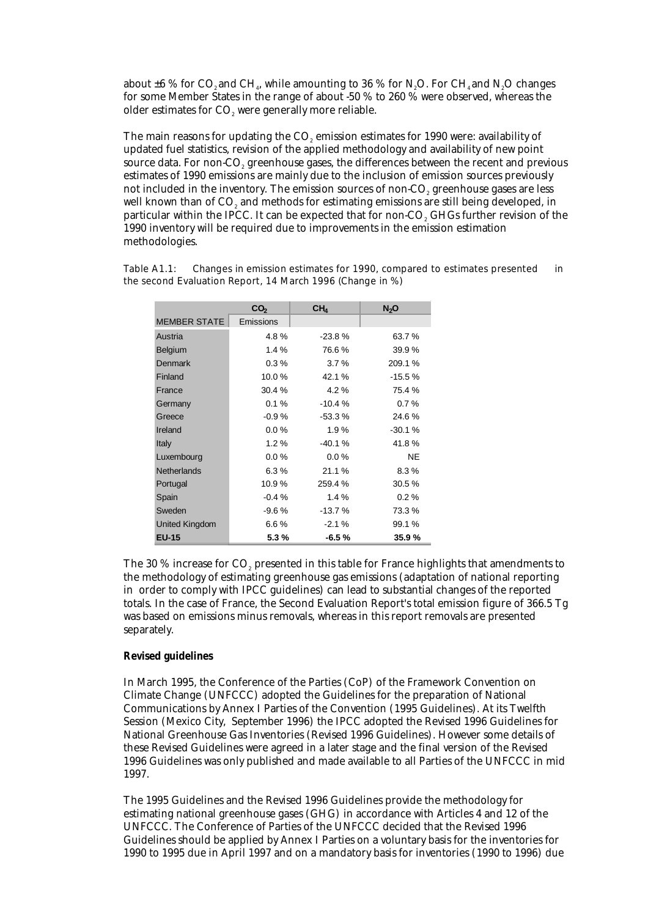about ±6 % for $CO_2$ and $CH_4$, while amounting to 36 % for $N_2O$. For $CH_4$ and $N_2O$ changes for some Member States in the range of about -50 % to 260 % were observed, whereas the older estimates for $CO_2$ were generally more reliable.

The main reasons for updating the $CO_2$ emission estimates for 1990 were: availability of updated fuel statistics, revision of the applied methodology and availability of new point source data. For non-$CO_2$ greenhouse gases, the differences between the recent and previous estimates of 1990 emissions are mainly due to the inclusion of emission sources previously not included in the inventory. The emission sources of non-$CO_2$ greenhouse gases are less well known than of $CO_2$ and methods for estimating emissions are still being developed, in particular within the IPCC. It can be expected that for non-$CO_2$ GHGs further revision of the 1990 inventory will be required due to improvements in the emission estimation methodologies.

Table A1.1: Changes in emission estimates for 1990, compared to estimates presented in the second Evaluation Report, 14 March 1996 (Change in %)

| | $CO_2$ | $CH_4$ | $N_2O$ |
|---|---|---|---|
| MEMBER STATE | Emissions | | |
| Austria | 4.8 % | -23.8 % | 63.7 % |
| Belgium | 1.4 % | 76.6 % | 39.9 % |
| Denmark | 0.3 % | 3.7 % | 209.1 % |
| Finland | 10.0 % | 42.1 % | -15.5 % |
| France | 30.4 % | 4.2 % | 75.4 % |
| Germany | 0.1 % | -10.4 % | 0.7 % |
| Greece | -0.9 % | -53.3 % | 24.6 % |
| Ireland | 0.0 % | 1.9 % | -30.1 % |
| Italy | 1.2 % | -40.1 % | 41.8 % |
| Luxembourg | 0.0 % | 0.0 % | NE |
| Netherlands | 6.3 % | 21.1 % | 8.3 % |
| Portugal | 10.9 % | 259.4 % | 30.5 % |
| Spain | -0.4 % | 1.4 % | 0.2 % |
| Sweden | -9.6 % | -13.7 % | 73.3 % |
| United Kingdom | 6.6 % | -2.1 % | 99.1 % |
| **EU-15** | **5.3 %** | **-6.5 %** | **35.9 %** |

The 30 % increase for $CO_2$ presented in this table for France highlights that amendments to the methodology of estimating greenhouse gas emissions (adaptation of national reporting in order to comply with IPCC guidelines) can lead to substantial changes of the reported totals. In the case of France, the Second Evaluation Report's total emission figure of 366.5 Tg was based on emissions minus removals, whereas in this report removals are presented separately.

**Revised guidelines**

In March 1995, the Conference of the Parties (CoP) of the Framework Convention on Climate Change (UNFCCC) adopted the Guidelines for the preparation of National Communications by Annex I Parties of the Convention (1995 Guidelines). At its Twelfth Session (Mexico City, September 1996) the IPCC adopted the Revised 1996 Guidelines for National Greenhouse Gas Inventories (Revised 1996 Guidelines). However some details of these Revised Guidelines were agreed in a later stage and the final version of the Revised 1996 Guidelines was only published and made available to all Parties of the UNFCCC in mid 1997.

The 1995 Guidelines and the Revised 1996 Guidelines provide the methodology for estimating national greenhouse gases (GHG) in accordance with Articles 4 and 12 of the UNFCCC. The Conference of Parties of the UNFCCC decided that the Revised 1996 Guidelines should be applied by Annex I Parties on a voluntary basis for the inventories for 1990 to 1995 due in April 1997 and on a mandatory basis for inventories (1990 to 1996) due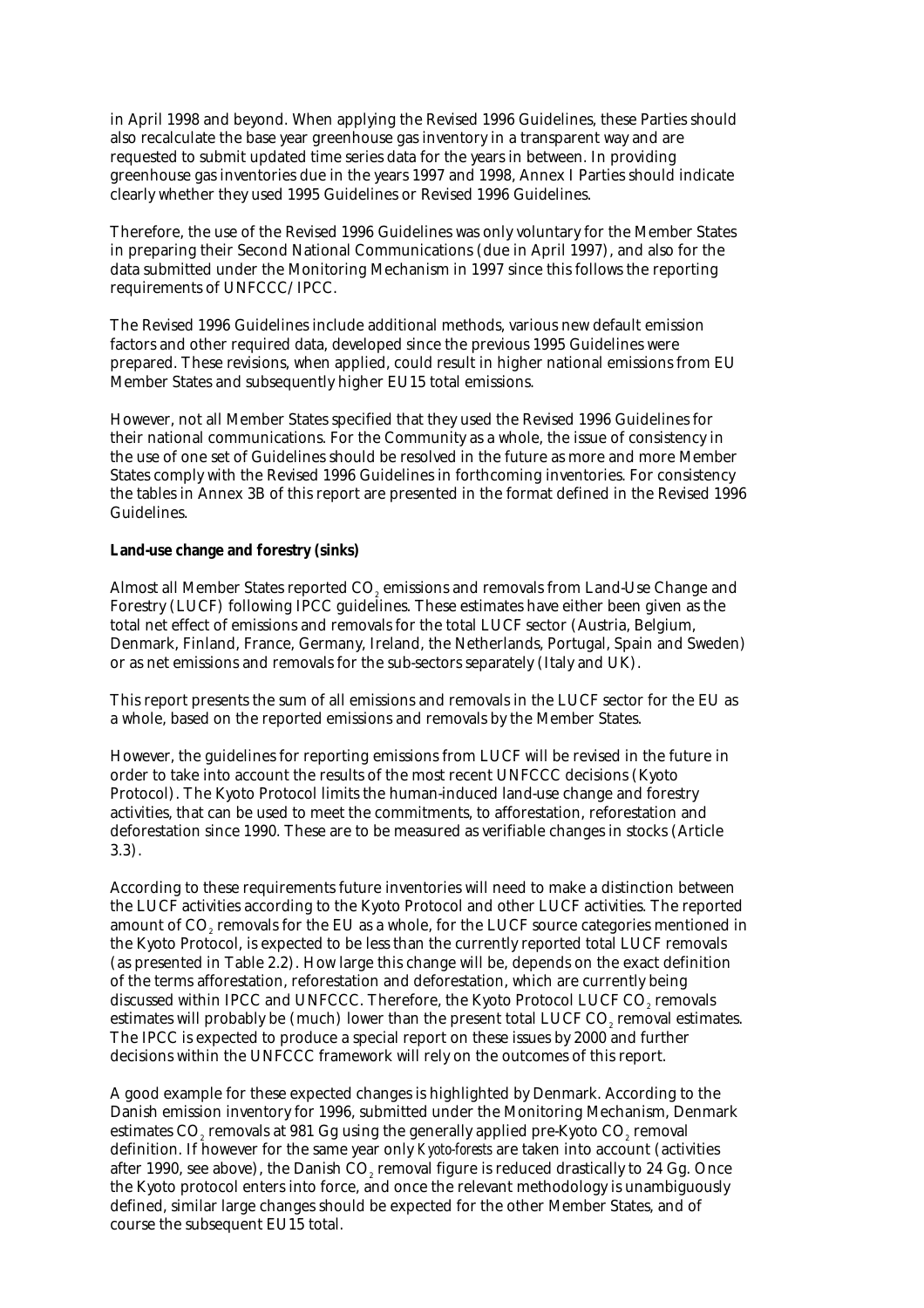in April 1998 and beyond. When applying the Revised 1996 Guidelines, these Parties should also recalculate the base year greenhouse gas inventory in a transparent way and are requested to submit updated time series data for the years in between. In providing greenhouse gas inventories due in the years 1997 and 1998, Annex I Parties should indicate clearly whether they used 1995 Guidelines or Revised 1996 Guidelines.

Therefore, the use of the Revised 1996 Guidelines was only voluntary for the Member States in preparing their Second National Communications (due in April 1997), and also for the data submitted under the Monitoring Mechanism in 1997 since this follows the reporting requirements of UNFCCC/IPCC.

The Revised 1996 Guidelines include additional methods, various new default emission factors and other required data, developed since the previous 1995 Guidelines were prepared. These revisions, when applied, could result in higher national emissions from EU Member States and subsequently higher EU15 total emissions.

However, not all Member States specified that they used the Revised 1996 Guidelines for their national communications. For the Community as a whole, the issue of consistency in the use of one set of Guidelines should be resolved in the future as more and more Member States comply with the Revised 1996 Guidelines in forthcoming inventories. For consistency the tables in Annex 3B of this report are presented in the format defined in the Revised 1996 Guidelines.

**Land-use change and forestry (sinks)**

Almost all Member States reported $CO_2$ emissions and removals from Land-Use Change and Forestry (LUCF) following IPCC guidelines. These estimates have either been given as the total net effect of emissions and removals for the total LUCF sector (Austria, Belgium, Denmark, Finland, France, Germany, Ireland, the Netherlands, Portugal, Spain and Sweden) or as net emissions and removals for the sub-sectors separately (Italy and UK).

This report presents the sum of all emissions and removals in the LUCF sector for the EU as a whole, based on the reported emissions and removals by the Member States.

However, the guidelines for reporting emissions from LUCF will be revised in the future in order to take into account the results of the most recent UNFCCC decisions (Kyoto Protocol). The Kyoto Protocol limits the human-induced land-use change and forestry activities, that can be used to meet the commitments, to afforestation, reforestation and deforestation since 1990. These are to be measured as verifiable changes in stocks (Article 3.3).

According to these requirements future inventories will need to make a distinction between the LUCF activities according to the Kyoto Protocol and other LUCF activities. The reported amount of $CO_2$ removals for the EU as a whole, for the LUCF source categories mentioned in the Kyoto Protocol, is expected to be less than the currently reported total LUCF removals (as presented in Table 2.2). How large this change will be, depends on the exact definition of the terms afforestation, reforestation and deforestation, which are currently being discussed within IPCC and UNFCCC. Therefore, the Kyoto Protocol LUCF $CO_2$ removals estimates will probably be (much) lower than the present total LUCF $CO_2$ removal estimates. The IPCC is expected to produce a special report on these issues by 2000 and further decisions within the UNFCCC framework will rely on the outcomes of this report.

A good example for these expected changes is highlighted by Denmark. According to the Danish emission inventory for 1996, submitted under the Monitoring Mechanism, Denmark estimates $CO_2$ removals at 981 Gg using the generally applied pre-Kyoto $CO_2$ removal definition. If however for the same year only *Kyoto-forests* are taken into account (activities after 1990, see above), the Danish $CO_2$ removal figure is reduced drastically to 24 Gg. Once the Kyoto protocol enters into force, and once the relevant methodology is unambiguously defined, similar large changes should be expected for the other Member States, and of course the subsequent EU15 total.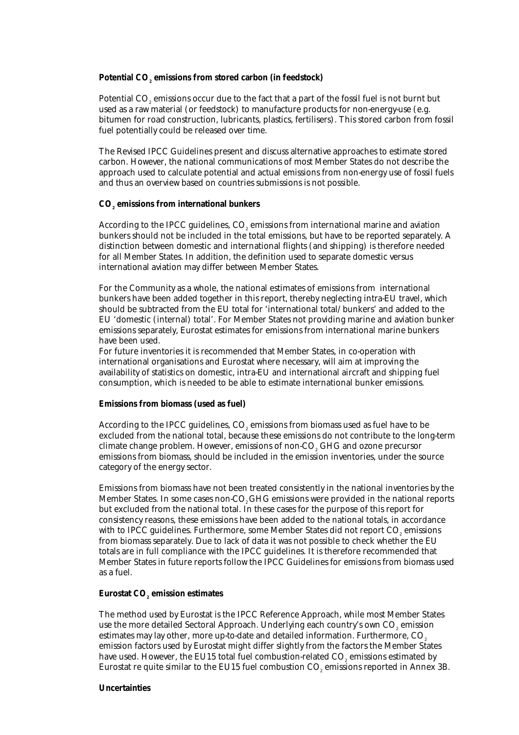**Potential $CO_2$ emissions from stored carbon (in feedstock)**

Potential $CO_2$ emissions occur due to the fact that a part of the fossil fuel is not burnt but used as a raw material (or feedstock) to manufacture products for non-energy-use (e.g. bitumen for road construction, lubricants, plastics, fertilisers). This stored carbon from fossil fuel potentially could be released over time.

The Revised IPCC Guidelines present and discuss alternative approaches to estimate stored carbon. However, the national communications of most Member States do not describe the approach used to calculate potential and actual emissions from non-energy use of fossil fuels and thus an overview based on countries submissions is not possible.

**$CO_2$ emissions from international bunkers**

According to the IPCC guidelines, $CO_2$ emissions from international marine and aviation bunkers should not be included in the total emissions, but have to be reported separately. A distinction between domestic and international flights (and shipping) is therefore needed for all Member States. In addition, the definition used to separate domestic versus international aviation may differ between Member States.

For the Community as a whole, the national estimates of emissions from international bunkers have been added together in this report, thereby neglecting intra-EU travel, which should be subtracted from the EU total for 'international total/bunkers' and added to the EU 'domestic (internal) total'. For Member States not providing marine and aviation bunker emissions separately, Eurostat estimates for emissions from international marine bunkers have been used.
For future inventories it is recommended that Member States, in co-operation with international organisations and Eurostat where necessary, will aim at improving the availability of statistics on domestic, intra-EU and international aircraft and shipping fuel consumption, which is needed to be able to estimate international bunker emissions.

**Emissions from biomass (used as fuel)**

According to the IPCC guidelines, $CO_2$ emissions from biomass used as fuel have to be excluded from the national total, because these emissions do not contribute to the long-term climate change problem. However, emissions of non-$CO_2$ GHG and ozone precursor emissions from biomass, should be included in the emission inventories, under the source category of the energy sector.

Emissions from biomass have not been treated consistently in the national inventories by the Member States. In some cases non-$CO_2$ GHG emissions were provided in the national reports but excluded from the national total. In these cases for the purpose of this report for consistency reasons, these emissions have been added to the national totals, in accordance with to IPCC guidelines. Furthermore, some Member States did not report $CO_2$ emissions from biomass separately. Due to lack of data it was not possible to check whether the EU totals are in full compliance with the IPCC guidelines. It is therefore recommended that Member States in future reports follow the IPCC Guidelines for emissions from biomass used as a fuel.

**Eurostat $CO_2$ emission estimates**

The method used by Eurostat is the IPCC Reference Approach, while most Member States use the more detailed Sectoral Approach. Underlying each country's own $CO_2$ emission estimates may lay other, more up-to-date and detailed information. Furthermore, $CO_2$ emission factors used by Eurostat might differ slightly from the factors the Member States have used. However, the EU15 total fuel combustion-related $CO_2$ emissions estimated by Eurostat re quite similar to the EU15 fuel combustion $CO_2$ emissions reported in Annex 3B.

**Uncertainties**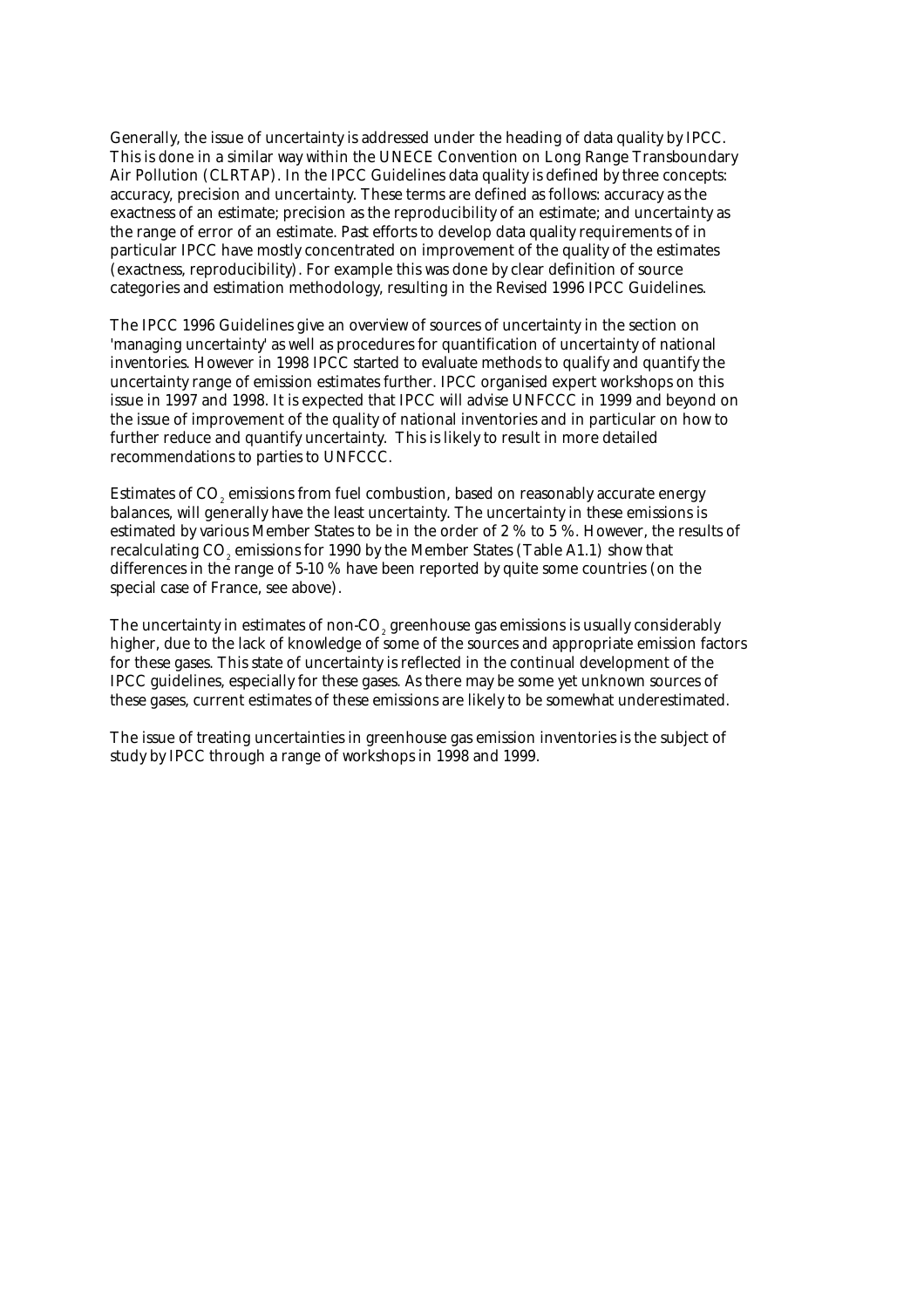Generally, the issue of uncertainty is addressed under the heading of data quality by IPCC. This is done in a similar way within the UNECE Convention on Long Range Transboundary Air Pollution (CLRTAP). In the IPCC Guidelines data quality is defined by three concepts: accuracy, precision and uncertainty. These terms are defined as follows: accuracy as the exactness of an estimate; precision as the reproducibility of an estimate; and uncertainty as the range of error of an estimate. Past efforts to develop data quality requirements of in particular IPCC have mostly concentrated on improvement of the quality of the estimates (exactness, reproducibility). For example this was done by clear definition of source categories and estimation methodology, resulting in the Revised 1996 IPCC Guidelines.

The IPCC 1996 Guidelines give an overview of sources of uncertainty in the section on 'managing uncertainty' as well as procedures for quantification of uncertainty of national inventories. However in 1998 IPCC started to evaluate methods to qualify and quantify the uncertainty range of emission estimates further. IPCC organised expert workshops on this issue in 1997 and 1998. It is expected that IPCC will advise UNFCCC in 1999 and beyond on the issue of improvement of the quality of national inventories and in particular on how to further reduce and quantify uncertainty. This is likely to result in more detailed recommendations to parties to UNFCCC.

Estimates of $CO_2$ emissions from fuel combustion, based on reasonably accurate energy balances, will generally have the least uncertainty. The uncertainty in these emissions is estimated by various Member States to be in the order of 2 % to 5 %. However, the results of recalculating $CO_2$ emissions for 1990 by the Member States (Table A1.1) show that differences in the range of 5-10 % have been reported by quite some countries (on the special case of France, see above).

The uncertainty in estimates of non-$CO_2$ greenhouse gas emissions is usually considerably higher, due to the lack of knowledge of some of the sources and appropriate emission factors for these gases. This state of uncertainty is reflected in the continual development of the IPCC guidelines, especially for these gases. As there may be some yet unknown sources of these gases, current estimates of these emissions are likely to be somewhat underestimated.

The issue of treating uncertainties in greenhouse gas emission inventories is the subject of study by IPCC through a range of workshops in 1998 and 1999.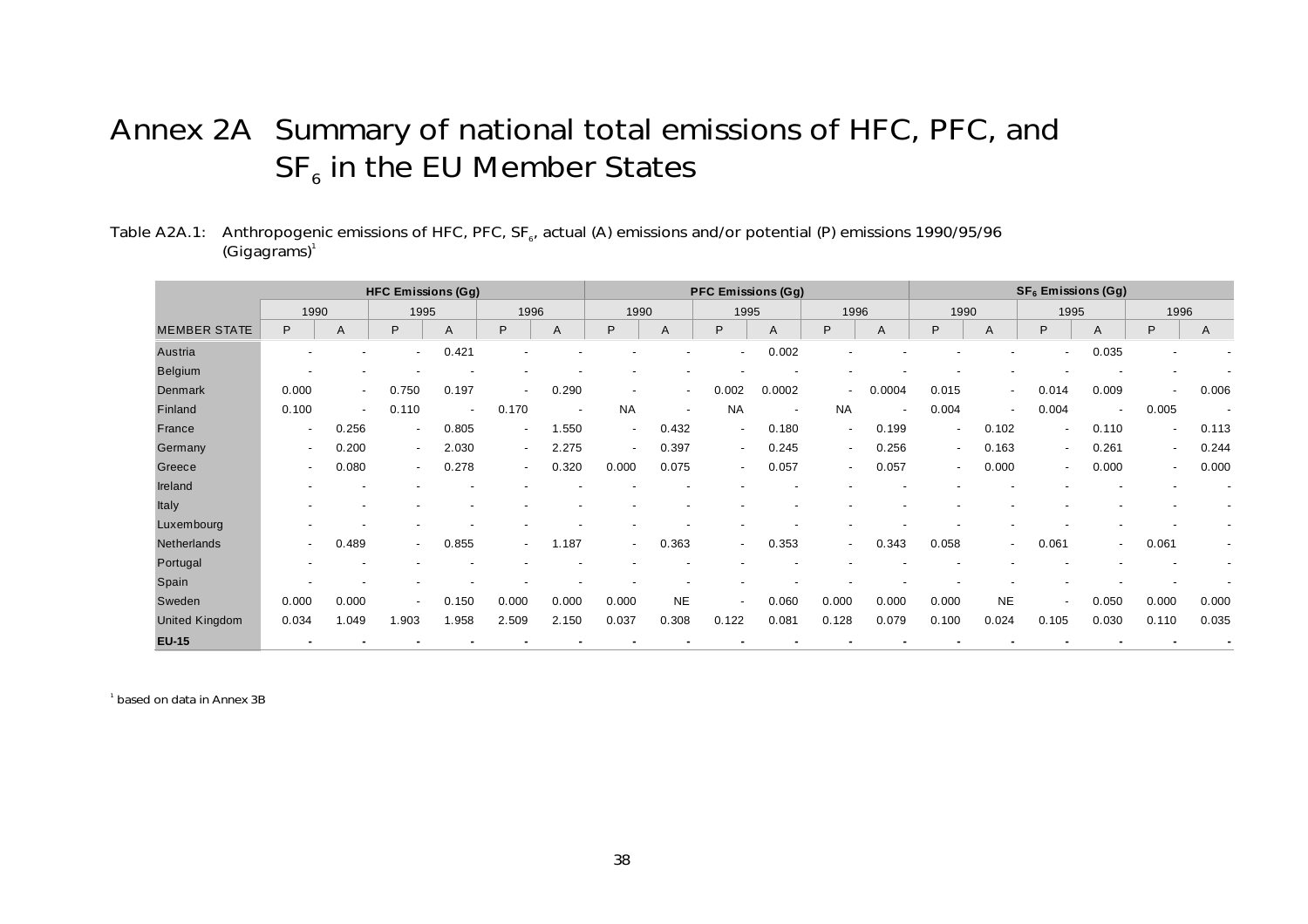# Annex 2A Summary of national total emissions of HFC, PFC, and $SF_6$ in the EU Member States

Table A2A.1: Anthropogenic emissions of HFC, PFC, $SF_6$, actual (A) emissions and/or potential (P) emissions 1990/95/96 (Gigagrams)[1]

| | HFC Emissions (Gg) | | | | | | PFC Emissions (Gg) | | | | | | $SF_6$ Emissions (Gg) | | | | | |
|---|---|---|---|---|---|---|---|---|---|---|---|---|---|---|---|---|---|---|
| | 1990 | | 1995 | | 1996 | | 1990 | | 1995 | | 1996 | | 1990 | | 1995 | | 1996 | |
| MEMBER STATE | P | A | P | A | P | A | P | A | P | A | P | A | P | A | P | A | P | A |
| Austria | - | - | - | 0.421 | - | - | - | - | - | 0.002 | - | - | - | - | - | 0.035 | - | - |
| Belgium | - | - | - | - | - | - | - | - | - | - | - | - | - | - | - | - | - | - |
| Denmark | 0.000 | - | 0.750 | 0.197 | - | 0.290 | - | - | 0.002 | 0.0002 | - | 0.0004 | 0.015 | - | 0.014 | 0.009 | - | 0.006 |
| Finland | 0.100 | - | 0.110 | - | 0.170 | - | NA | - | NA | - | NA | - | 0.004 | - | 0.004 | - | 0.005 | - |
| France | - | 0.256 | - | 0.805 | - | 1.550 | - | 0.432 | - | 0.180 | - | 0.199 | - | 0.102 | - | 0.110 | - | 0.113 |
| Germany | - | 0.200 | - | 2.030 | - | 2.275 | - | 0.397 | - | 0.245 | - | 0.256 | - | 0.163 | - | 0.261 | - | 0.244 |
| Greece | - | 0.080 | - | 0.278 | - | 0.320 | 0.000 | 0.075 | - | 0.057 | - | 0.057 | - | 0.000 | - | 0.000 | - | 0.000 |
| Ireland | - | - | - | - | - | - | - | - | - | - | - | - | - | - | - | - | - | - |
| Italy | - | - | - | - | - | - | - | - | - | - | - | - | - | - | - | - | - | - |
| Luxembourg | - | - | - | - | - | - | - | - | - | - | - | - | - | - | - | - | - | - |
| Netherlands | - | 0.489 | - | 0.855 | - | 1.187 | - | 0.363 | - | 0.353 | - | 0.343 | 0.058 | - | 0.061 | - | 0.061 | - |
| Portugal | - | - | - | - | - | - | - | - | - | - | - | - | - | - | - | - | - | - |
| Spain | - | - | - | - | - | - | - | - | - | - | - | - | - | - | - | - | - | - |
| Sweden | 0.000 | 0.000 | - | 0.150 | 0.000 | 0.000 | 0.000 | NE | - | 0.060 | 0.000 | 0.000 | 0.000 | NE | - | 0.050 | 0.000 | 0.000 |
| United Kingdom | 0.034 | 1.049 | 1.903 | 1.958 | 2.509 | 2.150 | 0.037 | 0.308 | 0.122 | 0.081 | 0.128 | 0.079 | 0.100 | 0.024 | 0.105 | 0.030 | 0.110 | 0.035 |
| **EU-15** | - | - | - | - | - | - | - | - | - | - | - | - | - | - | - | - | - | - |

[1] based on data in Annex 3B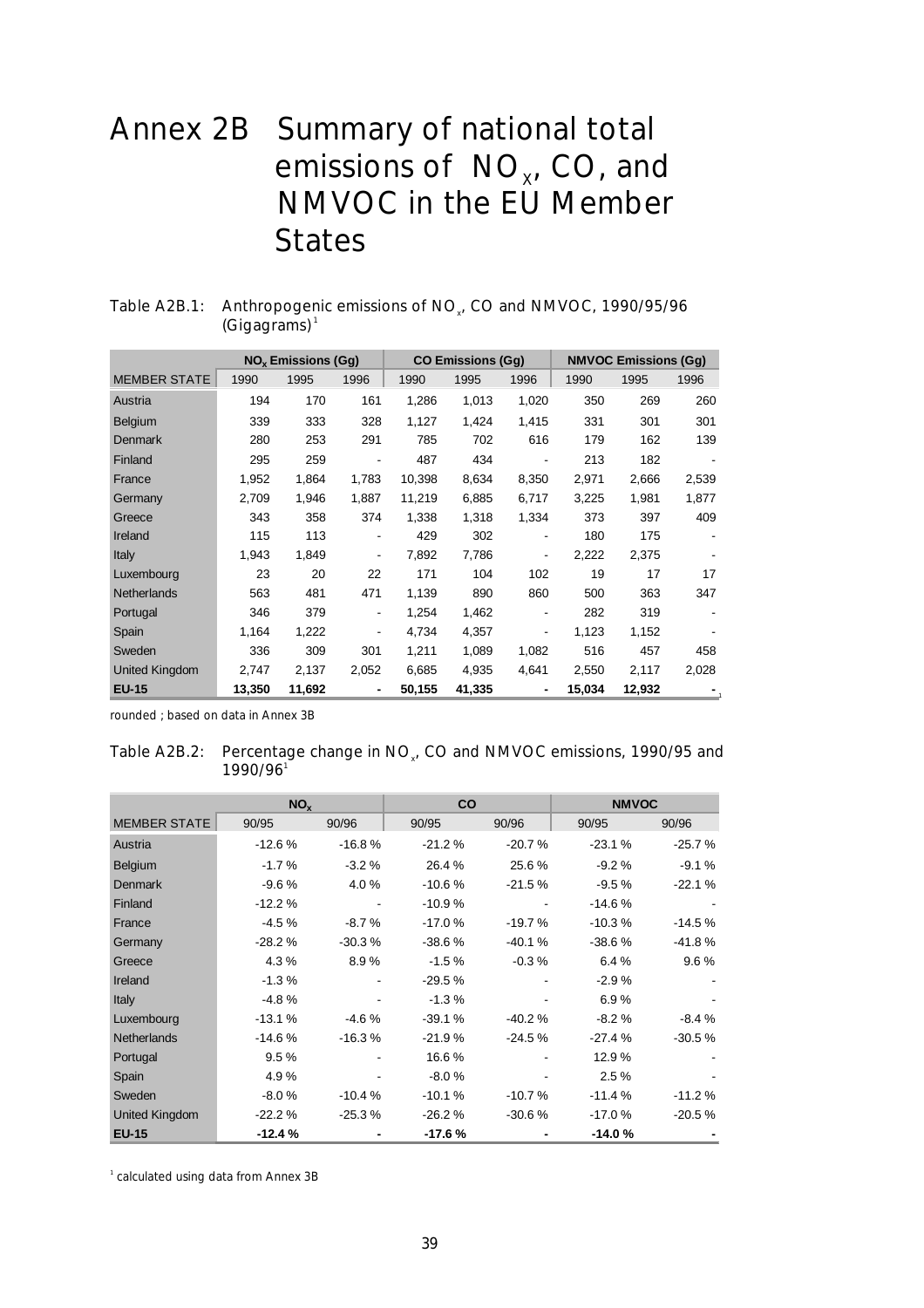# Annex 2B Summary of national total emissions of $NO_X$, CO, and NMVOC in the EU Member States

Table A2B.1: Anthropogenic emissions of $NO_x$, CO and NMVOC, 1990/95/96 (Gigagrams)[1]

| | $NO_x$ Emissions (Gg) | | | CO Emissions (Gg) | | | NMVOC Emissions (Gg) | | |
|---|---|---|---|---|---|---|---|---|---|
| MEMBER STATE | 1990 | 1995 | 1996 | 1990 | 1995 | 1996 | 1990 | 1995 | 1996 |
| Austria | 194 | 170 | 161 | 1,286 | 1,013 | 1,020 | 350 | 269 | 260 |
| Belgium | 339 | 333 | 328 | 1,127 | 1,424 | 1,415 | 331 | 301 | 301 |
| Denmark | 280 | 253 | 291 | 785 | 702 | 616 | 179 | 162 | 139 |
| Finland | 295 | 259 | - | 487 | 434 | - | 213 | 182 | - |
| France | 1,952 | 1,864 | 1,783 | 10,398 | 8,634 | 8,350 | 2,971 | 2,666 | 2,539 |
| Germany | 2,709 | 1,946 | 1,887 | 11,219 | 6,885 | 6,717 | 3,225 | 1,981 | 1,877 |
| Greece | 343 | 358 | 374 | 1,338 | 1,318 | 1,334 | 373 | 397 | 409 |
| Ireland | 115 | 113 | - | 429 | 302 | - | 180 | 175 | - |
| Italy | 1,943 | 1,849 | - | 7,892 | 7,786 | - | 2,222 | 2,375 | - |
| Luxembourg | 23 | 20 | 22 | 171 | 104 | 102 | 19 | 17 | 17 |
| Netherlands | 563 | 481 | 471 | 1,139 | 890 | 860 | 500 | 363 | 347 |
| Portugal | 346 | 379 | - | 1,254 | 1,462 | - | 282 | 319 | - |
| Spain | 1,164 | 1,222 | - | 4,734 | 4,357 | - | 1,123 | 1,152 | - |
| Sweden | 336 | 309 | 301 | 1,211 | 1,089 | 1,082 | 516 | 457 | 458 |
| United Kingdom | 2,747 | 2,137 | 2,052 | 6,685 | 4,935 | 4,641 | 2,550 | 2,117 | 2,028 |
| **EU-15** | **13,350** | **11,692** | **-** | **50,155** | **41,335** | **-** | **15,034** | **12,932** | **-** |

[1] rounded ; based on data in Annex 3B

Table A2B.2: Percentage change in $NO_x$, CO and NMVOC emissions, 1990/95 and 1990/96[1]

| | $NO_x$ | | CO | | NMVOC | |
|---|---|---|---|---|---|---|
| MEMBER STATE | 90/95 | 90/96 | 90/95 | 90/96 | 90/95 | 90/96 |
| Austria | -12.6 % | -16.8 % | -21.2 % | -20.7 % | -23.1 % | -25.7 % |
| Belgium | -1.7 % | -3.2 % | 26.4 % | 25.6 % | -9.2 % | -9.1 % |
| Denmark | -9.6 % | 4.0 % | -10.6 % | -21.5 % | -9.5 % | -22.1 % |
| Finland | -12.2 % | - | -10.9 % | - | -14.6 % | - |
| France | -4.5 % | -8.7 % | -17.0 % | -19.7 % | -10.3 % | -14.5 % |
| Germany | -28.2 % | -30.3 % | -38.6 % | -40.1 % | -38.6 % | -41.8 % |
| Greece | 4.3 % | 8.9 % | -1.5 % | -0.3 % | 6.4 % | 9.6 % |
| Ireland | -1.3 % | - | -29.5 % | - | -2.9 % | - |
| Italy | -4.8 % | - | -1.3 % | - | 6.9 % | - |
| Luxembourg | -13.1 % | -4.6 % | -39.1 % | -40.2 % | -8.2 % | -8.4 % |
| Netherlands | -14.6 % | -16.3 % | -21.9 % | -24.5 % | -27.4 % | -30.5 % |
| Portugal | 9.5 % | - | 16.6 % | - | 12.9 % | - |
| Spain | 4.9 % | - | -8.0 % | - | 2.5 % | - |
| Sweden | -8.0 % | -10.4 % | -10.1 % | -10.7 % | -11.4 % | -11.2 % |
| United Kingdom | -22.2 % | -25.3 % | -26.2 % | -30.6 % | -17.0 % | -20.5 % |
| **EU-15** | **-12.4 %** | **-** | **-17.6 %** | **-** | **-14.0 %** | **-** |

[1] calculated using data from Annex 3B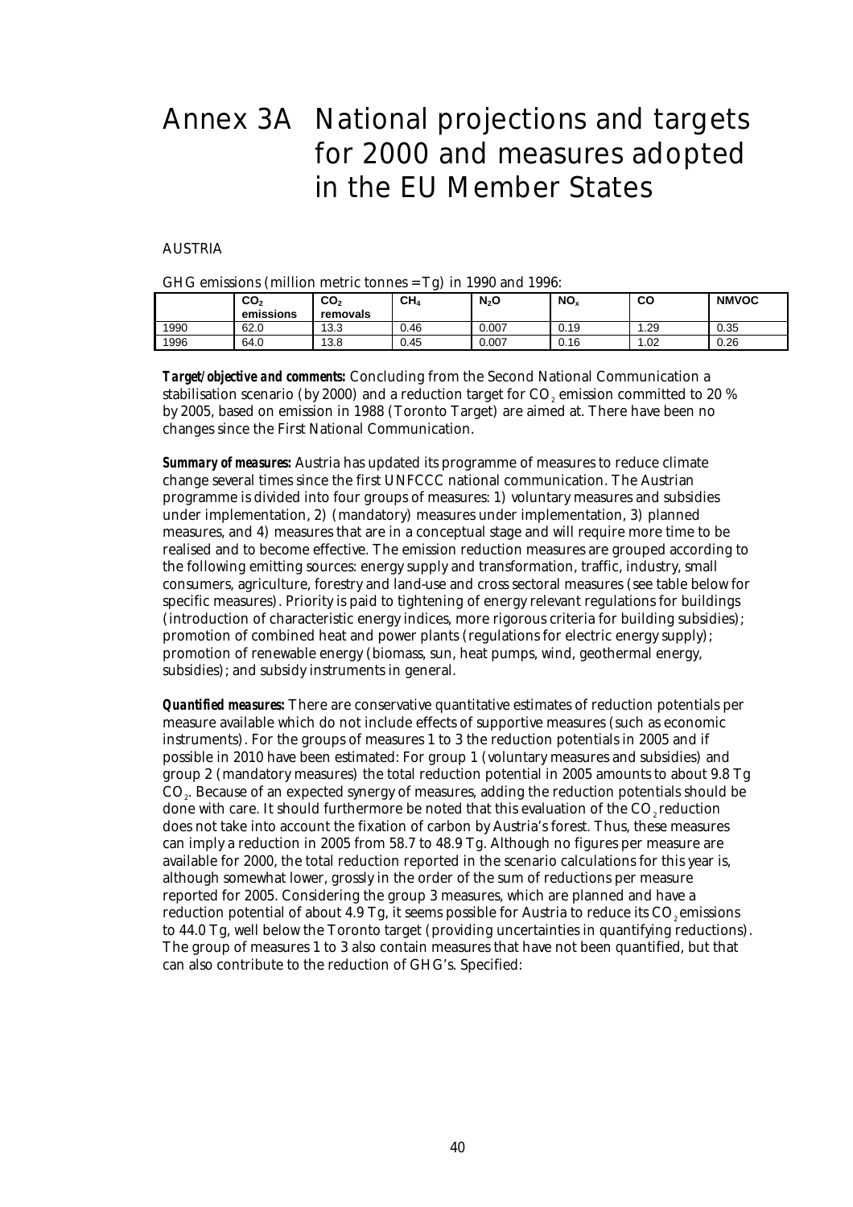# Annex 3A National projections and targets for 2000 and measures adopted in the EU Member States

AUSTRIA

GHG emissions (million metric tonnes = Tg) in 1990 and 1996:

| | $CO_2$ emissions | $CO_2$ removals | $CH_4$ | $N_2O$ | $NO_x$ | CO | NMVOC |
|---|---|---|---|---|---|---|---|
| 1990 | 62.0 | 13.3 | 0.46 | 0.007 | 0.19 | 1.29 | 0.35 |
| 1996 | 64.0 | 13.8 | 0.45 | 0.007 | 0.16 | 1.02 | 0.26 |

***Target/objective and comments:*** Concluding from the Second National Communication a stabilisation scenario (by 2000) and a reduction target for $CO_2$ emission committed to 20 % by 2005, based on emission in 1988 (Toronto Target) are aimed at. There have been no changes since the First National Communication.

***Summary of measures:*** Austria has updated its programme of measures to reduce climate change several times since the first UNFCCC national communication. The Austrian programme is divided into four groups of measures: 1) voluntary measures and subsidies under implementation, 2) (mandatory) measures under implementation, 3) planned measures, and 4) measures that are in a conceptual stage and will require more time to be realised and to become effective. The emission reduction measures are grouped according to the following emitting sources: energy supply and transformation, traffic, industry, small consumers, agriculture, forestry and land-use and cross sectoral measures (see table below for specific measures). Priority is paid to tightening of energy relevant regulations for buildings (introduction of characteristic energy indices, more rigorous criteria for building subsidies); promotion of combined heat and power plants (regulations for electric energy supply); promotion of renewable energy (biomass, sun, heat pumps, wind, geothermal energy, subsidies); and subsidy instruments in general.

***Quantified measures:*** There are conservative quantitative estimates of reduction potentials per measure available which do not include effects of supportive measures (such as economic instruments). For the groups of measures 1 to 3 the reduction potentials in 2005 and if possible in 2010 have been estimated: For group 1 (voluntary measures and subsidies) and group 2 (mandatory measures) the total reduction potential in 2005 amounts to about 9.8 Tg $CO_2$. Because of an expected synergy of measures, adding the reduction potentials should be done with care. It should furthermore be noted that this evaluation of the $CO_2$ reduction does not take into account the fixation of carbon by Austria's forest. Thus, these measures can imply a reduction in 2005 from 58.7 to 48.9 Tg. Although no figures per measure are available for 2000, the total reduction reported in the scenario calculations for this year is, although somewhat lower, grossly in the order of the sum of reductions per measure reported for 2005. Considering the group 3 measures, which are planned and have a reduction potential of about 4.9 Tg, it seems possible for Austria to reduce its $CO_2$ emissions to 44.0 Tg, well below the Toronto target (providing uncertainties in quantifying reductions). The group of measures 1 to 3 also contain measures that have not been quantified, but that can also contribute to the reduction of GHG's. Specified: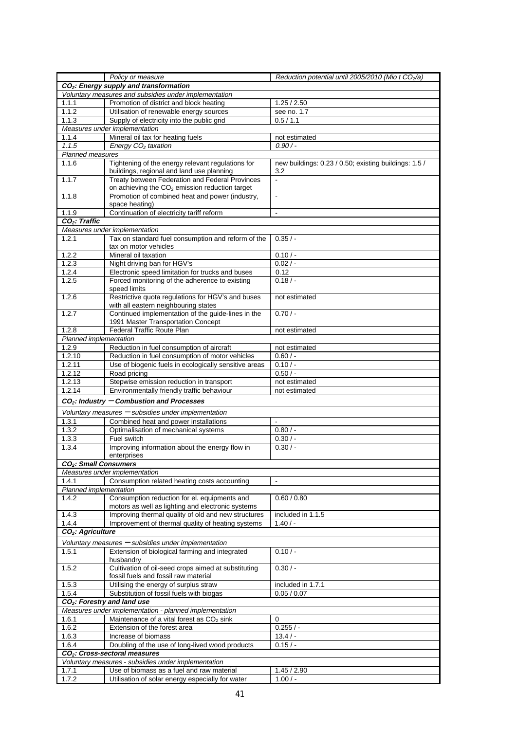| | *Policy or measure* | *Reduction potential until 2005/2010 (Mio t $CO_2$/a)* |
|---|---|---|
| ***$CO_2$: Energy supply and transformation*** | | |
| *Voluntary measures and subsidies under implementation* | | |
| 1.1.1 | Promotion of district and block heating | 1.25 / 2.50 |
| 1.1.2 | Utilisation of renewable energy sources | see no. 1.7 |
| 1.1.3 | Supply of electricity into the public grid | 0.5 / 1.1 |
| *Measures under implementation* | | |
| 1.1.4 | Mineral oil tax for heating fuels | not estimated |
| *1.1.5* | *Energy $CO_2$ taxation* | *0.90 / -* |
| *Planned measures* | | |
| 1.1.6 | Tightening of the energy relevant regulations for buildings, regional and land use planning | new buildings: 0.23 / 0.50; existing buildings: 1.5 / 3.2 |
| 1.1.7 | Treaty between Federation and Federal Provinces on achieving the $CO_2$ emission reduction target | - |
| 1.1.8 | Promotion of combined heat and power (industry, space heating) | - |
| 1.1.9 | Continuation of electricity tariff reform | - |
| ***$CO_2$: Traffic*** | | |
| *Measures under implementation* | | |
| 1.2.1 | Tax on standard fuel consumption and reform of the tax on motor vehicles | 0.35 / - |
| 1.2.2 | Mineral oil taxation | 0.10 / - |
| 1.2.3 | Night driving ban for HGV's | 0.02 / - |
| 1.2.4 | Electronic speed limitation for trucks and buses | 0.12 |
| 1.2.5 | Forced monitoring of the adherence to existing speed limits | 0.18 / - |
| 1.2.6 | Restrictive quota regulations for HGV's and buses with all eastern neighbouring states | not estimated |
| 1.2.7 | Continued implementation of the guide-lines in the 1991 Master Transportation Concept | 0.70 / - |
| 1.2.8 | Federal Traffic Route Plan | not estimated |
| *Planned implementation* | | |
| 1.2.9 | Reduction in fuel consumption of aircraft | not estimated |
| 1.2.10 | Reduction in fuel consumption of motor vehicles | 0.60 / - |
| 1.2.11 | Use of biogenic fuels in ecologically sensitive areas | 0.10 / - |
| 1.2.12 | Road pricing | 0.50 / - |
| 1.2.13 | Stepwise emission reduction in transport | not estimated |
| 1.2.14 | Environmentally friendly traffic behaviour | not estimated |
| ***$CO_2$: Industry – Combustion and Processes*** | | |
| *Voluntary measures – subsidies under implementation* | | |
| 1.3.1 | Combined heat and power installations | - |
| 1.3.2 | Optimalisation of mechanical systems | 0.80 / - |
| 1.3.3 | Fuel switch | 0.30 / - |
| 1.3.4 | Improving information about the energy flow in enterprises | 0.30 / - |
| ***$CO_2$: Small Consumers*** | | |
| *Measures under implementation* | | |
| 1.4.1 | Consumption related heating costs accounting | - |
| *Planned implementation* | | |
| 1.4.2 | Consumption reduction for el. equipments and motors as well as lighting and electronic systems | 0.60 / 0.80 |
| 1.4.3 | Improving thermal quality of old and new structures | included in 1.1.5 |
| 1.4.4 | Improvement of thermal quality of heating systems | 1.40 / - |
| ***$CO_2$: Agriculture*** | | |
| *Voluntary measures – subsidies under implementation* | | |
| 1.5.1 | Extension of biological farming and integrated husbandry | 0.10 / - |
| 1.5.2 | Cultivation of oil-seed crops aimed at substituting fossil fuels and fossil raw material | 0.30 / - |
| 1.5.3 | Utilising the energy of surplus straw | included in 1.7.1 |
| 1.5.4 | Substitution of fossil fuels with biogas | 0.05 / 0.07 |
| ***$CO_2$: Forestry and land use*** | | |
| *Measures under implementation - planned implementation* | | |
| 1.6.1 | Maintenance of a vital forest as $CO_2$ sink | 0 |
| 1.6.2 | Extension of the forest area | 0.255 / - |
| 1.6.3 | Increase of biomass | 13.4 / - |
| 1.6.4 | Doubling of the use of long-lived wood products | 0.15 / - |
| ***$CO_2$: Cross-sectoral measures*** | | |
| *Voluntary measures - subsidies under implementation* | | |
| 1.7.1 | Use of biomass as a fuel and raw material | 1.45 / 2.90 |
| 1.7.2 | Utilisation of solar energy especially for water | 1.00 / - |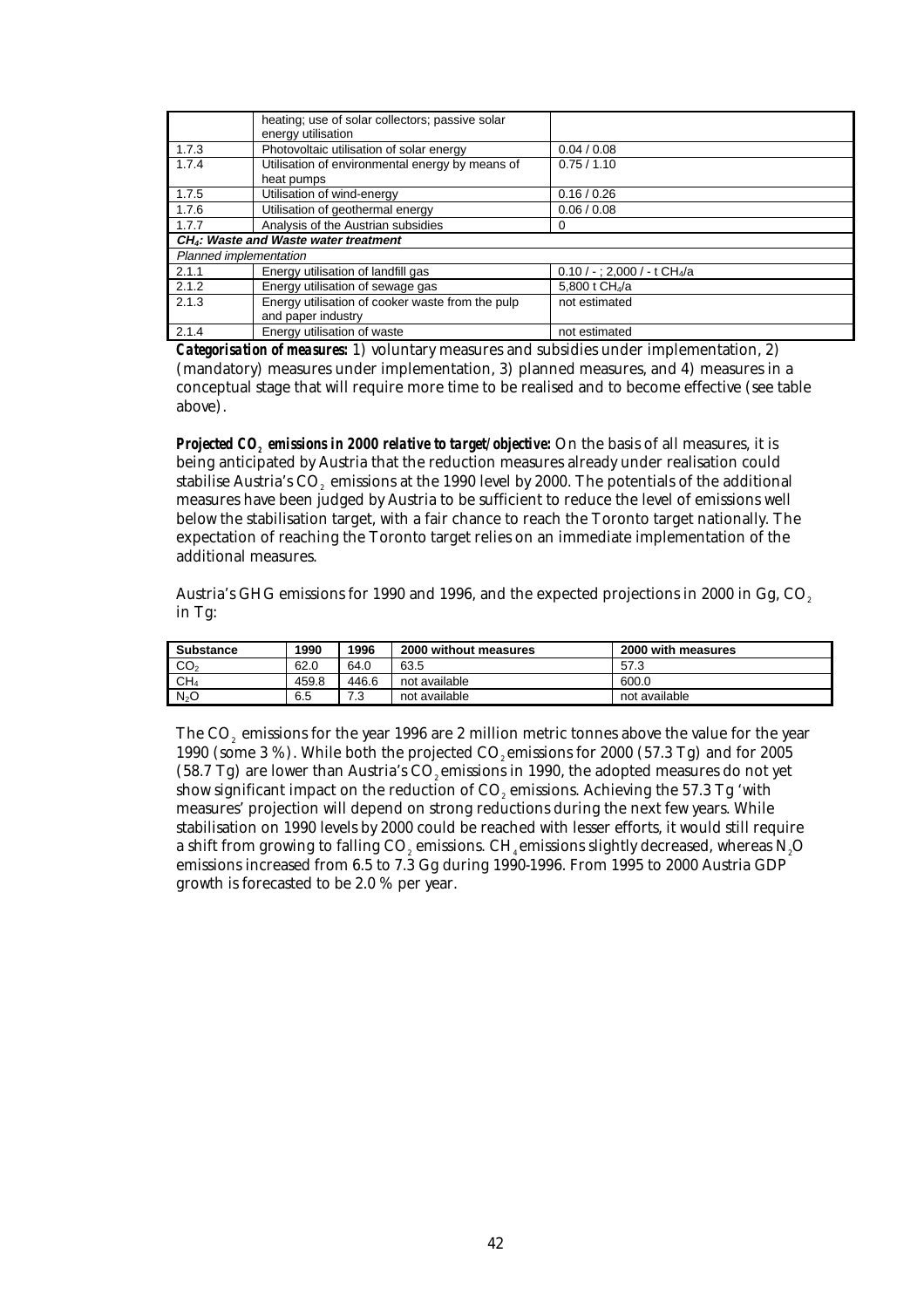| | | |
|---|---|---|
| | heating; use of solar collectors; passive solar energy utilisation | |
| 1.7.3 | Photovoltaic utilisation of solar energy | 0.04 / 0.08 |
| 1.7.4 | Utilisation of environmental energy by means of heat pumps | 0.75 / 1.10 |
| 1.7.5 | Utilisation of wind-energy | 0.16 / 0.26 |
| 1.7.6 | Utilisation of geothermal energy | 0.06 / 0.08 |
| 1.7.7 | Analysis of the Austrian subsidies | 0 |
| ***$CH_4$: Waste and Waste water treatment*** | | |
| *Planned implementation* | | |
| 2.1.1 | Energy utilisation of landfill gas | 0.10 / - ; 2,000 / - t $CH_4$/a |
| 2.1.2 | Energy utilisation of sewage gas | 5,800 t $CH_4$/a |
| 2.1.3 | Energy utilisation of cooker waste from the pulp and paper industry | not estimated |
| 2.1.4 | Energy utilisation of waste | not estimated |

***Categorisation of measures:*** 1) voluntary measures and subsidies under implementation, 2) (mandatory) measures under implementation, 3) planned measures, and 4) measures in a conceptual stage that will require more time to be realised and to become effective (see table above).

***Projected $CO_2$ emissions in 2000 relative to target/objective:*** On the basis of all measures, it is being anticipated by Austria that the reduction measures already under realisation could stabilise Austria's $CO_2$ emissions at the 1990 level by 2000. The potentials of the additional measures have been judged by Austria to be sufficient to reduce the level of emissions well below the stabilisation target, with a fair chance to reach the Toronto target nationally. The expectation of reaching the Toronto target relies on an immediate implementation of the additional measures.

Austria's GHG emissions for 1990 and 1996, and the expected projections in 2000 in Gg, $CO_2$ in Tg:

| Substance | 1990 | 1996 | 2000 without measures | 2000 with measures |
|---|---|---|---|---|
| $CO_2$ | 62.0 | 64.0 | 63.5 | 57.3 |
| $CH_4$ | 459.8 | 446.6 | not available | 600.0 |
| $N_2O$ | 6.5 | 7.3 | not available | not available |

The $CO_2$ emissions for the year 1996 are 2 million metric tonnes above the value for the year 1990 (some 3 %). While both the projected $CO_2$ emissions for 2000 (57.3 Tg) and for 2005 (58.7 Tg) are lower than Austria's $CO_2$ emissions in 1990, the adopted measures do not yet show significant impact on the reduction of $CO_2$ emissions. Achieving the 57.3 Tg 'with measures' projection will depend on strong reductions during the next few years. While stabilisation on 1990 levels by 2000 could be reached with lesser efforts, it would still require a shift from growing to falling $CO_2$ emissions. $CH_4$ emissions slightly decreased, whereas $N_2O$ emissions increased from 6.5 to 7.3 Gg during 1990-1996. From 1995 to 2000 Austria GDP growth is forecasted to be 2.0 % per year.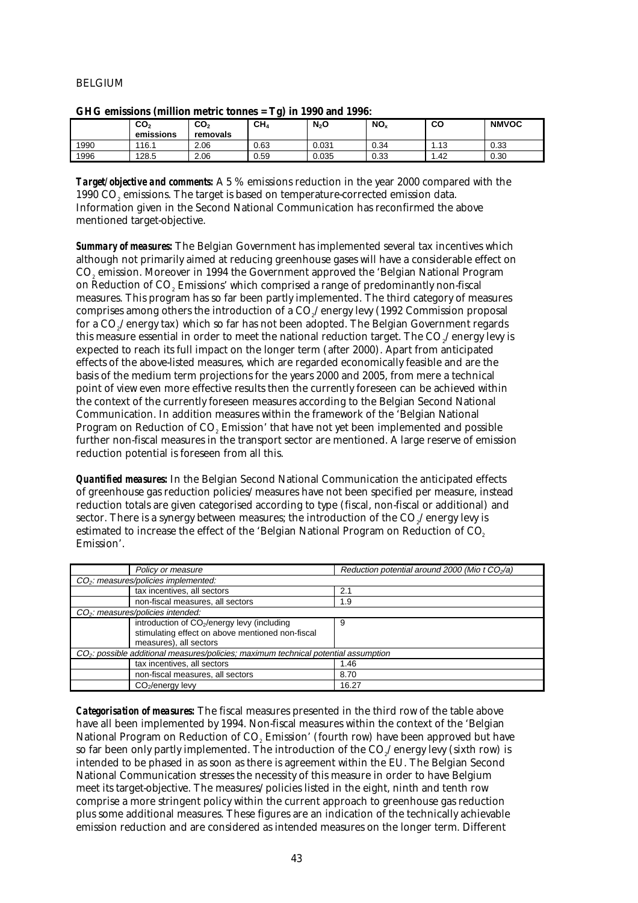BELGIUM

**GHG emissions (million metric tonnes = Tg) in 1990 and 1996:**

| | $CO_2$ emissions | $CO_2$ removals | $CH_4$ | $N_2O$ | $NO_x$ | CO | NMVOC |
|---|---|---|---|---|---|---|---|
| 1990 | 116.1 | 2.06 | 0.63 | 0.031 | 0.34 | 1.13 | 0.33 |
| 1996 | 128.5 | 2.06 | 0.59 | 0.035 | 0.33 | 1.42 | 0.30 |

***Target/objective and comments:*** A 5 % emissions reduction in the year 2000 compared with the 1990 $CO_2$ emissions. The target is based on temperature-corrected emission data. Information given in the Second National Communication has reconfirmed the above mentioned target-objective.

***Summary of measures:*** The Belgian Government has implemented several tax incentives which although not primarily aimed at reducing greenhouse gases will have a considerable effect on $CO_2$ emission. Moreover in 1994 the Government approved the 'Belgian National Program on Reduction of $CO_2$ Emissions' which comprised a range of predominantly non-fiscal measures. This program has so far been partly implemented. The third category of measures comprises among others the introduction of a $CO_2$/energy levy (1992 Commission proposal for a $CO_2$/energy tax) which so far has not been adopted. The Belgian Government regards this measure essential in order to meet the national reduction target. The $CO_2$/energy levy is expected to reach its full impact on the longer term (after 2000). Apart from anticipated effects of the above-listed measures, which are regarded economically feasible and are the basis of the medium term projections for the years 2000 and 2005, from mere a technical point of view even more effective results then the currently foreseen can be achieved within the context of the currently foreseen measures according to the Belgian Second National Communication. In addition measures within the framework of the 'Belgian National Program on Reduction of $CO_2$ Emission' that have not yet been implemented and possible further non-fiscal measures in the transport sector are mentioned. A large reserve of emission reduction potential is foreseen from all this.

***Quantified measures:*** In the Belgian Second National Communication the anticipated effects of greenhouse gas reduction policies/measures have not been specified per measure, instead reduction totals are given categorised according to type (fiscal, non-fiscal or additional) and sector. There is a synergy between measures; the introduction of the $CO_2$/energy levy is estimated to increase the effect of the 'Belgian National Program on Reduction of $CO_2$ Emission'.

| | *Policy or measure* | *Reduction potential around 2000 (Mio t $CO_2$/a)* |
|---|---|---|
| *$CO_2$: measures/policies implemented:* | | |
| | tax incentives, all sectors | 2.1 |
| | non-fiscal measures, all sectors | 1.9 |
| *$CO_2$: measures/policies intended:* | | |
| | introduction of $CO_2$/energy levy (including stimulating effect on above mentioned non-fiscal measures), all sectors | 9 |
| *$CO_2$: possible additional measures/policies; maximum technical potential assumption* | | |
| | tax incentives, all sectors | 1.46 |
| | non-fiscal measures, all sectors | 8.70 |
| | $CO_2$/energy levy | 16.27 |

***Categorisation of measures:*** The fiscal measures presented in the third row of the table above have all been implemented by 1994. Non-fiscal measures within the context of the 'Belgian National Program on Reduction of $CO_2$ Emission' (fourth row) have been approved but have so far been only partly implemented. The introduction of the $CO_2$/energy levy (sixth row) is intended to be phased in as soon as there is agreement within the EU. The Belgian Second National Communication stresses the necessity of this measure in order to have Belgium meet its target-objective. The measures/policies listed in the eight, ninth and tenth row comprise a more stringent policy within the current approach to greenhouse gas reduction plus some additional measures. These figures are an indication of the technically achievable emission reduction and are considered as intended measures on the longer term. Different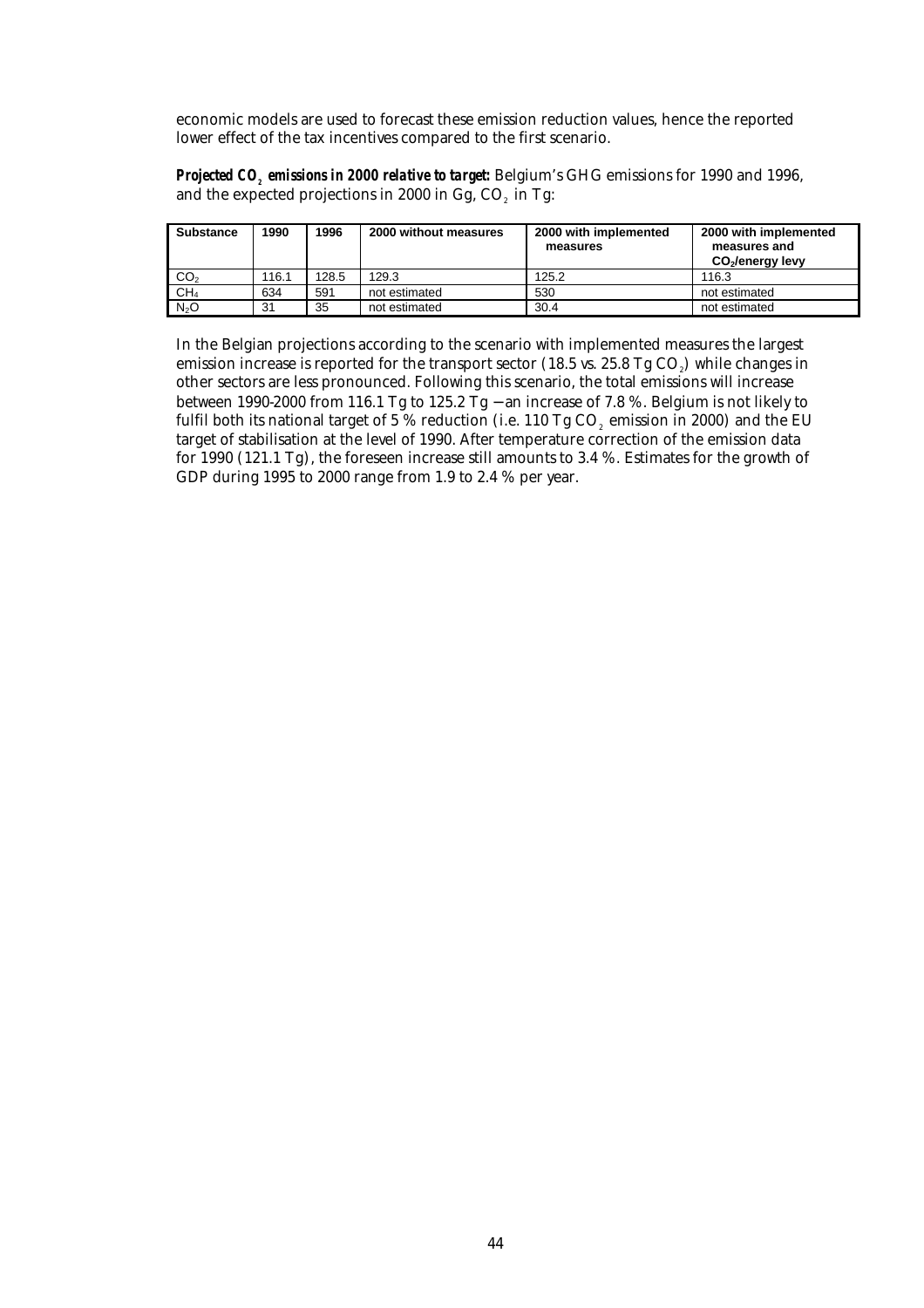economic models are used to forecast these emission reduction values, hence the reported lower effect of the tax incentives compared to the first scenario.

***Projected $CO_2$ emissions in 2000 relative to target:*** Belgium's GHG emissions for 1990 and 1996, and the expected projections in 2000 in Gg, $CO_2$ in Tg:

| Substance | 1990 | 1996 | 2000 without measures | 2000 with implemented measures | 2000 with implemented measures and $CO_2$/energy levy |
|---|---|---|---|---|---|
| $CO_2$ | 116.1 | 128.5 | 129.3 | 125.2 | 116.3 |
| $CH_4$ | 634 | 591 | not estimated | 530 | not estimated |
| $N_2O$ | 31 | 35 | not estimated | 30.4 | not estimated |

In the Belgian projections according to the scenario with implemented measures the largest emission increase is reported for the transport sector (18.5 vs. 25.8 Tg $CO_2$) while changes in other sectors are less pronounced. Following this scenario, the total emissions will increase between 1990-2000 from 116.1 Tg to 125.2 Tg − an increase of 7.8 %. Belgium is not likely to fulfil both its national target of 5 % reduction (i.e. 110 Tg $CO_2$ emission in 2000) and the EU target of stabilisation at the level of 1990. After temperature correction of the emission data for 1990 (121.1 Tg), the foreseen increase still amounts to 3.4 %. Estimates for the growth of GDP during 1995 to 2000 range from 1.9 to 2.4 % per year.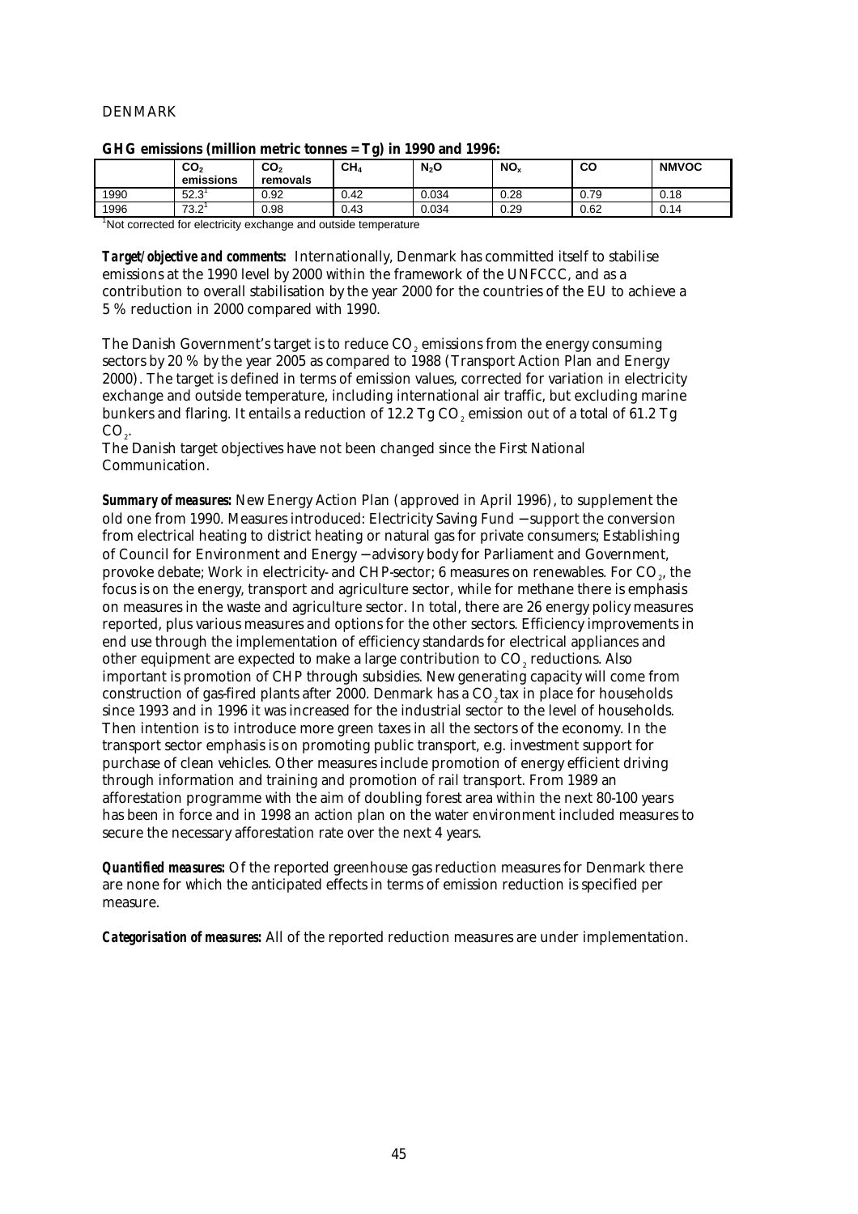DENMARK

**GHG emissions (million metric tonnes = Tg) in 1990 and 1996:**

| | $CO_2$ emissions | $CO_2$ removals | $CH_4$ | $N_2O$ | $NO_x$ | CO | NMVOC |
|---|---|---|---|---|---|---|---|
| 1990 | 52.3[1] | 0.92 | 0.42 | 0.034 | 0.28 | 0.79 | 0.18 |
| 1996 | 73.2[1] | 0.98 | 0.43 | 0.034 | 0.29 | 0.62 | 0.14 |

[1]Not corrected for electricity exchange and outside temperature

***Target/objective and comments:*** Internationally, Denmark has committed itself to stabilise emissions at the 1990 level by 2000 within the framework of the UNFCCC, and as a contribution to overall stabilisation by the year 2000 for the countries of the EU to achieve a 5 % reduction in 2000 compared with 1990.

The Danish Government's target is to reduce $CO_2$ emissions from the energy consuming sectors by 20 % by the year 2005 as compared to 1988 (Transport Action Plan and Energy 2000). The target is defined in terms of emission values, corrected for variation in electricity exchange and outside temperature, including international air traffic, but excluding marine bunkers and flaring. It entails a reduction of 12.2 Tg $CO_2$ emission out of a total of 61.2 Tg $CO_2$.
The Danish target objectives have not been changed since the First National Communication.

***Summary of measures:*** New Energy Action Plan (approved in April 1996), to supplement the old one from 1990. Measures introduced: Electricity Saving Fund − support the conversion from electrical heating to district heating or natural gas for private consumers; Establishing of Council for Environment and Energy − advisory body for Parliament and Government, provoke debate; Work in electricity- and CHP-sector; 6 measures on renewables. For $CO_2$, the focus is on the energy, transport and agriculture sector, while for methane there is emphasis on measures in the waste and agriculture sector. In total, there are 26 energy policy measures reported, plus various measures and options for the other sectors. Efficiency improvements in end use through the implementation of efficiency standards for electrical appliances and other equipment are expected to make a large contribution to $CO_2$ reductions. Also important is promotion of CHP through subsidies. New generating capacity will come from construction of gas-fired plants after 2000. Denmark has a $CO_2$ tax in place for households since 1993 and in 1996 it was increased for the industrial sector to the level of households. Then intention is to introduce more green taxes in all the sectors of the economy. In the transport sector emphasis is on promoting public transport, e.g. investment support for purchase of clean vehicles. Other measures include promotion of energy efficient driving through information and training and promotion of rail transport. From 1989 an afforestation programme with the aim of doubling forest area within the next 80-100 years has been in force and in 1998 an action plan on the water environment included measures to secure the necessary afforestation rate over the next 4 years.

***Quantified measures:*** Of the reported greenhouse gas reduction measures for Denmark there are none for which the anticipated effects in terms of emission reduction is specified per measure.

***Categorisation of measures:*** All of the reported reduction measures are under implementation.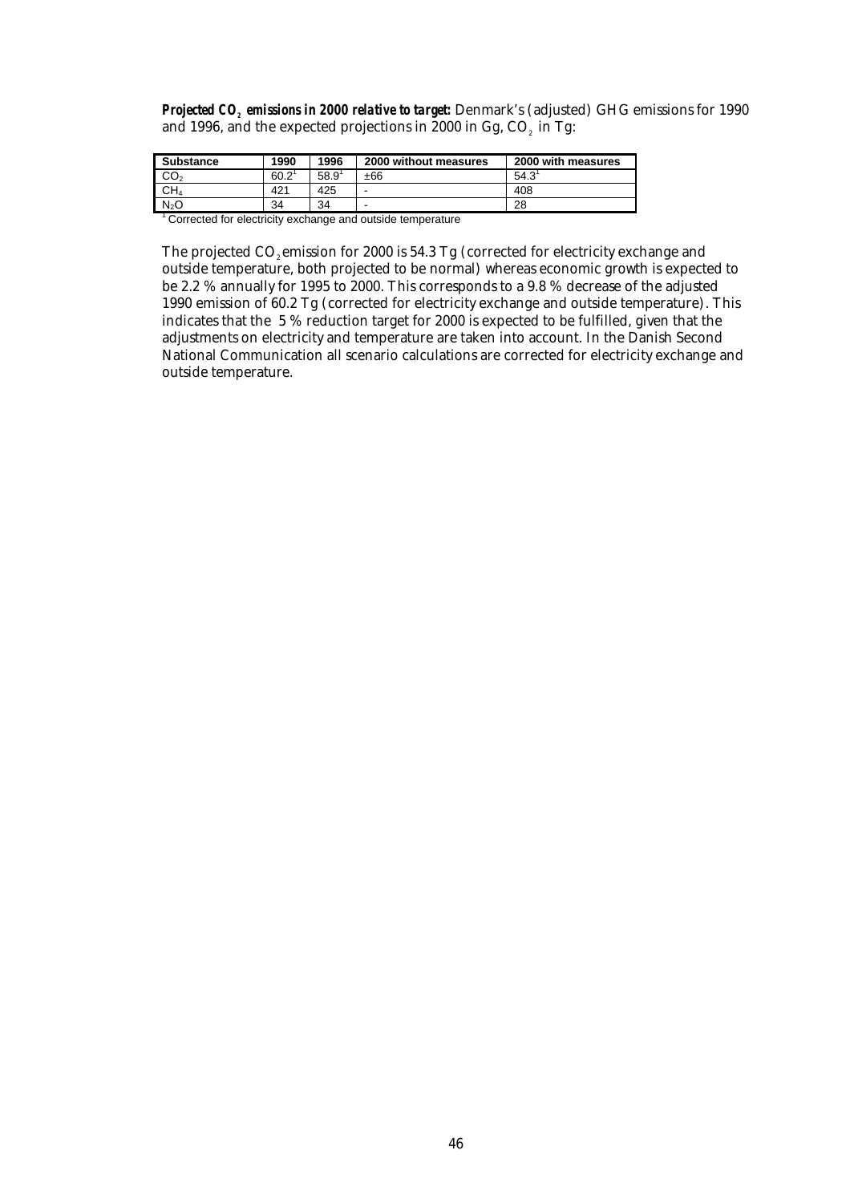***Projected $CO_2$ emissions in 2000 relative to target:*** Denmark's (adjusted) GHG emissions for 1990 and 1996, and the expected projections in 2000 in Gg, $CO_2$ in Tg:

| Substance | 1990 | 1996 | 2000 without measures | 2000 with measures |
|---|---|---|---|---|
| $CO_2$ | 60.2[1] | 58.9[1] | ±66 | 54.3[1] |
| $CH_4$ | 421 | 425 | - | 408 |
| $N_2O$ | 34 | 34 | - | 28 |

[1] Corrected for electricity exchange and outside temperature

The projected $CO_2$ emission for 2000 is 54.3 Tg (corrected for electricity exchange and outside temperature, both projected to be normal) whereas economic growth is expected to be 2.2 % annually for 1995 to 2000. This corresponds to a 9.8 % decrease of the adjusted 1990 emission of 60.2 Tg (corrected for electricity exchange and outside temperature). This indicates that the 5 % reduction target for 2000 is expected to be fulfilled, given that the adjustments on electricity and temperature are taken into account. In the Danish Second National Communication all scenario calculations are corrected for electricity exchange and outside temperature.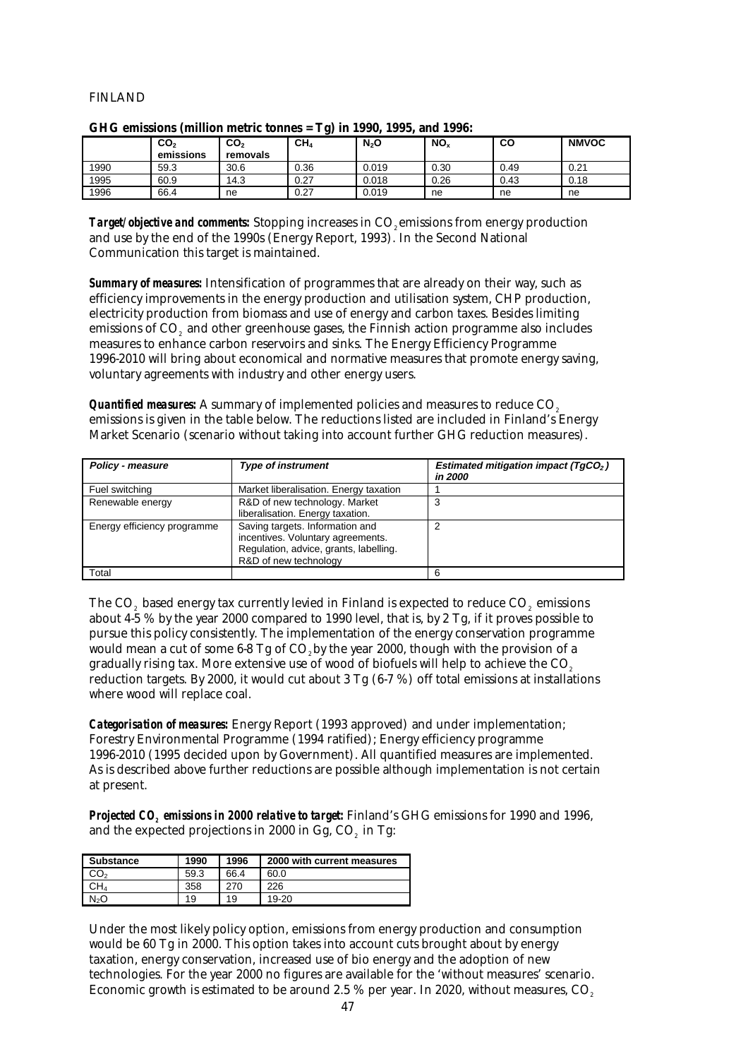FINLAND

**GHG emissions (million metric tonnes = Tg) in 1990, 1995, and 1996:**

| | $CO_2$ emissions | $CO_2$ removals | $CH_4$ | $N_2O$ | $NO_x$ | CO | NMVOC |
|---|---|---|---|---|---|---|---|
| 1990 | 59.3 | 30.6 | 0.36 | 0.019 | 0.30 | 0.49 | 0.21 |
| 1995 | 60.9 | 14.3 | 0.27 | 0.018 | 0.26 | 0.43 | 0.18 |
| 1996 | 66.4 | ne | 0.27 | 0.019 | ne | ne | ne |

***Target/objective and comments:*** Stopping increases in $CO_2$ emissions from energy production and use by the end of the 1990s (Energy Report, 1993). In the Second National Communication this target is maintained.

***Summary of measures:*** Intensification of programmes that are already on their way, such as efficiency improvements in the energy production and utilisation system, CHP production, electricity production from biomass and use of energy and carbon taxes. Besides limiting emissions of $CO_2$ and other greenhouse gases, the Finnish action programme also includes measures to enhance carbon reservoirs and sinks. The Energy Efficiency Programme 1996-2010 will bring about economical and normative measures that promote energy saving, voluntary agreements with industry and other energy users.

***Quantified measures:*** A summary of implemented policies and measures to reduce $CO_2$ emissions is given in the table below. The reductions listed are included in Finland's Energy Market Scenario (scenario without taking into account further GHG reduction measures).

| *Policy - measure* | *Type of instrument* | *Estimated mitigation impact ($TgCO_2$) in 2000* |
|---|---|---|
| Fuel switching | Market liberalisation. Energy taxation | 1 |
| Renewable energy | R&D of new technology. Market liberalisation. Energy taxation. | 3 |
| Energy efficiency programme | Saving targets. Information and incentives. Voluntary agreements. Regulation, advice, grants, labelling. R&D of new technology | 2 |
| Total | | 6 |

The $CO_2$ based energy tax currently levied in Finland is expected to reduce $CO_2$ emissions about 4-5 % by the year 2000 compared to 1990 level, that is, by 2 Tg, if it proves possible to pursue this policy consistently. The implementation of the energy conservation programme would mean a cut of some 6-8 Tg of $CO_2$ by the year 2000, though with the provision of a gradually rising tax. More extensive use of wood of biofuels will help to achieve the $CO_2$ reduction targets. By 2000, it would cut about 3 Tg (6-7 %) off total emissions at installations where wood will replace coal.

***Categorisation of measures:*** Energy Report (1993 approved) and under implementation; Forestry Environmental Programme (1994 ratified); Energy efficiency programme 1996-2010 (1995 decided upon by Government). All quantified measures are implemented. As is described above further reductions are possible although implementation is not certain at present.

***Projected $CO_2$ emissions in 2000 relative to target:*** Finland's GHG emissions for 1990 and 1996, and the expected projections in 2000 in Gg, $CO_2$ in Tg:

| Substance | 1990 | 1996 | 2000 with current measures |
|---|---|---|---|
| $CO_2$ | 59.3 | 66.4 | 60.0 |
| $CH_4$ | 358 | 270 | 226 |
| $N_2O$ | 19 | 19 | 19-20 |

Under the most likely policy option, emissions from energy production and consumption would be 60 Tg in 2000. This option takes into account cuts brought about by energy taxation, energy conservation, increased use of bio energy and the adoption of new technologies. For the year 2000 no figures are available for the 'without measures' scenario. Economic growth is estimated to be around 2.5 % per year. In 2020, without measures, $CO_2$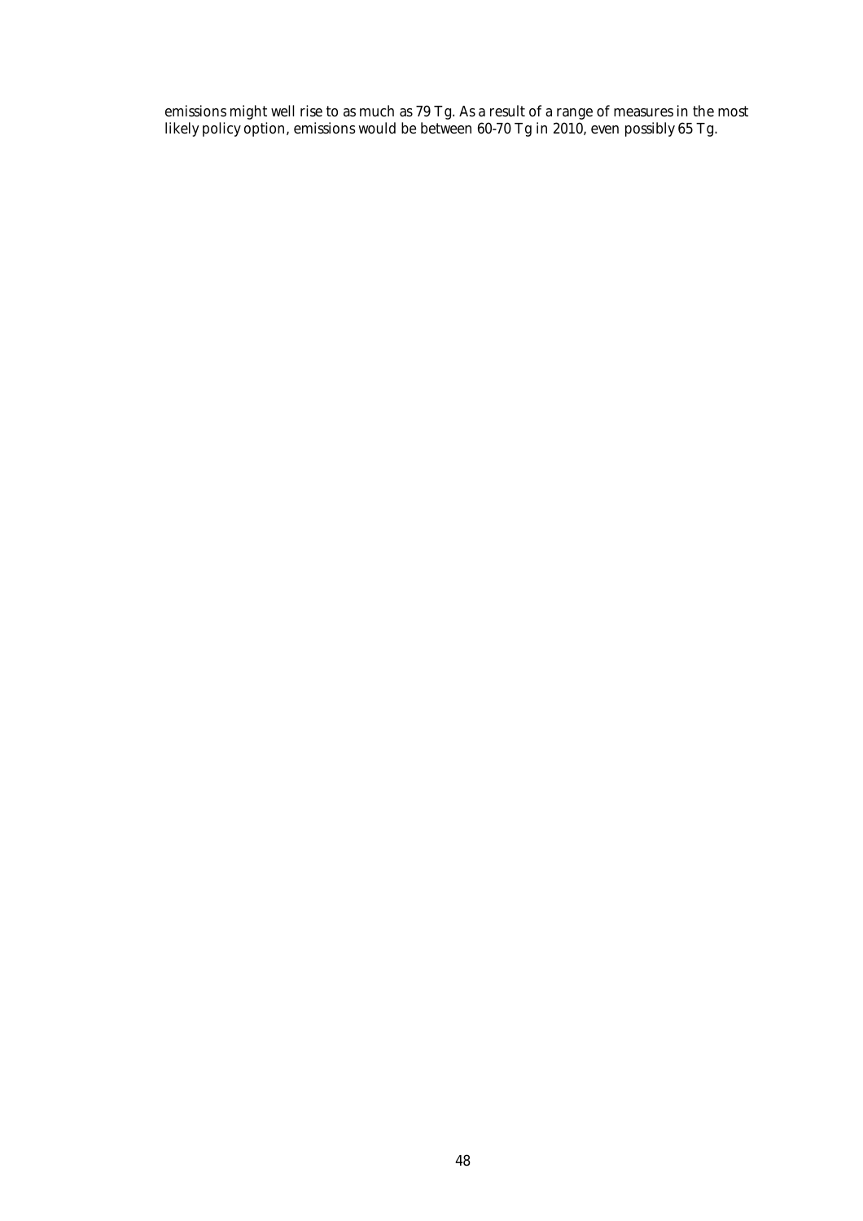emissions might well rise to as much as 79 Tg. As a result of a range of measures in the most likely policy option, emissions would be between 60-70 Tg in 2010, even possibly 65 Tg.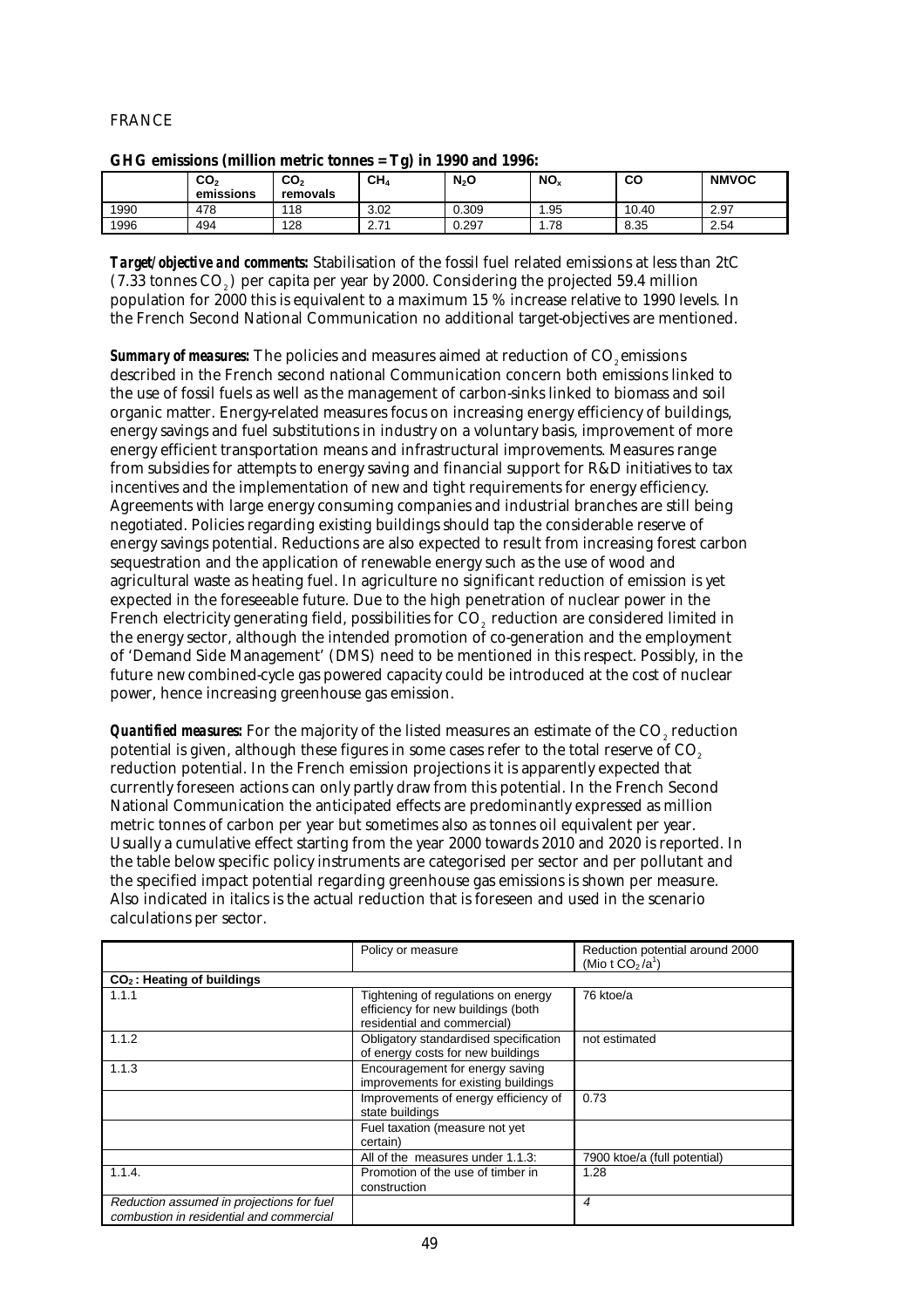# FRANCE

**GHG emissions (million metric tonnes = Tg) in 1990 and 1996:**

| | $CO_2$ emissions | $CO_2$ removals | $CH_4$ | $N_2O$ | $NO_x$ | CO | NMVOC |
|---|---|---|---|---|---|---|---|
| 1990 | 478 | 118 | 3.02 | 0.309 | 1.95 | 10.40 | 2.97 |
| 1996 | 494 | 128 | 2.71 | 0.297 | 1.78 | 8.35 | 2.54 |

***Target/objective and comments:*** Stabilisation of the fossil fuel related emissions at less than 2tC (7.33 tonnes $CO_2$) per capita per year by 2000. Considering the projected 59.4 million population for 2000 this is equivalent to a maximum 15 % increase relative to 1990 levels. In the French Second National Communication no additional target-objectives are mentioned.

***Summary of measures:*** The policies and measures aimed at reduction of $CO_2$ emissions described in the French second national Communication concern both emissions linked to the use of fossil fuels as well as the management of carbon-sinks linked to biomass and soil organic matter. Energy-related measures focus on increasing energy efficiency of buildings, energy savings and fuel substitutions in industry on a voluntary basis, improvement of more energy efficient transportation means and infrastructural improvements. Measures range from subsidies for attempts to energy saving and financial support for R&D initiatives to tax incentives and the implementation of new and tight requirements for energy efficiency. Agreements with large energy consuming companies and industrial branches are still being negotiated. Policies regarding existing buildings should tap the considerable reserve of energy savings potential. Reductions are also expected to result from increasing forest carbon sequestration and the application of renewable energy such as the use of wood and agricultural waste as heating fuel. In agriculture no significant reduction of emission is yet expected in the foreseeable future. Due to the high penetration of nuclear power in the French electricity generating field, possibilities for $CO_2$ reduction are considered limited in the energy sector, although the intended promotion of co-generation and the employment of 'Demand Side Management' (DMS) need to be mentioned in this respect. Possibly, in the future new combined-cycle gas powered capacity could be introduced at the cost of nuclear power, hence increasing greenhouse gas emission.

***Quantified measures:*** For the majority of the listed measures an estimate of the $CO_2$ reduction potential is given, although these figures in some cases refer to the total reserve of $CO_2$ reduction potential. In the French emission projections it is apparently expected that currently foreseen actions can only partly draw from this potential. In the French Second National Communication the anticipated effects are predominantly expressed as million metric tonnes of carbon per year but sometimes also as tonnes oil equivalent per year. Usually a cumulative effect starting from the year 2000 towards 2010 and 2020 is reported. In the table below specific policy instruments are categorised per sector and per pollutant and the specified impact potential regarding greenhouse gas emissions is shown per measure. Also indicated in italics is the actual reduction that is foreseen and used in the scenario calculations per sector.

| | Policy or measure | Reduction potential around 2000 (Mio t $CO_2/a^1$) |
|---|---|---|
| **$CO_2$ : Heating of buildings** | | |
| 1.1.1 | Tightening of regulations on energy efficiency for new buildings (both residential and commercial) | 76 ktoe/a |
| 1.1.2 | Obligatory standardised specification of energy costs for new buildings | not estimated |
| 1.1.3 | Encouragement for energy saving improvements for existing buildings | |
| | Improvements of energy efficiency of state buildings | 0.73 |
| | Fuel taxation (measure not yet certain) | |
| | All of the measures under 1.1.3: | 7900 ktoe/a (full potential) |
| 1.1.4. | Promotion of the use of timber in construction | 1.28 |
| *Reduction assumed in projections for fuel combustion in residential and commercial* | | *4* |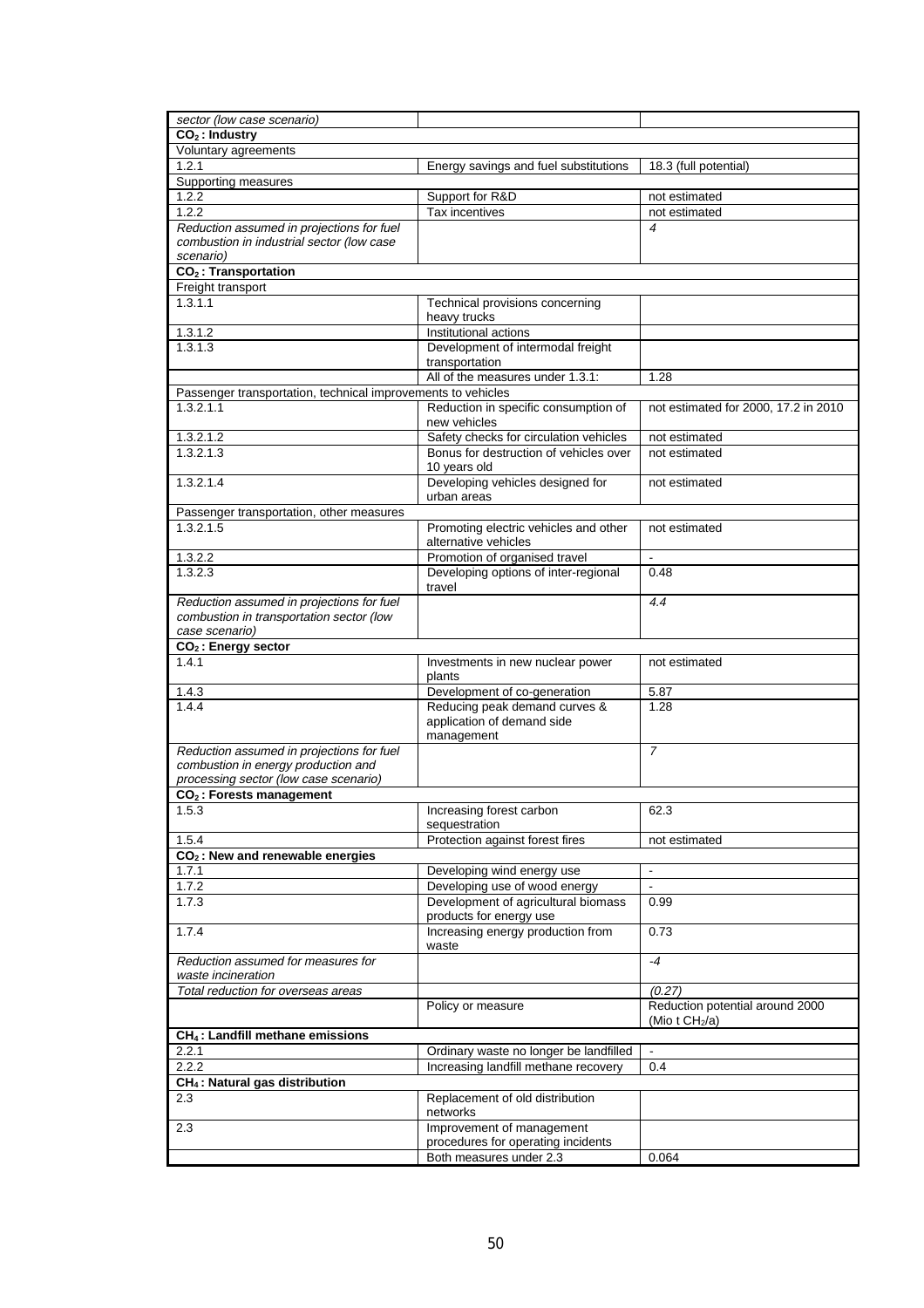| | | |
|---|---|---|
| *sector (low case scenario)* | | |
| **$CO_2$ : Industry** | | |
| Voluntary agreements | | |
| 1.2.1 | Energy savings and fuel substitutions | 18.3 (full potential) |
| Supporting measures | | |
| 1.2.2 | Support for R&D | not estimated |
| 1.2.2 | Tax incentives | not estimated |
| *Reduction assumed in projections for fuel combustion in industrial sector (low case scenario)* | | *4* |
| **$CO_2$ : Transportation** | | |
| Freight transport | | |
| 1.3.1.1 | Technical provisions concerning heavy trucks | |
| 1.3.1.2 | Institutional actions | |
| 1.3.1.3 | Development of intermodal freight transportation | |
| | All of the measures under 1.3.1: | 1.28 |
| Passenger transportation, technical improvements to vehicles | | |
| 1.3.2.1.1 | Reduction in specific consumption of new vehicles | not estimated for 2000, 17.2 in 2010 |
| 1.3.2.1.2 | Safety checks for circulation vehicles | not estimated |
| 1.3.2.1.3 | Bonus for destruction of vehicles over 10 years old | not estimated |
| 1.3.2.1.4 | Developing vehicles designed for urban areas | not estimated |
| Passenger transportation, other measures | | |
| 1.3.2.1.5 | Promoting electric vehicles and other alternative vehicles | not estimated |
| 1.3.2.2 | Promotion of organised travel | - |
| 1.3.2.3 | Developing options of inter-regional travel | 0.48 |
| *Reduction assumed in projections for fuel combustion in transportation sector (low case scenario)* | | *4.4* |
| **$CO_2$ : Energy sector** | | |
| 1.4.1 | Investments in new nuclear power plants | not estimated |
| 1.4.3 | Development of co-generation | 5.87 |
| 1.4.4 | Reducing peak demand curves & application of demand side management | 1.28 |
| *Reduction assumed in projections for fuel combustion in energy production and processing sector (low case scenario)* | | *7* |
| **$CO_2$ : Forests management** | | |
| 1.5.3 | Increasing forest carbon sequestration | 62.3 |
| 1.5.4 | Protection against forest fires | not estimated |
| **$CO_2$ : New and renewable energies** | | |
| 1.7.1 | Developing wind energy use | - |
| 1.7.2 | Developing use of wood energy | - |
| 1.7.3 | Development of agricultural biomass products for energy use | 0.99 |
| 1.7.4 | Increasing energy production from waste | 0.73 |
| *Reduction assumed for measures for waste incineration* | | *-4* |
| *Total reduction for overseas areas* | | *(0.27)* |
| | Policy or measure | Reduction potential around 2000 (Mio t $CH_4$/a) |
| **$CH_4$ : Landfill methane emissions** | | |
| 2.2.1 | Ordinary waste no longer be landfilled | - |
| 2.2.2 | Increasing landfill methane recovery | 0.4 |
| **$CH_4$ : Natural gas distribution** | | |
| 2.3 | Replacement of old distribution networks | |
| 2.3 | Improvement of management procedures for operating incidents | |
| | Both measures under 2.3 | 0.064 |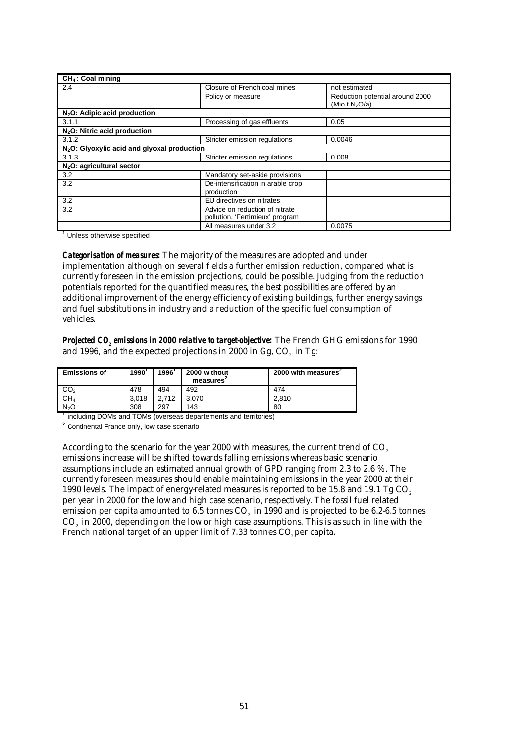| $CH_4$ : Coal mining | | |
|---|---|---|
| 2.4 | Closure of French coal mines | not estimated |
| | Policy or measure | Reduction potential around 2000 (Mio t $N_2O$/a) |
| **$N_2O$: Adipic acid production** | | |
| 3.1.1 | Processing of gas effluents | 0.05 |
| **$N_2O$: Nitric acid production** | | |
| 3.1.2 | Stricter emission regulations | 0.0046 |
| **$N_2O$: Glyoxylic acid and glyoxal production** | | |
| 3.1.3 | Stricter emission regulations | 0.008 |
| **$N_2O$: agricultural sector** | | |
| 3.2 | Mandatory set-aside provisions | |
| 3.2 | De-intensification in arable crop production | |
| 3.2 | EU directives on nitrates | |
| 3.2 | Advice on reduction of nitrate pollution, 'Fertimieux' program | |
| | All measures under 3.2 | 0.0075 |

[1] Unless otherwise specified

***Categorisation of measures:*** The majority of the measures are adopted and under implementation although on several fields a further emission reduction, compared what is currently foreseen in the emission projections, could be possible. Judging from the reduction potentials reported for the quantified measures, the best possibilities are offered by an additional improvement of the energy efficiency of existing buildings, further energy savings and fuel substitutions in industry and a reduction of the specific fuel consumption of vehicles.

***Projected $CO_2$ emissions in 2000 relative to target-objective:*** The French GHG emissions for 1990 and 1996, and the expected projections in 2000 in Gg, $CO_2$ in Tg:

| Emissions of | 1990[1] | 1996[1] | 2000 without measures[2] | 2000 with measures[2] |
|---|---|---|---|---|
| $CO_2$ | 478 | 494 | 492 | 474 |
| $CH_4$ | 3,018 | 2,712 | 3,070 | 2,810 |
| $N_2O$ | 308 | 297 | 143 | 80 |

[1] including DOMs and TOMs (overseas departements and territories)

[2] Continental France only, low case scenario

According to the scenario for the year 2000 with measures, the current trend of $CO_2$ emissions increase will be shifted towards falling emissions whereas basic scenario assumptions include an estimated annual growth of GPD ranging from 2.3 to 2.6 %. The currently foreseen measures should enable maintaining emissions in the year 2000 at their 1990 levels. The impact of energy-related measures is reported to be 15.8 and 19.1 Tg $CO_2$ per year in 2000 for the low and high case scenario, respectively. The fossil fuel related emission per capita amounted to 6.5 tonnes $CO_2$ in 1990 and is projected to be 6.2-6.5 tonnes $CO_2$ in 2000, depending on the low or high case assumptions. This is as such in line with the French national target of an upper limit of 7.33 tonnes $CO_2$ per capita.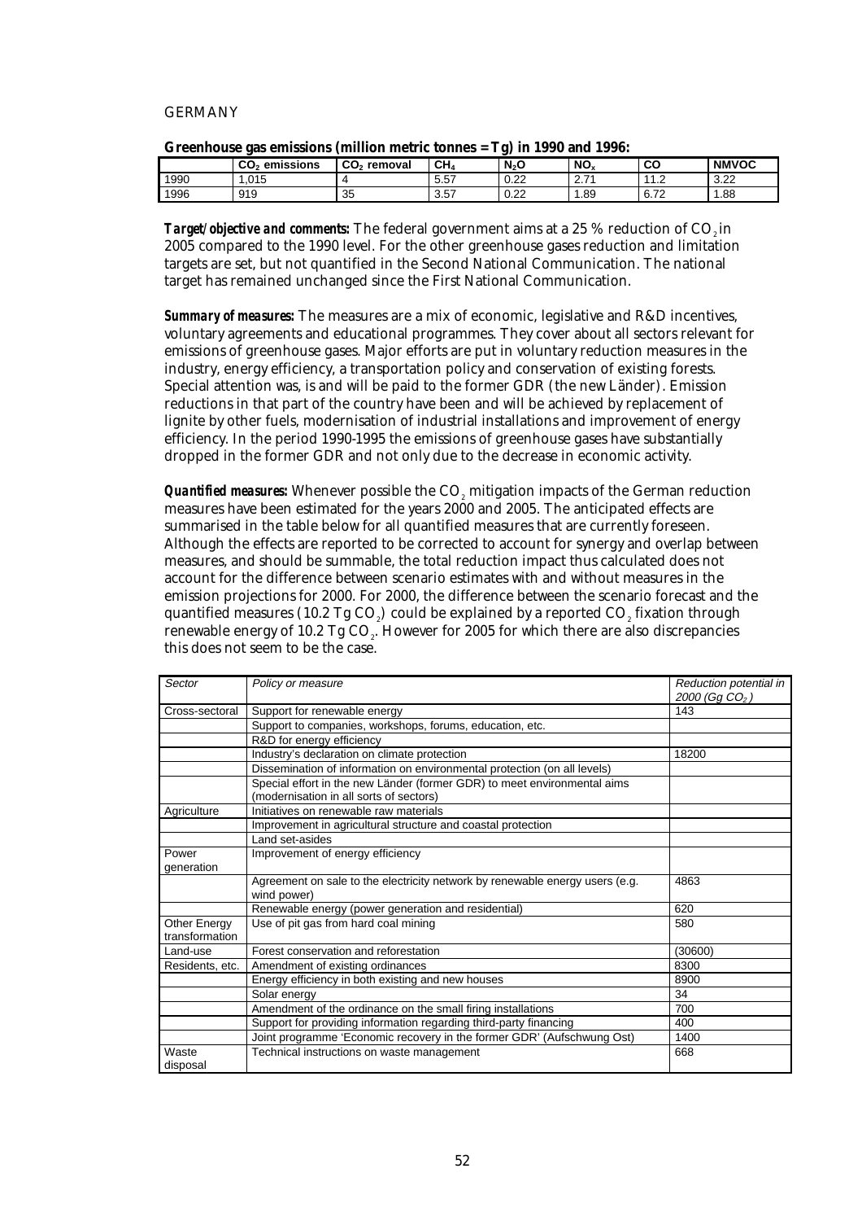GERMANY

**Greenhouse gas emissions (million metric tonnes = Tg) in 1990 and 1996:**

| | $CO_2$ emissions | $CO_2$ removal | $CH_4$ | $N_2O$ | $NO_x$ | CO | NMVOC |
|---|---|---|---|---|---|---|---|
| 1990 | 1,015 | 4 | 5.57 | 0.22 | 2.71 | 11.2 | 3.22 |
| 1996 | 919 | 35 | 3.57 | 0.22 | 1.89 | 6.72 | 1.88 |

***Target/objective and comments:*** The federal government aims at a 25 % reduction of $CO_2$ in 2005 compared to the 1990 level. For the other greenhouse gases reduction and limitation targets are set, but not quantified in the Second National Communication. The national target has remained unchanged since the First National Communication.

***Summary of measures:*** The measures are a mix of economic, legislative and R&D incentives, voluntary agreements and educational programmes. They cover about all sectors relevant for emissions of greenhouse gases. Major efforts are put in voluntary reduction measures in the industry, energy efficiency, a transportation policy and conservation of existing forests. Special attention was, is and will be paid to the former GDR (the new Länder). Emission reductions in that part of the country have been and will be achieved by replacement of lignite by other fuels, modernisation of industrial installations and improvement of energy efficiency. In the period 1990-1995 the emissions of greenhouse gases have substantially dropped in the former GDR and not only due to the decrease in economic activity.

***Quantified measures:*** Whenever possible the $CO_2$ mitigation impacts of the German reduction measures have been estimated for the years 2000 and 2005. The anticipated effects are summarised in the table below for all quantified measures that are currently foreseen. Although the effects are reported to be corrected to account for synergy and overlap between measures, and should be summable, the total reduction impact thus calculated does not account for the difference between scenario estimates with and without measures in the emission projections for 2000. For 2000, the difference between the scenario forecast and the quantified measures (10.2 Tg $CO_2$) could be explained by a reported $CO_2$ fixation through renewable energy of 10.2 Tg $CO_2$. However for 2005 for which there are also discrepancies this does not seem to be the case.

| *Sector* | *Policy or measure* | *Reduction potential in 2000 (Gg $CO_2$)* |
|---|---|---|
| Cross-sectoral | Support for renewable energy | 143 |
| | Support to companies, workshops, forums, education, etc. | |
| | R&D for energy efficiency | |
| | Industry's declaration on climate protection | 18200 |
| | Dissemination of information on environmental protection (on all levels) | |
| | Special effort in the new Länder (former GDR) to meet environmental aims (modernisation in all sorts of sectors) | |
| Agriculture | Initiatives on renewable raw materials | |
| | Improvement in agricultural structure and coastal protection | |
| | Land set-asides | |
| Power generation | Improvement of energy efficiency | |
| | Agreement on sale to the electricity network by renewable energy users (e.g. wind power) | 4863 |
| | Renewable energy (power generation and residential) | 620 |
| Other Energy transformation | Use of pit gas from hard coal mining | 580 |
| Land-use | Forest conservation and reforestation | (30600) |
| Residents, etc. | Amendment of existing ordinances | 8300 |
| | Energy efficiency in both existing and new houses | 8900 |
| | Solar energy | 34 |
| | Amendment of the ordinance on the small firing installations | 700 |
| | Support for providing information regarding third-party financing | 400 |
| | Joint programme 'Economic recovery in the former GDR' (Aufschwung Ost) | 1400 |
| Waste disposal | Technical instructions on waste management | 668 |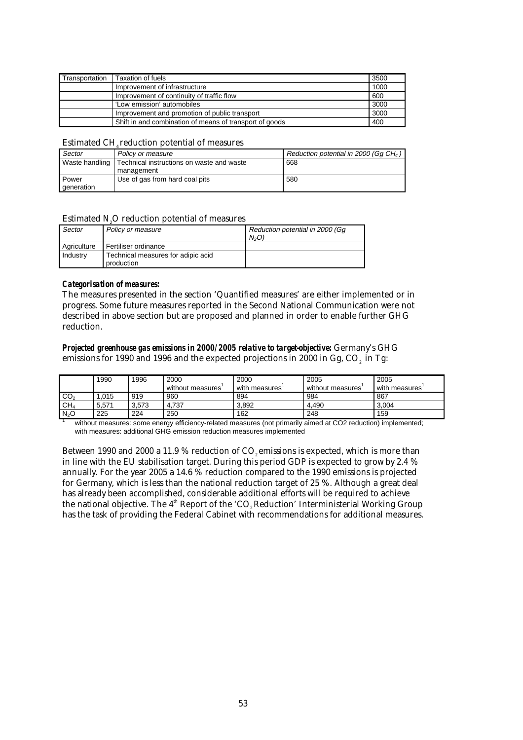| Transportation | Taxation of fuels | 3500 |
|---|---|---|
| | Improvement of infrastructure | 1000 |
| | Improvement of continuity of traffic flow | 600 |
| | 'Low emission' automobiles | 3000 |
| | Improvement and promotion of public transport | 3000 |
| | Shift in and combination of means of transport of goods | 400 |

Estimated $CH_4$ reduction potential of measures

| *Sector* | *Policy or measure* | *Reduction potential in 2000 (Gg $CH_4$)* |
|---|---|---|
| Waste handling | Technical instructions on waste and waste management | 668 |
| Power generation | Use of gas from hard coal pits | 580 |

Estimated $N_2O$ reduction potential of measures

| *Sector* | *Policy or measure* | *Reduction potential in 2000 (Gg $N_2O$)* |
|---|---|---|
| Agriculture | Fertiliser ordinance | |
| Industry | Technical measures for adipic acid production | |

***Categorisation of measures:***
The measures presented in the section 'Quantified measures' are either implemented or in progress. Some future measures reported in the Second National Communication were not described in above section but are proposed and planned in order to enable further GHG reduction.

***Projected greenhouse gas emissions in 2000/2005 relative to target-objective:*** Germany's GHG emissions for 1990 and 1996 and the expected projections in 2000 in Gg, $CO_2$ in Tg:

| | 1990 | 1996 | 2000 without measures[1] | 2000 with measures[1] | 2005 without measures[1] | 2005 with measures[1] |
|---|---|---|---|---|---|---|
| $CO_2$ | 1,015 | 919 | 960 | 894 | 984 | 867 |
| $CH_4$ | 5,571 | 3,573 | 4,737 | 3,892 | 4,490 | 3,004 |
| $N_2O$ | 225 | 224 | 250 | 162 | 248 | 159 |

[1] without measures: some energy efficiency-related measures (not primarily aimed at CO2 reduction) implemented; with measures: additional GHG emission reduction measures implemented

Between 1990 and 2000 a 11.9 % reduction of $CO_2$ emissions is expected, which is more than in line with the EU stabilisation target. During this period GDP is expected to grow by 2.4 % annually. For the year 2005 a 14.6 % reduction compared to the 1990 emissions is projected for Germany, which is less than the national reduction target of 25 %. Although a great deal has already been accomplished, considerable additional efforts will be required to achieve the national objective. The 4[th] Report of the '$CO_2$ Reduction' Interministerial Working Group has the task of providing the Federal Cabinet with recommendations for additional measures.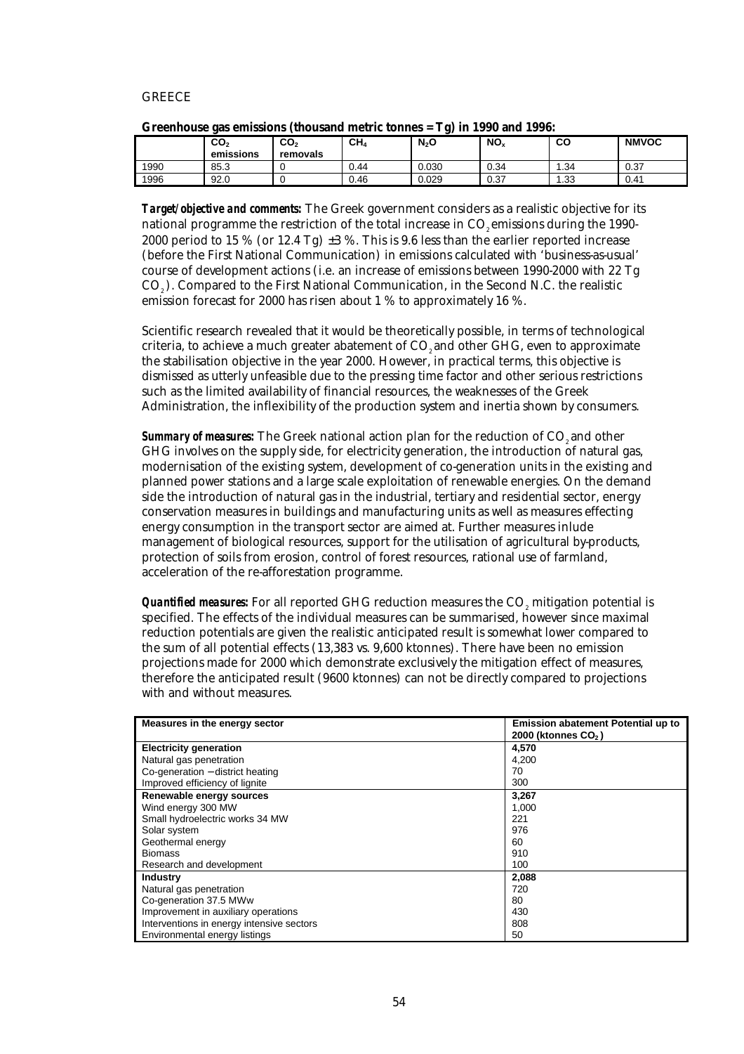GREECE

**Greenhouse gas emissions (thousand metric tonnes = Tg) in 1990 and 1996:**

| | $CO_2$ emissions | $CO_2$ removals | $CH_4$ | $N_2O$ | $NO_x$ | CO | NMVOC |
|---|---|---|---|---|---|---|---|
| 1990 | 85.3 | 0 | 0.44 | 0.030 | 0.34 | 1.34 | 0.37 |
| 1996 | 92.0 | 0 | 0.46 | 0.029 | 0.37 | 1.33 | 0.41 |

***Target/objective and comments:*** The Greek government considers as a realistic objective for its national programme the restriction of the total increase in $CO_2$ emissions during the 1990-2000 period to 15 % (or 12.4 Tg) ±3 %. This is 9.6 less than the earlier reported increase (before the First National Communication) in emissions calculated with 'business-as-usual' course of development actions (i.e. an increase of emissions between 1990-2000 with 22 Tg $CO_2$). Compared to the First National Communication, in the Second N.C. the realistic emission forecast for 2000 has risen about 1 % to approximately 16 %.

Scientific research revealed that it would be theoretically possible, in terms of technological criteria, to achieve a much greater abatement of $CO_2$ and other GHG, even to approximate the stabilisation objective in the year 2000. However, in practical terms, this objective is dismissed as utterly unfeasible due to the pressing time factor and other serious restrictions such as the limited availability of financial resources, the weaknesses of the Greek Administration, the inflexibility of the production system and inertia shown by consumers.

***Summary of measures:*** The Greek national action plan for the reduction of $CO_2$ and other GHG involves on the supply side, for electricity generation, the introduction of natural gas, modernisation of the existing system, development of co-generation units in the existing and planned power stations and a large scale exploitation of renewable energies. On the demand side the introduction of natural gas in the industrial, tertiary and residential sector, energy conservation measures in buildings and manufacturing units as well as measures effecting energy consumption in the transport sector are aimed at. Further measures inlude management of biological resources, support for the utilisation of agricultural by-products, protection of soils from erosion, control of forest resources, rational use of farmland, acceleration of the re-afforestation programme.

***Quantified measures:*** For all reported GHG reduction measures the $CO_2$ mitigation potential is specified. The effects of the individual measures can be summarised, however since maximal reduction potentials are given the realistic anticipated result is somewhat lower compared to the sum of all potential effects (13,383 vs. 9,600 ktonnes). There have been no emission projections made for 2000 which demonstrate exclusively the mitigation effect of measures, therefore the anticipated result (9600 ktonnes) can not be directly compared to projections with and without measures.

| Measures in the energy sector | Emission abatement Potential up to 2000 (ktonnes $CO_2$) |
|---|---|
| **Electricity generation** | **4,570** |
| Natural gas penetration | 4,200 |
| Co-generation – district heating | 70 |
| Improved efficiency of lignite | 300 |
| **Renewable energy sources** | **3,267** |
| Wind energy 300 MW | 1,000 |
| Small hydroelectric works 34 MW | 221 |
| Solar system | 976 |
| Geothermal energy | 60 |
| Biomass | 910 |
| Research and development | 100 |
| **Industry** | **2,088** |
| Natural gas penetration | 720 |
| Co-generation 37.5 MWw | 80 |
| Improvement in auxiliary operations | 430 |
| Interventions in energy intensive sectors | 808 |
| Environmental energy listings | 50 |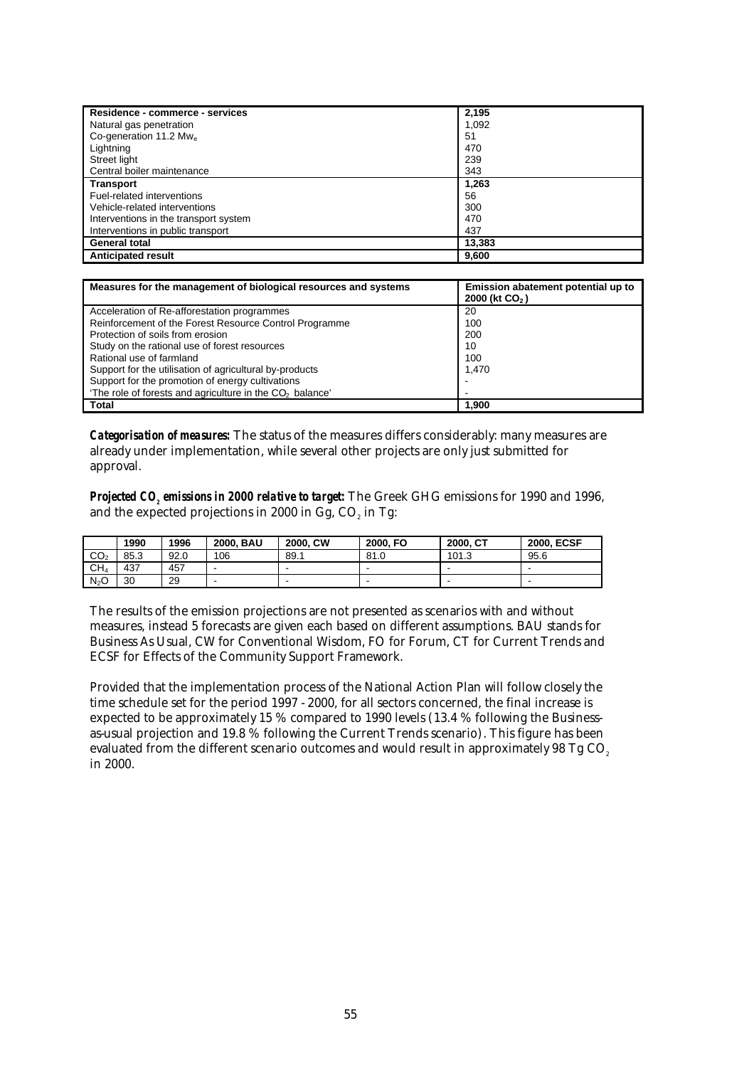| Residence - commerce - services | 2,195 |
|---|---|
| Natural gas penetration | 1,092 |
| Co-generation 11.2 $Mw_e$ | 51 |
| Lightning | 470 |
| Street light | 239 |
| Central boiler maintenance | 343 |
| **Transport** | **1,263** |
| Fuel-related interventions | 56 |
| Vehicle-related interventions | 300 |
| Interventions in the transport system | 470 |
| Interventions in public transport | 437 |
| **General total** | **13,383** |
| **Anticipated result** | **9,600** |

| Measures for the management of biological resources and systems | Emission abatement potential up to 2000 (kt $CO_2$) |
|---|---|
| Acceleration of Re-afforestation programmes | 20 |
| Reinforcement of the Forest Resource Control Programme | 100 |
| Protection of soils from erosion | 200 |
| Study on the rational use of forest resources | 10 |
| Rational use of farmland | 100 |
| Support for the utilisation of agricultural by-products | 1,470 |
| Support for the promotion of energy cultivations | - |
| 'The role of forests and agriculture in the $CO_2$ balance' | - |
| **Total** | **1,900** |

***Categorisation of measures:*** The status of the measures differs considerably: many measures are already under implementation, while several other projects are only just submitted for approval.

***Projected $CO_2$ emissions in 2000 relative to target:*** The Greek GHG emissions for 1990 and 1996, and the expected projections in 2000 in Gg, $CO_2$ in Tg:

| | 1990 | 1996 | 2000, BAU | 2000, CW | 2000, FO | 2000, CT | 2000, ECSF |
|---|---|---|---|---|---|---|---|
| $CO_2$ | 85.3 | 92.0 | 106 | 89.1 | 81.0 | 101.3 | 95.6 |
| $CH_4$ | 437 | 457 | - | - | - | - | - |
| $N_2O$ | 30 | 29 | - | - | - | - | - |

The results of the emission projections are not presented as scenarios with and without measures, instead 5 forecasts are given each based on different assumptions. BAU stands for Business As Usual, CW for Conventional Wisdom, FO for Forum, CT for Current Trends and ECSF for Effects of the Community Support Framework.

Provided that the implementation process of the National Action Plan will follow closely the time schedule set for the period 1997 - 2000, for all sectors concerned, the final increase is expected to be approximately 15 % compared to 1990 levels (13.4 % following the Business-as-usual projection and 19.8 % following the Current Trends scenario). This figure has been evaluated from the different scenario outcomes and would result in approximately 98 Tg $CO_2$ in 2000.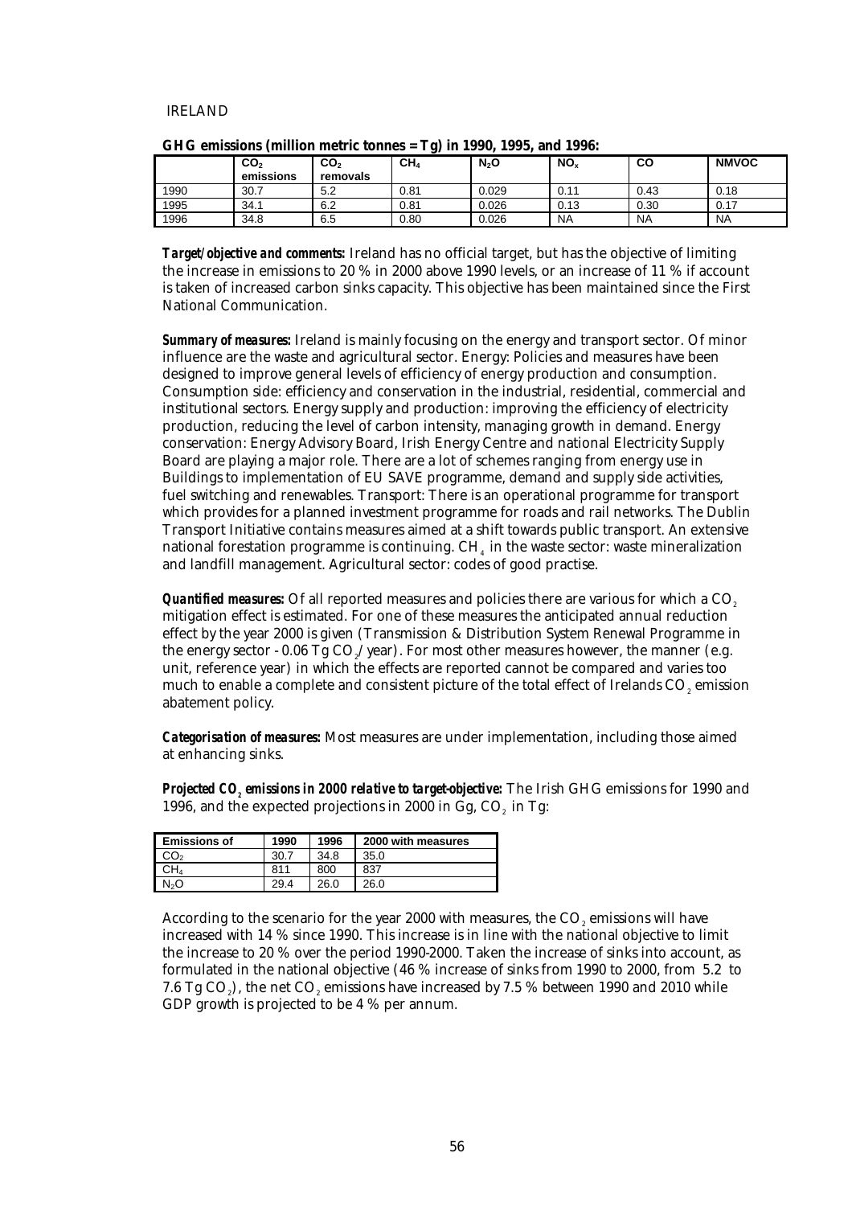IRELAND

**GHG emissions (million metric tonnes = Tg) in 1990, 1995, and 1996:**

| | $CO_2$ emissions | $CO_2$ removals | $CH_4$ | $N_2O$ | $NO_x$ | CO | NMVOC |
|---|---|---|---|---|---|---|---|
| 1990 | 30.7 | 5.2 | 0.81 | 0.029 | 0.11 | 0.43 | 0.18 |
| 1995 | 34.1 | 6.2 | 0.81 | 0.026 | 0.13 | 0.30 | 0.17 |
| 1996 | 34.8 | 6.5 | 0.80 | 0.026 | NA | NA | NA |

***Target/objective and comments:*** Ireland has no official target, but has the objective of limiting the increase in emissions to 20 % in 2000 above 1990 levels, or an increase of 11 % if account is taken of increased carbon sinks capacity. This objective has been maintained since the First National Communication.

***Summary of measures:*** Ireland is mainly focusing on the energy and transport sector. Of minor influence are the waste and agricultural sector. Energy: Policies and measures have been designed to improve general levels of efficiency of energy production and consumption. Consumption side: efficiency and conservation in the industrial, residential, commercial and institutional sectors. Energy supply and production: improving the efficiency of electricity production, reducing the level of carbon intensity, managing growth in demand. Energy conservation: Energy Advisory Board, Irish Energy Centre and national Electricity Supply Board are playing a major role. There are a lot of schemes ranging from energy use in Buildings to implementation of EU SAVE programme, demand and supply side activities, fuel switching and renewables. Transport: There is an operational programme for transport which provides for a planned investment programme for roads and rail networks. The Dublin Transport Initiative contains measures aimed at a shift towards public transport. An extensive national forestation programme is continuing. $CH_4$ in the waste sector: waste mineralization and landfill management. Agricultural sector: codes of good practise.

***Quantified measures:*** Of all reported measures and policies there are various for which a $CO_2$ mitigation effect is estimated. For one of these measures the anticipated annual reduction effect by the year 2000 is given (Transmission & Distribution System Renewal Programme in the energy sector - 0.06 Tg $CO_2$/year). For most other measures however, the manner (e.g. unit, reference year) in which the effects are reported cannot be compared and varies too much to enable a complete and consistent picture of the total effect of Irelands $CO_2$ emission abatement policy.

***Categorisation of measures:*** Most measures are under implementation, including those aimed at enhancing sinks.

***Projected $CO_2$ emissions in 2000 relative to target-objective:*** The Irish GHG emissions for 1990 and 1996, and the expected projections in 2000 in Gg, $CO_2$ in Tg:

| Emissions of | 1990 | 1996 | 2000 with measures |
|---|---|---|---|
| $CO_2$ | 30.7 | 34.8 | 35.0 |
| $CH_4$ | 811 | 800 | 837 |
| $N_2O$ | 29.4 | 26.0 | 26.0 |

According to the scenario for the year 2000 with measures, the $CO_2$ emissions will have increased with 14 % since 1990. This increase is in line with the national objective to limit the increase to 20 % over the period 1990-2000. Taken the increase of sinks into account, as formulated in the national objective (46 % increase of sinks from 1990 to 2000, from 5.2 to 7.6 Tg $CO_2$), the net $CO_2$ emissions have increased by 7.5 % between 1990 and 2010 while GDP growth is projected to be 4 % per annum.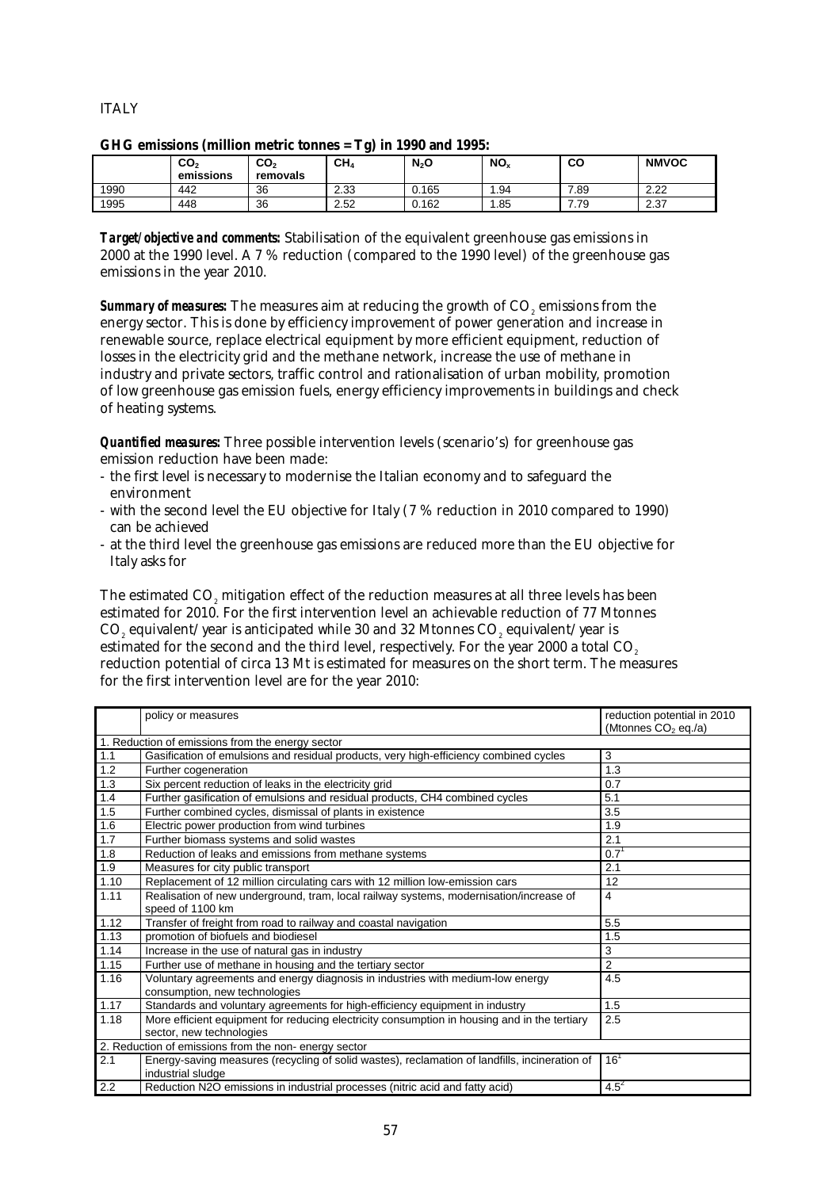ITALY

**GHG emissions (million metric tonnes = Tg) in 1990 and 1995:**

| | $CO_2$ emissions | $CO_2$ removals | $CH_4$ | $N_2O$ | $NO_x$ | CO | NMVOC |
|---|---|---|---|---|---|---|---|
| 1990 | 442 | 36 | 2.33 | 0.165 | 1.94 | 7.89 | 2.22 |
| 1995 | 448 | 36 | 2.52 | 0.162 | 1.85 | 7.79 | 2.37 |

***Target/objective and comments:*** Stabilisation of the equivalent greenhouse gas emissions in 2000 at the 1990 level. A 7 % reduction (compared to the 1990 level) of the greenhouse gas emissions in the year 2010.

***Summary of measures:*** The measures aim at reducing the growth of $CO_2$ emissions from the energy sector. This is done by efficiency improvement of power generation and increase in renewable source, replace electrical equipment by more efficient equipment, reduction of losses in the electricity grid and the methane network, increase the use of methane in industry and private sectors, traffic control and rationalisation of urban mobility, promotion of low greenhouse gas emission fuels, energy efficiency improvements in buildings and check of heating systems.

***Quantified measures:*** Three possible intervention levels (scenario's) for greenhouse gas emission reduction have been made:

- the first level is necessary to modernise the Italian economy and to safeguard the environment
- with the second level the EU objective for Italy (7 % reduction in 2010 compared to 1990) can be achieved
- at the third level the greenhouse gas emissions are reduced more than the EU objective for Italy asks for

The estimated $CO_2$ mitigation effect of the reduction measures at all three levels has been estimated for 2010. For the first intervention level an achievable reduction of 77 Mtonnes $CO_2$ equivalent/year is anticipated while 30 and 32 Mtonnes $CO_2$ equivalent/year is estimated for the second and the third level, respectively. For the year 2000 a total $CO_2$ reduction potential of circa 13 Mt is estimated for measures on the short term. The measures for the first intervention level are for the year 2010:

| | policy or measures | reduction potential in 2010 (Mtonnes $CO_2$ eq./a) |
|---|---|---|
| 1. Reduction of emissions from the energy sector | | |
| 1.1 | Gasification of emulsions and residual products, very high-efficiency combined cycles | 3 |
| 1.2 | Further cogeneration | 1.3 |
| 1.3 | Six percent reduction of leaks in the electricity grid | 0.7 |
| 1.4 | Further gasification of emulsions and residual products, CH4 combined cycles | 5.1 |
| 1.5 | Further combined cycles, dismissal of plants in existence | 3.5 |
| 1.6 | Electric power production from wind turbines | 1.9 |
| 1.7 | Further biomass systems and solid wastes | 2.1 |
| 1.8 | Reduction of leaks and emissions from methane systems | 0.7[1] |
| 1.9 | Measures for city public transport | 2.1 |
| 1.10 | Replacement of 12 million circulating cars with 12 million low-emission cars | 12 |
| 1.11 | Realisation of new underground, tram, local railway systems, modernisation/increase of speed of 1100 km | 4 |
| 1.12 | Transfer of freight from road to railway and coastal navigation | 5.5 |
| 1.13 | promotion of biofuels and biodiesel | 1.5 |
| 1.14 | Increase in the use of natural gas in industry | 3 |
| 1.15 | Further use of methane in housing and the tertiary sector | 2 |
| 1.16 | Voluntary agreements and energy diagnosis in industries with medium-low energy consumption, new technologies | 4.5 |
| 1.17 | Standards and voluntary agreements for high-efficiency equipment in industry | 1.5 |
| 1.18 | More efficient equipment for reducing electricity consumption in housing and in the tertiary sector, new technologies | 2.5 |
| 2. Reduction of emissions from the non- energy sector | | |
| 2.1 | Energy-saving measures (recycling of solid wastes), reclamation of landfills, incineration of industrial sludge | 16[1] |
| 2.2 | Reduction N2O emissions in industrial processes (nitric acid and fatty acid) | 4.5[2] |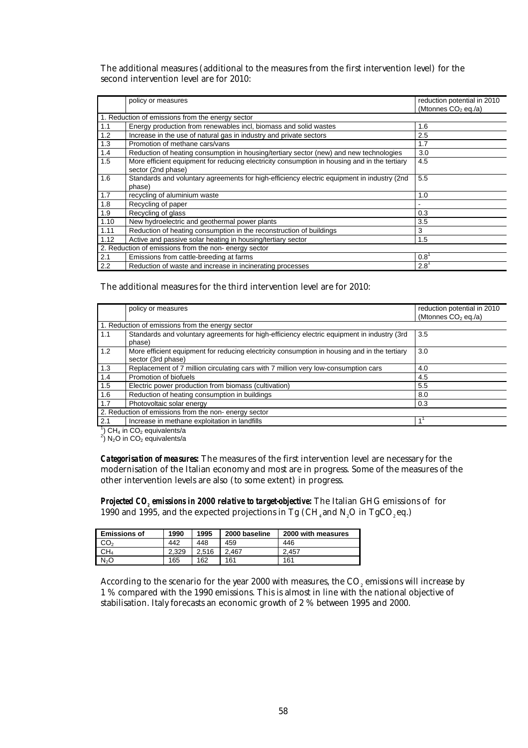The additional measures (additional to the measures from the first intervention level) for the second intervention level are for 2010:

| | policy or measures | reduction potential in 2010 (Mtonnes $CO_2$ eq./a) |
|---|---|---|
| 1. Reduction of emissions from the energy sector | | |
| 1.1 | Energy production from renewables incl, biomass and solid wastes | 1.6 |
| 1.2 | Increase in the use of natural gas in industry and private sectors | 2.5 |
| 1.3 | Promotion of methane cars/vans | 1.7 |
| 1.4 | Reduction of heating consumption in housing/tertiary sector (new) and new technologies | 3.0 |
| 1.5 | More efficient equipment for reducing electricity consumption in housing and in the tertiary sector (2nd phase) | 4.5 |
| 1.6 | Standards and voluntary agreements for high-efficiency electric equipment in industry (2nd phase) | 5.5 |
| 1.7 | recycling of aluminium waste | 1.0 |
| 1.8 | Recycling of paper | - |
| 1.9 | Recycling of glass | 0.3 |
| 1.10 | New hydroelectric and geothermal power plants | 3.5 |
| 1.11 | Reduction of heating consumption in the reconstruction of buildings | 3 |
| 1.12 | Active and passive solar heating in housing/tertiary sector | 1.5 |
| 2. Reduction of emissions from the non- energy sector | | |
| 2.1 | Emissions from cattle-breeding at farms | 0.8[1] |
| 2.2 | Reduction of waste and increase in incinerating processes | 2.8[1] |

The additional measures for the third intervention level are for 2010:

| | policy or measures | reduction potential in 2010 (Mtonnes $CO_2$ eq./a) |
|---|---|---|
| 1. Reduction of emissions from the energy sector | | |
| 1.1 | Standards and voluntary agreements for high-efficiency electric equipment in industry (3rd phase) | 3.5 |
| 1.2 | More efficient equipment for reducing electricity consumption in housing and in the tertiary sector (3rd phase) | 3.0 |
| 1.3 | Replacement of 7 million circulating cars with 7 million very low-consumption cars | 4.0 |
| 1.4 | Promotion of biofuels | 4.5 |
| 1.5 | Electric power production from biomass (cultivation) | 5.5 |
| 1.6 | Reduction of heating consumption in buildings | 8.0 |
| 1.7 | Photovoltaic solar energy | 0.3 |
| 2. Reduction of emissions from the non- energy sector | | |
| 2.1 | Increase in methane exploitation in landfills | 1[1] |

[1]) $CH_4$ in $CO_2$ equivalents/a
[2]) $N_2O$ in $CO_2$ equivalents/a

***Categorisation of measures:*** The measures of the first intervention level are necessary for the modernisation of the Italian economy and most are in progress. Some of the measures of the other intervention levels are also (to some extent) in progress.

***Projected $CO_2$ emissions in 2000 relative to target-objective:*** The Italian GHG emissions of for 1990 and 1995, and the expected projections in Tg ($CH_4$ and $N_2O$ in Tg$CO_2$ eq.)

| Emissions of | 1990 | 1995 | 2000 baseline | 2000 with measures |
|---|---|---|---|---|
| $CO_2$ | 442 | 448 | 459 | 446 |
| $CH_4$ | 2,329 | 2,516 | 2,467 | 2,457 |
| $N_2O$ | 165 | 162 | 161 | 161 |

According to the scenario for the year 2000 with measures, the $CO_2$ emissions will increase by 1 % compared with the 1990 emissions. This is almost in line with the national objective of stabilisation. Italy forecasts an economic growth of 2 % between 1995 and 2000.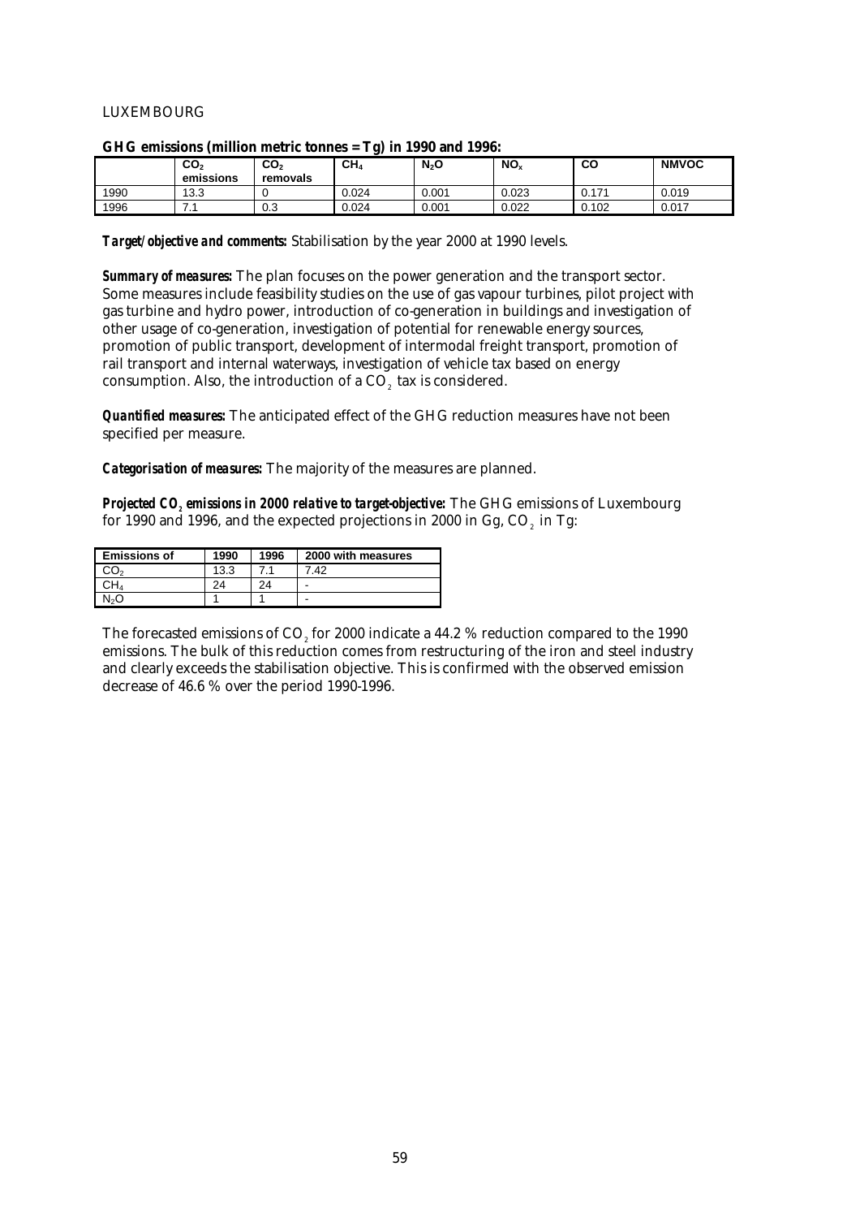LUXEMBOURG

**GHG emissions (million metric tonnes = Tg) in 1990 and 1996:**

| | $CO_2$ emissions | $CO_2$ removals | $CH_4$ | $N_2O$ | $NO_x$ | CO | NMVOC |
|---|---|---|---|---|---|---|---|
| 1990 | 13.3 | 0 | 0.024 | 0.001 | 0.023 | 0.171 | 0.019 |
| 1996 | 7.1 | 0.3 | 0.024 | 0.001 | 0.022 | 0.102 | 0.017 |

***Target/objective and comments:*** Stabilisation by the year 2000 at 1990 levels.

***Summary of measures:*** The plan focuses on the power generation and the transport sector. Some measures include feasibility studies on the use of gas vapour turbines, pilot project with gas turbine and hydro power, introduction of co-generation in buildings and investigation of other usage of co-generation, investigation of potential for renewable energy sources, promotion of public transport, development of intermodal freight transport, promotion of rail transport and internal waterways, investigation of vehicle tax based on energy consumption. Also, the introduction of a $CO_2$ tax is considered.

***Quantified measures:*** The anticipated effect of the GHG reduction measures have not been specified per measure.

***Categorisation of measures:*** The majority of the measures are planned.

***Projected $CO_2$ emissions in 2000 relative to target-objective:*** The GHG emissions of Luxembourg for 1990 and 1996, and the expected projections in 2000 in Gg, $CO_2$ in Tg:

| Emissions of | 1990 | 1996 | 2000 with measures |
|---|---|---|---|
| $CO_2$ | 13.3 | 7.1 | 7.42 |
| $CH_4$ | 24 | 24 | - |
| $N_2O$ | 1 | 1 | - |

The forecasted emissions of $CO_2$ for 2000 indicate a 44.2 % reduction compared to the 1990 emissions. The bulk of this reduction comes from restructuring of the iron and steel industry and clearly exceeds the stabilisation objective. This is confirmed with the observed emission decrease of 46.6 % over the period 1990-1996.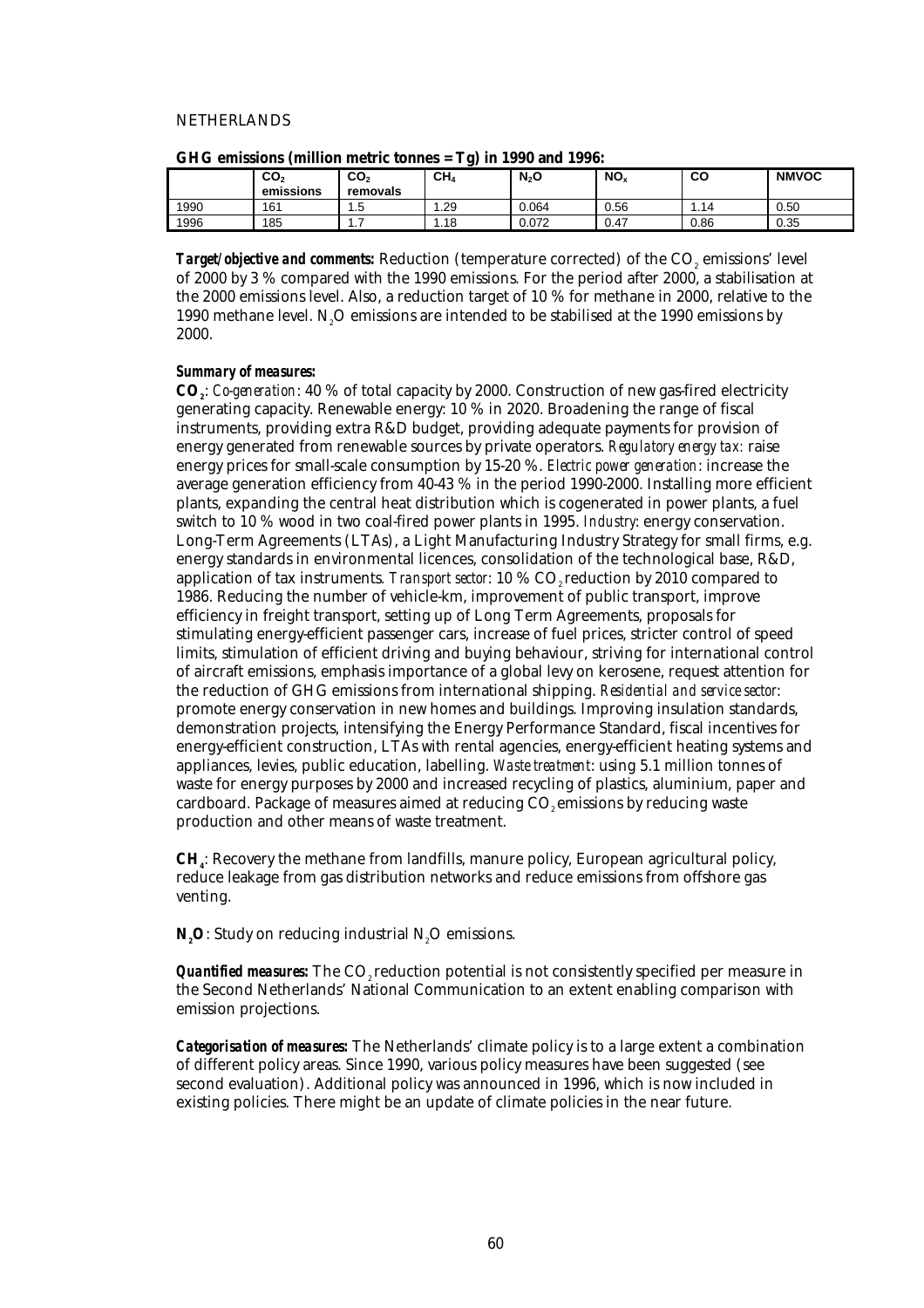NETHERLANDS

**GHG emissions (million metric tonnes = Tg) in 1990 and 1996:**

| | $CO_2$ emissions | $CO_2$ removals | $CH_4$ | $N_2O$ | $NO_x$ | CO | NMVOC |
|---|---|---|---|---|---|---|---|
| 1990 | 161 | 1.5 | 1.29 | 0.064 | 0.56 | 1.14 | 0.50 |
| 1996 | 185 | 1.7 | 1.18 | 0.072 | 0.47 | 0.86 | 0.35 |

***Target/objective and comments:*** Reduction (temperature corrected) of the $CO_2$ emissions' level of 2000 by 3 % compared with the 1990 emissions. For the period after 2000, a stabilisation at the 2000 emissions level. Also, a reduction target of 10 % for methane in 2000, relative to the 1990 methane level. $N_2O$ emissions are intended to be stabilised at the 1990 emissions by 2000.

***Summary of measures:***

**$CO_2$**: *Co-generation*: 40 % of total capacity by 2000. Construction of new gas-fired electricity generating capacity. Renewable energy: 10 % in 2020. Broadening the range of fiscal instruments, providing extra R&D budget, providing adequate payments for provision of energy generated from renewable sources by private operators. *Regulatory energy tax:* raise energy prices for small-scale consumption by 15-20 %. *Electric power generation*: increase the average generation efficiency from 40-43 % in the period 1990-2000. Installing more efficient plants, expanding the central heat distribution which is cogenerated in power plants, a fuel switch to 10 % wood in two coal-fired power plants in 1995. *Industry*: energy conservation. Long-Term Agreements (LTAs), a Light Manufacturing Industry Strategy for small firms, e.g. energy standards in environmental licences, consolidation of the technological base, R&D, application of tax instruments. *Transport sector*: 10 % $CO_2$ reduction by 2010 compared to 1986. Reducing the number of vehicle-km, improvement of public transport, improve efficiency in freight transport, setting up of Long Term Agreements, proposals for stimulating energy-efficient passenger cars, increase of fuel prices, stricter control of speed limits, stimulation of efficient driving and buying behaviour, striving for international control of aircraft emissions, emphasis importance of a global levy on kerosene, request attention for the reduction of GHG emissions from international shipping. *Residential and service sector*: promote energy conservation in new homes and buildings. Improving insulation standards, demonstration projects, intensifying the Energy Performance Standard, fiscal incentives for energy-efficient construction, LTAs with rental agencies, energy-efficient heating systems and appliances, levies, public education, labelling. *Waste treatment*: using 5.1 million tonnes of waste for energy purposes by 2000 and increased recycling of plastics, aluminium, paper and cardboard. Package of measures aimed at reducing $CO_2$ emissions by reducing waste production and other means of waste treatment.

**$CH_4$**: Recovery the methane from landfills, manure policy, European agricultural policy, reduce leakage from gas distribution networks and reduce emissions from offshore gas venting.

**$N_2O$**: Study on reducing industrial $N_2O$ emissions.

***Quantified measures:*** The $CO_2$ reduction potential is not consistently specified per measure in the Second Netherlands' National Communication to an extent enabling comparison with emission projections.

***Categorisation of measures:*** The Netherlands' climate policy is to a large extent a combination of different policy areas. Since 1990, various policy measures have been suggested (see second evaluation). Additional policy was announced in 1996, which is now included in existing policies. There might be an update of climate policies in the near future.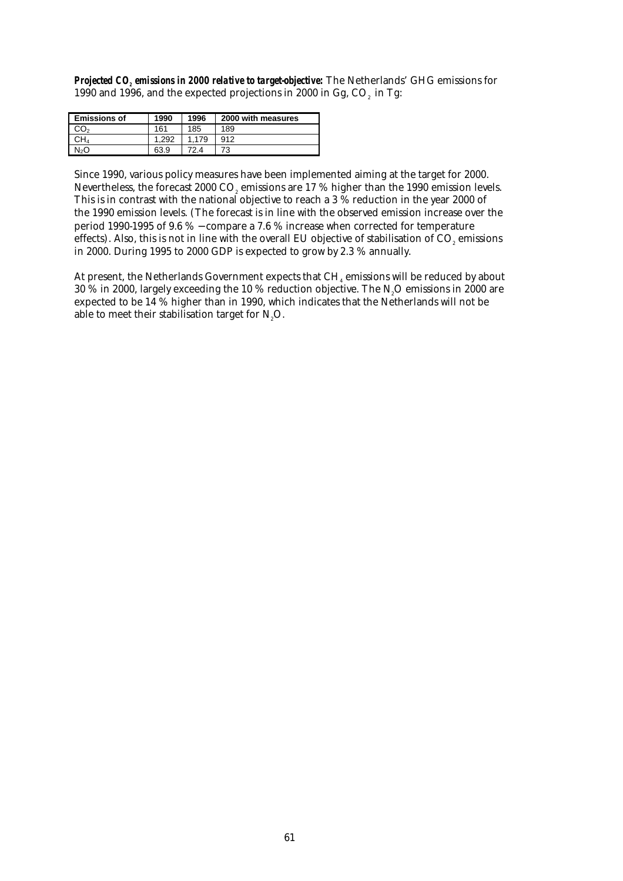***Projected $CO_2$ emissions in 2000 relative to target-objective:*** The Netherlands' GHG emissions for 1990 and 1996, and the expected projections in 2000 in Gg, $CO_2$ in Tg:

| Emissions of | 1990 | 1996 | 2000 with measures |
|---|---|---|---|
| $CO_2$ | 161 | 185 | 189 |
| $CH_4$ | 1,292 | 1,179 | 912 |
| $N_2O$ | 63.9 | 72.4 | 73 |

Since 1990, various policy measures have been implemented aiming at the target for 2000. Nevertheless, the forecast 2000 $CO_2$ emissions are 17 % higher than the 1990 emission levels. This is in contrast with the national objective to reach a 3 % reduction in the year 2000 of the 1990 emission levels. (The forecast is in line with the observed emission increase over the period 1990-1995 of 9.6 % − compare a 7.6 % increase when corrected for temperature effects). Also, this is not in line with the overall EU objective of stabilisation of $CO_2$ emissions in 2000. During 1995 to 2000 GDP is expected to grow by 2.3 % annually.

At present, the Netherlands Government expects that $CH_4$ emissions will be reduced by about 30 % in 2000, largely exceeding the 10 % reduction objective. The $N_2O$ emissions in 2000 are expected to be 14 % higher than in 1990, which indicates that the Netherlands will not be able to meet their stabilisation target for $N_2O$.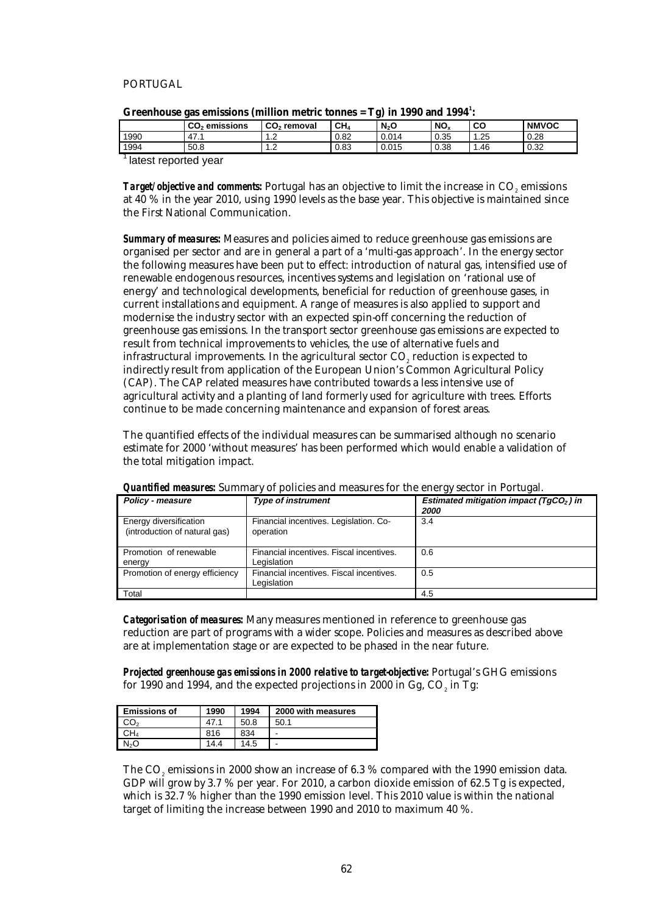PORTUGAL

**Greenhouse gas emissions (million metric tonnes = Tg) in 1990 and 1994[1]:**

| | $CO_2$ emissions | $CO_2$ removal | $CH_4$ | $N_2O$ | $NO_x$ | CO | NMVOC |
|---|---|---|---|---|---|---|---|
| 1990 | 47.1 | 1.2 | 0.82 | 0.014 | 0.35 | 1.25 | 0.28 |
| 1994 | 50.8 | 1.2 | 0.83 | 0.015 | 0.38 | 1.46 | 0.32 |

[1] latest reported year

***Target/objective and comments:*** Portugal has an objective to limit the increase in $CO_2$ emissions at 40 % in the year 2010, using 1990 levels as the base year. This objective is maintained since the First National Communication.

***Summary of measures:*** Measures and policies aimed to reduce greenhouse gas emissions are organised per sector and are in general a part of a 'multi-gas approach'. In the energy sector the following measures have been put to effect: introduction of natural gas, intensified use of renewable endogenous resources, incentives systems and legislation on 'rational use of energy' and technological developments, beneficial for reduction of greenhouse gases, in current installations and equipment. A range of measures is also applied to support and modernise the industry sector with an expected spin-off concerning the reduction of greenhouse gas emissions. In the transport sector greenhouse gas emissions are expected to result from technical improvements to vehicles, the use of alternative fuels and infrastructural improvements. In the agricultural sector $CO_2$ reduction is expected to indirectly result from application of the European Union's Common Agricultural Policy (CAP). The CAP related measures have contributed towards a less intensive use of agricultural activity and a planting of land formerly used for agriculture with trees. Efforts continue to be made concerning maintenance and expansion of forest areas.

The quantified effects of the individual measures can be summarised although no scenario estimate for 2000 'without measures' has been performed which would enable a validation of the total mitigation impact.

***Quantified measures:*** Summary of policies and measures for the energy sector in Portugal.

| *Policy - measure* | *Type of instrument* | *Estimated mitigation impact (Tg$CO_2$) in 2000* |
|---|---|---|
| Energy diversification (introduction of natural gas) | Financial incentives. Legislation. Co-operation | 3.4 |
| Promotion of renewable energy | Financial incentives. Fiscal incentives. Legislation | 0.6 |
| Promotion of energy efficiency | Financial incentives. Fiscal incentives. Legislation | 0.5 |
| Total | | 4.5 |

***Categorisation of measures:*** Many measures mentioned in reference to greenhouse gas reduction are part of programs with a wider scope. Policies and measures as described above are at implementation stage or are expected to be phased in the near future.

***Projected greenhouse gas emissions in 2000 relative to target-objective:*** Portugal's GHG emissions for 1990 and 1994, and the expected projections in 2000 in Gg, $CO_2$ in Tg:

| Emissions of | 1990 | 1994 | 2000 with measures |
|---|---|---|---|
| $CO_2$ | 47.1 | 50.8 | 50.1 |
| $CH_4$ | 816 | 834 | - |
| $N_2O$ | 14.4 | 14.5 | - |

The $CO_2$ emissions in 2000 show an increase of 6.3 % compared with the 1990 emission data. GDP will grow by 3.7 % per year. For 2010, a carbon dioxide emission of 62.5 Tg is expected, which is 32.7 % higher than the 1990 emission level. This 2010 value is within the national target of limiting the increase between 1990 and 2010 to maximum 40 %.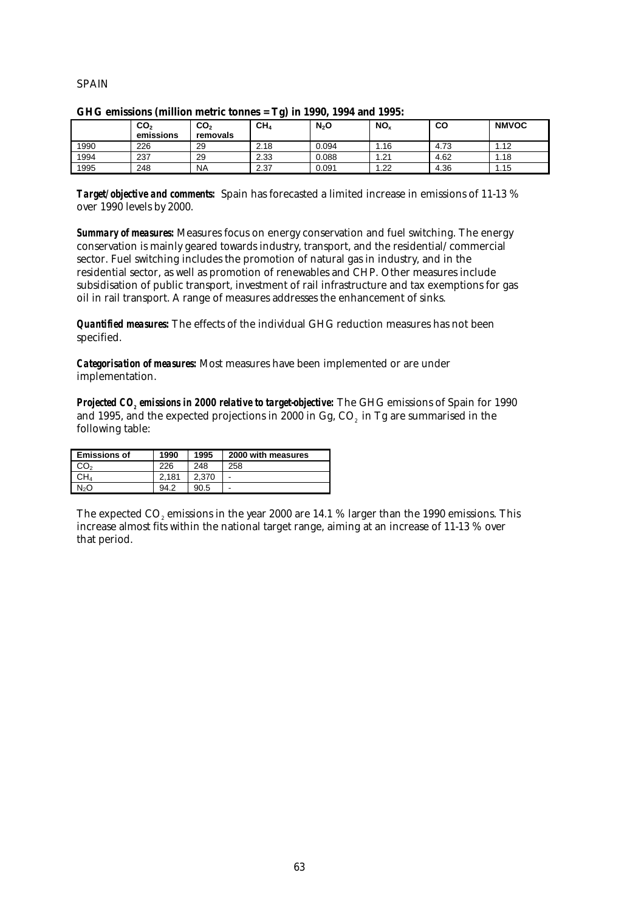SPAIN

**GHG emissions (million metric tonnes = Tg) in 1990, 1994 and 1995:**

| | $CO_2$ emissions | $CO_2$ removals | $CH_4$ | $N_2O$ | $NO_x$ | CO | NMVOC |
|---|---|---|---|---|---|---|---|
| 1990 | 226 | 29 | 2.18 | 0.094 | 1.16 | 4.73 | 1.12 |
| 1994 | 237 | 29 | 2.33 | 0.088 | 1.21 | 4.62 | 1.18 |
| 1995 | 248 | NA | 2.37 | 0.091 | 1.22 | 4.36 | 1.15 |

***Target/objective and comments:*** Spain has forecasted a limited increase in emissions of 11-13 % over 1990 levels by 2000.

***Summary of measures:*** Measures focus on energy conservation and fuel switching. The energy conservation is mainly geared towards industry, transport, and the residential/commercial sector. Fuel switching includes the promotion of natural gas in industry, and in the residential sector, as well as promotion of renewables and CHP. Other measures include subsidisation of public transport, investment of rail infrastructure and tax exemptions for gas oil in rail transport. A range of measures addresses the enhancement of sinks.

***Quantified measures:*** The effects of the individual GHG reduction measures has not been specified.

***Categorisation of measures:*** Most measures have been implemented or are under implementation.

***Projected $CO_2$ emissions in 2000 relative to target-objective:*** The GHG emissions of Spain for 1990 and 1995, and the expected projections in 2000 in Gg, $CO_2$ in Tg are summarised in the following table:

| Emissions of | 1990 | 1995 | 2000 with measures |
|---|---|---|---|
| $CO_2$ | 226 | 248 | 258 |
| $CH_4$ | 2,181 | 2,370 | - |
| $N_2O$ | 94.2 | 90.5 | - |

The expected $CO_2$ emissions in the year 2000 are 14.1 % larger than the 1990 emissions. This increase almost fits within the national target range, aiming at an increase of 11-13 % over that period.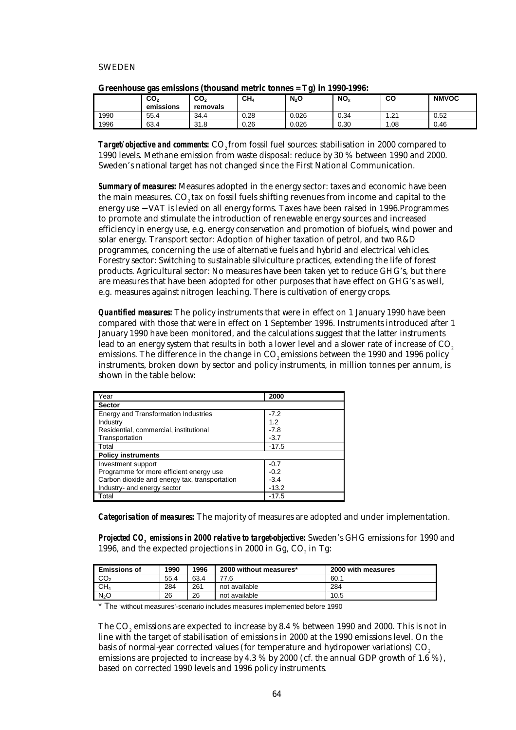SWEDEN

**Greenhouse gas emissions (thousand metric tonnes = Tg) in 1990-1996:**

| | $CO_2$ emissions | $CO_2$ removals | $CH_4$ | $N_2O$ | $NO_x$ | CO | NMVOC |
|---|---|---|---|---|---|---|---|
| 1990 | 55.4 | 34.4 | 0.28 | 0.026 | 0.34 | 1.21 | 0.52 |
| 1996 | 63.4 | 31.8 | 0.26 | 0.026 | 0.30 | 1.08 | 0.46 |

***Target/objective and comments:*** $CO_2$ from fossil fuel sources: stabilisation in 2000 compared to 1990 levels. Methane emission from waste disposal: reduce by 30 % between 1990 and 2000. Sweden's national target has not changed since the First National Communication.

***Summary of measures:*** Measures adopted in the energy sector: taxes and economic have been the main measures. $CO_2$ tax on fossil fuels shifting revenues from income and capital to the energy use −VAT is levied on all energy forms. Taxes have been raised in 1996.Programmes to promote and stimulate the introduction of renewable energy sources and increased efficiency in energy use, e.g. energy conservation and promotion of biofuels, wind power and solar energy. Transport sector: Adoption of higher taxation of petrol, and two R&D programmes, concerning the use of alternative fuels and hybrid and electrical vehicles. Forestry sector: Switching to sustainable silviculture practices, extending the life of forest products. Agricultural sector: No measures have been taken yet to reduce GHG's, but there are measures that have been adopted for other purposes that have effect on GHG's as well, e.g. measures against nitrogen leaching. There is cultivation of energy crops.

***Quantified measures:*** The policy instruments that were in effect on 1 January 1990 have been compared with those that were in effect on 1 September 1996. Instruments introduced after 1 January 1990 have been monitored, and the calculations suggest that the latter instruments lead to an energy system that results in both a lower level and a slower rate of increase of $CO_2$ emissions. The difference in the change in $CO_2$ emissions between the 1990 and 1996 policy instruments, broken down by sector and policy instruments, in million tonnes per annum, is shown in the table below:

| Year | 2000 |
|---|---|
| **Sector** | |
| Energy and Transformation Industries | -7.2 |
| Industry | 1.2 |
| Residential, commercial, institutional | -7.8 |
| Transportation | -3.7 |
| Total | -17.5 |
| **Policy instruments** | |
| Investment support | -0.7 |
| Programme for more efficient energy use | -0.2 |
| Carbon dioxide and energy tax, transportation | -3.4 |
| Industry- and energy sector | -13.2 |
| Total | -17.5 |

***Categorisation of measures:*** The majority of measures are adopted and under implementation.

***Projected $CO_2$ emissions in 2000 relative to target-objective:*** Sweden's GHG emissions for 1990 and 1996, and the expected projections in 2000 in Gg, $CO_2$ in Tg:

| Emissions of | 1990 | 1996 | 2000 without measures* | 2000 with measures |
|---|---|---|---|---|
| $CO_2$ | 55.4 | 63.4 | 77.6 | 60.1 |
| $CH_4$ | 284 | 261 | not available | 284 |
| $N_2O$ | 26 | 26 | not available | 10.5 |

\* The 'without measures'-scenario includes measures implemented before 1990

The $CO_2$ emissions are expected to increase by 8.4 % between 1990 and 2000. This is not in line with the target of stabilisation of emissions in 2000 at the 1990 emissions level. On the basis of normal-year corrected values (for temperature and hydropower variations) $CO_2$ emissions are projected to increase by 4.3 % by 2000 (cf. the annual GDP growth of 1.6 %), based on corrected 1990 levels and 1996 policy instruments.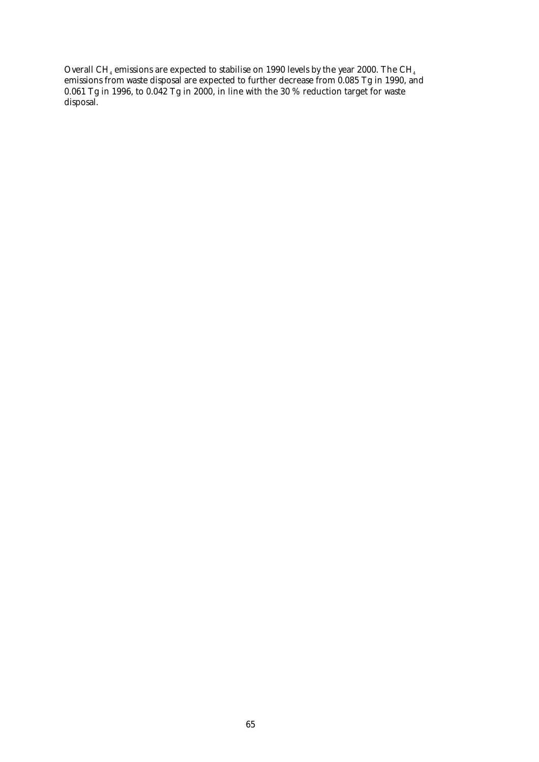Overall $CH_4$ emissions are expected to stabilise on 1990 levels by the year 2000. The $CH_4$ emissions from waste disposal are expected to further decrease from 0.085 Tg in 1990, and 0.061 Tg in 1996, to 0.042 Tg in 2000, in line with the 30 % reduction target for waste disposal.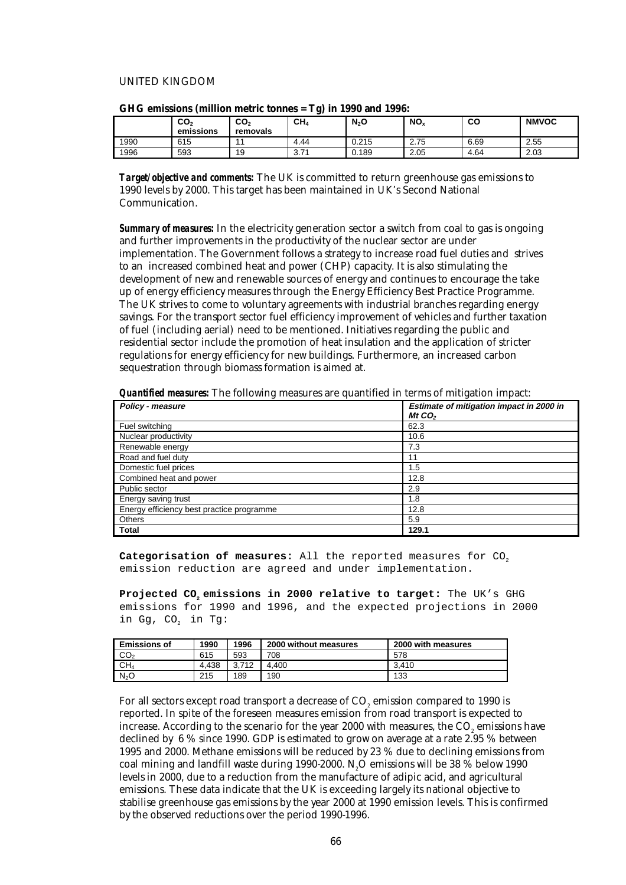UNITED KINGDOM

**GHG emissions (million metric tonnes = Tg) in 1990 and 1996:**

| | $CO_2$ emissions | $CO_2$ removals | $CH_4$ | $N_2O$ | $NO_x$ | CO | NMVOC |
|---|---|---|---|---|---|---|---|
| 1990 | 615 | 11 | 4.44 | 0.215 | 2.75 | 6.69 | 2.55 |
| 1996 | 593 | 19 | 3.71 | 0.189 | 2.05 | 4.64 | 2.03 |

***Target/objective and comments:*** The UK is committed to return greenhouse gas emissions to 1990 levels by 2000. This target has been maintained in UK's Second National Communication.

***Summary of measures:*** In the electricity generation sector a switch from coal to gas is ongoing and further improvements in the productivity of the nuclear sector are under implementation. The Government follows a strategy to increase road fuel duties and strives to an increased combined heat and power (CHP) capacity. It is also stimulating the development of new and renewable sources of energy and continues to encourage the take up of energy efficiency measures through the Energy Efficiency Best Practice Programme. The UK strives to come to voluntary agreements with industrial branches regarding energy savings. For the transport sector fuel efficiency improvement of vehicles and further taxation of fuel (including aerial) need to be mentioned. Initiatives regarding the public and residential sector include the promotion of heat insulation and the application of stricter regulations for energy efficiency for new buildings. Furthermore, an increased carbon sequestration through biomass formation is aimed at.

***Quantified measures:*** The following measures are quantified in terms of mitigation impact:

| ***Policy - measure*** | ***Estimate of mitigation impact in 2000 in Mt $CO_2$*** |
|---|---|
| Fuel switching | 62.3 |
| Nuclear productivity | 10.6 |
| Renewable energy | 7.3 |
| Road and fuel duty | 11 |
| Domestic fuel prices | 1.5 |
| Combined heat and power | 12.8 |
| Public sector | 2.9 |
| Energy saving trust | 1.8 |
| Energy efficiency best practice programme | 12.8 |
| Others | 5.9 |
| **Total** | **129.1** |

**Categorisation of measures:** All the reported measures for $CO_2$ emission reduction are agreed and under implementation.

**Projected $CO_2$ emissions in 2000 relative to target:** The UK's GHG emissions for 1990 and 1996, and the expected projections in 2000 in Gg, $CO_2$ in Tg:

| **Emissions of** | **1990** | **1996** | **2000 without measures** | **2000 with measures** |
|---|---|---|---|---|
| $CO_2$ | 615 | 593 | 708 | 578 |
| $CH_4$ | 4,438 | 3,712 | 4,400 | 3,410 |
| $N_2O$ | 215 | 189 | 190 | 133 |

For all sectors except road transport a decrease of $CO_2$ emission compared to 1990 is reported. In spite of the foreseen measures emission from road transport is expected to increase. According to the scenario for the year 2000 with measures, the $CO_2$ emissions have declined by 6 % since 1990. GDP is estimated to grow on average at a rate 2.95 % between 1995 and 2000. Methane emissions will be reduced by 23 % due to declining emissions from coal mining and landfill waste during 1990-2000. $N_2O$ emissions will be 38 % below 1990 levels in 2000, due to a reduction from the manufacture of adipic acid, and agricultural emissions. These data indicate that the UK is exceeding largely its national objective to stabilise greenhouse gas emissions by the year 2000 at 1990 emission levels. This is confirmed by the observed reductions over the period 1990-1996.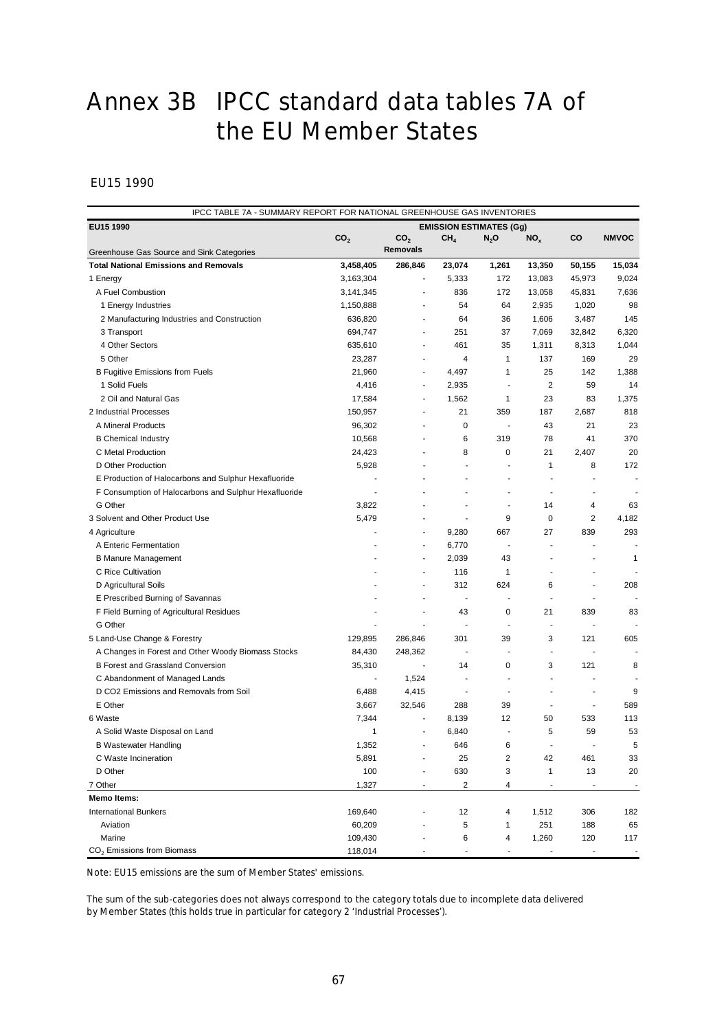# Annex 3B IPCC standard data tables 7A of the EU Member States

## EU15 1990

| IPCC TABLE 7A - SUMMARY REPORT FOR NATIONAL GREENHOUSE GAS INVENTORIES | | | | | | | |
|---|---|---|---|---|---|---|---|
| **EU15 1990** | **EMISSION ESTIMATES (Gg)** | | | | | | |
| Greenhouse Gas Source and Sink Categories | $CO_2$ | $CO_2$ Removals | $CH_4$ | $N_2O$ | $NO_x$ | CO | NMVOC |
| **Total National Emissions and Removals** | **3,458,405** | **286,846** | **23,074** | **1,261** | **13,350** | **50,155** | **15,034** |
| 1 Energy | 3,163,304 | - | 5,333 | 172 | 13,083 | 45,973 | 9,024 |
| A Fuel Combustion | 3,141,345 | - | 836 | 172 | 13,058 | 45,831 | 7,636 |
| 1 Energy Industries | 1,150,888 | - | 54 | 64 | 2,935 | 1,020 | 98 |
| 2 Manufacturing Industries and Construction | 636,820 | - | 64 | 36 | 1,606 | 3,487 | 145 |
| 3 Transport | 694,747 | - | 251 | 37 | 7,069 | 32,842 | 6,320 |
| 4 Other Sectors | 635,610 | - | 461 | 35 | 1,311 | 8,313 | 1,044 |
| 5 Other | 23,287 | - | 4 | 1 | 137 | 169 | 29 |
| B Fugitive Emissions from Fuels | 21,960 | - | 4,497 | 1 | 25 | 142 | 1,388 |
| 1 Solid Fuels | 4,416 | - | 2,935 | - | 2 | 59 | 14 |
| 2 Oil and Natural Gas | 17,584 | - | 1,562 | 1 | 23 | 83 | 1,375 |
| 2 Industrial Processes | 150,957 | - | 21 | 359 | 187 | 2,687 | 818 |
| A Mineral Products | 96,302 | - | 0 | - | 43 | 21 | 23 |
| B Chemical Industry | 10,568 | - | 6 | 319 | 78 | 41 | 370 |
| C Metal Production | 24,423 | - | 8 | 0 | 21 | 2,407 | 20 |
| D Other Production | 5,928 | - | - | - | 1 | 8 | 172 |
| E Production of Halocarbons and Sulphur Hexafluoride | - | - | - | - | - | - | - |
| F Consumption of Halocarbons and Sulphur Hexafluoride | - | - | - | - | - | - | - |
| G Other | 3,822 | - | - | - | 14 | 4 | 63 |
| 3 Solvent and Other Product Use | 5,479 | - | - | 9 | 0 | 2 | 4,182 |
| 4 Agriculture | - | - | 9,280 | 667 | 27 | 839 | 293 |
| A Enteric Fermentation | - | - | 6,770 | - | - | - | - |
| B Manure Management | - | - | 2,039 | 43 | - | - | 1 |
| C Rice Cultivation | - | - | 116 | 1 | - | - | - |
| D Agricultural Soils | - | - | 312 | 624 | 6 | - | 208 |
| E Prescribed Burning of Savannas | - | - | - | - | - | - | - |
| F Field Burning of Agricultural Residues | - | - | 43 | 0 | 21 | 839 | 83 |
| G Other | - | - | - | - | - | - | - |
| 5 Land-Use Change & Forestry | 129,895 | 286,846 | 301 | 39 | 3 | 121 | 605 |
| A Changes in Forest and Other Woody Biomass Stocks | 84,430 | 248,362 | - | - | - | - | - |
| B Forest and Grassland Conversion | 35,310 | - | 14 | 0 | 3 | 121 | 8 |
| C Abandonment of Managed Lands | - | 1,524 | - | - | - | - | - |
| D CO2 Emissions and Removals from Soil | 6,488 | 4,415 | - | - | - | - | 9 |
| E Other | 3,667 | 32,546 | 288 | 39 | - | - | 589 |
| 6 Waste | 7,344 | - | 8,139 | 12 | 50 | 533 | 113 |
| A Solid Waste Disposal on Land | 1 | - | 6,840 | - | 5 | 59 | 53 |
| B Wastewater Handling | 1,352 | - | 646 | 6 | - | - | 5 |
| C Waste Incineration | 5,891 | - | 25 | 2 | 42 | 461 | 33 |
| D Other | 100 | - | 630 | 3 | 1 | 13 | 20 |
| 7 Other | 1,327 | - | 2 | 4 | - | - | - |
| **Memo Items:** | | | | | | | |
| International Bunkers | 169,640 | - | 12 | 4 | 1,512 | 306 | 182 |
| Aviation | 60,209 | - | 5 | 1 | 251 | 188 | 65 |
| Marine | 109,430 | - | 6 | 4 | 1,260 | 120 | 117 |
| $CO_2$ Emissions from Biomass | 118,014 | - | - | - | - | - | - |

Note: EU15 emissions are the sum of Member States' emissions.

The sum of the sub-categories does not always correspond to the category totals due to incomplete data delivered by Member States (this holds true in particular for category 2 'Industrial Processes').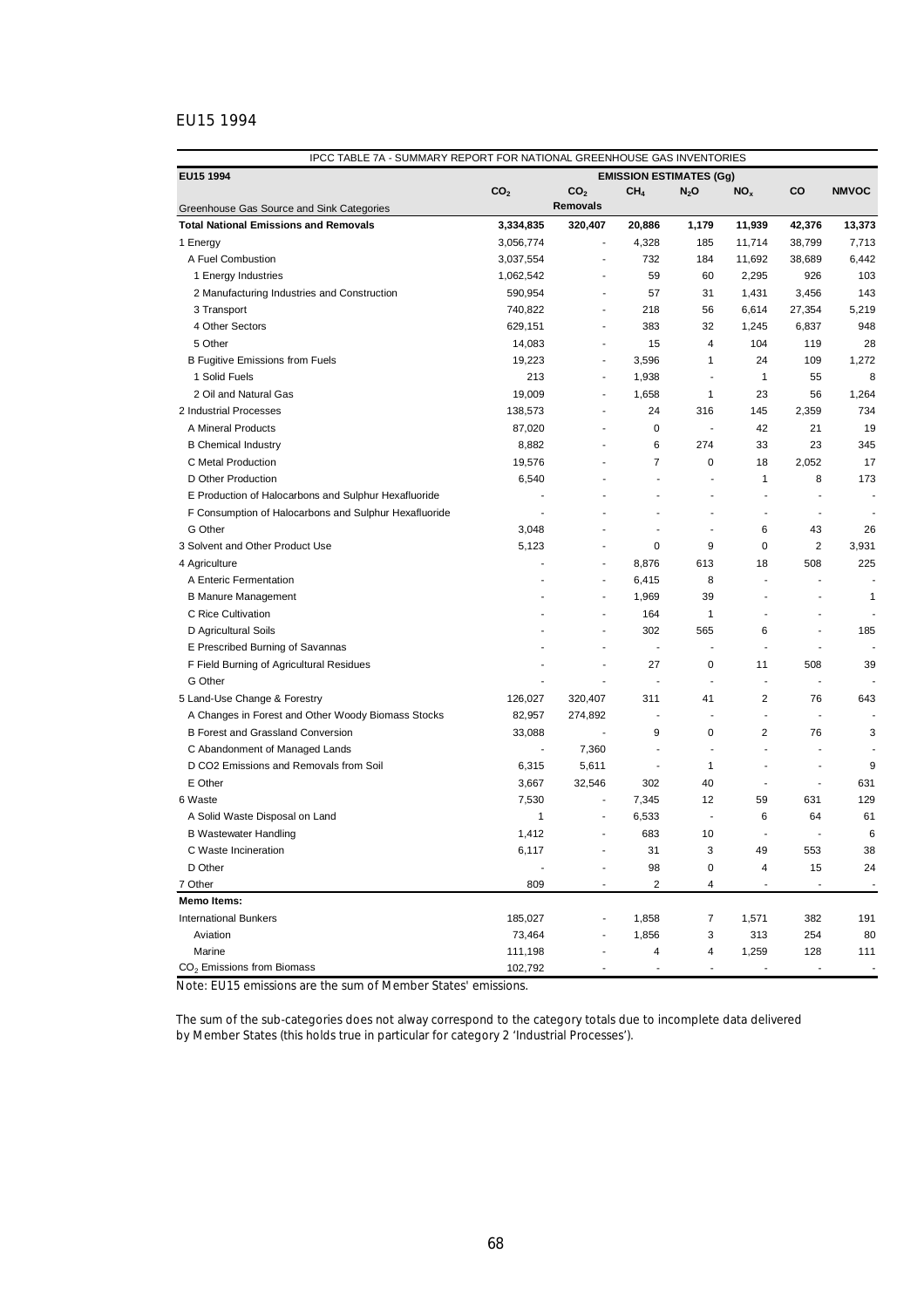## EU15 1994

| IPCC TABLE 7A - SUMMARY REPORT FOR NATIONAL GREENHOUSE GAS INVENTORIES | | | | | | | |
|---|---|---|---|---|---|---|---|
| **EU15 1994** | **EMISSION ESTIMATES (Gg)** | | | | | | |
| Greenhouse Gas Source and Sink Categories | $CO_2$ | $CO_2$ Removals | $CH_4$ | $N_2O$ | $NO_x$ | CO | NMVOC |
| **Total National Emissions and Removals** | **3,334,835** | **320,407** | **20,886** | **1,179** | **11,939** | **42,376** | **13,373** |
| 1 Energy | 3,056,774 | - | 4,328 | 185 | 11,714 | 38,799 | 7,713 |
| A Fuel Combustion | 3,037,554 | - | 732 | 184 | 11,692 | 38,689 | 6,442 |
| 1 Energy Industries | 1,062,542 | - | 59 | 60 | 2,295 | 926 | 103 |
| 2 Manufacturing Industries and Construction | 590,954 | - | 57 | 31 | 1,431 | 3,456 | 143 |
| 3 Transport | 740,822 | - | 218 | 56 | 6,614 | 27,354 | 5,219 |
| 4 Other Sectors | 629,151 | - | 383 | 32 | 1,245 | 6,837 | 948 |
| 5 Other | 14,083 | - | 15 | 4 | 104 | 119 | 28 |
| B Fugitive Emissions from Fuels | 19,223 | - | 3,596 | 1 | 24 | 109 | 1,272 |
| 1 Solid Fuels | 213 | - | 1,938 | - | 1 | 55 | 8 |
| 2 Oil and Natural Gas | 19,009 | - | 1,658 | 1 | 23 | 56 | 1,264 |
| 2 Industrial Processes | 138,573 | - | 24 | 316 | 145 | 2,359 | 734 |
| A Mineral Products | 87,020 | - | 0 | - | 42 | 21 | 19 |
| B Chemical Industry | 8,882 | - | 6 | 274 | 33 | 23 | 345 |
| C Metal Production | 19,576 | - | 7 | 0 | 18 | 2,052 | 17 |
| D Other Production | 6,540 | - | - | - | 1 | 8 | 173 |
| E Production of Halocarbons and Sulphur Hexafluoride | - | - | - | - | - | - | - |
| F Consumption of Halocarbons and Sulphur Hexafluoride | - | - | - | - | - | - | - |
| G Other | 3,048 | - | - | - | 6 | 43 | 26 |
| 3 Solvent and Other Product Use | 5,123 | - | 0 | 9 | 0 | 2 | 3,931 |
| 4 Agriculture | - | - | 8,876 | 613 | 18 | 508 | 225 |
| A Enteric Fermentation | - | - | 6,415 | 8 | - | - | - |
| B Manure Management | - | - | 1,969 | 39 | - | - | 1 |
| C Rice Cultivation | - | - | 164 | 1 | - | - | - |
| D Agricultural Soils | - | - | 302 | 565 | 6 | - | 185 |
| E Prescribed Burning of Savannas | - | - | - | - | - | - | - |
| F Field Burning of Agricultural Residues | - | - | 27 | 0 | 11 | 508 | 39 |
| G Other | - | - | - | - | - | - | - |
| 5 Land-Use Change & Forestry | 126,027 | 320,407 | 311 | 41 | 2 | 76 | 643 |
| A Changes in Forest and Other Woody Biomass Stocks | 82,957 | 274,892 | - | - | - | - | - |
| B Forest and Grassland Conversion | 33,088 | - | 9 | 0 | 2 | 76 | 3 |
| C Abandonment of Managed Lands | - | 7,360 | - | - | - | - | - |
| D CO2 Emissions and Removals from Soil | 6,315 | 5,611 | - | 1 | - | - | 9 |
| E Other | 3,667 | 32,546 | 302 | 40 | - | - | 631 |
| 6 Waste | 7,530 | - | 7,345 | 12 | 59 | 631 | 129 |
| A Solid Waste Disposal on Land | 1 | - | 6,533 | - | 6 | 64 | 61 |
| B Wastewater Handling | 1,412 | - | 683 | 10 | - | - | 6 |
| C Waste Incineration | 6,117 | - | 31 | 3 | 49 | 553 | 38 |
| D Other | - | - | 98 | 0 | 4 | 15 | 24 |
| 7 Other | 809 | - | 2 | 4 | - | - | - |
| **Memo Items:** | | | | | | | |
| International Bunkers | 185,027 | - | 1,858 | 7 | 1,571 | 382 | 191 |
| Aviation | 73,464 | - | 1,856 | 3 | 313 | 254 | 80 |
| Marine | 111,198 | - | 4 | 4 | 1,259 | 128 | 111 |
| $CO_2$ Emissions from Biomass | 102,792 | - | - | - | - | - | - |

Note: EU15 emissions are the sum of Member States' emissions.

The sum of the sub-categories does not alway correspond to the category totals due to incomplete data delivered by Member States (this holds true in particular for category 2 'Industrial Processes').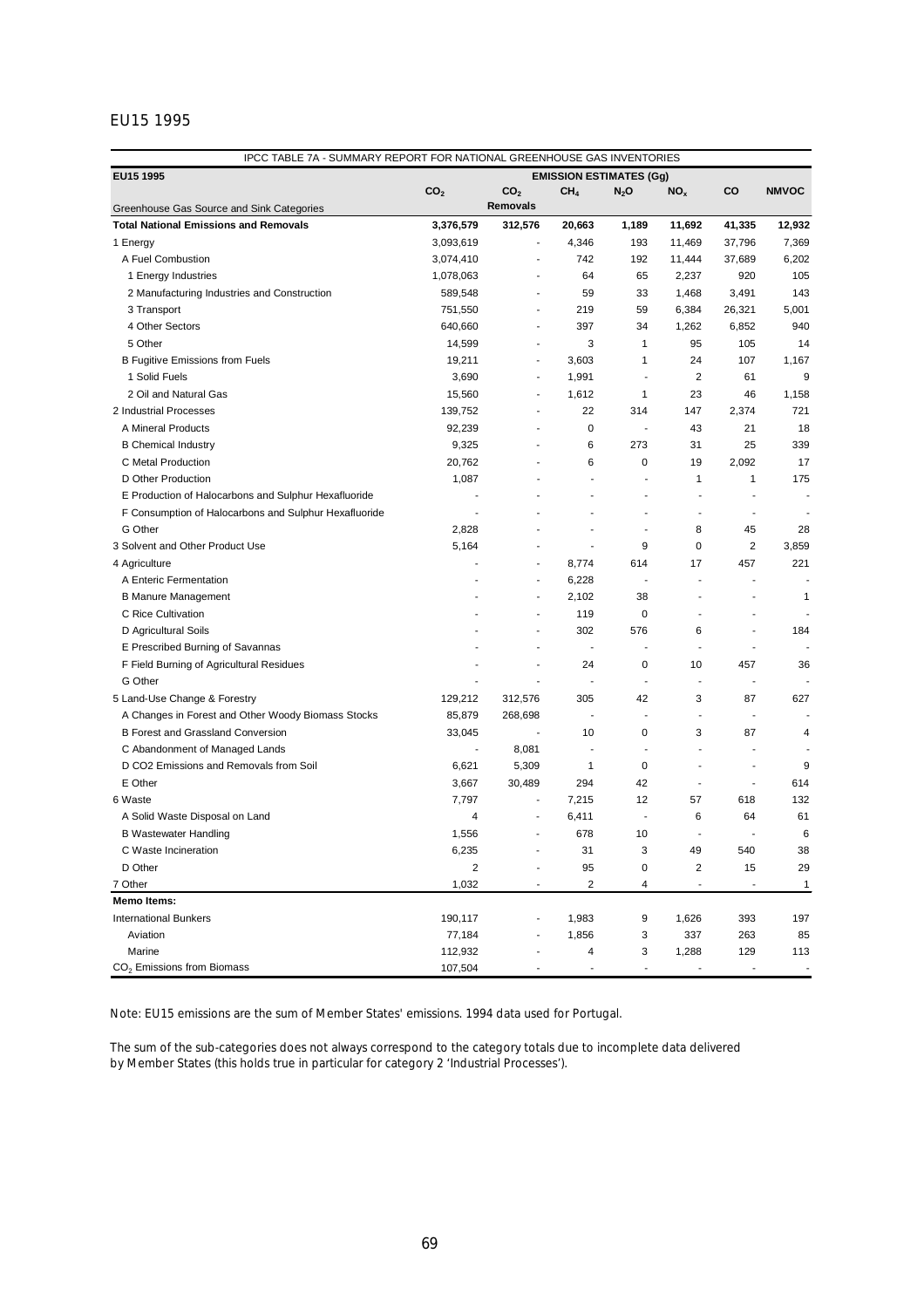## EU15 1995

| IPCC TABLE 7A - SUMMARY REPORT FOR NATIONAL GREENHOUSE GAS INVENTORIES | | | | | | | |
|---|---|---|---|---|---|---|---|
| **EU15 1995** | **EMISSION ESTIMATES (Gg)** | | | | | | |
| Greenhouse Gas Source and Sink Categories | $CO_2$ | $CO_2$ Removals | $CH_4$ | $N_2O$ | $NO_x$ | CO | NMVOC |
| **Total National Emissions and Removals** | **3,376,579** | **312,576** | **20,663** | **1,189** | **11,692** | **41,335** | **12,932** |
| 1 Energy | 3,093,619 | - | 4,346 | 193 | 11,469 | 37,796 | 7,369 |
| A Fuel Combustion | 3,074,410 | - | 742 | 192 | 11,444 | 37,689 | 6,202 |
| 1 Energy Industries | 1,078,063 | - | 64 | 65 | 2,237 | 920 | 105 |
| 2 Manufacturing Industries and Construction | 589,548 | - | 59 | 33 | 1,468 | 3,491 | 143 |
| 3 Transport | 751,550 | - | 219 | 59 | 6,384 | 26,321 | 5,001 |
| 4 Other Sectors | 640,660 | - | 397 | 34 | 1,262 | 6,852 | 940 |
| 5 Other | 14,599 | - | 3 | 1 | 95 | 105 | 14 |
| B Fugitive Emissions from Fuels | 19,211 | - | 3,603 | 1 | 24 | 107 | 1,167 |
| 1 Solid Fuels | 3,690 | - | 1,991 | - | 2 | 61 | 9 |
| 2 Oil and Natural Gas | 15,560 | - | 1,612 | 1 | 23 | 46 | 1,158 |
| 2 Industrial Processes | 139,752 | - | 22 | 314 | 147 | 2,374 | 721 |
| A Mineral Products | 92,239 | - | 0 | - | 43 | 21 | 18 |
| B Chemical Industry | 9,325 | - | 6 | 273 | 31 | 25 | 339 |
| C Metal Production | 20,762 | - | 6 | 0 | 19 | 2,092 | 17 |
| D Other Production | 1,087 | - | - | - | 1 | 1 | 175 |
| E Production of Halocarbons and Sulphur Hexafluoride | - | - | - | - | - | - | - |
| F Consumption of Halocarbons and Sulphur Hexafluoride | - | - | - | - | - | - | - |
| G Other | 2,828 | - | - | - | 8 | 45 | 28 |
| 3 Solvent and Other Product Use | 5,164 | - | - | 9 | 0 | 2 | 3,859 |
| 4 Agriculture | - | - | 8,774 | 614 | 17 | 457 | 221 |
| A Enteric Fermentation | - | - | 6,228 | - | - | - | - |
| B Manure Management | - | - | 2,102 | 38 | - | - | 1 |
| C Rice Cultivation | - | - | 119 | 0 | - | - | - |
| D Agricultural Soils | - | - | 302 | 576 | 6 | - | 184 |
| E Prescribed Burning of Savannas | - | - | - | - | - | - | - |
| F Field Burning of Agricultural Residues | - | - | 24 | 0 | 10 | 457 | 36 |
| G Other | - | - | - | - | - | - | - |
| 5 Land-Use Change & Forestry | 129,212 | 312,576 | 305 | 42 | 3 | 87 | 627 |
| A Changes in Forest and Other Woody Biomass Stocks | 85,879 | 268,698 | - | - | - | - | - |
| B Forest and Grassland Conversion | 33,045 | - | 10 | 0 | 3 | 87 | 4 |
| C Abandonment of Managed Lands | - | 8,081 | - | - | - | - | - |
| D CO2 Emissions and Removals from Soil | 6,621 | 5,309 | 1 | 0 | - | - | 9 |
| E Other | 3,667 | 30,489 | 294 | 42 | - | - | 614 |
| 6 Waste | 7,797 | - | 7,215 | 12 | 57 | 618 | 132 |
| A Solid Waste Disposal on Land | 4 | - | 6,411 | - | 6 | 64 | 61 |
| B Wastewater Handling | 1,556 | - | 678 | 10 | - | - | 6 |
| C Waste Incineration | 6,235 | - | 31 | 3 | 49 | 540 | 38 |
| D Other | 2 | - | 95 | 0 | 2 | 15 | 29 |
| 7 Other | 1,032 | - | 2 | 4 | - | - | 1 |
| **Memo Items:** | | | | | | | |
| International Bunkers | 190,117 | - | 1,983 | 9 | 1,626 | 393 | 197 |
| Aviation | 77,184 | - | 1,856 | 3 | 337 | 263 | 85 |
| Marine | 112,932 | - | 4 | 3 | 1,288 | 129 | 113 |
| $CO_2$ Emissions from Biomass | 107,504 | - | - | - | - | - | - |

Note: EU15 emissions are the sum of Member States' emissions. 1994 data used for Portugal.

The sum of the sub-categories does not always correspond to the category totals due to incomplete data delivered by Member States (this holds true in particular for category 2 'Industrial Processes').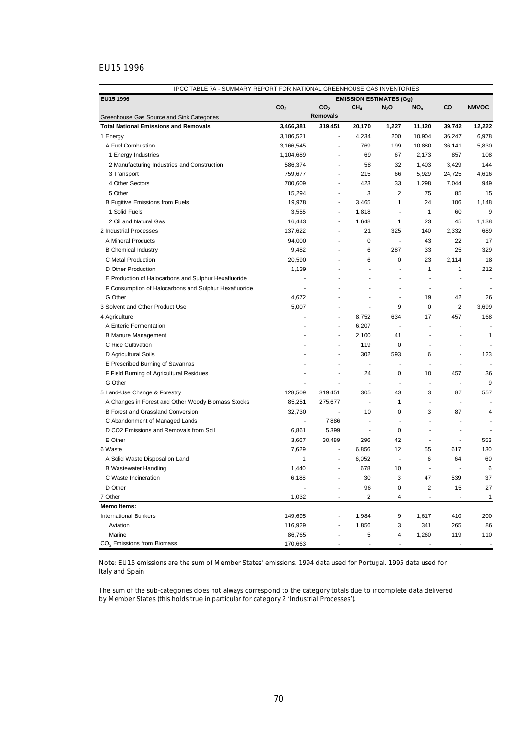## EU15 1996

| IPCC TABLE 7A - SUMMARY REPORT FOR NATIONAL GREENHOUSE GAS INVENTORIES | | | | | | | |
|---|---|---|---|---|---|---|---|
| **EU15 1996** | **EMISSION ESTIMATES (Gg)** | | | | | | |
| Greenhouse Gas Source and Sink Categories | $CO_2$ | $CO_2$ Removals | $CH_4$ | $N_2O$ | $NO_x$ | CO | NMVOC |
| **Total National Emissions and Removals** | **3,466,381** | **319,451** | **20,170** | **1,227** | **11,120** | **39,742** | **12,222** |
| 1 Energy | 3,186,521 | - | 4,234 | 200 | 10,904 | 36,247 | 6,978 |
| A Fuel Combustion | 3,166,545 | - | 769 | 199 | 10,880 | 36,141 | 5,830 |
| 1 Energy Industries | 1,104,689 | - | 69 | 67 | 2,173 | 857 | 108 |
| 2 Manufacturing Industries and Construction | 586,374 | - | 58 | 32 | 1,403 | 3,429 | 144 |
| 3 Transport | 759,677 | - | 215 | 66 | 5,929 | 24,725 | 4,616 |
| 4 Other Sectors | 700,609 | - | 423 | 33 | 1,298 | 7,044 | 949 |
| 5 Other | 15,294 | - | 3 | 2 | 75 | 85 | 15 |
| B Fugitive Emissions from Fuels | 19,978 | - | 3,465 | 1 | 24 | 106 | 1,148 |
| 1 Solid Fuels | 3,555 | - | 1,818 | - | 1 | 60 | 9 |
| 2 Oil and Natural Gas | 16,443 | - | 1,648 | 1 | 23 | 45 | 1,138 |
| 2 Industrial Processes | 137,622 | - | 21 | 325 | 140 | 2,332 | 689 |
| A Mineral Products | 94,000 | - | 0 | - | 43 | 22 | 17 |
| B Chemical Industry | 9,482 | - | 6 | 287 | 33 | 25 | 329 |
| C Metal Production | 20,590 | - | 6 | 0 | 23 | 2,114 | 18 |
| D Other Production | 1,139 | - | - | - | 1 | 1 | 212 |
| E Production of Halocarbons and Sulphur Hexafluoride | - | - | - | - | - | - | - |
| F Consumption of Halocarbons and Sulphur Hexafluoride | - | - | - | - | - | - | - |
| G Other | 4,672 | - | - | - | 19 | 42 | 26 |
| 3 Solvent and Other Product Use | 5,007 | - | - | 9 | 0 | 2 | 3,699 |
| 4 Agriculture | - | - | 8,752 | 634 | 17 | 457 | 168 |
| A Enteric Fermentation | - | - | 6,207 | - | - | - | - |
| B Manure Management | - | - | 2,100 | 41 | - | - | 1 |
| C Rice Cultivation | - | - | 119 | 0 | - | - | - |
| D Agricultural Soils | - | - | 302 | 593 | 6 | - | 123 |
| E Prescribed Burning of Savannas | - | - | - | - | - | - | - |
| F Field Burning of Agricultural Residues | - | - | 24 | 0 | 10 | 457 | 36 |
| G Other | - | - | - | - | - | - | 9 |
| 5 Land-Use Change & Forestry | 128,509 | 319,451 | 305 | 43 | 3 | 87 | 557 |
| A Changes in Forest and Other Woody Biomass Stocks | 85,251 | 275,677 | - | 1 | - | - | - |
| B Forest and Grassland Conversion | 32,730 | - | 10 | 0 | 3 | 87 | 4 |
| C Abandonment of Managed Lands | - | 7,886 | - | - | - | - | - |
| D CO2 Emissions and Removals from Soil | 6,861 | 5,399 | - | 0 | - | - | - |
| E Other | 3,667 | 30,489 | 296 | 42 | - | - | 553 |
| 6 Waste | 7,629 | - | 6,856 | 12 | 55 | 617 | 130 |
| A Solid Waste Disposal on Land | 1 | - | 6,052 | - | 6 | 64 | 60 |
| B Wastewater Handling | 1,440 | - | 678 | 10 | - | - | 6 |
| C Waste Incineration | 6,188 | - | 30 | 3 | 47 | 539 | 37 |
| D Other | - | - | 96 | 0 | 2 | 15 | 27 |
| 7 Other | 1,032 | - | 2 | 4 | - | - | 1 |
| **Memo Items:** | | | | | | | |
| International Bunkers | 149,695 | - | 1,984 | 9 | 1,617 | 410 | 200 |
| Aviation | 116,929 | - | 1,856 | 3 | 341 | 265 | 86 |
| Marine | 86,765 | - | 5 | 4 | 1,260 | 119 | 110 |
| $CO_2$ Emissions from Biomass | 170,663 | - | - | - | - | - | - |

Note: EU15 emissions are the sum of Member States' emissions. 1994 data used for Portugal. 1995 data used for Italy and Spain

The sum of the sub-categories does not always correspond to the category totals due to incomplete data delivered by Member States (this holds true in particular for category 2 'Industrial Processes').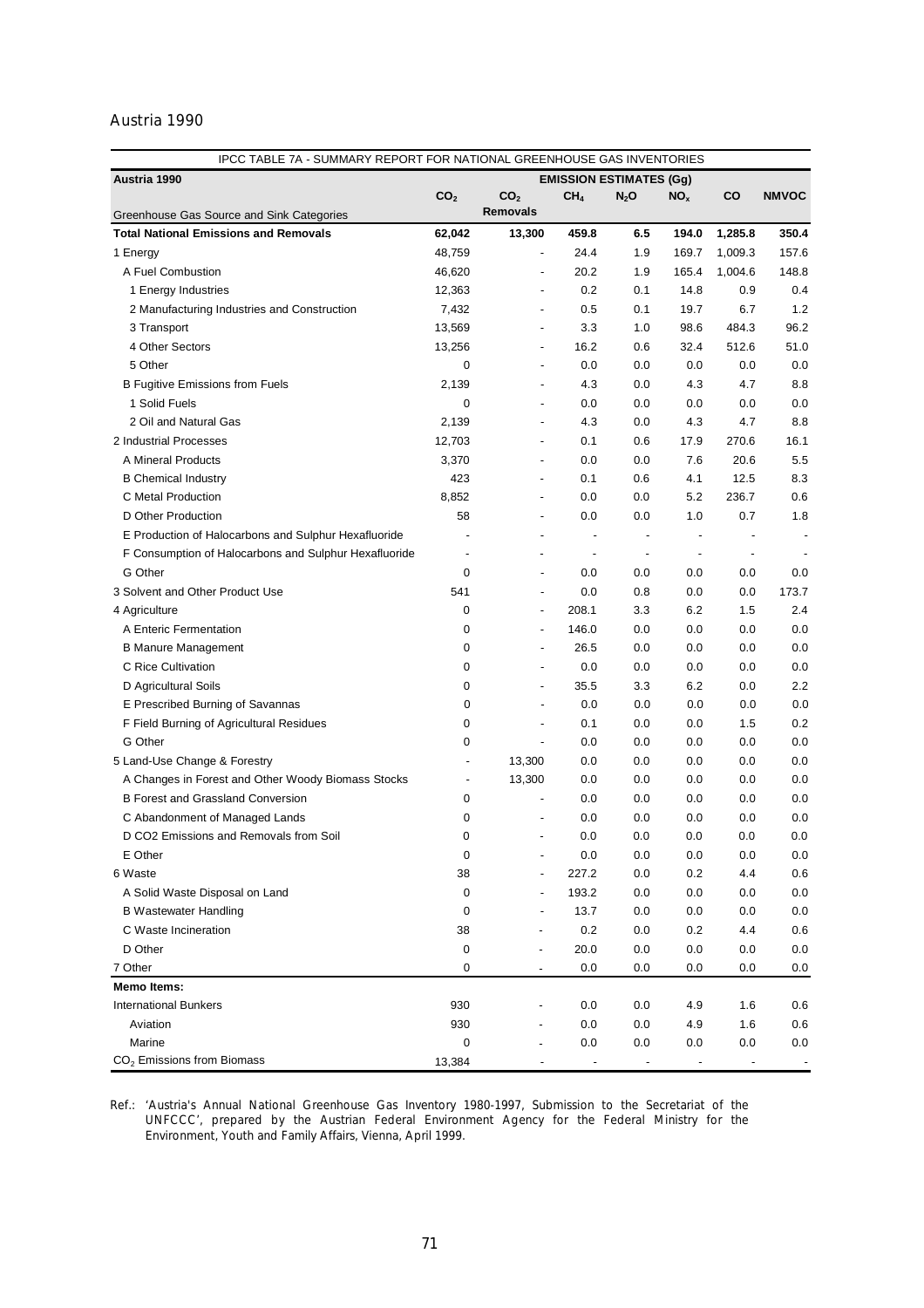Austria 1990

| IPCC TABLE 7A - SUMMARY REPORT FOR NATIONAL GREENHOUSE GAS INVENTORIES | | | | | | | |
|---|---|---|---|---|---|---|---|
| **Austria 1990** | **EMISSION ESTIMATES (Gg)** | | | | | | |
| Greenhouse Gas Source and Sink Categories | $CO_2$ | $CO_2$ Removals | $CH_4$ | $N_2O$ | $NO_x$ | CO | NMVOC |
| **Total National Emissions and Removals** | **62,042** | **13,300** | **459.8** | **6.5** | **194.0** | **1,285.8** | **350.4** |
| 1 Energy | 48,759 | - | 24.4 | 1.9 | 169.7 | 1,009.3 | 157.6 |
| A Fuel Combustion | 46,620 | - | 20.2 | 1.9 | 165.4 | 1,004.6 | 148.8 |
| 1 Energy Industries | 12,363 | - | 0.2 | 0.1 | 14.8 | 0.9 | 0.4 |
| 2 Manufacturing Industries and Construction | 7,432 | - | 0.5 | 0.1 | 19.7 | 6.7 | 1.2 |
| 3 Transport | 13,569 | - | 3.3 | 1.0 | 98.6 | 484.3 | 96.2 |
| 4 Other Sectors | 13,256 | - | 16.2 | 0.6 | 32.4 | 512.6 | 51.0 |
| 5 Other | 0 | - | 0.0 | 0.0 | 0.0 | 0.0 | 0.0 |
| B Fugitive Emissions from Fuels | 2,139 | - | 4.3 | 0.0 | 4.3 | 4.7 | 8.8 |
| 1 Solid Fuels | 0 | - | 0.0 | 0.0 | 0.0 | 0.0 | 0.0 |
| 2 Oil and Natural Gas | 2,139 | - | 4.3 | 0.0 | 4.3 | 4.7 | 8.8 |
| 2 Industrial Processes | 12,703 | - | 0.1 | 0.6 | 17.9 | 270.6 | 16.1 |
| A Mineral Products | 3,370 | - | 0.0 | 0.0 | 7.6 | 20.6 | 5.5 |
| B Chemical Industry | 423 | - | 0.1 | 0.6 | 4.1 | 12.5 | 8.3 |
| C Metal Production | 8,852 | - | 0.0 | 0.0 | 5.2 | 236.7 | 0.6 |
| D Other Production | 58 | - | 0.0 | 0.0 | 1.0 | 0.7 | 1.8 |
| E Production of Halocarbons and Sulphur Hexafluoride | - | - | - | - | - | - | - |
| F Consumption of Halocarbons and Sulphur Hexafluoride | - | - | - | - | - | - | - |
| G Other | 0 | - | 0.0 | 0.0 | 0.0 | 0.0 | 0.0 |
| 3 Solvent and Other Product Use | 541 | - | 0.0 | 0.8 | 0.0 | 0.0 | 173.7 |
| 4 Agriculture | 0 | - | 208.1 | 3.3 | 6.2 | 1.5 | 2.4 |
| A Enteric Fermentation | 0 | - | 146.0 | 0.0 | 0.0 | 0.0 | 0.0 |
| B Manure Management | 0 | - | 26.5 | 0.0 | 0.0 | 0.0 | 0.0 |
| C Rice Cultivation | 0 | - | 0.0 | 0.0 | 0.0 | 0.0 | 0.0 |
| D Agricultural Soils | 0 | - | 35.5 | 3.3 | 6.2 | 0.0 | 2.2 |
| E Prescribed Burning of Savannas | 0 | - | 0.0 | 0.0 | 0.0 | 0.0 | 0.0 |
| F Field Burning of Agricultural Residues | 0 | - | 0.1 | 0.0 | 0.0 | 1.5 | 0.2 |
| G Other | 0 | - | 0.0 | 0.0 | 0.0 | 0.0 | 0.0 |
| 5 Land-Use Change & Forestry | - | 13,300 | 0.0 | 0.0 | 0.0 | 0.0 | 0.0 |
| A Changes in Forest and Other Woody Biomass Stocks | - | 13,300 | 0.0 | 0.0 | 0.0 | 0.0 | 0.0 |
| B Forest and Grassland Conversion | 0 | - | 0.0 | 0.0 | 0.0 | 0.0 | 0.0 |
| C Abandonment of Managed Lands | 0 | - | 0.0 | 0.0 | 0.0 | 0.0 | 0.0 |
| D CO2 Emissions and Removals from Soil | 0 | - | 0.0 | 0.0 | 0.0 | 0.0 | 0.0 |
| E Other | 0 | - | 0.0 | 0.0 | 0.0 | 0.0 | 0.0 |
| 6 Waste | 38 | - | 227.2 | 0.0 | 0.2 | 4.4 | 0.6 |
| A Solid Waste Disposal on Land | 0 | - | 193.2 | 0.0 | 0.0 | 0.0 | 0.0 |
| B Wastewater Handling | 0 | - | 13.7 | 0.0 | 0.0 | 0.0 | 0.0 |
| C Waste Incineration | 38 | - | 0.2 | 0.0 | 0.2 | 4.4 | 0.6 |
| D Other | 0 | - | 20.0 | 0.0 | 0.0 | 0.0 | 0.0 |
| 7 Other | 0 | - | 0.0 | 0.0 | 0.0 | 0.0 | 0.0 |
| **Memo Items:** | | | | | | | |
| International Bunkers | 930 | - | 0.0 | 0.0 | 4.9 | 1.6 | 0.6 |
| Aviation | 930 | - | 0.0 | 0.0 | 4.9 | 1.6 | 0.6 |
| Marine | 0 | - | 0.0 | 0.0 | 0.0 | 0.0 | 0.0 |
| $CO_2$ Emissions from Biomass | 13,384 | - | - | - | - | - | - |

Ref.: 'Austria's Annual National Greenhouse Gas Inventory 1980-1997, Submission to the Secretariat of the UNFCCC', prepared by the Austrian Federal Environment Agency for the Federal Ministry for the Environment, Youth and Family Affairs, Vienna, April 1999.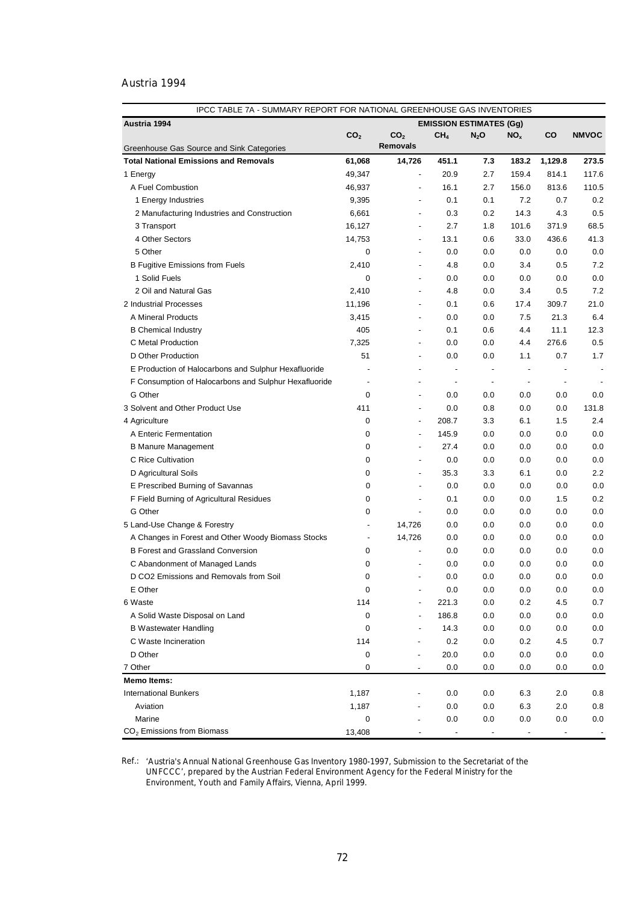Austria 1994

| IPCC TABLE 7A - SUMMARY REPORT FOR NATIONAL GREENHOUSE GAS INVENTORIES | | | | | | | |
|---|---|---|---|---|---|---|---|
| **Austria 1994** | **EMISSION ESTIMATES (Gg)** | | | | | | |
| Greenhouse Gas Source and Sink Categories | $CO_2$ | $CO_2$ Removals | $CH_4$ | $N_2O$ | $NO_x$ | CO | NMVOC |
| **Total National Emissions and Removals** | **61,068** | **14,726** | **451.1** | **7.3** | **183.2** | **1,129.8** | **273.5** |
| 1 Energy | 49,347 | - | 20.9 | 2.7 | 159.4 | 814.1 | 117.6 |
| A Fuel Combustion | 46,937 | - | 16.1 | 2.7 | 156.0 | 813.6 | 110.5 |
| 1 Energy Industries | 9,395 | - | 0.1 | 0.1 | 7.2 | 0.7 | 0.2 |
| 2 Manufacturing Industries and Construction | 6,661 | - | 0.3 | 0.2 | 14.3 | 4.3 | 0.5 |
| 3 Transport | 16,127 | - | 2.7 | 1.8 | 101.6 | 371.9 | 68.5 |
| 4 Other Sectors | 14,753 | - | 13.1 | 0.6 | 33.0 | 436.6 | 41.3 |
| 5 Other | 0 | - | 0.0 | 0.0 | 0.0 | 0.0 | 0.0 |
| B Fugitive Emissions from Fuels | 2,410 | - | 4.8 | 0.0 | 3.4 | 0.5 | 7.2 |
| 1 Solid Fuels | 0 | - | 0.0 | 0.0 | 0.0 | 0.0 | 0.0 |
| 2 Oil and Natural Gas | 2,410 | - | 4.8 | 0.0 | 3.4 | 0.5 | 7.2 |
| 2 Industrial Processes | 11,196 | - | 0.1 | 0.6 | 17.4 | 309.7 | 21.0 |
| A Mineral Products | 3,415 | - | 0.0 | 0.0 | 7.5 | 21.3 | 6.4 |
| B Chemical Industry | 405 | - | 0.1 | 0.6 | 4.4 | 11.1 | 12.3 |
| C Metal Production | 7,325 | - | 0.0 | 0.0 | 4.4 | 276.6 | 0.5 |
| D Other Production | 51 | - | 0.0 | 0.0 | 1.1 | 0.7 | 1.7 |
| E Production of Halocarbons and Sulphur Hexafluoride | - | - | - | - | - | - | - |
| F Consumption of Halocarbons and Sulphur Hexafluoride | - | - | - | - | - | - | - |
| G Other | 0 | - | 0.0 | 0.0 | 0.0 | 0.0 | 0.0 |
| 3 Solvent and Other Product Use | 411 | - | 0.0 | 0.8 | 0.0 | 0.0 | 131.8 |
| 4 Agriculture | 0 | - | 208.7 | 3.3 | 6.1 | 1.5 | 2.4 |
| A Enteric Fermentation | 0 | - | 145.9 | 0.0 | 0.0 | 0.0 | 0.0 |
| B Manure Management | 0 | - | 27.4 | 0.0 | 0.0 | 0.0 | 0.0 |
| C Rice Cultivation | 0 | - | 0.0 | 0.0 | 0.0 | 0.0 | 0.0 |
| D Agricultural Soils | 0 | - | 35.3 | 3.3 | 6.1 | 0.0 | 2.2 |
| E Prescribed Burning of Savannas | 0 | - | 0.0 | 0.0 | 0.0 | 0.0 | 0.0 |
| F Field Burning of Agricultural Residues | 0 | - | 0.1 | 0.0 | 0.0 | 1.5 | 0.2 |
| G Other | 0 | - | 0.0 | 0.0 | 0.0 | 0.0 | 0.0 |
| 5 Land-Use Change & Forestry | - | 14,726 | 0.0 | 0.0 | 0.0 | 0.0 | 0.0 |
| A Changes in Forest and Other Woody Biomass Stocks | - | 14,726 | 0.0 | 0.0 | 0.0 | 0.0 | 0.0 |
| B Forest and Grassland Conversion | 0 | - | 0.0 | 0.0 | 0.0 | 0.0 | 0.0 |
| C Abandonment of Managed Lands | 0 | - | 0.0 | 0.0 | 0.0 | 0.0 | 0.0 |
| D CO2 Emissions and Removals from Soil | 0 | - | 0.0 | 0.0 | 0.0 | 0.0 | 0.0 |
| E Other | 0 | - | 0.0 | 0.0 | 0.0 | 0.0 | 0.0 |
| 6 Waste | 114 | - | 221.3 | 0.0 | 0.2 | 4.5 | 0.7 |
| A Solid Waste Disposal on Land | 0 | - | 186.8 | 0.0 | 0.0 | 0.0 | 0.0 |
| B Wastewater Handling | 0 | - | 14.3 | 0.0 | 0.0 | 0.0 | 0.0 |
| C Waste Incineration | 114 | - | 0.2 | 0.0 | 0.2 | 4.5 | 0.7 |
| D Other | 0 | - | 20.0 | 0.0 | 0.0 | 0.0 | 0.0 |
| 7 Other | 0 | - | 0.0 | 0.0 | 0.0 | 0.0 | 0.0 |
| **Memo Items:** | | | | | | | |
| International Bunkers | 1,187 | - | 0.0 | 0.0 | 6.3 | 2.0 | 0.8 |
| Aviation | 1,187 | - | 0.0 | 0.0 | 6.3 | 2.0 | 0.8 |
| Marine | 0 | - | 0.0 | 0.0 | 0.0 | 0.0 | 0.0 |
| $CO_2$ Emissions from Biomass | 13,408 | - | - | - | - | - | - |

Ref.: 'Austria's Annual National Greenhouse Gas Inventory 1980-1997, Submission to the Secretariat of the UNFCCC', prepared by the Austrian Federal Environment Agency for the Federal Ministry for the Environment, Youth and Family Affairs, Vienna, April 1999.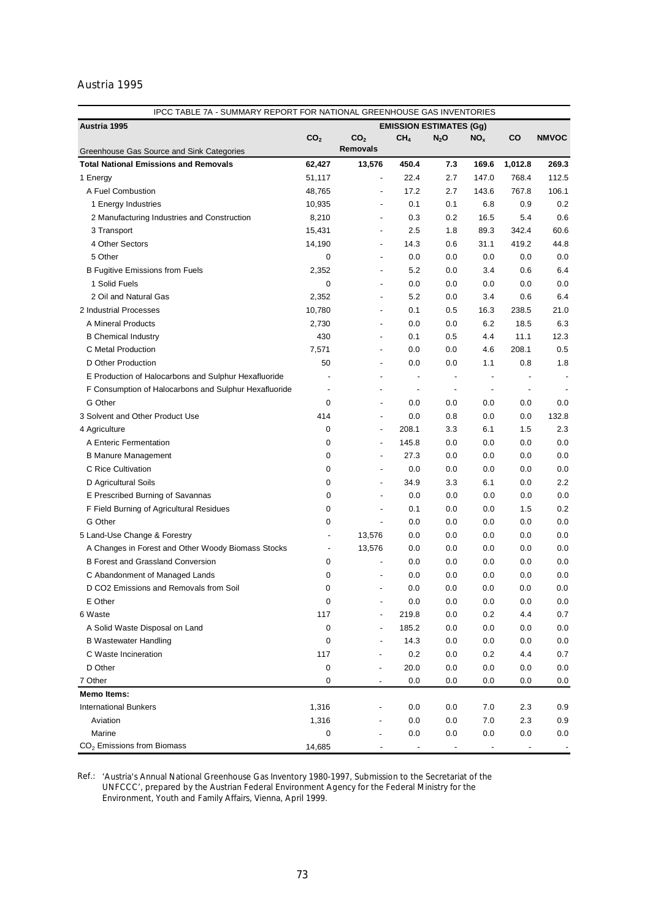Austria 1995

| IPCC TABLE 7A - SUMMARY REPORT FOR NATIONAL GREENHOUSE GAS INVENTORIES | | | | | | | |
|---|---|---|---|---|---|---|---|
| **Austria 1995** | **EMISSION ESTIMATES (Gg)** | | | | | | |
| Greenhouse Gas Source and Sink Categories | $CO_2$ | $CO_2$ **Removals** | $CH_4$ | $N_2O$ | $NO_x$ | **CO** | **NMVOC** |
| **Total National Emissions and Removals** | **62,427** | **13,576** | **450.4** | **7.3** | **169.6** | **1,012.8** | **269.3** |
| 1 Energy | 51,117 | - | 22.4 | 2.7 | 147.0 | 768.4 | 112.5 |
| A Fuel Combustion | 48,765 | - | 17.2 | 2.7 | 143.6 | 767.8 | 106.1 |
| 1 Energy Industries | 10,935 | - | 0.1 | 0.1 | 6.8 | 0.9 | 0.2 |
| 2 Manufacturing Industries and Construction | 8,210 | - | 0.3 | 0.2 | 16.5 | 5.4 | 0.6 |
| 3 Transport | 15,431 | - | 2.5 | 1.8 | 89.3 | 342.4 | 60.6 |
| 4 Other Sectors | 14,190 | - | 14.3 | 0.6 | 31.1 | 419.2 | 44.8 |
| 5 Other | 0 | - | 0.0 | 0.0 | 0.0 | 0.0 | 0.0 |
| B Fugitive Emissions from Fuels | 2,352 | - | 5.2 | 0.0 | 3.4 | 0.6 | 6.4 |
| 1 Solid Fuels | 0 | - | 0.0 | 0.0 | 0.0 | 0.0 | 0.0 |
| 2 Oil and Natural Gas | 2,352 | - | 5.2 | 0.0 | 3.4 | 0.6 | 6.4 |
| 2 Industrial Processes | 10,780 | - | 0.1 | 0.5 | 16.3 | 238.5 | 21.0 |
| A Mineral Products | 2,730 | - | 0.0 | 0.0 | 6.2 | 18.5 | 6.3 |
| B Chemical Industry | 430 | - | 0.1 | 0.5 | 4.4 | 11.1 | 12.3 |
| C Metal Production | 7,571 | - | 0.0 | 0.0 | 4.6 | 208.1 | 0.5 |
| D Other Production | 50 | - | 0.0 | 0.0 | 1.1 | 0.8 | 1.8 |
| E Production of Halocarbons and Sulphur Hexafluoride | - | - | - | - | - | - | - |
| F Consumption of Halocarbons and Sulphur Hexafluoride | - | - | - | - | - | - | - |
| G Other | 0 | - | 0.0 | 0.0 | 0.0 | 0.0 | 0.0 |
| 3 Solvent and Other Product Use | 414 | - | 0.0 | 0.8 | 0.0 | 0.0 | 132.8 |
| 4 Agriculture | 0 | - | 208.1 | 3.3 | 6.1 | 1.5 | 2.3 |
| A Enteric Fermentation | 0 | - | 145.8 | 0.0 | 0.0 | 0.0 | 0.0 |
| B Manure Management | 0 | - | 27.3 | 0.0 | 0.0 | 0.0 | 0.0 |
| C Rice Cultivation | 0 | - | 0.0 | 0.0 | 0.0 | 0.0 | 0.0 |
| D Agricultural Soils | 0 | - | 34.9 | 3.3 | 6.1 | 0.0 | 2.2 |
| E Prescribed Burning of Savannas | 0 | - | 0.0 | 0.0 | 0.0 | 0.0 | 0.0 |
| F Field Burning of Agricultural Residues | 0 | - | 0.1 | 0.0 | 0.0 | 1.5 | 0.2 |
| G Other | 0 | - | 0.0 | 0.0 | 0.0 | 0.0 | 0.0 |
| 5 Land-Use Change & Forestry | - | 13,576 | 0.0 | 0.0 | 0.0 | 0.0 | 0.0 |
| A Changes in Forest and Other Woody Biomass Stocks | - | 13,576 | 0.0 | 0.0 | 0.0 | 0.0 | 0.0 |
| B Forest and Grassland Conversion | 0 | - | 0.0 | 0.0 | 0.0 | 0.0 | 0.0 |
| C Abandonment of Managed Lands | 0 | - | 0.0 | 0.0 | 0.0 | 0.0 | 0.0 |
| D CO2 Emissions and Removals from Soil | 0 | - | 0.0 | 0.0 | 0.0 | 0.0 | 0.0 |
| E Other | 0 | - | 0.0 | 0.0 | 0.0 | 0.0 | 0.0 |
| 6 Waste | 117 | - | 219.8 | 0.0 | 0.2 | 4.4 | 0.7 |
| A Solid Waste Disposal on Land | 0 | - | 185.2 | 0.0 | 0.0 | 0.0 | 0.0 |
| B Wastewater Handling | 0 | - | 14.3 | 0.0 | 0.0 | 0.0 | 0.0 |
| C Waste Incineration | 117 | - | 0.2 | 0.0 | 0.2 | 4.4 | 0.7 |
| D Other | 0 | - | 20.0 | 0.0 | 0.0 | 0.0 | 0.0 |
| 7 Other | 0 | - | 0.0 | 0.0 | 0.0 | 0.0 | 0.0 |
| **Memo Items:** | | | | | | | |
| International Bunkers | 1,316 | - | 0.0 | 0.0 | 7.0 | 2.3 | 0.9 |
| Aviation | 1,316 | - | 0.0 | 0.0 | 7.0 | 2.3 | 0.9 |
| Marine | 0 | - | 0.0 | 0.0 | 0.0 | 0.0 | 0.0 |
| $CO_2$ Emissions from Biomass | 14,685 | - | - | - | - | - | - |

Ref.: 'Austria's Annual National Greenhouse Gas Inventory 1980-1997, Submission to the Secretariat of the UNFCCC', prepared by the Austrian Federal Environment Agency for the Federal Ministry for the Environment, Youth and Family Affairs, Vienna, April 1999.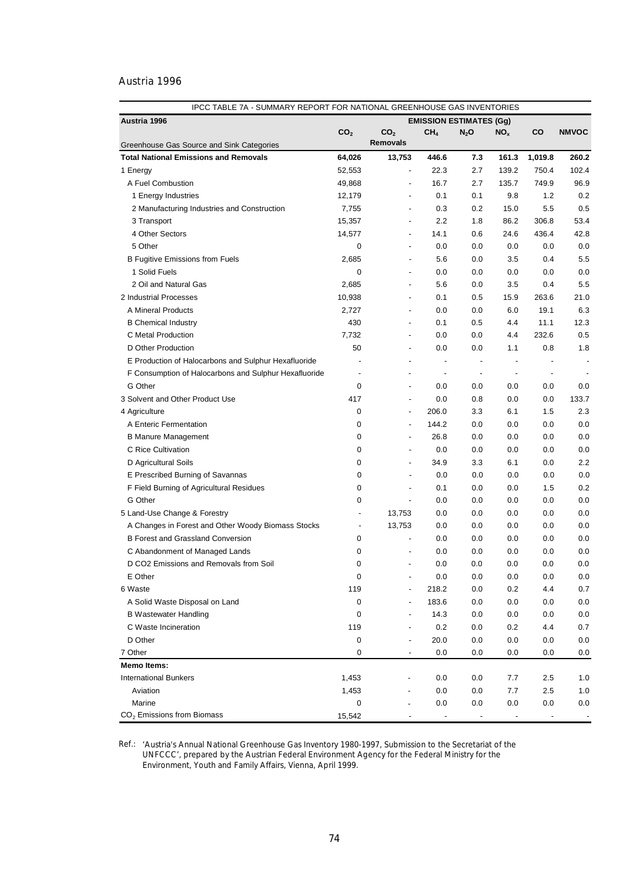Austria 1996

| IPCC TABLE 7A - SUMMARY REPORT FOR NATIONAL GREENHOUSE GAS INVENTORIES | | | | | | | |
|---|---|---|---|---|---|---|---|
| **Austria 1996** | **EMISSION ESTIMATES (Gg)** | | | | | | |
| Greenhouse Gas Source and Sink Categories | $CO_2$ | $CO_2$ Removals | $CH_4$ | $N_2O$ | $NO_x$ | CO | NMVOC |
| **Total National Emissions and Removals** | **64,026** | **13,753** | **446.6** | **7.3** | **161.3** | **1,019.8** | **260.2** |
| 1 Energy | 52,553 | - | 22.3 | 2.7 | 139.2 | 750.4 | 102.4 |
| A Fuel Combustion | 49,868 | - | 16.7 | 2.7 | 135.7 | 749.9 | 96.9 |
| 1 Energy Industries | 12,179 | - | 0.1 | 0.1 | 9.8 | 1.2 | 0.2 |
| 2 Manufacturing Industries and Construction | 7,755 | - | 0.3 | 0.2 | 15.0 | 5.5 | 0.5 |
| 3 Transport | 15,357 | - | 2.2 | 1.8 | 86.2 | 306.8 | 53.4 |
| 4 Other Sectors | 14,577 | - | 14.1 | 0.6 | 24.6 | 436.4 | 42.8 |
| 5 Other | 0 | - | 0.0 | 0.0 | 0.0 | 0.0 | 0.0 |
| B Fugitive Emissions from Fuels | 2,685 | - | 5.6 | 0.0 | 3.5 | 0.4 | 5.5 |
| 1 Solid Fuels | 0 | - | 0.0 | 0.0 | 0.0 | 0.0 | 0.0 |
| 2 Oil and Natural Gas | 2,685 | - | 5.6 | 0.0 | 3.5 | 0.4 | 5.5 |
| 2 Industrial Processes | 10,938 | - | 0.1 | 0.5 | 15.9 | 263.6 | 21.0 |
| A Mineral Products | 2,727 | - | 0.0 | 0.0 | 6.0 | 19.1 | 6.3 |
| B Chemical Industry | 430 | - | 0.1 | 0.5 | 4.4 | 11.1 | 12.3 |
| C Metal Production | 7,732 | - | 0.0 | 0.0 | 4.4 | 232.6 | 0.5 |
| D Other Production | 50 | - | 0.0 | 0.0 | 1.1 | 0.8 | 1.8 |
| E Production of Halocarbons and Sulphur Hexafluoride | - | - | - | - | - | - | - |
| F Consumption of Halocarbons and Sulphur Hexafluoride | - | - | - | - | - | - | - |
| G Other | 0 | - | 0.0 | 0.0 | 0.0 | 0.0 | 0.0 |
| 3 Solvent and Other Product Use | 417 | - | 0.0 | 0.8 | 0.0 | 0.0 | 133.7 |
| 4 Agriculture | 0 | - | 206.0 | 3.3 | 6.1 | 1.5 | 2.3 |
| A Enteric Fermentation | 0 | - | 144.2 | 0.0 | 0.0 | 0.0 | 0.0 |
| B Manure Management | 0 | - | 26.8 | 0.0 | 0.0 | 0.0 | 0.0 |
| C Rice Cultivation | 0 | - | 0.0 | 0.0 | 0.0 | 0.0 | 0.0 |
| D Agricultural Soils | 0 | - | 34.9 | 3.3 | 6.1 | 0.0 | 2.2 |
| E Prescribed Burning of Savannas | 0 | - | 0.0 | 0.0 | 0.0 | 0.0 | 0.0 |
| F Field Burning of Agricultural Residues | 0 | - | 0.1 | 0.0 | 0.0 | 1.5 | 0.2 |
| G Other | 0 | - | 0.0 | 0.0 | 0.0 | 0.0 | 0.0 |
| 5 Land-Use Change & Forestry | - | 13,753 | 0.0 | 0.0 | 0.0 | 0.0 | 0.0 |
| A Changes in Forest and Other Woody Biomass Stocks | - | 13,753 | 0.0 | 0.0 | 0.0 | 0.0 | 0.0 |
| B Forest and Grassland Conversion | 0 | - | 0.0 | 0.0 | 0.0 | 0.0 | 0.0 |
| C Abandonment of Managed Lands | 0 | - | 0.0 | 0.0 | 0.0 | 0.0 | 0.0 |
| D CO2 Emissions and Removals from Soil | 0 | - | 0.0 | 0.0 | 0.0 | 0.0 | 0.0 |
| E Other | 0 | - | 0.0 | 0.0 | 0.0 | 0.0 | 0.0 |
| 6 Waste | 119 | - | 218.2 | 0.0 | 0.2 | 4.4 | 0.7 |
| A Solid Waste Disposal on Land | 0 | - | 183.6 | 0.0 | 0.0 | 0.0 | 0.0 |
| B Wastewater Handling | 0 | - | 14.3 | 0.0 | 0.0 | 0.0 | 0.0 |
| C Waste Incineration | 119 | - | 0.2 | 0.0 | 0.2 | 4.4 | 0.7 |
| D Other | 0 | - | 20.0 | 0.0 | 0.0 | 0.0 | 0.0 |
| 7 Other | 0 | - | 0.0 | 0.0 | 0.0 | 0.0 | 0.0 |
| **Memo Items:** | | | | | | | |
| International Bunkers | 1,453 | - | 0.0 | 0.0 | 7.7 | 2.5 | 1.0 |
| Aviation | 1,453 | - | 0.0 | 0.0 | 7.7 | 2.5 | 1.0 |
| Marine | 0 | - | 0.0 | 0.0 | 0.0 | 0.0 | 0.0 |
| $CO_2$ Emissions from Biomass | 15,542 | - | - | - | - | - | - |

Ref.: 'Austria's Annual National Greenhouse Gas Inventory 1980-1997, Submission to the Secretariat of the UNFCCC', prepared by the Austrian Federal Environment Agency for the Federal Ministry for the Environment, Youth and Family Affairs, Vienna, April 1999.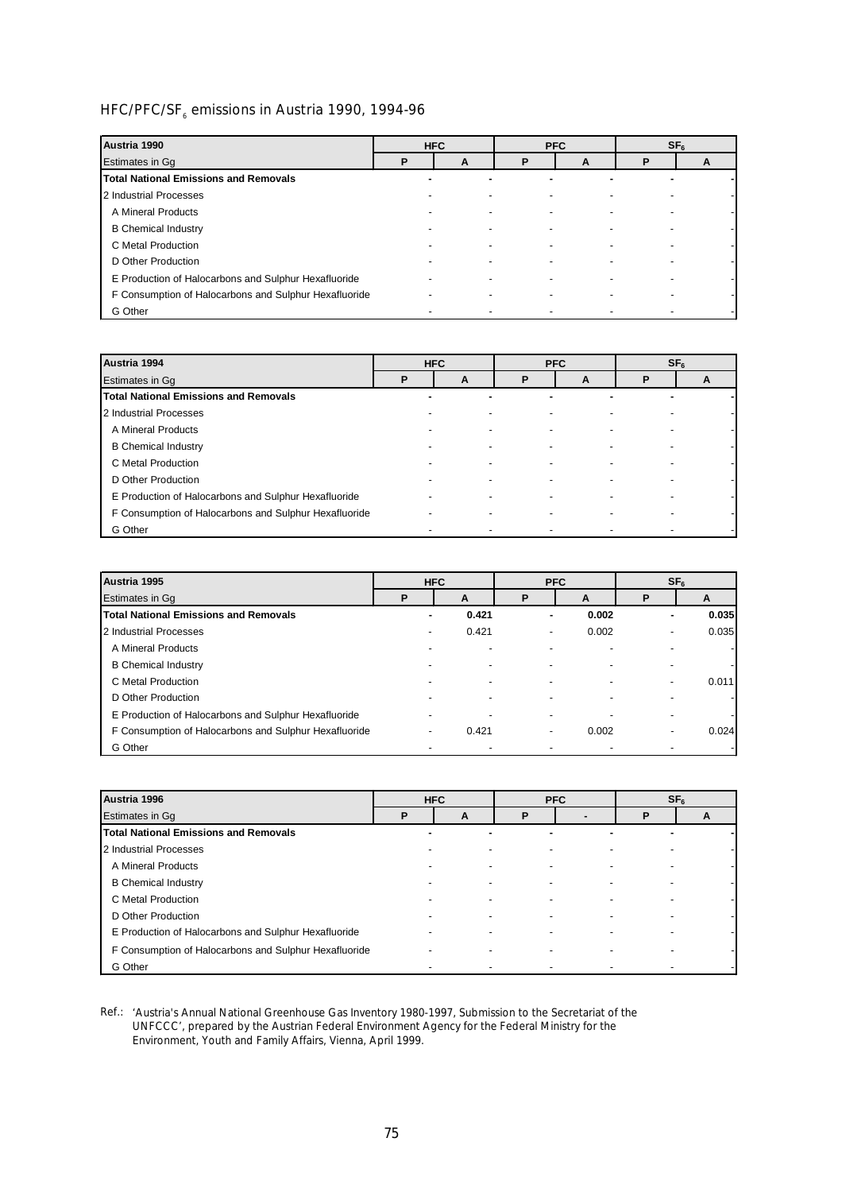## HFC/PFC/$SF_6$ emissions in Austria 1990, 1994-96

| Austria 1990 | HFC | | PFC | | $SF_6$ | |
|---|---|---|---|---|---|---|
| Estimates in Gg | P | A | P | A | P | A |
| **Total National Emissions and Removals** | **-** | **-** | **-** | **-** | **-** | **-** |
| 2 Industrial Processes | - | - | - | - | - | - |
| A Mineral Products | - | - | - | - | - | - |
| B Chemical Industry | - | - | - | - | - | - |
| C Metal Production | - | - | - | - | - | - |
| D Other Production | - | - | - | - | - | - |
| E Production of Halocarbons and Sulphur Hexafluoride | - | - | - | - | - | - |
| F Consumption of Halocarbons and Sulphur Hexafluoride | - | - | - | - | - | - |
| G Other | - | - | - | - | - | - |

| Austria 1994 | HFC | | PFC | | $SF_6$ | |
|---|---|---|---|---|---|---|
| Estimates in Gg | P | A | P | A | P | A |
| **Total National Emissions and Removals** | **-** | **-** | **-** | **-** | **-** | **-** |
| 2 Industrial Processes | - | - | - | - | - | - |
| A Mineral Products | - | - | - | - | - | - |
| B Chemical Industry | - | - | - | - | - | - |
| C Metal Production | - | - | - | - | - | - |
| D Other Production | - | - | - | - | - | - |
| E Production of Halocarbons and Sulphur Hexafluoride | - | - | - | - | - | - |
| F Consumption of Halocarbons and Sulphur Hexafluoride | - | - | - | - | - | - |
| G Other | - | - | - | - | - | - |

| Austria 1995 | HFC | | PFC | | $SF_6$ | |
|---|---|---|---|---|---|---|
| Estimates in Gg | P | A | P | A | P | A |
| **Total National Emissions and Removals** | **-** | **0.421** | **-** | **0.002** | **-** | **0.035** |
| 2 Industrial Processes | - | 0.421 | - | 0.002 | - | 0.035 |
| A Mineral Products | - | - | - | - | - | - |
| B Chemical Industry | - | - | - | - | - | - |
| C Metal Production | - | - | - | - | - | 0.011 |
| D Other Production | - | - | - | - | - | - |
| E Production of Halocarbons and Sulphur Hexafluoride | - | - | - | - | - | - |
| F Consumption of Halocarbons and Sulphur Hexafluoride | - | 0.421 | - | 0.002 | - | 0.024 |
| G Other | - | - | - | - | - | - |

| Austria 1996 | HFC | | PFC | | $SF_6$ | |
|---|---|---|---|---|---|---|
| Estimates in Gg | P | A | P | - | P | A |
| **Total National Emissions and Removals** | **-** | **-** | **-** | **-** | **-** | **-** |
| 2 Industrial Processes | - | - | - | - | - | - |
| A Mineral Products | - | - | - | - | - | - |
| B Chemical Industry | - | - | - | - | - | - |
| C Metal Production | - | - | - | - | - | - |
| D Other Production | - | - | - | - | - | - |
| E Production of Halocarbons and Sulphur Hexafluoride | - | - | - | - | - | - |
| F Consumption of Halocarbons and Sulphur Hexafluoride | - | - | - | - | - | - |
| G Other | - | - | - | - | - | - |

Ref.: 'Austria's Annual National Greenhouse Gas Inventory 1980-1997, Submission to the Secretariat of the UNFCCC', prepared by the Austrian Federal Environment Agency for the Federal Ministry for the Environment, Youth and Family Affairs, Vienna, April 1999.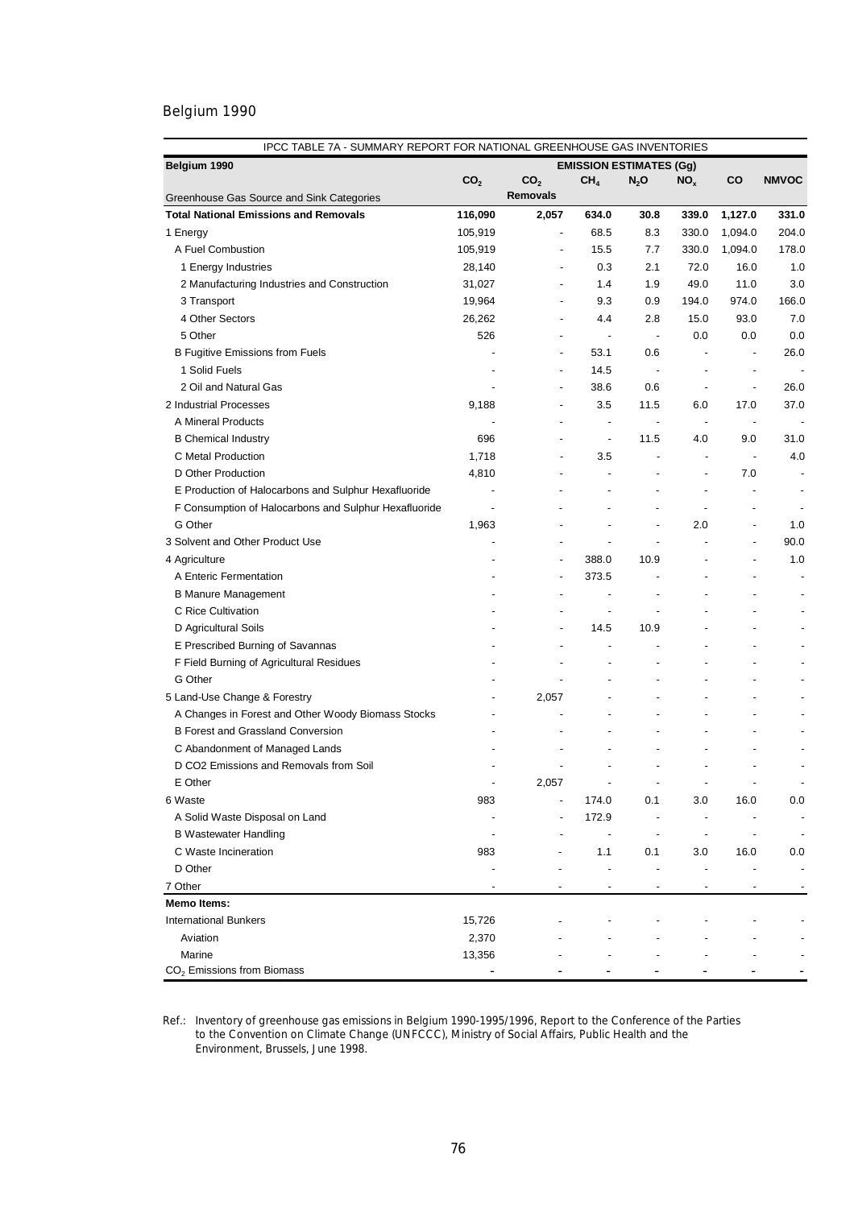Belgium 1990

| IPCC TABLE 7A - SUMMARY REPORT FOR NATIONAL GREENHOUSE GAS INVENTORIES | | | | | | | |
|---|---|---|---|---|---|---|---|
| **Belgium 1990** | **EMISSION ESTIMATES (Gg)** | | | | | | |
| Greenhouse Gas Source and Sink Categories | $CO_2$ | $CO_2$ Removals | $CH_4$ | $N_2O$ | $NO_x$ | CO | NMVOC |
| **Total National Emissions and Removals** | **116,090** | **2,057** | **634.0** | **30.8** | **339.0** | **1,127.0** | **331.0** |
| 1 Energy | 105,919 | - | 68.5 | 8.3 | 330.0 | 1,094.0 | 204.0 |
| A Fuel Combustion | 105,919 | - | 15.5 | 7.7 | 330.0 | 1,094.0 | 178.0 |
| 1 Energy Industries | 28,140 | - | 0.3 | 2.1 | 72.0 | 16.0 | 1.0 |
| 2 Manufacturing Industries and Construction | 31,027 | - | 1.4 | 1.9 | 49.0 | 11.0 | 3.0 |
| 3 Transport | 19,964 | - | 9.3 | 0.9 | 194.0 | 974.0 | 166.0 |
| 4 Other Sectors | 26,262 | - | 4.4 | 2.8 | 15.0 | 93.0 | 7.0 |
| 5 Other | 526 | - | - | - | 0.0 | 0.0 | 0.0 |
| B Fugitive Emissions from Fuels | - | - | 53.1 | 0.6 | - | - | 26.0 |
| 1 Solid Fuels | - | - | 14.5 | - | - | - | - |
| 2 Oil and Natural Gas | - | - | 38.6 | 0.6 | - | - | 26.0 |
| 2 Industrial Processes | 9,188 | - | 3.5 | 11.5 | 6.0 | 17.0 | 37.0 |
| A Mineral Products | - | - | - | - | - | - | - |
| B Chemical Industry | 696 | - | - | 11.5 | 4.0 | 9.0 | 31.0 |
| C Metal Production | 1,718 | - | 3.5 | - | - | - | 4.0 |
| D Other Production | 4,810 | - | - | - | - | 7.0 | - |
| E Production of Halocarbons and Sulphur Hexafluoride | - | - | - | - | - | - | - |
| F Consumption of Halocarbons and Sulphur Hexafluoride | - | - | - | - | - | - | - |
| G Other | 1,963 | - | - | - | 2.0 | - | 1.0 |
| 3 Solvent and Other Product Use | - | - | - | - | - | - | 90.0 |
| 4 Agriculture | - | - | 388.0 | 10.9 | - | - | 1.0 |
| A Enteric Fermentation | - | - | 373.5 | - | - | - | - |
| B Manure Management | - | - | - | - | - | - | - |
| C Rice Cultivation | - | - | - | - | - | - | - |
| D Agricultural Soils | - | - | 14.5 | 10.9 | - | - | - |
| E Prescribed Burning of Savannas | - | - | - | - | - | - | - |
| F Field Burning of Agricultural Residues | - | - | - | - | - | - | - |
| G Other | - | - | - | - | - | - | - |
| 5 Land-Use Change & Forestry | - | 2,057 | - | - | - | - | - |
| A Changes in Forest and Other Woody Biomass Stocks | - | - | - | - | - | - | - |
| B Forest and Grassland Conversion | - | - | - | - | - | - | - |
| C Abandonment of Managed Lands | - | - | - | - | - | - | - |
| D CO2 Emissions and Removals from Soil | - | - | - | - | - | - | - |
| E Other | - | 2,057 | - | - | - | - | - |
| 6 Waste | 983 | - | 174.0 | 0.1 | 3.0 | 16.0 | 0.0 |
| A Solid Waste Disposal on Land | - | - | 172.9 | - | - | - | - |
| B Wastewater Handling | - | - | - | - | - | - | - |
| C Waste Incineration | 983 | - | 1.1 | 0.1 | 3.0 | 16.0 | 0.0 |
| D Other | - | - | - | - | - | - | - |
| 7 Other | - | - | - | - | - | - | - |
| **Memo Items:** | | | | | | | |
| International Bunkers | 15,726 | - | - | - | - | - | - |
| Aviation | 2,370 | - | - | - | - | - | - |
| Marine | 13,356 | - | - | - | - | - | - |
| $CO_2$ Emissions from Biomass | - | - | - | - | - | - | - |

Ref.: Inventory of greenhouse gas emissions in Belgium 1990-1995/1996, Report to the Conference of the Parties to the Convention on Climate Change (UNFCCC), Ministry of Social Affairs, Public Health and the Environment, Brussels, June 1998.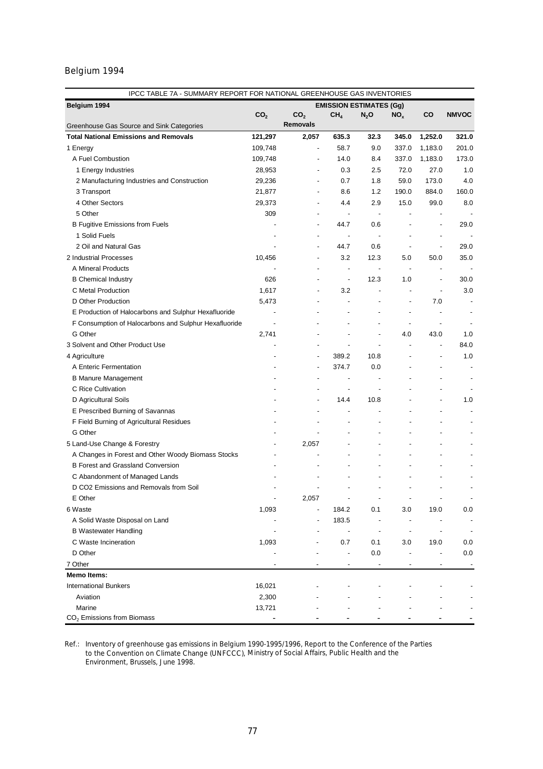Belgium 1994

| IPCC TABLE 7A - SUMMARY REPORT FOR NATIONAL GREENHOUSE GAS INVENTORIES | | | | | | | |
|---|---|---|---|---|---|---|---|
| **Belgium 1994** | **EMISSION ESTIMATES (Gg)** | | | | | | |
| Greenhouse Gas Source and Sink Categories | $CO_2$ | $CO_2$ Removals | $CH_4$ | $N_2O$ | $NO_x$ | CO | NMVOC |
| **Total National Emissions and Removals** | **121,297** | **2,057** | **635.3** | **32.3** | **345.0** | **1,252.0** | **321.0** |
| 1 Energy | 109,748 | - | 58.7 | 9.0 | 337.0 | 1,183.0 | 201.0 |
| A Fuel Combustion | 109,748 | - | 14.0 | 8.4 | 337.0 | 1,183.0 | 173.0 |
| 1 Energy Industries | 28,953 | - | 0.3 | 2.5 | 72.0 | 27.0 | 1.0 |
| 2 Manufacturing Industries and Construction | 29,236 | - | 0.7 | 1.8 | 59.0 | 173.0 | 4.0 |
| 3 Transport | 21,877 | - | 8.6 | 1.2 | 190.0 | 884.0 | 160.0 |
| 4 Other Sectors | 29,373 | - | 4.4 | 2.9 | 15.0 | 99.0 | 8.0 |
| 5 Other | 309 | - | - | - | - | - | - |
| B Fugitive Emissions from Fuels | - | - | 44.7 | 0.6 | - | - | 29.0 |
| 1 Solid Fuels | - | - | - | - | - | - | - |
| 2 Oil and Natural Gas | - | - | 44.7 | 0.6 | - | - | 29.0 |
| 2 Industrial Processes | 10,456 | - | 3.2 | 12.3 | 5.0 | 50.0 | 35.0 |
| A Mineral Products | - | - | - | - | - | - | - |
| B Chemical Industry | 626 | - | - | 12.3 | 1.0 | - | 30.0 |
| C Metal Production | 1,617 | - | 3.2 | - | - | - | 3.0 |
| D Other Production | 5,473 | - | - | - | - | 7.0 | - |
| E Production of Halocarbons and Sulphur Hexafluoride | - | - | - | - | - | - | - |
| F Consumption of Halocarbons and Sulphur Hexafluoride | - | - | - | - | - | - | - |
| G Other | 2,741 | - | - | - | 4.0 | 43.0 | 1.0 |
| 3 Solvent and Other Product Use | - | - | - | - | - | - | 84.0 |
| 4 Agriculture | - | - | 389.2 | 10.8 | - | - | 1.0 |
| A Enteric Fermentation | - | - | 374.7 | 0.0 | - | - | - |
| B Manure Management | - | - | - | - | - | - | - |
| C Rice Cultivation | - | - | - | - | - | - | - |
| D Agricultural Soils | - | - | 14.4 | 10.8 | - | - | 1.0 |
| E Prescribed Burning of Savannas | - | - | - | - | - | - | - |
| F Field Burning of Agricultural Residues | - | - | - | - | - | - | - |
| G Other | - | - | - | - | - | - | - |
| 5 Land-Use Change & Forestry | - | 2,057 | - | - | - | - | - |
| A Changes in Forest and Other Woody Biomass Stocks | - | - | - | - | - | - | - |
| B Forest and Grassland Conversion | - | - | - | - | - | - | - |
| C Abandonment of Managed Lands | - | - | - | - | - | - | - |
| D CO2 Emissions and Removals from Soil | - | - | - | - | - | - | - |
| E Other | - | 2,057 | - | - | - | - | - |
| 6 Waste | 1,093 | - | 184.2 | 0.1 | 3.0 | 19.0 | 0.0 |
| A Solid Waste Disposal on Land | - | - | 183.5 | - | - | - | - |
| B Wastewater Handling | - | - | - | - | - | - | - |
| C Waste Incineration | 1,093 | - | 0.7 | 0.1 | 3.0 | 19.0 | 0.0 |
| D Other | - | - | - | 0.0 | - | - | 0.0 |
| 7 Other | - | - | - | - | - | - | - |
| **Memo Items:** | | | | | | | |
| International Bunkers | 16,021 | - | - | - | - | - | - |
| Aviation | 2,300 | - | - | - | - | - | - |
| Marine | 13,721 | - | - | - | - | - | - |
| $CO_2$ Emissions from Biomass | - | - | - | - | - | - | - |

Ref.: Inventory of greenhouse gas emissions in Belgium 1990-1995/1996, Report to the Conference of the Parties to the Convention on Climate Change (UNFCCC), Ministry of Social Affairs, Public Health and the Environment, Brussels, June 1998.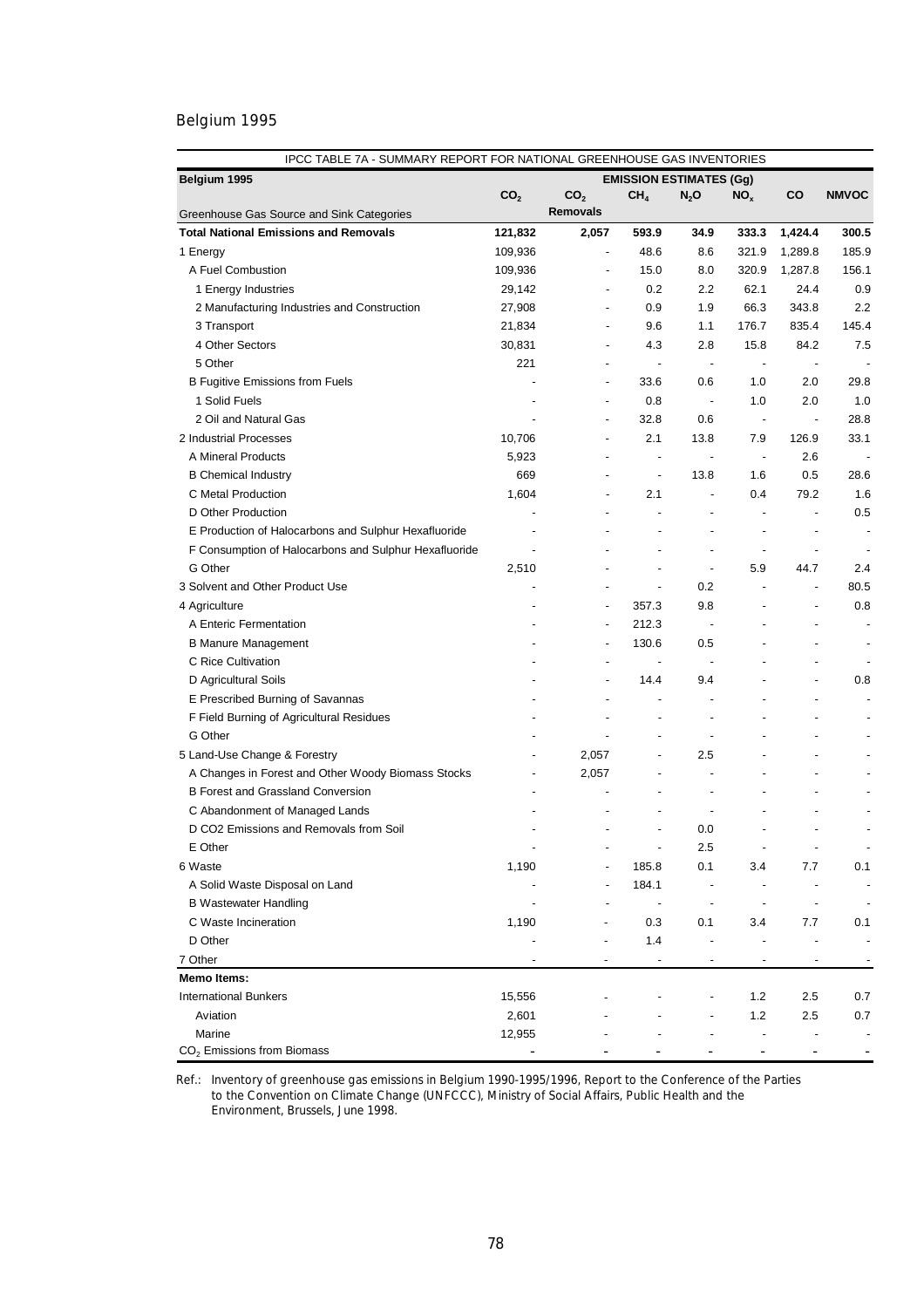Belgium 1995

| IPCC TABLE 7A - SUMMARY REPORT FOR NATIONAL GREENHOUSE GAS INVENTORIES | | | | | | | |
|---|---|---|---|---|---|---|---|
| **Belgium 1995** | **EMISSION ESTIMATES (Gg)** | | | | | | |
| Greenhouse Gas Source and Sink Categories | $CO_2$ | $CO_2$ Removals | $CH_4$ | $N_2O$ | $NO_x$ | CO | NMVOC |
| **Total National Emissions and Removals** | **121,832** | **2,057** | **593.9** | **34.9** | **333.3** | **1,424.4** | **300.5** |
| 1 Energy | 109,936 | - | 48.6 | 8.6 | 321.9 | 1,289.8 | 185.9 |
| A Fuel Combustion | 109,936 | - | 15.0 | 8.0 | 320.9 | 1,287.8 | 156.1 |
| 1 Energy Industries | 29,142 | - | 0.2 | 2.2 | 62.1 | 24.4 | 0.9 |
| 2 Manufacturing Industries and Construction | 27,908 | - | 0.9 | 1.9 | 66.3 | 343.8 | 2.2 |
| 3 Transport | 21,834 | - | 9.6 | 1.1 | 176.7 | 835.4 | 145.4 |
| 4 Other Sectors | 30,831 | - | 4.3 | 2.8 | 15.8 | 84.2 | 7.5 |
| 5 Other | 221 | - | - | - | - | - | - |
| B Fugitive Emissions from Fuels | - | - | 33.6 | 0.6 | 1.0 | 2.0 | 29.8 |
| 1 Solid Fuels | - | - | 0.8 | - | 1.0 | 2.0 | 1.0 |
| 2 Oil and Natural Gas | - | - | 32.8 | 0.6 | - | - | 28.8 |
| 2 Industrial Processes | 10,706 | - | 2.1 | 13.8 | 7.9 | 126.9 | 33.1 |
| A Mineral Products | 5,923 | - | - | - | - | 2.6 | - |
| B Chemical Industry | 669 | - | - | 13.8 | 1.6 | 0.5 | 28.6 |
| C Metal Production | 1,604 | - | 2.1 | - | 0.4 | 79.2 | 1.6 |
| D Other Production | - | - | - | - | - | - | 0.5 |
| E Production of Halocarbons and Sulphur Hexafluoride | - | - | - | - | - | - | - |
| F Consumption of Halocarbons and Sulphur Hexafluoride | - | - | - | - | - | - | - |
| G Other | 2,510 | - | - | - | 5.9 | 44.7 | 2.4 |
| 3 Solvent and Other Product Use | - | - | - | 0.2 | - | - | 80.5 |
| 4 Agriculture | - | - | 357.3 | 9.8 | - | - | 0.8 |
| A Enteric Fermentation | - | - | 212.3 | - | - | - | - |
| B Manure Management | - | - | 130.6 | 0.5 | - | - | - |
| C Rice Cultivation | - | - | - | - | - | - | - |
| D Agricultural Soils | - | - | 14.4 | 9.4 | - | - | 0.8 |
| E Prescribed Burning of Savannas | - | - | - | - | - | - | - |
| F Field Burning of Agricultural Residues | - | - | - | - | - | - | - |
| G Other | - | - | - | - | - | - | - |
| 5 Land-Use Change & Forestry | - | 2,057 | - | 2.5 | - | - | - |
| A Changes in Forest and Other Woody Biomass Stocks | - | 2,057 | - | - | - | - | - |
| B Forest and Grassland Conversion | - | - | - | - | - | - | - |
| C Abandonment of Managed Lands | - | - | - | - | - | - | - |
| D CO2 Emissions and Removals from Soil | - | - | - | 0.0 | - | - | - |
| E Other | - | - | - | 2.5 | - | - | - |
| 6 Waste | 1,190 | - | 185.8 | 0.1 | 3.4 | 7.7 | 0.1 |
| A Solid Waste Disposal on Land | - | - | 184.1 | - | - | - | - |
| B Wastewater Handling | - | - | - | - | - | - | - |
| C Waste Incineration | 1,190 | - | 0.3 | 0.1 | 3.4 | 7.7 | 0.1 |
| D Other | - | - | 1.4 | - | - | - | - |
| 7 Other | - | - | - | - | - | - | - |
| **Memo Items:** | | | | | | | |
| International Bunkers | 15,556 | - | - | - | 1.2 | 2.5 | 0.7 |
| Aviation | 2,601 | - | - | - | 1.2 | 2.5 | 0.7 |
| Marine | 12,955 | - | - | - | - | - | - |
| $CO_2$ Emissions from Biomass | - | - | - | - | - | - | - |

Ref.: Inventory of greenhouse gas emissions in Belgium 1990-1995/1996, Report to the Conference of the Parties to the Convention on Climate Change (UNFCCC), Ministry of Social Affairs, Public Health and the Environment, Brussels, June 1998.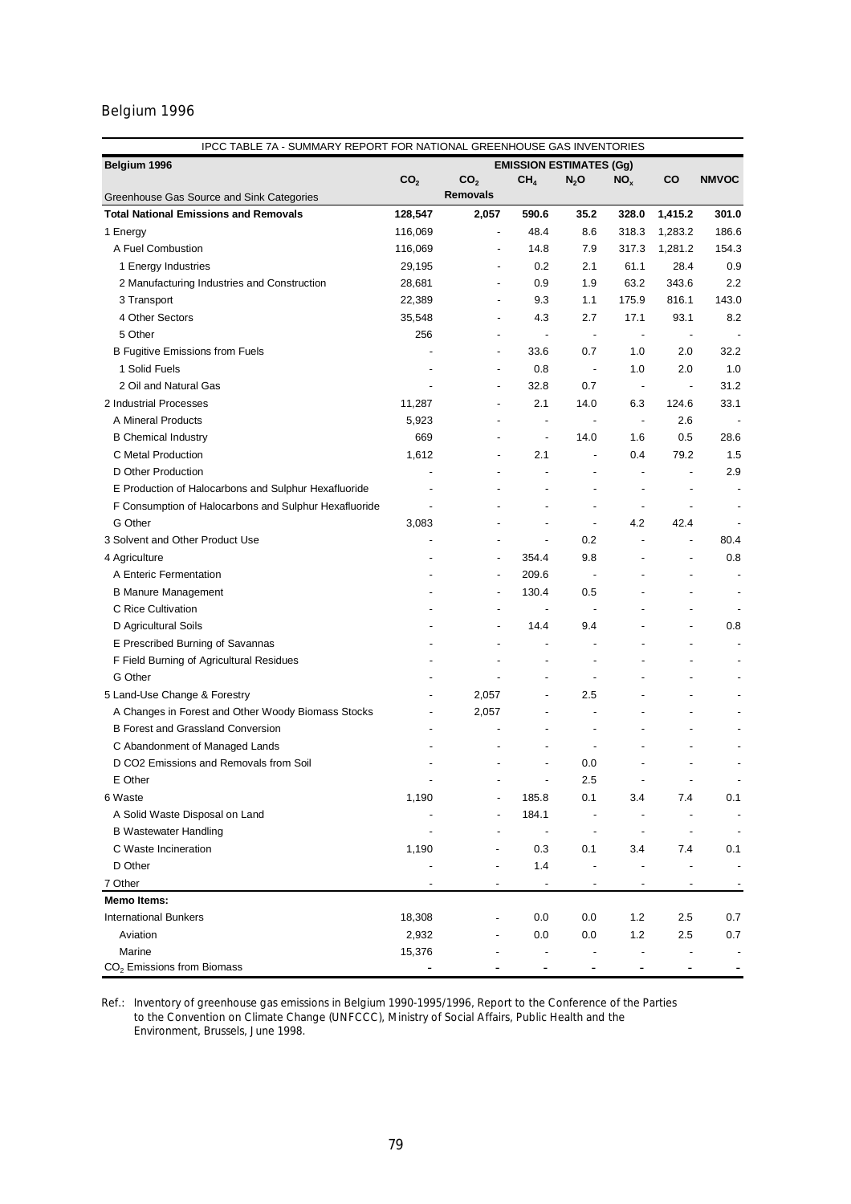Belgium 1996

| IPCC TABLE 7A - SUMMARY REPORT FOR NATIONAL GREENHOUSE GAS INVENTORIES | | | | | | | |
|---|---|---|---|---|---|---|---|
| **Belgium 1996** | **EMISSION ESTIMATES (Gg)** | | | | | | |
| Greenhouse Gas Source and Sink Categories | $CO_2$ | $CO_2$ Removals | $CH_4$ | $N_2O$ | $NO_x$ | CO | NMVOC |
| **Total National Emissions and Removals** | **128,547** | **2,057** | **590.6** | **35.2** | **328.0** | **1,415.2** | **301.0** |
| 1 Energy | 116,069 | - | 48.4 | 8.6 | 318.3 | 1,283.2 | 186.6 |
| A Fuel Combustion | 116,069 | - | 14.8 | 7.9 | 317.3 | 1,281.2 | 154.3 |
| 1 Energy Industries | 29,195 | - | 0.2 | 2.1 | 61.1 | 28.4 | 0.9 |
| 2 Manufacturing Industries and Construction | 28,681 | - | 0.9 | 1.9 | 63.2 | 343.6 | 2.2 |
| 3 Transport | 22,389 | - | 9.3 | 1.1 | 175.9 | 816.1 | 143.0 |
| 4 Other Sectors | 35,548 | - | 4.3 | 2.7 | 17.1 | 93.1 | 8.2 |
| 5 Other | 256 | - | - | - | - | - | - |
| B Fugitive Emissions from Fuels | - | - | 33.6 | 0.7 | 1.0 | 2.0 | 32.2 |
| 1 Solid Fuels | - | - | 0.8 | - | 1.0 | 2.0 | 1.0 |
| 2 Oil and Natural Gas | - | - | 32.8 | 0.7 | - | - | 31.2 |
| 2 Industrial Processes | 11,287 | - | 2.1 | 14.0 | 6.3 | 124.6 | 33.1 |
| A Mineral Products | 5,923 | - | - | - | - | 2.6 | - |
| B Chemical Industry | 669 | - | - | 14.0 | 1.6 | 0.5 | 28.6 |
| C Metal Production | 1,612 | - | 2.1 | - | 0.4 | 79.2 | 1.5 |
| D Other Production | - | - | - | - | - | - | 2.9 |
| E Production of Halocarbons and Sulphur Hexafluoride | - | - | - | - | - | - | - |
| F Consumption of Halocarbons and Sulphur Hexafluoride | - | - | - | - | - | - | - |
| G Other | 3,083 | - | - | - | 4.2 | 42.4 | - |
| 3 Solvent and Other Product Use | - | - | - | 0.2 | - | - | 80.4 |
| 4 Agriculture | - | - | 354.4 | 9.8 | - | - | 0.8 |
| A Enteric Fermentation | - | - | 209.6 | - | - | - | - |
| B Manure Management | - | - | 130.4 | 0.5 | - | - | - |
| C Rice Cultivation | - | - | - | - | - | - | - |
| D Agricultural Soils | - | - | 14.4 | 9.4 | - | - | 0.8 |
| E Prescribed Burning of Savannas | - | - | - | - | - | - | - |
| F Field Burning of Agricultural Residues | - | - | - | - | - | - | - |
| G Other | - | - | - | - | - | - | - |
| 5 Land-Use Change & Forestry | - | 2,057 | - | 2.5 | - | - | - |
| A Changes in Forest and Other Woody Biomass Stocks | - | 2,057 | - | - | - | - | - |
| B Forest and Grassland Conversion | - | - | - | - | - | - | - |
| C Abandonment of Managed Lands | - | - | - | - | - | - | - |
| D CO2 Emissions and Removals from Soil | - | - | - | 0.0 | - | - | - |
| E Other | - | - | - | 2.5 | - | - | - |
| 6 Waste | 1,190 | - | 185.8 | 0.1 | 3.4 | 7.4 | 0.1 |
| A Solid Waste Disposal on Land | - | - | 184.1 | - | - | - | - |
| B Wastewater Handling | - | - | - | - | - | - | - |
| C Waste Incineration | 1,190 | - | 0.3 | 0.1 | 3.4 | 7.4 | 0.1 |
| D Other | - | - | 1.4 | - | - | - | - |
| 7 Other | - | - | - | - | - | - | - |
| **Memo Items:** | | | | | | | |
| International Bunkers | 18,308 | - | 0.0 | 0.0 | 1.2 | 2.5 | 0.7 |
| Aviation | 2,932 | - | 0.0 | 0.0 | 1.2 | 2.5 | 0.7 |
| Marine | 15,376 | - | - | - | - | - | - |
| $CO_2$ Emissions from Biomass | - | - | - | - | - | - | - |

Ref.: Inventory of greenhouse gas emissions in Belgium 1990-1995/1996, Report to the Conference of the Parties to the Convention on Climate Change (UNFCCC), Ministry of Social Affairs, Public Health and the Environment, Brussels, June 1998.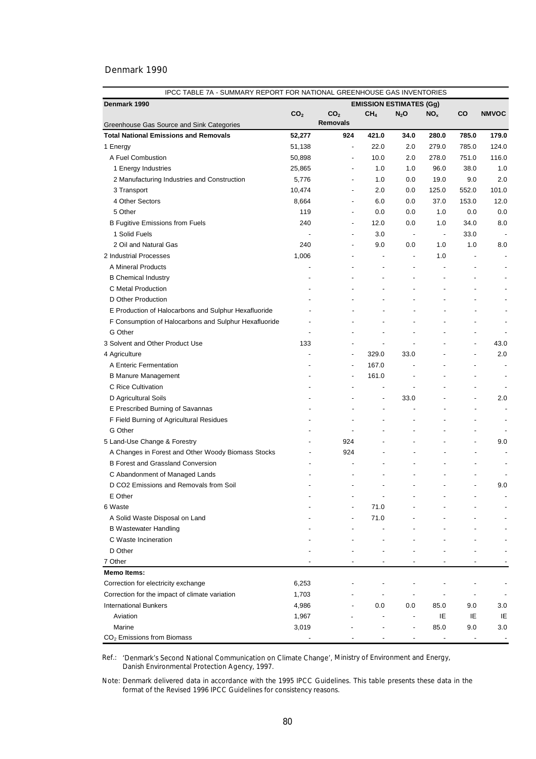Denmark 1990

| IPCC TABLE 7A - SUMMARY REPORT FOR NATIONAL GREENHOUSE GAS INVENTORIES | | | | | | | |
|---|---|---|---|---|---|---|---|
| **Denmark 1990** | **EMISSION ESTIMATES (Gg)** | | | | | | |
| Greenhouse Gas Source and Sink Categories | **$CO_2$** | **$CO_2$ Removals** | **$CH_4$** | **$N_2O$** | **$NO_x$** | **CO** | **NMVOC** |
| **Total National Emissions and Removals** | **52,277** | **924** | **421.0** | **34.0** | **280.0** | **785.0** | **179.0** |
| 1 Energy | 51,138 | - | 22.0 | 2.0 | 279.0 | 785.0 | 124.0 |
| A Fuel Combustion | 50,898 | - | 10.0 | 2.0 | 278.0 | 751.0 | 116.0 |
| 1 Energy Industries | 25,865 | - | 1.0 | 1.0 | 96.0 | 38.0 | 1.0 |
| 2 Manufacturing Industries and Construction | 5,776 | - | 1.0 | 0.0 | 19.0 | 9.0 | 2.0 |
| 3 Transport | 10,474 | - | 2.0 | 0.0 | 125.0 | 552.0 | 101.0 |
| 4 Other Sectors | 8,664 | - | 6.0 | 0.0 | 37.0 | 153.0 | 12.0 |
| 5 Other | 119 | - | 0.0 | 0.0 | 1.0 | 0.0 | 0.0 |
| B Fugitive Emissions from Fuels | 240 | - | 12.0 | 0.0 | 1.0 | 34.0 | 8.0 |
| 1 Solid Fuels | - | - | 3.0 | - | - | 33.0 | - |
| 2 Oil and Natural Gas | 240 | - | 9.0 | 0.0 | 1.0 | 1.0 | 8.0 |
| 2 Industrial Processes | 1,006 | - | - | - | 1.0 | - | - |
| A Mineral Products | - | - | - | - | - | - | - |
| B Chemical Industry | - | - | - | - | - | - | - |
| C Metal Production | - | - | - | - | - | - | - |
| D Other Production | - | - | - | - | - | - | - |
| E Production of Halocarbons and Sulphur Hexafluoride | - | - | - | - | - | - | - |
| F Consumption of Halocarbons and Sulphur Hexafluoride | - | - | - | - | - | - | - |
| G Other | - | - | - | - | - | - | - |
| 3 Solvent and Other Product Use | 133 | - | - | - | - | - | 43.0 |
| 4 Agriculture | - | - | 329.0 | 33.0 | - | - | 2.0 |
| A Enteric Fermentation | - | - | 167.0 | - | - | - | - |
| B Manure Management | - | - | 161.0 | - | - | - | - |
| C Rice Cultivation | - | - | - | - | - | - | - |
| D Agricultural Soils | - | - | - | 33.0 | - | - | 2.0 |
| E Prescribed Burning of Savannas | - | - | - | - | - | - | - |
| F Field Burning of Agricultural Residues | - | - | - | - | - | - | - |
| G Other | - | - | - | - | - | - | - |
| 5 Land-Use Change & Forestry | - | 924 | - | - | - | - | 9.0 |
| A Changes in Forest and Other Woody Biomass Stocks | - | 924 | - | - | - | - | - |
| B Forest and Grassland Conversion | - | - | - | - | - | - | - |
| C Abandonment of Managed Lands | - | - | - | - | - | - | - |
| D CO2 Emissions and Removals from Soil | - | - | - | - | - | - | 9.0 |
| E Other | - | - | - | - | - | - | - |
| 6 Waste | - | - | 71.0 | - | - | - | - |
| A Solid Waste Disposal on Land | - | - | 71.0 | - | - | - | - |
| B Wastewater Handling | - | - | - | - | - | - | - |
| C Waste Incineration | - | - | - | - | - | - | - |
| D Other | - | - | - | - | - | - | - |
| 7 Other | - | - | - | - | - | - | - |
| **Memo Items:** | | | | | | | |
| Correction for electricity exchange | 6,253 | - | - | - | - | - | - |
| Correction for the impact of climate variation | 1,703 | - | - | - | - | - | - |
| International Bunkers | 4,986 | - | 0.0 | 0.0 | 85.0 | 9.0 | 3.0 |
| Aviation | 1,967 | - | - | - | IE | IE | IE |
| Marine | 3,019 | - | - | - | 85.0 | 9.0 | 3.0 |
| $CO_2$ Emissions from Biomass | - | - | - | - | - | - | - |

Ref.: 'Denmark's Second National Communication on Climate Change', Ministry of Environment and Energy, Danish Environmental Protection Agency, 1997.

Note: Denmark delivered data in accordance with the 1995 IPCC Guidelines. This table presents these data in the format of the Revised 1996 IPCC Guidelines for consistency reasons.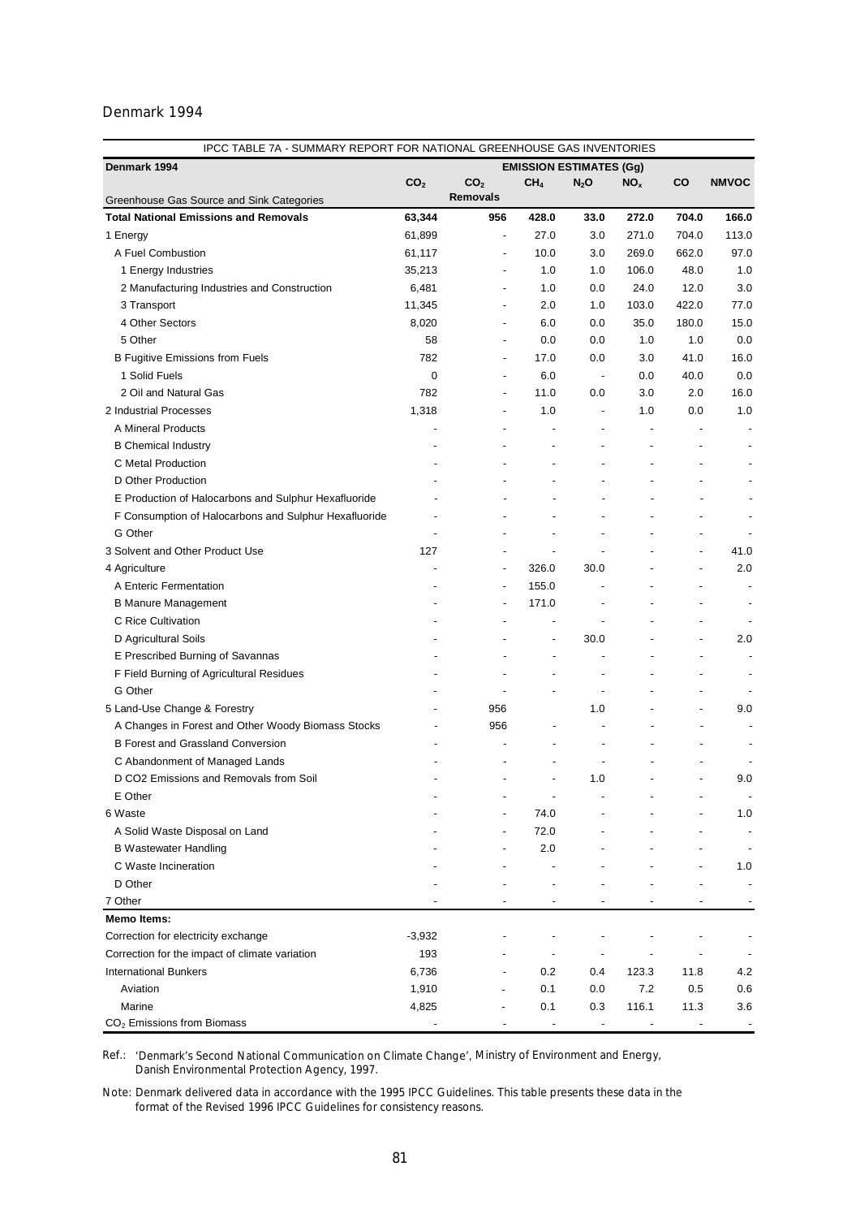Denmark 1994

| IPCC TABLE 7A - SUMMARY REPORT FOR NATIONAL GREENHOUSE GAS INVENTORIES | | | | | | | |
|---|---|---|---|---|---|---|---|
| **Denmark 1994** | **EMISSION ESTIMATES (Gg)** | | | | | | |
| Greenhouse Gas Source and Sink Categories | **$CO_2$** | **$CO_2$ Removals** | **$CH_4$** | **$N_2O$** | **$NO_x$** | **CO** | **NMVOC** |
| **Total National Emissions and Removals** | **63,344** | **956** | **428.0** | **33.0** | **272.0** | **704.0** | **166.0** |
| 1 Energy | 61,899 | - | 27.0 | 3.0 | 271.0 | 704.0 | 113.0 |
| A Fuel Combustion | 61,117 | - | 10.0 | 3.0 | 269.0 | 662.0 | 97.0 |
| 1 Energy Industries | 35,213 | - | 1.0 | 1.0 | 106.0 | 48.0 | 1.0 |
| 2 Manufacturing Industries and Construction | 6,481 | - | 1.0 | 0.0 | 24.0 | 12.0 | 3.0 |
| 3 Transport | 11,345 | - | 2.0 | 1.0 | 103.0 | 422.0 | 77.0 |
| 4 Other Sectors | 8,020 | - | 6.0 | 0.0 | 35.0 | 180.0 | 15.0 |
| 5 Other | 58 | - | 0.0 | 0.0 | 1.0 | 1.0 | 0.0 |
| B Fugitive Emissions from Fuels | 782 | - | 17.0 | 0.0 | 3.0 | 41.0 | 16.0 |
| 1 Solid Fuels | 0 | - | 6.0 | - | 0.0 | 40.0 | 0.0 |
| 2 Oil and Natural Gas | 782 | - | 11.0 | 0.0 | 3.0 | 2.0 | 16.0 |
| 2 Industrial Processes | 1,318 | - | 1.0 | - | 1.0 | 0.0 | 1.0 |
| A Mineral Products | - | - | - | - | - | - | - |
| B Chemical Industry | - | - | - | - | - | - | - |
| C Metal Production | - | - | - | - | - | - | - |
| D Other Production | - | - | - | - | - | - | - |
| E Production of Halocarbons and Sulphur Hexafluoride | - | - | - | - | - | - | - |
| F Consumption of Halocarbons and Sulphur Hexafluoride | - | - | - | - | - | - | - |
| G Other | - | - | - | - | - | - | - |
| 3 Solvent and Other Product Use | 127 | - | - | - | - | - | 41.0 |
| 4 Agriculture | - | - | 326.0 | 30.0 | - | - | 2.0 |
| A Enteric Fermentation | - | - | 155.0 | - | - | - | - |
| B Manure Management | - | - | 171.0 | - | - | - | - |
| C Rice Cultivation | - | - | - | - | - | - | - |
| D Agricultural Soils | - | - | - | 30.0 | - | - | 2.0 |
| E Prescribed Burning of Savannas | - | - | - | - | - | - | - |
| F Field Burning of Agricultural Residues | - | - | - | - | - | - | - |
| G Other | - | - | - | - | - | - | - |
| 5 Land-Use Change & Forestry | - | 956 | | 1.0 | - | - | 9.0 |
| A Changes in Forest and Other Woody Biomass Stocks | - | 956 | - | - | - | - | - |
| B Forest and Grassland Conversion | - | - | - | - | - | - | - |
| C Abandonment of Managed Lands | - | - | - | - | - | - | - |
| D CO2 Emissions and Removals from Soil | - | - | - | 1.0 | - | - | 9.0 |
| E Other | - | - | - | - | - | - | - |
| 6 Waste | - | - | 74.0 | - | - | - | 1.0 |
| A Solid Waste Disposal on Land | - | - | 72.0 | - | - | - | - |
| B Wastewater Handling | - | - | 2.0 | - | - | - | - |
| C Waste Incineration | - | - | - | - | - | - | 1.0 |
| D Other | - | - | - | - | - | - | - |
| 7 Other | - | - | - | - | - | - | - |
| **Memo Items:** | | | | | | | |
| Correction for electricity exchange | -3,932 | - | - | - | - | - | - |
| Correction for the impact of climate variation | 193 | - | - | - | - | - | - |
| International Bunkers | 6,736 | - | 0.2 | 0.4 | 123.3 | 11.8 | 4.2 |
| Aviation | 1,910 | - | 0.1 | 0.0 | 7.2 | 0.5 | 0.6 |
| Marine | 4,825 | - | 0.1 | 0.3 | 116.1 | 11.3 | 3.6 |
| $CO_2$ Emissions from Biomass | - | - | - | - | - | - | - |

Ref.: 'Denmark's Second National Communication on Climate Change', Ministry of Environment and Energy, Danish Environmental Protection Agency, 1997.

Note: Denmark delivered data in accordance with the 1995 IPCC Guidelines. This table presents these data in the format of the Revised 1996 IPCC Guidelines for consistency reasons.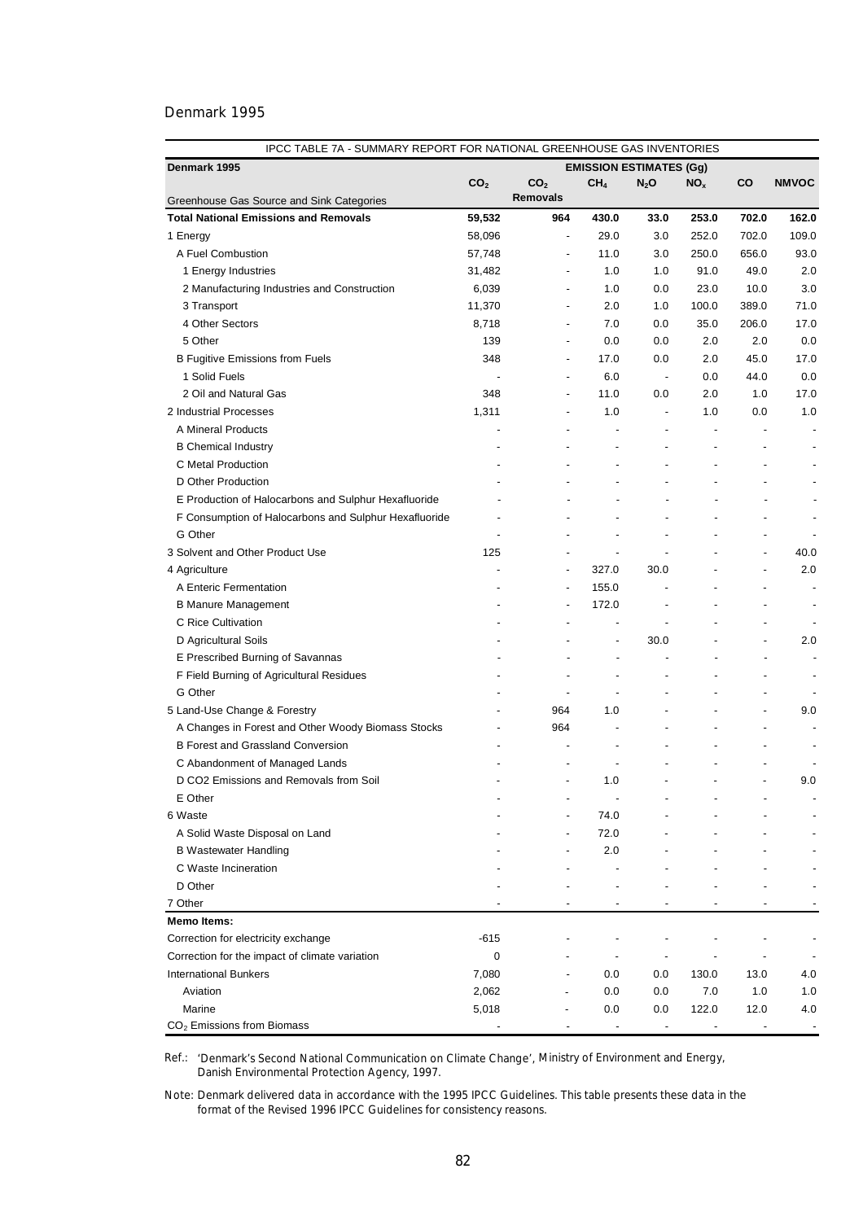Denmark 1995

| IPCC TABLE 7A - SUMMARY REPORT FOR NATIONAL GREENHOUSE GAS INVENTORIES | | | | | | | |
|---|---|---|---|---|---|---|---|
| **Denmark 1995** | **EMISSION ESTIMATES (Gg)** | | | | | | |
| Greenhouse Gas Source and Sink Categories | $CO_2$ | $CO_2$ Removals | $CH_4$ | $N_2O$ | $NO_x$ | CO | NMVOC |
| **Total National Emissions and Removals** | **59,532** | **964** | **430.0** | **33.0** | **253.0** | **702.0** | **162.0** |
| 1 Energy | 58,096 | - | 29.0 | 3.0 | 252.0 | 702.0 | 109.0 |
| A Fuel Combustion | 57,748 | - | 11.0 | 3.0 | 250.0 | 656.0 | 93.0 |
| 1 Energy Industries | 31,482 | - | 1.0 | 1.0 | 91.0 | 49.0 | 2.0 |
| 2 Manufacturing Industries and Construction | 6,039 | - | 1.0 | 0.0 | 23.0 | 10.0 | 3.0 |
| 3 Transport | 11,370 | - | 2.0 | 1.0 | 100.0 | 389.0 | 71.0 |
| 4 Other Sectors | 8,718 | - | 7.0 | 0.0 | 35.0 | 206.0 | 17.0 |
| 5 Other | 139 | - | 0.0 | 0.0 | 2.0 | 2.0 | 0.0 |
| B Fugitive Emissions from Fuels | 348 | - | 17.0 | 0.0 | 2.0 | 45.0 | 17.0 |
| 1 Solid Fuels | - | - | 6.0 | - | 0.0 | 44.0 | 0.0 |
| 2 Oil and Natural Gas | 348 | - | 11.0 | 0.0 | 2.0 | 1.0 | 17.0 |
| 2 Industrial Processes | 1,311 | - | 1.0 | - | 1.0 | 0.0 | 1.0 |
| A Mineral Products | - | - | - | - | - | - | - |
| B Chemical Industry | - | - | - | - | - | - | - |
| C Metal Production | - | - | - | - | - | - | - |
| D Other Production | - | - | - | - | - | - | - |
| E Production of Halocarbons and Sulphur Hexafluoride | - | - | - | - | - | - | - |
| F Consumption of Halocarbons and Sulphur Hexafluoride | - | - | - | - | - | - | - |
| G Other | - | - | - | - | - | - | - |
| 3 Solvent and Other Product Use | 125 | - | - | - | - | - | 40.0 |
| 4 Agriculture | - | - | 327.0 | 30.0 | - | - | 2.0 |
| A Enteric Fermentation | - | - | 155.0 | - | - | - | - |
| B Manure Management | - | - | 172.0 | - | - | - | - |
| C Rice Cultivation | - | - | - | - | - | - | - |
| D Agricultural Soils | - | - | - | 30.0 | - | - | 2.0 |
| E Prescribed Burning of Savannas | - | - | - | - | - | - | - |
| F Field Burning of Agricultural Residues | - | - | - | - | - | - | - |
| G Other | - | - | - | - | - | - | - |
| 5 Land-Use Change & Forestry | - | 964 | 1.0 | - | - | - | 9.0 |
| A Changes in Forest and Other Woody Biomass Stocks | - | 964 | - | - | - | - | - |
| B Forest and Grassland Conversion | - | - | - | - | - | - | - |
| C Abandonment of Managed Lands | - | - | - | - | - | - | - |
| D CO2 Emissions and Removals from Soil | - | - | 1.0 | - | - | - | 9.0 |
| E Other | - | - | - | - | - | - | - |
| 6 Waste | - | - | 74.0 | - | - | - | - |
| A Solid Waste Disposal on Land | - | - | 72.0 | - | - | - | - |
| B Wastewater Handling | - | - | 2.0 | - | - | - | - |
| C Waste Incineration | - | - | - | - | - | - | - |
| D Other | - | - | - | - | - | - | - |
| 7 Other | - | - | - | - | - | - | - |
| **Memo Items:** | | | | | | | |
| Correction for electricity exchange | -615 | - | - | - | - | - | - |
| Correction for the impact of climate variation | 0 | - | - | - | - | - | - |
| International Bunkers | 7,080 | - | 0.0 | 0.0 | 130.0 | 13.0 | 4.0 |
| Aviation | 2,062 | - | 0.0 | 0.0 | 7.0 | 1.0 | 1.0 |
| Marine | 5,018 | - | 0.0 | 0.0 | 122.0 | 12.0 | 4.0 |
| $CO_2$ Emissions from Biomass | - | - | - | - | - | - | - |

Ref.: 'Denmark's Second National Communication on Climate Change', Ministry of Environment and Energy, Danish Environmental Protection Agency, 1997.

Note: Denmark delivered data in accordance with the 1995 IPCC Guidelines. This table presents these data in the format of the Revised 1996 IPCC Guidelines for consistency reasons.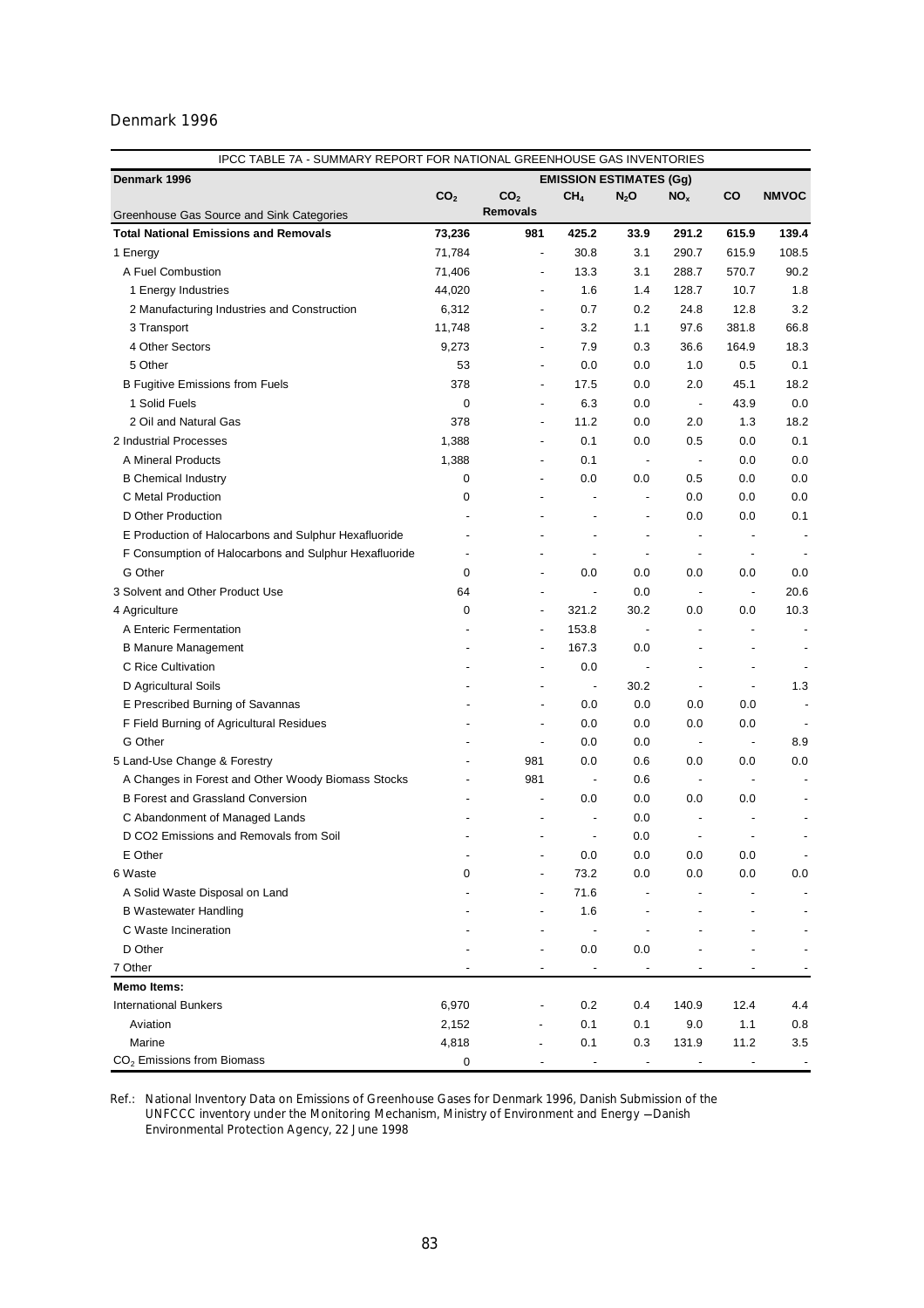Denmark 1996

| IPCC TABLE 7A - SUMMARY REPORT FOR NATIONAL GREENHOUSE GAS INVENTORIES | | | | | | | |
|---|---|---|---|---|---|---|---|
| **Denmark 1996** | **EMISSION ESTIMATES (Gg)** | | | | | | |
| Greenhouse Gas Source and Sink Categories | $CO_2$ | $CO_2$ Removals | $CH_4$ | $N_2O$ | $NO_x$ | CO | NMVOC |
| **Total National Emissions and Removals** | **73,236** | **981** | **425.2** | **33.9** | **291.2** | **615.9** | **139.4** |
| 1 Energy | 71,784 | - | 30.8 | 3.1 | 290.7 | 615.9 | 108.5 |
| A Fuel Combustion | 71,406 | - | 13.3 | 3.1 | 288.7 | 570.7 | 90.2 |
| 1 Energy Industries | 44,020 | - | 1.6 | 1.4 | 128.7 | 10.7 | 1.8 |
| 2 Manufacturing Industries and Construction | 6,312 | - | 0.7 | 0.2 | 24.8 | 12.8 | 3.2 |
| 3 Transport | 11,748 | - | 3.2 | 1.1 | 97.6 | 381.8 | 66.8 |
| 4 Other Sectors | 9,273 | - | 7.9 | 0.3 | 36.6 | 164.9 | 18.3 |
| 5 Other | 53 | - | 0.0 | 0.0 | 1.0 | 0.5 | 0.1 |
| B Fugitive Emissions from Fuels | 378 | - | 17.5 | 0.0 | 2.0 | 45.1 | 18.2 |
| 1 Solid Fuels | 0 | - | 6.3 | 0.0 | - | 43.9 | 0.0 |
| 2 Oil and Natural Gas | 378 | - | 11.2 | 0.0 | 2.0 | 1.3 | 18.2 |
| 2 Industrial Processes | 1,388 | - | 0.1 | 0.0 | 0.5 | 0.0 | 0.1 |
| A Mineral Products | 1,388 | - | 0.1 | - | - | 0.0 | 0.0 |
| B Chemical Industry | 0 | - | 0.0 | 0.0 | 0.5 | 0.0 | 0.0 |
| C Metal Production | 0 | - | - | - | 0.0 | 0.0 | 0.0 |
| D Other Production | - | - | - | - | 0.0 | 0.0 | 0.1 |
| E Production of Halocarbons and Sulphur Hexafluoride | - | - | - | - | - | - | - |
| F Consumption of Halocarbons and Sulphur Hexafluoride | - | - | - | - | - | - | - |
| G Other | 0 | - | 0.0 | 0.0 | 0.0 | 0.0 | 0.0 |
| 3 Solvent and Other Product Use | 64 | - | - | 0.0 | - | - | 20.6 |
| 4 Agriculture | 0 | - | 321.2 | 30.2 | 0.0 | 0.0 | 10.3 |
| A Enteric Fermentation | - | - | 153.8 | - | - | - | - |
| B Manure Management | - | - | 167.3 | 0.0 | - | - | - |
| C Rice Cultivation | - | - | 0.0 | - | - | - | - |
| D Agricultural Soils | - | - | - | 30.2 | - | - | 1.3 |
| E Prescribed Burning of Savannas | - | - | 0.0 | 0.0 | 0.0 | 0.0 | - |
| F Field Burning of Agricultural Residues | - | - | 0.0 | 0.0 | 0.0 | 0.0 | - |
| G Other | - | - | 0.0 | 0.0 | - | - | 8.9 |
| 5 Land-Use Change & Forestry | - | 981 | 0.0 | 0.6 | 0.0 | 0.0 | 0.0 |
| A Changes in Forest and Other Woody Biomass Stocks | - | 981 | - | 0.6 | - | - | - |
| B Forest and Grassland Conversion | - | - | 0.0 | 0.0 | 0.0 | 0.0 | - |
| C Abandonment of Managed Lands | - | - | - | 0.0 | - | - | - |
| D CO2 Emissions and Removals from Soil | - | - | - | 0.0 | - | - | - |
| E Other | - | - | 0.0 | 0.0 | 0.0 | 0.0 | - |
| 6 Waste | 0 | - | 73.2 | 0.0 | 0.0 | 0.0 | 0.0 |
| A Solid Waste Disposal on Land | - | - | 71.6 | - | - | - | - |
| B Wastewater Handling | - | - | 1.6 | - | - | - | - |
| C Waste Incineration | - | - | - | - | - | - | - |
| D Other | - | - | 0.0 | 0.0 | - | - | - |
| 7 Other | - | - | - | - | - | - | - |
| **Memo Items:** | | | | | | | |
| International Bunkers | 6,970 | - | 0.2 | 0.4 | 140.9 | 12.4 | 4.4 |
| Aviation | 2,152 | - | 0.1 | 0.1 | 9.0 | 1.1 | 0.8 |
| Marine | 4,818 | - | 0.1 | 0.3 | 131.9 | 11.2 | 3.5 |
| $CO_2$ Emissions from Biomass | 0 | - | - | - | - | - | - |

Ref.: National Inventory Data on Emissions of Greenhouse Gases for Denmark 1996, Danish Submission of the UNFCCC inventory under the Monitoring Mechanism, Ministry of Environment and Energy —Danish Environmental Protection Agency, 22 June 1998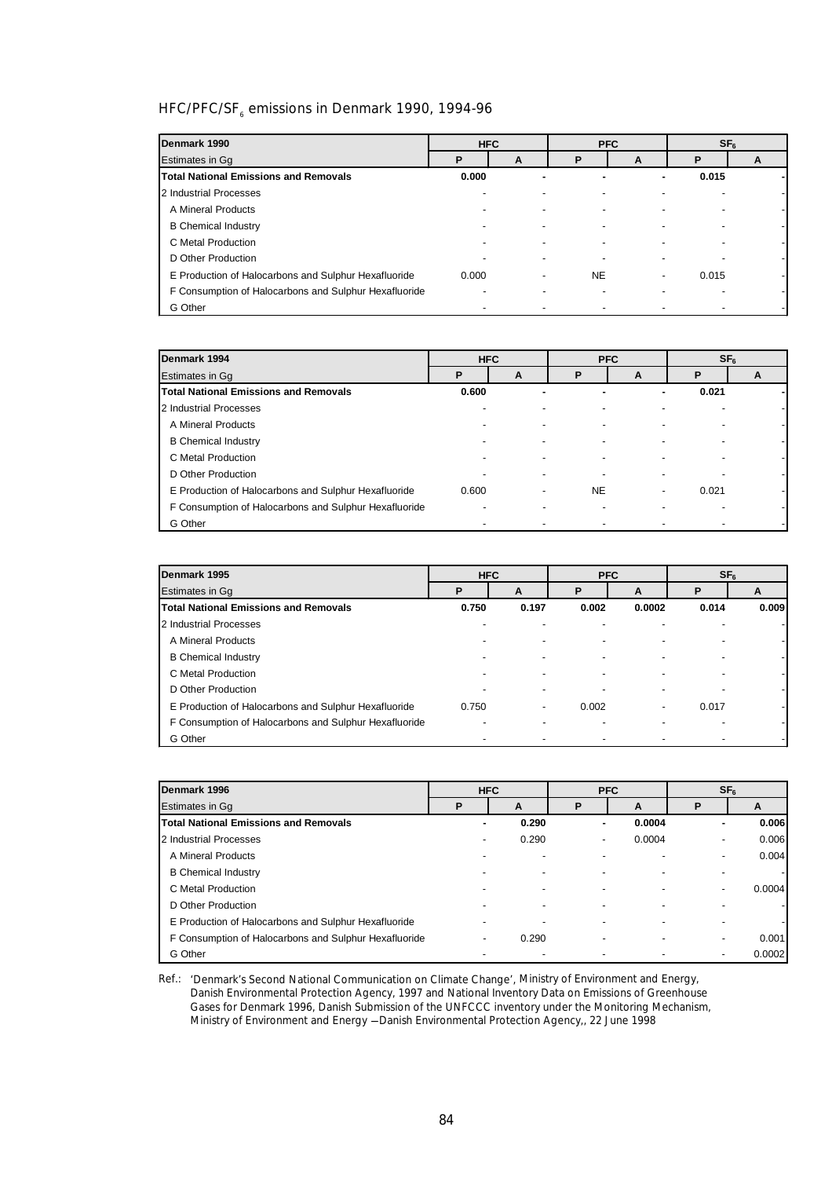## HFC/PFC/$SF_6$ emissions in Denmark 1990, 1994-96

| Denmark 1990 | HFC | | PFC | | $SF_6$ | |
|---|---|---|---|---|---|---|
| Estimates in Gg | P | A | P | A | P | A |
| **Total National Emissions and Removals** | **0.000** | **-** | **-** | **-** | **0.015** | **-** |
| 2 Industrial Processes | - | - | - | - | - | - |
| A Mineral Products | - | - | - | - | - | - |
| B Chemical Industry | - | - | - | - | - | - |
| C Metal Production | - | - | - | - | - | - |
| D Other Production | - | - | - | - | - | - |
| E Production of Halocarbons and Sulphur Hexafluoride | 0.000 | - | NE | - | 0.015 | - |
| F Consumption of Halocarbons and Sulphur Hexafluoride | - | - | - | - | - | - |
| G Other | - | - | - | - | - | - |

| Denmark 1994 | HFC | | PFC | | $SF_6$ | |
|---|---|---|---|---|---|---|
| Estimates in Gg | P | A | P | A | P | A |
| **Total National Emissions and Removals** | **0.600** | **-** | **-** | **-** | **0.021** | **-** |
| 2 Industrial Processes | - | - | - | - | - | - |
| A Mineral Products | - | - | - | - | - | - |
| B Chemical Industry | - | - | - | - | - | - |
| C Metal Production | - | - | - | - | - | - |
| D Other Production | - | - | - | - | - | - |
| E Production of Halocarbons and Sulphur Hexafluoride | 0.600 | - | NE | - | 0.021 | - |
| F Consumption of Halocarbons and Sulphur Hexafluoride | - | - | - | - | - | - |
| G Other | - | - | - | - | - | - |

| Denmark 1995 | HFC | | PFC | | $SF_6$ | |
|---|---|---|---|---|---|---|
| Estimates in Gg | P | A | P | A | P | A |
| **Total National Emissions and Removals** | **0.750** | **0.197** | **0.002** | **0.0002** | **0.014** | **0.009** |
| 2 Industrial Processes | - | - | - | - | - | - |
| A Mineral Products | - | - | - | - | - | - |
| B Chemical Industry | - | - | - | - | - | - |
| C Metal Production | - | - | - | - | - | - |
| D Other Production | - | - | - | - | - | - |
| E Production of Halocarbons and Sulphur Hexafluoride | 0.750 | - | 0.002 | - | 0.017 | - |
| F Consumption of Halocarbons and Sulphur Hexafluoride | - | - | - | - | - | - |
| G Other | - | - | - | - | - | - |

| Denmark 1996 | HFC | | PFC | | $SF_6$ | |
|---|---|---|---|---|---|---|
| Estimates in Gg | P | A | P | A | P | A |
| **Total National Emissions and Removals** | **-** | **0.290** | **-** | **0.0004** | **-** | **0.006** |
| 2 Industrial Processes | - | 0.290 | - | 0.0004 | - | 0.006 |
| A Mineral Products | - | - | - | - | - | 0.004 |
| B Chemical Industry | - | - | - | - | - | - |
| C Metal Production | - | - | - | - | - | 0.0004 |
| D Other Production | - | - | - | - | - | - |
| E Production of Halocarbons and Sulphur Hexafluoride | - | - | - | - | - | - |
| F Consumption of Halocarbons and Sulphur Hexafluoride | - | 0.290 | - | - | - | 0.001 |
| G Other | - | - | - | - | - | 0.0002 |

Ref.: 'Denmark's Second National Communication on Climate Change', Ministry of Environment and Energy, Danish Environmental Protection Agency, 1997 and National Inventory Data on Emissions of Greenhouse Gases for Denmark 1996, Danish Submission of the UNFCCC inventory under the Monitoring Mechanism, Ministry of Environment and Energy —Danish Environmental Protection Agency,, 22 June 1998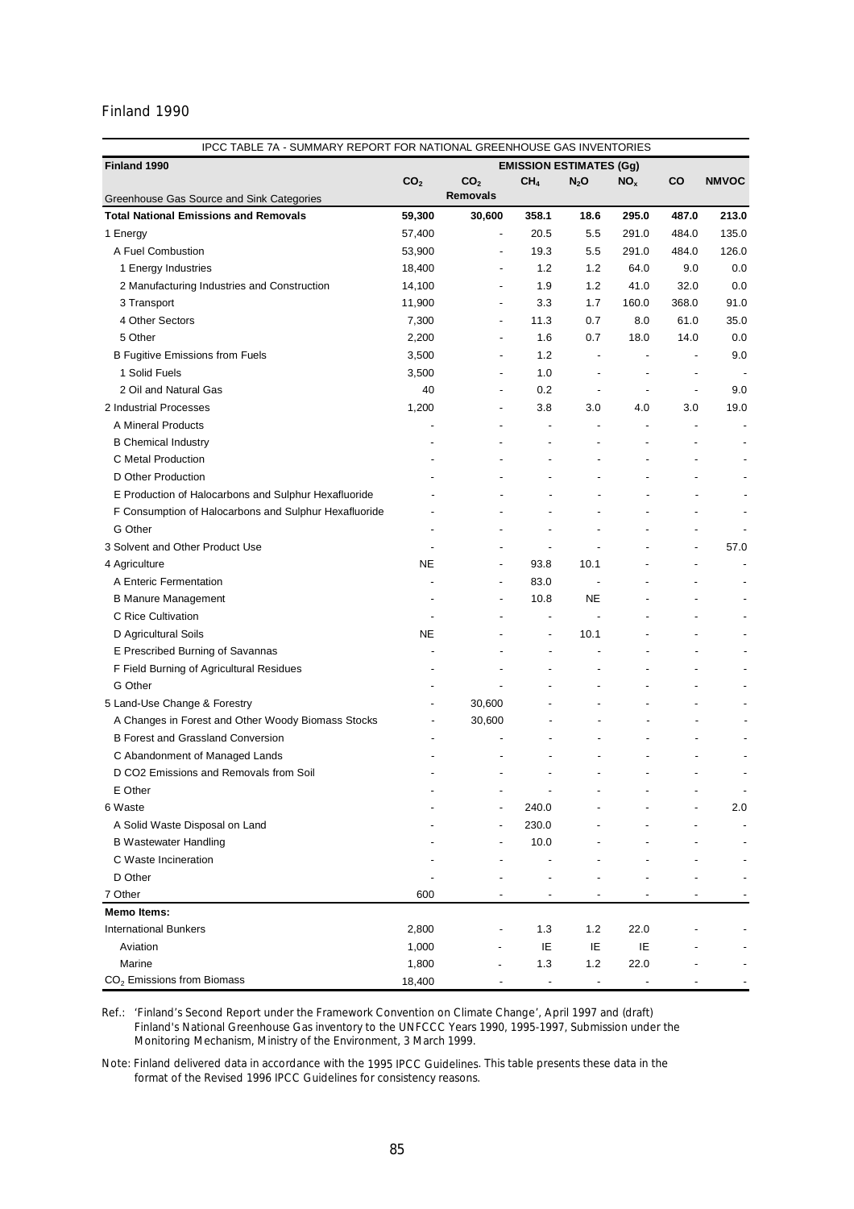Finland 1990

| IPCC TABLE 7A - SUMMARY REPORT FOR NATIONAL GREENHOUSE GAS INVENTORIES | | | | | | | |
|---|---|---|---|---|---|---|---|
| **Finland 1990** | **EMISSION ESTIMATES (Gg)** | | | | | | |
| Greenhouse Gas Source and Sink Categories | $CO_2$ | $CO_2$ Removals | $CH_4$ | $N_2O$ | $NO_x$ | CO | NMVOC |
| **Total National Emissions and Removals** | **59,300** | **30,600** | **358.1** | **18.6** | **295.0** | **487.0** | **213.0** |
| 1 Energy | 57,400 | - | 20.5 | 5.5 | 291.0 | 484.0 | 135.0 |
| A Fuel Combustion | 53,900 | - | 19.3 | 5.5 | 291.0 | 484.0 | 126.0 |
| 1 Energy Industries | 18,400 | - | 1.2 | 1.2 | 64.0 | 9.0 | 0.0 |
| 2 Manufacturing Industries and Construction | 14,100 | - | 1.9 | 1.2 | 41.0 | 32.0 | 0.0 |
| 3 Transport | 11,900 | - | 3.3 | 1.7 | 160.0 | 368.0 | 91.0 |
| 4 Other Sectors | 7,300 | - | 11.3 | 0.7 | 8.0 | 61.0 | 35.0 |
| 5 Other | 2,200 | - | 1.6 | 0.7 | 18.0 | 14.0 | 0.0 |
| B Fugitive Emissions from Fuels | 3,500 | - | 1.2 | - | - | - | 9.0 |
| 1 Solid Fuels | 3,500 | - | 1.0 | - | - | - | - |
| 2 Oil and Natural Gas | 40 | - | 0.2 | - | - | - | 9.0 |
| 2 Industrial Processes | 1,200 | - | 3.8 | 3.0 | 4.0 | 3.0 | 19.0 |
| A Mineral Products | - | - | - | - | - | - | - |
| B Chemical Industry | - | - | - | - | - | - | - |
| C Metal Production | - | - | - | - | - | - | - |
| D Other Production | - | - | - | - | - | - | - |
| E Production of Halocarbons and Sulphur Hexafluoride | - | - | - | - | - | - | - |
| F Consumption of Halocarbons and Sulphur Hexafluoride | - | - | - | - | - | - | - |
| G Other | - | - | - | - | - | - | - |
| 3 Solvent and Other Product Use | - | - | - | - | - | - | 57.0 |
| 4 Agriculture | NE | - | 93.8 | 10.1 | - | - | - |
| A Enteric Fermentation | - | - | 83.0 | - | - | - | - |
| B Manure Management | - | - | 10.8 | NE | - | - | - |
| C Rice Cultivation | - | - | - | - | - | - | - |
| D Agricultural Soils | NE | - | - | 10.1 | - | - | - |
| E Prescribed Burning of Savannas | - | - | - | - | - | - | - |
| F Field Burning of Agricultural Residues | - | - | - | - | - | - | - |
| G Other | - | - | - | - | - | - | - |
| 5 Land-Use Change & Forestry | - | 30,600 | - | - | - | - | - |
| A Changes in Forest and Other Woody Biomass Stocks | - | 30,600 | - | - | - | - | - |
| B Forest and Grassland Conversion | - | - | - | - | - | - | - |
| C Abandonment of Managed Lands | - | - | - | - | - | - | - |
| D CO2 Emissions and Removals from Soil | - | - | - | - | - | - | - |
| E Other | - | - | - | - | - | - | - |
| 6 Waste | - | - | 240.0 | - | - | - | 2.0 |
| A Solid Waste Disposal on Land | - | - | 230.0 | - | - | - | - |
| B Wastewater Handling | - | - | 10.0 | - | - | - | - |
| C Waste Incineration | - | - | - | - | - | - | - |
| D Other | - | - | - | - | - | - | - |
| 7 Other | 600 | - | - | - | - | - | - |
| **Memo Items:** | | | | | | | |
| International Bunkers | 2,800 | - | 1.3 | 1.2 | 22.0 | - | - |
| Aviation | 1,000 | - | IE | IE | IE | - | - |
| Marine | 1,800 | - | 1.3 | 1.2 | 22.0 | - | - |
| $CO_2$ Emissions from Biomass | 18,400 | - | - | - | - | - | - |

Ref.: 'Finland's Second Report under the Framework Convention on Climate Change', April 1997 and (draft) Finland's National Greenhouse Gas inventory to the UNFCCC Years 1990, 1995-1997, Submission under the Monitoring Mechanism, Ministry of the Environment, 3 March 1999.

Note: Finland delivered data in accordance with the 1995 IPCC Guidelines. This table presents these data in the format of the Revised 1996 IPCC Guidelines for consistency reasons.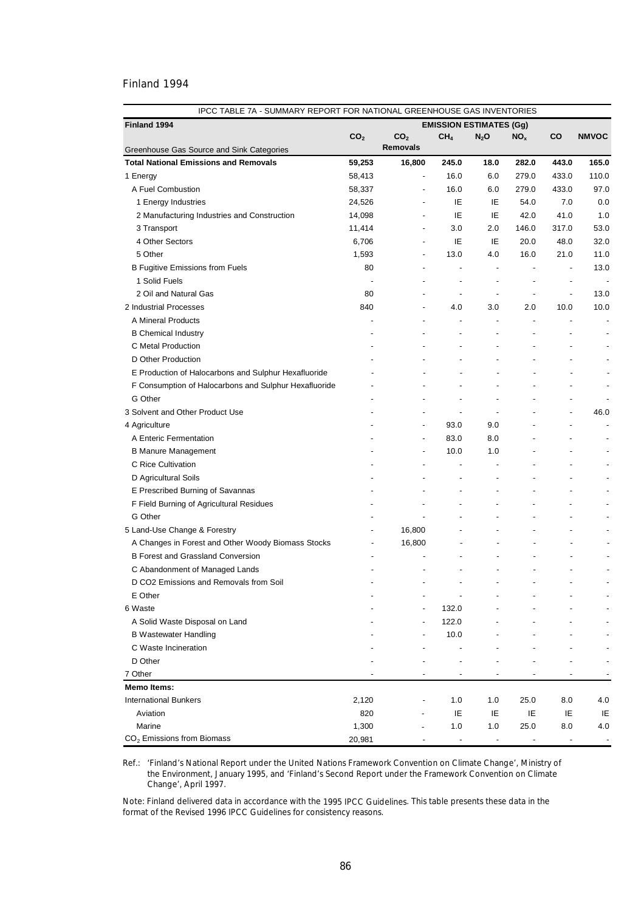Finland 1994

| IPCC TABLE 7A - SUMMARY REPORT FOR NATIONAL GREENHOUSE GAS INVENTORIES | | | | | | | |
|---|---|---|---|---|---|---|---|
| **Finland 1994** | **EMISSION ESTIMATES (Gg)** | | | | | | |
| Greenhouse Gas Source and Sink Categories | $CO_2$ | $CO_2$ **Removals** | $CH_4$ | $N_2O$ | $NO_x$ | **CO** | **NMVOC** |
| **Total National Emissions and Removals** | **59,253** | **16,800** | **245.0** | **18.0** | **282.0** | **443.0** | **165.0** |
| 1 Energy | 58,413 | - | 16.0 | 6.0 | 279.0 | 433.0 | 110.0 |
| A Fuel Combustion | 58,337 | - | 16.0 | 6.0 | 279.0 | 433.0 | 97.0 |
| 1 Energy Industries | 24,526 | - | IE | IE | 54.0 | 7.0 | 0.0 |
| 2 Manufacturing Industries and Construction | 14,098 | - | IE | IE | 42.0 | 41.0 | 1.0 |
| 3 Transport | 11,414 | - | 3.0 | 2.0 | 146.0 | 317.0 | 53.0 |
| 4 Other Sectors | 6,706 | - | IE | IE | 20.0 | 48.0 | 32.0 |
| 5 Other | 1,593 | - | 13.0 | 4.0 | 16.0 | 21.0 | 11.0 |
| B Fugitive Emissions from Fuels | 80 | - | - | - | - | - | 13.0 |
| 1 Solid Fuels | - | - | - | - | - | - | - |
| 2 Oil and Natural Gas | 80 | - | - | - | - | - | 13.0 |
| 2 Industrial Processes | 840 | - | 4.0 | 3.0 | 2.0 | 10.0 | 10.0 |
| A Mineral Products | - | - | - | - | - | - | - |
| B Chemical Industry | - | - | - | - | - | - | - |
| C Metal Production | - | - | - | - | - | - | - |
| D Other Production | - | - | - | - | - | - | - |
| E Production of Halocarbons and Sulphur Hexafluoride | - | - | - | - | - | - | - |
| F Consumption of Halocarbons and Sulphur Hexafluoride | - | - | - | - | - | - | - |
| G Other | - | - | - | - | - | - | - |
| 3 Solvent and Other Product Use | - | - | - | - | - | - | 46.0 |
| 4 Agriculture | - | - | 93.0 | 9.0 | - | - | - |
| A Enteric Fermentation | - | - | 83.0 | 8.0 | - | - | - |
| B Manure Management | - | - | 10.0 | 1.0 | - | - | - |
| C Rice Cultivation | - | - | - | - | - | - | - |
| D Agricultural Soils | - | - | - | - | - | - | - |
| E Prescribed Burning of Savannas | - | - | - | - | - | - | - |
| F Field Burning of Agricultural Residues | - | - | - | - | - | - | - |
| G Other | - | - | - | - | - | - | - |
| 5 Land-Use Change & Forestry | - | 16,800 | - | - | - | - | - |
| A Changes in Forest and Other Woody Biomass Stocks | - | 16,800 | - | - | - | - | - |
| B Forest and Grassland Conversion | - | - | - | - | - | - | - |
| C Abandonment of Managed Lands | - | - | - | - | - | - | - |
| D CO2 Emissions and Removals from Soil | - | - | - | - | - | - | - |
| E Other | - | - | - | - | - | - | - |
| 6 Waste | - | - | 132.0 | - | - | - | - |
| A Solid Waste Disposal on Land | - | - | 122.0 | - | - | - | - |
| B Wastewater Handling | - | - | 10.0 | - | - | - | - |
| C Waste Incineration | - | - | - | - | - | - | - |
| D Other | - | - | - | - | - | - | - |
| 7 Other | - | - | - | - | - | - | - |
| **Memo Items:** | | | | | | | |
| International Bunkers | 2,120 | - | 1.0 | 1.0 | 25.0 | 8.0 | 4.0 |
| Aviation | 820 | - | IE | IE | IE | IE | IE |
| Marine | 1,300 | - | 1.0 | 1.0 | 25.0 | 8.0 | 4.0 |
| $CO_2$ Emissions from Biomass | 20,981 | - | - | - | - | - | - |

Ref.: 'Finland's National Report under the United Nations Framework Convention on Climate Change', Ministry of the Environment, January 1995, and 'Finland's Second Report under the Framework Convention on Climate Change', April 1997.

Note: Finland delivered data in accordance with the 1995 IPCC Guidelines. This table presents these data in the format of the Revised 1996 IPCC Guidelines for consistency reasons.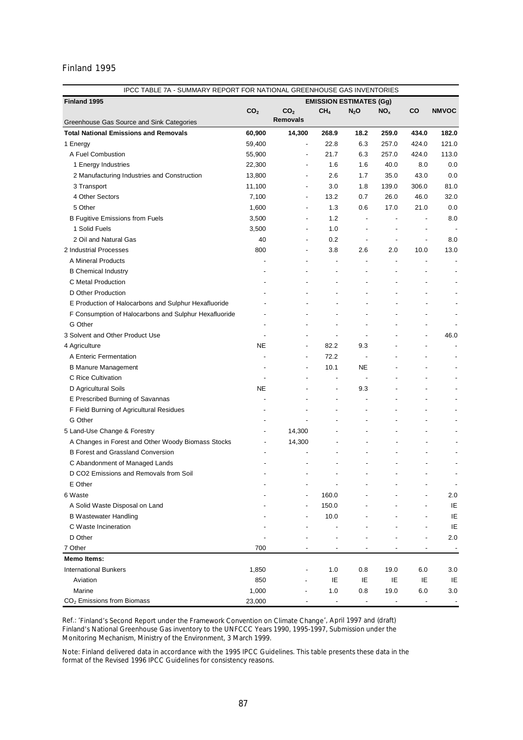Finland 1995

| IPCC TABLE 7A - SUMMARY REPORT FOR NATIONAL GREENHOUSE GAS INVENTORIES | | | | | | | |
|---|---|---|---|---|---|---|---|
| **Finland 1995** | **EMISSION ESTIMATES (Gg)** | | | | | | |
| Greenhouse Gas Source and Sink Categories | **$CO_2$** | **$CO_2$ Removals** | **$CH_4$** | **$N_2O$** | **$NO_x$** | **CO** | **NMVOC** |
| **Total National Emissions and Removals** | **60,900** | **14,300** | **268.9** | **18.2** | **259.0** | **434.0** | **182.0** |
| 1 Energy | 59,400 | - | 22.8 | 6.3 | 257.0 | 424.0 | 121.0 |
| A Fuel Combustion | 55,900 | - | 21.7 | 6.3 | 257.0 | 424.0 | 113.0 |
| 1 Energy Industries | 22,300 | - | 1.6 | 1.6 | 40.0 | 8.0 | 0.0 |
| 2 Manufacturing Industries and Construction | 13,800 | - | 2.6 | 1.7 | 35.0 | 43.0 | 0.0 |
| 3 Transport | 11,100 | - | 3.0 | 1.8 | 139.0 | 306.0 | 81.0 |
| 4 Other Sectors | 7,100 | - | 13.2 | 0.7 | 26.0 | 46.0 | 32.0 |
| 5 Other | 1,600 | - | 1.3 | 0.6 | 17.0 | 21.0 | 0.0 |
| B Fugitive Emissions from Fuels | 3,500 | - | 1.2 | - | - | - | 8.0 |
| 1 Solid Fuels | 3,500 | - | 1.0 | - | - | - | - |
| 2 Oil and Natural Gas | 40 | - | 0.2 | - | - | - | 8.0 |
| 2 Industrial Processes | 800 | - | 3.8 | 2.6 | 2.0 | 10.0 | 13.0 |
| A Mineral Products | - | - | - | - | - | - | - |
| B Chemical Industry | - | - | - | - | - | - | - |
| C Metal Production | - | - | - | - | - | - | - |
| D Other Production | - | - | - | - | - | - | - |
| E Production of Halocarbons and Sulphur Hexafluoride | - | - | - | - | - | - | - |
| F Consumption of Halocarbons and Sulphur Hexafluoride | - | - | - | - | - | - | - |
| G Other | - | - | - | - | - | - | - |
| 3 Solvent and Other Product Use | - | - | - | - | - | - | 46.0 |
| 4 Agriculture | NE | - | 82.2 | 9.3 | - | - | - |
| A Enteric Fermentation | - | - | 72.2 | - | - | - | - |
| B Manure Management | - | - | 10.1 | NE | - | - | - |
| C Rice Cultivation | - | - | - | - | - | - | - |
| D Agricultural Soils | NE | - | - | 9.3 | - | - | - |
| E Prescribed Burning of Savannas | - | - | - | - | - | - | - |
| F Field Burning of Agricultural Residues | - | - | - | - | - | - | - |
| G Other | - | - | - | - | - | - | - |
| 5 Land-Use Change & Forestry | - | 14,300 | - | - | - | - | - |
| A Changes in Forest and Other Woody Biomass Stocks | - | 14,300 | - | - | - | - | - |
| B Forest and Grassland Conversion | - | - | - | - | - | - | - |
| C Abandonment of Managed Lands | - | - | - | - | - | - | - |
| D CO2 Emissions and Removals from Soil | - | - | - | - | - | - | - |
| E Other | - | - | - | - | - | - | - |
| 6 Waste | - | - | 160.0 | - | - | - | 2.0 |
| A Solid Waste Disposal on Land | - | - | 150.0 | - | - | - | IE |
| B Wastewater Handling | - | - | 10.0 | - | - | - | IE |
| C Waste Incineration | - | - | - | - | - | - | IE |
| D Other | - | - | - | - | - | - | 2.0 |
| 7 Other | 700 | - | - | - | - | - | - |
| **Memo Items:** | | | | | | | |
| International Bunkers | 1,850 | - | 1.0 | 0.8 | 19.0 | 6.0 | 3.0 |
| Aviation | 850 | - | IE | IE | IE | IE | IE |
| Marine | 1,000 | - | 1.0 | 0.8 | 19.0 | 6.0 | 3.0 |
| $CO_2$ Emissions from Biomass | 23,000 | - | - | - | - | - | - |

Ref.: 'Finland's Second Report under the Framework Convention on Climate Change', April 1997 and (draft) Finland's National Greenhouse Gas inventory to the UNFCCC Years 1990, 1995-1997, Submission under the Monitoring Mechanism, Ministry of the Environment, 3 March 1999.

Note: Finland delivered data in accordance with the 1995 IPCC Guidelines. This table presents these data in the format of the Revised 1996 IPCC Guidelines for consistency reasons.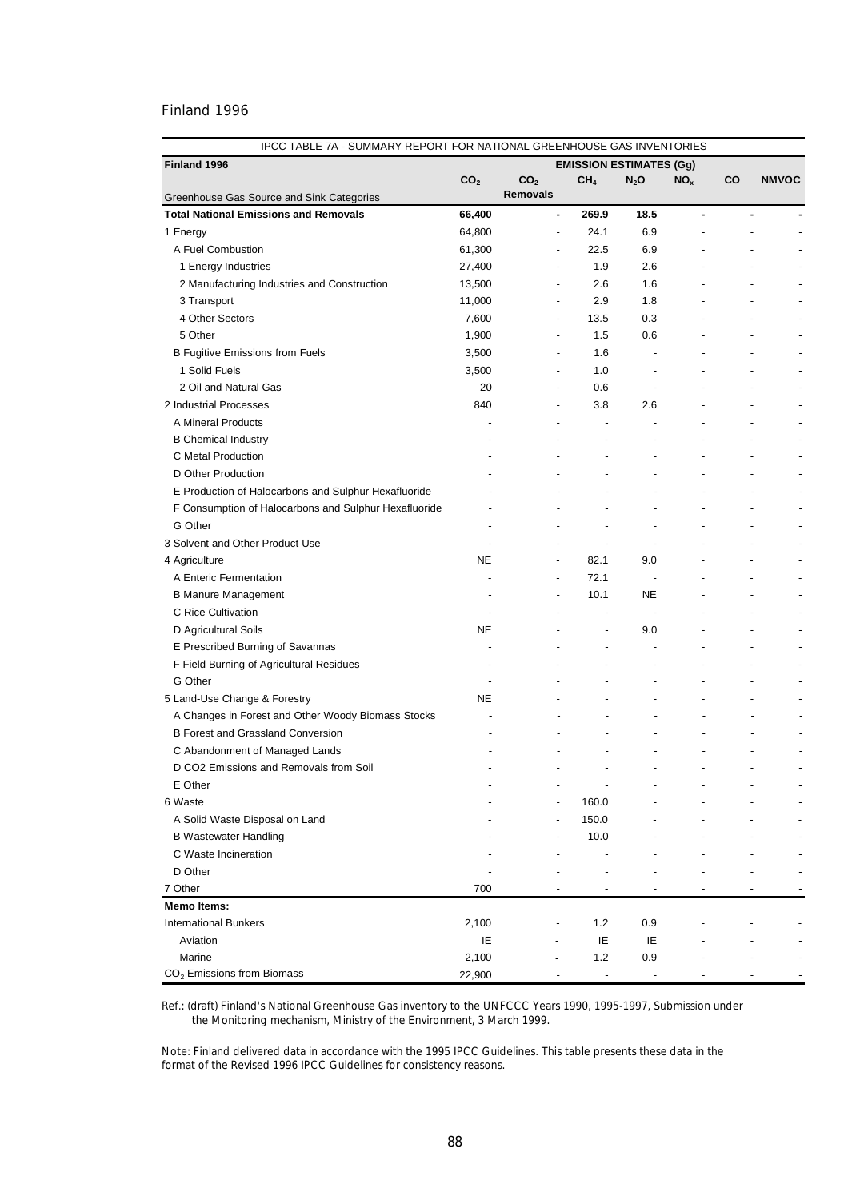Finland 1996

| IPCC TABLE 7A - SUMMARY REPORT FOR NATIONAL GREENHOUSE GAS INVENTORIES | | | | | | | |
|---|---|---|---|---|---|---|---|
| **Finland 1996** | **EMISSION ESTIMATES (Gg)** | | | | | | |
| Greenhouse Gas Source and Sink Categories | $CO_2$ | $CO_2$ Removals | $CH_4$ | $N_2O$ | $NO_x$ | CO | NMVOC |
| **Total National Emissions and Removals** | **66,400** | **-** | **269.9** | **18.5** | **-** | **-** | **-** |
| 1 Energy | 64,800 | - | 24.1 | 6.9 | - | - | - |
| A Fuel Combustion | 61,300 | - | 22.5 | 6.9 | - | - | - |
| 1 Energy Industries | 27,400 | - | 1.9 | 2.6 | - | - | - |
| 2 Manufacturing Industries and Construction | 13,500 | - | 2.6 | 1.6 | - | - | - |
| 3 Transport | 11,000 | - | 2.9 | 1.8 | - | - | - |
| 4 Other Sectors | 7,600 | - | 13.5 | 0.3 | - | - | - |
| 5 Other | 1,900 | - | 1.5 | 0.6 | - | - | - |
| B Fugitive Emissions from Fuels | 3,500 | - | 1.6 | - | - | - | - |
| 1 Solid Fuels | 3,500 | - | 1.0 | - | - | - | - |
| 2 Oil and Natural Gas | 20 | - | 0.6 | - | - | - | - |
| 2 Industrial Processes | 840 | - | 3.8 | 2.6 | - | - | - |
| A Mineral Products | - | - | - | - | - | - | - |
| B Chemical Industry | - | - | - | - | - | - | - |
| C Metal Production | - | - | - | - | - | - | - |
| D Other Production | - | - | - | - | - | - | - |
| E Production of Halocarbons and Sulphur Hexafluoride | - | - | - | - | - | - | - |
| F Consumption of Halocarbons and Sulphur Hexafluoride | - | - | - | - | - | - | - |
| G Other | - | - | - | - | - | - | - |
| 3 Solvent and Other Product Use | - | - | - | - | - | - | - |
| 4 Agriculture | NE | - | 82.1 | 9.0 | - | - | - |
| A Enteric Fermentation | - | - | 72.1 | - | - | - | - |
| B Manure Management | - | - | 10.1 | NE | - | - | - |
| C Rice Cultivation | - | - | - | - | - | - | - |
| D Agricultural Soils | NE | - | - | 9.0 | - | - | - |
| E Prescribed Burning of Savannas | - | - | - | - | - | - | - |
| F Field Burning of Agricultural Residues | - | - | - | - | - | - | - |
| G Other | - | - | - | - | - | - | - |
| 5 Land-Use Change & Forestry | NE | - | - | - | - | - | - |
| A Changes in Forest and Other Woody Biomass Stocks | - | - | - | - | - | - | - |
| B Forest and Grassland Conversion | - | - | - | - | - | - | - |
| C Abandonment of Managed Lands | - | - | - | - | - | - | - |
| D CO2 Emissions and Removals from Soil | - | - | - | - | - | - | - |
| E Other | - | - | - | - | - | - | - |
| 6 Waste | - | - | 160.0 | - | - | - | - |
| A Solid Waste Disposal on Land | - | - | 150.0 | - | - | - | - |
| B Wastewater Handling | - | - | 10.0 | - | - | - | - |
| C Waste Incineration | - | - | - | - | - | - | - |
| D Other | - | - | - | - | - | - | - |
| 7 Other | 700 | - | - | - | - | - | - |
| **Memo Items:** | | | | | | | |
| International Bunkers | 2,100 | - | 1.2 | 0.9 | - | - | - |
| Aviation | IE | - | IE | IE | - | - | - |
| Marine | 2,100 | - | 1.2 | 0.9 | - | - | - |
| $CO_2$ Emissions from Biomass | 22,900 | - | - | - | - | - | - |

Ref.: (draft) Finland's National Greenhouse Gas inventory to the UNFCCC Years 1990, 1995-1997, Submission under the Monitoring mechanism, Ministry of the Environment, 3 March 1999.

Note: Finland delivered data in accordance with the 1995 IPCC Guidelines. This table presents these data in the format of the Revised 1996 IPCC Guidelines for consistency reasons.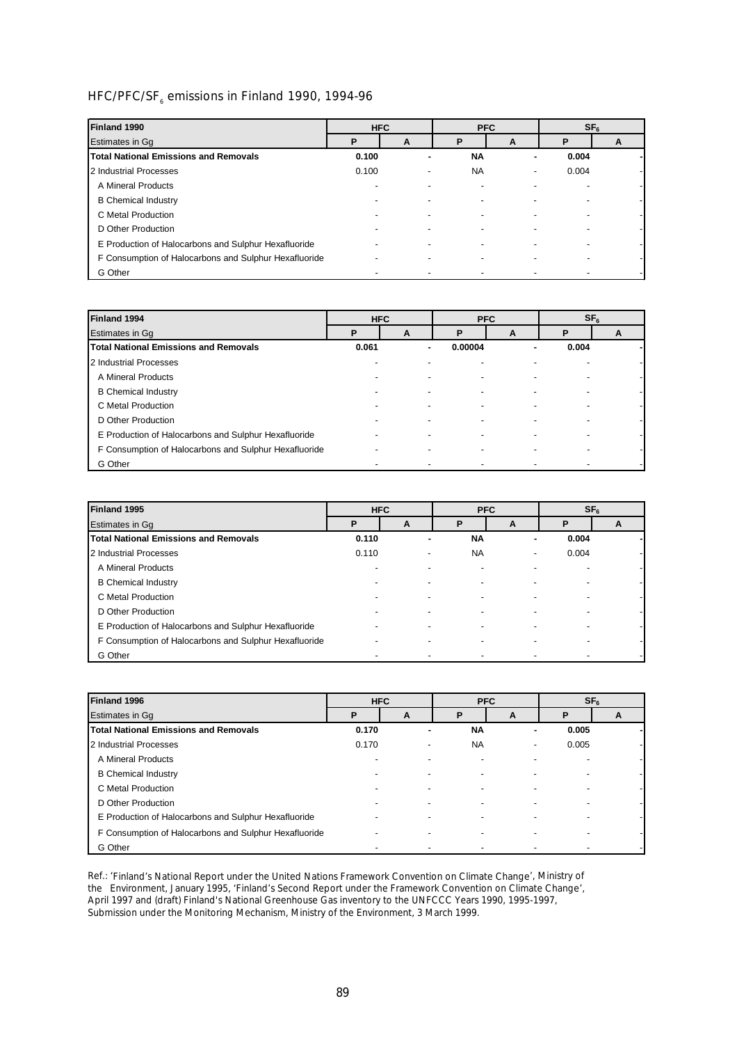## HFC/PFC/$SF_6$ emissions in Finland 1990, 1994-96

| Finland 1990 | HFC | | PFC | | $SF_6$ | |
|---|---|---|---|---|---|---|
| Estimates in Gg | P | A | P | A | P | A |
| **Total National Emissions and Removals** | **0.100** | **-** | **NA** | **-** | **0.004** | **-** |
| 2 Industrial Processes | 0.100 | - | NA | - | 0.004 | - |
| A Mineral Products | - | - | - | - | - | - |
| B Chemical Industry | - | - | - | - | - | - |
| C Metal Production | - | - | - | - | - | - |
| D Other Production | - | - | - | - | - | - |
| E Production of Halocarbons and Sulphur Hexafluoride | - | - | - | - | - | - |
| F Consumption of Halocarbons and Sulphur Hexafluoride | - | - | - | - | - | - |
| G Other | - | - | - | - | - | - |

| Finland 1994 | HFC | | PFC | | $SF_6$ | |
|---|---|---|---|---|---|---|
| Estimates in Gg | P | A | P | A | P | A |
| **Total National Emissions and Removals** | **0.061** | **-** | **0.00004** | **-** | **0.004** | **-** |
| 2 Industrial Processes | - | - | - | - | - | - |
| A Mineral Products | - | - | - | - | - | - |
| B Chemical Industry | - | - | - | - | - | - |
| C Metal Production | - | - | - | - | - | - |
| D Other Production | - | - | - | - | - | - |
| E Production of Halocarbons and Sulphur Hexafluoride | - | - | - | - | - | - |
| F Consumption of Halocarbons and Sulphur Hexafluoride | - | - | - | - | - | - |
| G Other | - | - | - | - | - | - |

| Finland 1995 | HFC | | PFC | | $SF_6$ | |
|---|---|---|---|---|---|---|
| Estimates in Gg | P | A | P | A | P | A |
| **Total National Emissions and Removals** | **0.110** | **-** | **NA** | **-** | **0.004** | **-** |
| 2 Industrial Processes | 0.110 | - | NA | - | 0.004 | - |
| A Mineral Products | - | - | - | - | - | - |
| B Chemical Industry | - | - | - | - | - | - |
| C Metal Production | - | - | - | - | - | - |
| D Other Production | - | - | - | - | - | - |
| E Production of Halocarbons and Sulphur Hexafluoride | - | - | - | - | - | - |
| F Consumption of Halocarbons and Sulphur Hexafluoride | - | - | - | - | - | - |
| G Other | - | - | - | - | - | - |

| Finland 1996 | HFC | | PFC | | $SF_6$ | |
|---|---|---|---|---|---|---|
| Estimates in Gg | P | A | P | A | P | A |
| **Total National Emissions and Removals** | **0.170** | **-** | **NA** | **-** | **0.005** | **-** |
| 2 Industrial Processes | 0.170 | - | NA | - | 0.005 | - |
| A Mineral Products | - | - | - | - | - | - |
| B Chemical Industry | - | - | - | - | - | - |
| C Metal Production | - | - | - | - | - | - |
| D Other Production | - | - | - | - | - | - |
| E Production of Halocarbons and Sulphur Hexafluoride | - | - | - | - | - | - |
| F Consumption of Halocarbons and Sulphur Hexafluoride | - | - | - | - | - | - |
| G Other | - | - | - | - | - | - |

Ref.: 'Finland's National Report under the United Nations Framework Convention on Climate Change', Ministry of the Environment, January 1995, 'Finland's Second Report under the Framework Convention on Climate Change', April 1997 and (draft) Finland's National Greenhouse Gas inventory to the UNFCCC Years 1990, 1995-1997, Submission under the Monitoring Mechanism, Ministry of the Environment, 3 March 1999.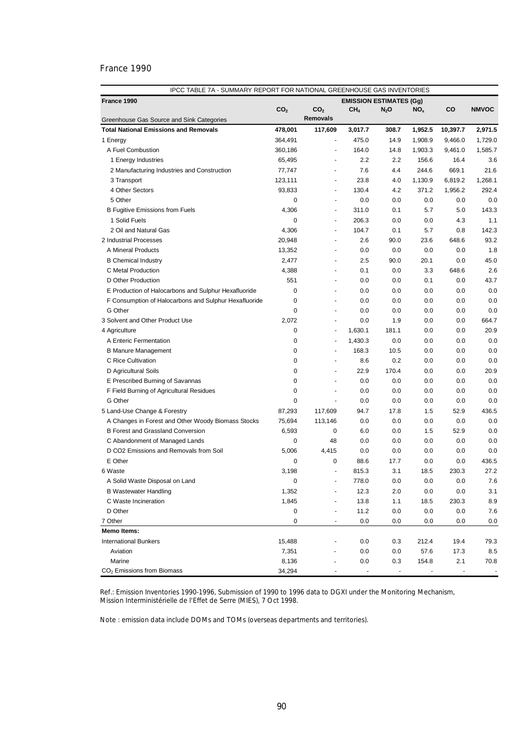France 1990

| IPCC TABLE 7A - SUMMARY REPORT FOR NATIONAL GREENHOUSE GAS INVENTORIES | | | | | | | |
|---|---|---|---|---|---|---|---|
| **France 1990** | **EMISSION ESTIMATES (Gg)** | | | | | | |
| Greenhouse Gas Source and Sink Categories | $CO_2$ | $CO_2$ Removals | $CH_4$ | $N_2O$ | $NO_x$ | CO | NMVOC |
| **Total National Emissions and Removals** | **478,001** | **117,609** | **3,017.7** | **308.7** | **1,952.5** | **10,397.7** | **2,971.5** |
| 1 Energy | 364,491 | - | 475.0 | 14.9 | 1,908.9 | 9,466.0 | 1,729.0 |
| A Fuel Combustion | 360,186 | - | 164.0 | 14.8 | 1,903.3 | 9,461.0 | 1,585.7 |
| 1 Energy Industries | 65,495 | - | 2.2 | 2.2 | 156.6 | 16.4 | 3.6 |
| 2 Manufacturing Industries and Construction | 77,747 | - | 7.6 | 4.4 | 244.6 | 669.1 | 21.6 |
| 3 Transport | 123,111 | - | 23.8 | 4.0 | 1,130.9 | 6,819.2 | 1,268.1 |
| 4 Other Sectors | 93,833 | - | 130.4 | 4.2 | 371.2 | 1,956.2 | 292.4 |
| 5 Other | 0 | - | 0.0 | 0.0 | 0.0 | 0.0 | 0.0 |
| B Fugitive Emissions from Fuels | 4,306 | - | 311.0 | 0.1 | 5.7 | 5.0 | 143.3 |
| 1 Solid Fuels | 0 | - | 206.3 | 0.0 | 0.0 | 4.3 | 1.1 |
| 2 Oil and Natural Gas | 4,306 | - | 104.7 | 0.1 | 5.7 | 0.8 | 142.3 |
| 2 Industrial Processes | 20,948 | - | 2.6 | 90.0 | 23.6 | 648.6 | 93.2 |
| A Mineral Products | 13,352 | - | 0.0 | 0.0 | 0.0 | 0.0 | 1.8 |
| B Chemical Industry | 2,477 | - | 2.5 | 90.0 | 20.1 | 0.0 | 45.0 |
| C Metal Production | 4,388 | - | 0.1 | 0.0 | 3.3 | 648.6 | 2.6 |
| D Other Production | 551 | - | 0.0 | 0.0 | 0.1 | 0.0 | 43.7 |
| E Production of Halocarbons and Sulphur Hexafluoride | 0 | - | 0.0 | 0.0 | 0.0 | 0.0 | 0.0 |
| F Consumption of Halocarbons and Sulphur Hexafluoride | 0 | - | 0.0 | 0.0 | 0.0 | 0.0 | 0.0 |
| G Other | 0 | - | 0.0 | 0.0 | 0.0 | 0.0 | 0.0 |
| 3 Solvent and Other Product Use | 2,072 | - | 0.0 | 1.9 | 0.0 | 0.0 | 664.7 |
| 4 Agriculture | 0 | - | 1,630.1 | 181.1 | 0.0 | 0.0 | 20.9 |
| A Enteric Fermentation | 0 | - | 1,430.3 | 0.0 | 0.0 | 0.0 | 0.0 |
| B Manure Management | 0 | - | 168.3 | 10.5 | 0.0 | 0.0 | 0.0 |
| C Rice Cultivation | 0 | - | 8.6 | 0.2 | 0.0 | 0.0 | 0.0 |
| D Agricultural Soils | 0 | - | 22.9 | 170.4 | 0.0 | 0.0 | 20.9 |
| E Prescribed Burning of Savannas | 0 | - | 0.0 | 0.0 | 0.0 | 0.0 | 0.0 |
| F Field Burning of Agricultural Residues | 0 | - | 0.0 | 0.0 | 0.0 | 0.0 | 0.0 |
| G Other | 0 | - | 0.0 | 0.0 | 0.0 | 0.0 | 0.0 |
| 5 Land-Use Change & Forestry | 87,293 | 117,609 | 94.7 | 17.8 | 1.5 | 52.9 | 436.5 |
| A Changes in Forest and Other Woody Biomass Stocks | 75,694 | 113,146 | 0.0 | 0.0 | 0.0 | 0.0 | 0.0 |
| B Forest and Grassland Conversion | 6,593 | 0 | 6.0 | 0.0 | 1.5 | 52.9 | 0.0 |
| C Abandonment of Managed Lands | 0 | 48 | 0.0 | 0.0 | 0.0 | 0.0 | 0.0 |
| D CO2 Emissions and Removals from Soil | 5,006 | 4,415 | 0.0 | 0.0 | 0.0 | 0.0 | 0.0 |
| E Other | 0 | 0 | 88.6 | 17.7 | 0.0 | 0.0 | 436.5 |
| 6 Waste | 3,198 | - | 815.3 | 3.1 | 18.5 | 230.3 | 27.2 |
| A Solid Waste Disposal on Land | 0 | - | 778.0 | 0.0 | 0.0 | 0.0 | 7.6 |
| B Wastewater Handling | 1,352 | - | 12.3 | 2.0 | 0.0 | 0.0 | 3.1 |
| C Waste Incineration | 1,845 | - | 13.8 | 1.1 | 18.5 | 230.3 | 8.9 |
| D Other | 0 | - | 11.2 | 0.0 | 0.0 | 0.0 | 7.6 |
| 7 Other | 0 | - | 0.0 | 0.0 | 0.0 | 0.0 | 0.0 |
| **Memo Items:** | | | | | | | |
| International Bunkers | 15,488 | - | 0.0 | 0.3 | 212.4 | 19.4 | 79.3 |
| Aviation | 7,351 | - | 0.0 | 0.0 | 57.6 | 17.3 | 8.5 |
| Marine | 8,136 | - | 0.0 | 0.3 | 154.8 | 2.1 | 70.8 |
| $CO_2$ Emissions from Biomass | 34,294 | - | - | - | - | - | - |

Ref.: Emission Inventories 1990-1996, Submission of 1990 to 1996 data to DGXI under the Monitoring Mechanism, Mission Interministérielle de l'Effet de Serre (MIES), 7 Oct 1998.

Note : emission data include DOMs and TOMs (overseas departments and territories).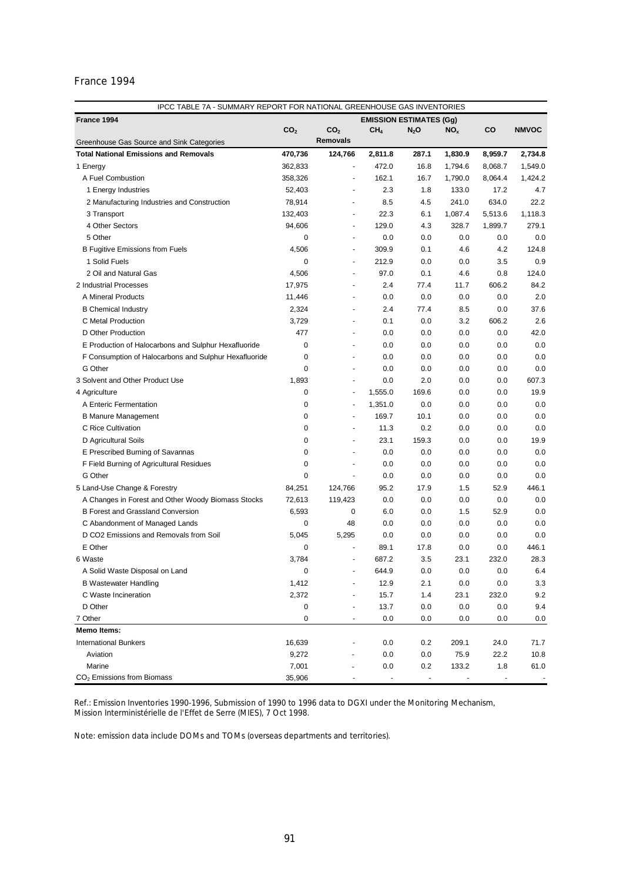France 1994

| IPCC TABLE 7A - SUMMARY REPORT FOR NATIONAL GREENHOUSE GAS INVENTORIES | | | | | | | |
|---|---|---|---|---|---|---|---|
| **France 1994** | **EMISSION ESTIMATES (Gg)** | | | | | | |
| Greenhouse Gas Source and Sink Categories | $CO_2$ | $CO_2$ Removals | $CH_4$ | $N_2O$ | $NO_x$ | CO | NMVOC |
| **Total National Emissions and Removals** | **470,736** | **124,766** | **2,811.8** | **287.1** | **1,830.9** | **8,959.7** | **2,734.8** |
| 1 Energy | 362,833 | - | 472.0 | 16.8 | 1,794.6 | 8,068.7 | 1,549.0 |
| A Fuel Combustion | 358,326 | - | 162.1 | 16.7 | 1,790.0 | 8,064.4 | 1,424.2 |
| 1 Energy Industries | 52,403 | - | 2.3 | 1.8 | 133.0 | 17.2 | 4.7 |
| 2 Manufacturing Industries and Construction | 78,914 | - | 8.5 | 4.5 | 241.0 | 634.0 | 22.2 |
| 3 Transport | 132,403 | - | 22.3 | 6.1 | 1,087.4 | 5,513.6 | 1,118.3 |
| 4 Other Sectors | 94,606 | - | 129.0 | 4.3 | 328.7 | 1,899.7 | 279.1 |
| 5 Other | 0 | - | 0.0 | 0.0 | 0.0 | 0.0 | 0.0 |
| B Fugitive Emissions from Fuels | 4,506 | - | 309.9 | 0.1 | 4.6 | 4.2 | 124.8 |
| 1 Solid Fuels | 0 | - | 212.9 | 0.0 | 0.0 | 3.5 | 0.9 |
| 2 Oil and Natural Gas | 4,506 | - | 97.0 | 0.1 | 4.6 | 0.8 | 124.0 |
| 2 Industrial Processes | 17,975 | - | 2.4 | 77.4 | 11.7 | 606.2 | 84.2 |
| A Mineral Products | 11,446 | - | 0.0 | 0.0 | 0.0 | 0.0 | 2.0 |
| B Chemical Industry | 2,324 | - | 2.4 | 77.4 | 8.5 | 0.0 | 37.6 |
| C Metal Production | 3,729 | - | 0.1 | 0.0 | 3.2 | 606.2 | 2.6 |
| D Other Production | 477 | - | 0.0 | 0.0 | 0.0 | 0.0 | 42.0 |
| E Production of Halocarbons and Sulphur Hexafluoride | 0 | - | 0.0 | 0.0 | 0.0 | 0.0 | 0.0 |
| F Consumption of Halocarbons and Sulphur Hexafluoride | 0 | - | 0.0 | 0.0 | 0.0 | 0.0 | 0.0 |
| G Other | 0 | - | 0.0 | 0.0 | 0.0 | 0.0 | 0.0 |
| 3 Solvent and Other Product Use | 1,893 | - | 0.0 | 2.0 | 0.0 | 0.0 | 607.3 |
| 4 Agriculture | 0 | - | 1,555.0 | 169.6 | 0.0 | 0.0 | 19.9 |
| A Enteric Fermentation | 0 | - | 1,351.0 | 0.0 | 0.0 | 0.0 | 0.0 |
| B Manure Management | 0 | - | 169.7 | 10.1 | 0.0 | 0.0 | 0.0 |
| C Rice Cultivation | 0 | - | 11.3 | 0.2 | 0.0 | 0.0 | 0.0 |
| D Agricultural Soils | 0 | - | 23.1 | 159.3 | 0.0 | 0.0 | 19.9 |
| E Prescribed Burning of Savannas | 0 | - | 0.0 | 0.0 | 0.0 | 0.0 | 0.0 |
| F Field Burning of Agricultural Residues | 0 | - | 0.0 | 0.0 | 0.0 | 0.0 | 0.0 |
| G Other | 0 | - | 0.0 | 0.0 | 0.0 | 0.0 | 0.0 |
| 5 Land-Use Change & Forestry | 84,251 | 124,766 | 95.2 | 17.9 | 1.5 | 52.9 | 446.1 |
| A Changes in Forest and Other Woody Biomass Stocks | 72,613 | 119,423 | 0.0 | 0.0 | 0.0 | 0.0 | 0.0 |
| B Forest and Grassland Conversion | 6,593 | 0 | 6.0 | 0.0 | 1.5 | 52.9 | 0.0 |
| C Abandonment of Managed Lands | 0 | 48 | 0.0 | 0.0 | 0.0 | 0.0 | 0.0 |
| D CO2 Emissions and Removals from Soil | 5,045 | 5,295 | 0.0 | 0.0 | 0.0 | 0.0 | 0.0 |
| E Other | 0 | - | 89.1 | 17.8 | 0.0 | 0.0 | 446.1 |
| 6 Waste | 3,784 | - | 687.2 | 3.5 | 23.1 | 232.0 | 28.3 |
| A Solid Waste Disposal on Land | 0 | - | 644.9 | 0.0 | 0.0 | 0.0 | 6.4 |
| B Wastewater Handling | 1,412 | - | 12.9 | 2.1 | 0.0 | 0.0 | 3.3 |
| C Waste Incineration | 2,372 | - | 15.7 | 1.4 | 23.1 | 232.0 | 9.2 |
| D Other | 0 | - | 13.7 | 0.0 | 0.0 | 0.0 | 9.4 |
| 7 Other | 0 | - | 0.0 | 0.0 | 0.0 | 0.0 | 0.0 |
| **Memo Items:** | | | | | | | |
| International Bunkers | 16,639 | - | 0.0 | 0.2 | 209.1 | 24.0 | 71.7 |
| Aviation | 9,272 | - | 0.0 | 0.0 | 75.9 | 22.2 | 10.8 |
| Marine | 7,001 | - | 0.0 | 0.2 | 133.2 | 1.8 | 61.0 |
| $CO_2$ Emissions from Biomass | 35,906 | - | - | - | - | - | - |

Ref.: Emission Inventories 1990-1996, Submission of 1990 to 1996 data to DGXI under the Monitoring Mechanism, Mission Interministérielle de l'Effet de Serre (MIES), 7 Oct 1998.

Note: emission data include DOMs and TOMs (overseas departments and territories).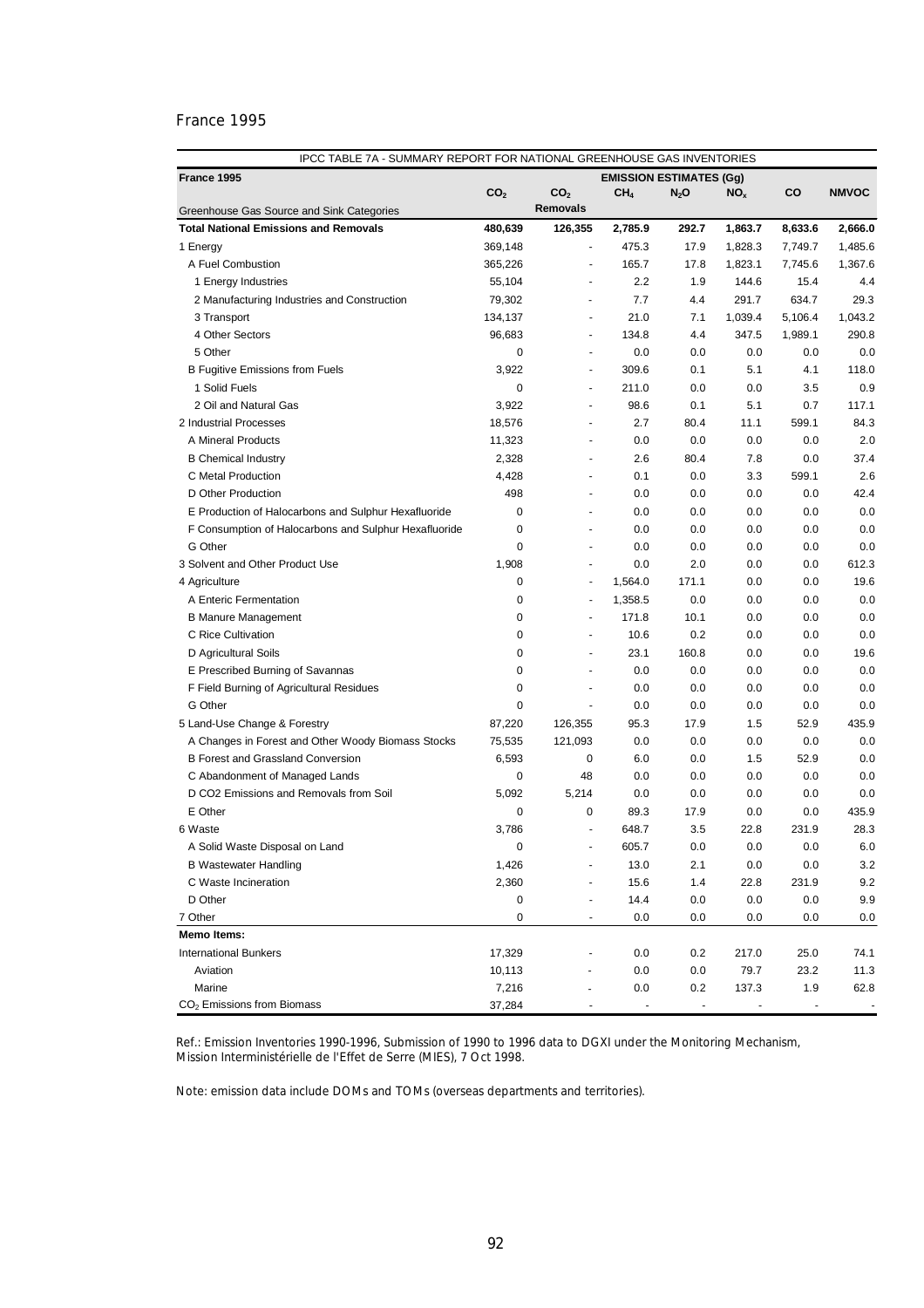France 1995

| IPCC TABLE 7A - SUMMARY REPORT FOR NATIONAL GREENHOUSE GAS INVENTORIES | | | | | | | |
|---|---|---|---|---|---|---|---|
| **France 1995** | **EMISSION ESTIMATES (Gg)** | | | | | | |
| Greenhouse Gas Source and Sink Categories | $CO_2$ | $CO_2$ **Removals** | $CH_4$ | $N_2O$ | $NO_x$ | **CO** | **NMVOC** |
| **Total National Emissions and Removals** | **480,639** | **126,355** | **2,785.9** | **292.7** | **1,863.7** | **8,633.6** | **2,666.0** |
| 1 Energy | 369,148 | - | 475.3 | 17.9 | 1,828.3 | 7,749.7 | 1,485.6 |
| A Fuel Combustion | 365,226 | - | 165.7 | 17.8 | 1,823.1 | 7,745.6 | 1,367.6 |
| 1 Energy Industries | 55,104 | - | 2.2 | 1.9 | 144.6 | 15.4 | 4.4 |
| 2 Manufacturing Industries and Construction | 79,302 | - | 7.7 | 4.4 | 291.7 | 634.7 | 29.3 |
| 3 Transport | 134,137 | - | 21.0 | 7.1 | 1,039.4 | 5,106.4 | 1,043.2 |
| 4 Other Sectors | 96,683 | - | 134.8 | 4.4 | 347.5 | 1,989.1 | 290.8 |
| 5 Other | 0 | - | 0.0 | 0.0 | 0.0 | 0.0 | 0.0 |
| B Fugitive Emissions from Fuels | 3,922 | - | 309.6 | 0.1 | 5.1 | 4.1 | 118.0 |
| 1 Solid Fuels | 0 | - | 211.0 | 0.0 | 0.0 | 3.5 | 0.9 |
| 2 Oil and Natural Gas | 3,922 | - | 98.6 | 0.1 | 5.1 | 0.7 | 117.1 |
| 2 Industrial Processes | 18,576 | - | 2.7 | 80.4 | 11.1 | 599.1 | 84.3 |
| A Mineral Products | 11,323 | - | 0.0 | 0.0 | 0.0 | 0.0 | 2.0 |
| B Chemical Industry | 2,328 | - | 2.6 | 80.4 | 7.8 | 0.0 | 37.4 |
| C Metal Production | 4,428 | - | 0.1 | 0.0 | 3.3 | 599.1 | 2.6 |
| D Other Production | 498 | - | 0.0 | 0.0 | 0.0 | 0.0 | 42.4 |
| E Production of Halocarbons and Sulphur Hexafluoride | 0 | - | 0.0 | 0.0 | 0.0 | 0.0 | 0.0 |
| F Consumption of Halocarbons and Sulphur Hexafluoride | 0 | - | 0.0 | 0.0 | 0.0 | 0.0 | 0.0 |
| G Other | 0 | - | 0.0 | 0.0 | 0.0 | 0.0 | 0.0 |
| 3 Solvent and Other Product Use | 1,908 | - | 0.0 | 2.0 | 0.0 | 0.0 | 612.3 |
| 4 Agriculture | 0 | - | 1,564.0 | 171.1 | 0.0 | 0.0 | 19.6 |
| A Enteric Fermentation | 0 | - | 1,358.5 | 0.0 | 0.0 | 0.0 | 0.0 |
| B Manure Management | 0 | - | 171.8 | 10.1 | 0.0 | 0.0 | 0.0 |
| C Rice Cultivation | 0 | - | 10.6 | 0.2 | 0.0 | 0.0 | 0.0 |
| D Agricultural Soils | 0 | - | 23.1 | 160.8 | 0.0 | 0.0 | 19.6 |
| E Prescribed Burning of Savannas | 0 | - | 0.0 | 0.0 | 0.0 | 0.0 | 0.0 |
| F Field Burning of Agricultural Residues | 0 | - | 0.0 | 0.0 | 0.0 | 0.0 | 0.0 |
| G Other | 0 | - | 0.0 | 0.0 | 0.0 | 0.0 | 0.0 |
| 5 Land-Use Change & Forestry | 87,220 | 126,355 | 95.3 | 17.9 | 1.5 | 52.9 | 435.9 |
| A Changes in Forest and Other Woody Biomass Stocks | 75,535 | 121,093 | 0.0 | 0.0 | 0.0 | 0.0 | 0.0 |
| B Forest and Grassland Conversion | 6,593 | 0 | 6.0 | 0.0 | 1.5 | 52.9 | 0.0 |
| C Abandonment of Managed Lands | 0 | 48 | 0.0 | 0.0 | 0.0 | 0.0 | 0.0 |
| D CO2 Emissions and Removals from Soil | 5,092 | 5,214 | 0.0 | 0.0 | 0.0 | 0.0 | 0.0 |
| E Other | 0 | 0 | 89.3 | 17.9 | 0.0 | 0.0 | 435.9 |
| 6 Waste | 3,786 | - | 648.7 | 3.5 | 22.8 | 231.9 | 28.3 |
| A Solid Waste Disposal on Land | 0 | - | 605.7 | 0.0 | 0.0 | 0.0 | 6.0 |
| B Wastewater Handling | 1,426 | - | 13.0 | 2.1 | 0.0 | 0.0 | 3.2 |
| C Waste Incineration | 2,360 | - | 15.6 | 1.4 | 22.8 | 231.9 | 9.2 |
| D Other | 0 | - | 14.4 | 0.0 | 0.0 | 0.0 | 9.9 |
| 7 Other | 0 | - | 0.0 | 0.0 | 0.0 | 0.0 | 0.0 |
| **Memo Items:** | | | | | | | |
| International Bunkers | 17,329 | - | 0.0 | 0.2 | 217.0 | 25.0 | 74.1 |
| Aviation | 10,113 | - | 0.0 | 0.0 | 79.7 | 23.2 | 11.3 |
| Marine | 7,216 | - | 0.0 | 0.2 | 137.3 | 1.9 | 62.8 |
| $CO_2$ Emissions from Biomass | 37,284 | - | - | - | - | - | - |

Ref.: Emission Inventories 1990-1996, Submission of 1990 to 1996 data to DGXI under the Monitoring Mechanism, Mission Interministérielle de l'Effet de Serre (MIES), 7 Oct 1998.

Note: emission data include DOMs and TOMs (overseas departments and territories).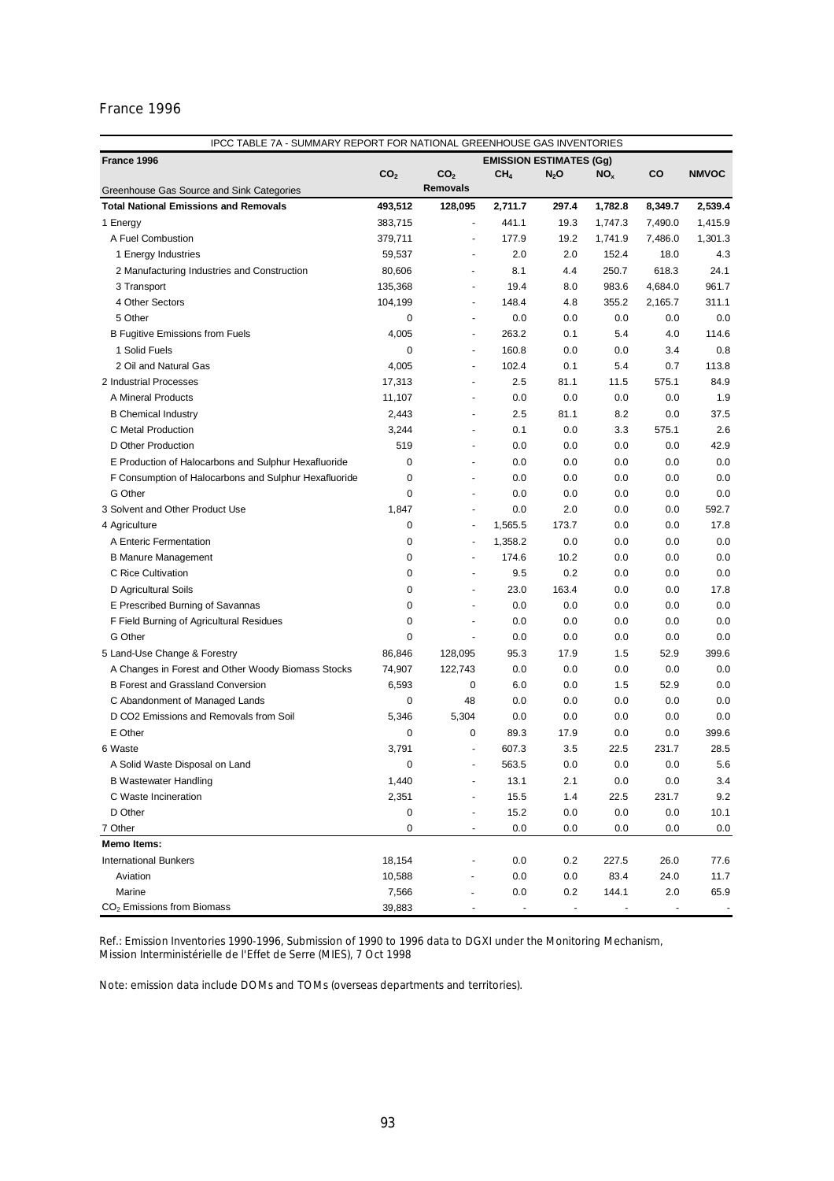France 1996

| IPCC TABLE 7A - SUMMARY REPORT FOR NATIONAL GREENHOUSE GAS INVENTORIES | | | | | | | |
|---|---|---|---|---|---|---|---|
| **France 1996** | **EMISSION ESTIMATES (Gg)** | | | | | | |
| Greenhouse Gas Source and Sink Categories | $CO_2$ | $CO_2$ Removals | $CH_4$ | $N_2O$ | $NO_x$ | CO | NMVOC |
| **Total National Emissions and Removals** | **493,512** | **128,095** | **2,711.7** | **297.4** | **1,782.8** | **8,349.7** | **2,539.4** |
| 1 Energy | 383,715 | - | 441.1 | 19.3 | 1,747.3 | 7,490.0 | 1,415.9 |
| A Fuel Combustion | 379,711 | - | 177.9 | 19.2 | 1,741.9 | 7,486.0 | 1,301.3 |
| 1 Energy Industries | 59,537 | - | 2.0 | 2.0 | 152.4 | 18.0 | 4.3 |
| 2 Manufacturing Industries and Construction | 80,606 | - | 8.1 | 4.4 | 250.7 | 618.3 | 24.1 |
| 3 Transport | 135,368 | - | 19.4 | 8.0 | 983.6 | 4,684.0 | 961.7 |
| 4 Other Sectors | 104,199 | - | 148.4 | 4.8 | 355.2 | 2,165.7 | 311.1 |
| 5 Other | 0 | - | 0.0 | 0.0 | 0.0 | 0.0 | 0.0 |
| B Fugitive Emissions from Fuels | 4,005 | - | 263.2 | 0.1 | 5.4 | 4.0 | 114.6 |
| 1 Solid Fuels | 0 | - | 160.8 | 0.0 | 0.0 | 3.4 | 0.8 |
| 2 Oil and Natural Gas | 4,005 | - | 102.4 | 0.1 | 5.4 | 0.7 | 113.8 |
| 2 Industrial Processes | 17,313 | - | 2.5 | 81.1 | 11.5 | 575.1 | 84.9 |
| A Mineral Products | 11,107 | - | 0.0 | 0.0 | 0.0 | 0.0 | 1.9 |
| B Chemical Industry | 2,443 | - | 2.5 | 81.1 | 8.2 | 0.0 | 37.5 |
| C Metal Production | 3,244 | - | 0.1 | 0.0 | 3.3 | 575.1 | 2.6 |
| D Other Production | 519 | - | 0.0 | 0.0 | 0.0 | 0.0 | 42.9 |
| E Production of Halocarbons and Sulphur Hexafluoride | 0 | - | 0.0 | 0.0 | 0.0 | 0.0 | 0.0 |
| F Consumption of Halocarbons and Sulphur Hexafluoride | 0 | - | 0.0 | 0.0 | 0.0 | 0.0 | 0.0 |
| G Other | 0 | - | 0.0 | 0.0 | 0.0 | 0.0 | 0.0 |
| 3 Solvent and Other Product Use | 1,847 | - | 0.0 | 2.0 | 0.0 | 0.0 | 592.7 |
| 4 Agriculture | 0 | - | 1,565.5 | 173.7 | 0.0 | 0.0 | 17.8 |
| A Enteric Fermentation | 0 | - | 1,358.2 | 0.0 | 0.0 | 0.0 | 0.0 |
| B Manure Management | 0 | - | 174.6 | 10.2 | 0.0 | 0.0 | 0.0 |
| C Rice Cultivation | 0 | - | 9.5 | 0.2 | 0.0 | 0.0 | 0.0 |
| D Agricultural Soils | 0 | - | 23.0 | 163.4 | 0.0 | 0.0 | 17.8 |
| E Prescribed Burning of Savannas | 0 | - | 0.0 | 0.0 | 0.0 | 0.0 | 0.0 |
| F Field Burning of Agricultural Residues | 0 | - | 0.0 | 0.0 | 0.0 | 0.0 | 0.0 |
| G Other | 0 | - | 0.0 | 0.0 | 0.0 | 0.0 | 0.0 |
| 5 Land-Use Change & Forestry | 86,846 | 128,095 | 95.3 | 17.9 | 1.5 | 52.9 | 399.6 |
| A Changes in Forest and Other Woody Biomass Stocks | 74,907 | 122,743 | 0.0 | 0.0 | 0.0 | 0.0 | 0.0 |
| B Forest and Grassland Conversion | 6,593 | 0 | 6.0 | 0.0 | 1.5 | 52.9 | 0.0 |
| C Abandonment of Managed Lands | 0 | 48 | 0.0 | 0.0 | 0.0 | 0.0 | 0.0 |
| D CO2 Emissions and Removals from Soil | 5,346 | 5,304 | 0.0 | 0.0 | 0.0 | 0.0 | 0.0 |
| E Other | 0 | 0 | 89.3 | 17.9 | 0.0 | 0.0 | 399.6 |
| 6 Waste | 3,791 | - | 607.3 | 3.5 | 22.5 | 231.7 | 28.5 |
| A Solid Waste Disposal on Land | 0 | - | 563.5 | 0.0 | 0.0 | 0.0 | 5.6 |
| B Wastewater Handling | 1,440 | - | 13.1 | 2.1 | 0.0 | 0.0 | 3.4 |
| C Waste Incineration | 2,351 | - | 15.5 | 1.4 | 22.5 | 231.7 | 9.2 |
| D Other | 0 | - | 15.2 | 0.0 | 0.0 | 0.0 | 10.1 |
| 7 Other | 0 | - | 0.0 | 0.0 | 0.0 | 0.0 | 0.0 |
| **Memo Items:** | | | | | | | |
| International Bunkers | 18,154 | - | 0.0 | 0.2 | 227.5 | 26.0 | 77.6 |
| Aviation | 10,588 | - | 0.0 | 0.0 | 83.4 | 24.0 | 11.7 |
| Marine | 7,566 | - | 0.0 | 0.2 | 144.1 | 2.0 | 65.9 |
| $CO_2$ Emissions from Biomass | 39,883 | - | - | - | - | - | - |

Ref.: Emission Inventories 1990-1996, Submission of 1990 to 1996 data to DGXI under the Monitoring Mechanism, Mission Interministérielle de l'Effet de Serre (MIES), 7 Oct 1998

Note: emission data include DOMs and TOMs (overseas departments and territories).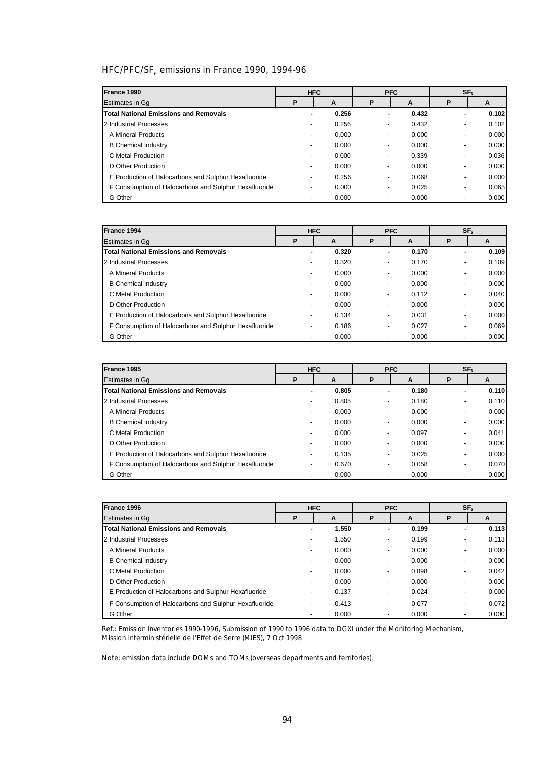## HFC/PFC/$SF_6$ emissions in France 1990, 1994-96

| France 1990 | HFC | | PFC | | $SF_6$ | |
|---|---|---|---|---|---|---|
| Estimates in Gg | P | A | P | A | P | A |
| **Total National Emissions and Removals** | **-** | **0.256** | **-** | **0.432** | **-** | **0.102** |
| 2 Industrial Processes | - | 0.256 | - | 0.432 | - | 0.102 |
| A Mineral Products | - | 0.000 | - | 0.000 | - | 0.000 |
| B Chemical Industry | - | 0.000 | - | 0.000 | - | 0.000 |
| C Metal Production | - | 0.000 | - | 0.339 | - | 0.036 |
| D Other Production | - | 0.000 | - | 0.000 | - | 0.000 |
| E Production of Halocarbons and Sulphur Hexafluoride | - | 0.256 | - | 0.068 | - | 0.000 |
| F Consumption of Halocarbons and Sulphur Hexafluoride | - | 0.000 | - | 0.025 | - | 0.065 |
| G Other | - | 0.000 | - | 0.000 | - | 0.000 |

| France 1994 | HFC | | PFC | | $SF_6$ | |
|---|---|---|---|---|---|---|
| Estimates in Gg | P | A | P | A | P | A |
| **Total National Emissions and Removals** | **-** | **0.320** | **-** | **0.170** | **-** | **0.109** |
| 2 Industrial Processes | - | 0.320 | - | 0.170 | - | 0.109 |
| A Mineral Products | - | 0.000 | - | 0.000 | - | 0.000 |
| B Chemical Industry | - | 0.000 | - | 0.000 | - | 0.000 |
| C Metal Production | - | 0.000 | - | 0.112 | - | 0.040 |
| D Other Production | - | 0.000 | - | 0.000 | - | 0.000 |
| E Production of Halocarbons and Sulphur Hexafluoride | - | 0.134 | - | 0.031 | - | 0.000 |
| F Consumption of Halocarbons and Sulphur Hexafluoride | - | 0.186 | - | 0.027 | - | 0.069 |
| G Other | - | 0.000 | - | 0.000 | - | 0.000 |

| France 1995 | HFC | | PFC | | $SF_6$ | |
|---|---|---|---|---|---|---|
| Estimates in Gg | P | A | P | A | P | A |
| **Total National Emissions and Removals** | **-** | **0.805** | **-** | **0.180** | **-** | **0.110** |
| 2 Industrial Processes | - | 0.805 | - | 0.180 | - | 0.110 |
| A Mineral Products | - | 0.000 | - | 0.000 | - | 0.000 |
| B Chemical Industry | - | 0.000 | - | 0.000 | - | 0.000 |
| C Metal Production | - | 0.000 | - | 0.097 | - | 0.041 |
| D Other Production | - | 0.000 | - | 0.000 | - | 0.000 |
| E Production of Halocarbons and Sulphur Hexafluoride | - | 0.135 | - | 0.025 | - | 0.000 |
| F Consumption of Halocarbons and Sulphur Hexafluoride | - | 0.670 | - | 0.058 | - | 0.070 |
| G Other | - | 0.000 | - | 0.000 | - | 0.000 |

| France 1996 | HFC | | PFC | | $SF_6$ | |
|---|---|---|---|---|---|---|
| Estimates in Gg | P | A | P | A | P | A |
| **Total National Emissions and Removals** | **-** | **1.550** | **-** | **0.199** | **-** | **0.113** |
| 2 Industrial Processes | - | 1.550 | - | 0.199 | - | 0.113 |
| A Mineral Products | - | 0.000 | - | 0.000 | - | 0.000 |
| B Chemical Industry | - | 0.000 | - | 0.000 | - | 0.000 |
| C Metal Production | - | 0.000 | - | 0.098 | - | 0.042 |
| D Other Production | - | 0.000 | - | 0.000 | - | 0.000 |
| E Production of Halocarbons and Sulphur Hexafluoride | - | 0.137 | - | 0.024 | - | 0.000 |
| F Consumption of Halocarbons and Sulphur Hexafluoride | - | 0.413 | - | 0.077 | - | 0.072 |
| G Other | - | 0.000 | - | 0.000 | - | 0.000 |

Ref.: Emission Inventories 1990-1996, Submission of 1990 to 1996 data to DGXI under the Monitoring Mechanism, Mission Interministérielle de l'Effet de Serre (MIES), 7 Oct 1998

Note: emission data include DOMs and TOMs (overseas departments and territories).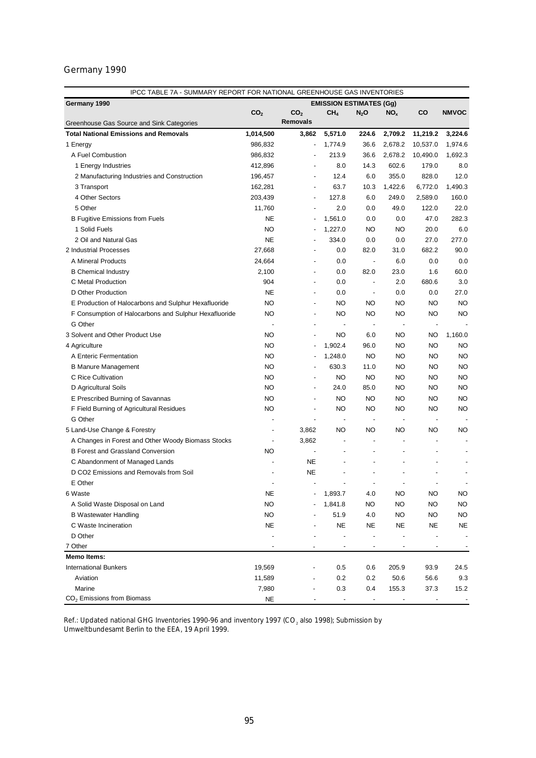Germany 1990

| IPCC TABLE 7A - SUMMARY REPORT FOR NATIONAL GREENHOUSE GAS INVENTORIES | | | | | | | |
|---|---|---|---|---|---|---|---|
| **Germany 1990** | **EMISSION ESTIMATES (Gg)** | | | | | | |
| Greenhouse Gas Source and Sink Categories | $CO_2$ | $CO_2$ Removals | $CH_4$ | $N_2O$ | $NO_x$ | CO | NMVOC |
| **Total National Emissions and Removals** | **1,014,500** | **3,862** | **5,571.0** | **224.6** | **2,709.2** | **11,219.2** | **3,224.6** |
| 1 Energy | 986,832 | - | 1,774.9 | 36.6 | 2,678.2 | 10,537.0 | 1,974.6 |
| A Fuel Combustion | 986,832 | - | 213.9 | 36.6 | 2,678.2 | 10,490.0 | 1,692.3 |
| 1 Energy Industries | 412,896 | - | 8.0 | 14.3 | 602.6 | 179.0 | 8.0 |
| 2 Manufacturing Industries and Construction | 196,457 | - | 12.4 | 6.0 | 355.0 | 828.0 | 12.0 |
| 3 Transport | 162,281 | - | 63.7 | 10.3 | 1,422.6 | 6,772.0 | 1,490.3 |
| 4 Other Sectors | 203,439 | - | 127.8 | 6.0 | 249.0 | 2,589.0 | 160.0 |
| 5 Other | 11,760 | - | 2.0 | 0.0 | 49.0 | 122.0 | 22.0 |
| B Fugitive Emissions from Fuels | NE | - | 1,561.0 | 0.0 | 0.0 | 47.0 | 282.3 |
| 1 Solid Fuels | NO | - | 1,227.0 | NO | NO | 20.0 | 6.0 |
| 2 Oil and Natural Gas | NE | - | 334.0 | 0.0 | 0.0 | 27.0 | 277.0 |
| 2 Industrial Processes | 27,668 | - | 0.0 | 82.0 | 31.0 | 682.2 | 90.0 |
| A Mineral Products | 24,664 | - | 0.0 | - | 6.0 | 0.0 | 0.0 |
| B Chemical Industry | 2,100 | - | 0.0 | 82.0 | 23.0 | 1.6 | 60.0 |
| C Metal Production | 904 | - | 0.0 | - | 2.0 | 680.6 | 3.0 |
| D Other Production | NE | - | 0.0 | - | 0.0 | 0.0 | 27.0 |
| E Production of Halocarbons and Sulphur Hexafluoride | NO | - | NO | NO | NO | NO | NO |
| F Consumption of Halocarbons and Sulphur Hexafluoride | NO | - | NO | NO | NO | NO | NO |
| G Other | - | - | - | - | - | - | - |
| 3 Solvent and Other Product Use | NO | - | NO | 6.0 | NO | NO | 1,160.0 |
| 4 Agriculture | NO | - | 1,902.4 | 96.0 | NO | NO | NO |
| A Enteric Fermentation | NO | - | 1,248.0 | NO | NO | NO | NO |
| B Manure Management | NO | - | 630.3 | 11.0 | NO | NO | NO |
| C Rice Cultivation | NO | - | NO | NO | NO | NO | NO |
| D Agricultural Soils | NO | - | 24.0 | 85.0 | NO | NO | NO |
| E Prescribed Burning of Savannas | NO | - | NO | NO | NO | NO | NO |
| F Field Burning of Agricultural Residues | NO | - | NO | NO | NO | NO | NO |
| G Other | - | - | - | - | - | - | - |
| 5 Land-Use Change & Forestry | - | 3,862 | NO | NO | NO | NO | NO |
| A Changes in Forest and Other Woody Biomass Stocks | - | 3,862 | - | - | - | - | - |
| B Forest and Grassland Conversion | NO | - | - | - | - | - | - |
| C Abandonment of Managed Lands | - | NE | - | - | - | - | - |
| D CO2 Emissions and Removals from Soil | - | NE | - | - | - | - | - |
| E Other | - | - | - | - | - | - | - |
| 6 Waste | NE | - | 1,893.7 | 4.0 | NO | NO | NO |
| A Solid Waste Disposal on Land | NO | - | 1,841.8 | NO | NO | NO | NO |
| B Wastewater Handling | NO | - | 51.9 | 4.0 | NO | NO | NO |
| C Waste Incineration | NE | - | NE | NE | NE | NE | NE |
| D Other | - | - | - | - | - | - | - |
| 7 Other | - | - | - | - | - | - | - |
| **Memo Items:** | | | | | | | |
| International Bunkers | 19,569 | - | 0.5 | 0.6 | 205.9 | 93.9 | 24.5 |
| Aviation | 11,589 | - | 0.2 | 0.2 | 50.6 | 56.6 | 9.3 |
| Marine | 7,980 | - | 0.3 | 0.4 | 155.3 | 37.3 | 15.2 |
| $CO_2$ Emissions from Biomass | NE | - | - | - | - | - | - |

Ref.: Updated national GHG Inventories 1990-96 and inventory 1997 ($CO_2$ also 1998); Submission by Umweltbundesamt Berlin to the EEA, 19 April 1999.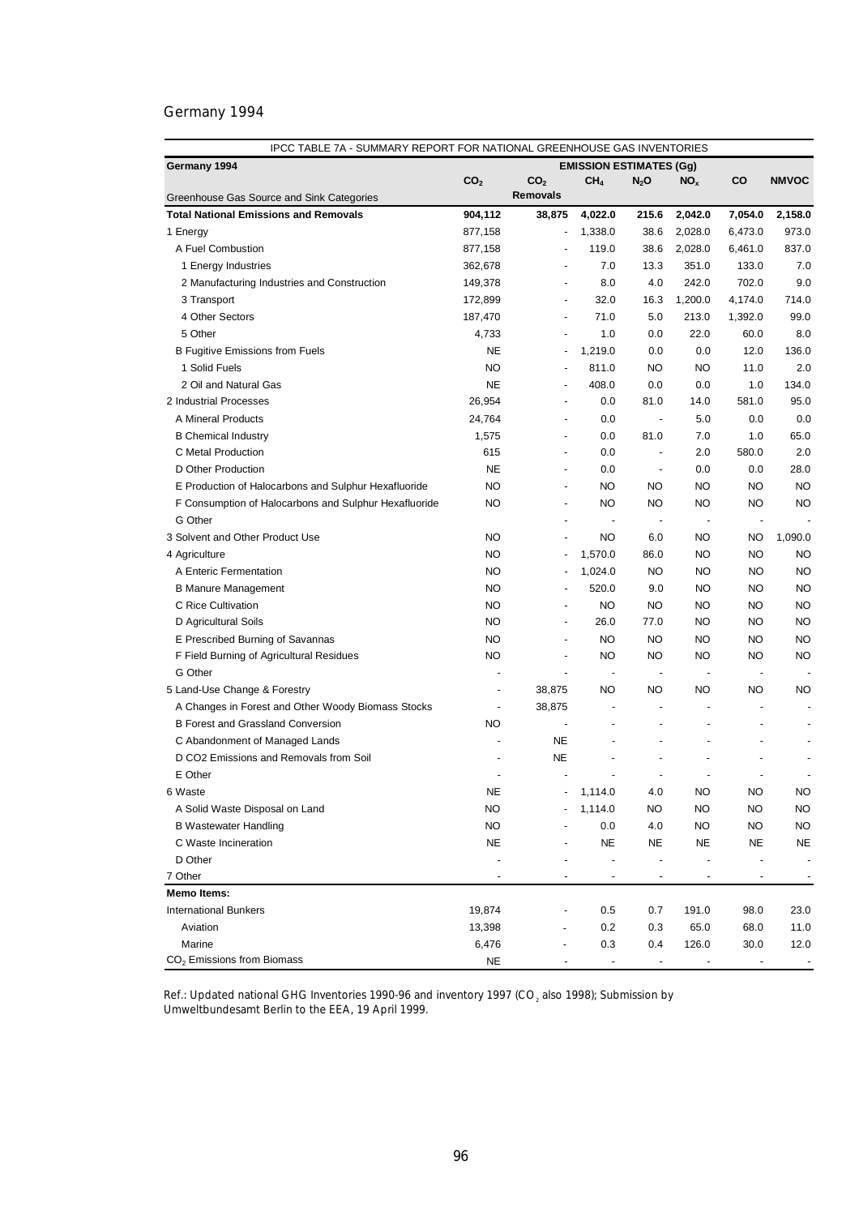## Germany 1994

| IPCC TABLE 7A - SUMMARY REPORT FOR NATIONAL GREENHOUSE GAS INVENTORIES | | | | | | | |
|---|---|---|---|---|---|---|---|
| **Germany 1994** | **EMISSION ESTIMATES (Gg)** | | | | | | |
| Greenhouse Gas Source and Sink Categories | $CO_2$ | $CO_2$ Removals | $CH_4$ | $N_2O$ | $NO_x$ | CO | NMVOC |
| **Total National Emissions and Removals** | **904,112** | **38,875** | **4,022.0** | **215.6** | **2,042.0** | **7,054.0** | **2,158.0** |
| 1 Energy | 877,158 | - | 1,338.0 | 38.6 | 2,028.0 | 6,473.0 | 973.0 |
| A Fuel Combustion | 877,158 | - | 119.0 | 38.6 | 2,028.0 | 6,461.0 | 837.0 |
| 1 Energy Industries | 362,678 | - | 7.0 | 13.3 | 351.0 | 133.0 | 7.0 |
| 2 Manufacturing Industries and Construction | 149,378 | - | 8.0 | 4.0 | 242.0 | 702.0 | 9.0 |
| 3 Transport | 172,899 | - | 32.0 | 16.3 | 1,200.0 | 4,174.0 | 714.0 |
| 4 Other Sectors | 187,470 | - | 71.0 | 5.0 | 213.0 | 1,392.0 | 99.0 |
| 5 Other | 4,733 | - | 1.0 | 0.0 | 22.0 | 60.0 | 8.0 |
| B Fugitive Emissions from Fuels | NE | - | 1,219.0 | 0.0 | 0.0 | 12.0 | 136.0 |
| 1 Solid Fuels | NO | - | 811.0 | NO | NO | 11.0 | 2.0 |
| 2 Oil and Natural Gas | NE | - | 408.0 | 0.0 | 0.0 | 1.0 | 134.0 |
| 2 Industrial Processes | 26,954 | - | 0.0 | 81.0 | 14.0 | 581.0 | 95.0 |
| A Mineral Products | 24,764 | - | 0.0 | - | 5.0 | 0.0 | 0.0 |
| B Chemical Industry | 1,575 | - | 0.0 | 81.0 | 7.0 | 1.0 | 65.0 |
| C Metal Production | 615 | - | 0.0 | - | 2.0 | 580.0 | 2.0 |
| D Other Production | NE | - | 0.0 | - | 0.0 | 0.0 | 28.0 |
| E Production of Halocarbons and Sulphur Hexafluoride | NO | - | NO | NO | NO | NO | NO |
| F Consumption of Halocarbons and Sulphur Hexafluoride | NO | - | NO | NO | NO | NO | NO |
| G Other | | - | - | - | - | - | - |
| 3 Solvent and Other Product Use | NO | - | NO | 6.0 | NO | NO | 1,090.0 |
| 4 Agriculture | NO | - | 1,570.0 | 86.0 | NO | NO | NO |
| A Enteric Fermentation | NO | - | 1,024.0 | NO | NO | NO | NO |
| B Manure Management | NO | - | 520.0 | 9.0 | NO | NO | NO |
| C Rice Cultivation | NO | - | NO | NO | NO | NO | NO |
| D Agricultural Soils | NO | - | 26.0 | 77.0 | NO | NO | NO |
| E Prescribed Burning of Savannas | NO | - | NO | NO | NO | NO | NO |
| F Field Burning of Agricultural Residues | NO | - | NO | NO | NO | NO | NO |
| G Other | - | - | - | - | - | - | - |
| 5 Land-Use Change & Forestry | - | 38,875 | NO | NO | NO | NO | NO |
| A Changes in Forest and Other Woody Biomass Stocks | - | 38,875 | - | - | - | - | - |
| B Forest and Grassland Conversion | NO | - | - | - | - | - | - |
| C Abandonment of Managed Lands | - | NE | - | - | - | - | - |
| D CO2 Emissions and Removals from Soil | - | NE | - | - | - | - | - |
| E Other | - | - | - | - | - | - | - |
| 6 Waste | NE | - | 1,114.0 | 4.0 | NO | NO | NO |
| A Solid Waste Disposal on Land | NO | - | 1,114.0 | NO | NO | NO | NO |
| B Wastewater Handling | NO | - | 0.0 | 4.0 | NO | NO | NO |
| C Waste Incineration | NE | - | NE | NE | NE | NE | NE |
| D Other | - | - | - | - | - | - | - |
| 7 Other | - | - | - | - | - | - | - |
| **Memo Items:** | | | | | | | |
| International Bunkers | 19,874 | - | 0.5 | 0.7 | 191.0 | 98.0 | 23.0 |
| Aviation | 13,398 | - | 0.2 | 0.3 | 65.0 | 68.0 | 11.0 |
| Marine | 6,476 | - | 0.3 | 0.4 | 126.0 | 30.0 | 12.0 |
| $CO_2$ Emissions from Biomass | NE | - | - | - | - | - | - |

Ref.: Updated national GHG Inventories 1990-96 and inventory 1997 ($CO_2$ also 1998); Submission by Umweltbundesamt Berlin to the EEA, 19 April 1999.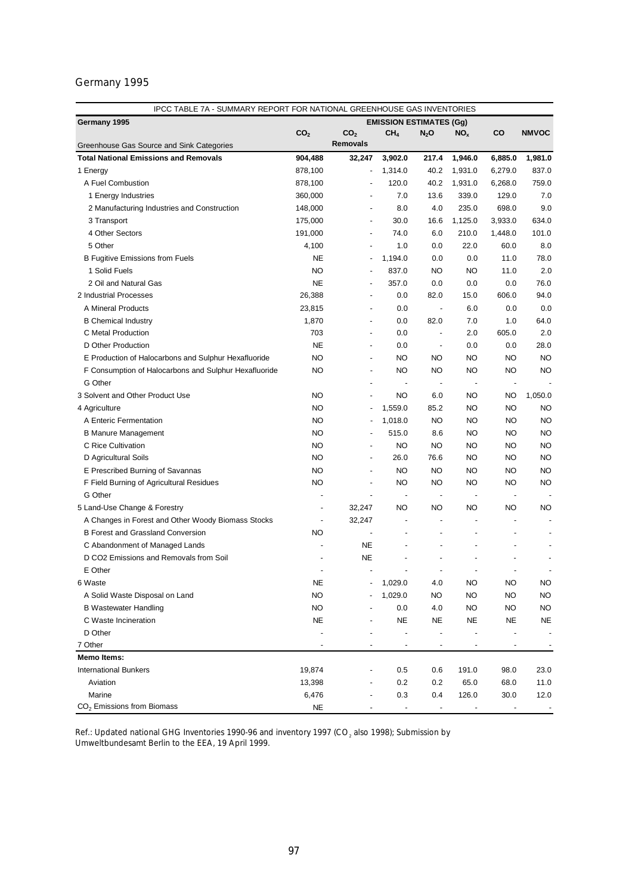# Germany 1995

| IPCC TABLE 7A - SUMMARY REPORT FOR NATIONAL GREENHOUSE GAS INVENTORIES | | | | | | | |
|---|---|---|---|---|---|---|---|
| **Germany 1995** | **EMISSION ESTIMATES (Gg)** | | | | | | |
| Greenhouse Gas Source and Sink Categories | $CO_2$ | $CO_2$ Removals | $CH_4$ | $N_2O$ | $NO_x$ | CO | NMVOC |
| **Total National Emissions and Removals** | **904,488** | **32,247** | **3,902.0** | **217.4** | **1,946.0** | **6,885.0** | **1,981.0** |
| 1 Energy | 878,100 | - | 1,314.0 | 40.2 | 1,931.0 | 6,279.0 | 837.0 |
| A Fuel Combustion | 878,100 | - | 120.0 | 40.2 | 1,931.0 | 6,268.0 | 759.0 |
| 1 Energy Industries | 360,000 | - | 7.0 | 13.6 | 339.0 | 129.0 | 7.0 |
| 2 Manufacturing Industries and Construction | 148,000 | - | 8.0 | 4.0 | 235.0 | 698.0 | 9.0 |
| 3 Transport | 175,000 | - | 30.0 | 16.6 | 1,125.0 | 3,933.0 | 634.0 |
| 4 Other Sectors | 191,000 | - | 74.0 | 6.0 | 210.0 | 1,448.0 | 101.0 |
| 5 Other | 4,100 | - | 1.0 | 0.0 | 22.0 | 60.0 | 8.0 |
| B Fugitive Emissions from Fuels | NE | - | 1,194.0 | 0.0 | 0.0 | 11.0 | 78.0 |
| 1 Solid Fuels | NO | - | 837.0 | NO | NO | 11.0 | 2.0 |
| 2 Oil and Natural Gas | NE | - | 357.0 | 0.0 | 0.0 | 0.0 | 76.0 |
| 2 Industrial Processes | 26,388 | - | 0.0 | 82.0 | 15.0 | 606.0 | 94.0 |
| A Mineral Products | 23,815 | - | 0.0 | - | 6.0 | 0.0 | 0.0 |
| B Chemical Industry | 1,870 | - | 0.0 | 82.0 | 7.0 | 1.0 | 64.0 |
| C Metal Production | 703 | - | 0.0 | - | 2.0 | 605.0 | 2.0 |
| D Other Production | NE | - | 0.0 | - | 0.0 | 0.0 | 28.0 |
| E Production of Halocarbons and Sulphur Hexafluoride | NO | - | NO | NO | NO | NO | NO |
| F Consumption of Halocarbons and Sulphur Hexafluoride | NO | - | NO | NO | NO | NO | NO |
| G Other | | - | - | - | - | - | - |
| 3 Solvent and Other Product Use | NO | - | NO | 6.0 | NO | NO | 1,050.0 |
| 4 Agriculture | NO | - | 1,559.0 | 85.2 | NO | NO | NO |
| A Enteric Fermentation | NO | - | 1,018.0 | NO | NO | NO | NO |
| B Manure Management | NO | - | 515.0 | 8.6 | NO | NO | NO |
| C Rice Cultivation | NO | - | NO | NO | NO | NO | NO |
| D Agricultural Soils | NO | - | 26.0 | 76.6 | NO | NO | NO |
| E Prescribed Burning of Savannas | NO | - | NO | NO | NO | NO | NO |
| F Field Burning of Agricultural Residues | NO | - | NO | NO | NO | NO | NO |
| G Other | - | - | - | - | - | - | - |
| 5 Land-Use Change & Forestry | - | 32,247 | NO | NO | NO | NO | NO |
| A Changes in Forest and Other Woody Biomass Stocks | - | 32,247 | - | - | - | - | - |
| B Forest and Grassland Conversion | NO | - | - | - | - | - | - |
| C Abandonment of Managed Lands | - | NE | - | - | - | - | - |
| D CO2 Emissions and Removals from Soil | - | NE | - | - | - | - | - |
| E Other | - | - | - | - | - | - | - |
| 6 Waste | NE | - | 1,029.0 | 4.0 | NO | NO | NO |
| A Solid Waste Disposal on Land | NO | - | 1,029.0 | NO | NO | NO | NO |
| B Wastewater Handling | NO | - | 0.0 | 4.0 | NO | NO | NO |
| C Waste Incineration | NE | - | NE | NE | NE | NE | NE |
| D Other | - | - | - | - | - | - | - |
| 7 Other | - | - | - | - | - | - | - |
| **Memo Items:** | | | | | | | |
| International Bunkers | 19,874 | - | 0.5 | 0.6 | 191.0 | 98.0 | 23.0 |
| Aviation | 13,398 | - | 0.2 | 0.2 | 65.0 | 68.0 | 11.0 |
| Marine | 6,476 | - | 0.3 | 0.4 | 126.0 | 30.0 | 12.0 |
| $CO_2$ Emissions from Biomass | NE | - | - | - | - | - | - |

Ref.: Updated national GHG Inventories 1990-96 and inventory 1997 ($CO_2$ also 1998); Submission by Umweltbundesamt Berlin to the EEA, 19 April 1999.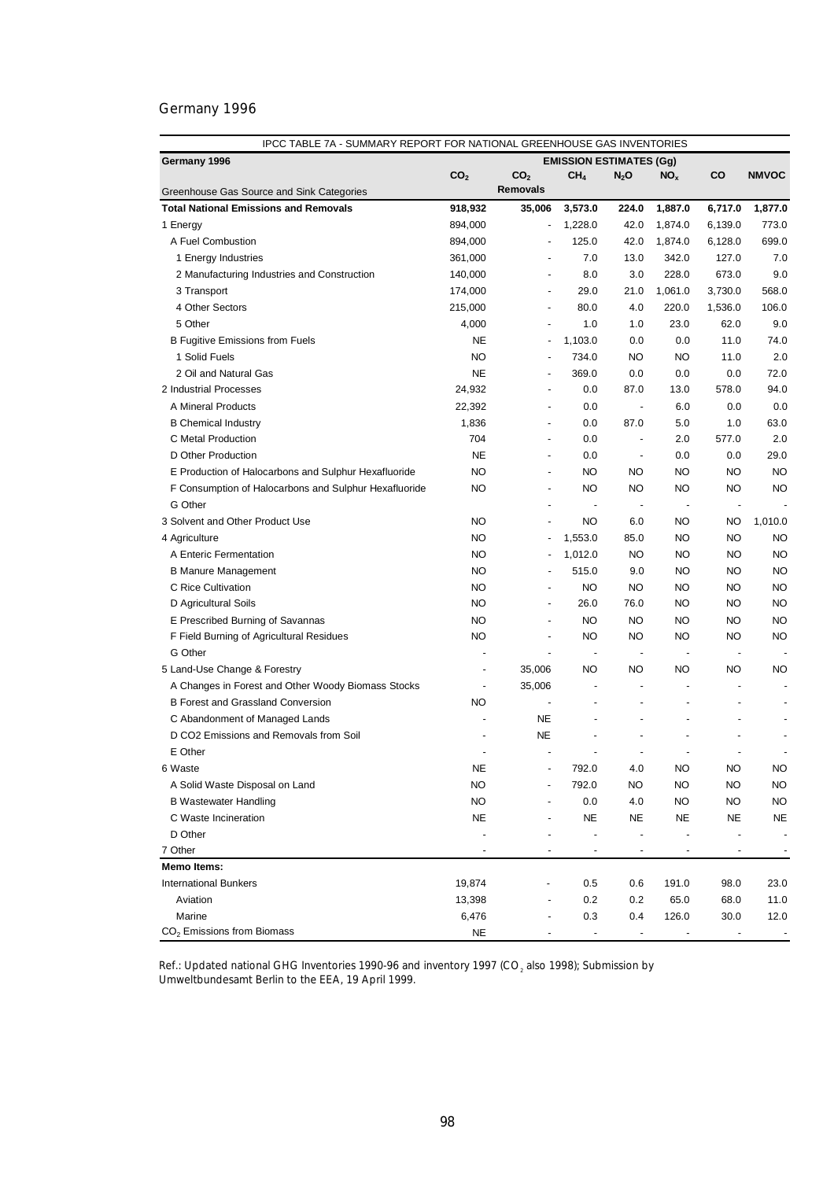## Germany 1996

| IPCC TABLE 7A - SUMMARY REPORT FOR NATIONAL GREENHOUSE GAS INVENTORIES | | | | | | | |
|---|---|---|---|---|---|---|---|
| **Germany 1996** | **EMISSION ESTIMATES (Gg)** | | | | | | |
| Greenhouse Gas Source and Sink Categories | $CO_2$ | $CO_2$ **Removals** | $CH_4$ | $N_2O$ | $NO_x$ | **CO** | **NMVOC** |
| **Total National Emissions and Removals** | **918,932** | **35,006** | **3,573.0** | **224.0** | **1,887.0** | **6,717.0** | **1,877.0** |
| 1 Energy | 894,000 | - | 1,228.0 | 42.0 | 1,874.0 | 6,139.0 | 773.0 |
| A Fuel Combustion | 894,000 | - | 125.0 | 42.0 | 1,874.0 | 6,128.0 | 699.0 |
| 1 Energy Industries | 361,000 | - | 7.0 | 13.0 | 342.0 | 127.0 | 7.0 |
| 2 Manufacturing Industries and Construction | 140,000 | - | 8.0 | 3.0 | 228.0 | 673.0 | 9.0 |
| 3 Transport | 174,000 | - | 29.0 | 21.0 | 1,061.0 | 3,730.0 | 568.0 |
| 4 Other Sectors | 215,000 | - | 80.0 | 4.0 | 220.0 | 1,536.0 | 106.0 |
| 5 Other | 4,000 | - | 1.0 | 1.0 | 23.0 | 62.0 | 9.0 |
| B Fugitive Emissions from Fuels | NE | - | 1,103.0 | 0.0 | 0.0 | 11.0 | 74.0 |
| 1 Solid Fuels | NO | - | 734.0 | NO | NO | 11.0 | 2.0 |
| 2 Oil and Natural Gas | NE | - | 369.0 | 0.0 | 0.0 | 0.0 | 72.0 |
| 2 Industrial Processes | 24,932 | - | 0.0 | 87.0 | 13.0 | 578.0 | 94.0 |
| A Mineral Products | 22,392 | - | 0.0 | - | 6.0 | 0.0 | 0.0 |
| B Chemical Industry | 1,836 | - | 0.0 | 87.0 | 5.0 | 1.0 | 63.0 |
| C Metal Production | 704 | - | 0.0 | - | 2.0 | 577.0 | 2.0 |
| D Other Production | NE | - | 0.0 | - | 0.0 | 0.0 | 29.0 |
| E Production of Halocarbons and Sulphur Hexafluoride | NO | - | NO | NO | NO | NO | NO |
| F Consumption of Halocarbons and Sulphur Hexafluoride | NO | - | NO | NO | NO | NO | NO |
| G Other | | - | - | - | - | - | - |
| 3 Solvent and Other Product Use | NO | - | NO | 6.0 | NO | NO | 1,010.0 |
| 4 Agriculture | NO | - | 1,553.0 | 85.0 | NO | NO | NO |
| A Enteric Fermentation | NO | - | 1,012.0 | NO | NO | NO | NO |
| B Manure Management | NO | - | 515.0 | 9.0 | NO | NO | NO |
| C Rice Cultivation | NO | - | NO | NO | NO | NO | NO |
| D Agricultural Soils | NO | - | 26.0 | 76.0 | NO | NO | NO |
| E Prescribed Burning of Savannas | NO | - | NO | NO | NO | NO | NO |
| F Field Burning of Agricultural Residues | NO | - | NO | NO | NO | NO | NO |
| G Other | - | - | - | - | - | - | - |
| 5 Land-Use Change & Forestry | - | 35,006 | NO | NO | NO | NO | NO |
| A Changes in Forest and Other Woody Biomass Stocks | - | 35,006 | - | - | - | - | - |
| B Forest and Grassland Conversion | NO | - | - | - | - | - | - |
| C Abandonment of Managed Lands | - | NE | - | - | - | - | - |
| D CO2 Emissions and Removals from Soil | - | NE | - | - | - | - | - |
| E Other | - | - | - | - | - | - | - |
| 6 Waste | NE | - | 792.0 | 4.0 | NO | NO | NO |
| A Solid Waste Disposal on Land | NO | - | 792.0 | NO | NO | NO | NO |
| B Wastewater Handling | NO | - | 0.0 | 4.0 | NO | NO | NO |
| C Waste Incineration | NE | - | NE | NE | NE | NE | NE |
| D Other | - | - | - | - | - | - | - |
| 7 Other | - | - | - | - | - | - | - |
| **Memo Items:** | | | | | | | |
| International Bunkers | 19,874 | - | 0.5 | 0.6 | 191.0 | 98.0 | 23.0 |
| Aviation | 13,398 | - | 0.2 | 0.2 | 65.0 | 68.0 | 11.0 |
| Marine | 6,476 | - | 0.3 | 0.4 | 126.0 | 30.0 | 12.0 |
| $CO_2$ Emissions from Biomass | NE | - | - | - | - | - | - |

Ref.: Updated national GHG Inventories 1990-96 and inventory 1997 ($CO_2$ also 1998); Submission by Umweltbundesamt Berlin to the EEA, 19 April 1999.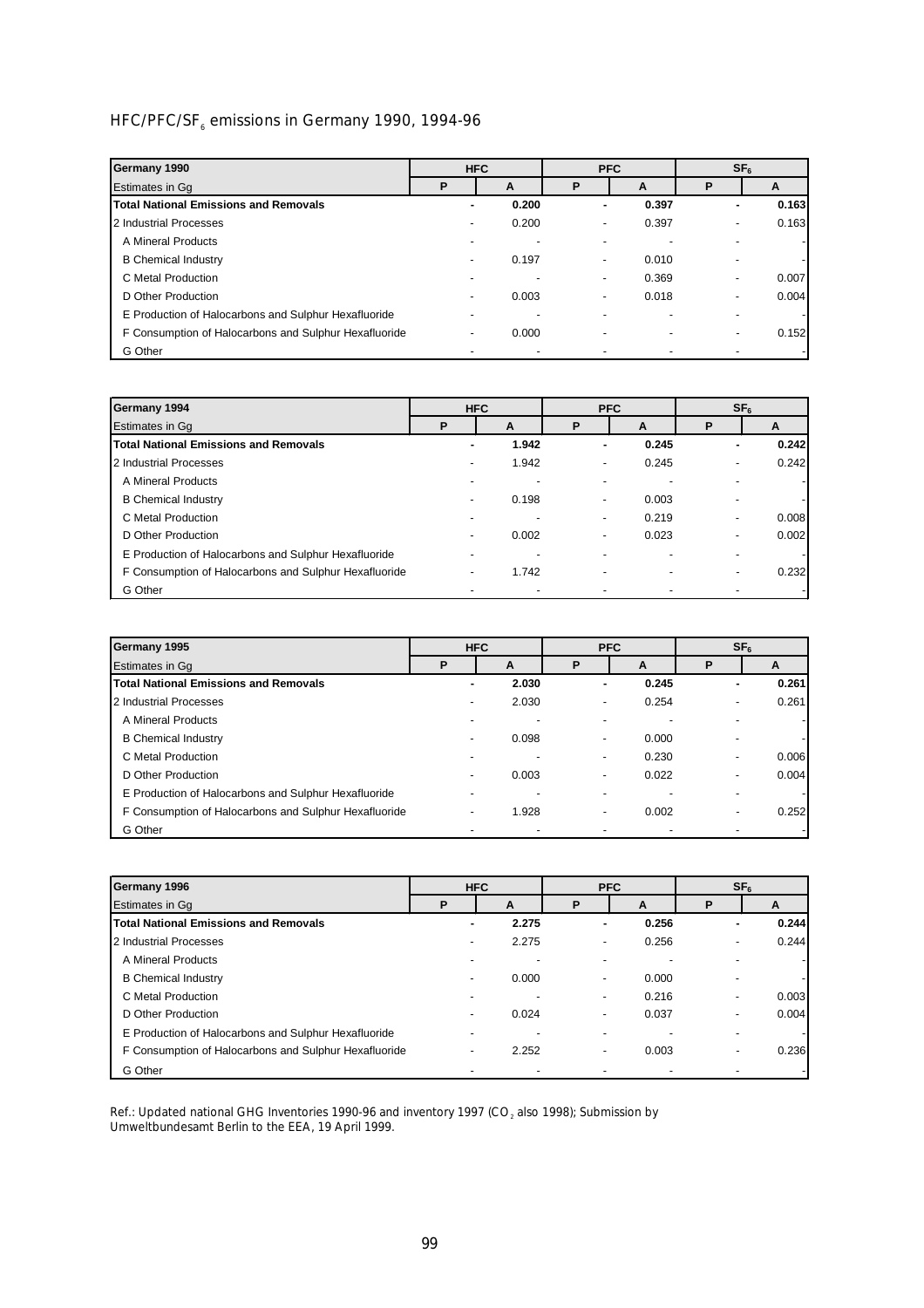## HFC/PFC/$SF_6$ emissions in Germany 1990, 1994-96

| Germany 1990 | HFC | | PFC | | $SF_6$ | |
|---|---|---|---|---|---|---|
| Estimates in Gg | P | A | P | A | P | A |
| **Total National Emissions and Removals** | **-** | **0.200** | **-** | **0.397** | **-** | **0.163** |
| 2 Industrial Processes | - | 0.200 | - | 0.397 | - | 0.163 |
| A Mineral Products | - | - | - | - | - | - |
| B Chemical Industry | - | 0.197 | - | 0.010 | - | - |
| C Metal Production | - | - | - | 0.369 | - | 0.007 |
| D Other Production | - | 0.003 | - | 0.018 | - | 0.004 |
| E Production of Halocarbons and Sulphur Hexafluoride | - | - | - | - | - | - |
| F Consumption of Halocarbons and Sulphur Hexafluoride | - | 0.000 | - | - | - | 0.152 |
| G Other | - | - | - | - | - | - |

| Germany 1994 | HFC | | PFC | | $SF_6$ | |
|---|---|---|---|---|---|---|
| Estimates in Gg | P | A | P | A | P | A |
| **Total National Emissions and Removals** | **-** | **1.942** | **-** | **0.245** | **-** | **0.242** |
| 2 Industrial Processes | - | 1.942 | - | 0.245 | - | 0.242 |
| A Mineral Products | - | - | - | - | - | - |
| B Chemical Industry | - | 0.198 | - | 0.003 | - | - |
| C Metal Production | - | - | - | 0.219 | - | 0.008 |
| D Other Production | - | 0.002 | - | 0.023 | - | 0.002 |
| E Production of Halocarbons and Sulphur Hexafluoride | - | - | - | - | - | - |
| F Consumption of Halocarbons and Sulphur Hexafluoride | - | 1.742 | - | - | - | 0.232 |
| G Other | - | - | - | - | - | - |

| Germany 1995 | HFC | | PFC | | $SF_6$ | |
|---|---|---|---|---|---|---|
| Estimates in Gg | P | A | P | A | P | A |
| **Total National Emissions and Removals** | **-** | **2.030** | **-** | **0.245** | **-** | **0.261** |
| 2 Industrial Processes | - | 2.030 | - | 0.254 | - | 0.261 |
| A Mineral Products | - | - | - | - | - | - |
| B Chemical Industry | - | 0.098 | - | 0.000 | - | - |
| C Metal Production | - | - | - | 0.230 | - | 0.006 |
| D Other Production | - | 0.003 | - | 0.022 | - | 0.004 |
| E Production of Halocarbons and Sulphur Hexafluoride | - | - | - | - | - | - |
| F Consumption of Halocarbons and Sulphur Hexafluoride | - | 1.928 | - | 0.002 | - | 0.252 |
| G Other | - | - | - | - | - | - |

| Germany 1996 | HFC | | PFC | | $SF_6$ | |
|---|---|---|---|---|---|---|
| Estimates in Gg | P | A | P | A | P | A |
| **Total National Emissions and Removals** | **-** | **2.275** | **-** | **0.256** | **-** | **0.244** |
| 2 Industrial Processes | - | 2.275 | - | 0.256 | - | 0.244 |
| A Mineral Products | - | - | - | - | - | - |
| B Chemical Industry | - | 0.000 | - | 0.000 | - | - |
| C Metal Production | - | - | - | 0.216 | - | 0.003 |
| D Other Production | - | 0.024 | - | 0.037 | - | 0.004 |
| E Production of Halocarbons and Sulphur Hexafluoride | - | - | - | - | - | - |
| F Consumption of Halocarbons and Sulphur Hexafluoride | - | 2.252 | - | 0.003 | - | 0.236 |
| G Other | - | - | - | - | - | - |

Ref.: Updated national GHG Inventories 1990-96 and inventory 1997 ($CO_2$ also 1998); Submission by Umweltbundesamt Berlin to the EEA, 19 April 1999.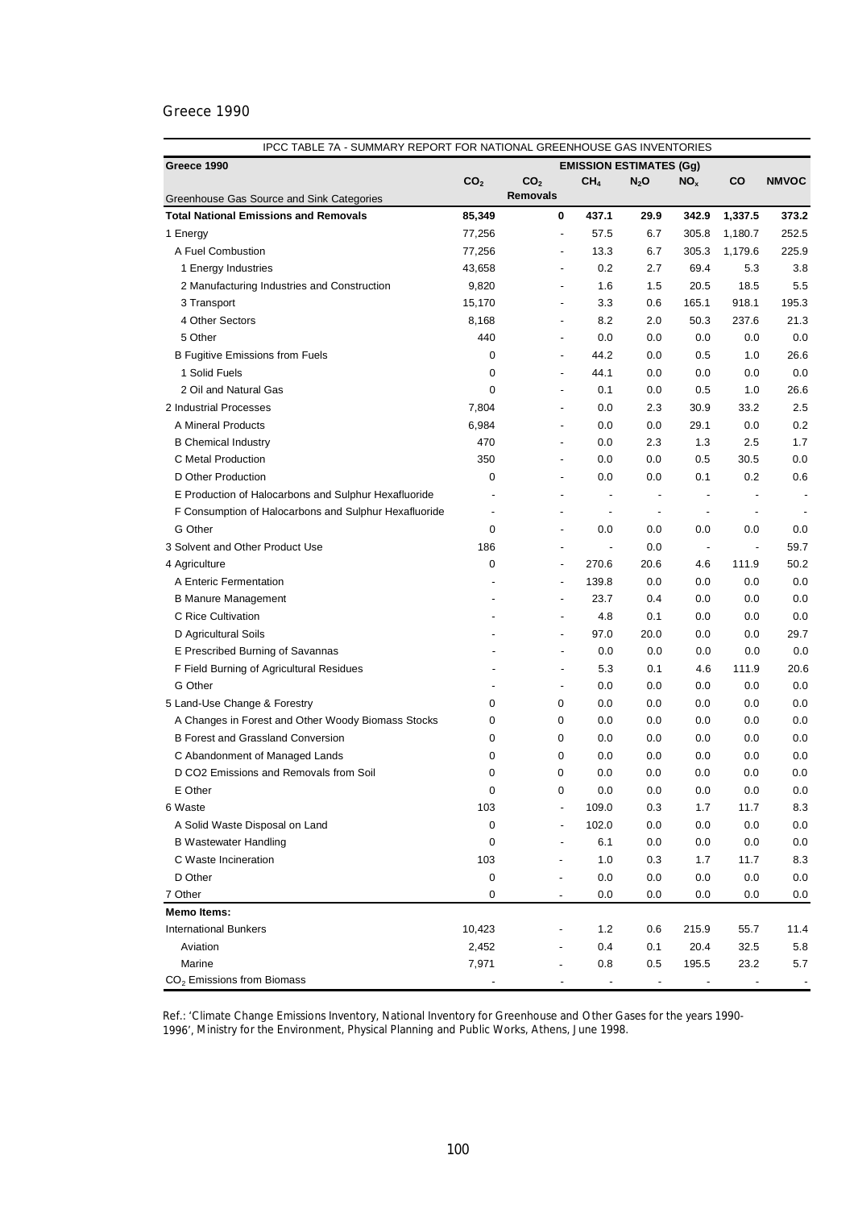Greece 1990

| IPCC TABLE 7A - SUMMARY REPORT FOR NATIONAL GREENHOUSE GAS INVENTORIES | | | | | | | |
|---|---|---|---|---|---|---|---|
| **Greece 1990** | **EMISSION ESTIMATES (Gg)** | | | | | | |
| Greenhouse Gas Source and Sink Categories | $CO_2$ | $CO_2$ Removals | $CH_4$ | $N_2O$ | $NO_x$ | CO | NMVOC |
| **Total National Emissions and Removals** | **85,349** | **0** | **437.1** | **29.9** | **342.9** | **1,337.5** | **373.2** |
| 1 Energy | 77,256 | - | 57.5 | 6.7 | 305.8 | 1,180.7 | 252.5 |
| A Fuel Combustion | 77,256 | - | 13.3 | 6.7 | 305.3 | 1,179.6 | 225.9 |
| 1 Energy Industries | 43,658 | - | 0.2 | 2.7 | 69.4 | 5.3 | 3.8 |
| 2 Manufacturing Industries and Construction | 9,820 | - | 1.6 | 1.5 | 20.5 | 18.5 | 5.5 |
| 3 Transport | 15,170 | - | 3.3 | 0.6 | 165.1 | 918.1 | 195.3 |
| 4 Other Sectors | 8,168 | - | 8.2 | 2.0 | 50.3 | 237.6 | 21.3 |
| 5 Other | 440 | - | 0.0 | 0.0 | 0.0 | 0.0 | 0.0 |
| B Fugitive Emissions from Fuels | 0 | - | 44.2 | 0.0 | 0.5 | 1.0 | 26.6 |
| 1 Solid Fuels | 0 | - | 44.1 | 0.0 | 0.0 | 0.0 | 0.0 |
| 2 Oil and Natural Gas | 0 | - | 0.1 | 0.0 | 0.5 | 1.0 | 26.6 |
| 2 Industrial Processes | 7,804 | - | 0.0 | 2.3 | 30.9 | 33.2 | 2.5 |
| A Mineral Products | 6,984 | - | 0.0 | 0.0 | 29.1 | 0.0 | 0.2 |
| B Chemical Industry | 470 | - | 0.0 | 2.3 | 1.3 | 2.5 | 1.7 |
| C Metal Production | 350 | - | 0.0 | 0.0 | 0.5 | 30.5 | 0.0 |
| D Other Production | 0 | - | 0.0 | 0.0 | 0.1 | 0.2 | 0.6 |
| E Production of Halocarbons and Sulphur Hexafluoride | - | - | - | - | - | - | - |
| F Consumption of Halocarbons and Sulphur Hexafluoride | - | - | - | - | - | - | - |
| G Other | 0 | - | 0.0 | 0.0 | 0.0 | 0.0 | 0.0 |
| 3 Solvent and Other Product Use | 186 | - | - | 0.0 | - | - | 59.7 |
| 4 Agriculture | 0 | - | 270.6 | 20.6 | 4.6 | 111.9 | 50.2 |
| A Enteric Fermentation | - | - | 139.8 | 0.0 | 0.0 | 0.0 | 0.0 |
| B Manure Management | - | - | 23.7 | 0.4 | 0.0 | 0.0 | 0.0 |
| C Rice Cultivation | - | - | 4.8 | 0.1 | 0.0 | 0.0 | 0.0 |
| D Agricultural Soils | - | - | 97.0 | 20.0 | 0.0 | 0.0 | 29.7 |
| E Prescribed Burning of Savannas | - | - | 0.0 | 0.0 | 0.0 | 0.0 | 0.0 |
| F Field Burning of Agricultural Residues | - | - | 5.3 | 0.1 | 4.6 | 111.9 | 20.6 |
| G Other | - | - | 0.0 | 0.0 | 0.0 | 0.0 | 0.0 |
| 5 Land-Use Change & Forestry | 0 | 0 | 0.0 | 0.0 | 0.0 | 0.0 | 0.0 |
| A Changes in Forest and Other Woody Biomass Stocks | 0 | 0 | 0.0 | 0.0 | 0.0 | 0.0 | 0.0 |
| B Forest and Grassland Conversion | 0 | 0 | 0.0 | 0.0 | 0.0 | 0.0 | 0.0 |
| C Abandonment of Managed Lands | 0 | 0 | 0.0 | 0.0 | 0.0 | 0.0 | 0.0 |
| D CO2 Emissions and Removals from Soil | 0 | 0 | 0.0 | 0.0 | 0.0 | 0.0 | 0.0 |
| E Other | 0 | 0 | 0.0 | 0.0 | 0.0 | 0.0 | 0.0 |
| 6 Waste | 103 | - | 109.0 | 0.3 | 1.7 | 11.7 | 8.3 |
| A Solid Waste Disposal on Land | 0 | - | 102.0 | 0.0 | 0.0 | 0.0 | 0.0 |
| B Wastewater Handling | 0 | - | 6.1 | 0.0 | 0.0 | 0.0 | 0.0 |
| C Waste Incineration | 103 | - | 1.0 | 0.3 | 1.7 | 11.7 | 8.3 |
| D Other | 0 | - | 0.0 | 0.0 | 0.0 | 0.0 | 0.0 |
| 7 Other | 0 | - | 0.0 | 0.0 | 0.0 | 0.0 | 0.0 |
| **Memo Items:** | | | | | | | |
| International Bunkers | 10,423 | - | 1.2 | 0.6 | 215.9 | 55.7 | 11.4 |
| Aviation | 2,452 | - | 0.4 | 0.1 | 20.4 | 32.5 | 5.8 |
| Marine | 7,971 | - | 0.8 | 0.5 | 195.5 | 23.2 | 5.7 |
| $CO_2$ Emissions from Biomass | - | - | - | - | - | - | - |

Ref.: 'Climate Change Emissions Inventory, National Inventory for Greenhouse and Other Gases for the years 1990-1996', Ministry for the Environment, Physical Planning and Public Works, Athens, June 1998.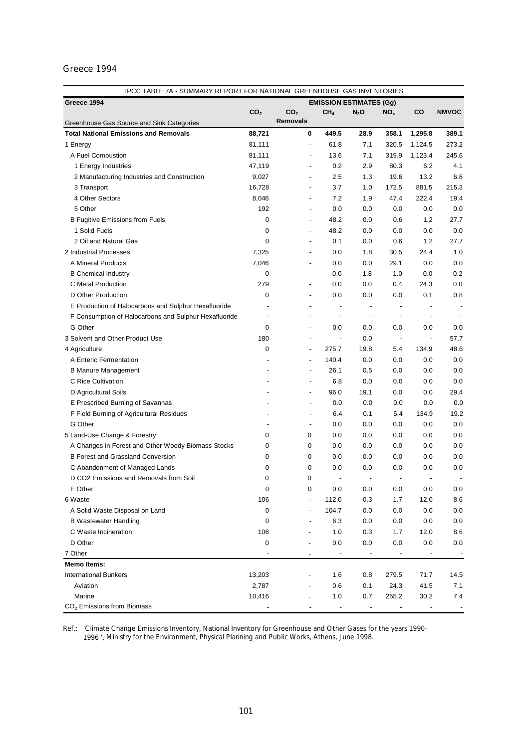Greece 1994

| IPCC TABLE 7A - SUMMARY REPORT FOR NATIONAL GREENHOUSE GAS INVENTORIES | | | | | | | |
|---|---|---|---|---|---|---|---|
| **Greece 1994** | **EMISSION ESTIMATES (Gg)** | | | | | | |
| Greenhouse Gas Source and Sink Categories | **$CO_2$** | **$CO_2$ Removals** | **$CH_4$** | **$N_2O$** | **$NO_x$** | **CO** | **NMVOC** |
| **Total National Emissions and Removals** | **88,721** | **0** | **449.5** | **28.9** | **358.1** | **1,295.8** | **389.1** |
| 1 Energy | 81,111 | - | 61.8 | 7.1 | 320.5 | 1,124.5 | 273.2 |
| A Fuel Combustion | 81,111 | - | 13.6 | 7.1 | 319.9 | 1,123.4 | 245.6 |
| 1 Energy Industries | 47,119 | - | 0.2 | 2.9 | 80.3 | 6.2 | 4.1 |
| 2 Manufacturing Industries and Construction | 9,027 | - | 2.5 | 1.3 | 19.6 | 13.2 | 6.8 |
| 3 Transport | 16,728 | - | 3.7 | 1.0 | 172.5 | 881.5 | 215.3 |
| 4 Other Sectors | 8,046 | - | 7.2 | 1.9 | 47.4 | 222.4 | 19.4 |
| 5 Other | 192 | - | 0.0 | 0.0 | 0.0 | 0.0 | 0.0 |
| B Fugitive Emissions from Fuels | 0 | - | 48.2 | 0.0 | 0.6 | 1.2 | 27.7 |
| 1 Solid Fuels | 0 | - | 48.2 | 0.0 | 0.0 | 0.0 | 0.0 |
| 2 Oil and Natural Gas | 0 | - | 0.1 | 0.0 | 0.6 | 1.2 | 27.7 |
| 2 Industrial Processes | 7,325 | - | 0.0 | 1.8 | 30.5 | 24.4 | 1.0 |
| A Mineral Products | 7,046 | - | 0.0 | 0.0 | 29.1 | 0.0 | 0.0 |
| B Chemical Industry | 0 | - | 0.0 | 1.8 | 1.0 | 0.0 | 0.2 |
| C Metal Production | 279 | - | 0.0 | 0.0 | 0.4 | 24.3 | 0.0 |
| D Other Production | 0 | - | 0.0 | 0.0 | 0.0 | 0.1 | 0.8 |
| E Production of Halocarbons and Sulphur Hexafluoride | - | - | - | - | - | - | - |
| F Consumption of Halocarbons and Sulphur Hexafluoride | - | - | - | - | - | - | - |
| G Other | 0 | - | 0.0 | 0.0 | 0.0 | 0.0 | 0.0 |
| 3 Solvent and Other Product Use | 180 | - | - | 0.0 | - | - | 57.7 |
| 4 Agriculture | 0 | - | 275.7 | 19.8 | 5.4 | 134.9 | 48.6 |
| A Enteric Fermentation | - | - | 140.4 | 0.0 | 0.0 | 0.0 | 0.0 |
| B Manure Management | - | - | 26.1 | 0.5 | 0.0 | 0.0 | 0.0 |
| C Rice Cultivation | - | - | 6.8 | 0.0 | 0.0 | 0.0 | 0.0 |
| D Agricultural Soils | - | - | 96.0 | 19.1 | 0.0 | 0.0 | 29.4 |
| E Prescribed Burning of Savannas | - | - | 0.0 | 0.0 | 0.0 | 0.0 | 0.0 |
| F Field Burning of Agricultural Residues | - | - | 6.4 | 0.1 | 5.4 | 134.9 | 19.2 |
| G Other | - | - | 0.0 | 0.0 | 0.0 | 0.0 | 0.0 |
| 5 Land-Use Change & Forestry | 0 | 0 | 0.0 | 0.0 | 0.0 | 0.0 | 0.0 |
| A Changes in Forest and Other Woody Biomass Stocks | 0 | 0 | 0.0 | 0.0 | 0.0 | 0.0 | 0.0 |
| B Forest and Grassland Conversion | 0 | 0 | 0.0 | 0.0 | 0.0 | 0.0 | 0.0 |
| C Abandonment of Managed Lands | 0 | 0 | 0.0 | 0.0 | 0.0 | 0.0 | 0.0 |
| D CO2 Emissions and Removals from Soil | 0 | 0 | - | - | - | - | - |
| E Other | 0 | 0 | 0.0 | 0.0 | 0.0 | 0.0 | 0.0 |
| 6 Waste | 106 | - | 112.0 | 0.3 | 1.7 | 12.0 | 8.6 |
| A Solid Waste Disposal on Land | 0 | - | 104.7 | 0.0 | 0.0 | 0.0 | 0.0 |
| B Wastewater Handling | 0 | - | 6.3 | 0.0 | 0.0 | 0.0 | 0.0 |
| C Waste Incineration | 106 | - | 1.0 | 0.3 | 1.7 | 12.0 | 8.6 |
| D Other | 0 | - | 0.0 | 0.0 | 0.0 | 0.0 | 0.0 |
| 7 Other | - | - | - | - | - | - | - |
| **Memo Items:** | | | | | | | |
| International Bunkers | 13,203 | - | 1.6 | 0.8 | 279.5 | 71.7 | 14.5 |
| Aviation | 2,787 | - | 0.6 | 0.1 | 24.3 | 41.5 | 7.1 |
| Marine | 10,416 | - | 1.0 | 0.7 | 255.2 | 30.2 | 7.4 |
| $CO_2$ Emissions from Biomass | - | - | - | - | - | - | - |

Ref.: 'Climate Change Emissions Inventory, National Inventory for Greenhouse and Other Gases for the years 1990-1996 ', Ministry for the Environment, Physical Planning and Public Works, Athens, June 1998.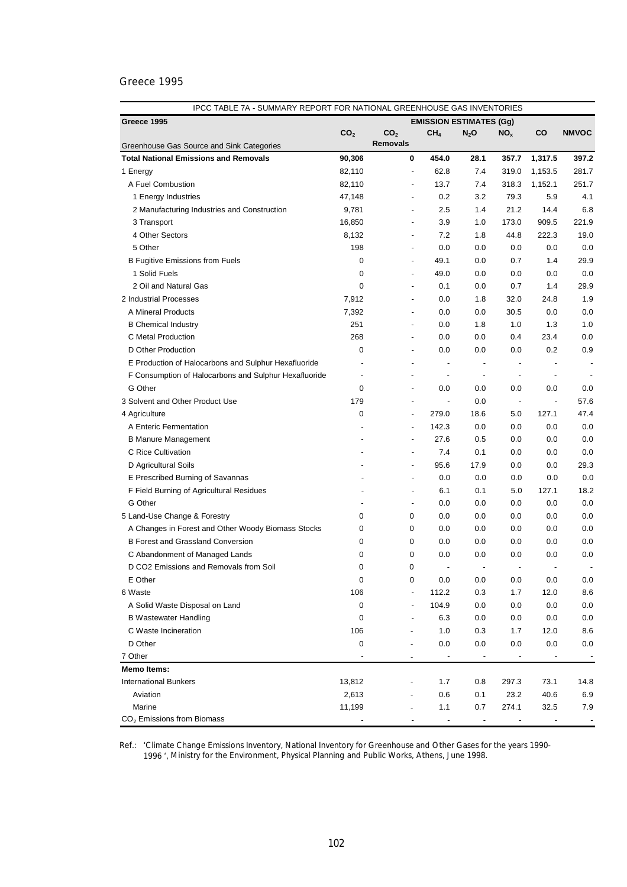Greece 1995

| IPCC TABLE 7A - SUMMARY REPORT FOR NATIONAL GREENHOUSE GAS INVENTORIES | | | | | | | |
|---|---|---|---|---|---|---|---|
| **Greece 1995** | **EMISSION ESTIMATES (Gg)** | | | | | | |
| Greenhouse Gas Source and Sink Categories | $CO_2$ | $CO_2$ Removals | $CH_4$ | $N_2O$ | $NO_x$ | CO | NMVOC |
| **Total National Emissions and Removals** | **90,306** | **0** | **454.0** | **28.1** | **357.7** | **1,317.5** | **397.2** |
| 1 Energy | 82,110 | - | 62.8 | 7.4 | 319.0 | 1,153.5 | 281.7 |
| A Fuel Combustion | 82,110 | - | 13.7 | 7.4 | 318.3 | 1,152.1 | 251.7 |
| 1 Energy Industries | 47,148 | - | 0.2 | 3.2 | 79.3 | 5.9 | 4.1 |
| 2 Manufacturing Industries and Construction | 9,781 | - | 2.5 | 1.4 | 21.2 | 14.4 | 6.8 |
| 3 Transport | 16,850 | - | 3.9 | 1.0 | 173.0 | 909.5 | 221.9 |
| 4 Other Sectors | 8,132 | - | 7.2 | 1.8 | 44.8 | 222.3 | 19.0 |
| 5 Other | 198 | - | 0.0 | 0.0 | 0.0 | 0.0 | 0.0 |
| B Fugitive Emissions from Fuels | 0 | - | 49.1 | 0.0 | 0.7 | 1.4 | 29.9 |
| 1 Solid Fuels | 0 | - | 49.0 | 0.0 | 0.0 | 0.0 | 0.0 |
| 2 Oil and Natural Gas | 0 | - | 0.1 | 0.0 | 0.7 | 1.4 | 29.9 |
| 2 Industrial Processes | 7,912 | - | 0.0 | 1.8 | 32.0 | 24.8 | 1.9 |
| A Mineral Products | 7,392 | - | 0.0 | 0.0 | 30.5 | 0.0 | 0.0 |
| B Chemical Industry | 251 | - | 0.0 | 1.8 | 1.0 | 1.3 | 1.0 |
| C Metal Production | 268 | - | 0.0 | 0.0 | 0.4 | 23.4 | 0.0 |
| D Other Production | 0 | - | 0.0 | 0.0 | 0.0 | 0.2 | 0.9 |
| E Production of Halocarbons and Sulphur Hexafluoride | - | - | - | - | - | - | - |
| F Consumption of Halocarbons and Sulphur Hexafluoride | - | - | - | - | - | - | - |
| G Other | 0 | - | 0.0 | 0.0 | 0.0 | 0.0 | 0.0 |
| 3 Solvent and Other Product Use | 179 | - | - | 0.0 | - | - | 57.6 |
| 4 Agriculture | 0 | - | 279.0 | 18.6 | 5.0 | 127.1 | 47.4 |
| A Enteric Fermentation | - | - | 142.3 | 0.0 | 0.0 | 0.0 | 0.0 |
| B Manure Management | - | - | 27.6 | 0.5 | 0.0 | 0.0 | 0.0 |
| C Rice Cultivation | - | - | 7.4 | 0.1 | 0.0 | 0.0 | 0.0 |
| D Agricultural Soils | - | - | 95.6 | 17.9 | 0.0 | 0.0 | 29.3 |
| E Prescribed Burning of Savannas | - | - | 0.0 | 0.0 | 0.0 | 0.0 | 0.0 |
| F Field Burning of Agricultural Residues | - | - | 6.1 | 0.1 | 5.0 | 127.1 | 18.2 |
| G Other | - | - | 0.0 | 0.0 | 0.0 | 0.0 | 0.0 |
| 5 Land-Use Change & Forestry | 0 | 0 | 0.0 | 0.0 | 0.0 | 0.0 | 0.0 |
| A Changes in Forest and Other Woody Biomass Stocks | 0 | 0 | 0.0 | 0.0 | 0.0 | 0.0 | 0.0 |
| B Forest and Grassland Conversion | 0 | 0 | 0.0 | 0.0 | 0.0 | 0.0 | 0.0 |
| C Abandonment of Managed Lands | 0 | 0 | 0.0 | 0.0 | 0.0 | 0.0 | 0.0 |
| D CO2 Emissions and Removals from Soil | 0 | 0 | - | - | - | - | - |
| E Other | 0 | 0 | 0.0 | 0.0 | 0.0 | 0.0 | 0.0 |
| 6 Waste | 106 | - | 112.2 | 0.3 | 1.7 | 12.0 | 8.6 |
| A Solid Waste Disposal on Land | 0 | - | 104.9 | 0.0 | 0.0 | 0.0 | 0.0 |
| B Wastewater Handling | 0 | - | 6.3 | 0.0 | 0.0 | 0.0 | 0.0 |
| C Waste Incineration | 106 | - | 1.0 | 0.3 | 1.7 | 12.0 | 8.6 |
| D Other | 0 | - | 0.0 | 0.0 | 0.0 | 0.0 | 0.0 |
| 7 Other | - | - | - | - | - | - | - |
| **Memo Items:** | | | | | | | |
| International Bunkers | 13,812 | - | 1.7 | 0.8 | 297.3 | 73.1 | 14.8 |
| Aviation | 2,613 | - | 0.6 | 0.1 | 23.2 | 40.6 | 6.9 |
| Marine | 11,199 | - | 1.1 | 0.7 | 274.1 | 32.5 | 7.9 |
| $CO_2$ Emissions from Biomass | - | - | - | - | - | - | - |

Ref.: 'Climate Change Emissions Inventory, National Inventory for Greenhouse and Other Gases for the years 1990-1996 ', Ministry for the Environment, Physical Planning and Public Works, Athens, June 1998.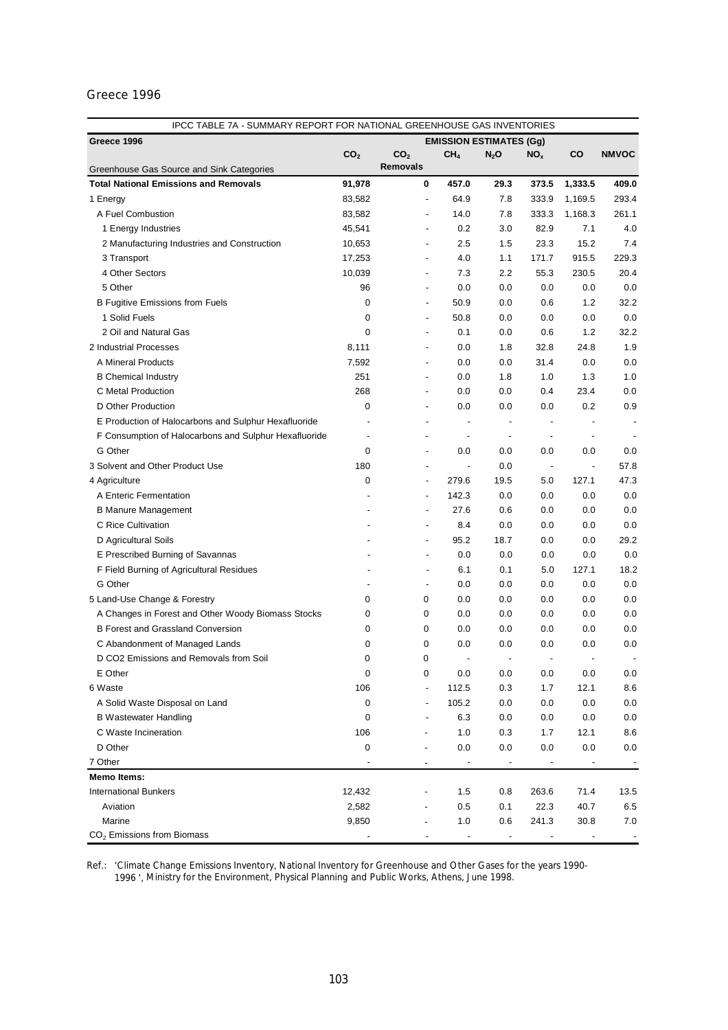Greece 1996

| IPCC TABLE 7A - SUMMARY REPORT FOR NATIONAL GREENHOUSE GAS INVENTORIES | | | | | | | |
|---|---|---|---|---|---|---|---|
| **Greece 1996** | **EMISSION ESTIMATES (Gg)** | | | | | | |
| Greenhouse Gas Source and Sink Categories | $CO_2$ | $CO_2$ Removals | $CH_4$ | $N_2O$ | $NO_x$ | CO | NMVOC |
| **Total National Emissions and Removals** | **91,978** | **0** | **457.0** | **29.3** | **373.5** | **1,333.5** | **409.0** |
| 1 Energy | 83,582 | - | 64.9 | 7.8 | 333.9 | 1,169.5 | 293.4 |
| A Fuel Combustion | 83,582 | - | 14.0 | 7.8 | 333.3 | 1,168.3 | 261.1 |
| 1 Energy Industries | 45,541 | - | 0.2 | 3.0 | 82.9 | 7.1 | 4.0 |
| 2 Manufacturing Industries and Construction | 10,653 | - | 2.5 | 1.5 | 23.3 | 15.2 | 7.4 |
| 3 Transport | 17,253 | - | 4.0 | 1.1 | 171.7 | 915.5 | 229.3 |
| 4 Other Sectors | 10,039 | - | 7.3 | 2.2 | 55.3 | 230.5 | 20.4 |
| 5 Other | 96 | - | 0.0 | 0.0 | 0.0 | 0.0 | 0.0 |
| B Fugitive Emissions from Fuels | 0 | - | 50.9 | 0.0 | 0.6 | 1.2 | 32.2 |
| 1 Solid Fuels | 0 | - | 50.8 | 0.0 | 0.0 | 0.0 | 0.0 |
| 2 Oil and Natural Gas | 0 | - | 0.1 | 0.0 | 0.6 | 1.2 | 32.2 |
| 2 Industrial Processes | 8,111 | - | 0.0 | 1.8 | 32.8 | 24.8 | 1.9 |
| A Mineral Products | 7,592 | - | 0.0 | 0.0 | 31.4 | 0.0 | 0.0 |
| B Chemical Industry | 251 | - | 0.0 | 1.8 | 1.0 | 1.3 | 1.0 |
| C Metal Production | 268 | - | 0.0 | 0.0 | 0.4 | 23.4 | 0.0 |
| D Other Production | 0 | - | 0.0 | 0.0 | 0.0 | 0.2 | 0.9 |
| E Production of Halocarbons and Sulphur Hexafluoride | - | - | - | - | - | - | - |
| F Consumption of Halocarbons and Sulphur Hexafluoride | - | - | - | - | - | - | - |
| G Other | 0 | - | 0.0 | 0.0 | 0.0 | 0.0 | 0.0 |
| 3 Solvent and Other Product Use | 180 | - | - | 0.0 | - | - | 57.8 |
| 4 Agriculture | 0 | - | 279.6 | 19.5 | 5.0 | 127.1 | 47.3 |
| A Enteric Fermentation | - | - | 142.3 | 0.0 | 0.0 | 0.0 | 0.0 |
| B Manure Management | - | - | 27.6 | 0.6 | 0.0 | 0.0 | 0.0 |
| C Rice Cultivation | - | - | 8.4 | 0.0 | 0.0 | 0.0 | 0.0 |
| D Agricultural Soils | - | - | 95.2 | 18.7 | 0.0 | 0.0 | 29.2 |
| E Prescribed Burning of Savannas | - | - | 0.0 | 0.0 | 0.0 | 0.0 | 0.0 |
| F Field Burning of Agricultural Residues | - | - | 6.1 | 0.1 | 5.0 | 127.1 | 18.2 |
| G Other | - | - | 0.0 | 0.0 | 0.0 | 0.0 | 0.0 |
| 5 Land-Use Change & Forestry | 0 | 0 | 0.0 | 0.0 | 0.0 | 0.0 | 0.0 |
| A Changes in Forest and Other Woody Biomass Stocks | 0 | 0 | 0.0 | 0.0 | 0.0 | 0.0 | 0.0 |
| B Forest and Grassland Conversion | 0 | 0 | 0.0 | 0.0 | 0.0 | 0.0 | 0.0 |
| C Abandonment of Managed Lands | 0 | 0 | 0.0 | 0.0 | 0.0 | 0.0 | 0.0 |
| D CO2 Emissions and Removals from Soil | 0 | 0 | - | - | - | - | - |
| E Other | 0 | 0 | 0.0 | 0.0 | 0.0 | 0.0 | 0.0 |
| 6 Waste | 106 | - | 112.5 | 0.3 | 1.7 | 12.1 | 8.6 |
| A Solid Waste Disposal on Land | 0 | - | 105.2 | 0.0 | 0.0 | 0.0 | 0.0 |
| B Wastewater Handling | 0 | - | 6.3 | 0.0 | 0.0 | 0.0 | 0.0 |
| C Waste Incineration | 106 | - | 1.0 | 0.3 | 1.7 | 12.1 | 8.6 |
| D Other | 0 | - | 0.0 | 0.0 | 0.0 | 0.0 | 0.0 |
| 7 Other | - | - | - | - | - | - | - |
| **Memo Items:** | | | | | | | |
| International Bunkers | 12,432 | - | 1.5 | 0.8 | 263.6 | 71.4 | 13.5 |
| Aviation | 2,582 | - | 0.5 | 0.1 | 22.3 | 40.7 | 6.5 |
| Marine | 9,850 | - | 1.0 | 0.6 | 241.3 | 30.8 | 7.0 |
| $CO_2$ Emissions from Biomass | - | - | - | - | - | - | - |

Ref.: 'Climate Change Emissions Inventory, National Inventory for Greenhouse and Other Gases for the years 1990-1996 ', Ministry for the Environment, Physical Planning and Public Works, Athens, June 1998.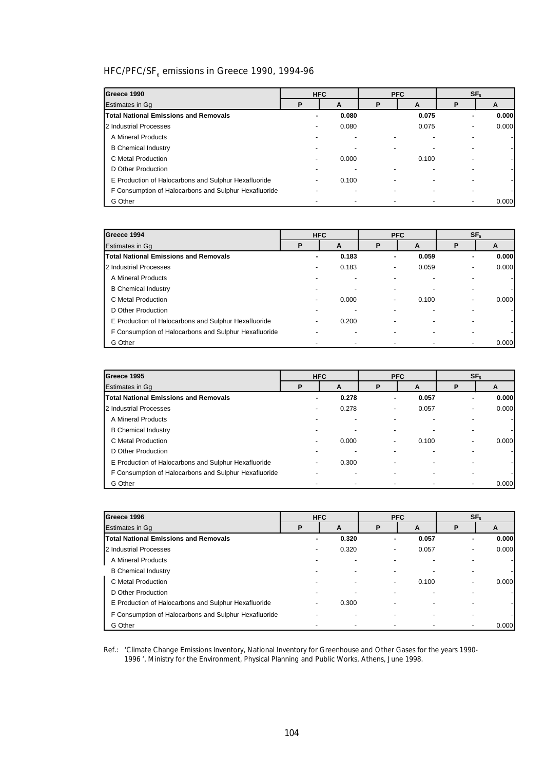## HFC/PFC/$SF_6$ emissions in Greece 1990, 1994-96

| Greece 1990 | HFC | | PFC | | $SF_6$ | |
|---|---|---|---|---|---|---|
| Estimates in Gg | P | A | P | A | P | A |
| **Total National Emissions and Removals** | **-** | **0.080** | | **0.075** | **-** | **0.000** |
| 2 Industrial Processes | - | 0.080 | | 0.075 | - | 0.000 |
| A Mineral Products | - | - | - | - | - | - |
| B Chemical Industry | - | - | - | - | - | - |
| C Metal Production | - | 0.000 | | 0.100 | - | - |
| D Other Production | - | - | - | - | - | - |
| E Production of Halocarbons and Sulphur Hexafluoride | - | 0.100 | - | - | - | - |
| F Consumption of Halocarbons and Sulphur Hexafluoride | - | - | - | - | - | - |
| G Other | - | - | - | - | - | 0.000 |

| Greece 1994 | HFC | | PFC | | $SF_6$ | |
|---|---|---|---|---|---|---|
| Estimates in Gg | P | A | P | A | P | A |
| **Total National Emissions and Removals** | **-** | **0.183** | **-** | **0.059** | **-** | **0.000** |
| 2 Industrial Processes | - | 0.183 | - | 0.059 | - | 0.000 |
| A Mineral Products | - | - | - | - | - | - |
| B Chemical Industry | - | - | - | - | - | - |
| C Metal Production | - | 0.000 | - | 0.100 | - | 0.000 |
| D Other Production | - | - | - | - | - | - |
| E Production of Halocarbons and Sulphur Hexafluoride | - | 0.200 | - | - | - | - |
| F Consumption of Halocarbons and Sulphur Hexafluoride | - | - | - | - | - | - |
| G Other | - | - | - | - | - | 0.000 |

| Greece 1995 | HFC | | PFC | | $SF_6$ | |
|---|---|---|---|---|---|---|
| Estimates in Gg | P | A | P | A | P | A |
| **Total National Emissions and Removals** | **-** | **0.278** | **-** | **0.057** | **-** | **0.000** |
| 2 Industrial Processes | - | 0.278 | - | 0.057 | - | 0.000 |
| A Mineral Products | - | - | - | - | - | - |
| B Chemical Industry | - | - | - | - | - | - |
| C Metal Production | - | 0.000 | - | 0.100 | - | 0.000 |
| D Other Production | - | - | - | - | - | - |
| E Production of Halocarbons and Sulphur Hexafluoride | - | 0.300 | - | - | - | - |
| F Consumption of Halocarbons and Sulphur Hexafluoride | - | - | - | - | - | - |
| G Other | - | - | - | - | - | 0.000 |

| Greece 1996 | HFC | | PFC | | $SF_6$ | |
|---|---|---|---|---|---|---|
| Estimates in Gg | P | A | P | A | P | A |
| **Total National Emissions and Removals** | **-** | **0.320** | **-** | **0.057** | **-** | **0.000** |
| 2 Industrial Processes | - | 0.320 | - | 0.057 | - | 0.000 |
| A Mineral Products | - | - | - | - | - | - |
| B Chemical Industry | - | - | - | - | - | - |
| C Metal Production | - | - | - | 0.100 | - | 0.000 |
| D Other Production | - | - | - | - | - | - |
| E Production of Halocarbons and Sulphur Hexafluoride | - | 0.300 | - | - | - | - |
| F Consumption of Halocarbons and Sulphur Hexafluoride | - | - | - | - | - | - |
| G Other | - | - | - | - | - | 0.000 |

Ref.: 'Climate Change Emissions Inventory, National Inventory for Greenhouse and Other Gases for the years 1990-1996 ', Ministry for the Environment, Physical Planning and Public Works, Athens, June 1998.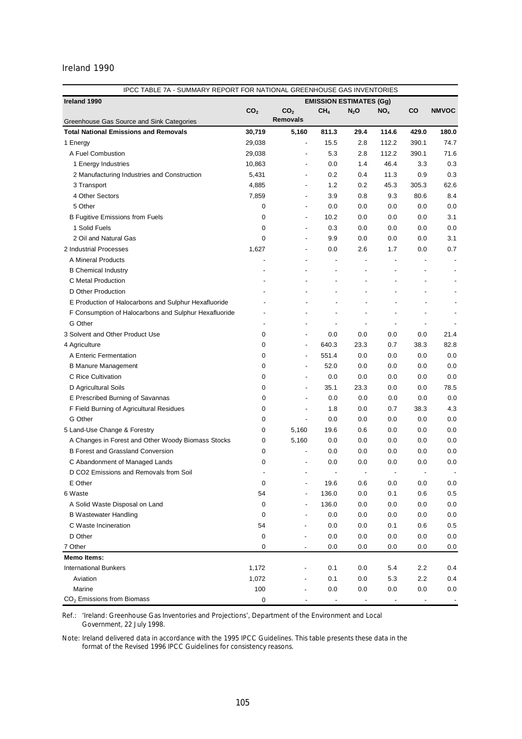Ireland 1990

| IPCC TABLE 7A - SUMMARY REPORT FOR NATIONAL GREENHOUSE GAS INVENTORIES | | | | | | | |
|---|---|---|---|---|---|---|---|
| **Ireland 1990** | **EMISSION ESTIMATES (Gg)** | | | | | | |
| Greenhouse Gas Source and Sink Categories | $CO_2$ | $CO_2$ Removals | $CH_4$ | $N_2O$ | $NO_x$ | CO | NMVOC |
| **Total National Emissions and Removals** | **30,719** | **5,160** | **811.3** | **29.4** | **114.6** | **429.0** | **180.0** |
| 1 Energy | 29,038 | - | 15.5 | 2.8 | 112.2 | 390.1 | 74.7 |
| A Fuel Combustion | 29,038 | - | 5.3 | 2.8 | 112.2 | 390.1 | 71.6 |
| 1 Energy Industries | 10,863 | - | 0.0 | 1.4 | 46.4 | 3.3 | 0.3 |
| 2 Manufacturing Industries and Construction | 5,431 | - | 0.2 | 0.4 | 11.3 | 0.9 | 0.3 |
| 3 Transport | 4,885 | - | 1.2 | 0.2 | 45.3 | 305.3 | 62.6 |
| 4 Other Sectors | 7,859 | - | 3.9 | 0.8 | 9.3 | 80.6 | 8.4 |
| 5 Other | 0 | - | 0.0 | 0.0 | 0.0 | 0.0 | 0.0 |
| B Fugitive Emissions from Fuels | 0 | - | 10.2 | 0.0 | 0.0 | 0.0 | 3.1 |
| 1 Solid Fuels | 0 | - | 0.3 | 0.0 | 0.0 | 0.0 | 0.0 |
| 2 Oil and Natural Gas | 0 | - | 9.9 | 0.0 | 0.0 | 0.0 | 3.1 |
| 2 Industrial Processes | 1,627 | - | 0.0 | 2.6 | 1.7 | 0.0 | 0.7 |
| A Mineral Products | - | - | - | - | - | - | - |
| B Chemical Industry | - | - | - | - | - | - | - |
| C Metal Production | - | - | - | - | - | - | - |
| D Other Production | - | - | - | - | - | - | - |
| E Production of Halocarbons and Sulphur Hexafluoride | - | - | - | - | - | - | - |
| F Consumption of Halocarbons and Sulphur Hexafluoride | - | - | - | - | - | - | - |
| G Other | - | - | - | - | - | - | - |
| 3 Solvent and Other Product Use | 0 | - | 0.0 | 0.0 | 0.0 | 0.0 | 21.4 |
| 4 Agriculture | 0 | - | 640.3 | 23.3 | 0.7 | 38.3 | 82.8 |
| A Enteric Fermentation | 0 | - | 551.4 | 0.0 | 0.0 | 0.0 | 0.0 |
| B Manure Management | 0 | - | 52.0 | 0.0 | 0.0 | 0.0 | 0.0 |
| C Rice Cultivation | 0 | - | 0.0 | 0.0 | 0.0 | 0.0 | 0.0 |
| D Agricultural Soils | 0 | - | 35.1 | 23.3 | 0.0 | 0.0 | 78.5 |
| E Prescribed Burning of Savannas | 0 | - | 0.0 | 0.0 | 0.0 | 0.0 | 0.0 |
| F Field Burning of Agricultural Residues | 0 | - | 1.8 | 0.0 | 0.7 | 38.3 | 4.3 |
| G Other | 0 | - | 0.0 | 0.0 | 0.0 | 0.0 | 0.0 |
| 5 Land-Use Change & Forestry | 0 | 5,160 | 19.6 | 0.6 | 0.0 | 0.0 | 0.0 |
| A Changes in Forest and Other Woody Biomass Stocks | 0 | 5,160 | 0.0 | 0.0 | 0.0 | 0.0 | 0.0 |
| B Forest and Grassland Conversion | 0 | - | 0.0 | 0.0 | 0.0 | 0.0 | 0.0 |
| C Abandonment of Managed Lands | 0 | - | 0.0 | 0.0 | 0.0 | 0.0 | 0.0 |
| D CO2 Emissions and Removals from Soil | - | - | - | - | - | - | - |
| E Other | 0 | - | 19.6 | 0.6 | 0.0 | 0.0 | 0.0 |
| 6 Waste | 54 | - | 136.0 | 0.0 | 0.1 | 0.6 | 0.5 |
| A Solid Waste Disposal on Land | 0 | - | 136.0 | 0.0 | 0.0 | 0.0 | 0.0 |
| B Wastewater Handling | 0 | - | 0.0 | 0.0 | 0.0 | 0.0 | 0.0 |
| C Waste Incineration | 54 | - | 0.0 | 0.0 | 0.1 | 0.6 | 0.5 |
| D Other | 0 | - | 0.0 | 0.0 | 0.0 | 0.0 | 0.0 |
| 7 Other | 0 | - | 0.0 | 0.0 | 0.0 | 0.0 | 0.0 |
| **Memo Items:** | | | | | | | |
| International Bunkers | 1,172 | - | 0.1 | 0.0 | 5.4 | 2.2 | 0.4 |
| Aviation | 1,072 | - | 0.1 | 0.0 | 5.3 | 2.2 | 0.4 |
| Marine | 100 | - | 0.0 | 0.0 | 0.0 | 0.0 | 0.0 |
| $CO_2$ Emissions from Biomass | 0 | - | - | - | - | - | - |

Ref.: 'Ireland: Greenhouse Gas Inventories and Projections', Department of the Environment and Local Government, 22 July 1998.

Note: Ireland delivered data in accordance with the 1995 IPCC Guidelines. This table presents these data in the format of the Revised 1996 IPCC Guidelines for consistency reasons.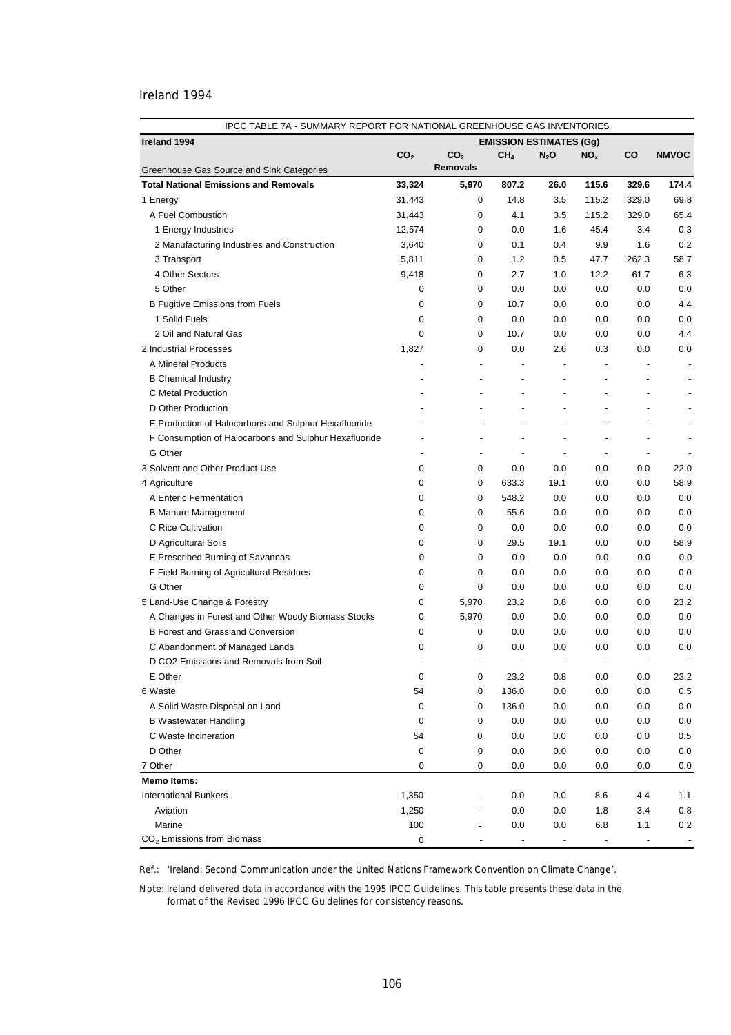Ireland 1994

| IPCC TABLE 7A - SUMMARY REPORT FOR NATIONAL GREENHOUSE GAS INVENTORIES | | | | | | | |
|---|---|---|---|---|---|---|---|
| **Ireland 1994** | **EMISSION ESTIMATES (Gg)** | | | | | | |
| Greenhouse Gas Source and Sink Categories | $CO_2$ | $CO_2$ Removals | $CH_4$ | $N_2O$ | $NO_x$ | CO | NMVOC |
| **Total National Emissions and Removals** | **33,324** | **5,970** | **807.2** | **26.0** | **115.6** | **329.6** | **174.4** |
| 1 Energy | 31,443 | 0 | 14.8 | 3.5 | 115.2 | 329.0 | 69.8 |
| A Fuel Combustion | 31,443 | 0 | 4.1 | 3.5 | 115.2 | 329.0 | 65.4 |
| 1 Energy Industries | 12,574 | 0 | 0.0 | 1.6 | 45.4 | 3.4 | 0.3 |
| 2 Manufacturing Industries and Construction | 3,640 | 0 | 0.1 | 0.4 | 9.9 | 1.6 | 0.2 |
| 3 Transport | 5,811 | 0 | 1.2 | 0.5 | 47.7 | 262.3 | 58.7 |
| 4 Other Sectors | 9,418 | 0 | 2.7 | 1.0 | 12.2 | 61.7 | 6.3 |
| 5 Other | 0 | 0 | 0.0 | 0.0 | 0.0 | 0.0 | 0.0 |
| B Fugitive Emissions from Fuels | 0 | 0 | 10.7 | 0.0 | 0.0 | 0.0 | 4.4 |
| 1 Solid Fuels | 0 | 0 | 0.0 | 0.0 | 0.0 | 0.0 | 0.0 |
| 2 Oil and Natural Gas | 0 | 0 | 10.7 | 0.0 | 0.0 | 0.0 | 4.4 |
| 2 Industrial Processes | 1,827 | 0 | 0.0 | 2.6 | 0.3 | 0.0 | 0.0 |
| A Mineral Products | - | - | - | - | - | - | - |
| B Chemical Industry | - | - | - | - | - | - | - |
| C Metal Production | - | - | - | - | - | - | - |
| D Other Production | - | - | - | - | - | - | - |
| E Production of Halocarbons and Sulphur Hexafluoride | - | - | - | - | - | - | - |
| F Consumption of Halocarbons and Sulphur Hexafluoride | - | - | - | - | - | - | - |
| G Other | - | - | - | - | - | - | - |
| 3 Solvent and Other Product Use | 0 | 0 | 0.0 | 0.0 | 0.0 | 0.0 | 22.0 |
| 4 Agriculture | 0 | 0 | 633.3 | 19.1 | 0.0 | 0.0 | 58.9 |
| A Enteric Fermentation | 0 | 0 | 548.2 | 0.0 | 0.0 | 0.0 | 0.0 |
| B Manure Management | 0 | 0 | 55.6 | 0.0 | 0.0 | 0.0 | 0.0 |
| C Rice Cultivation | 0 | 0 | 0.0 | 0.0 | 0.0 | 0.0 | 0.0 |
| D Agricultural Soils | 0 | 0 | 29.5 | 19.1 | 0.0 | 0.0 | 58.9 |
| E Prescribed Burning of Savannas | 0 | 0 | 0.0 | 0.0 | 0.0 | 0.0 | 0.0 |
| F Field Burning of Agricultural Residues | 0 | 0 | 0.0 | 0.0 | 0.0 | 0.0 | 0.0 |
| G Other | 0 | 0 | 0.0 | 0.0 | 0.0 | 0.0 | 0.0 |
| 5 Land-Use Change & Forestry | 0 | 5,970 | 23.2 | 0.8 | 0.0 | 0.0 | 23.2 |
| A Changes in Forest and Other Woody Biomass Stocks | 0 | 5,970 | 0.0 | 0.0 | 0.0 | 0.0 | 0.0 |
| B Forest and Grassland Conversion | 0 | 0 | 0.0 | 0.0 | 0.0 | 0.0 | 0.0 |
| C Abandonment of Managed Lands | 0 | 0 | 0.0 | 0.0 | 0.0 | 0.0 | 0.0 |
| D CO2 Emissions and Removals from Soil | - | - | - | - | - | - | - |
| E Other | 0 | 0 | 23.2 | 0.8 | 0.0 | 0.0 | 23.2 |
| 6 Waste | 54 | 0 | 136.0 | 0.0 | 0.0 | 0.0 | 0.5 |
| A Solid Waste Disposal on Land | 0 | 0 | 136.0 | 0.0 | 0.0 | 0.0 | 0.0 |
| B Wastewater Handling | 0 | 0 | 0.0 | 0.0 | 0.0 | 0.0 | 0.0 |
| C Waste Incineration | 54 | 0 | 0.0 | 0.0 | 0.0 | 0.0 | 0.5 |
| D Other | 0 | 0 | 0.0 | 0.0 | 0.0 | 0.0 | 0.0 |
| 7 Other | 0 | 0 | 0.0 | 0.0 | 0.0 | 0.0 | 0.0 |
| **Memo Items:** | | | | | | | |
| International Bunkers | 1,350 | - | 0.0 | 0.0 | 8.6 | 4.4 | 1.1 |
| Aviation | 1,250 | - | 0.0 | 0.0 | 1.8 | 3.4 | 0.8 |
| Marine | 100 | - | 0.0 | 0.0 | 6.8 | 1.1 | 0.2 |
| $CO_2$ Emissions from Biomass | 0 | - | - | - | - | - | - |

Ref.: 'Ireland: Second Communication under the United Nations Framework Convention on Climate Change'.

Note: Ireland delivered data in accordance with the 1995 IPCC Guidelines. This table presents these data in the format of the Revised 1996 IPCC Guidelines for consistency reasons.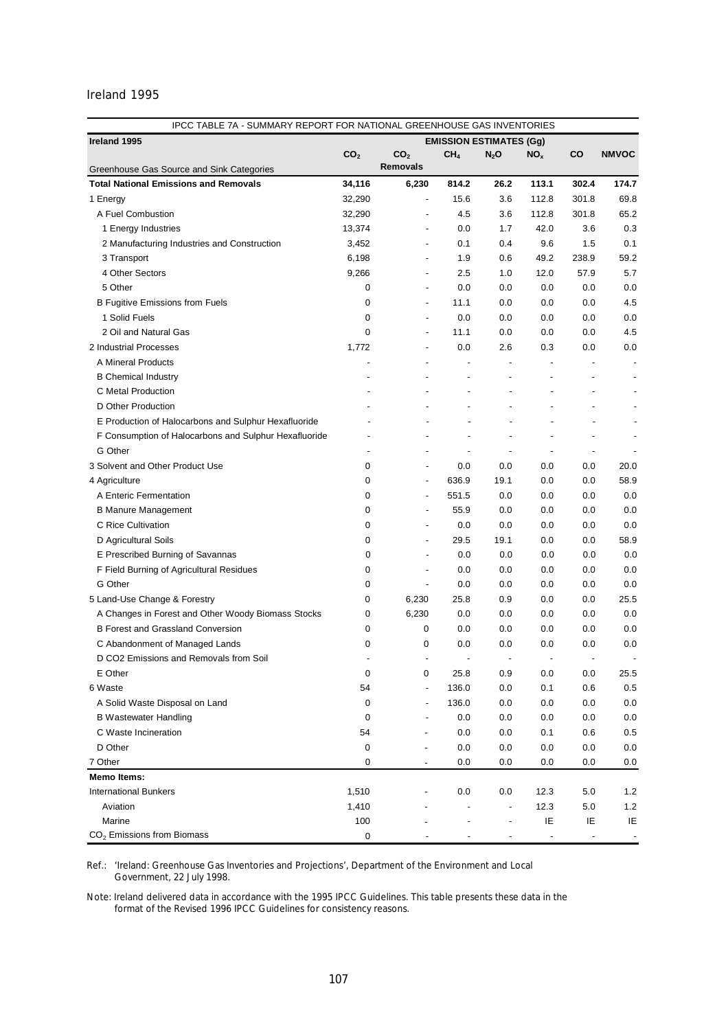Ireland 1995

| IPCC TABLE 7A - SUMMARY REPORT FOR NATIONAL GREENHOUSE GAS INVENTORIES | | | | | | | |
|---|---|---|---|---|---|---|---|
| **Ireland 1995** | **EMISSION ESTIMATES (Gg)** | | | | | | |
| Greenhouse Gas Source and Sink Categories | $CO_2$ | $CO_2$ Removals | $CH_4$ | $N_2O$ | $NO_x$ | CO | NMVOC |
| **Total National Emissions and Removals** | **34,116** | **6,230** | **814.2** | **26.2** | **113.1** | **302.4** | **174.7** |
| 1 Energy | 32,290 | - | 15.6 | 3.6 | 112.8 | 301.8 | 69.8 |
| A Fuel Combustion | 32,290 | - | 4.5 | 3.6 | 112.8 | 301.8 | 65.2 |
| 1 Energy Industries | 13,374 | - | 0.0 | 1.7 | 42.0 | 3.6 | 0.3 |
| 2 Manufacturing Industries and Construction | 3,452 | - | 0.1 | 0.4 | 9.6 | 1.5 | 0.1 |
| 3 Transport | 6,198 | - | 1.9 | 0.6 | 49.2 | 238.9 | 59.2 |
| 4 Other Sectors | 9,266 | - | 2.5 | 1.0 | 12.0 | 57.9 | 5.7 |
| 5 Other | 0 | - | 0.0 | 0.0 | 0.0 | 0.0 | 0.0 |
| B Fugitive Emissions from Fuels | 0 | - | 11.1 | 0.0 | 0.0 | 0.0 | 4.5 |
| 1 Solid Fuels | 0 | - | 0.0 | 0.0 | 0.0 | 0.0 | 0.0 |
| 2 Oil and Natural Gas | 0 | - | 11.1 | 0.0 | 0.0 | 0.0 | 4.5 |
| 2 Industrial Processes | 1,772 | - | 0.0 | 2.6 | 0.3 | 0.0 | 0.0 |
| A Mineral Products | - | - | - | - | - | - | - |
| B Chemical Industry | - | - | - | - | - | - | - |
| C Metal Production | - | - | - | - | - | - | - |
| D Other Production | - | - | - | - | - | - | - |
| E Production of Halocarbons and Sulphur Hexafluoride | - | - | - | - | - | - | - |
| F Consumption of Halocarbons and Sulphur Hexafluoride | - | - | - | - | - | - | - |
| G Other | - | - | - | - | - | - | - |
| 3 Solvent and Other Product Use | 0 | - | 0.0 | 0.0 | 0.0 | 0.0 | 20.0 |
| 4 Agriculture | 0 | - | 636.9 | 19.1 | 0.0 | 0.0 | 58.9 |
| A Enteric Fermentation | 0 | - | 551.5 | 0.0 | 0.0 | 0.0 | 0.0 |
| B Manure Management | 0 | - | 55.9 | 0.0 | 0.0 | 0.0 | 0.0 |
| C Rice Cultivation | 0 | - | 0.0 | 0.0 | 0.0 | 0.0 | 0.0 |
| D Agricultural Soils | 0 | - | 29.5 | 19.1 | 0.0 | 0.0 | 58.9 |
| E Prescribed Burning of Savannas | 0 | - | 0.0 | 0.0 | 0.0 | 0.0 | 0.0 |
| F Field Burning of Agricultural Residues | 0 | - | 0.0 | 0.0 | 0.0 | 0.0 | 0.0 |
| G Other | 0 | - | 0.0 | 0.0 | 0.0 | 0.0 | 0.0 |
| 5 Land-Use Change & Forestry | 0 | 6,230 | 25.8 | 0.9 | 0.0 | 0.0 | 25.5 |
| A Changes in Forest and Other Woody Biomass Stocks | 0 | 6,230 | 0.0 | 0.0 | 0.0 | 0.0 | 0.0 |
| B Forest and Grassland Conversion | 0 | 0 | 0.0 | 0.0 | 0.0 | 0.0 | 0.0 |
| C Abandonment of Managed Lands | 0 | 0 | 0.0 | 0.0 | 0.0 | 0.0 | 0.0 |
| D CO2 Emissions and Removals from Soil | - | - | - | - | - | - | - |
| E Other | 0 | 0 | 25.8 | 0.9 | 0.0 | 0.0 | 25.5 |
| 6 Waste | 54 | - | 136.0 | 0.0 | 0.1 | 0.6 | 0.5 |
| A Solid Waste Disposal on Land | 0 | - | 136.0 | 0.0 | 0.0 | 0.0 | 0.0 |
| B Wastewater Handling | 0 | - | 0.0 | 0.0 | 0.0 | 0.0 | 0.0 |
| C Waste Incineration | 54 | - | 0.0 | 0.0 | 0.1 | 0.6 | 0.5 |
| D Other | 0 | - | 0.0 | 0.0 | 0.0 | 0.0 | 0.0 |
| 7 Other | 0 | - | 0.0 | 0.0 | 0.0 | 0.0 | 0.0 |
| **Memo Items:** | | | | | | | |
| International Bunkers | 1,510 | - | 0.0 | 0.0 | 12.3 | 5.0 | 1.2 |
| Aviation | 1,410 | - | - | - | 12.3 | 5.0 | 1.2 |
| Marine | 100 | - | - | - | IE | IE | IE |
| $CO_2$ Emissions from Biomass | 0 | - | - | - | - | - | - |

Ref.: 'Ireland: Greenhouse Gas Inventories and Projections', Department of the Environment and Local Government, 22 July 1998.

Note: Ireland delivered data in accordance with the 1995 IPCC Guidelines. This table presents these data in the format of the Revised 1996 IPCC Guidelines for consistency reasons.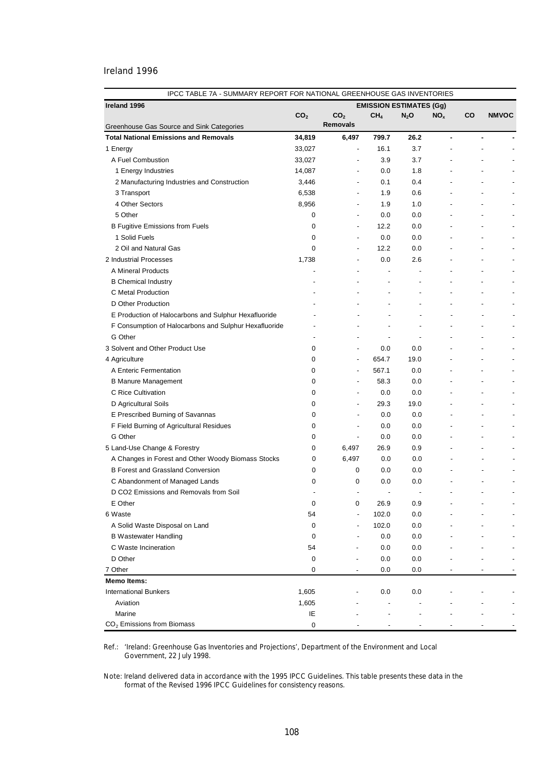Ireland 1996

| IPCC TABLE 7A - SUMMARY REPORT FOR NATIONAL GREENHOUSE GAS INVENTORIES | | | | | | | |
|---|---|---|---|---|---|---|---|
| **Ireland 1996** | **EMISSION ESTIMATES (Gg)** | | | | | | |
| Greenhouse Gas Source and Sink Categories | $CO_2$ | $CO_2$ **Removals** | $CH_4$ | $N_2O$ | $NO_x$ | **CO** | **NMVOC** |
| **Total National Emissions and Removals** | **34,819** | **6,497** | **799.7** | **26.2** | **-** | **-** | **-** |
| 1 Energy | 33,027 | - | 16.1 | 3.7 | - | - | - |
| A Fuel Combustion | 33,027 | - | 3.9 | 3.7 | - | - | - |
| 1 Energy Industries | 14,087 | - | 0.0 | 1.8 | - | - | - |
| 2 Manufacturing Industries and Construction | 3,446 | - | 0.1 | 0.4 | - | - | - |
| 3 Transport | 6,538 | - | 1.9 | 0.6 | - | - | - |
| 4 Other Sectors | 8,956 | - | 1.9 | 1.0 | - | - | - |
| 5 Other | 0 | - | 0.0 | 0.0 | - | - | - |
| B Fugitive Emissions from Fuels | 0 | - | 12.2 | 0.0 | - | - | - |
| 1 Solid Fuels | 0 | - | 0.0 | 0.0 | - | - | - |
| 2 Oil and Natural Gas | 0 | - | 12.2 | 0.0 | - | - | - |
| 2 Industrial Processes | 1,738 | - | 0.0 | 2.6 | - | - | - |
| A Mineral Products | - | - | - | - | - | - | - |
| B Chemical Industry | - | - | - | - | - | - | - |
| C Metal Production | - | - | - | - | - | - | - |
| D Other Production | - | - | - | - | - | - | - |
| E Production of Halocarbons and Sulphur Hexafluoride | - | - | - | - | - | - | - |
| F Consumption of Halocarbons and Sulphur Hexafluoride | - | - | - | - | - | - | - |
| G Other | - | - | - | - | - | - | - |
| 3 Solvent and Other Product Use | 0 | - | 0.0 | 0.0 | - | - | - |
| 4 Agriculture | 0 | - | 654.7 | 19.0 | - | - | - |
| A Enteric Fermentation | 0 | - | 567.1 | 0.0 | - | - | - |
| B Manure Management | 0 | - | 58.3 | 0.0 | - | - | - |
| C Rice Cultivation | 0 | - | 0.0 | 0.0 | - | - | - |
| D Agricultural Soils | 0 | - | 29.3 | 19.0 | - | - | - |
| E Prescribed Burning of Savannas | 0 | - | 0.0 | 0.0 | - | - | - |
| F Field Burning of Agricultural Residues | 0 | - | 0.0 | 0.0 | - | - | - |
| G Other | 0 | - | 0.0 | 0.0 | - | - | - |
| 5 Land-Use Change & Forestry | 0 | 6,497 | 26.9 | 0.9 | - | - | - |
| A Changes in Forest and Other Woody Biomass Stocks | 0 | 6,497 | 0.0 | 0.0 | - | - | - |
| B Forest and Grassland Conversion | 0 | 0 | 0.0 | 0.0 | - | - | - |
| C Abandonment of Managed Lands | 0 | 0 | 0.0 | 0.0 | - | - | - |
| D CO2 Emissions and Removals from Soil | - | - | - | - | - | - | - |
| E Other | 0 | 0 | 26.9 | 0.9 | - | - | - |
| 6 Waste | 54 | - | 102.0 | 0.0 | - | - | - |
| A Solid Waste Disposal on Land | 0 | - | 102.0 | 0.0 | - | - | - |
| B Wastewater Handling | 0 | - | 0.0 | 0.0 | - | - | - |
| C Waste Incineration | 54 | - | 0.0 | 0.0 | - | - | - |
| D Other | 0 | - | 0.0 | 0.0 | - | - | - |
| 7 Other | 0 | - | 0.0 | 0.0 | - | - | - |
| **Memo Items:** | | | | | | | |
| International Bunkers | 1,605 | - | 0.0 | 0.0 | - | - | - |
| Aviation | 1,605 | - | - | - | - | - | - |
| Marine | IE | - | - | - | - | - | - |
| $CO_2$ Emissions from Biomass | 0 | - | - | - | - | - | - |

Ref.: 'Ireland: Greenhouse Gas Inventories and Projections', Department of the Environment and Local Government, 22 July 1998.

Note: Ireland delivered data in accordance with the 1995 IPCC Guidelines. This table presents these data in the format of the Revised 1996 IPCC Guidelines for consistency reasons.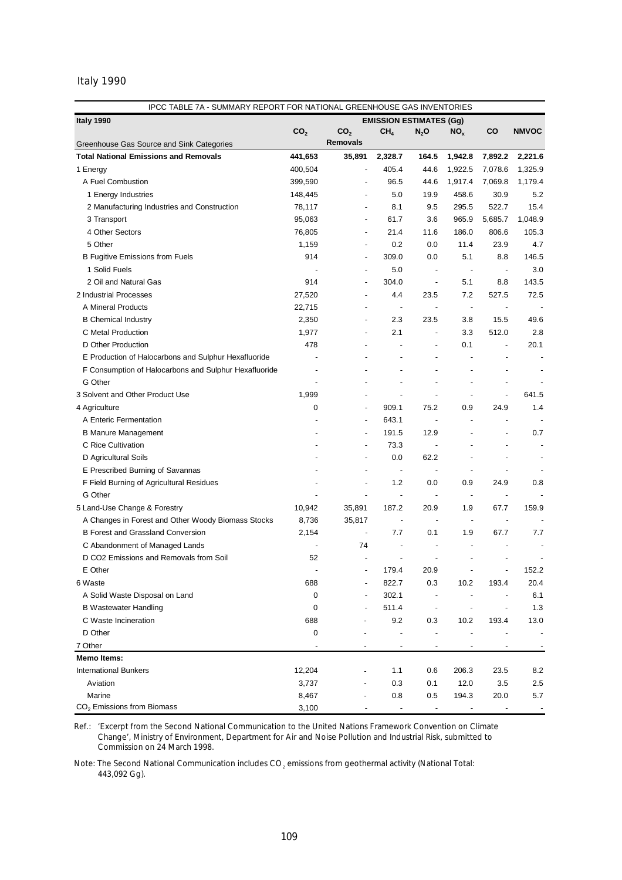Italy 1990

| IPCC TABLE 7A - SUMMARY REPORT FOR NATIONAL GREENHOUSE GAS INVENTORIES | | | | | | | |
|---|---|---|---|---|---|---|---|
| **Italy 1990** | **EMISSION ESTIMATES (Gg)** | | | | | | |
| Greenhouse Gas Source and Sink Categories | $CO_2$ | $CO_2$ **Removals** | $CH_4$ | $N_2O$ | $NO_x$ | **CO** | **NMVOC** |
| **Total National Emissions and Removals** | **441,653** | **35,891** | **2,328.7** | **164.5** | **1,942.8** | **7,892.2** | **2,221.6** |
| 1 Energy | 400,504 | - | 405.4 | 44.6 | 1,922.5 | 7,078.6 | 1,325.9 |
| A Fuel Combustion | 399,590 | - | 96.5 | 44.6 | 1,917.4 | 7,069.8 | 1,179.4 |
| 1 Energy Industries | 148,445 | - | 5.0 | 19.9 | 458.6 | 30.9 | 5.2 |
| 2 Manufacturing Industries and Construction | 78,117 | - | 8.1 | 9.5 | 295.5 | 522.7 | 15.4 |
| 3 Transport | 95,063 | - | 61.7 | 3.6 | 965.9 | 5,685.7 | 1,048.9 |
| 4 Other Sectors | 76,805 | - | 21.4 | 11.6 | 186.0 | 806.6 | 105.3 |
| 5 Other | 1,159 | - | 0.2 | 0.0 | 11.4 | 23.9 | 4.7 |
| B Fugitive Emissions from Fuels | 914 | - | 309.0 | 0.0 | 5.1 | 8.8 | 146.5 |
| 1 Solid Fuels | - | - | 5.0 | - | - | - | 3.0 |
| 2 Oil and Natural Gas | 914 | - | 304.0 | - | 5.1 | 8.8 | 143.5 |
| 2 Industrial Processes | 27,520 | - | 4.4 | 23.5 | 7.2 | 527.5 | 72.5 |
| A Mineral Products | 22,715 | - | - | - | - | - | - |
| B Chemical Industry | 2,350 | - | 2.3 | 23.5 | 3.8 | 15.5 | 49.6 |
| C Metal Production | 1,977 | - | 2.1 | - | 3.3 | 512.0 | 2.8 |
| D Other Production | 478 | - | - | - | 0.1 | - | 20.1 |
| E Production of Halocarbons and Sulphur Hexafluoride | - | - | - | - | - | - | - |
| F Consumption of Halocarbons and Sulphur Hexafluoride | - | - | - | - | - | - | - |
| G Other | - | - | - | - | - | - | - |
| 3 Solvent and Other Product Use | 1,999 | - | - | - | - | - | 641.5 |
| 4 Agriculture | 0 | - | 909.1 | 75.2 | 0.9 | 24.9 | 1.4 |
| A Enteric Fermentation | - | - | 643.1 | - | - | - | - |
| B Manure Management | - | - | 191.5 | 12.9 | - | - | 0.7 |
| C Rice Cultivation | - | - | 73.3 | - | - | - | - |
| D Agricultural Soils | - | - | 0.0 | 62.2 | - | - | - |
| E Prescribed Burning of Savannas | - | - | - | - | - | - | - |
| F Field Burning of Agricultural Residues | - | - | 1.2 | 0.0 | 0.9 | 24.9 | 0.8 |
| G Other | - | - | - | - | - | - | - |
| 5 Land-Use Change & Forestry | 10,942 | 35,891 | 187.2 | 20.9 | 1.9 | 67.7 | 159.9 |
| A Changes in Forest and Other Woody Biomass Stocks | 8,736 | 35,817 | - | - | - | - | - |
| B Forest and Grassland Conversion | 2,154 | - | 7.7 | 0.1 | 1.9 | 67.7 | 7.7 |
| C Abandonment of Managed Lands | - | 74 | - | - | - | - | - |
| D CO2 Emissions and Removals from Soil | 52 | - | - | - | - | - | - |
| E Other | - | - | 179.4 | 20.9 | - | - | 152.2 |
| 6 Waste | 688 | - | 822.7 | 0.3 | 10.2 | 193.4 | 20.4 |
| A Solid Waste Disposal on Land | 0 | - | 302.1 | - | - | - | 6.1 |
| B Wastewater Handling | 0 | - | 511.4 | - | - | - | 1.3 |
| C Waste Incineration | 688 | - | 9.2 | 0.3 | 10.2 | 193.4 | 13.0 |
| D Other | 0 | - | - | - | - | - | - |
| 7 Other | - | - | - | - | - | - | - |
| **Memo Items:** | | | | | | | |
| International Bunkers | 12,204 | - | 1.1 | 0.6 | 206.3 | 23.5 | 8.2 |
| Aviation | 3,737 | - | 0.3 | 0.1 | 12.0 | 3.5 | 2.5 |
| Marine | 8,467 | - | 0.8 | 0.5 | 194.3 | 20.0 | 5.7 |
| $CO_2$ Emissions from Biomass | 3,100 | - | - | - | - | - | - |

Ref.: 'Excerpt from the Second National Communication to the United Nations Framework Convention on Climate Change', Ministry of Environment, Department for Air and Noise Pollution and Industrial Risk, submitted to Commission on 24 March 1998.

Note: The Second National Communication includes $CO_2$ emissions from geothermal activity (National Total: 443,092 Gg).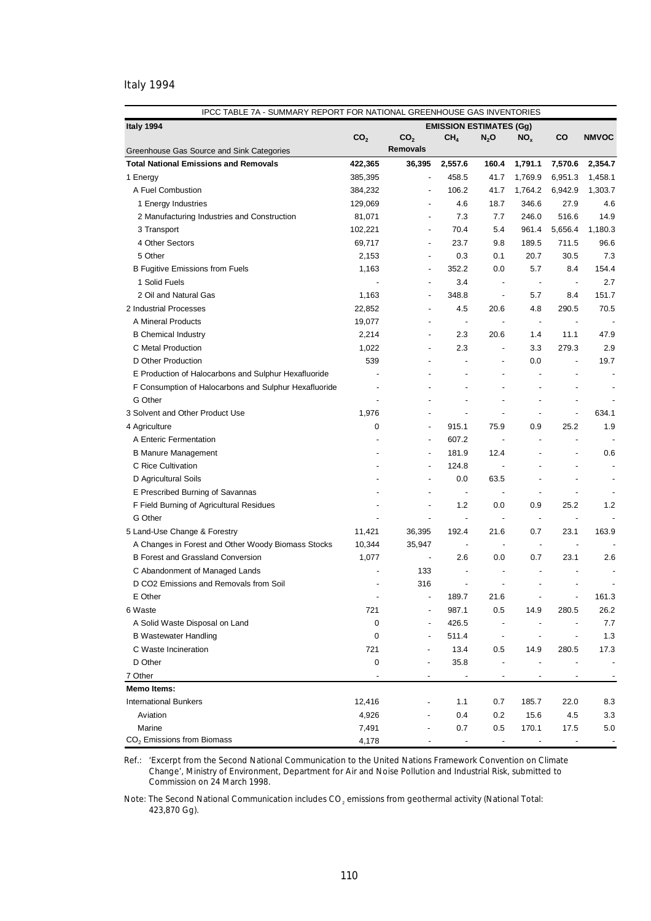Italy 1994

| IPCC TABLE 7A - SUMMARY REPORT FOR NATIONAL GREENHOUSE GAS INVENTORIES | | | | | | | |
|---|---|---|---|---|---|---|---|
| **Italy 1994** | **EMISSION ESTIMATES (Gg)** | | | | | | |
| Greenhouse Gas Source and Sink Categories | $CO_2$ | $CO_2$ Removals | $CH_4$ | $N_2O$ | $NO_x$ | CO | NMVOC |
| **Total National Emissions and Removals** | **422,365** | **36,395** | **2,557.6** | **160.4** | **1,791.1** | **7,570.6** | **2,354.7** |
| 1 Energy | 385,395 | - | 458.5 | 41.7 | 1,769.9 | 6,951.3 | 1,458.1 |
| A Fuel Combustion | 384,232 | - | 106.2 | 41.7 | 1,764.2 | 6,942.9 | 1,303.7 |
| 1 Energy Industries | 129,069 | - | 4.6 | 18.7 | 346.6 | 27.9 | 4.6 |
| 2 Manufacturing Industries and Construction | 81,071 | - | 7.3 | 7.7 | 246.0 | 516.6 | 14.9 |
| 3 Transport | 102,221 | - | 70.4 | 5.4 | 961.4 | 5,656.4 | 1,180.3 |
| 4 Other Sectors | 69,717 | - | 23.7 | 9.8 | 189.5 | 711.5 | 96.6 |
| 5 Other | 2,153 | - | 0.3 | 0.1 | 20.7 | 30.5 | 7.3 |
| B Fugitive Emissions from Fuels | 1,163 | - | 352.2 | 0.0 | 5.7 | 8.4 | 154.4 |
| 1 Solid Fuels | - | - | 3.4 | - | - | - | 2.7 |
| 2 Oil and Natural Gas | 1,163 | - | 348.8 | - | 5.7 | 8.4 | 151.7 |
| 2 Industrial Processes | 22,852 | - | 4.5 | 20.6 | 4.8 | 290.5 | 70.5 |
| A Mineral Products | 19,077 | - | - | - | - | - | - |
| B Chemical Industry | 2,214 | - | 2.3 | 20.6 | 1.4 | 11.1 | 47.9 |
| C Metal Production | 1,022 | - | 2.3 | - | 3.3 | 279.3 | 2.9 |
| D Other Production | 539 | - | - | - | 0.0 | - | 19.7 |
| E Production of Halocarbons and Sulphur Hexafluoride | - | - | - | - | - | - | - |
| F Consumption of Halocarbons and Sulphur Hexafluoride | - | - | - | - | - | - | - |
| G Other | - | - | - | - | - | - | - |
| 3 Solvent and Other Product Use | 1,976 | - | - | - | - | - | 634.1 |
| 4 Agriculture | 0 | - | 915.1 | 75.9 | 0.9 | 25.2 | 1.9 |
| A Enteric Fermentation | - | - | 607.2 | - | - | - | - |
| B Manure Management | - | - | 181.9 | 12.4 | - | - | 0.6 |
| C Rice Cultivation | - | - | 124.8 | - | - | - | - |
| D Agricultural Soils | - | - | 0.0 | 63.5 | - | - | - |
| E Prescribed Burning of Savannas | - | - | - | - | - | - | - |
| F Field Burning of Agricultural Residues | - | - | 1.2 | 0.0 | 0.9 | 25.2 | 1.2 |
| G Other | - | - | - | - | - | - | - |
| 5 Land-Use Change & Forestry | 11,421 | 36,395 | 192.4 | 21.6 | 0.7 | 23.1 | 163.9 |
| A Changes in Forest and Other Woody Biomass Stocks | 10,344 | 35,947 | - | - | - | - | - |
| B Forest and Grassland Conversion | 1,077 | - | 2.6 | 0.0 | 0.7 | 23.1 | 2.6 |
| C Abandonment of Managed Lands | - | 133 | - | - | - | - | - |
| D CO2 Emissions and Removals from Soil | - | 316 | - | - | - | - | - |
| E Other | - | - | 189.7 | 21.6 | - | - | 161.3 |
| 6 Waste | 721 | - | 987.1 | 0.5 | 14.9 | 280.5 | 26.2 |
| A Solid Waste Disposal on Land | 0 | - | 426.5 | - | - | - | 7.7 |
| B Wastewater Handling | 0 | - | 511.4 | - | - | - | 1.3 |
| C Waste Incineration | 721 | - | 13.4 | 0.5 | 14.9 | 280.5 | 17.3 |
| D Other | 0 | - | 35.8 | - | - | - | - |
| 7 Other | - | - | - | - | - | - | - |
| **Memo Items:** | | | | | | | |
| International Bunkers | 12,416 | - | 1.1 | 0.7 | 185.7 | 22.0 | 8.3 |
| Aviation | 4,926 | - | 0.4 | 0.2 | 15.6 | 4.5 | 3.3 |
| Marine | 7,491 | - | 0.7 | 0.5 | 170.1 | 17.5 | 5.0 |
| $CO_2$ Emissions from Biomass | 4,178 | - | - | - | - | - | - |

Ref.: 'Excerpt from the Second National Communication to the United Nations Framework Convention on Climate Change', Ministry of Environment, Department for Air and Noise Pollution and Industrial Risk, submitted to Commission on 24 March 1998.

Note: The Second National Communication includes $CO_2$ emissions from geothermal activity (National Total: 423,870 Gg).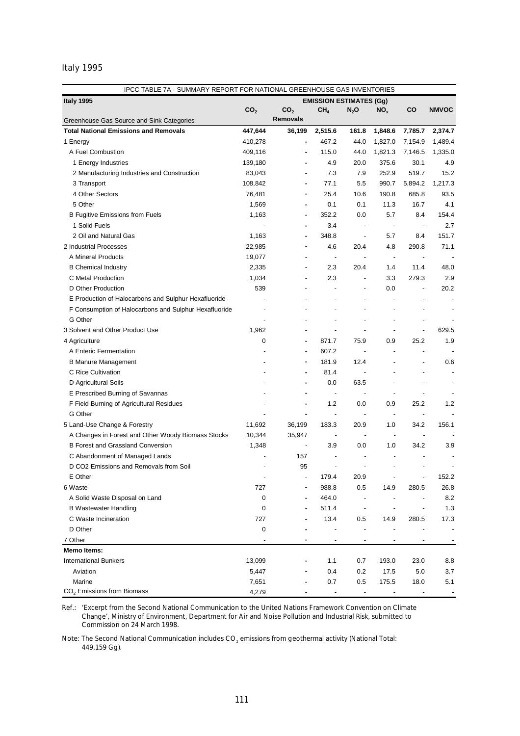Italy 1995

| IPCC TABLE 7A - SUMMARY REPORT FOR NATIONAL GREENHOUSE GAS INVENTORIES | | | | | | | |
|---|---|---|---|---|---|---|---|
| **Italy 1995** | **EMISSION ESTIMATES (Gg)** | | | | | | |
| Greenhouse Gas Source and Sink Categories | $CO_2$ | $CO_2$ Removals | $CH_4$ | $N_2O$ | $NO_x$ | CO | NMVOC |
| **Total National Emissions and Removals** | **447,644** | **36,199** | **2,515.6** | **161.8** | **1,848.6** | **7,785.7** | **2,374.7** |
| 1 Energy | 410,278 | - | 467.2 | 44.0 | 1,827.0 | 7,154.9 | 1,489.4 |
| A Fuel Combustion | 409,116 | - | 115.0 | 44.0 | 1,821.3 | 7,146.5 | 1,335.0 |
| 1 Energy Industries | 139,180 | - | 4.9 | 20.0 | 375.6 | 30.1 | 4.9 |
| 2 Manufacturing Industries and Construction | 83,043 | - | 7.3 | 7.9 | 252.9 | 519.7 | 15.2 |
| 3 Transport | 108,842 | - | 77.1 | 5.5 | 990.7 | 5,894.2 | 1,217.3 |
| 4 Other Sectors | 76,481 | - | 25.4 | 10.6 | 190.8 | 685.8 | 93.5 |
| 5 Other | 1,569 | - | 0.1 | 0.1 | 11.3 | 16.7 | 4.1 |
| B Fugitive Emissions from Fuels | 1,163 | - | 352.2 | 0.0 | 5.7 | 8.4 | 154.4 |
| 1 Solid Fuels | - | - | 3.4 | - | - | - | 2.7 |
| 2 Oil and Natural Gas | 1,163 | - | 348.8 | - | 5.7 | 8.4 | 151.7 |
| 2 Industrial Processes | 22,985 | - | 4.6 | 20.4 | 4.8 | 290.8 | 71.1 |
| A Mineral Products | 19,077 | - | - | - | - | - | - |
| B Chemical Industry | 2,335 | - | 2.3 | 20.4 | 1.4 | 11.4 | 48.0 |
| C Metal Production | 1,034 | - | 2.3 | - | 3.3 | 279.3 | 2.9 |
| D Other Production | 539 | - | - | - | 0.0 | - | 20.2 |
| E Production of Halocarbons and Sulphur Hexafluoride | - | - | - | - | - | - | - |
| F Consumption of Halocarbons and Sulphur Hexafluoride | - | - | - | - | - | - | - |
| G Other | - | - | - | - | - | - | - |
| 3 Solvent and Other Product Use | 1,962 | - | - | - | - | - | 629.5 |
| 4 Agriculture | 0 | - | 871.7 | 75.9 | 0.9 | 25.2 | 1.9 |
| A Enteric Fermentation | - | - | 607.2 | - | - | - | - |
| B Manure Management | - | - | 181.9 | 12.4 | - | - | 0.6 |
| C Rice Cultivation | - | - | 81.4 | - | - | - | - |
| D Agricultural Soils | - | - | 0.0 | 63.5 | - | - | - |
| E Prescribed Burning of Savannas | - | - | - | - | - | - | - |
| F Field Burning of Agricultural Residues | - | - | 1.2 | 0.0 | 0.9 | 25.2 | 1.2 |
| G Other | - | - | - | - | - | - | - |
| 5 Land-Use Change & Forestry | 11,692 | 36,199 | 183.3 | 20.9 | 1.0 | 34.2 | 156.1 |
| A Changes in Forest and Other Woody Biomass Stocks | 10,344 | 35,947 | - | - | - | - | - |
| B Forest and Grassland Conversion | 1,348 | - | 3.9 | 0.0 | 1.0 | 34.2 | 3.9 |
| C Abandonment of Managed Lands | - | 157 | - | - | - | - | - |
| D CO2 Emissions and Removals from Soil | - | 95 | - | - | - | - | - |
| E Other | - | - | 179.4 | 20.9 | - | - | 152.2 |
| 6 Waste | 727 | - | 988.8 | 0.5 | 14.9 | 280.5 | 26.8 |
| A Solid Waste Disposal on Land | 0 | - | 464.0 | - | - | - | 8.2 |
| B Wastewater Handling | 0 | - | 511.4 | - | - | - | 1.3 |
| C Waste Incineration | 727 | - | 13.4 | 0.5 | 14.9 | 280.5 | 17.3 |
| D Other | 0 | - | - | - | - | - | - |
| 7 Other | - | - | - | - | - | - | - |
| **Memo Items:** | | | | | | | |
| International Bunkers | 13,099 | - | 1.1 | 0.7 | 193.0 | 23.0 | 8.8 |
| Aviation | 5,447 | - | 0.4 | 0.2 | 17.5 | 5.0 | 3.7 |
| Marine | 7,651 | - | 0.7 | 0.5 | 175.5 | 18.0 | 5.1 |
| $CO_2$ Emissions from Biomass | 4,279 | - | - | - | - | - | - |

Ref.: 'Excerpt from the Second National Communication to the United Nations Framework Convention on Climate Change', Ministry of Environment, Department for Air and Noise Pollution and Industrial Risk, submitted to Commission on 24 March 1998.

Note: The Second National Communication includes $CO_2$ emissions from geothermal activity (National Total: 449,159 Gg).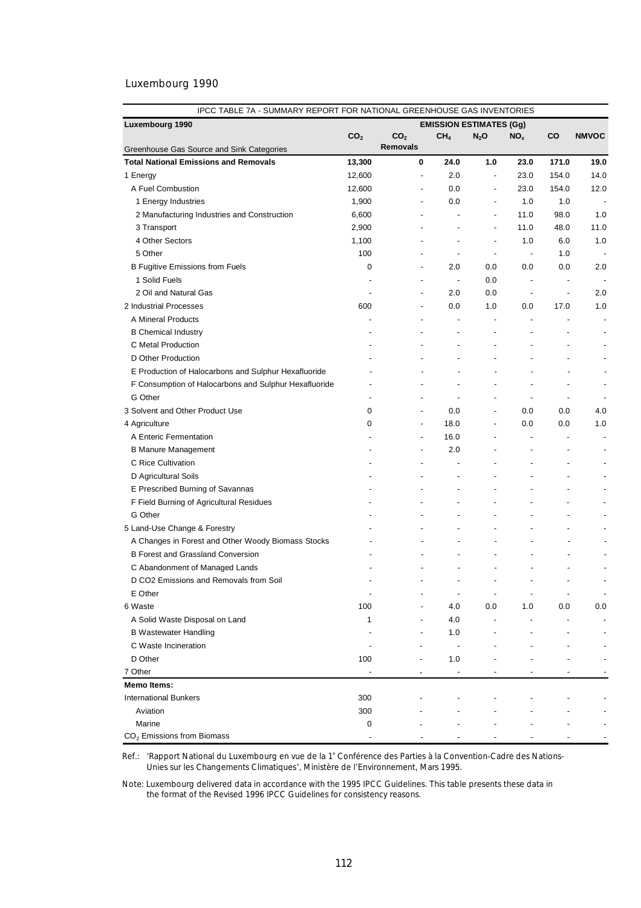Luxembourg 1990

| IPCC TABLE 7A - SUMMARY REPORT FOR NATIONAL GREENHOUSE GAS INVENTORIES | | | | | | | |
|---|---|---|---|---|---|---|---|
| **Luxembourg 1990** | **EMISSION ESTIMATES (Gg)** | | | | | | |
| Greenhouse Gas Source and Sink Categories | $CO_2$ | $CO_2$ **Removals** | $CH_4$ | $N_2O$ | $NO_x$ | CO | NMVOC |
| **Total National Emissions and Removals** | **13,300** | **0** | **24.0** | **1.0** | **23.0** | **171.0** | **19.0** |
| 1 Energy | 12,600 | - | 2.0 | - | 23.0 | 154.0 | 14.0 |
| A Fuel Combustion | 12,600 | - | 0.0 | - | 23.0 | 154.0 | 12.0 |
| 1 Energy Industries | 1,900 | - | 0.0 | - | 1.0 | 1.0 | - |
| 2 Manufacturing Industries and Construction | 6,600 | - | - | - | 11.0 | 98.0 | 1.0 |
| 3 Transport | 2,900 | - | - | - | 11.0 | 48.0 | 11.0 |
| 4 Other Sectors | 1,100 | - | - | - | 1.0 | 6.0 | 1.0 |
| 5 Other | 100 | - | - | - | - | 1.0 | - |
| B Fugitive Emissions from Fuels | 0 | - | 2.0 | 0.0 | 0.0 | 0.0 | 2.0 |
| 1 Solid Fuels | - | - | - | 0.0 | - | - | - |
| 2 Oil and Natural Gas | - | - | 2.0 | 0.0 | - | - | 2.0 |
| 2 Industrial Processes | 600 | - | 0.0 | 1.0 | 0.0 | 17.0 | 1.0 |
| A Mineral Products | - | - | - | - | - | - | - |
| B Chemical Industry | - | - | - | - | - | - | - |
| C Metal Production | - | - | - | - | - | - | - |
| D Other Production | - | - | - | - | - | - | - |
| E Production of Halocarbons and Sulphur Hexafluoride | - | - | - | - | - | - | - |
| F Consumption of Halocarbons and Sulphur Hexafluoride | - | - | - | - | - | - | - |
| G Other | - | - | - | - | - | - | - |
| 3 Solvent and Other Product Use | 0 | - | 0.0 | - | 0.0 | 0.0 | 4.0 |
| 4 Agriculture | 0 | - | 18.0 | - | 0.0 | 0.0 | 1.0 |
| A Enteric Fermentation | - | - | 16.0 | - | - | - | - |
| B Manure Management | - | - | 2.0 | - | - | - | - |
| C Rice Cultivation | - | - | - | - | - | - | - |
| D Agricultural Soils | - | - | - | - | - | - | - |
| E Prescribed Burning of Savannas | - | - | - | - | - | - | - |
| F Field Burning of Agricultural Residues | - | - | - | - | - | - | - |
| G Other | - | - | - | - | - | - | - |
| 5 Land-Use Change & Forestry | - | - | - | - | - | - | - |
| A Changes in Forest and Other Woody Biomass Stocks | - | - | - | - | - | - | - |
| B Forest and Grassland Conversion | - | - | - | - | - | - | - |
| C Abandonment of Managed Lands | - | - | - | - | - | - | - |
| D CO2 Emissions and Removals from Soil | - | - | - | - | - | - | - |
| E Other | - | - | - | - | - | - | - |
| 6 Waste | 100 | - | 4.0 | 0.0 | 1.0 | 0.0 | 0.0 |
| A Solid Waste Disposal on Land | 1 | - | 4.0 | - | - | - | - |
| B Wastewater Handling | - | - | 1.0 | - | - | - | - |
| C Waste Incineration | - | - | - | - | - | - | - |
| D Other | 100 | - | 1.0 | - | - | - | - |
| 7 Other | - | - | - | - | - | - | - |
| **Memo Items:** | | | | | | | |
| International Bunkers | 300 | - | - | - | - | - | - |
| Aviation | 300 | - | - | - | - | - | - |
| Marine | 0 | - | - | - | - | - | - |
| $CO_2$ Emissions from Biomass | - | - | - | - | - | - | - |

Ref.: 'Rapport National du Luxembourg en vue de la 1° Conférence des Parties à la Convention-Cadre des Nations-Unies sur les Changements Climatiques', Ministère de l'Environnement, Mars 1995.

Note: Luxembourg delivered data in accordance with the 1995 IPCC Guidelines. This table presents these data in the format of the Revised 1996 IPCC Guidelines for consistency reasons.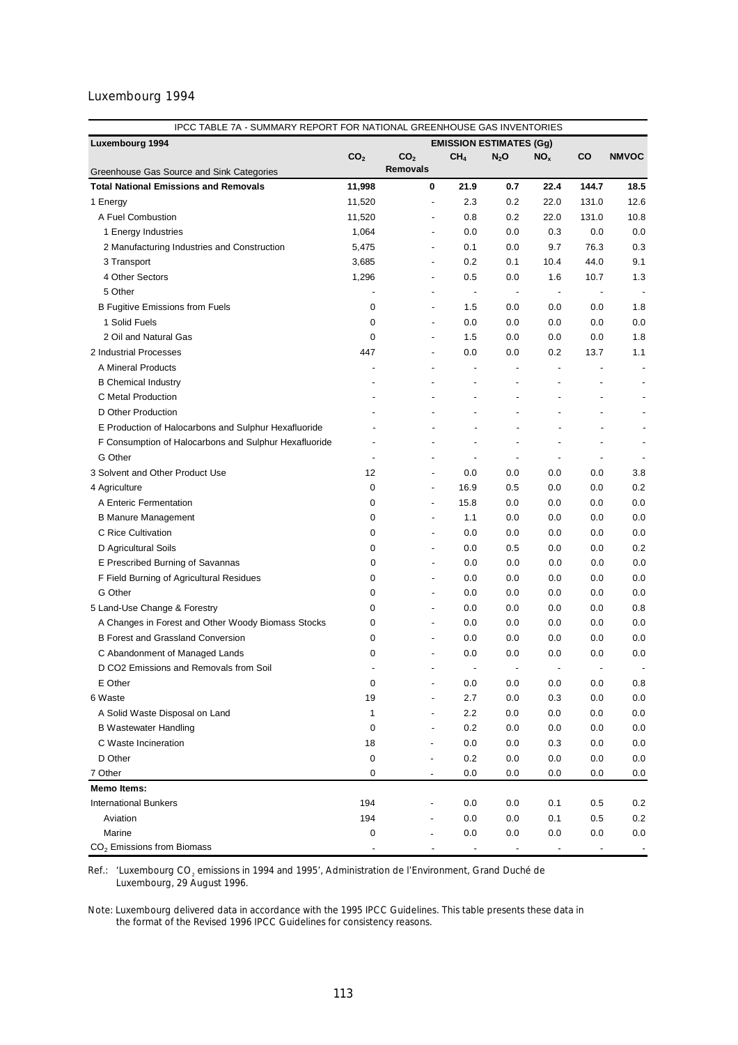Luxembourg 1994

| IPCC TABLE 7A - SUMMARY REPORT FOR NATIONAL GREENHOUSE GAS INVENTORIES | | | | | | | |
|---|---|---|---|---|---|---|---|
| **Luxembourg 1994** | **EMISSION ESTIMATES (Gg)** | | | | | | |
| Greenhouse Gas Source and Sink Categories | $CO_2$ | $CO_2$ Removals | $CH_4$ | $N_2O$ | $NO_x$ | CO | NMVOC |
| **Total National Emissions and Removals** | **11,998** | **0** | **21.9** | **0.7** | **22.4** | **144.7** | **18.5** |
| 1 Energy | 11,520 | - | 2.3 | 0.2 | 22.0 | 131.0 | 12.6 |
| A Fuel Combustion | 11,520 | - | 0.8 | 0.2 | 22.0 | 131.0 | 10.8 |
| 1 Energy Industries | 1,064 | - | 0.0 | 0.0 | 0.3 | 0.0 | 0.0 |
| 2 Manufacturing Industries and Construction | 5,475 | - | 0.1 | 0.0 | 9.7 | 76.3 | 0.3 |
| 3 Transport | 3,685 | - | 0.2 | 0.1 | 10.4 | 44.0 | 9.1 |
| 4 Other Sectors | 1,296 | - | 0.5 | 0.0 | 1.6 | 10.7 | 1.3 |
| 5 Other | - | - | - | - | - | - | - |
| B Fugitive Emissions from Fuels | 0 | - | 1.5 | 0.0 | 0.0 | 0.0 | 1.8 |
| 1 Solid Fuels | 0 | - | 0.0 | 0.0 | 0.0 | 0.0 | 0.0 |
| 2 Oil and Natural Gas | 0 | - | 1.5 | 0.0 | 0.0 | 0.0 | 1.8 |
| 2 Industrial Processes | 447 | - | 0.0 | 0.0 | 0.2 | 13.7 | 1.1 |
| A Mineral Products | - | - | - | - | - | - | - |
| B Chemical Industry | - | - | - | - | - | - | - |
| C Metal Production | - | - | - | - | - | - | - |
| D Other Production | - | - | - | - | - | - | - |
| E Production of Halocarbons and Sulphur Hexafluoride | - | - | - | - | - | - | - |
| F Consumption of Halocarbons and Sulphur Hexafluoride | - | - | - | - | - | - | - |
| G Other | - | - | - | - | - | - | - |
| 3 Solvent and Other Product Use | 12 | - | 0.0 | 0.0 | 0.0 | 0.0 | 3.8 |
| 4 Agriculture | 0 | - | 16.9 | 0.5 | 0.0 | 0.0 | 0.2 |
| A Enteric Fermentation | 0 | - | 15.8 | 0.0 | 0.0 | 0.0 | 0.0 |
| B Manure Management | 0 | - | 1.1 | 0.0 | 0.0 | 0.0 | 0.0 |
| C Rice Cultivation | 0 | - | 0.0 | 0.0 | 0.0 | 0.0 | 0.0 |
| D Agricultural Soils | 0 | - | 0.0 | 0.5 | 0.0 | 0.0 | 0.2 |
| E Prescribed Burning of Savannas | 0 | - | 0.0 | 0.0 | 0.0 | 0.0 | 0.0 |
| F Field Burning of Agricultural Residues | 0 | - | 0.0 | 0.0 | 0.0 | 0.0 | 0.0 |
| G Other | 0 | - | 0.0 | 0.0 | 0.0 | 0.0 | 0.0 |
| 5 Land-Use Change & Forestry | 0 | - | 0.0 | 0.0 | 0.0 | 0.0 | 0.8 |
| A Changes in Forest and Other Woody Biomass Stocks | 0 | - | 0.0 | 0.0 | 0.0 | 0.0 | 0.0 |
| B Forest and Grassland Conversion | 0 | - | 0.0 | 0.0 | 0.0 | 0.0 | 0.0 |
| C Abandonment of Managed Lands | 0 | - | 0.0 | 0.0 | 0.0 | 0.0 | 0.0 |
| D CO2 Emissions and Removals from Soil | - | - | - | - | - | - | - |
| E Other | 0 | - | 0.0 | 0.0 | 0.0 | 0.0 | 0.8 |
| 6 Waste | 19 | - | 2.7 | 0.0 | 0.3 | 0.0 | 0.0 |
| A Solid Waste Disposal on Land | 1 | - | 2.2 | 0.0 | 0.0 | 0.0 | 0.0 |
| B Wastewater Handling | 0 | - | 0.2 | 0.0 | 0.0 | 0.0 | 0.0 |
| C Waste Incineration | 18 | - | 0.0 | 0.0 | 0.3 | 0.0 | 0.0 |
| D Other | 0 | - | 0.2 | 0.0 | 0.0 | 0.0 | 0.0 |
| 7 Other | 0 | - | 0.0 | 0.0 | 0.0 | 0.0 | 0.0 |
| **Memo Items:** | | | | | | | |
| International Bunkers | 194 | - | 0.0 | 0.0 | 0.1 | 0.5 | 0.2 |
| Aviation | 194 | - | 0.0 | 0.0 | 0.1 | 0.5 | 0.2 |
| Marine | 0 | - | 0.0 | 0.0 | 0.0 | 0.0 | 0.0 |
| $CO_2$ Emissions from Biomass | - | - | - | - | - | - | - |

Ref.: 'Luxembourg $CO_2$ emissions in 1994 and 1995', Administration de l'Environment, Grand Duché de Luxembourg, 29 August 1996.

Note: Luxembourg delivered data in accordance with the 1995 IPCC Guidelines. This table presents these data in the format of the Revised 1996 IPCC Guidelines for consistency reasons.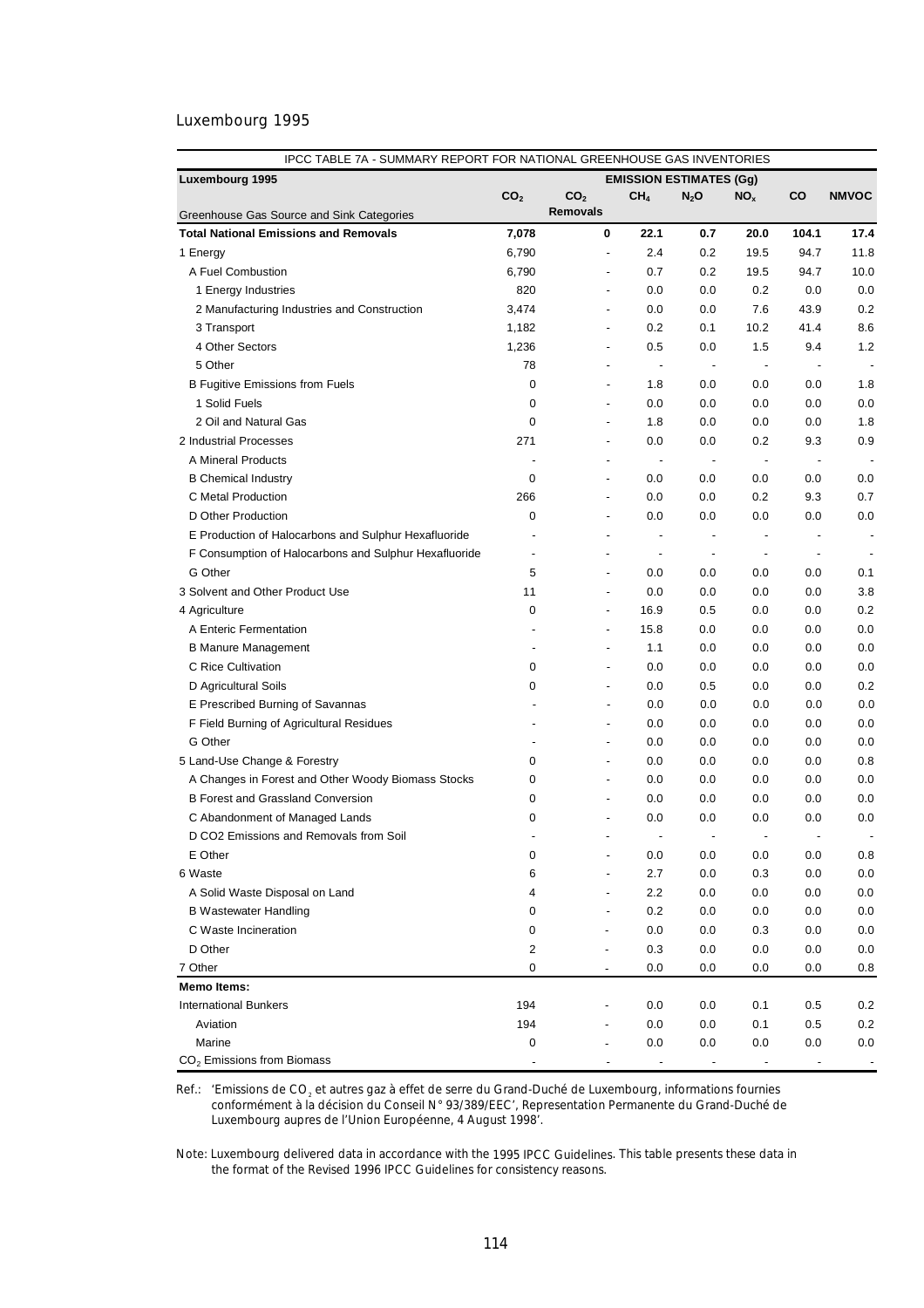Luxembourg 1995

| IPCC TABLE 7A - SUMMARY REPORT FOR NATIONAL GREENHOUSE GAS INVENTORIES | | | | | | | |
|---|---|---|---|---|---|---|---|
| **Luxembourg 1995** | **EMISSION ESTIMATES (Gg)** | | | | | | |
| Greenhouse Gas Source and Sink Categories | $CO_2$ | $CO_2$ Removals | $CH_4$ | $N_2O$ | $NO_x$ | CO | NMVOC |
| **Total National Emissions and Removals** | **7,078** | **0** | **22.1** | **0.7** | **20.0** | **104.1** | **17.4** |
| 1 Energy | 6,790 | - | 2.4 | 0.2 | 19.5 | 94.7 | 11.8 |
| A Fuel Combustion | 6,790 | - | 0.7 | 0.2 | 19.5 | 94.7 | 10.0 |
| 1 Energy Industries | 820 | - | 0.0 | 0.0 | 0.2 | 0.0 | 0.0 |
| 2 Manufacturing Industries and Construction | 3,474 | - | 0.0 | 0.0 | 7.6 | 43.9 | 0.2 |
| 3 Transport | 1,182 | - | 0.2 | 0.1 | 10.2 | 41.4 | 8.6 |
| 4 Other Sectors | 1,236 | - | 0.5 | 0.0 | 1.5 | 9.4 | 1.2 |
| 5 Other | 78 | - | - | - | - | - | - |
| B Fugitive Emissions from Fuels | 0 | - | 1.8 | 0.0 | 0.0 | 0.0 | 1.8 |
| 1 Solid Fuels | 0 | - | 0.0 | 0.0 | 0.0 | 0.0 | 0.0 |
| 2 Oil and Natural Gas | 0 | - | 1.8 | 0.0 | 0.0 | 0.0 | 1.8 |
| 2 Industrial Processes | 271 | - | 0.0 | 0.0 | 0.2 | 9.3 | 0.9 |
| A Mineral Products | - | - | - | - | - | - | - |
| B Chemical Industry | 0 | - | 0.0 | 0.0 | 0.0 | 0.0 | 0.0 |
| C Metal Production | 266 | - | 0.0 | 0.0 | 0.2 | 9.3 | 0.7 |
| D Other Production | 0 | - | 0.0 | 0.0 | 0.0 | 0.0 | 0.0 |
| E Production of Halocarbons and Sulphur Hexafluoride | - | - | - | - | - | - | - |
| F Consumption of Halocarbons and Sulphur Hexafluoride | - | - | - | - | - | - | - |
| G Other | 5 | - | 0.0 | 0.0 | 0.0 | 0.0 | 0.1 |
| 3 Solvent and Other Product Use | 11 | - | 0.0 | 0.0 | 0.0 | 0.0 | 3.8 |
| 4 Agriculture | 0 | - | 16.9 | 0.5 | 0.0 | 0.0 | 0.2 |
| A Enteric Fermentation | - | - | 15.8 | 0.0 | 0.0 | 0.0 | 0.0 |
| B Manure Management | - | - | 1.1 | 0.0 | 0.0 | 0.0 | 0.0 |
| C Rice Cultivation | 0 | - | 0.0 | 0.0 | 0.0 | 0.0 | 0.0 |
| D Agricultural Soils | 0 | - | 0.0 | 0.5 | 0.0 | 0.0 | 0.2 |
| E Prescribed Burning of Savannas | - | - | 0.0 | 0.0 | 0.0 | 0.0 | 0.0 |
| F Field Burning of Agricultural Residues | - | - | 0.0 | 0.0 | 0.0 | 0.0 | 0.0 |
| G Other | - | - | 0.0 | 0.0 | 0.0 | 0.0 | 0.0 |
| 5 Land-Use Change & Forestry | 0 | - | 0.0 | 0.0 | 0.0 | 0.0 | 0.8 |
| A Changes in Forest and Other Woody Biomass Stocks | 0 | - | 0.0 | 0.0 | 0.0 | 0.0 | 0.0 |
| B Forest and Grassland Conversion | 0 | - | 0.0 | 0.0 | 0.0 | 0.0 | 0.0 |
| C Abandonment of Managed Lands | 0 | - | 0.0 | 0.0 | 0.0 | 0.0 | 0.0 |
| D CO2 Emissions and Removals from Soil | - | - | - | - | - | - | - |
| E Other | 0 | - | 0.0 | 0.0 | 0.0 | 0.0 | 0.8 |
| 6 Waste | 6 | - | 2.7 | 0.0 | 0.3 | 0.0 | 0.0 |
| A Solid Waste Disposal on Land | 4 | - | 2.2 | 0.0 | 0.0 | 0.0 | 0.0 |
| B Wastewater Handling | 0 | - | 0.2 | 0.0 | 0.0 | 0.0 | 0.0 |
| C Waste Incineration | 0 | - | 0.0 | 0.0 | 0.3 | 0.0 | 0.0 |
| D Other | 2 | - | 0.3 | 0.0 | 0.0 | 0.0 | 0.0 |
| 7 Other | 0 | - | 0.0 | 0.0 | 0.0 | 0.0 | 0.8 |
| **Memo Items:** | | | | | | | |
| International Bunkers | 194 | - | 0.0 | 0.0 | 0.1 | 0.5 | 0.2 |
| Aviation | 194 | - | 0.0 | 0.0 | 0.1 | 0.5 | 0.2 |
| Marine | 0 | - | 0.0 | 0.0 | 0.0 | 0.0 | 0.0 |
| $CO_2$ Emissions from Biomass | - | - | - | - | - | - | - |

Ref.: 'Emissions de $CO_2$ et autres gaz à effet de serre du Grand-Duché de Luxembourg, informations fournies conformément à la décision du Conseil N° 93/389/EEC', Representation Permanente du Grand-Duché de Luxembourg aupres de l'Union Européenne, 4 August 1998'.

Note: Luxembourg delivered data in accordance with the 1995 IPCC Guidelines. This table presents these data in the format of the Revised 1996 IPCC Guidelines for consistency reasons.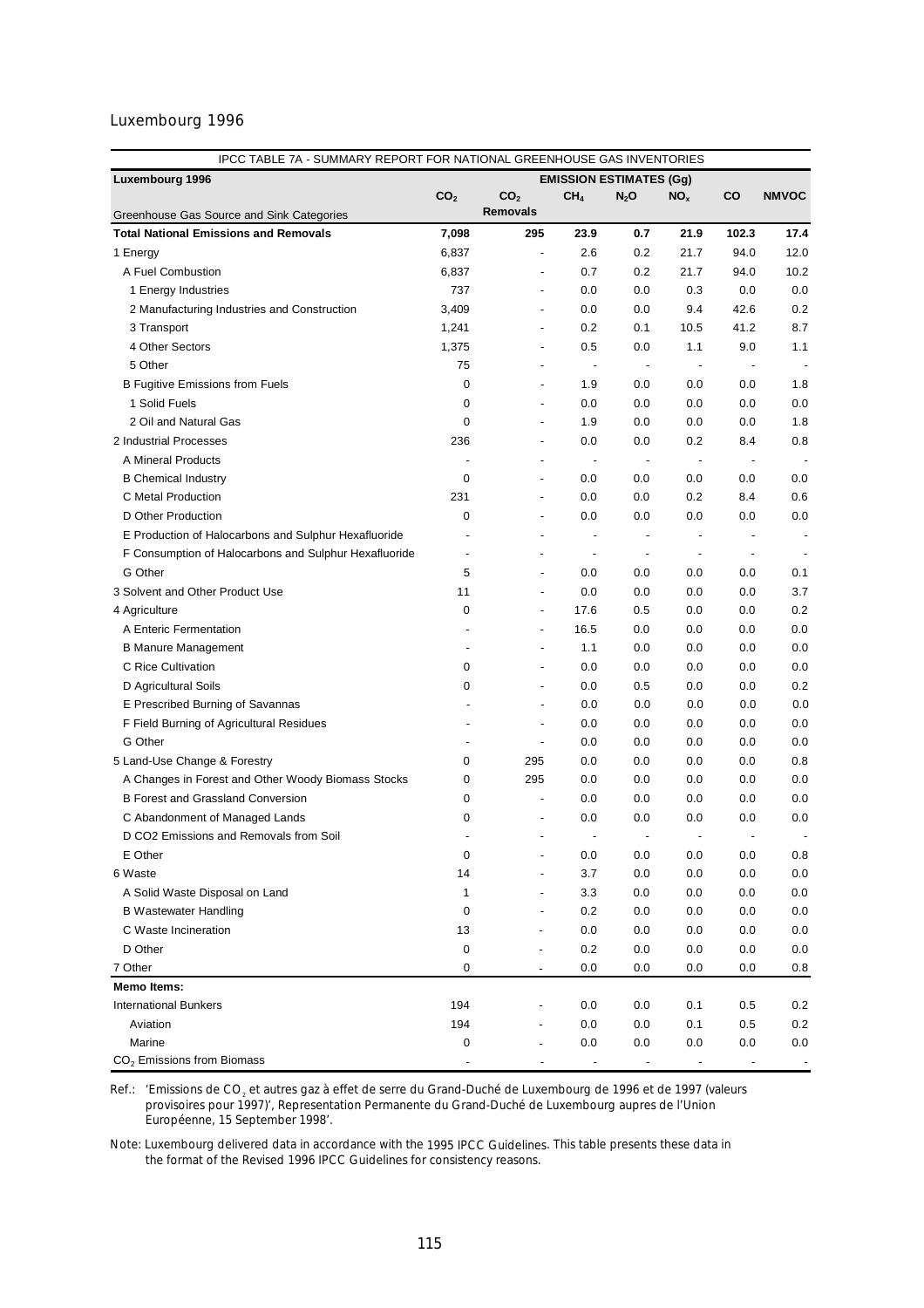Luxembourg 1996

| IPCC TABLE 7A - SUMMARY REPORT FOR NATIONAL GREENHOUSE GAS INVENTORIES | | | | | | | |
|---|---|---|---|---|---|---|---|
| **Luxembourg 1996** | **EMISSION ESTIMATES (Gg)** | | | | | | |
| Greenhouse Gas Source and Sink Categories | $CO_2$ | $CO_2$ **Removals** | $CH_4$ | $N_2O$ | $NO_x$ | **CO** | **NMVOC** |
| **Total National Emissions and Removals** | **7,098** | **295** | **23.9** | **0.7** | **21.9** | **102.3** | **17.4** |
| 1 Energy | 6,837 | - | 2.6 | 0.2 | 21.7 | 94.0 | 12.0 |
| A Fuel Combustion | 6,837 | - | 0.7 | 0.2 | 21.7 | 94.0 | 10.2 |
| 1 Energy Industries | 737 | - | 0.0 | 0.0 | 0.3 | 0.0 | 0.0 |
| 2 Manufacturing Industries and Construction | 3,409 | - | 0.0 | 0.0 | 9.4 | 42.6 | 0.2 |
| 3 Transport | 1,241 | - | 0.2 | 0.1 | 10.5 | 41.2 | 8.7 |
| 4 Other Sectors | 1,375 | - | 0.5 | 0.0 | 1.1 | 9.0 | 1.1 |
| 5 Other | 75 | - | - | - | - | - | - |
| B Fugitive Emissions from Fuels | 0 | - | 1.9 | 0.0 | 0.0 | 0.0 | 1.8 |
| 1 Solid Fuels | 0 | - | 0.0 | 0.0 | 0.0 | 0.0 | 0.0 |
| 2 Oil and Natural Gas | 0 | - | 1.9 | 0.0 | 0.0 | 0.0 | 1.8 |
| 2 Industrial Processes | 236 | - | 0.0 | 0.0 | 0.2 | 8.4 | 0.8 |
| A Mineral Products | - | - | - | - | - | - | - |
| B Chemical Industry | 0 | - | 0.0 | 0.0 | 0.0 | 0.0 | 0.0 |
| C Metal Production | 231 | - | 0.0 | 0.0 | 0.2 | 8.4 | 0.6 |
| D Other Production | 0 | - | 0.0 | 0.0 | 0.0 | 0.0 | 0.0 |
| E Production of Halocarbons and Sulphur Hexafluoride | - | - | - | - | - | - | - |
| F Consumption of Halocarbons and Sulphur Hexafluoride | - | - | - | - | - | - | - |
| G Other | 5 | - | 0.0 | 0.0 | 0.0 | 0.0 | 0.1 |
| 3 Solvent and Other Product Use | 11 | - | 0.0 | 0.0 | 0.0 | 0.0 | 3.7 |
| 4 Agriculture | 0 | - | 17.6 | 0.5 | 0.0 | 0.0 | 0.2 |
| A Enteric Fermentation | - | - | 16.5 | 0.0 | 0.0 | 0.0 | 0.0 |
| B Manure Management | - | - | 1.1 | 0.0 | 0.0 | 0.0 | 0.0 |
| C Rice Cultivation | 0 | - | 0.0 | 0.0 | 0.0 | 0.0 | 0.0 |
| D Agricultural Soils | 0 | - | 0.0 | 0.5 | 0.0 | 0.0 | 0.2 |
| E Prescribed Burning of Savannas | - | - | 0.0 | 0.0 | 0.0 | 0.0 | 0.0 |
| F Field Burning of Agricultural Residues | - | - | 0.0 | 0.0 | 0.0 | 0.0 | 0.0 |
| G Other | - | - | 0.0 | 0.0 | 0.0 | 0.0 | 0.0 |
| 5 Land-Use Change & Forestry | 0 | 295 | 0.0 | 0.0 | 0.0 | 0.0 | 0.8 |
| A Changes in Forest and Other Woody Biomass Stocks | 0 | 295 | 0.0 | 0.0 | 0.0 | 0.0 | 0.0 |
| B Forest and Grassland Conversion | 0 | - | 0.0 | 0.0 | 0.0 | 0.0 | 0.0 |
| C Abandonment of Managed Lands | 0 | - | 0.0 | 0.0 | 0.0 | 0.0 | 0.0 |
| D CO2 Emissions and Removals from Soil | - | - | - | - | - | - | - |
| E Other | 0 | - | 0.0 | 0.0 | 0.0 | 0.0 | 0.8 |
| 6 Waste | 14 | - | 3.7 | 0.0 | 0.0 | 0.0 | 0.0 |
| A Solid Waste Disposal on Land | 1 | - | 3.3 | 0.0 | 0.0 | 0.0 | 0.0 |
| B Wastewater Handling | 0 | - | 0.2 | 0.0 | 0.0 | 0.0 | 0.0 |
| C Waste Incineration | 13 | - | 0.0 | 0.0 | 0.0 | 0.0 | 0.0 |
| D Other | 0 | - | 0.2 | 0.0 | 0.0 | 0.0 | 0.0 |
| 7 Other | 0 | - | 0.0 | 0.0 | 0.0 | 0.0 | 0.8 |
| **Memo Items:** | | | | | | | |
| International Bunkers | 194 | - | 0.0 | 0.0 | 0.1 | 0.5 | 0.2 |
| Aviation | 194 | - | 0.0 | 0.0 | 0.1 | 0.5 | 0.2 |
| Marine | 0 | - | 0.0 | 0.0 | 0.0 | 0.0 | 0.0 |
| $CO_2$ Emissions from Biomass | - | - | - | - | - | - | - |

Ref.: 'Emissions de $CO_2$ et autres gaz à effet de serre du Grand-Duché de Luxembourg de 1996 et de 1997 (valeurs provisoires pour 1997)', Representation Permanente du Grand-Duché de Luxembourg aupres de l'Union Européenne, 15 September 1998'.

Note: Luxembourg delivered data in accordance with the 1995 IPCC Guidelines. This table presents these data in the format of the Revised 1996 IPCC Guidelines for consistency reasons.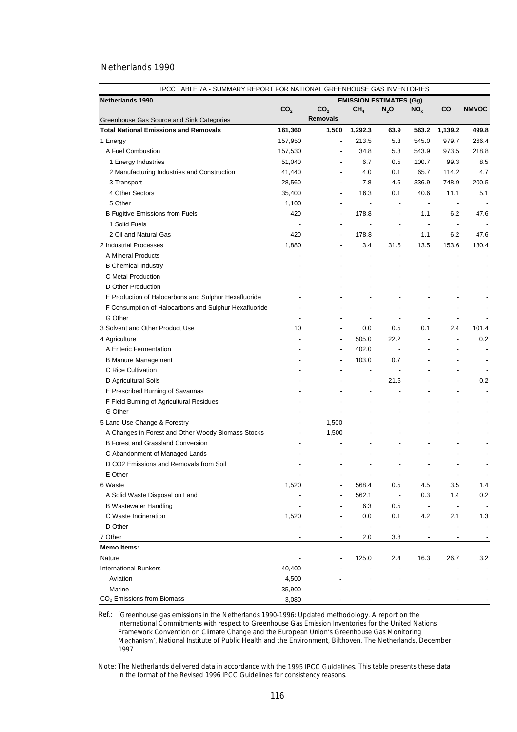Netherlands 1990

| IPCC TABLE 7A - SUMMARY REPORT FOR NATIONAL GREENHOUSE GAS INVENTORIES | | | | | | | |
|---|---|---|---|---|---|---|---|
| **Netherlands 1990** | **EMISSION ESTIMATES (Gg)** | | | | | | |
| Greenhouse Gas Source and Sink Categories | $CO_2$ | $CO_2$ Removals | $CH_4$ | $N_2O$ | $NO_x$ | CO | NMVOC |
| **Total National Emissions and Removals** | **161,360** | **1,500** | **1,292.3** | **63.9** | **563.2** | **1,139.2** | **499.8** |
| 1 Energy | 157,950 | - | 213.5 | 5.3 | 545.0 | 979.7 | 266.4 |
| A Fuel Combustion | 157,530 | - | 34.8 | 5.3 | 543.9 | 973.5 | 218.8 |
| 1 Energy Industries | 51,040 | - | 6.7 | 0.5 | 100.7 | 99.3 | 8.5 |
| 2 Manufacturing Industries and Construction | 41,440 | - | 4.0 | 0.1 | 65.7 | 114.2 | 4.7 |
| 3 Transport | 28,560 | - | 7.8 | 4.6 | 336.9 | 748.9 | 200.5 |
| 4 Other Sectors | 35,400 | - | 16.3 | 0.1 | 40.6 | 11.1 | 5.1 |
| 5 Other | 1,100 | - | - | - | - | - | - |
| B Fugitive Emissions from Fuels | 420 | - | 178.8 | - | 1.1 | 6.2 | 47.6 |
| 1 Solid Fuels | - | - | - | - | - | - | - |
| 2 Oil and Natural Gas | 420 | - | 178.8 | - | 1.1 | 6.2 | 47.6 |
| 2 Industrial Processes | 1,880 | - | 3.4 | 31.5 | 13.5 | 153.6 | 130.4 |
| A Mineral Products | - | - | - | - | - | - | - |
| B Chemical Industry | - | - | - | - | - | - | - |
| C Metal Production | - | - | - | - | - | - | - |
| D Other Production | - | - | - | - | - | - | - |
| E Production of Halocarbons and Sulphur Hexafluoride | - | - | - | - | - | - | - |
| F Consumption of Halocarbons and Sulphur Hexafluoride | - | - | - | - | - | - | - |
| G Other | - | - | - | - | - | - | - |
| 3 Solvent and Other Product Use | 10 | - | 0.0 | 0.5 | 0.1 | 2.4 | 101.4 |
| 4 Agriculture | - | - | 505.0 | 22.2 | - | - | 0.2 |
| A Enteric Fermentation | - | - | 402.0 | - | - | - | - |
| B Manure Management | - | - | 103.0 | 0.7 | - | - | - |
| C Rice Cultivation | - | - | - | - | - | - | - |
| D Agricultural Soils | - | - | - | 21.5 | - | - | 0.2 |
| E Prescribed Burning of Savannas | - | - | - | - | - | - | - |
| F Field Burning of Agricultural Residues | - | - | - | - | - | - | - |
| G Other | - | - | - | - | - | - | - |
| 5 Land-Use Change & Forestry | - | 1,500 | - | - | - | - | - |
| A Changes in Forest and Other Woody Biomass Stocks | - | 1,500 | - | - | - | - | - |
| B Forest and Grassland Conversion | - | - | - | - | - | - | - |
| C Abandonment of Managed Lands | - | - | - | - | - | - | - |
| D CO2 Emissions and Removals from Soil | - | - | - | - | - | - | - |
| E Other | - | - | - | - | - | - | - |
| 6 Waste | 1,520 | - | 568.4 | 0.5 | 4.5 | 3.5 | 1.4 |
| A Solid Waste Disposal on Land | - | - | 562.1 | - | 0.3 | 1.4 | 0.2 |
| B Wastewater Handling | - | - | 6.3 | 0.5 | - | - | - |
| C Waste Incineration | 1,520 | - | 0.0 | 0.1 | 4.2 | 2.1 | 1.3 |
| D Other | - | - | - | - | - | - | - |
| 7 Other | - | - | 2.0 | 3.8 | - | - | - |
| **Memo Items:** | | | | | | | |
| Nature | - | - | 125.0 | 2.4 | 16.3 | 26.7 | 3.2 |
| International Bunkers | 40,400 | - | - | - | - | - | - |
| Aviation | 4,500 | - | - | - | - | - | - |
| Marine | 35,900 | - | - | - | - | - | - |
| $CO_2$ Emissions from Biomass | 3,080 | - | - | - | - | - | - |

Ref.: 'Greenhouse gas emissions in the Netherlands 1990-1996: Updated methodology. A report on the International Commitments with respect to Greenhouse Gas Emission Inventories for the United Nations Framework Convention on Climate Change and the European Union's Greenhouse Gas Monitoring Mechanism', National Institute of Public Health and the Environment, Bilthoven, The Netherlands, December 1997.

Note: The Netherlands delivered data in accordance with the 1995 IPCC Guidelines. This table presents these data in the format of the Revised 1996 IPCC Guidelines for consistency reasons.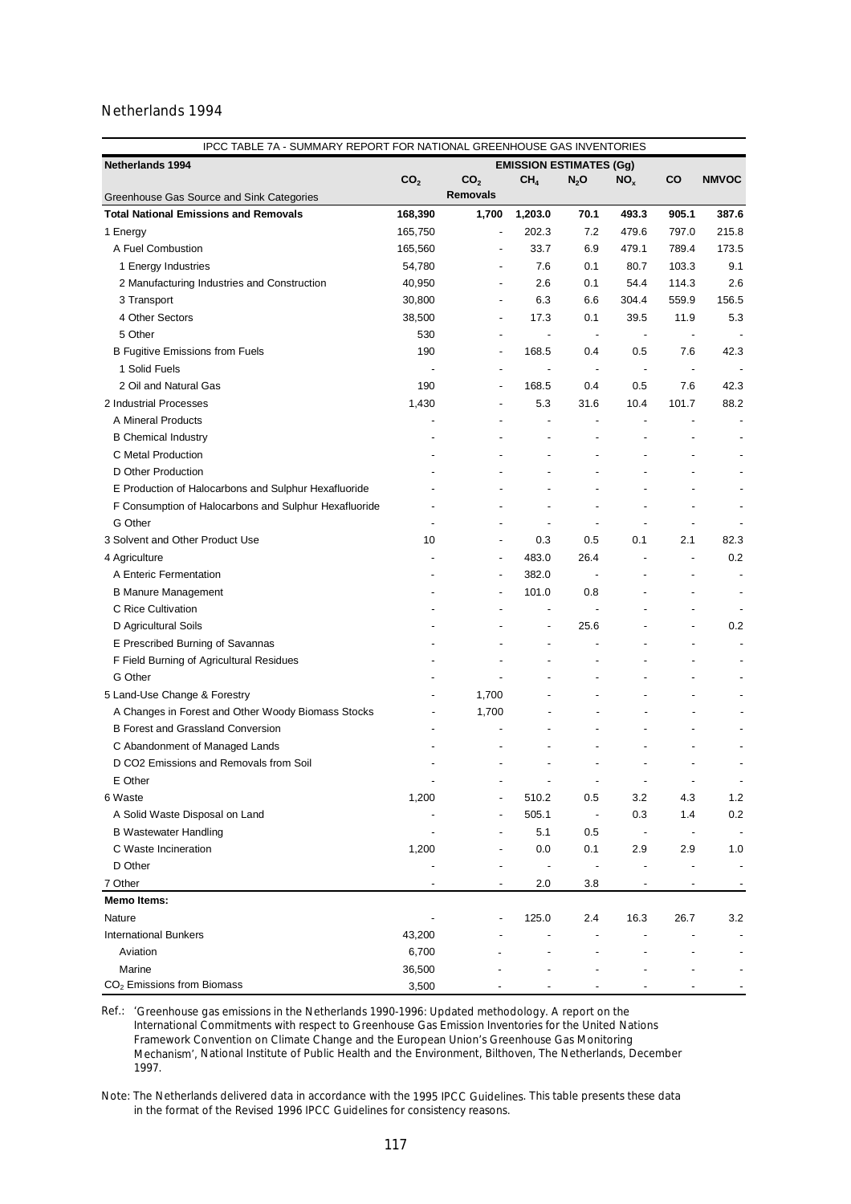Netherlands 1994

| IPCC TABLE 7A - SUMMARY REPORT FOR NATIONAL GREENHOUSE GAS INVENTORIES | | | | | | | |
|---|---|---|---|---|---|---|---|
| **Netherlands 1994** | **EMISSION ESTIMATES (Gg)** | | | | | | |
| Greenhouse Gas Source and Sink Categories | $CO_2$ | $CO_2$ Removals | $CH_4$ | $N_2O$ | $NO_x$ | CO | NMVOC |
| **Total National Emissions and Removals** | **168,390** | **1,700** | **1,203.0** | **70.1** | **493.3** | **905.1** | **387.6** |
| 1 Energy | 165,750 | - | 202.3 | 7.2 | 479.6 | 797.0 | 215.8 |
| A Fuel Combustion | 165,560 | - | 33.7 | 6.9 | 479.1 | 789.4 | 173.5 |
| 1 Energy Industries | 54,780 | - | 7.6 | 0.1 | 80.7 | 103.3 | 9.1 |
| 2 Manufacturing Industries and Construction | 40,950 | - | 2.6 | 0.1 | 54.4 | 114.3 | 2.6 |
| 3 Transport | 30,800 | - | 6.3 | 6.6 | 304.4 | 559.9 | 156.5 |
| 4 Other Sectors | 38,500 | - | 17.3 | 0.1 | 39.5 | 11.9 | 5.3 |
| 5 Other | 530 | - | - | - | - | - | - |
| B Fugitive Emissions from Fuels | 190 | - | 168.5 | 0.4 | 0.5 | 7.6 | 42.3 |
| 1 Solid Fuels | - | - | - | - | - | - | - |
| 2 Oil and Natural Gas | 190 | - | 168.5 | 0.4 | 0.5 | 7.6 | 42.3 |
| 2 Industrial Processes | 1,430 | - | 5.3 | 31.6 | 10.4 | 101.7 | 88.2 |
| A Mineral Products | - | - | - | - | - | - | - |
| B Chemical Industry | - | - | - | - | - | - | - |
| C Metal Production | - | - | - | - | - | - | - |
| D Other Production | - | - | - | - | - | - | - |
| E Production of Halocarbons and Sulphur Hexafluoride | - | - | - | - | - | - | - |
| F Consumption of Halocarbons and Sulphur Hexafluoride | - | - | - | - | - | - | - |
| G Other | - | - | - | - | - | - | - |
| 3 Solvent and Other Product Use | 10 | - | 0.3 | 0.5 | 0.1 | 2.1 | 82.3 |
| 4 Agriculture | - | - | 483.0 | 26.4 | - | - | 0.2 |
| A Enteric Fermentation | - | - | 382.0 | - | - | - | - |
| B Manure Management | - | - | 101.0 | 0.8 | - | - | - |
| C Rice Cultivation | - | - | - | - | - | - | - |
| D Agricultural Soils | - | - | - | 25.6 | - | - | 0.2 |
| E Prescribed Burning of Savannas | - | - | - | - | - | - | - |
| F Field Burning of Agricultural Residues | - | - | - | - | - | - | - |
| G Other | - | - | - | - | - | - | - |
| 5 Land-Use Change & Forestry | - | 1,700 | - | - | - | - | - |
| A Changes in Forest and Other Woody Biomass Stocks | - | 1,700 | - | - | - | - | - |
| B Forest and Grassland Conversion | - | - | - | - | - | - | - |
| C Abandonment of Managed Lands | - | - | - | - | - | - | - |
| D CO2 Emissions and Removals from Soil | - | - | - | - | - | - | - |
| E Other | - | - | - | - | - | - | - |
| 6 Waste | 1,200 | - | 510.2 | 0.5 | 3.2 | 4.3 | 1.2 |
| A Solid Waste Disposal on Land | - | - | 505.1 | - | 0.3 | 1.4 | 0.2 |
| B Wastewater Handling | - | - | 5.1 | 0.5 | - | - | - |
| C Waste Incineration | 1,200 | - | 0.0 | 0.1 | 2.9 | 2.9 | 1.0 |
| D Other | - | - | - | - | - | - | - |
| 7 Other | - | - | 2.0 | 3.8 | - | - | - |
| **Memo Items:** | | | | | | | |
| Nature | - | - | 125.0 | 2.4 | 16.3 | 26.7 | 3.2 |
| International Bunkers | 43,200 | - | - | - | - | - | - |
| Aviation | 6,700 | - | - | - | - | - | - |
| Marine | 36,500 | - | - | - | - | - | - |
| $CO_2$ Emissions from Biomass | 3,500 | - | - | - | - | - | - |

Ref.: 'Greenhouse gas emissions in the Netherlands 1990-1996: Updated methodology. A report on the International Commitments with respect to Greenhouse Gas Emission Inventories for the United Nations Framework Convention on Climate Change and the European Union's Greenhouse Gas Monitoring Mechanism', National Institute of Public Health and the Environment, Bilthoven, The Netherlands, December 1997.

Note: The Netherlands delivered data in accordance with the 1995 IPCC Guidelines. This table presents these data in the format of the Revised 1996 IPCC Guidelines for consistency reasons.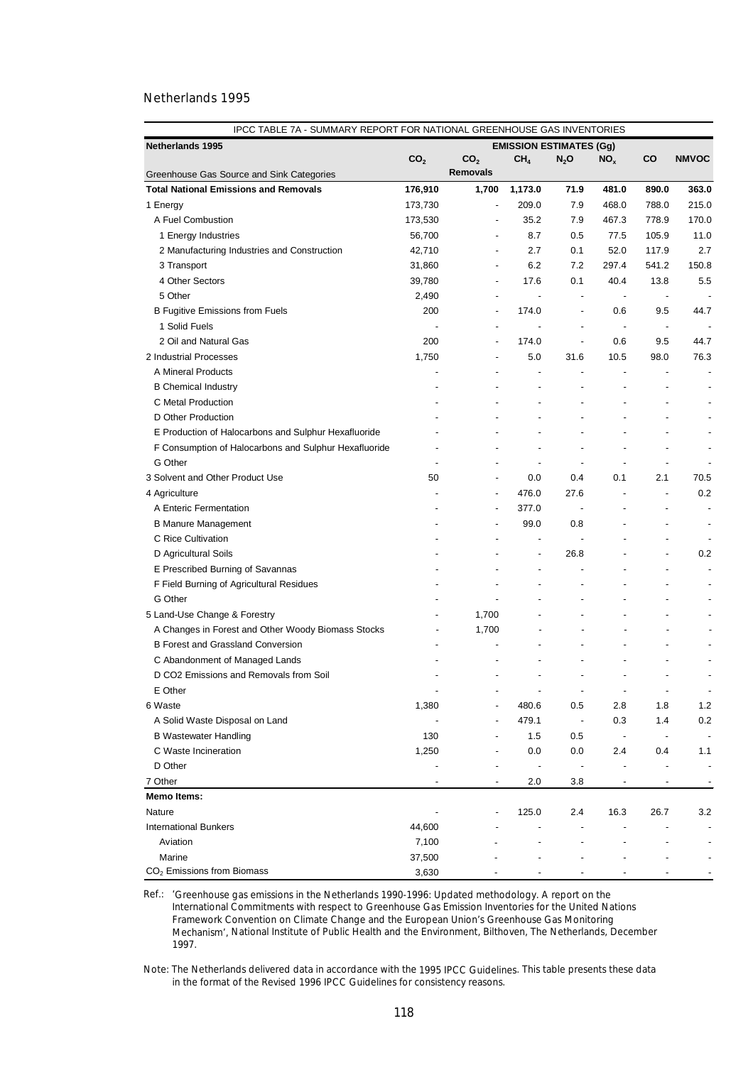Netherlands 1995

IPCC TABLE 7A - SUMMARY REPORT FOR NATIONAL GREENHOUSE GAS INVENTORIES

| Netherlands 1995 | EMISSION ESTIMATES (Gg) | | | | | | |
|---|---|---|---|---|---|---|---|
| Greenhouse Gas Source and Sink Categories | $CO_2$ | $CO_2$ Removals | $CH_4$ | $N_2O$ | $NO_x$ | CO | NMVOC |
| **Total National Emissions and Removals** | **176,910** | **1,700** | **1,173.0** | **71.9** | **481.0** | **890.0** | **363.0** |
| 1 Energy | 173,730 | - | 209.0 | 7.9 | 468.0 | 788.0 | 215.0 |
| A Fuel Combustion | 173,530 | - | 35.2 | 7.9 | 467.3 | 778.9 | 170.0 |
| 1 Energy Industries | 56,700 | - | 8.7 | 0.5 | 77.5 | 105.9 | 11.0 |
| 2 Manufacturing Industries and Construction | 42,710 | - | 2.7 | 0.1 | 52.0 | 117.9 | 2.7 |
| 3 Transport | 31,860 | - | 6.2 | 7.2 | 297.4 | 541.2 | 150.8 |
| 4 Other Sectors | 39,780 | - | 17.6 | 0.1 | 40.4 | 13.8 | 5.5 |
| 5 Other | 2,490 | - | - | - | - | - | - |
| B Fugitive Emissions from Fuels | 200 | - | 174.0 | - | 0.6 | 9.5 | 44.7 |
| 1 Solid Fuels | - | - | - | - | - | - | - |
| 2 Oil and Natural Gas | 200 | - | 174.0 | - | 0.6 | 9.5 | 44.7 |
| 2 Industrial Processes | 1,750 | - | 5.0 | 31.6 | 10.5 | 98.0 | 76.3 |
| A Mineral Products | - | - | - | - | - | - | - |
| B Chemical Industry | - | - | - | - | - | - | - |
| C Metal Production | - | - | - | - | - | - | - |
| D Other Production | - | - | - | - | - | - | - |
| E Production of Halocarbons and Sulphur Hexafluoride | - | - | - | - | - | - | - |
| F Consumption of Halocarbons and Sulphur Hexafluoride | - | - | - | - | - | - | - |
| G Other | - | - | - | - | - | - | - |
| 3 Solvent and Other Product Use | 50 | - | 0.0 | 0.4 | 0.1 | 2.1 | 70.5 |
| 4 Agriculture | - | - | 476.0 | 27.6 | - | - | 0.2 |
| A Enteric Fermentation | - | - | 377.0 | - | - | - | - |
| B Manure Management | - | - | 99.0 | 0.8 | - | - | - |
| C Rice Cultivation | - | - | - | - | - | - | - |
| D Agricultural Soils | - | - | - | 26.8 | - | - | 0.2 |
| E Prescribed Burning of Savannas | - | - | - | - | - | - | - |
| F Field Burning of Agricultural Residues | - | - | - | - | - | - | - |
| G Other | - | - | - | - | - | - | - |
| 5 Land-Use Change & Forestry | - | 1,700 | - | - | - | - | - |
| A Changes in Forest and Other Woody Biomass Stocks | - | 1,700 | - | - | - | - | - |
| B Forest and Grassland Conversion | - | - | - | - | - | - | - |
| C Abandonment of Managed Lands | - | - | - | - | - | - | - |
| D CO2 Emissions and Removals from Soil | - | - | - | - | - | - | - |
| E Other | - | - | - | - | - | - | - |
| 6 Waste | 1,380 | - | 480.6 | 0.5 | 2.8 | 1.8 | 1.2 |
| A Solid Waste Disposal on Land | - | - | 479.1 | - | 0.3 | 1.4 | 0.2 |
| B Wastewater Handling | 130 | - | 1.5 | 0.5 | - | - | - |
| C Waste Incineration | 1,250 | - | 0.0 | 0.0 | 2.4 | 0.4 | 1.1 |
| D Other | - | - | - | - | - | - | - |
| 7 Other | - | - | 2.0 | 3.8 | - | - | - |
| **Memo Items:** | | | | | | | |
| Nature | - | - | 125.0 | 2.4 | 16.3 | 26.7 | 3.2 |
| International Bunkers | 44,600 | - | - | - | - | - | - |
| Aviation | 7,100 | - | - | - | - | - | - |
| Marine | 37,500 | - | - | - | - | - | - |
| $CO_2$ Emissions from Biomass | 3,630 | - | - | - | - | - | - |

Ref.: 'Greenhouse gas emissions in the Netherlands 1990-1996: Updated methodology. A report on the International Commitments with respect to Greenhouse Gas Emission Inventories for the United Nations Framework Convention on Climate Change and the European Union's Greenhouse Gas Monitoring Mechanism', National Institute of Public Health and the Environment, Bilthoven, The Netherlands, December 1997.

Note: The Netherlands delivered data in accordance with the 1995 IPCC Guidelines. This table presents these data in the format of the Revised 1996 IPCC Guidelines for consistency reasons.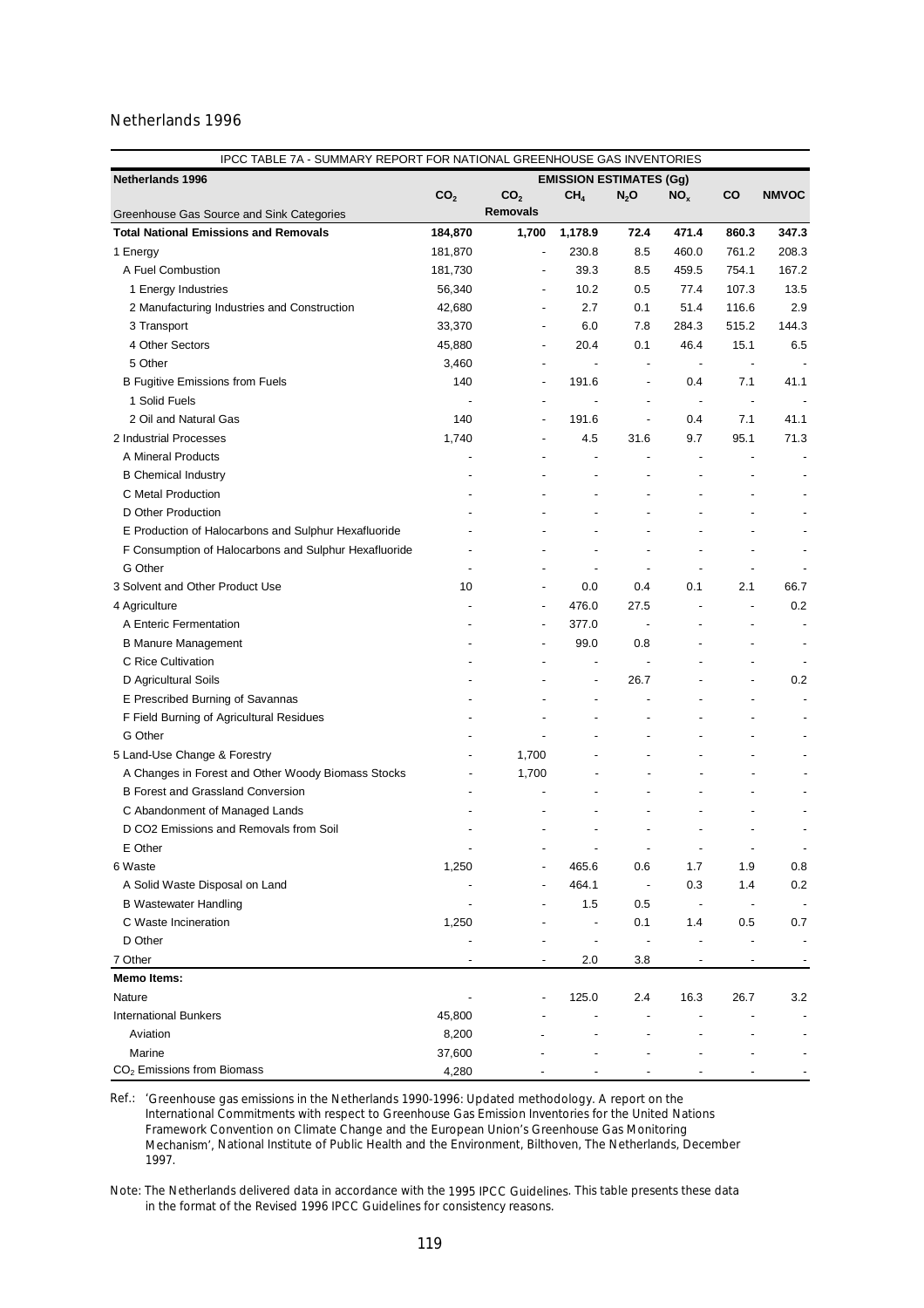Netherlands 1996

| IPCC TABLE 7A - SUMMARY REPORT FOR NATIONAL GREENHOUSE GAS INVENTORIES | | | | | | | |
|---|---|---|---|---|---|---|---|
| **Netherlands 1996** | **EMISSION ESTIMATES (Gg)** | | | | | | |
| Greenhouse Gas Source and Sink Categories | $CO_2$ | $CO_2$ Removals | $CH_4$ | $N_2O$ | $NO_x$ | CO | NMVOC |
| **Total National Emissions and Removals** | **184,870** | **1,700** | **1,178.9** | **72.4** | **471.4** | **860.3** | **347.3** |
| 1 Energy | 181,870 | - | 230.8 | 8.5 | 460.0 | 761.2 | 208.3 |
| A Fuel Combustion | 181,730 | - | 39.3 | 8.5 | 459.5 | 754.1 | 167.2 |
| 1 Energy Industries | 56,340 | - | 10.2 | 0.5 | 77.4 | 107.3 | 13.5 |
| 2 Manufacturing Industries and Construction | 42,680 | - | 2.7 | 0.1 | 51.4 | 116.6 | 2.9 |
| 3 Transport | 33,370 | - | 6.0 | 7.8 | 284.3 | 515.2 | 144.3 |
| 4 Other Sectors | 45,880 | - | 20.4 | 0.1 | 46.4 | 15.1 | 6.5 |
| 5 Other | 3,460 | - | - | - | - | - | - |
| B Fugitive Emissions from Fuels | 140 | - | 191.6 | - | 0.4 | 7.1 | 41.1 |
| 1 Solid Fuels | - | - | - | - | - | - | - |
| 2 Oil and Natural Gas | 140 | - | 191.6 | - | 0.4 | 7.1 | 41.1 |
| 2 Industrial Processes | 1,740 | - | 4.5 | 31.6 | 9.7 | 95.1 | 71.3 |
| A Mineral Products | - | - | - | - | - | - | - |
| B Chemical Industry | - | - | - | - | - | - | - |
| C Metal Production | - | - | - | - | - | - | - |
| D Other Production | - | - | - | - | - | - | - |
| E Production of Halocarbons and Sulphur Hexafluoride | - | - | - | - | - | - | - |
| F Consumption of Halocarbons and Sulphur Hexafluoride | - | - | - | - | - | - | - |
| G Other | - | - | - | - | - | - | - |
| 3 Solvent and Other Product Use | 10 | - | 0.0 | 0.4 | 0.1 | 2.1 | 66.7 |
| 4 Agriculture | - | - | 476.0 | 27.5 | - | - | 0.2 |
| A Enteric Fermentation | - | - | 377.0 | - | - | - | - |
| B Manure Management | - | - | 99.0 | 0.8 | - | - | - |
| C Rice Cultivation | - | - | - | - | - | - | - |
| D Agricultural Soils | - | - | - | 26.7 | - | - | 0.2 |
| E Prescribed Burning of Savannas | - | - | - | - | - | - | - |
| F Field Burning of Agricultural Residues | - | - | - | - | - | - | - |
| G Other | - | - | - | - | - | - | - |
| 5 Land-Use Change & Forestry | - | 1,700 | - | - | - | - | - |
| A Changes in Forest and Other Woody Biomass Stocks | - | 1,700 | - | - | - | - | - |
| B Forest and Grassland Conversion | - | - | - | - | - | - | - |
| C Abandonment of Managed Lands | - | - | - | - | - | - | - |
| D CO2 Emissions and Removals from Soil | - | - | - | - | - | - | - |
| E Other | - | - | - | - | - | - | - |
| 6 Waste | 1,250 | - | 465.6 | 0.6 | 1.7 | 1.9 | 0.8 |
| A Solid Waste Disposal on Land | - | - | 464.1 | - | 0.3 | 1.4 | 0.2 |
| B Wastewater Handling | - | - | 1.5 | 0.5 | - | - | - |
| C Waste Incineration | 1,250 | - | - | 0.1 | 1.4 | 0.5 | 0.7 |
| D Other | - | - | - | - | - | - | - |
| 7 Other | - | - | 2.0 | 3.8 | - | - | - |
| **Memo Items:** | | | | | | | |
| Nature | - | - | 125.0 | 2.4 | 16.3 | 26.7 | 3.2 |
| International Bunkers | 45,800 | - | - | - | - | - | - |
| Aviation | 8,200 | - | - | - | - | - | - |
| Marine | 37,600 | - | - | - | - | - | - |
| $CO_2$ Emissions from Biomass | 4,280 | - | - | - | - | - | - |

Ref.: 'Greenhouse gas emissions in the Netherlands 1990-1996: Updated methodology. A report on the International Commitments with respect to Greenhouse Gas Emission Inventories for the United Nations Framework Convention on Climate Change and the European Union's Greenhouse Gas Monitoring Mechanism', National Institute of Public Health and the Environment, Bilthoven, The Netherlands, December 1997.

Note: The Netherlands delivered data in accordance with the 1995 IPCC Guidelines. This table presents these data in the format of the Revised 1996 IPCC Guidelines for consistency reasons.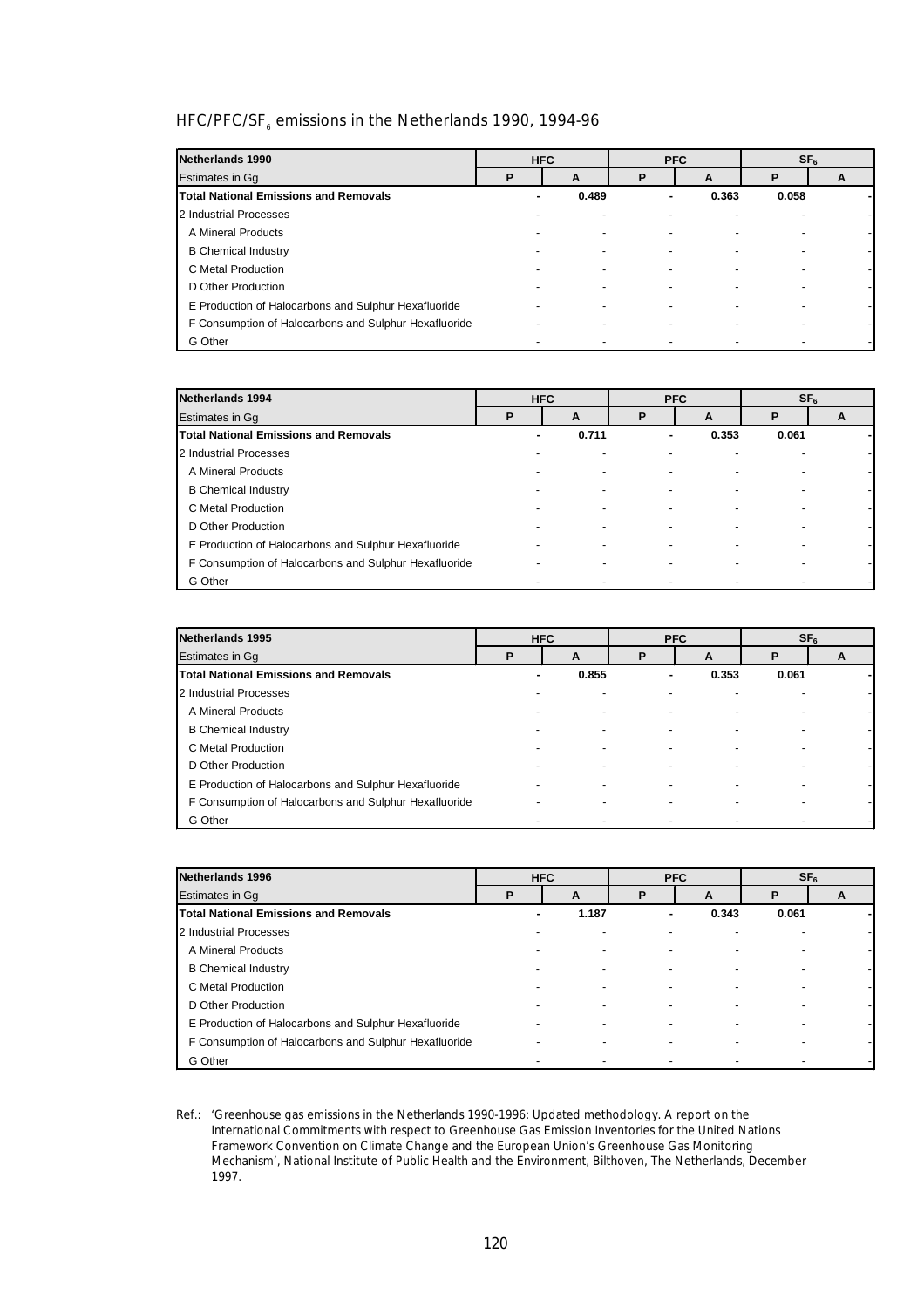## HFC/PFC/$SF_6$ emissions in the Netherlands 1990, 1994-96

| Netherlands 1990 | HFC | | PFC | | $SF_6$ | |
|---|---|---|---|---|---|---|
| Estimates in Gg | P | A | P | A | P | A |
| **Total National Emissions and Removals** | - | 0.489 | - | 0.363 | 0.058 | - |
| 2 Industrial Processes | - | - | - | - | - | - |
| A Mineral Products | - | - | - | - | - | - |
| B Chemical Industry | - | - | - | - | - | - |
| C Metal Production | - | - | - | - | - | - |
| D Other Production | - | - | - | - | - | - |
| E Production of Halocarbons and Sulphur Hexafluoride | - | - | - | - | - | - |
| F Consumption of Halocarbons and Sulphur Hexafluoride | - | - | - | - | - | - |
| G Other | - | - | - | - | - | - |

| Netherlands 1994 | HFC | | PFC | | $SF_6$ | |
|---|---|---|---|---|---|---|
| Estimates in Gg | P | A | P | A | P | A |
| **Total National Emissions and Removals** | - | 0.711 | - | 0.353 | 0.061 | - |
| 2 Industrial Processes | - | - | - | - | - | - |
| A Mineral Products | - | - | - | - | - | - |
| B Chemical Industry | - | - | - | - | - | - |
| C Metal Production | - | - | - | - | - | - |
| D Other Production | - | - | - | - | - | - |
| E Production of Halocarbons and Sulphur Hexafluoride | - | - | - | - | - | - |
| F Consumption of Halocarbons and Sulphur Hexafluoride | - | - | - | - | - | - |
| G Other | - | - | - | - | - | - |

| Netherlands 1995 | HFC | | PFC | | $SF_6$ | |
|---|---|---|---|---|---|---|
| Estimates in Gg | P | A | P | A | P | A |
| **Total National Emissions and Removals** | - | 0.855 | - | 0.353 | 0.061 | - |
| 2 Industrial Processes | - | - | - | - | - | - |
| A Mineral Products | - | - | - | - | - | - |
| B Chemical Industry | - | - | - | - | - | - |
| C Metal Production | - | - | - | - | - | - |
| D Other Production | - | - | - | - | - | - |
| E Production of Halocarbons and Sulphur Hexafluoride | - | - | - | - | - | - |
| F Consumption of Halocarbons and Sulphur Hexafluoride | - | - | - | - | - | - |
| G Other | - | - | - | - | - | - |

| Netherlands 1996 | HFC | | PFC | | $SF_6$ | |
|---|---|---|---|---|---|---|
| Estimates in Gg | P | A | P | A | P | A |
| **Total National Emissions and Removals** | - | 1.187 | - | 0.343 | 0.061 | - |
| 2 Industrial Processes | - | - | - | - | - | - |
| A Mineral Products | - | - | - | - | - | - |
| B Chemical Industry | - | - | - | - | - | - |
| C Metal Production | - | - | - | - | - | - |
| D Other Production | - | - | - | - | - | - |
| E Production of Halocarbons and Sulphur Hexafluoride | - | - | - | - | - | - |
| F Consumption of Halocarbons and Sulphur Hexafluoride | - | - | - | - | - | - |
| G Other | - | - | - | - | - | - |

Ref.: 'Greenhouse gas emissions in the Netherlands 1990-1996: Updated methodology. A report on the International Commitments with respect to Greenhouse Gas Emission Inventories for the United Nations Framework Convention on Climate Change and the European Union's Greenhouse Gas Monitoring Mechanism', National Institute of Public Health and the Environment, Bilthoven, The Netherlands, December 1997.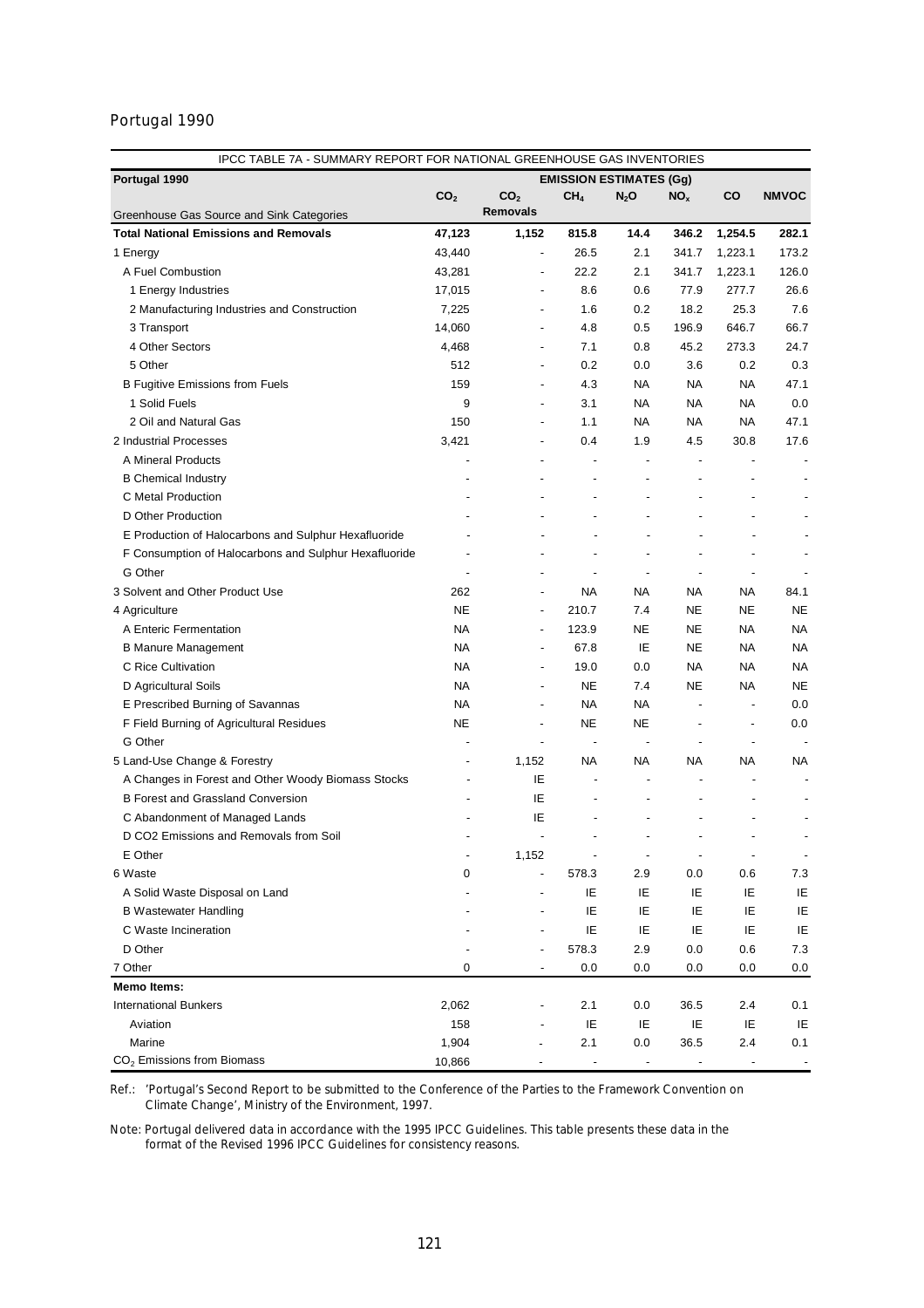Portugal 1990

| IPCC TABLE 7A - SUMMARY REPORT FOR NATIONAL GREENHOUSE GAS INVENTORIES | | | | | | | |
|---|---|---|---|---|---|---|---|
| **Portugal 1990** | **EMISSION ESTIMATES (Gg)** | | | | | | |
| Greenhouse Gas Source and Sink Categories | $CO_2$ | $CO_2$ Removals | $CH_4$ | $N_2O$ | $NO_x$ | CO | NMVOC |
| **Total National Emissions and Removals** | **47,123** | **1,152** | **815.8** | **14.4** | **346.2** | **1,254.5** | **282.1** |
| 1 Energy | 43,440 | - | 26.5 | 2.1 | 341.7 | 1,223.1 | 173.2 |
| A Fuel Combustion | 43,281 | - | 22.2 | 2.1 | 341.7 | 1,223.1 | 126.0 |
| 1 Energy Industries | 17,015 | - | 8.6 | 0.6 | 77.9 | 277.7 | 26.6 |
| 2 Manufacturing Industries and Construction | 7,225 | - | 1.6 | 0.2 | 18.2 | 25.3 | 7.6 |
| 3 Transport | 14,060 | - | 4.8 | 0.5 | 196.9 | 646.7 | 66.7 |
| 4 Other Sectors | 4,468 | - | 7.1 | 0.8 | 45.2 | 273.3 | 24.7 |
| 5 Other | 512 | - | 0.2 | 0.0 | 3.6 | 0.2 | 0.3 |
| B Fugitive Emissions from Fuels | 159 | - | 4.3 | NA | NA | NA | 47.1 |
| 1 Solid Fuels | 9 | - | 3.1 | NA | NA | NA | 0.0 |
| 2 Oil and Natural Gas | 150 | - | 1.1 | NA | NA | NA | 47.1 |
| 2 Industrial Processes | 3,421 | - | 0.4 | 1.9 | 4.5 | 30.8 | 17.6 |
| A Mineral Products | - | - | - | - | - | - | - |
| B Chemical Industry | - | - | - | - | - | - | - |
| C Metal Production | - | - | - | - | - | - | - |
| D Other Production | - | - | - | - | - | - | - |
| E Production of Halocarbons and Sulphur Hexafluoride | - | - | - | - | - | - | - |
| F Consumption of Halocarbons and Sulphur Hexafluoride | - | - | - | - | - | - | - |
| G Other | - | - | - | - | - | - | - |
| 3 Solvent and Other Product Use | 262 | - | NA | NA | NA | NA | 84.1 |
| 4 Agriculture | NE | - | 210.7 | 7.4 | NE | NE | NE |
| A Enteric Fermentation | NA | - | 123.9 | NE | NE | NA | NA |
| B Manure Management | NA | - | 67.8 | IE | NE | NA | NA |
| C Rice Cultivation | NA | - | 19.0 | 0.0 | NA | NA | NA |
| D Agricultural Soils | NA | - | NE | 7.4 | NE | NA | NE |
| E Prescribed Burning of Savannas | NA | - | NA | NA | - | - | 0.0 |
| F Field Burning of Agricultural Residues | NE | - | NE | NE | - | - | 0.0 |
| G Other | - | - | - | - | - | - | - |
| 5 Land-Use Change & Forestry | - | 1,152 | NA | NA | NA | NA | NA |
| A Changes in Forest and Other Woody Biomass Stocks | - | IE | - | - | - | - | - |
| B Forest and Grassland Conversion | - | IE | - | - | - | - | - |
| C Abandonment of Managed Lands | - | IE | - | - | - | - | - |
| D CO2 Emissions and Removals from Soil | - | - | - | - | - | - | - |
| E Other | - | 1,152 | - | - | - | - | - |
| 6 Waste | 0 | - | 578.3 | 2.9 | 0.0 | 0.6 | 7.3 |
| A Solid Waste Disposal on Land | - | - | IE | IE | IE | IE | IE |
| B Wastewater Handling | - | - | IE | IE | IE | IE | IE |
| C Waste Incineration | - | - | IE | IE | IE | IE | IE |
| D Other | - | - | 578.3 | 2.9 | 0.0 | 0.6 | 7.3 |
| 7 Other | 0 | - | 0.0 | 0.0 | 0.0 | 0.0 | 0.0 |
| **Memo Items:** | | | | | | | |
| International Bunkers | 2,062 | - | 2.1 | 0.0 | 36.5 | 2.4 | 0.1 |
| Aviation | 158 | - | IE | IE | IE | IE | IE |
| Marine | 1,904 | - | 2.1 | 0.0 | 36.5 | 2.4 | 0.1 |
| $CO_2$ Emissions from Biomass | 10,866 | - | - | - | - | - | - |

Ref.: 'Portugal's Second Report to be submitted to the Conference of the Parties to the Framework Convention on Climate Change', Ministry of the Environment, 1997.

Note: Portugal delivered data in accordance with the 1995 IPCC Guidelines. This table presents these data in the format of the Revised 1996 IPCC Guidelines for consistency reasons.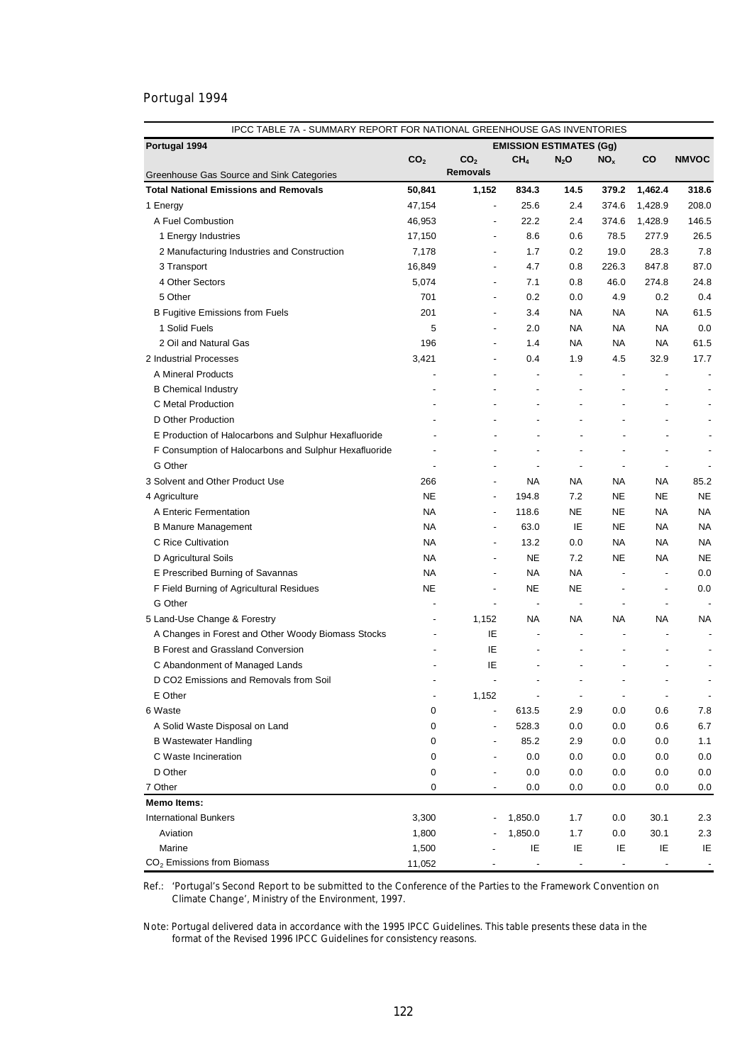Portugal 1994

| IPCC TABLE 7A - SUMMARY REPORT FOR NATIONAL GREENHOUSE GAS INVENTORIES | | | | | | | |
|---|---|---|---|---|---|---|---|
| **Portugal 1994** | **EMISSION ESTIMATES (Gg)** | | | | | | |
| Greenhouse Gas Source and Sink Categories | $CO_2$ | $CO_2$ Removals | $CH_4$ | $N_2O$ | $NO_x$ | CO | NMVOC |
| **Total National Emissions and Removals** | **50,841** | **1,152** | **834.3** | **14.5** | **379.2** | **1,462.4** | **318.6** |
| 1 Energy | 47,154 | - | 25.6 | 2.4 | 374.6 | 1,428.9 | 208.0 |
| A Fuel Combustion | 46,953 | - | 22.2 | 2.4 | 374.6 | 1,428.9 | 146.5 |
| 1 Energy Industries | 17,150 | - | 8.6 | 0.6 | 78.5 | 277.9 | 26.5 |
| 2 Manufacturing Industries and Construction | 7,178 | - | 1.7 | 0.2 | 19.0 | 28.3 | 7.8 |
| 3 Transport | 16,849 | - | 4.7 | 0.8 | 226.3 | 847.8 | 87.0 |
| 4 Other Sectors | 5,074 | - | 7.1 | 0.8 | 46.0 | 274.8 | 24.8 |
| 5 Other | 701 | - | 0.2 | 0.0 | 4.9 | 0.2 | 0.4 |
| B Fugitive Emissions from Fuels | 201 | - | 3.4 | NA | NA | NA | 61.5 |
| 1 Solid Fuels | 5 | - | 2.0 | NA | NA | NA | 0.0 |
| 2 Oil and Natural Gas | 196 | - | 1.4 | NA | NA | NA | 61.5 |
| 2 Industrial Processes | 3,421 | - | 0.4 | 1.9 | 4.5 | 32.9 | 17.7 |
| A Mineral Products | - | - | - | - | - | - | - |
| B Chemical Industry | - | - | - | - | - | - | - |
| C Metal Production | - | - | - | - | - | - | - |
| D Other Production | - | - | - | - | - | - | - |
| E Production of Halocarbons and Sulphur Hexafluoride | - | - | - | - | - | - | - |
| F Consumption of Halocarbons and Sulphur Hexafluoride | - | - | - | - | - | - | - |
| G Other | - | - | - | - | - | - | - |
| 3 Solvent and Other Product Use | 266 | - | NA | NA | NA | NA | 85.2 |
| 4 Agriculture | NE | - | 194.8 | 7.2 | NE | NE | NE |
| A Enteric Fermentation | NA | - | 118.6 | NE | NE | NA | NA |
| B Manure Management | NA | - | 63.0 | IE | NE | NA | NA |
| C Rice Cultivation | NA | - | 13.2 | 0.0 | NA | NA | NA |
| D Agricultural Soils | NA | - | NE | 7.2 | NE | NA | NE |
| E Prescribed Burning of Savannas | NA | - | NA | NA | - | - | 0.0 |
| F Field Burning of Agricultural Residues | NE | - | NE | NE | - | - | 0.0 |
| G Other | - | - | - | - | - | - | - |
| 5 Land-Use Change & Forestry | - | 1,152 | NA | NA | NA | NA | NA |
| A Changes in Forest and Other Woody Biomass Stocks | - | IE | - | - | - | - | - |
| B Forest and Grassland Conversion | - | IE | - | - | - | - | - |
| C Abandonment of Managed Lands | - | IE | - | - | - | - | - |
| D CO2 Emissions and Removals from Soil | - | - | - | - | - | - | - |
| E Other | - | 1,152 | - | - | - | - | - |
| 6 Waste | 0 | - | 613.5 | 2.9 | 0.0 | 0.6 | 7.8 |
| A Solid Waste Disposal on Land | 0 | - | 528.3 | 0.0 | 0.0 | 0.6 | 6.7 |
| B Wastewater Handling | 0 | - | 85.2 | 2.9 | 0.0 | 0.0 | 1.1 |
| C Waste Incineration | 0 | - | 0.0 | 0.0 | 0.0 | 0.0 | 0.0 |
| D Other | 0 | - | 0.0 | 0.0 | 0.0 | 0.0 | 0.0 |
| 7 Other | 0 | - | 0.0 | 0.0 | 0.0 | 0.0 | 0.0 |
| **Memo Items:** | | | | | | | |
| International Bunkers | 3,300 | - | 1,850.0 | 1.7 | 0.0 | 30.1 | 2.3 |
| Aviation | 1,800 | - | 1,850.0 | 1.7 | 0.0 | 30.1 | 2.3 |
| Marine | 1,500 | - | IE | IE | IE | IE | IE |
| $CO_2$ Emissions from Biomass | 11,052 | - | - | - | - | - | - |

Ref.: 'Portugal's Second Report to be submitted to the Conference of the Parties to the Framework Convention on Climate Change', Ministry of the Environment, 1997.

Note: Portugal delivered data in accordance with the 1995 IPCC Guidelines. This table presents these data in the format of the Revised 1996 IPCC Guidelines for consistency reasons.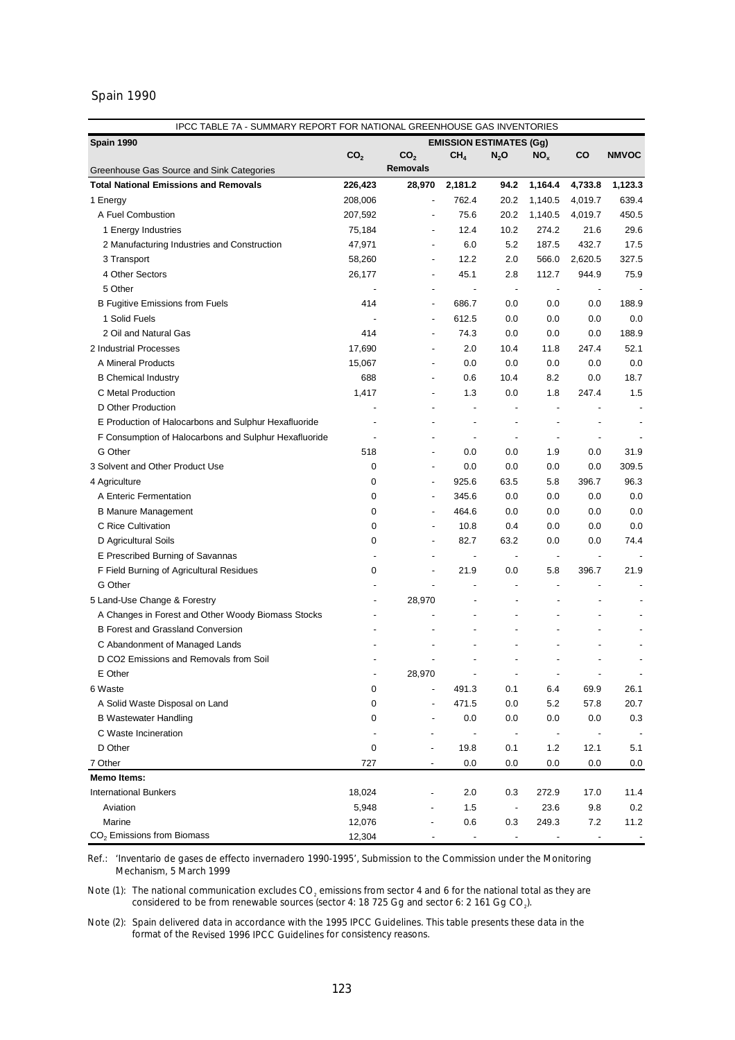Spain 1990

| IPCC TABLE 7A - SUMMARY REPORT FOR NATIONAL GREENHOUSE GAS INVENTORIES | | | | | | | |
|---|---|---|---|---|---|---|---|
| **Spain 1990** | **EMISSION ESTIMATES (Gg)** | | | | | | |
| Greenhouse Gas Source and Sink Categories | $CO_2$ | $CO_2$ Removals | $CH_4$ | $N_2O$ | $NO_x$ | CO | NMVOC |
| **Total National Emissions and Removals** | **226,423** | **28,970** | **2,181.2** | **94.2** | **1,164.4** | **4,733.8** | **1,123.3** |
| 1 Energy | 208,006 | - | 762.4 | 20.2 | 1,140.5 | 4,019.7 | 639.4 |
| A Fuel Combustion | 207,592 | - | 75.6 | 20.2 | 1,140.5 | 4,019.7 | 450.5 |
| 1 Energy Industries | 75,184 | - | 12.4 | 10.2 | 274.2 | 21.6 | 29.6 |
| 2 Manufacturing Industries and Construction | 47,971 | - | 6.0 | 5.2 | 187.5 | 432.7 | 17.5 |
| 3 Transport | 58,260 | - | 12.2 | 2.0 | 566.0 | 2,620.5 | 327.5 |
| 4 Other Sectors | 26,177 | - | 45.1 | 2.8 | 112.7 | 944.9 | 75.9 |
| 5 Other | - | - | - | - | - | - | - |
| B Fugitive Emissions from Fuels | 414 | - | 686.7 | 0.0 | 0.0 | 0.0 | 188.9 |
| 1 Solid Fuels | - | - | 612.5 | 0.0 | 0.0 | 0.0 | 0.0 |
| 2 Oil and Natural Gas | 414 | - | 74.3 | 0.0 | 0.0 | 0.0 | 188.9 |
| 2 Industrial Processes | 17,690 | - | 2.0 | 10.4 | 11.8 | 247.4 | 52.1 |
| A Mineral Products | 15,067 | - | 0.0 | 0.0 | 0.0 | 0.0 | 0.0 |
| B Chemical Industry | 688 | - | 0.6 | 10.4 | 8.2 | 0.0 | 18.7 |
| C Metal Production | 1,417 | - | 1.3 | 0.0 | 1.8 | 247.4 | 1.5 |
| D Other Production | - | - | - | - | - | - | - |
| E Production of Halocarbons and Sulphur Hexafluoride | - | - | - | - | - | - | - |
| F Consumption of Halocarbons and Sulphur Hexafluoride | - | - | - | - | - | - | - |
| G Other | 518 | - | 0.0 | 0.0 | 1.9 | 0.0 | 31.9 |
| 3 Solvent and Other Product Use | 0 | - | 0.0 | 0.0 | 0.0 | 0.0 | 309.5 |
| 4 Agriculture | 0 | - | 925.6 | 63.5 | 5.8 | 396.7 | 96.3 |
| A Enteric Fermentation | 0 | - | 345.6 | 0.0 | 0.0 | 0.0 | 0.0 |
| B Manure Management | 0 | - | 464.6 | 0.0 | 0.0 | 0.0 | 0.0 |
| C Rice Cultivation | 0 | - | 10.8 | 0.4 | 0.0 | 0.0 | 0.0 |
| D Agricultural Soils | 0 | - | 82.7 | 63.2 | 0.0 | 0.0 | 74.4 |
| E Prescribed Burning of Savannas | - | - | - | - | - | - | - |
| F Field Burning of Agricultural Residues | 0 | - | 21.9 | 0.0 | 5.8 | 396.7 | 21.9 |
| G Other | - | - | - | - | - | - | - |
| 5 Land-Use Change & Forestry | - | 28,970 | - | - | - | - | - |
| A Changes in Forest and Other Woody Biomass Stocks | - | - | - | - | - | - | - |
| B Forest and Grassland Conversion | - | - | - | - | - | - | - |
| C Abandonment of Managed Lands | - | - | - | - | - | - | - |
| D CO2 Emissions and Removals from Soil | - | - | - | - | - | - | - |
| E Other | - | 28,970 | - | - | - | - | - |
| 6 Waste | 0 | - | 491.3 | 0.1 | 6.4 | 69.9 | 26.1 |
| A Solid Waste Disposal on Land | 0 | - | 471.5 | 0.0 | 5.2 | 57.8 | 20.7 |
| B Wastewater Handling | 0 | - | 0.0 | 0.0 | 0.0 | 0.0 | 0.3 |
| C Waste Incineration | - | - | - | - | - | - | - |
| D Other | 0 | - | 19.8 | 0.1 | 1.2 | 12.1 | 5.1 |
| 7 Other | 727 | - | 0.0 | 0.0 | 0.0 | 0.0 | 0.0 |
| **Memo Items:** | | | | | | | |
| International Bunkers | 18,024 | - | 2.0 | 0.3 | 272.9 | 17.0 | 11.4 |
| Aviation | 5,948 | - | 1.5 | - | 23.6 | 9.8 | 0.2 |
| Marine | 12,076 | - | 0.6 | 0.3 | 249.3 | 7.2 | 11.2 |
| $CO_2$ Emissions from Biomass | 12,304 | - | - | - | - | - | - |

Ref.: 'Inventario de gases de effecto invernadero 1990-1995', Submission to the Commission under the Monitoring Mechanism, 5 March 1999

Note (1): The national communication excludes $CO_2$ emissions from sector 4 and 6 for the national total as they are considered to be from renewable sources (sector 4: 18 725 Gg and sector 6: 2 161 Gg $CO_2$).

Note (2): Spain delivered data in accordance with the 1995 IPCC Guidelines. This table presents these data in the format of the Revised 1996 IPCC Guidelines for consistency reasons.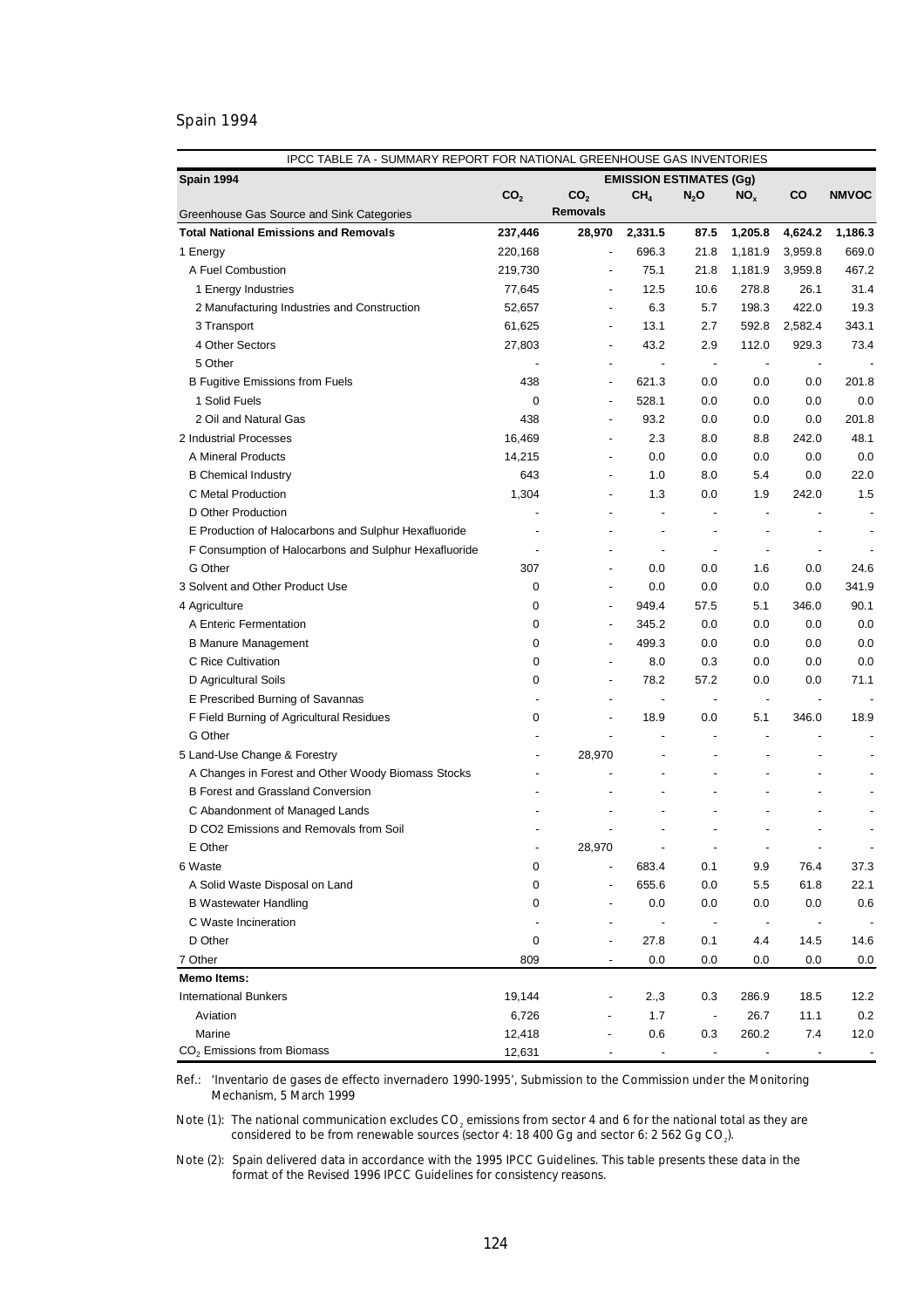Spain 1994

| IPCC TABLE 7A - SUMMARY REPORT FOR NATIONAL GREENHOUSE GAS INVENTORIES | | | | | | | |
|---|---|---|---|---|---|---|---|
| **Spain 1994** | **EMISSION ESTIMATES (Gg)** | | | | | | |
| Greenhouse Gas Source and Sink Categories | $CO_2$ | $CO_2$ Removals | $CH_4$ | $N_2O$ | $NO_x$ | CO | NMVOC |
| **Total National Emissions and Removals** | **237,446** | **28,970** | **2,331.5** | **87.5** | **1,205.8** | **4,624.2** | **1,186.3** |
| 1 Energy | 220,168 | - | 696.3 | 21.8 | 1,181.9 | 3,959.8 | 669.0 |
| A Fuel Combustion | 219,730 | - | 75.1 | 21.8 | 1,181.9 | 3,959.8 | 467.2 |
| 1 Energy Industries | 77,645 | - | 12.5 | 10.6 | 278.8 | 26.1 | 31.4 |
| 2 Manufacturing Industries and Construction | 52,657 | - | 6.3 | 5.7 | 198.3 | 422.0 | 19.3 |
| 3 Transport | 61,625 | - | 13.1 | 2.7 | 592.8 | 2,582.4 | 343.1 |
| 4 Other Sectors | 27,803 | - | 43.2 | 2.9 | 112.0 | 929.3 | 73.4 |
| 5 Other | - | - | - | - | - | - | - |
| B Fugitive Emissions from Fuels | 438 | - | 621.3 | 0.0 | 0.0 | 0.0 | 201.8 |
| 1 Solid Fuels | 0 | - | 528.1 | 0.0 | 0.0 | 0.0 | 0.0 |
| 2 Oil and Natural Gas | 438 | - | 93.2 | 0.0 | 0.0 | 0.0 | 201.8 |
| 2 Industrial Processes | 16,469 | - | 2.3 | 8.0 | 8.8 | 242.0 | 48.1 |
| A Mineral Products | 14,215 | - | 0.0 | 0.0 | 0.0 | 0.0 | 0.0 |
| B Chemical Industry | 643 | - | 1.0 | 8.0 | 5.4 | 0.0 | 22.0 |
| C Metal Production | 1,304 | - | 1.3 | 0.0 | 1.9 | 242.0 | 1.5 |
| D Other Production | - | - | - | - | - | - | - |
| E Production of Halocarbons and Sulphur Hexafluoride | - | - | - | - | - | - | - |
| F Consumption of Halocarbons and Sulphur Hexafluoride | - | - | - | - | - | - | - |
| G Other | 307 | - | 0.0 | 0.0 | 1.6 | 0.0 | 24.6 |
| 3 Solvent and Other Product Use | 0 | - | 0.0 | 0.0 | 0.0 | 0.0 | 341.9 |
| 4 Agriculture | 0 | - | 949.4 | 57.5 | 5.1 | 346.0 | 90.1 |
| A Enteric Fermentation | 0 | - | 345.2 | 0.0 | 0.0 | 0.0 | 0.0 |
| B Manure Management | 0 | - | 499.3 | 0.0 | 0.0 | 0.0 | 0.0 |
| C Rice Cultivation | 0 | - | 8.0 | 0.3 | 0.0 | 0.0 | 0.0 |
| D Agricultural Soils | 0 | - | 78.2 | 57.2 | 0.0 | 0.0 | 71.1 |
| E Prescribed Burning of Savannas | - | - | - | - | - | - | - |
| F Field Burning of Agricultural Residues | 0 | - | 18.9 | 0.0 | 5.1 | 346.0 | 18.9 |
| G Other | - | - | - | - | - | - | - |
| 5 Land-Use Change & Forestry | - | 28,970 | - | - | - | - | - |
| A Changes in Forest and Other Woody Biomass Stocks | - | - | - | - | - | - | - |
| B Forest and Grassland Conversion | - | - | - | - | - | - | - |
| C Abandonment of Managed Lands | - | - | - | - | - | - | - |
| D CO2 Emissions and Removals from Soil | - | - | - | - | - | - | - |
| E Other | - | 28,970 | - | - | - | - | - |
| 6 Waste | 0 | - | 683.4 | 0.1 | 9.9 | 76.4 | 37.3 |
| A Solid Waste Disposal on Land | 0 | - | 655.6 | 0.0 | 5.5 | 61.8 | 22.1 |
| B Wastewater Handling | 0 | - | 0.0 | 0.0 | 0.0 | 0.0 | 0.6 |
| C Waste Incineration | - | - | - | - | - | - | - |
| D Other | 0 | - | 27.8 | 0.1 | 4.4 | 14.5 | 14.6 |
| 7 Other | 809 | - | 0.0 | 0.0 | 0.0 | 0.0 | 0.0 |
| **Memo Items:** | | | | | | | |
| International Bunkers | 19,144 | - | 2.,3 | 0.3 | 286.9 | 18.5 | 12.2 |
| Aviation | 6,726 | - | 1.7 | - | 26.7 | 11.1 | 0.2 |
| Marine | 12,418 | - | 0.6 | 0.3 | 260.2 | 7.4 | 12.0 |
| $CO_2$ Emissions from Biomass | 12,631 | - | - | - | - | - | - |

Ref.: 'Inventario de gases de effecto invernadero 1990-1995', Submission to the Commission under the Monitoring Mechanism, 5 March 1999

Note (1): The national communication excludes $CO_2$ emissions from sector 4 and 6 for the national total as they are considered to be from renewable sources (sector 4: 18 400 Gg and sector 6: 2 562 Gg $CO_2$).

Note (2): Spain delivered data in accordance with the 1995 IPCC Guidelines. This table presents these data in the format of the Revised 1996 IPCC Guidelines for consistency reasons.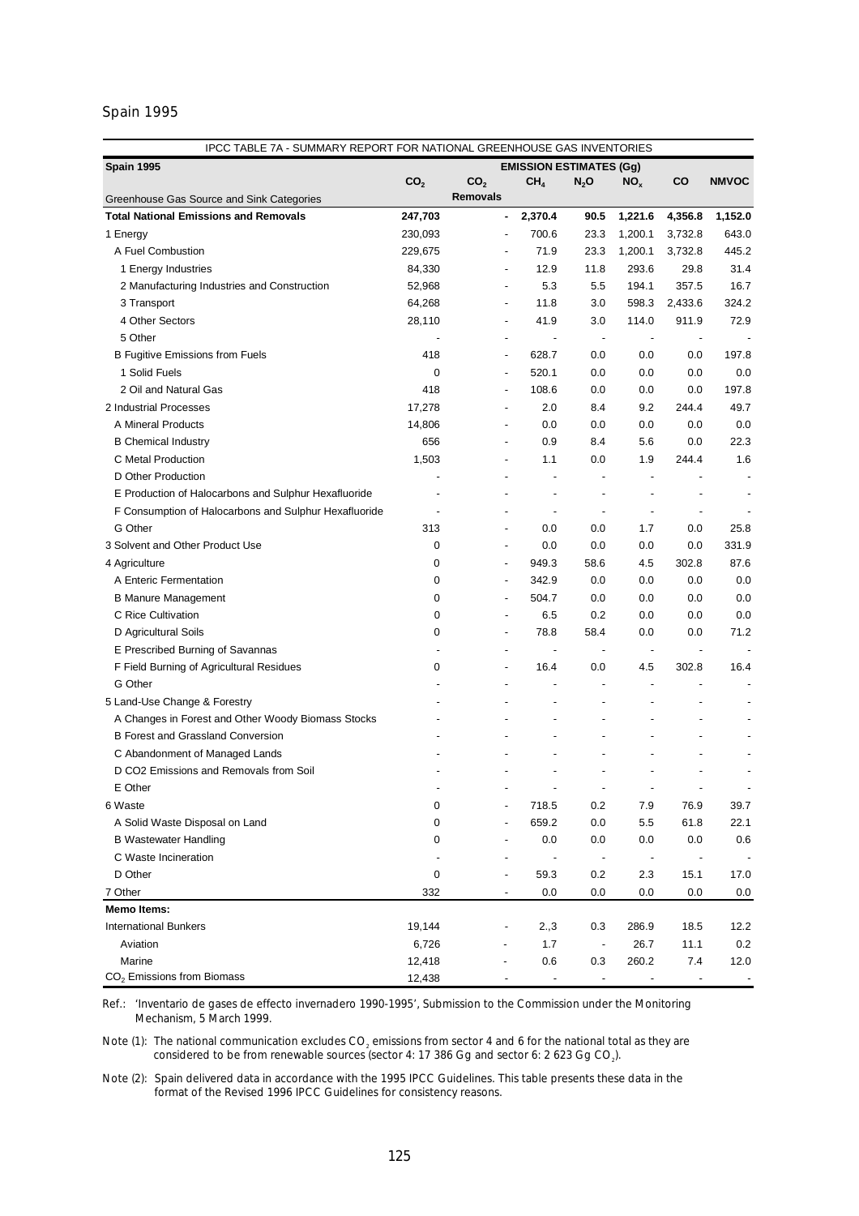Spain 1995

| IPCC TABLE 7A - SUMMARY REPORT FOR NATIONAL GREENHOUSE GAS INVENTORIES | | | | | | | |
|---|---|---|---|---|---|---|---|
| **Spain 1995** | **EMISSION ESTIMATES (Gg)** | | | | | | |
| Greenhouse Gas Source and Sink Categories | $CO_2$ | $CO_2$ Removals | $CH_4$ | $N_2O$ | $NO_x$ | CO | NMVOC |
| **Total National Emissions and Removals** | **247,703** | **-** | **2,370.4** | **90.5** | **1,221.6** | **4,356.8** | **1,152.0** |
| 1 Energy | 230,093 | - | 700.6 | 23.3 | 1,200.1 | 3,732.8 | 643.0 |
| A Fuel Combustion | 229,675 | - | 71.9 | 23.3 | 1,200.1 | 3,732.8 | 445.2 |
| 1 Energy Industries | 84,330 | - | 12.9 | 11.8 | 293.6 | 29.8 | 31.4 |
| 2 Manufacturing Industries and Construction | 52,968 | - | 5.3 | 5.5 | 194.1 | 357.5 | 16.7 |
| 3 Transport | 64,268 | - | 11.8 | 3.0 | 598.3 | 2,433.6 | 324.2 |
| 4 Other Sectors | 28,110 | - | 41.9 | 3.0 | 114.0 | 911.9 | 72.9 |
| 5 Other | - | - | - | - | - | - | - |
| B Fugitive Emissions from Fuels | 418 | - | 628.7 | 0.0 | 0.0 | 0.0 | 197.8 |
| 1 Solid Fuels | 0 | - | 520.1 | 0.0 | 0.0 | 0.0 | 0.0 |
| 2 Oil and Natural Gas | 418 | - | 108.6 | 0.0 | 0.0 | 0.0 | 197.8 |
| 2 Industrial Processes | 17,278 | - | 2.0 | 8.4 | 9.2 | 244.4 | 49.7 |
| A Mineral Products | 14,806 | - | 0.0 | 0.0 | 0.0 | 0.0 | 0.0 |
| B Chemical Industry | 656 | - | 0.9 | 8.4 | 5.6 | 0.0 | 22.3 |
| C Metal Production | 1,503 | - | 1.1 | 0.0 | 1.9 | 244.4 | 1.6 |
| D Other Production | - | - | - | - | - | - | - |
| E Production of Halocarbons and Sulphur Hexafluoride | - | - | - | - | - | - | - |
| F Consumption of Halocarbons and Sulphur Hexafluoride | - | - | - | - | - | - | - |
| G Other | 313 | - | 0.0 | 0.0 | 1.7 | 0.0 | 25.8 |
| 3 Solvent and Other Product Use | 0 | - | 0.0 | 0.0 | 0.0 | 0.0 | 331.9 |
| 4 Agriculture | 0 | - | 949.3 | 58.6 | 4.5 | 302.8 | 87.6 |
| A Enteric Fermentation | 0 | - | 342.9 | 0.0 | 0.0 | 0.0 | 0.0 |
| B Manure Management | 0 | - | 504.7 | 0.0 | 0.0 | 0.0 | 0.0 |
| C Rice Cultivation | 0 | - | 6.5 | 0.2 | 0.0 | 0.0 | 0.0 |
| D Agricultural Soils | 0 | - | 78.8 | 58.4 | 0.0 | 0.0 | 71.2 |
| E Prescribed Burning of Savannas | - | - | - | - | - | - | - |
| F Field Burning of Agricultural Residues | 0 | - | 16.4 | 0.0 | 4.5 | 302.8 | 16.4 |
| G Other | - | - | - | - | - | - | - |
| 5 Land-Use Change & Forestry | - | - | - | - | - | - | - |
| A Changes in Forest and Other Woody Biomass Stocks | - | - | - | - | - | - | - |
| B Forest and Grassland Conversion | - | - | - | - | - | - | - |
| C Abandonment of Managed Lands | - | - | - | - | - | - | - |
| D CO2 Emissions and Removals from Soil | - | - | - | - | - | - | - |
| E Other | - | - | - | - | - | - | - |
| 6 Waste | 0 | - | 718.5 | 0.2 | 7.9 | 76.9 | 39.7 |
| A Solid Waste Disposal on Land | 0 | - | 659.2 | 0.0 | 5.5 | 61.8 | 22.1 |
| B Wastewater Handling | 0 | - | 0.0 | 0.0 | 0.0 | 0.0 | 0.6 |
| C Waste Incineration | - | - | - | - | - | - | - |
| D Other | 0 | - | 59.3 | 0.2 | 2.3 | 15.1 | 17.0 |
| 7 Other | 332 | - | 0.0 | 0.0 | 0.0 | 0.0 | 0.0 |
| **Memo Items:** | | | | | | | |
| International Bunkers | 19,144 | - | 2.,3 | 0.3 | 286.9 | 18.5 | 12.2 |
| Aviation | 6,726 | - | 1.7 | - | 26.7 | 11.1 | 0.2 |
| Marine | 12,418 | - | 0.6 | 0.3 | 260.2 | 7.4 | 12.0 |
| $CO_2$ Emissions from Biomass | 12,438 | - | - | - | - | - | - |

Ref.: 'Inventario de gases de effecto invernadero 1990-1995', Submission to the Commission under the Monitoring Mechanism, 5 March 1999.

Note (1): The national communication excludes $CO_2$ emissions from sector 4 and 6 for the national total as they are considered to be from renewable sources (sector 4: 17 386 Gg and sector 6: 2 623 Gg $CO_2$).

Note (2): Spain delivered data in accordance with the 1995 IPCC Guidelines. This table presents these data in the format of the Revised 1996 IPCC Guidelines for consistency reasons.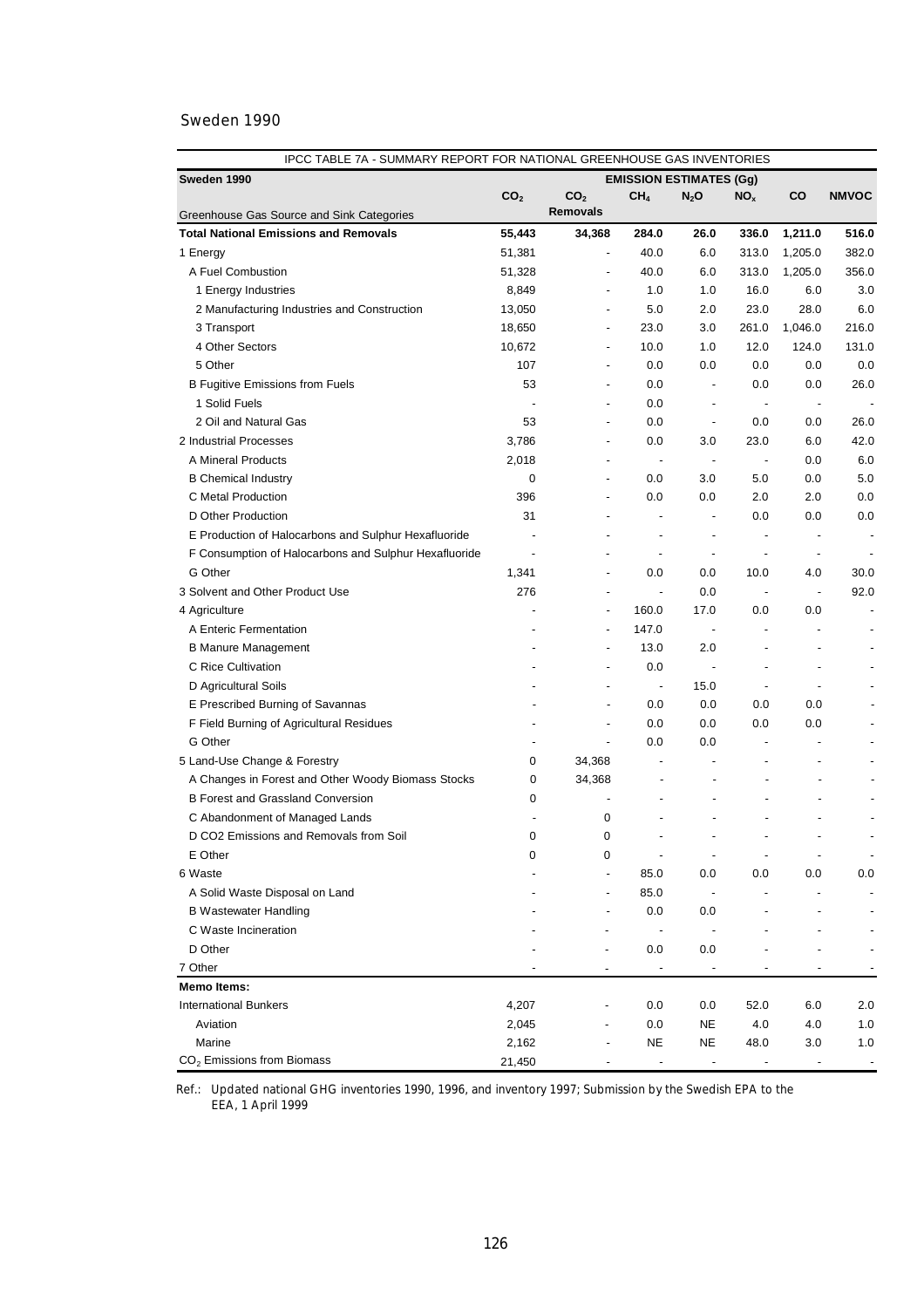Sweden 1990

| IPCC TABLE 7A - SUMMARY REPORT FOR NATIONAL GREENHOUSE GAS INVENTORIES | | | | | | | |
|---|---|---|---|---|---|---|---|
| **Sweden 1990** | **EMISSION ESTIMATES (Gg)** | | | | | | |
| Greenhouse Gas Source and Sink Categories | $CO_2$ | $CO_2$ Removals | $CH_4$ | $N_2O$ | $NO_x$ | CO | NMVOC |
| **Total National Emissions and Removals** | **55,443** | **34,368** | **284.0** | **26.0** | **336.0** | **1,211.0** | **516.0** |
| 1 Energy | 51,381 | - | 40.0 | 6.0 | 313.0 | 1,205.0 | 382.0 |
| A Fuel Combustion | 51,328 | - | 40.0 | 6.0 | 313.0 | 1,205.0 | 356.0 |
| 1 Energy Industries | 8,849 | - | 1.0 | 1.0 | 16.0 | 6.0 | 3.0 |
| 2 Manufacturing Industries and Construction | 13,050 | - | 5.0 | 2.0 | 23.0 | 28.0 | 6.0 |
| 3 Transport | 18,650 | - | 23.0 | 3.0 | 261.0 | 1,046.0 | 216.0 |
| 4 Other Sectors | 10,672 | - | 10.0 | 1.0 | 12.0 | 124.0 | 131.0 |
| 5 Other | 107 | - | 0.0 | 0.0 | 0.0 | 0.0 | 0.0 |
| B Fugitive Emissions from Fuels | 53 | - | 0.0 | - | 0.0 | 0.0 | 26.0 |
| 1 Solid Fuels | - | - | 0.0 | - | - | - | - |
| 2 Oil and Natural Gas | 53 | - | 0.0 | - | 0.0 | 0.0 | 26.0 |
| 2 Industrial Processes | 3,786 | - | 0.0 | 3.0 | 23.0 | 6.0 | 42.0 |
| A Mineral Products | 2,018 | - | - | - | - | 0.0 | 6.0 |
| B Chemical Industry | 0 | - | 0.0 | 3.0 | 5.0 | 0.0 | 5.0 |
| C Metal Production | 396 | - | 0.0 | 0.0 | 2.0 | 2.0 | 0.0 |
| D Other Production | 31 | - | - | - | 0.0 | 0.0 | 0.0 |
| E Production of Halocarbons and Sulphur Hexafluoride | - | - | - | - | - | - | - |
| F Consumption of Halocarbons and Sulphur Hexafluoride | - | - | - | - | - | - | - |
| G Other | 1,341 | - | 0.0 | 0.0 | 10.0 | 4.0 | 30.0 |
| 3 Solvent and Other Product Use | 276 | - | - | 0.0 | - | - | 92.0 |
| 4 Agriculture | - | - | 160.0 | 17.0 | 0.0 | 0.0 | - |
| A Enteric Fermentation | - | - | 147.0 | - | - | - | - |
| B Manure Management | - | - | 13.0 | 2.0 | - | - | - |
| C Rice Cultivation | - | - | 0.0 | - | - | - | - |
| D Agricultural Soils | - | - | - | 15.0 | - | - | - |
| E Prescribed Burning of Savannas | - | - | 0.0 | 0.0 | 0.0 | 0.0 | - |
| F Field Burning of Agricultural Residues | - | - | 0.0 | 0.0 | 0.0 | 0.0 | - |
| G Other | - | - | 0.0 | 0.0 | - | - | - |
| 5 Land-Use Change & Forestry | 0 | 34,368 | - | - | - | - | - |
| A Changes in Forest and Other Woody Biomass Stocks | 0 | 34,368 | - | - | - | - | - |
| B Forest and Grassland Conversion | 0 | - | - | - | - | - | - |
| C Abandonment of Managed Lands | - | 0 | - | - | - | - | - |
| D CO2 Emissions and Removals from Soil | 0 | 0 | - | - | - | - | - |
| E Other | 0 | 0 | - | - | - | - | - |
| 6 Waste | - | - | 85.0 | 0.0 | 0.0 | 0.0 | 0.0 |
| A Solid Waste Disposal on Land | - | - | 85.0 | - | - | - | - |
| B Wastewater Handling | - | - | 0.0 | 0.0 | - | - | - |
| C Waste Incineration | - | - | - | - | - | - | - |
| D Other | - | - | 0.0 | 0.0 | - | - | - |
| 7 Other | - | - | - | - | - | - | - |
| **Memo Items:** | | | | | | | |
| International Bunkers | 4,207 | - | 0.0 | 0.0 | 52.0 | 6.0 | 2.0 |
| Aviation | 2,045 | - | 0.0 | NE | 4.0 | 4.0 | 1.0 |
| Marine | 2,162 | - | NE | NE | 48.0 | 3.0 | 1.0 |
| $CO_2$ Emissions from Biomass | 21,450 | - | - | - | - | - | - |

Ref.: Updated national GHG inventories 1990, 1996, and inventory 1997; Submission by the Swedish EPA to the EEA, 1 April 1999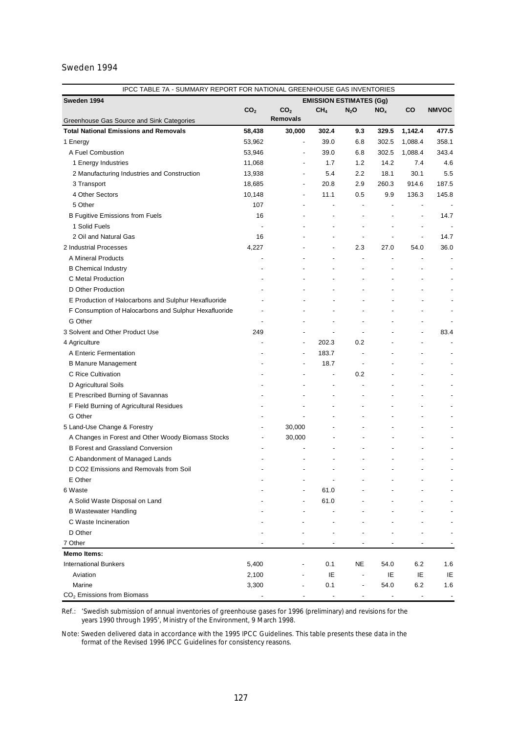Sweden 1994

| IPCC TABLE 7A - SUMMARY REPORT FOR NATIONAL GREENHOUSE GAS INVENTORIES | | | | | | | |
|---|---|---|---|---|---|---|---|
| **Sweden 1994** | **EMISSION ESTIMATES (Gg)** | | | | | | |
| Greenhouse Gas Source and Sink Categories | **$CO_2$** | **$CO_2$ Removals** | **$CH_4$** | **$N_2O$** | **$NO_x$** | **CO** | **NMVOC** |
| **Total National Emissions and Removals** | **58,438** | **30,000** | **302.4** | **9.3** | **329.5** | **1,142.4** | **477.5** |
| 1 Energy | 53,962 | - | 39.0 | 6.8 | 302.5 | 1,088.4 | 358.1 |
| A Fuel Combustion | 53,946 | - | 39.0 | 6.8 | 302.5 | 1,088.4 | 343.4 |
| 1 Energy Industries | 11,068 | - | 1.7 | 1.2 | 14.2 | 7.4 | 4.6 |
| 2 Manufacturing Industries and Construction | 13,938 | - | 5.4 | 2.2 | 18.1 | 30.1 | 5.5 |
| 3 Transport | 18,685 | - | 20.8 | 2.9 | 260.3 | 914.6 | 187.5 |
| 4 Other Sectors | 10,148 | - | 11.1 | 0.5 | 9.9 | 136.3 | 145.8 |
| 5 Other | 107 | - | - | - | - | - | - |
| B Fugitive Emissions from Fuels | 16 | - | - | - | - | - | 14.7 |
| 1 Solid Fuels | - | - | - | - | - | - | - |
| 2 Oil and Natural Gas | 16 | - | - | - | - | - | 14.7 |
| 2 Industrial Processes | 4,227 | - | - | 2.3 | 27.0 | 54.0 | 36.0 |
| A Mineral Products | - | - | - | - | - | - | - |
| B Chemical Industry | - | - | - | - | - | - | - |
| C Metal Production | - | - | - | - | - | - | - |
| D Other Production | - | - | - | - | - | - | - |
| E Production of Halocarbons and Sulphur Hexafluoride | - | - | - | - | - | - | - |
| F Consumption of Halocarbons and Sulphur Hexafluoride | - | - | - | - | - | - | - |
| G Other | - | - | - | - | - | - | - |
| 3 Solvent and Other Product Use | 249 | - | - | - | - | - | 83.4 |
| 4 Agriculture | - | - | 202.3 | 0.2 | - | - | - |
| A Enteric Fermentation | - | - | 183.7 | - | - | - | - |
| B Manure Management | - | - | 18.7 | - | - | - | - |
| C Rice Cultivation | - | - | - | 0.2 | - | - | - |
| D Agricultural Soils | - | - | - | - | - | - | - |
| E Prescribed Burning of Savannas | - | - | - | - | - | - | - |
| F Field Burning of Agricultural Residues | - | - | - | - | - | - | - |
| G Other | - | - | - | - | - | - | - |
| 5 Land-Use Change & Forestry | - | 30,000 | - | - | - | - | - |
| A Changes in Forest and Other Woody Biomass Stocks | - | 30,000 | - | - | - | - | - |
| B Forest and Grassland Conversion | - | - | - | - | - | - | - |
| C Abandonment of Managed Lands | - | - | - | - | - | - | - |
| D CO2 Emissions and Removals from Soil | - | - | - | - | - | - | - |
| E Other | - | - | - | - | - | - | - |
| 6 Waste | - | - | 61.0 | - | - | - | - |
| A Solid Waste Disposal on Land | - | - | 61.0 | - | - | - | - |
| B Wastewater Handling | - | - | - | - | - | - | - |
| C Waste Incineration | - | - | - | - | - | - | - |
| D Other | - | - | - | - | - | - | - |
| 7 Other | - | - | - | - | - | - | - |
| **Memo Items:** | | | | | | | |
| International Bunkers | 5,400 | - | 0.1 | NE | 54.0 | 6.2 | 1.6 |
| Aviation | 2,100 | - | IE | - | IE | IE | IE |
| Marine | 3,300 | - | 0.1 | - | 54.0 | 6.2 | 1.6 |
| $CO_2$ Emissions from Biomass | - | - | - | - | - | - | - |

Ref.: 'Swedish submission of annual inventories of greenhouse gases for 1996 (preliminary) and revisions for the years 1990 through 1995', Ministry of the Environment, 9 March 1998.

Note: Sweden delivered data in accordance with the 1995 IPCC Guidelines. This table presents these data in the format of the Revised 1996 IPCC Guidelines for consistency reasons.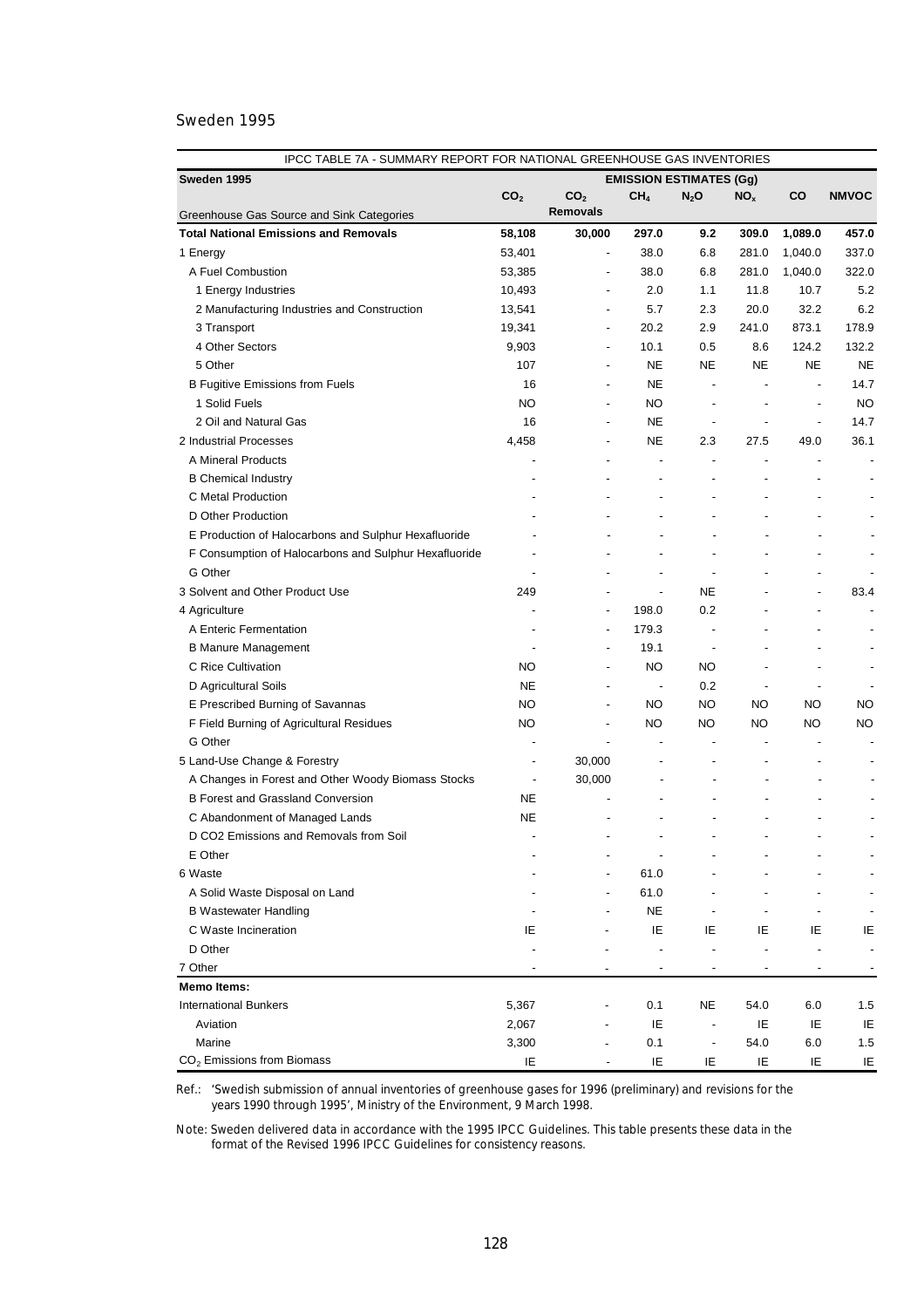Sweden 1995

| IPCC TABLE 7A - SUMMARY REPORT FOR NATIONAL GREENHOUSE GAS INVENTORIES | | | | | | | |
|---|---|---|---|---|---|---|---|
| **Sweden 1995** | **EMISSION ESTIMATES (Gg)** | | | | | | |
| Greenhouse Gas Source and Sink Categories | $CO_2$ | $CO_2$ **Removals** | $CH_4$ | $N_2O$ | $NO_x$ | **CO** | **NMVOC** |
| **Total National Emissions and Removals** | **58,108** | **30,000** | **297.0** | **9.2** | **309.0** | **1,089.0** | **457.0** |
| 1 Energy | 53,401 | - | 38.0 | 6.8 | 281.0 | 1,040.0 | 337.0 |
| A Fuel Combustion | 53,385 | - | 38.0 | 6.8 | 281.0 | 1,040.0 | 322.0 |
| 1 Energy Industries | 10,493 | - | 2.0 | 1.1 | 11.8 | 10.7 | 5.2 |
| 2 Manufacturing Industries and Construction | 13,541 | - | 5.7 | 2.3 | 20.0 | 32.2 | 6.2 |
| 3 Transport | 19,341 | - | 20.2 | 2.9 | 241.0 | 873.1 | 178.9 |
| 4 Other Sectors | 9,903 | - | 10.1 | 0.5 | 8.6 | 124.2 | 132.2 |
| 5 Other | 107 | - | NE | NE | NE | NE | NE |
| B Fugitive Emissions from Fuels | 16 | - | NE | - | - | - | 14.7 |
| 1 Solid Fuels | NO | - | NO | - | - | - | NO |
| 2 Oil and Natural Gas | 16 | - | NE | - | - | - | 14.7 |
| 2 Industrial Processes | 4,458 | - | NE | 2.3 | 27.5 | 49.0 | 36.1 |
| A Mineral Products | - | - | - | - | - | - | - |
| B Chemical Industry | - | - | - | - | - | - | - |
| C Metal Production | - | - | - | - | - | - | - |
| D Other Production | - | - | - | - | - | - | - |
| E Production of Halocarbons and Sulphur Hexafluoride | - | - | - | - | - | - | - |
| F Consumption of Halocarbons and Sulphur Hexafluoride | - | - | - | - | - | - | - |
| G Other | - | - | - | - | - | - | - |
| 3 Solvent and Other Product Use | 249 | - | - | NE | - | - | 83.4 |
| 4 Agriculture | - | - | 198.0 | 0.2 | - | - | - |
| A Enteric Fermentation | - | - | 179.3 | - | - | - | - |
| B Manure Management | - | - | 19.1 | - | - | - | - |
| C Rice Cultivation | NO | - | NO | NO | - | - | - |
| D Agricultural Soils | NE | - | - | 0.2 | - | - | - |
| E Prescribed Burning of Savannas | NO | - | NO | NO | NO | NO | NO |
| F Field Burning of Agricultural Residues | NO | - | NO | NO | NO | NO | NO |
| G Other | - | - | - | - | - | - | - |
| 5 Land-Use Change & Forestry | - | 30,000 | - | - | - | - | - |
| A Changes in Forest and Other Woody Biomass Stocks | - | 30,000 | - | - | - | - | - |
| B Forest and Grassland Conversion | NE | - | - | - | - | - | - |
| C Abandonment of Managed Lands | NE | - | - | - | - | - | - |
| D CO2 Emissions and Removals from Soil | - | - | - | - | - | - | - |
| E Other | - | - | - | - | - | - | - |
| 6 Waste | - | - | 61.0 | - | - | - | - |
| A Solid Waste Disposal on Land | - | - | 61.0 | - | - | - | - |
| B Wastewater Handling | - | - | NE | - | - | - | - |
| C Waste Incineration | IE | - | IE | IE | IE | IE | IE |
| D Other | - | - | - | - | - | - | - |
| 7 Other | - | - | - | - | - | - | - |
| **Memo Items:** | | | | | | | |
| International Bunkers | 5,367 | - | 0.1 | NE | 54.0 | 6.0 | 1.5 |
| Aviation | 2,067 | - | IE | - | IE | IE | IE |
| Marine | 3,300 | - | 0.1 | - | 54.0 | 6.0 | 1.5 |
| $CO_2$ Emissions from Biomass | IE | - | IE | IE | IE | IE | IE |

Ref.: 'Swedish submission of annual inventories of greenhouse gases for 1996 (preliminary) and revisions for the years 1990 through 1995', Ministry of the Environment, 9 March 1998.

Note: Sweden delivered data in accordance with the 1995 IPCC Guidelines. This table presents these data in the format of the Revised 1996 IPCC Guidelines for consistency reasons.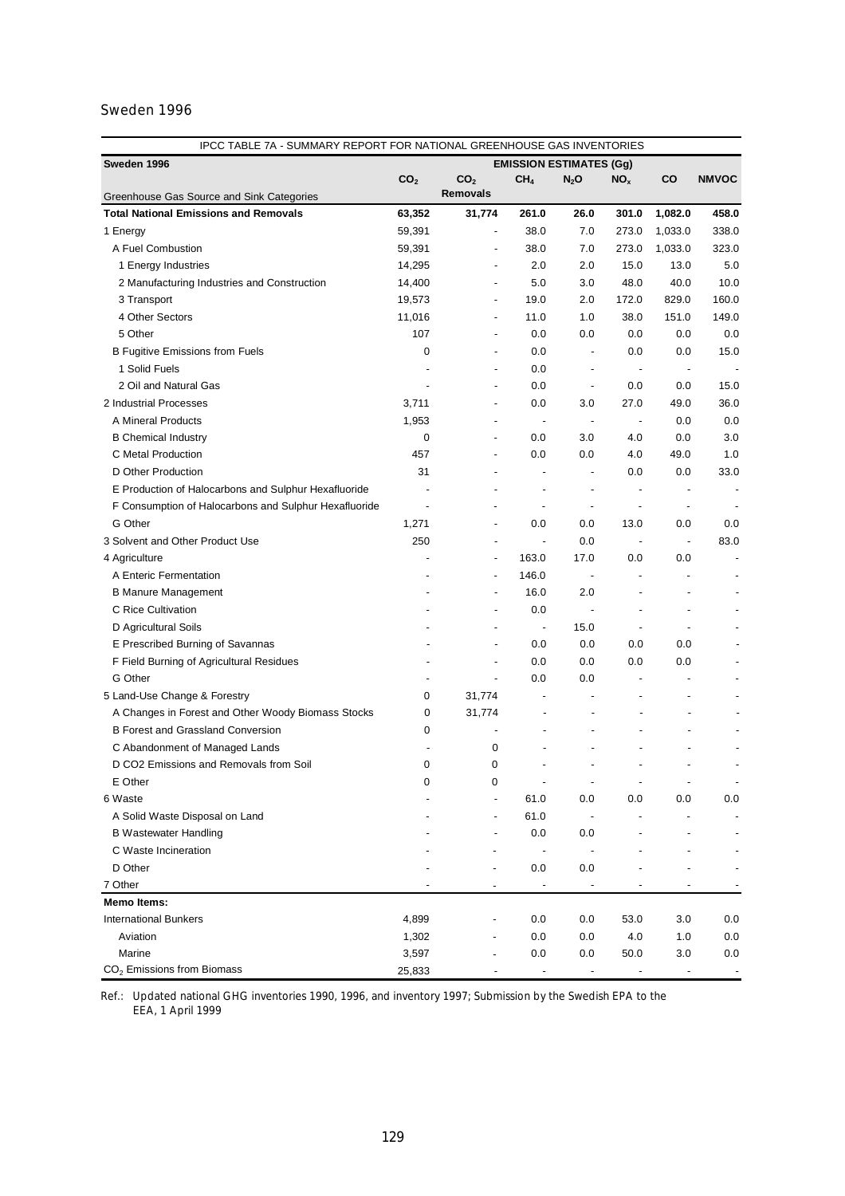Sweden 1996

| IPCC TABLE 7A - SUMMARY REPORT FOR NATIONAL GREENHOUSE GAS INVENTORIES | | | | | | | |
|---|---|---|---|---|---|---|---|
| **Sweden 1996** | **EMISSION ESTIMATES (Gg)** | | | | | | |
| Greenhouse Gas Source and Sink Categories | $CO_2$ | $CO_2$ **Removals** | $CH_4$ | $N_2O$ | $NO_x$ | **CO** | **NMVOC** |
| **Total National Emissions and Removals** | **63,352** | **31,774** | **261.0** | **26.0** | **301.0** | **1,082.0** | **458.0** |
| 1 Energy | 59,391 | - | 38.0 | 7.0 | 273.0 | 1,033.0 | 338.0 |
| A Fuel Combustion | 59,391 | - | 38.0 | 7.0 | 273.0 | 1,033.0 | 323.0 |
| 1 Energy Industries | 14,295 | - | 2.0 | 2.0 | 15.0 | 13.0 | 5.0 |
| 2 Manufacturing Industries and Construction | 14,400 | - | 5.0 | 3.0 | 48.0 | 40.0 | 10.0 |
| 3 Transport | 19,573 | - | 19.0 | 2.0 | 172.0 | 829.0 | 160.0 |
| 4 Other Sectors | 11,016 | - | 11.0 | 1.0 | 38.0 | 151.0 | 149.0 |
| 5 Other | 107 | - | 0.0 | 0.0 | 0.0 | 0.0 | 0.0 |
| B Fugitive Emissions from Fuels | 0 | - | 0.0 | - | 0.0 | 0.0 | 15.0 |
| 1 Solid Fuels | - | - | 0.0 | - | - | - | - |
| 2 Oil and Natural Gas | - | - | 0.0 | - | 0.0 | 0.0 | 15.0 |
| 2 Industrial Processes | 3,711 | - | 0.0 | 3.0 | 27.0 | 49.0 | 36.0 |
| A Mineral Products | 1,953 | - | - | - | - | 0.0 | 0.0 |
| B Chemical Industry | 0 | - | 0.0 | 3.0 | 4.0 | 0.0 | 3.0 |
| C Metal Production | 457 | - | 0.0 | 0.0 | 4.0 | 49.0 | 1.0 |
| D Other Production | 31 | - | - | - | 0.0 | 0.0 | 33.0 |
| E Production of Halocarbons and Sulphur Hexafluoride | - | - | - | - | - | - | - |
| F Consumption of Halocarbons and Sulphur Hexafluoride | - | - | - | - | - | - | - |
| G Other | 1,271 | - | 0.0 | 0.0 | 13.0 | 0.0 | 0.0 |
| 3 Solvent and Other Product Use | 250 | - | - | 0.0 | - | - | 83.0 |
| 4 Agriculture | - | - | 163.0 | 17.0 | 0.0 | 0.0 | - |
| A Enteric Fermentation | - | - | 146.0 | - | - | - | - |
| B Manure Management | - | - | 16.0 | 2.0 | - | - | - |
| C Rice Cultivation | - | - | 0.0 | - | - | - | - |
| D Agricultural Soils | - | - | - | 15.0 | - | - | - |
| E Prescribed Burning of Savannas | - | - | 0.0 | 0.0 | 0.0 | 0.0 | - |
| F Field Burning of Agricultural Residues | - | - | 0.0 | 0.0 | 0.0 | 0.0 | - |
| G Other | - | - | 0.0 | 0.0 | - | - | - |
| 5 Land-Use Change & Forestry | 0 | 31,774 | - | - | - | - | - |
| A Changes in Forest and Other Woody Biomass Stocks | 0 | 31,774 | - | - | - | - | - |
| B Forest and Grassland Conversion | 0 | - | - | - | - | - | - |
| C Abandonment of Managed Lands | - | 0 | - | - | - | - | - |
| D CO2 Emissions and Removals from Soil | 0 | 0 | - | - | - | - | - |
| E Other | 0 | 0 | - | - | - | - | - |
| 6 Waste | - | - | 61.0 | 0.0 | 0.0 | 0.0 | 0.0 |
| A Solid Waste Disposal on Land | - | - | 61.0 | - | - | - | - |
| B Wastewater Handling | - | - | 0.0 | 0.0 | - | - | - |
| C Waste Incineration | - | - | - | - | - | - | - |
| D Other | - | - | 0.0 | 0.0 | - | - | - |
| 7 Other | - | - | - | - | - | - | - |
| **Memo Items:** | | | | | | | |
| International Bunkers | 4,899 | - | 0.0 | 0.0 | 53.0 | 3.0 | 0.0 |
| Aviation | 1,302 | - | 0.0 | 0.0 | 4.0 | 1.0 | 0.0 |
| Marine | 3,597 | - | 0.0 | 0.0 | 50.0 | 3.0 | 0.0 |
| $CO_2$ Emissions from Biomass | 25,833 | - | - | - | - | - | - |

Ref.: Updated national GHG inventories 1990, 1996, and inventory 1997; Submission by the Swedish EPA to the EEA, 1 April 1999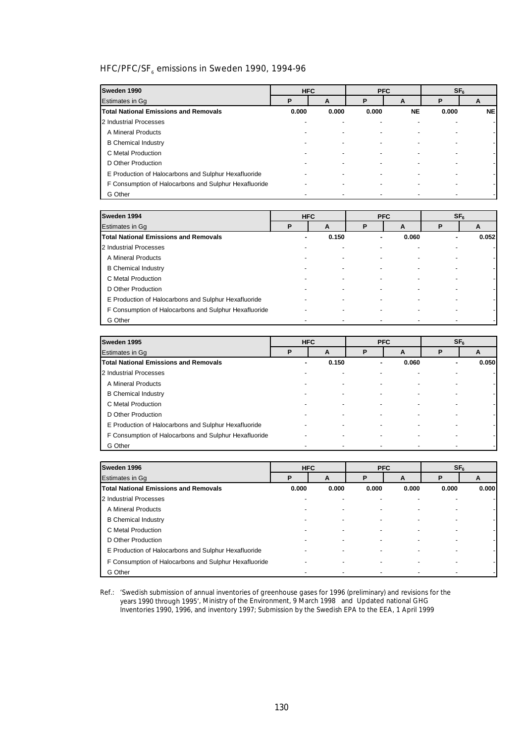## HFC/PFC/$SF_6$ emissions in Sweden 1990, 1994-96

| Sweden 1990 | HFC | | PFC | | $SF_6$ | |
|---|---|---|---|---|---|---|
| Estimates in Gg | P | A | P | A | P | A |
| **Total National Emissions and Removals** | **0.000** | **0.000** | **0.000** | **NE** | **0.000** | **NE** |
| 2 Industrial Processes | - | - | - | - | - | - |
| A Mineral Products | - | - | - | - | - | - |
| B Chemical Industry | - | - | - | - | - | - |
| C Metal Production | - | - | - | - | - | - |
| D Other Production | - | - | - | - | - | - |
| E Production of Halocarbons and Sulphur Hexafluoride | - | - | - | - | - | - |
| F Consumption of Halocarbons and Sulphur Hexafluoride | - | - | - | - | - | - |
| G Other | - | - | - | - | - | - |

| Sweden 1994 | HFC | | PFC | | $SF_6$ | |
|---|---|---|---|---|---|---|
| Estimates in Gg | P | A | P | A | P | A |
| **Total National Emissions and Removals** | **-** | **0.150** | **-** | **0.060** | **-** | **0.052** |
| 2 Industrial Processes | - | - | - | - | - | - |
| A Mineral Products | - | - | - | - | - | - |
| B Chemical Industry | - | - | - | - | - | - |
| C Metal Production | - | - | - | - | - | - |
| D Other Production | - | - | - | - | - | - |
| E Production of Halocarbons and Sulphur Hexafluoride | - | - | - | - | - | - |
| F Consumption of Halocarbons and Sulphur Hexafluoride | - | - | - | - | - | - |
| G Other | - | - | - | - | - | - |

| Sweden 1995 | HFC | | PFC | | $SF_6$ | |
|---|---|---|---|---|---|---|
| Estimates in Gg | P | A | P | A | P | A |
| **Total National Emissions and Removals** | **-** | **0.150** | **-** | **0.060** | **-** | **0.050** |
| 2 Industrial Processes | - | - | - | - | - | - |
| A Mineral Products | - | - | - | - | - | - |
| B Chemical Industry | - | - | - | - | - | - |
| C Metal Production | - | - | - | - | - | - |
| D Other Production | - | - | - | - | - | - |
| E Production of Halocarbons and Sulphur Hexafluoride | - | - | - | - | - | - |
| F Consumption of Halocarbons and Sulphur Hexafluoride | - | - | - | - | - | - |
| G Other | - | - | - | - | - | - |

| Sweden 1996 | HFC | | PFC | | $SF_6$ | |
|---|---|---|---|---|---|---|
| Estimates in Gg | P | A | P | A | P | A |
| **Total National Emissions and Removals** | **0.000** | **0.000** | **0.000** | **0.000** | **0.000** | **0.000** |
| 2 Industrial Processes | - | - | - | - | - | - |
| A Mineral Products | - | - | - | - | - | - |
| B Chemical Industry | - | - | - | - | - | - |
| C Metal Production | - | - | - | - | - | - |
| D Other Production | - | - | - | - | - | - |
| E Production of Halocarbons and Sulphur Hexafluoride | - | - | - | - | - | - |
| F Consumption of Halocarbons and Sulphur Hexafluoride | - | - | - | - | - | - |
| G Other | - | - | - | - | - | - |

Ref.: 'Swedish submission of annual inventories of greenhouse gases for 1996 (preliminary) and revisions for the years 1990 through 1995', Ministry of the Environment, 9 March 1998 and Updated national GHG Inventories 1990, 1996, and inventory 1997; Submission by the Swedish EPA to the EEA, 1 April 1999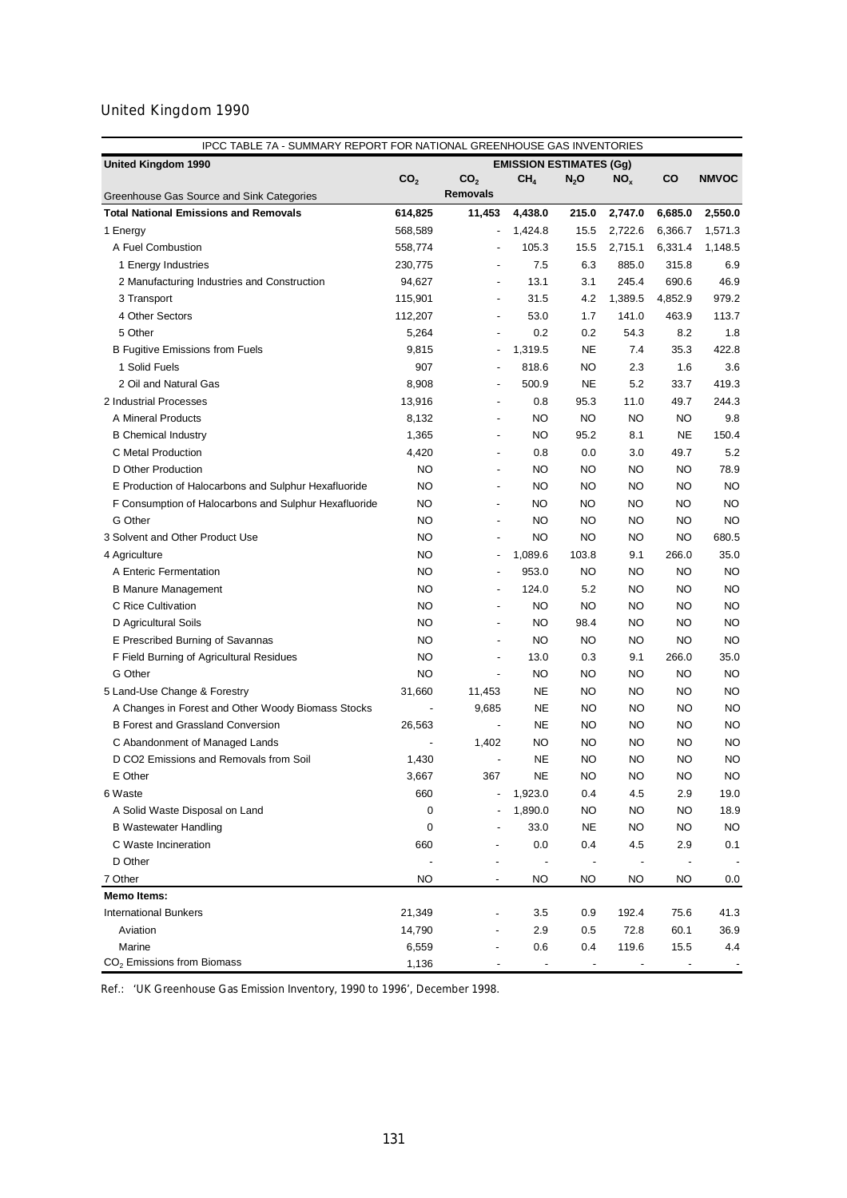## United Kingdom 1990

| IPCC TABLE 7A - SUMMARY REPORT FOR NATIONAL GREENHOUSE GAS INVENTORIES | | | | | | | |
|---|---|---|---|---|---|---|---|
| **United Kingdom 1990** | **EMISSION ESTIMATES (Gg)** | | | | | | |
| Greenhouse Gas Source and Sink Categories | $CO_2$ | $CO_2$ Removals | $CH_4$ | $N_2O$ | $NO_x$ | CO | NMVOC |
| **Total National Emissions and Removals** | **614,825** | **11,453** | **4,438.0** | **215.0** | **2,747.0** | **6,685.0** | **2,550.0** |
| 1 Energy | 568,589 | - | 1,424.8 | 15.5 | 2,722.6 | 6,366.7 | 1,571.3 |
| A Fuel Combustion | 558,774 | - | 105.3 | 15.5 | 2,715.1 | 6,331.4 | 1,148.5 |
| 1 Energy Industries | 230,775 | - | 7.5 | 6.3 | 885.0 | 315.8 | 6.9 |
| 2 Manufacturing Industries and Construction | 94,627 | - | 13.1 | 3.1 | 245.4 | 690.6 | 46.9 |
| 3 Transport | 115,901 | - | 31.5 | 4.2 | 1,389.5 | 4,852.9 | 979.2 |
| 4 Other Sectors | 112,207 | - | 53.0 | 1.7 | 141.0 | 463.9 | 113.7 |
| 5 Other | 5,264 | - | 0.2 | 0.2 | 54.3 | 8.2 | 1.8 |
| B Fugitive Emissions from Fuels | 9,815 | - | 1,319.5 | NE | 7.4 | 35.3 | 422.8 |
| 1 Solid Fuels | 907 | - | 818.6 | NO | 2.3 | 1.6 | 3.6 |
| 2 Oil and Natural Gas | 8,908 | - | 500.9 | NE | 5.2 | 33.7 | 419.3 |
| 2 Industrial Processes | 13,916 | - | 0.8 | 95.3 | 11.0 | 49.7 | 244.3 |
| A Mineral Products | 8,132 | - | NO | NO | NO | NO | 9.8 |
| B Chemical Industry | 1,365 | - | NO | 95.2 | 8.1 | NE | 150.4 |
| C Metal Production | 4,420 | - | 0.8 | 0.0 | 3.0 | 49.7 | 5.2 |
| D Other Production | NO | - | NO | NO | NO | NO | 78.9 |
| E Production of Halocarbons and Sulphur Hexafluoride | NO | - | NO | NO | NO | NO | NO |
| F Consumption of Halocarbons and Sulphur Hexafluoride | NO | - | NO | NO | NO | NO | NO |
| G Other | NO | - | NO | NO | NO | NO | NO |
| 3 Solvent and Other Product Use | NO | - | NO | NO | NO | NO | 680.5 |
| 4 Agriculture | NO | - | 1,089.6 | 103.8 | 9.1 | 266.0 | 35.0 |
| A Enteric Fermentation | NO | - | 953.0 | NO | NO | NO | NO |
| B Manure Management | NO | - | 124.0 | 5.2 | NO | NO | NO |
| C Rice Cultivation | NO | - | NO | NO | NO | NO | NO |
| D Agricultural Soils | NO | - | NO | 98.4 | NO | NO | NO |
| E Prescribed Burning of Savannas | NO | - | NO | NO | NO | NO | NO |
| F Field Burning of Agricultural Residues | NO | - | 13.0 | 0.3 | 9.1 | 266.0 | 35.0 |
| G Other | NO | - | NO | NO | NO | NO | NO |
| 5 Land-Use Change & Forestry | 31,660 | 11,453 | NE | NO | NO | NO | NO |
| A Changes in Forest and Other Woody Biomass Stocks | - | 9,685 | NE | NO | NO | NO | NO |
| B Forest and Grassland Conversion | 26,563 | - | NE | NO | NO | NO | NO |
| C Abandonment of Managed Lands | - | 1,402 | NO | NO | NO | NO | NO |
| D CO2 Emissions and Removals from Soil | 1,430 | - | NE | NO | NO | NO | NO |
| E Other | 3,667 | 367 | NE | NO | NO | NO | NO |
| 6 Waste | 660 | - | 1,923.0 | 0.4 | 4.5 | 2.9 | 19.0 |
| A Solid Waste Disposal on Land | 0 | - | 1,890.0 | NO | NO | NO | 18.9 |
| B Wastewater Handling | 0 | - | 33.0 | NE | NO | NO | NO |
| C Waste Incineration | 660 | - | 0.0 | 0.4 | 4.5 | 2.9 | 0.1 |
| D Other | - | - | - | - | - | - | - |
| 7 Other | NO | - | NO | NO | NO | NO | 0.0 |
| **Memo Items:** | | | | | | | |
| International Bunkers | 21,349 | - | 3.5 | 0.9 | 192.4 | 75.6 | 41.3 |
| Aviation | 14,790 | - | 2.9 | 0.5 | 72.8 | 60.1 | 36.9 |
| Marine | 6,559 | - | 0.6 | 0.4 | 119.6 | 15.5 | 4.4 |
| $CO_2$ Emissions from Biomass | 1,136 | - | - | - | - | - | - |

Ref.: 'UK Greenhouse Gas Emission Inventory, 1990 to 1996', December 1998.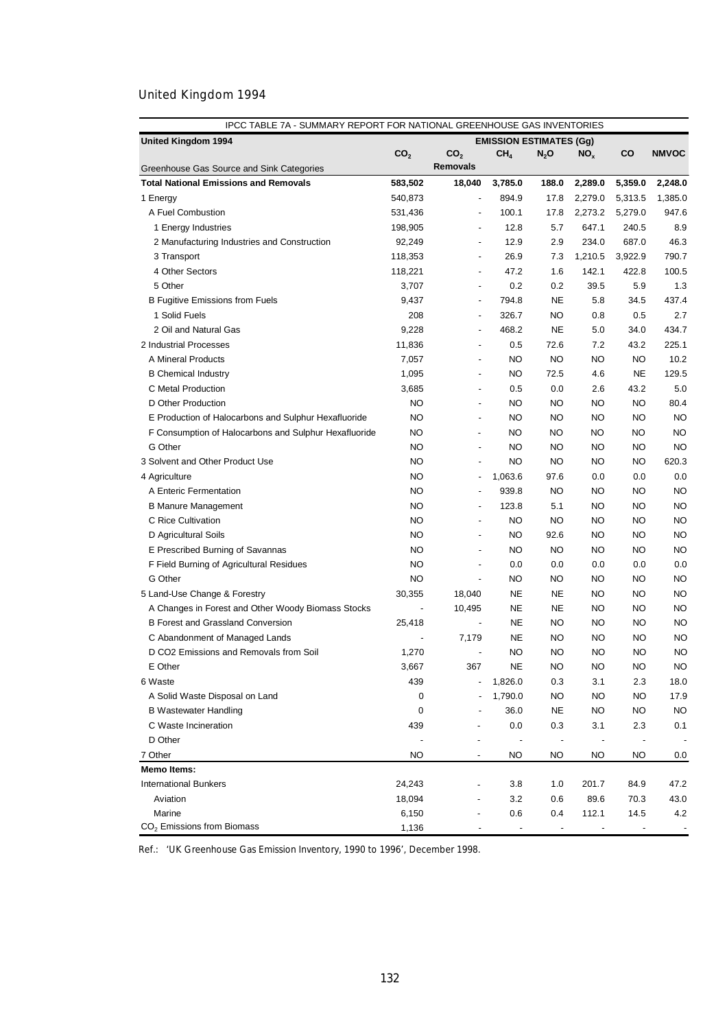United Kingdom 1994

| IPCC TABLE 7A - SUMMARY REPORT FOR NATIONAL GREENHOUSE GAS INVENTORIES | | | | | | | |
|---|---|---|---|---|---|---|---|
| **United Kingdom 1994** | **EMISSION ESTIMATES (Gg)** | | | | | | |
| Greenhouse Gas Source and Sink Categories | $CO_2$ | $CO_2$ Removals | $CH_4$ | $N_2O$ | $NO_x$ | CO | NMVOC |
| **Total National Emissions and Removals** | **583,502** | **18,040** | **3,785.0** | **188.0** | **2,289.0** | **5,359.0** | **2,248.0** |
| 1 Energy | 540,873 | - | 894.9 | 17.8 | 2,279.0 | 5,313.5 | 1,385.0 |
| A Fuel Combustion | 531,436 | - | 100.1 | 17.8 | 2,273.2 | 5,279.0 | 947.6 |
| 1 Energy Industries | 198,905 | - | 12.8 | 5.7 | 647.1 | 240.5 | 8.9 |
| 2 Manufacturing Industries and Construction | 92,249 | - | 12.9 | 2.9 | 234.0 | 687.0 | 46.3 |
| 3 Transport | 118,353 | - | 26.9 | 7.3 | 1,210.5 | 3,922.9 | 790.7 |
| 4 Other Sectors | 118,221 | - | 47.2 | 1.6 | 142.1 | 422.8 | 100.5 |
| 5 Other | 3,707 | - | 0.2 | 0.2 | 39.5 | 5.9 | 1.3 |
| B Fugitive Emissions from Fuels | 9,437 | - | 794.8 | NE | 5.8 | 34.5 | 437.4 |
| 1 Solid Fuels | 208 | - | 326.7 | NO | 0.8 | 0.5 | 2.7 |
| 2 Oil and Natural Gas | 9,228 | - | 468.2 | NE | 5.0 | 34.0 | 434.7 |
| 2 Industrial Processes | 11,836 | - | 0.5 | 72.6 | 7.2 | 43.2 | 225.1 |
| A Mineral Products | 7,057 | - | NO | NO | NO | NO | 10.2 |
| B Chemical Industry | 1,095 | - | NO | 72.5 | 4.6 | NE | 129.5 |
| C Metal Production | 3,685 | - | 0.5 | 0.0 | 2.6 | 43.2 | 5.0 |
| D Other Production | NO | - | NO | NO | NO | NO | 80.4 |
| E Production of Halocarbons and Sulphur Hexafluoride | NO | - | NO | NO | NO | NO | NO |
| F Consumption of Halocarbons and Sulphur Hexafluoride | NO | - | NO | NO | NO | NO | NO |
| G Other | NO | - | NO | NO | NO | NO | NO |
| 3 Solvent and Other Product Use | NO | - | NO | NO | NO | NO | 620.3 |
| 4 Agriculture | NO | - | 1,063.6 | 97.6 | 0.0 | 0.0 | 0.0 |
| A Enteric Fermentation | NO | - | 939.8 | NO | NO | NO | NO |
| B Manure Management | NO | - | 123.8 | 5.1 | NO | NO | NO |
| C Rice Cultivation | NO | - | NO | NO | NO | NO | NO |
| D Agricultural Soils | NO | - | NO | 92.6 | NO | NO | NO |
| E Prescribed Burning of Savannas | NO | - | NO | NO | NO | NO | NO |
| F Field Burning of Agricultural Residues | NO | - | 0.0 | 0.0 | 0.0 | 0.0 | 0.0 |
| G Other | NO | - | NO | NO | NO | NO | NO |
| 5 Land-Use Change & Forestry | 30,355 | 18,040 | NE | NE | NO | NO | NO |
| A Changes in Forest and Other Woody Biomass Stocks | - | 10,495 | NE | NE | NO | NO | NO |
| B Forest and Grassland Conversion | 25,418 | - | NE | NO | NO | NO | NO |
| C Abandonment of Managed Lands | - | 7,179 | NE | NO | NO | NO | NO |
| D CO2 Emissions and Removals from Soil | 1,270 | - | NO | NO | NO | NO | NO |
| E Other | 3,667 | 367 | NE | NO | NO | NO | NO |
| 6 Waste | 439 | - | 1,826.0 | 0.3 | 3.1 | 2.3 | 18.0 |
| A Solid Waste Disposal on Land | 0 | - | 1,790.0 | NO | NO | NO | 17.9 |
| B Wastewater Handling | 0 | - | 36.0 | NE | NO | NO | NO |
| C Waste Incineration | 439 | - | 0.0 | 0.3 | 3.1 | 2.3 | 0.1 |
| D Other | - | - | - | - | - | - | - |
| 7 Other | NO | - | NO | NO | NO | NO | 0.0 |
| **Memo Items:** | | | | | | | |
| International Bunkers | 24,243 | - | 3.8 | 1.0 | 201.7 | 84.9 | 47.2 |
| Aviation | 18,094 | - | 3.2 | 0.6 | 89.6 | 70.3 | 43.0 |
| Marine | 6,150 | - | 0.6 | 0.4 | 112.1 | 14.5 | 4.2 |
| $CO_2$ Emissions from Biomass | 1,136 | - | - | - | - | - | - |

Ref.: 'UK Greenhouse Gas Emission Inventory, 1990 to 1996', December 1998.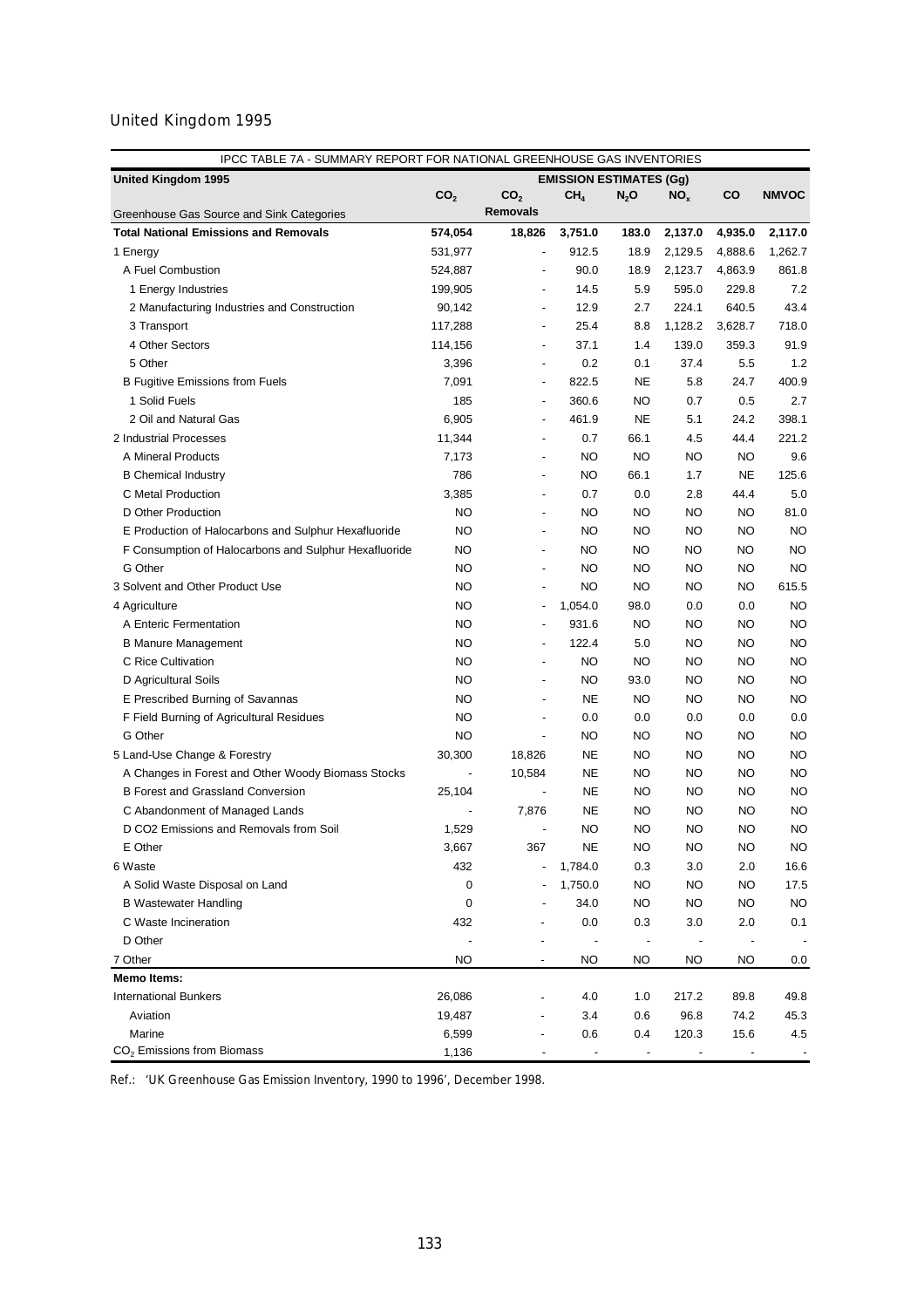## United Kingdom 1995

| IPCC TABLE 7A - SUMMARY REPORT FOR NATIONAL GREENHOUSE GAS INVENTORIES | | | | | | | |
|---|---|---|---|---|---|---|---|
| **United Kingdom 1995** | **EMISSION ESTIMATES (Gg)** | | | | | | |
| Greenhouse Gas Source and Sink Categories | $CO_2$ | $CO_2$ Removals | $CH_4$ | $N_2O$ | $NO_x$ | CO | NMVOC |
| **Total National Emissions and Removals** | **574,054** | **18,826** | **3,751.0** | **183.0** | **2,137.0** | **4,935.0** | **2,117.0** |
| 1 Energy | 531,977 | - | 912.5 | 18.9 | 2,129.5 | 4,888.6 | 1,262.7 |
| A Fuel Combustion | 524,887 | - | 90.0 | 18.9 | 2,123.7 | 4,863.9 | 861.8 |
| 1 Energy Industries | 199,905 | - | 14.5 | 5.9 | 595.0 | 229.8 | 7.2 |
| 2 Manufacturing Industries and Construction | 90,142 | - | 12.9 | 2.7 | 224.1 | 640.5 | 43.4 |
| 3 Transport | 117,288 | - | 25.4 | 8.8 | 1,128.2 | 3,628.7 | 718.0 |
| 4 Other Sectors | 114,156 | - | 37.1 | 1.4 | 139.0 | 359.3 | 91.9 |
| 5 Other | 3,396 | - | 0.2 | 0.1 | 37.4 | 5.5 | 1.2 |
| B Fugitive Emissions from Fuels | 7,091 | - | 822.5 | NE | 5.8 | 24.7 | 400.9 |
| 1 Solid Fuels | 185 | - | 360.6 | NO | 0.7 | 0.5 | 2.7 |
| 2 Oil and Natural Gas | 6,905 | - | 461.9 | NE | 5.1 | 24.2 | 398.1 |
| 2 Industrial Processes | 11,344 | - | 0.7 | 66.1 | 4.5 | 44.4 | 221.2 |
| A Mineral Products | 7,173 | - | NO | NO | NO | NO | 9.6 |
| B Chemical Industry | 786 | - | NO | 66.1 | 1.7 | NE | 125.6 |
| C Metal Production | 3,385 | - | 0.7 | 0.0 | 2.8 | 44.4 | 5.0 |
| D Other Production | NO | - | NO | NO | NO | NO | 81.0 |
| E Production of Halocarbons and Sulphur Hexafluoride | NO | - | NO | NO | NO | NO | NO |
| F Consumption of Halocarbons and Sulphur Hexafluoride | NO | - | NO | NO | NO | NO | NO |
| G Other | NO | - | NO | NO | NO | NO | NO |
| 3 Solvent and Other Product Use | NO | - | NO | NO | NO | NO | 615.5 |
| 4 Agriculture | NO | - | 1,054.0 | 98.0 | 0.0 | 0.0 | NO |
| A Enteric Fermentation | NO | - | 931.6 | NO | NO | NO | NO |
| B Manure Management | NO | - | 122.4 | 5.0 | NO | NO | NO |
| C Rice Cultivation | NO | - | NO | NO | NO | NO | NO |
| D Agricultural Soils | NO | - | NO | 93.0 | NO | NO | NO |
| E Prescribed Burning of Savannas | NO | - | NE | NO | NO | NO | NO |
| F Field Burning of Agricultural Residues | NO | - | 0.0 | 0.0 | 0.0 | 0.0 | 0.0 |
| G Other | NO | - | NO | NO | NO | NO | NO |
| 5 Land-Use Change & Forestry | 30,300 | 18,826 | NE | NO | NO | NO | NO |
| A Changes in Forest and Other Woody Biomass Stocks | - | 10,584 | NE | NO | NO | NO | NO |
| B Forest and Grassland Conversion | 25,104 | - | NE | NO | NO | NO | NO |
| C Abandonment of Managed Lands | - | 7,876 | NE | NO | NO | NO | NO |
| D CO2 Emissions and Removals from Soil | 1,529 | - | NO | NO | NO | NO | NO |
| E Other | 3,667 | 367 | NE | NO | NO | NO | NO |
| 6 Waste | 432 | - | 1,784.0 | 0.3 | 3.0 | 2.0 | 16.6 |
| A Solid Waste Disposal on Land | 0 | - | 1,750.0 | NO | NO | NO | 17.5 |
| B Wastewater Handling | 0 | - | 34.0 | NO | NO | NO | NO |
| C Waste Incineration | 432 | - | 0.0 | 0.3 | 3.0 | 2.0 | 0.1 |
| D Other | - | - | - | - | - | - | - |
| 7 Other | NO | - | NO | NO | NO | NO | 0.0 |
| **Memo Items:** | | | | | | | |
| International Bunkers | 26,086 | - | 4.0 | 1.0 | 217.2 | 89.8 | 49.8 |
| Aviation | 19,487 | - | 3.4 | 0.6 | 96.8 | 74.2 | 45.3 |
| Marine | 6,599 | - | 0.6 | 0.4 | 120.3 | 15.6 | 4.5 |
| $CO_2$ Emissions from Biomass | 1,136 | - | - | - | - | - | - |

Ref.: 'UK Greenhouse Gas Emission Inventory, 1990 to 1996', December 1998.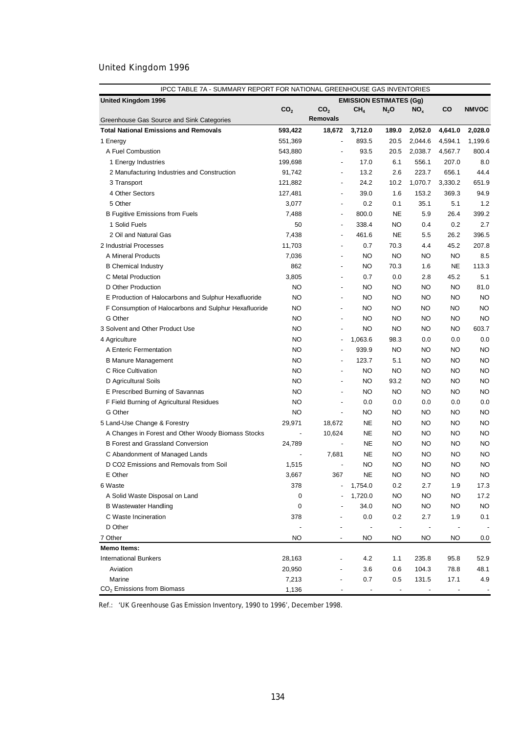United Kingdom 1996

| IPCC TABLE 7A - SUMMARY REPORT FOR NATIONAL GREENHOUSE GAS INVENTORIES | | | | | | | |
|---|---|---|---|---|---|---|---|
| **United Kingdom 1996** | **EMISSION ESTIMATES (Gg)** | | | | | | |
| Greenhouse Gas Source and Sink Categories | $CO_2$ | $CO_2$ Removals | $CH_4$ | $N_2O$ | $NO_x$ | CO | NMVOC |
| **Total National Emissions and Removals** | **593,422** | **18,672** | **3,712.0** | **189.0** | **2,052.0** | **4,641.0** | **2,028.0** |
| 1 Energy | 551,369 | - | 893.5 | 20.5 | 2,044.6 | 4,594.1 | 1,199.6 |
| A Fuel Combustion | 543,880 | - | 93.5 | 20.5 | 2,038.7 | 4,567.7 | 800.4 |
| 1 Energy Industries | 199,698 | - | 17.0 | 6.1 | 556.1 | 207.0 | 8.0 |
| 2 Manufacturing Industries and Construction | 91,742 | - | 13.2 | 2.6 | 223.7 | 656.1 | 44.4 |
| 3 Transport | 121,882 | - | 24.2 | 10.2 | 1,070.7 | 3,330.2 | 651.9 |
| 4 Other Sectors | 127,481 | - | 39.0 | 1.6 | 153.2 | 369.3 | 94.9 |
| 5 Other | 3,077 | - | 0.2 | 0.1 | 35.1 | 5.1 | 1.2 |
| B Fugitive Emissions from Fuels | 7,488 | - | 800.0 | NE | 5.9 | 26.4 | 399.2 |
| 1 Solid Fuels | 50 | - | 338.4 | NO | 0.4 | 0.2 | 2.7 |
| 2 Oil and Natural Gas | 7,438 | - | 461.6 | NE | 5.5 | 26.2 | 396.5 |
| 2 Industrial Processes | 11,703 | - | 0.7 | 70.3 | 4.4 | 45.2 | 207.8 |
| A Mineral Products | 7,036 | - | NO | NO | NO | NO | 8.5 |
| B Chemical Industry | 862 | - | NO | 70.3 | 1.6 | NE | 113.3 |
| C Metal Production | 3,805 | - | 0.7 | 0.0 | 2.8 | 45.2 | 5.1 |
| D Other Production | NO | - | NO | NO | NO | NO | 81.0 |
| E Production of Halocarbons and Sulphur Hexafluoride | NO | - | NO | NO | NO | NO | NO |
| F Consumption of Halocarbons and Sulphur Hexafluoride | NO | - | NO | NO | NO | NO | NO |
| G Other | NO | - | NO | NO | NO | NO | NO |
| 3 Solvent and Other Product Use | NO | - | NO | NO | NO | NO | 603.7 |
| 4 Agriculture | NO | - | 1,063.6 | 98.3 | 0.0 | 0.0 | 0.0 |
| A Enteric Fermentation | NO | - | 939.9 | NO | NO | NO | NO |
| B Manure Management | NO | - | 123.7 | 5.1 | NO | NO | NO |
| C Rice Cultivation | NO | - | NO | NO | NO | NO | NO |
| D Agricultural Soils | NO | - | NO | 93.2 | NO | NO | NO |
| E Prescribed Burning of Savannas | NO | - | NO | NO | NO | NO | NO |
| F Field Burning of Agricultural Residues | NO | - | 0.0 | 0.0 | 0.0 | 0.0 | 0.0 |
| G Other | NO | - | NO | NO | NO | NO | NO |
| 5 Land-Use Change & Forestry | 29,971 | 18,672 | NE | NO | NO | NO | NO |
| A Changes in Forest and Other Woody Biomass Stocks | - | 10,624 | NE | NO | NO | NO | NO |
| B Forest and Grassland Conversion | 24,789 | - | NE | NO | NO | NO | NO |
| C Abandonment of Managed Lands | - | 7,681 | NE | NO | NO | NO | NO |
| D CO2 Emissions and Removals from Soil | 1,515 | - | NO | NO | NO | NO | NO |
| E Other | 3,667 | 367 | NE | NO | NO | NO | NO |
| 6 Waste | 378 | - | 1,754.0 | 0.2 | 2.7 | 1.9 | 17.3 |
| A Solid Waste Disposal on Land | 0 | - | 1,720.0 | NO | NO | NO | 17.2 |
| B Wastewater Handling | 0 | - | 34.0 | NO | NO | NO | NO |
| C Waste Incineration | 378 | - | 0.0 | 0.2 | 2.7 | 1.9 | 0.1 |
| D Other | - | - | - | - | - | - | - |
| 7 Other | NO | - | NO | NO | NO | NO | 0.0 |
| **Memo Items:** | | | | | | | |
| International Bunkers | 28,163 | - | 4.2 | 1.1 | 235.8 | 95.8 | 52.9 |
| Aviation | 20,950 | - | 3.6 | 0.6 | 104.3 | 78.8 | 48.1 |
| Marine | 7,213 | - | 0.7 | 0.5 | 131.5 | 17.1 | 4.9 |
| $CO_2$ Emissions from Biomass | 1,136 | - | - | - | - | - | - |

Ref.: 'UK Greenhouse Gas Emission Inventory, 1990 to 1996', December 1998.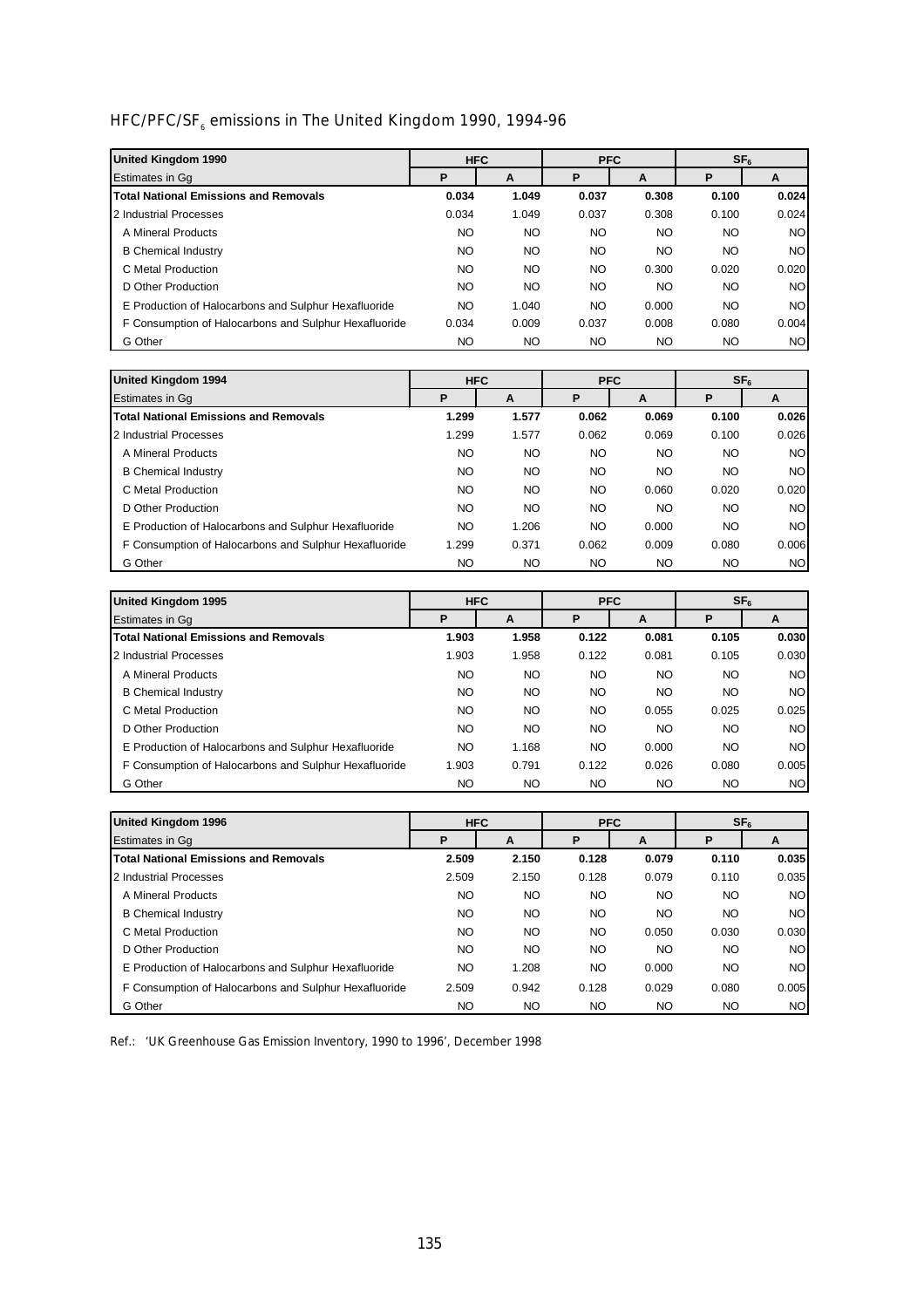# HFC/PFC/$SF_6$ emissions in The United Kingdom 1990, 1994-96

| United Kingdom 1990 | HFC | | PFC | | $SF_6$ | |
|---|---|---|---|---|---|---|
| Estimates in Gg | P | A | P | A | P | A |
| **Total National Emissions and Removals** | **0.034** | **1.049** | **0.037** | **0.308** | **0.100** | **0.024** |
| 2 Industrial Processes | 0.034 | 1.049 | 0.037 | 0.308 | 0.100 | 0.024 |
| A Mineral Products | NO | NO | NO | NO | NO | NO |
| B Chemical Industry | NO | NO | NO | NO | NO | NO |
| C Metal Production | NO | NO | NO | 0.300 | 0.020 | 0.020 |
| D Other Production | NO | NO | NO | NO | NO | NO |
| E Production of Halocarbons and Sulphur Hexafluoride | NO | 1.040 | NO | 0.000 | NO | NO |
| F Consumption of Halocarbons and Sulphur Hexafluoride | 0.034 | 0.009 | 0.037 | 0.008 | 0.080 | 0.004 |
| G Other | NO | NO | NO | NO | NO | NO |

| United Kingdom 1994 | HFC | | PFC | | $SF_6$ | |
|---|---|---|---|---|---|---|
| Estimates in Gg | P | A | P | A | P | A |
| **Total National Emissions and Removals** | **1.299** | **1.577** | **0.062** | **0.069** | **0.100** | **0.026** |
| 2 Industrial Processes | 1.299 | 1.577 | 0.062 | 0.069 | 0.100 | 0.026 |
| A Mineral Products | NO | NO | NO | NO | NO | NO |
| B Chemical Industry | NO | NO | NO | NO | NO | NO |
| C Metal Production | NO | NO | NO | 0.060 | 0.020 | 0.020 |
| D Other Production | NO | NO | NO | NO | NO | NO |
| E Production of Halocarbons and Sulphur Hexafluoride | NO | 1.206 | NO | 0.000 | NO | NO |
| F Consumption of Halocarbons and Sulphur Hexafluoride | 1.299 | 0.371 | 0.062 | 0.009 | 0.080 | 0.006 |
| G Other | NO | NO | NO | NO | NO | NO |

| United Kingdom 1995 | HFC | | PFC | | $SF_6$ | |
|---|---|---|---|---|---|---|
| Estimates in Gg | P | A | P | A | P | A |
| **Total National Emissions and Removals** | **1.903** | **1.958** | **0.122** | **0.081** | **0.105** | **0.030** |
| 2 Industrial Processes | 1.903 | 1.958 | 0.122 | 0.081 | 0.105 | 0.030 |
| A Mineral Products | NO | NO | NO | NO | NO | NO |
| B Chemical Industry | NO | NO | NO | NO | NO | NO |
| C Metal Production | NO | NO | NO | 0.055 | 0.025 | 0.025 |
| D Other Production | NO | NO | NO | NO | NO | NO |
| E Production of Halocarbons and Sulphur Hexafluoride | NO | 1.168 | NO | 0.000 | NO | NO |
| F Consumption of Halocarbons and Sulphur Hexafluoride | 1.903 | 0.791 | 0.122 | 0.026 | 0.080 | 0.005 |
| G Other | NO | NO | NO | NO | NO | NO |

| United Kingdom 1996 | HFC | | PFC | | $SF_6$ | |
|---|---|---|---|---|---|---|
| Estimates in Gg | P | A | P | A | P | A |
| **Total National Emissions and Removals** | **2.509** | **2.150** | **0.128** | **0.079** | **0.110** | **0.035** |
| 2 Industrial Processes | 2.509 | 2.150 | 0.128 | 0.079 | 0.110 | 0.035 |
| A Mineral Products | NO | NO | NO | NO | NO | NO |
| B Chemical Industry | NO | NO | NO | NO | NO | NO |
| C Metal Production | NO | NO | NO | 0.050 | 0.030 | 0.030 |
| D Other Production | NO | NO | NO | NO | NO | NO |
| E Production of Halocarbons and Sulphur Hexafluoride | NO | 1.208 | NO | 0.000 | NO | NO |
| F Consumption of Halocarbons and Sulphur Hexafluoride | 2.509 | 0.942 | 0.128 | 0.029 | 0.080 | 0.005 |
| G Other | NO | NO | NO | NO | NO | NO |

Ref.: 'UK Greenhouse Gas Emission Inventory, 1990 to 1996', December 1998